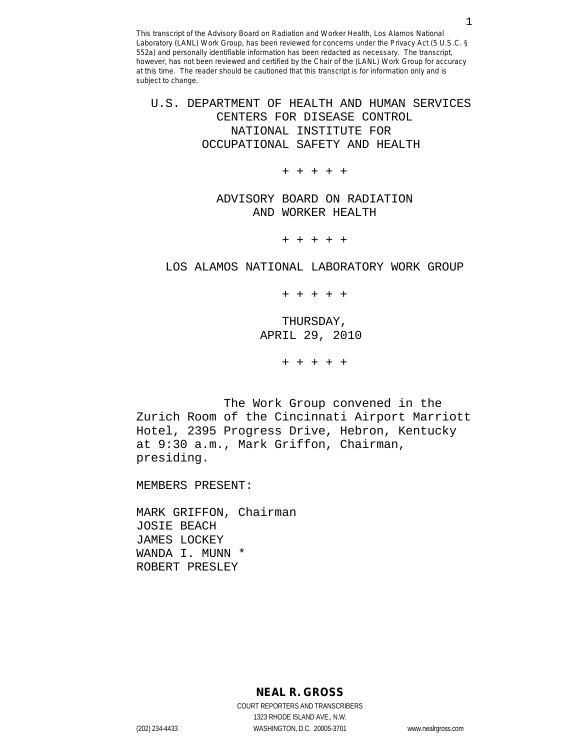This transcript of the Advisory Board on Radiation and Worker Health, Los Alamos National Laboratory (LANL) Work Group, has been reviewed for concerns under the Privacy Act (5 U.S.C. § 552a) and personally identifiable information has been redacted as necessary. The transcript, however, has not been reviewed and certified by the Chair of the (LANL) Work Group for accuracy at this time. The reader should be cautioned that this transcript is for information only and is subject to change.

U.S. DEPARTMENT OF HEALTH AND HUMAN SERVICES
CENTERS FOR DISEASE CONTROL
NATIONAL INSTITUTE FOR
OCCUPATIONAL SAFETY AND HEALTH

+ + + + +

ADVISORY BOARD ON RADIATION
AND WORKER HEALTH

+ + + + +

LOS ALAMOS NATIONAL LABORATORY WORK GROUP

+ + + + +

THURSDAY,
APRIL 29, 2010

+ + + + +

The Work Group convened in the Zurich Room of the Cincinnati Airport Marriott Hotel, 2395 Progress Drive, Hebron, Kentucky at 9:30 a.m., Mark Griffon, Chairman, presiding.

MEMBERS PRESENT:

MARK GRIFFON, Chairman
JOSIE BEACH
JAMES LOCKEY
WANDA I. MUNN *
ROBERT PRESLEY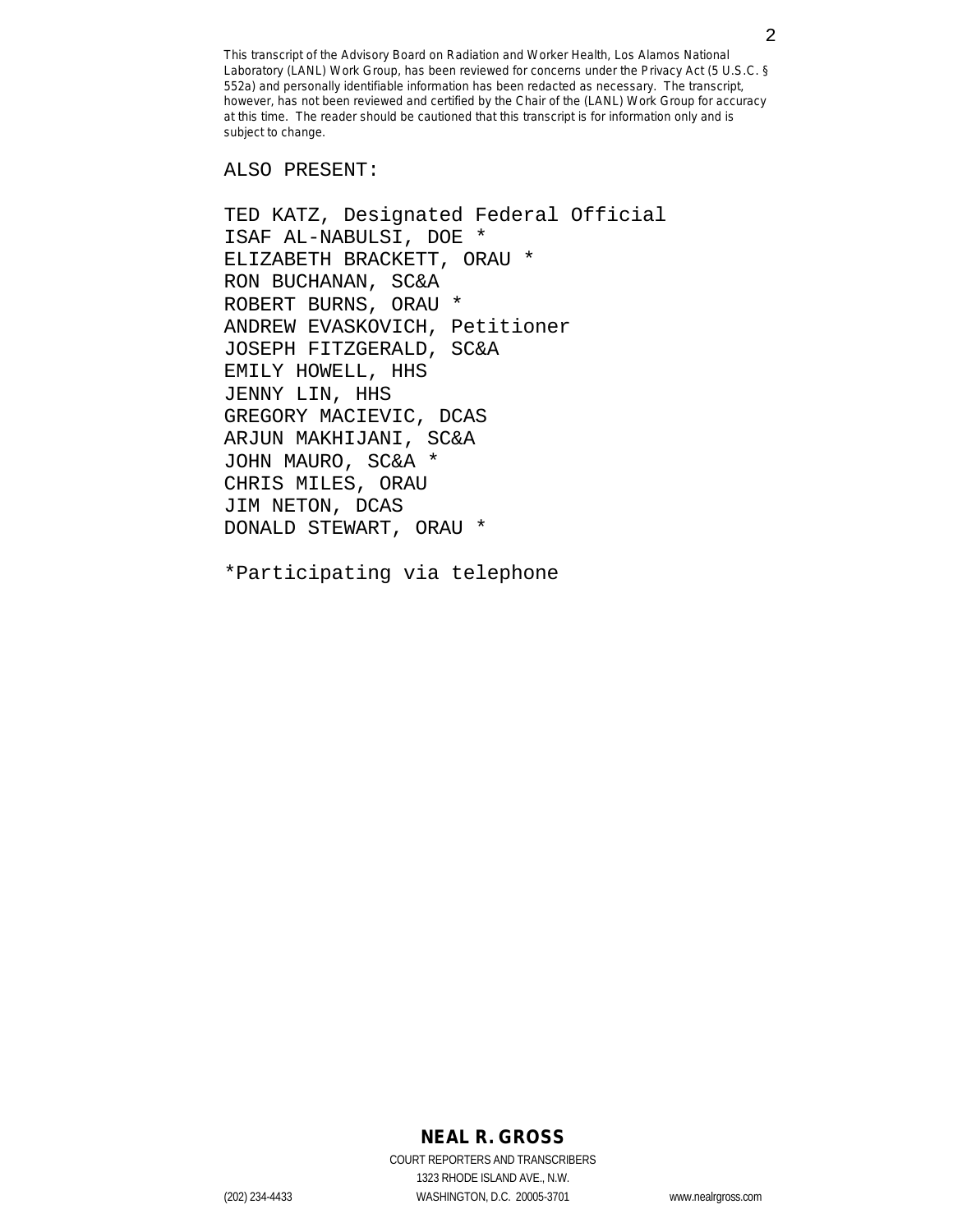This transcript of the Advisory Board on Radiation and Worker Health, Los Alamos National Laboratory (LANL) Work Group, has been reviewed for concerns under the Privacy Act (5 U.S.C. § 552a) and personally identifiable information has been redacted as necessary. The transcript, however, has not been reviewed and certified by the Chair of the (LANL) Work Group for accuracy at this time. The reader should be cautioned that this transcript is for information only and is subject to change.

ALSO PRESENT:

TED KATZ, Designated Federal Official
ISAF AL-NABULSI, DOE *
ELIZABETH BRACKETT, ORAU *
RON BUCHANAN, SC&A
ROBERT BURNS, ORAU *
ANDREW EVASKOVICH, Petitioner
JOSEPH FITZGERALD, SC&A
EMILY HOWELL, HHS
JENNY LIN, HHS
GREGORY MACIEVIC, DCAS
ARJUN MAKHIJANI, SC&A
JOHN MAURO, SC&A *
CHRIS MILES, ORAU
JIM NETON, DCAS
DONALD STEWART, ORAU *

*Participating via telephone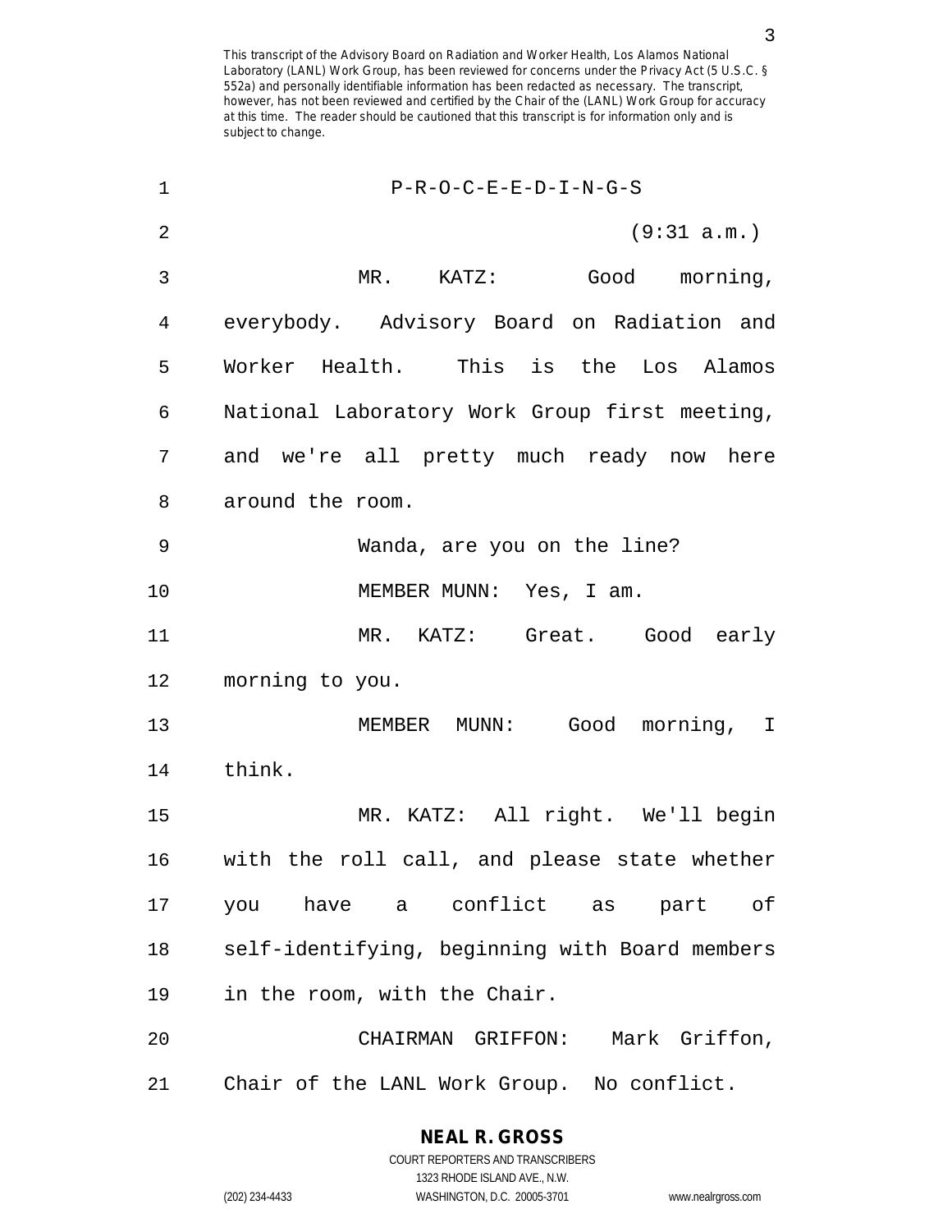P-R-O-C-E-E-D-I-N-G-S

(9:31 a.m.)

MR. KATZ: Good morning, everybody. Advisory Board on Radiation and Worker Health. This is the Los Alamos National Laboratory Work Group first meeting, and we're all pretty much ready now here around the room.

Wanda, are you on the line?

MEMBER MUNN: Yes, I am.

MR. KATZ: Great. Good early morning to you.

MEMBER MUNN: Good morning, I think.

MR. KATZ: All right. We'll begin with the roll call, and please state whether you have a conflict as part of self-identifying, beginning with Board members in the room, with the Chair.

CHAIRMAN GRIFFON: Mark Griffon, Chair of the LANL Work Group. No conflict.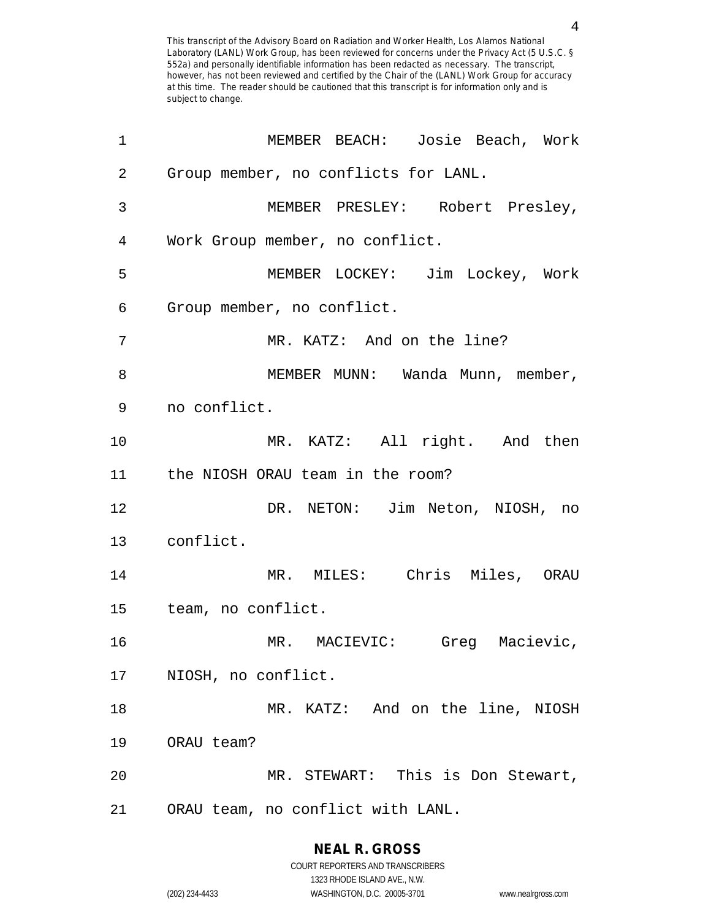MEMBER BEACH: Josie Beach, Work Group member, no conflicts for LANL.

MEMBER PRESLEY: Robert Presley, Work Group member, no conflict.

MEMBER LOCKEY: Jim Lockey, Work Group member, no conflict.

MR. KATZ: And on the line?

MEMBER MUNN: Wanda Munn, member, no conflict.

MR. KATZ: All right. And then the NIOSH ORAU team in the room?

DR. NETON: Jim Neton, NIOSH, no conflict.

MR. MILES: Chris Miles, ORAU team, no conflict.

MR. MACIEVIC: Greg Macievic, NIOSH, no conflict.

MR. KATZ: And on the line, NIOSH ORAU team?

MR. STEWART: This is Don Stewart, ORAU team, no conflict with LANL.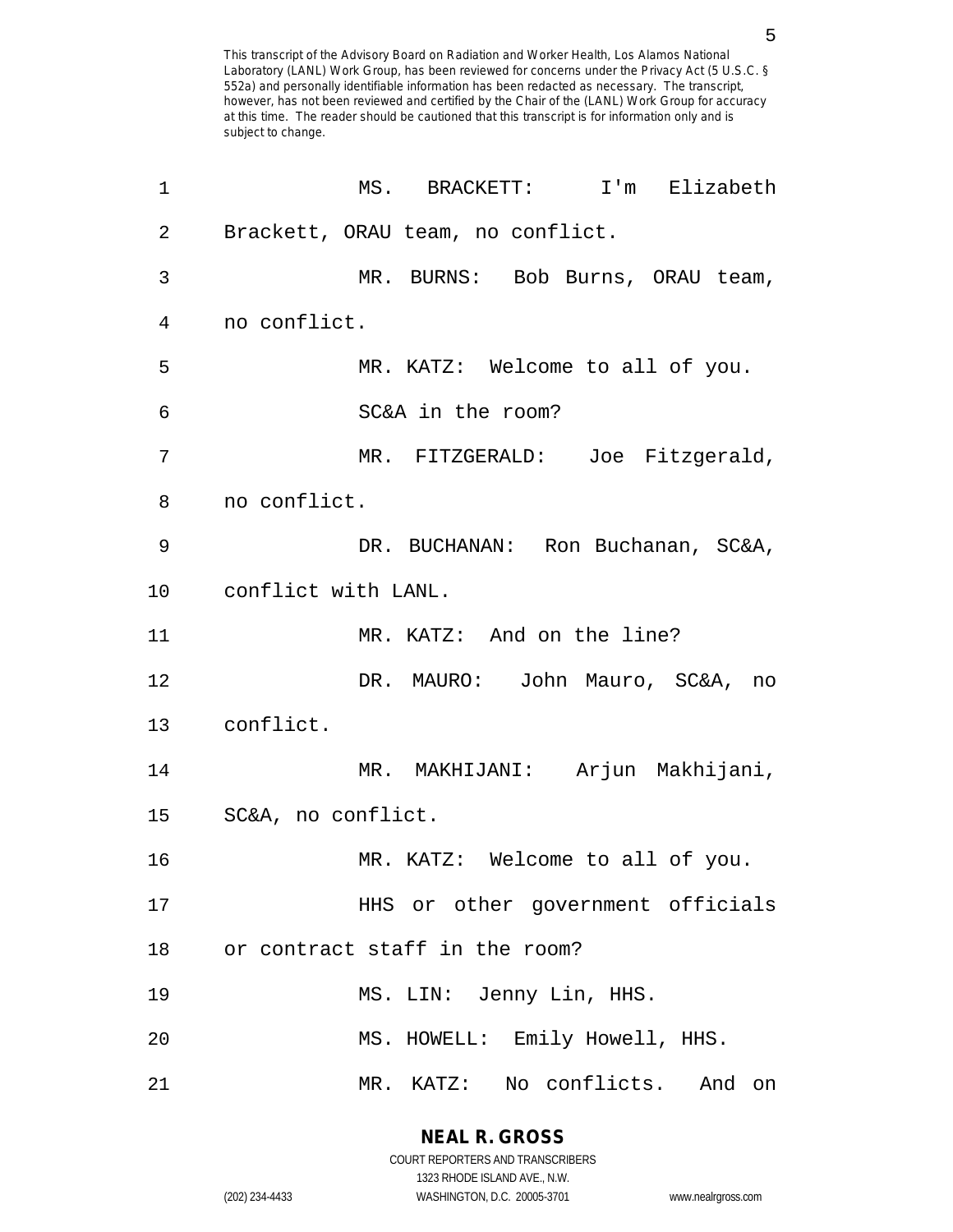MS. BRACKETT: I'm Elizabeth Brackett, ORAU team, no conflict.

MR. BURNS: Bob Burns, ORAU team, no conflict.

MR. KATZ: Welcome to all of you.

SC&A in the room?

MR. FITZGERALD: Joe Fitzgerald, no conflict.

DR. BUCHANAN: Ron Buchanan, SC&A, conflict with LANL.

MR. KATZ: And on the line?

DR. MAURO: John Mauro, SC&A, no conflict.

MR. MAKHIJANI: Arjun Makhijani, SC&A, no conflict.

MR. KATZ: Welcome to all of you.

HHS or other government officials or contract staff in the room?

MS. LIN: Jenny Lin, HHS.

MS. HOWELL: Emily Howell, HHS.

MR. KATZ: No conflicts. And on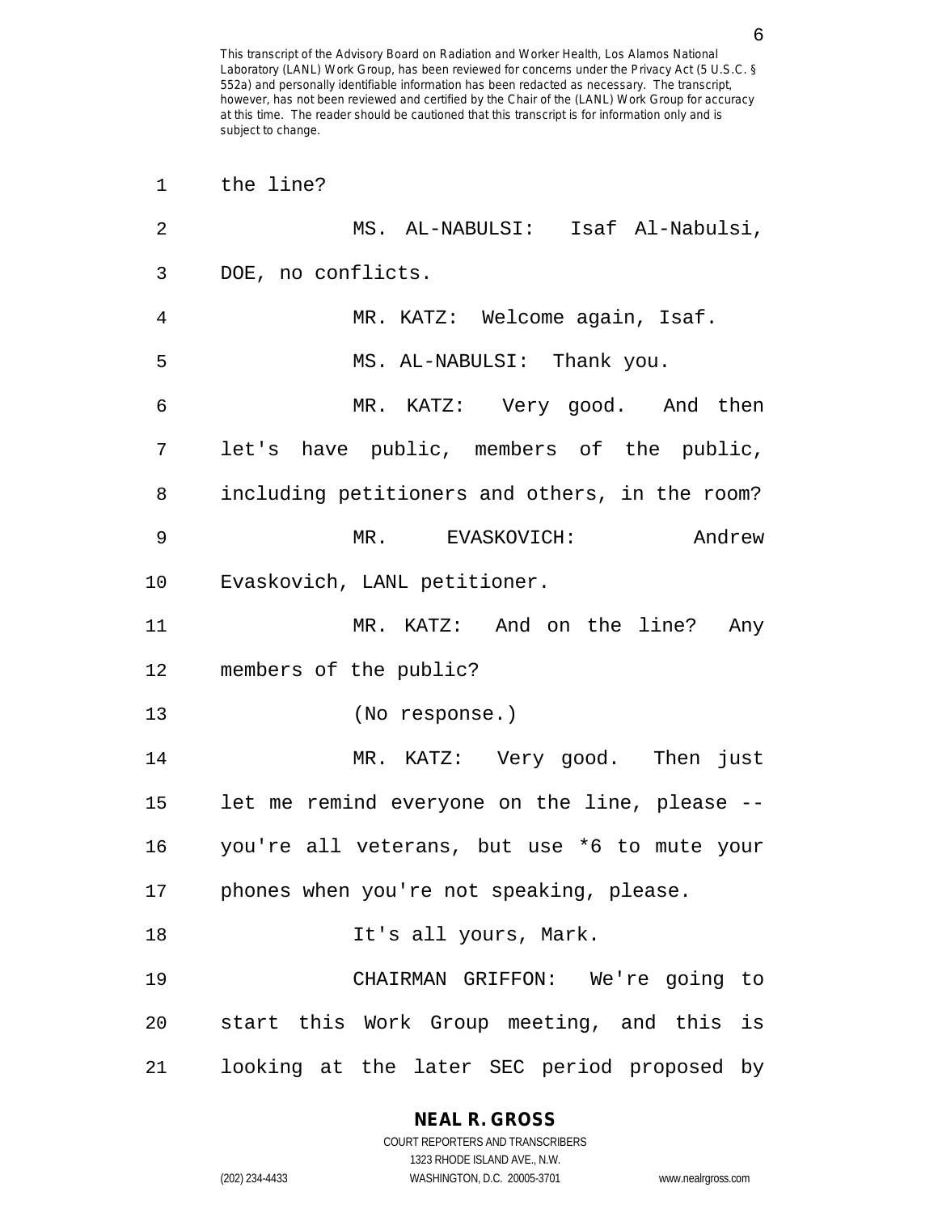the line?

MS. AL-NABULSI: Isaf Al-Nabulsi, DOE, no conflicts.

MR. KATZ: Welcome again, Isaf.

MS. AL-NABULSI: Thank you.

MR. KATZ: Very good. And then let's have public, members of the public, including petitioners and others, in the room?

MR. EVASKOVICH: Andrew Evaskovich, LANL petitioner.

MR. KATZ: And on the line? Any members of the public?

(No response.)

MR. KATZ: Very good. Then just let me remind everyone on the line, please -- you're all veterans, but use *6 to mute your phones when you're not speaking, please.

It's all yours, Mark.

CHAIRMAN GRIFFON: We're going to start this Work Group meeting, and this is looking at the later SEC period proposed by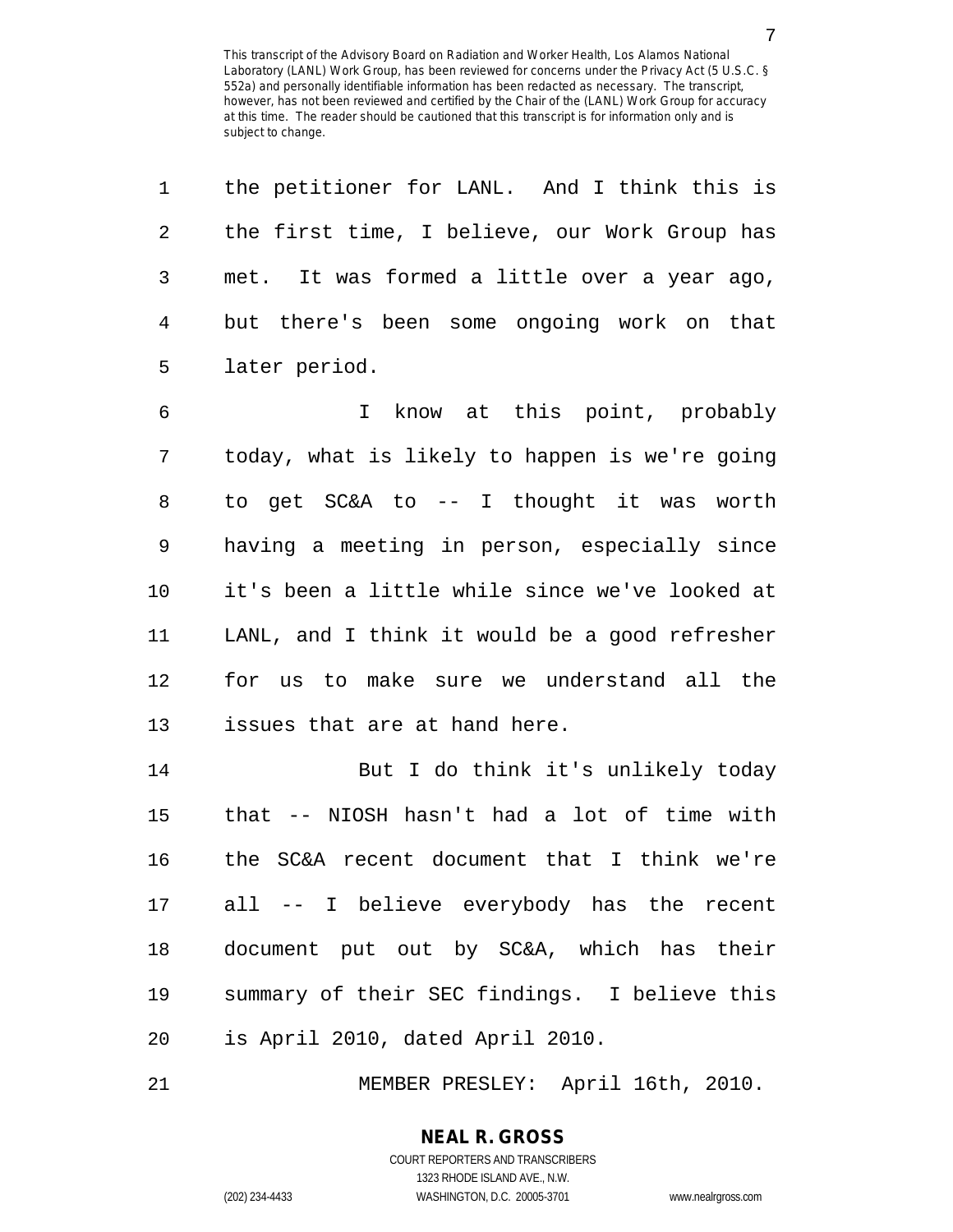the petitioner for LANL. And I think this is the first time, I believe, our Work Group has met. It was formed a little over a year ago, but there's been some ongoing work on that later period.

I know at this point, probably today, what is likely to happen is we're going to get SC&A to -- I thought it was worth having a meeting in person, especially since it's been a little while since we've looked at LANL, and I think it would be a good refresher for us to make sure we understand all the issues that are at hand here.

But I do think it's unlikely today that -- NIOSH hasn't had a lot of time with the SC&A recent document that I think we're all -- I believe everybody has the recent document put out by SC&A, which has their summary of their SEC findings. I believe this is April 2010, dated April 2010.

MEMBER PRESLEY: April 16th, 2010.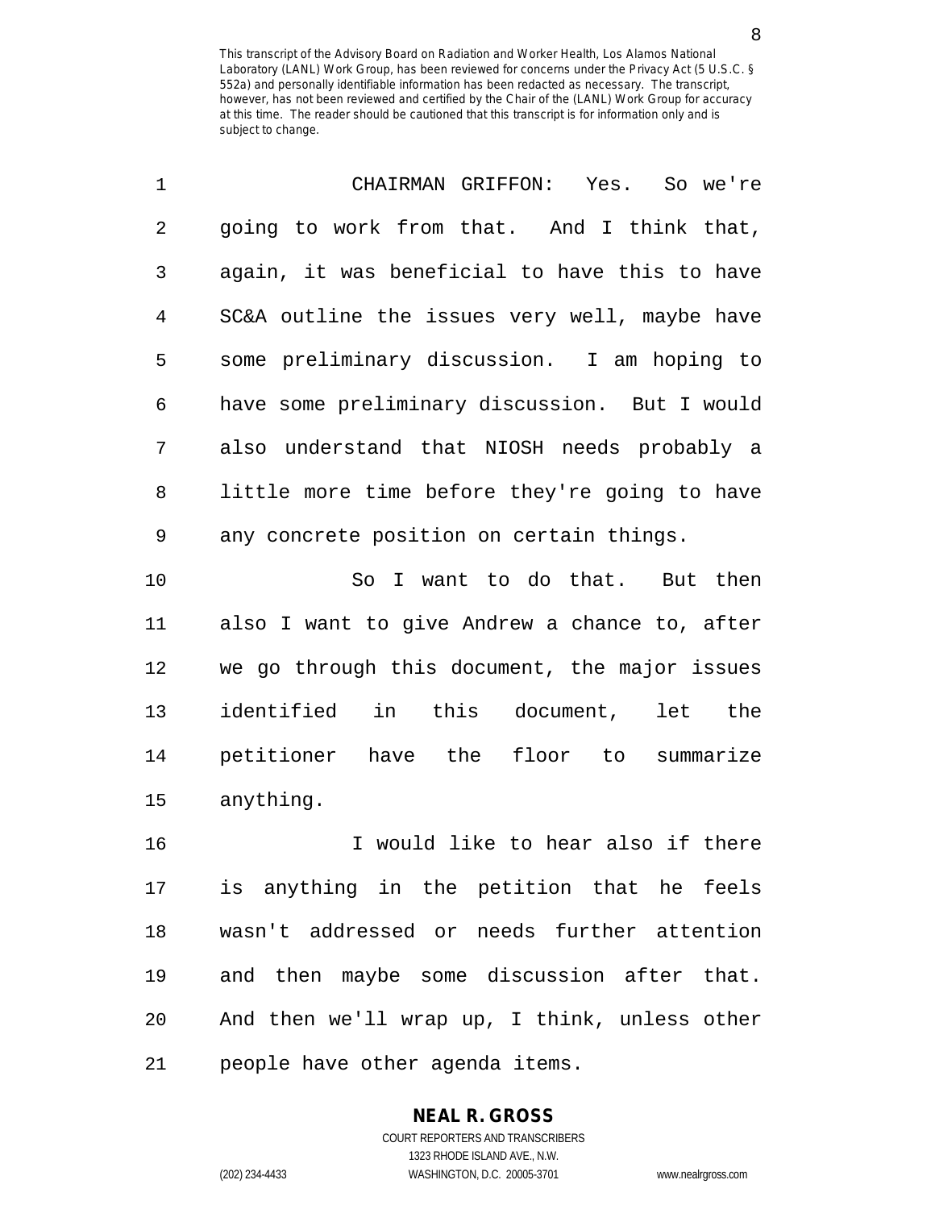CHAIRMAN GRIFFON: Yes. So we're going to work from that. And I think that, again, it was beneficial to have this to have SC&A outline the issues very well, maybe have some preliminary discussion. I am hoping to have some preliminary discussion. But I would also understand that NIOSH needs probably a little more time before they're going to have any concrete position on certain things.

So I want to do that. But then also I want to give Andrew a chance to, after we go through this document, the major issues identified in this document, let the petitioner have the floor to summarize anything.

I would like to hear also if there is anything in the petition that he feels wasn't addressed or needs further attention and then maybe some discussion after that. And then we'll wrap up, I think, unless other people have other agenda items.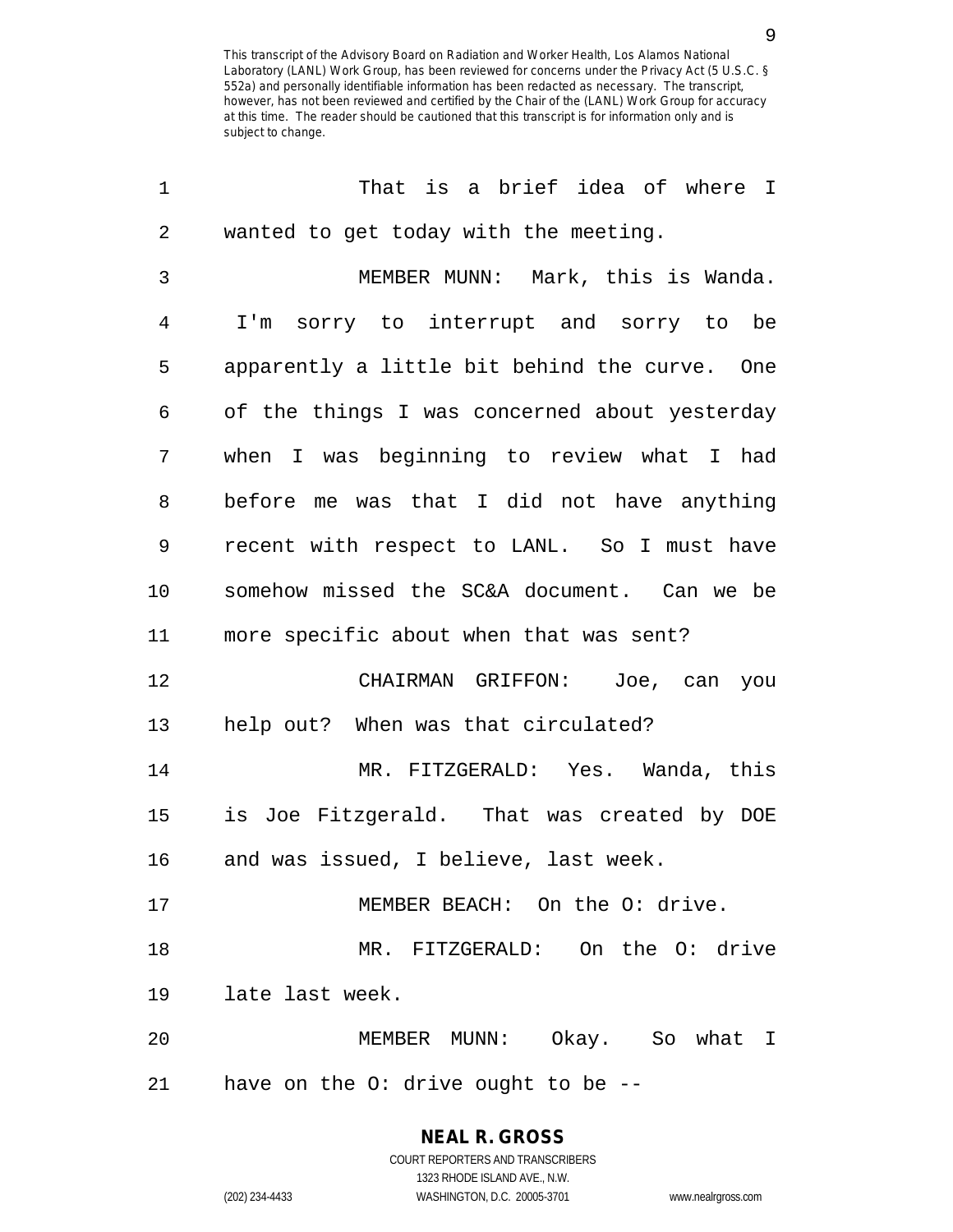That is a brief idea of where I wanted to get today with the meeting.

MEMBER MUNN: Mark, this is Wanda. I'm sorry to interrupt and sorry to be apparently a little bit behind the curve. One of the things I was concerned about yesterday when I was beginning to review what I had before me was that I did not have anything recent with respect to LANL. So I must have somehow missed the SC&A document. Can we be more specific about when that was sent?

CHAIRMAN GRIFFON: Joe, can you help out? When was that circulated?

MR. FITZGERALD: Yes. Wanda, this is Joe Fitzgerald. That was created by DOE and was issued, I believe, last week.

MEMBER BEACH: On the O: drive.

MR. FITZGERALD: On the O: drive late last week.

MEMBER MUNN: Okay. So what I have on the O: drive ought to be --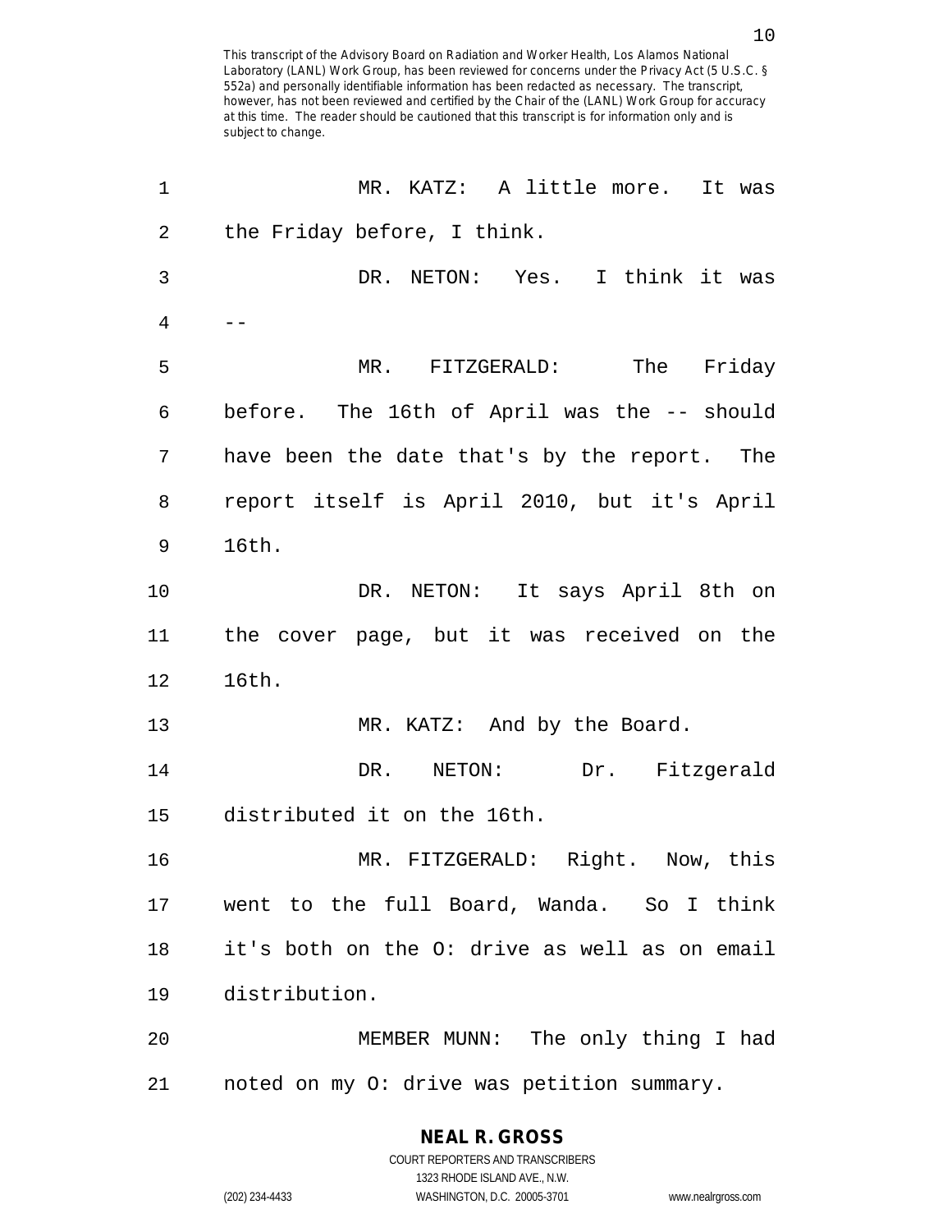MR. KATZ: A little more. It was the Friday before, I think.

DR. NETON: Yes. I think it was --

MR. FITZGERALD: The Friday before. The 16th of April was the -- should have been the date that's by the report. The report itself is April 2010, but it's April 16th.

DR. NETON: It says April 8th on the cover page, but it was received on the 16th.

MR. KATZ: And by the Board.

DR. NETON: Dr. Fitzgerald distributed it on the 16th.

MR. FITZGERALD: Right. Now, this went to the full Board, Wanda. So I think it's both on the O: drive as well as on email distribution.

MEMBER MUNN: The only thing I had noted on my O: drive was petition summary.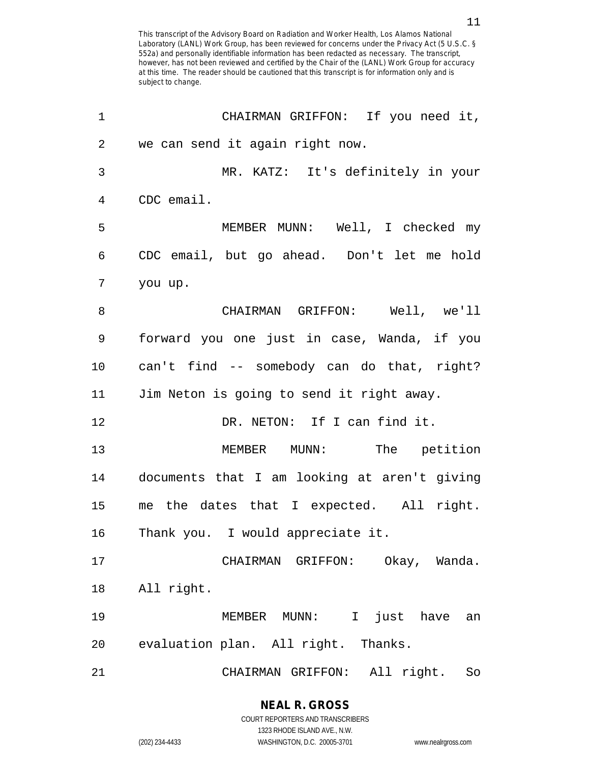CHAIRMAN GRIFFON: If you need it, we can send it again right now.

MR. KATZ: It's definitely in your CDC email.

MEMBER MUNN: Well, I checked my CDC email, but go ahead. Don't let me hold you up.

CHAIRMAN GRIFFON: Well, we'll forward you one just in case, Wanda, if you can't find -- somebody can do that, right? Jim Neton is going to send it right away.

DR. NETON: If I can find it.

MEMBER MUNN: The petition documents that I am looking at aren't giving me the dates that I expected. All right. Thank you. I would appreciate it.

CHAIRMAN GRIFFON: Okay, Wanda. All right.

MEMBER MUNN: I just have an evaluation plan. All right. Thanks.

CHAIRMAN GRIFFON: All right. So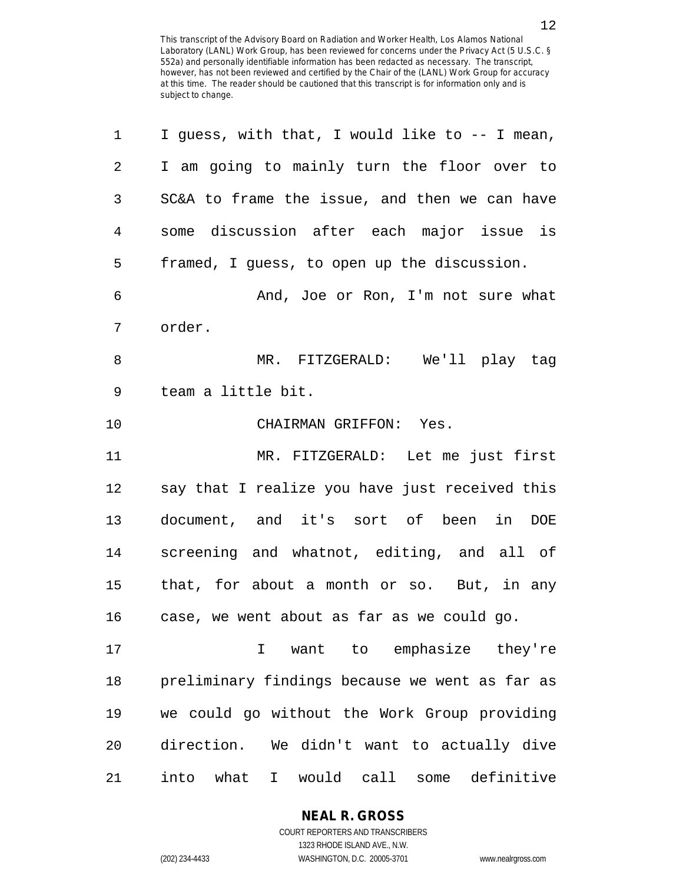I guess, with that, I would like to -- I mean, I am going to mainly turn the floor over to SC&A to frame the issue, and then we can have some discussion after each major issue is framed, I guess, to open up the discussion.

And, Joe or Ron, I'm not sure what order.

MR. FITZGERALD: We'll play tag team a little bit.

CHAIRMAN GRIFFON: Yes.

MR. FITZGERALD: Let me just first say that I realize you have just received this document, and it's sort of been in DOE screening and whatnot, editing, and all of that, for about a month or so. But, in any case, we went about as far as we could go.

I want to emphasize they're preliminary findings because we went as far as we could go without the Work Group providing direction. We didn't want to actually dive into what I would call some definitive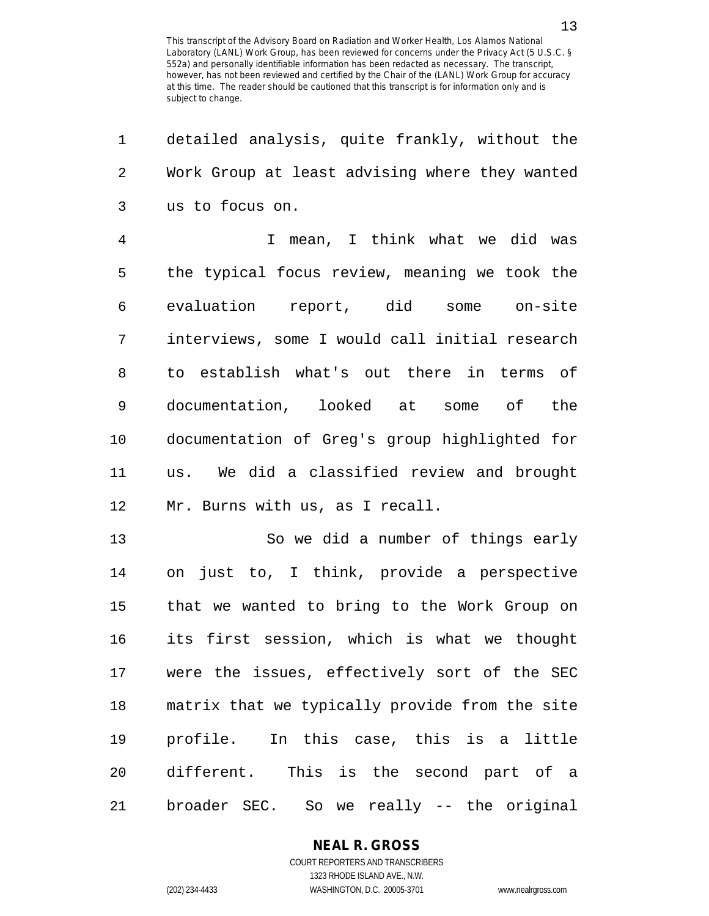detailed analysis, quite frankly, without the Work Group at least advising where they wanted us to focus on.

I mean, I think what we did was the typical focus review, meaning we took the evaluation report, did some on-site interviews, some I would call initial research to establish what's out there in terms of documentation, looked at some of the documentation of Greg's group highlighted for us. We did a classified review and brought Mr. Burns with us, as I recall.

So we did a number of things early on just to, I think, provide a perspective that we wanted to bring to the Work Group on its first session, which is what we thought were the issues, effectively sort of the SEC matrix that we typically provide from the site profile. In this case, this is a little different. This is the second part of a broader SEC. So we really -- the original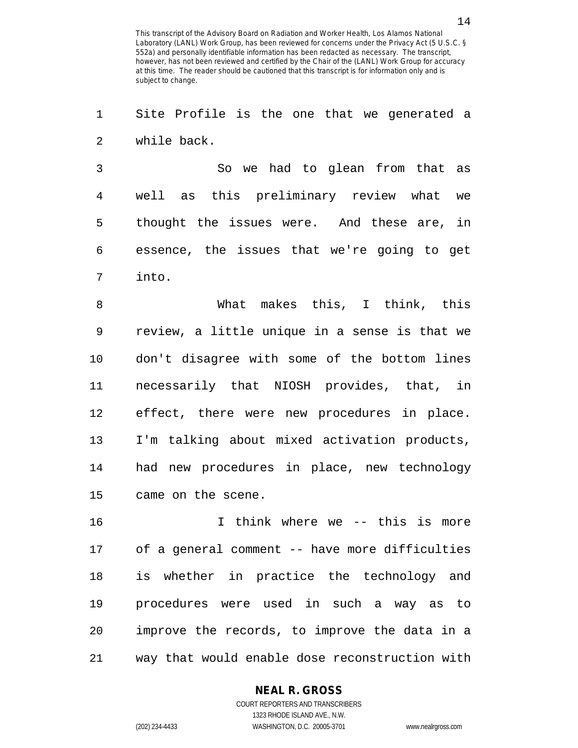Site Profile is the one that we generated a while back.

So we had to glean from that as well as this preliminary review what we thought the issues were. And these are, in essence, the issues that we're going to get into.

What makes this, I think, this review, a little unique in a sense is that we don't disagree with some of the bottom lines necessarily that NIOSH provides, that, in effect, there were new procedures in place. I'm talking about mixed activation products, had new procedures in place, new technology came on the scene.

I think where we -- this is more of a general comment -- have more difficulties is whether in practice the technology and procedures were used in such a way as to improve the records, to improve the data in a way that would enable dose reconstruction with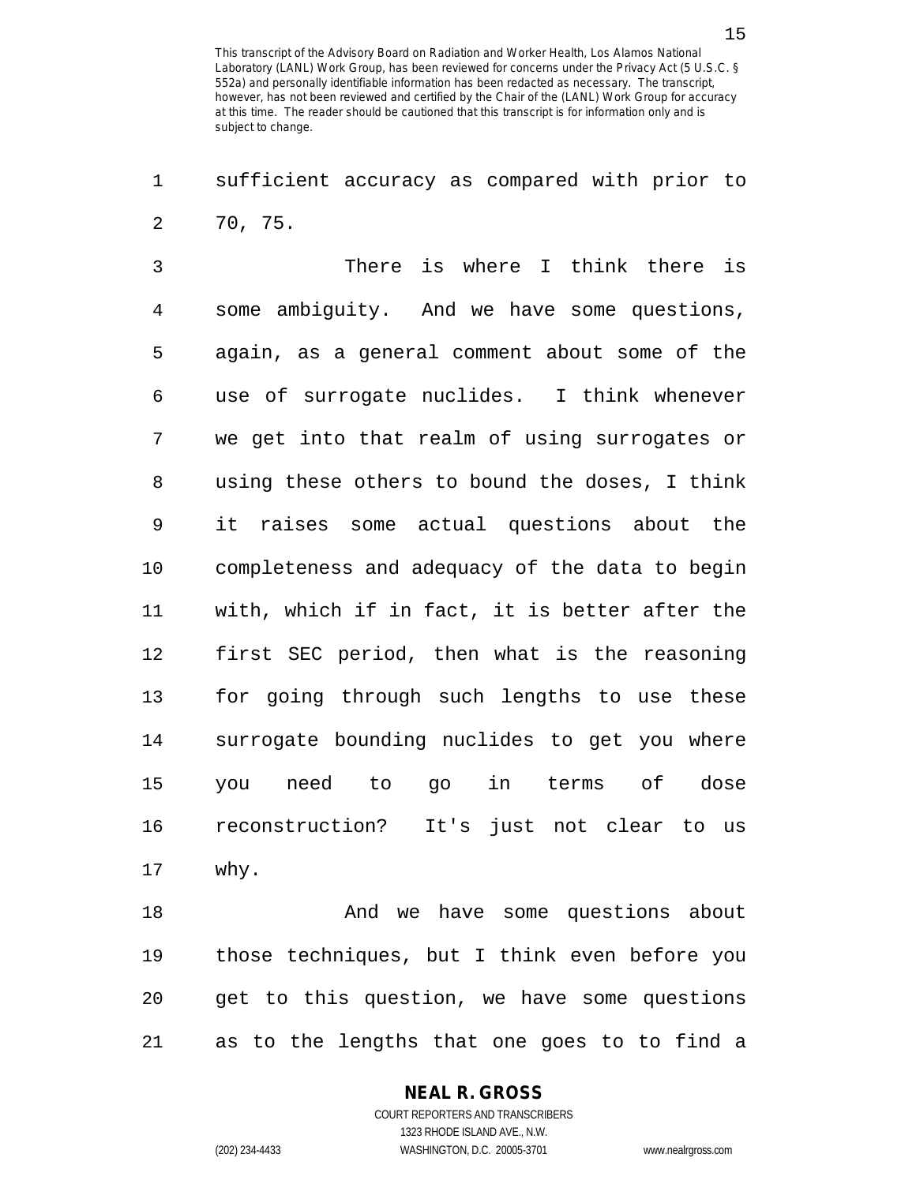sufficient accuracy as compared with prior to 70, 75.

There is where I think there is some ambiguity. And we have some questions, again, as a general comment about some of the use of surrogate nuclides. I think whenever we get into that realm of using surrogates or using these others to bound the doses, I think it raises some actual questions about the completeness and adequacy of the data to begin with, which if in fact, it is better after the first SEC period, then what is the reasoning for going through such lengths to use these surrogate bounding nuclides to get you where you need to go in terms of dose reconstruction? It's just not clear to us why.

And we have some questions about those techniques, but I think even before you get to this question, we have some questions as to the lengths that one goes to to find a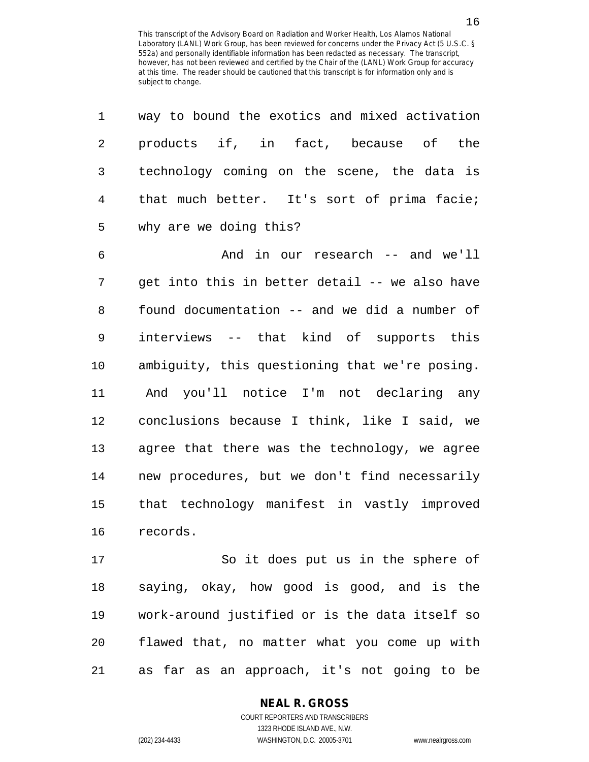way to bound the exotics and mixed activation products if, in fact, because of the technology coming on the scene, the data is that much better. It's sort of prima facie; why are we doing this?

And in our research -- and we'll get into this in better detail -- we also have found documentation -- and we did a number of interviews -- that kind of supports this ambiguity, this questioning that we're posing. And you'll notice I'm not declaring any conclusions because I think, like I said, we agree that there was the technology, we agree new procedures, but we don't find necessarily that technology manifest in vastly improved records.

So it does put us in the sphere of saying, okay, how good is good, and is the work-around justified or is the data itself so flawed that, no matter what you come up with as far as an approach, it's not going to be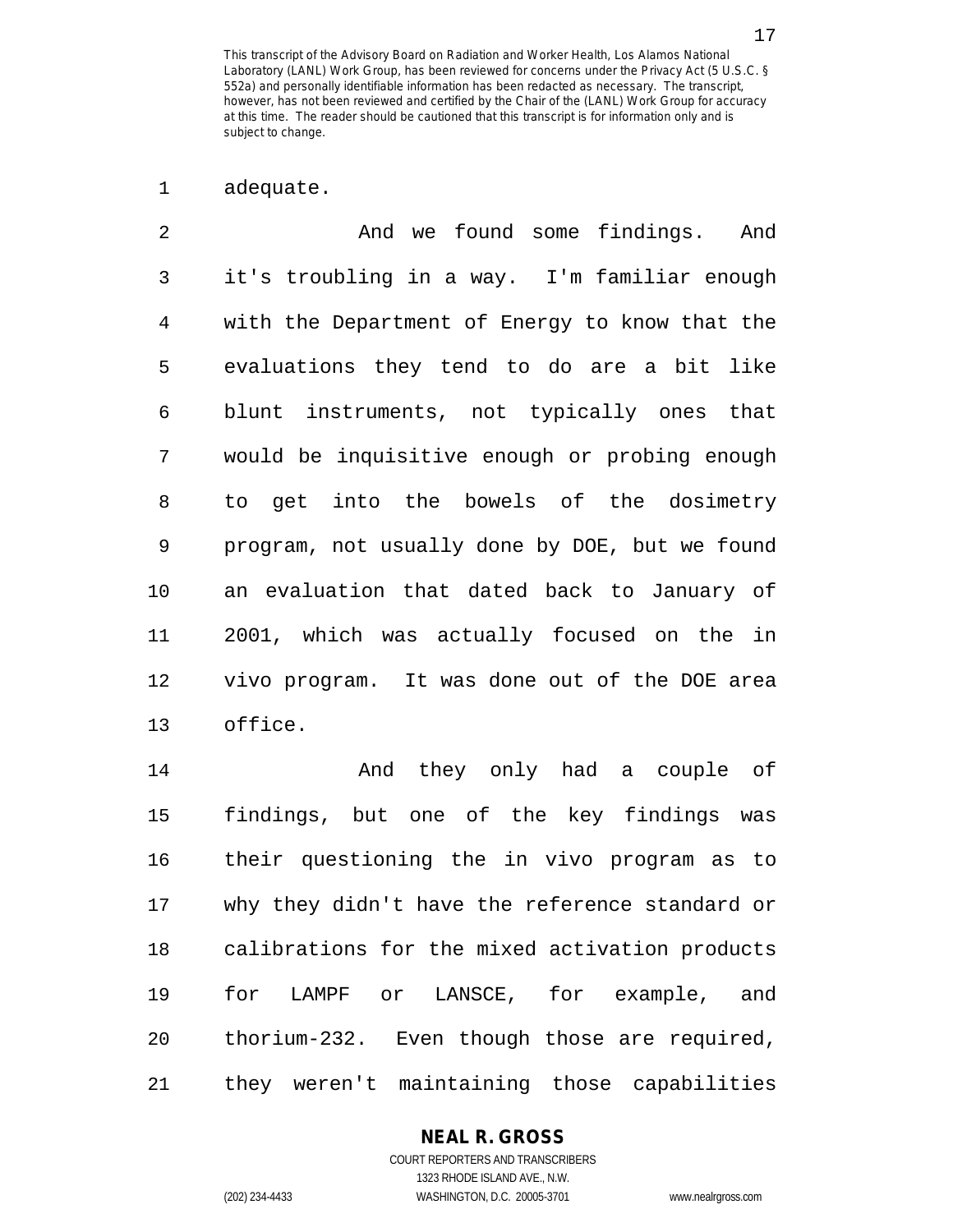adequate.

And we found some findings. And it's troubling in a way. I'm familiar enough with the Department of Energy to know that the evaluations they tend to do are a bit like blunt instruments, not typically ones that would be inquisitive enough or probing enough to get into the bowels of the dosimetry program, not usually done by DOE, but we found an evaluation that dated back to January of 2001, which was actually focused on the in vivo program. It was done out of the DOE area office.

And they only had a couple of findings, but one of the key findings was their questioning the in vivo program as to why they didn't have the reference standard or calibrations for the mixed activation products for LAMPF or LANSCE, for example, and thorium-232. Even though those are required, they weren't maintaining those capabilities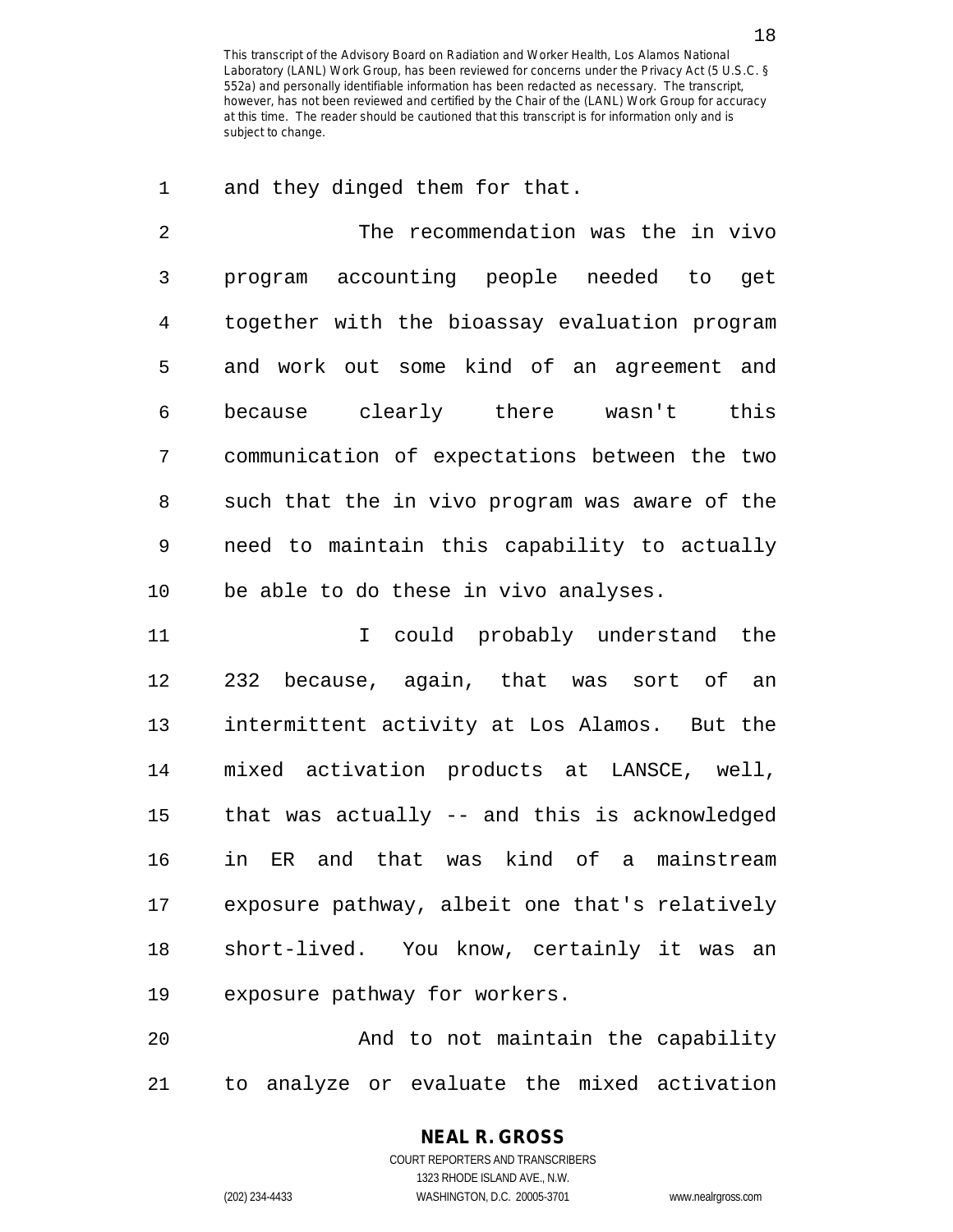and they dinged them for that.

The recommendation was the in vivo program accounting people needed to get together with the bioassay evaluation program and work out some kind of an agreement and because clearly there wasn't this communication of expectations between the two such that the in vivo program was aware of the need to maintain this capability to actually be able to do these in vivo analyses.

I could probably understand the 232 because, again, that was sort of an intermittent activity at Los Alamos. But the mixed activation products at LANSCE, well, that was actually -- and this is acknowledged in ER and that was kind of a mainstream exposure pathway, albeit one that's relatively short-lived. You know, certainly it was an exposure pathway for workers.

And to not maintain the capability to analyze or evaluate the mixed activation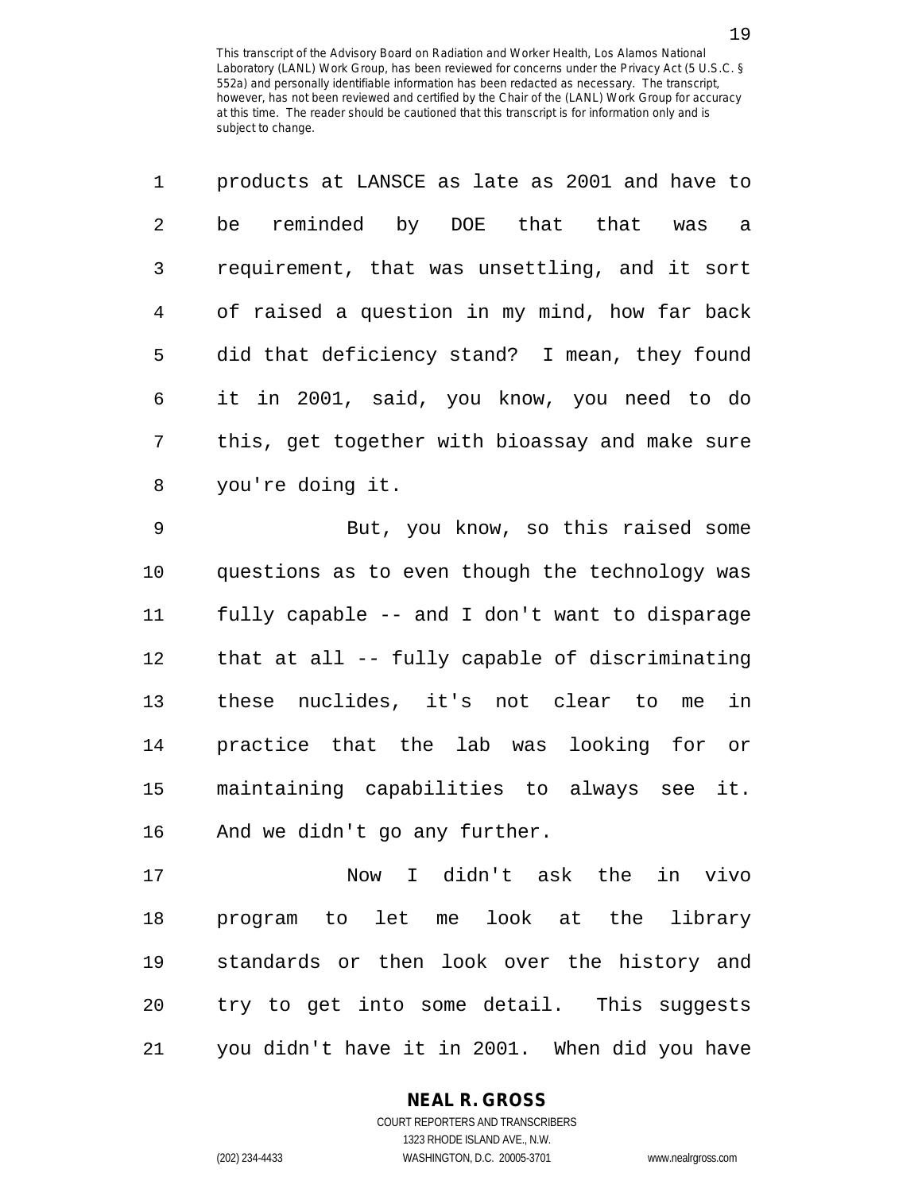products at LANSCE as late as 2001 and have to be reminded by DOE that that was a requirement, that was unsettling, and it sort of raised a question in my mind, how far back did that deficiency stand? I mean, they found it in 2001, said, you know, you need to do this, get together with bioassay and make sure you're doing it.

But, you know, so this raised some questions as to even though the technology was fully capable -- and I don't want to disparage that at all -- fully capable of discriminating these nuclides, it's not clear to me in practice that the lab was looking for or maintaining capabilities to always see it. And we didn't go any further.

Now I didn't ask the in vivo program to let me look at the library standards or then look over the history and try to get into some detail. This suggests you didn't have it in 2001. When did you have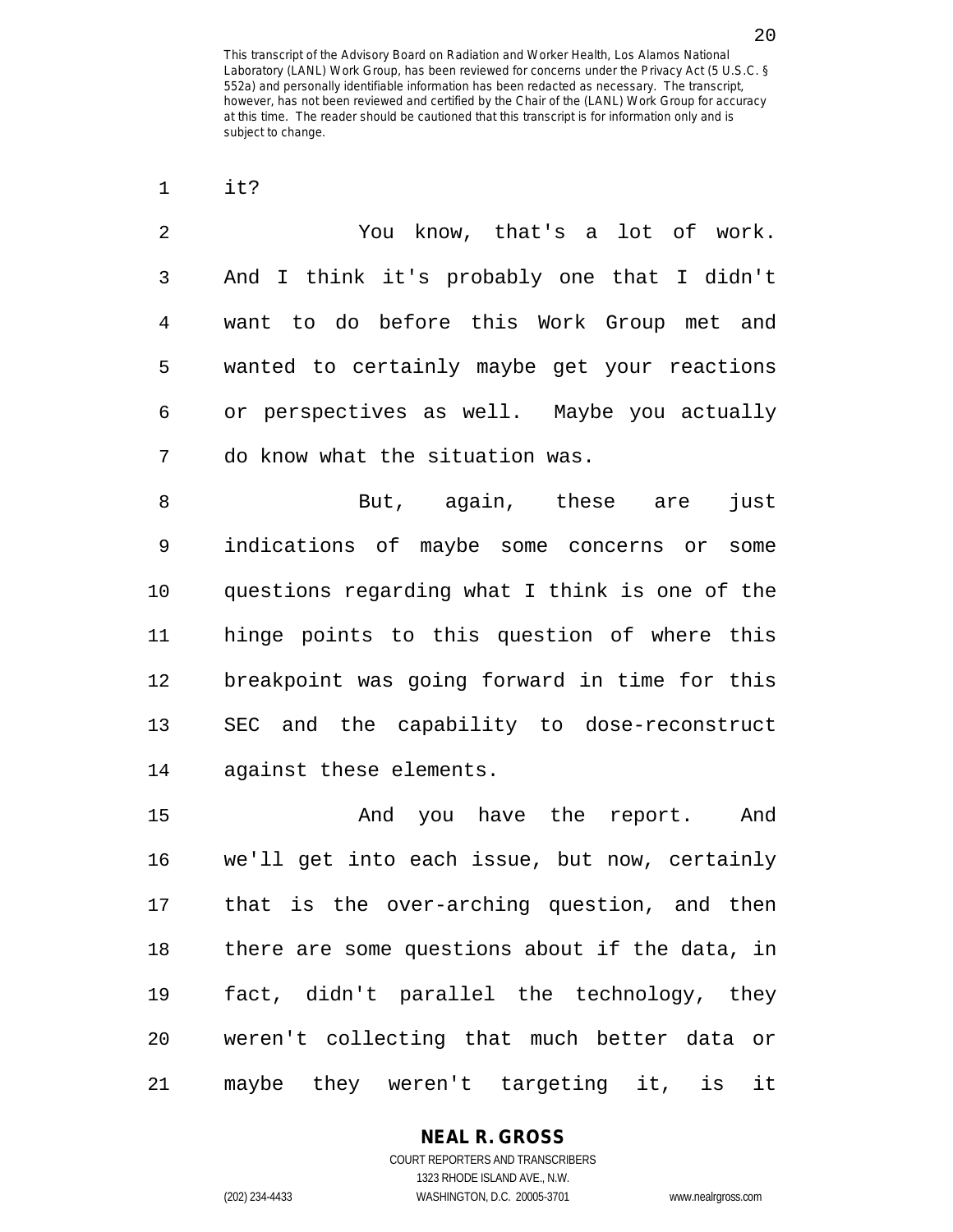it?

You know, that's a lot of work. And I think it's probably one that I didn't want to do before this Work Group met and wanted to certainly maybe get your reactions or perspectives as well. Maybe you actually do know what the situation was.

But, again, these are just indications of maybe some concerns or some questions regarding what I think is one of the hinge points to this question of where this breakpoint was going forward in time for this SEC and the capability to dose-reconstruct against these elements.

And you have the report. And we'll get into each issue, but now, certainly that is the over-arching question, and then there are some questions about if the data, in fact, didn't parallel the technology, they weren't collecting that much better data or maybe they weren't targeting it, is it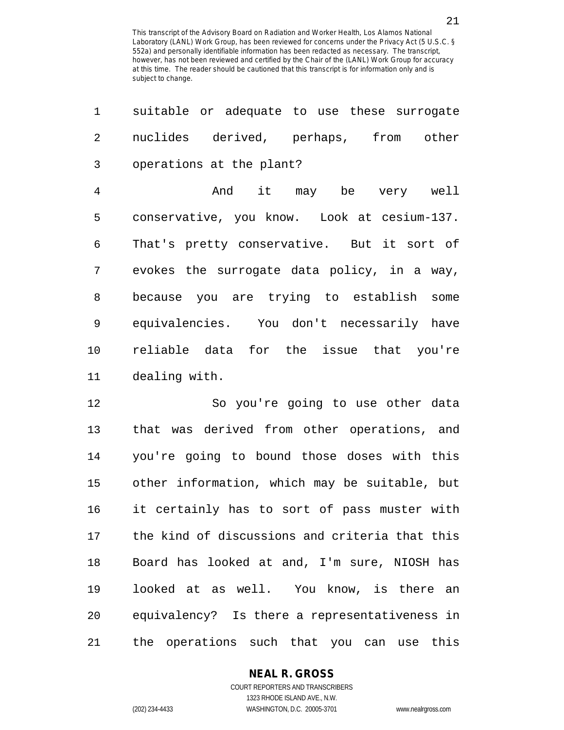suitable or adequate to use these surrogate nuclides derived, perhaps, from other operations at the plant?

And it may be very well conservative, you know. Look at cesium-137. That's pretty conservative. But it sort of evokes the surrogate data policy, in a way, because you are trying to establish some equivalencies. You don't necessarily have reliable data for the issue that you're dealing with.

So you're going to use other data that was derived from other operations, and you're going to bound those doses with this other information, which may be suitable, but it certainly has to sort of pass muster with the kind of discussions and criteria that this Board has looked at and, I'm sure, NIOSH has looked at as well. You know, is there an equivalency? Is there a representativeness in the operations such that you can use this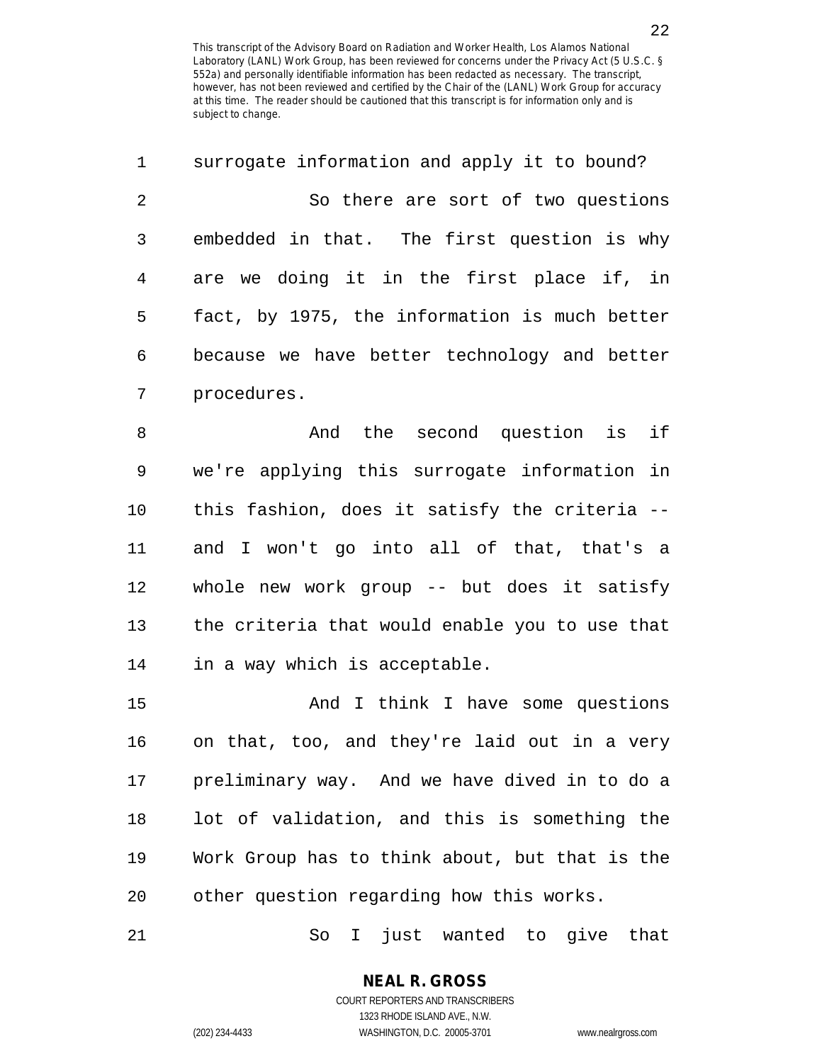surrogate information and apply it to bound?

So there are sort of two questions embedded in that. The first question is why are we doing it in the first place if, in fact, by 1975, the information is much better because we have better technology and better procedures.

And the second question is if we're applying this surrogate information in this fashion, does it satisfy the criteria -- and I won't go into all of that, that's a whole new work group -- but does it satisfy the criteria that would enable you to use that in a way which is acceptable.

And I think I have some questions on that, too, and they're laid out in a very preliminary way. And we have dived in to do a lot of validation, and this is something the Work Group has to think about, but that is the other question regarding how this works.

So I just wanted to give that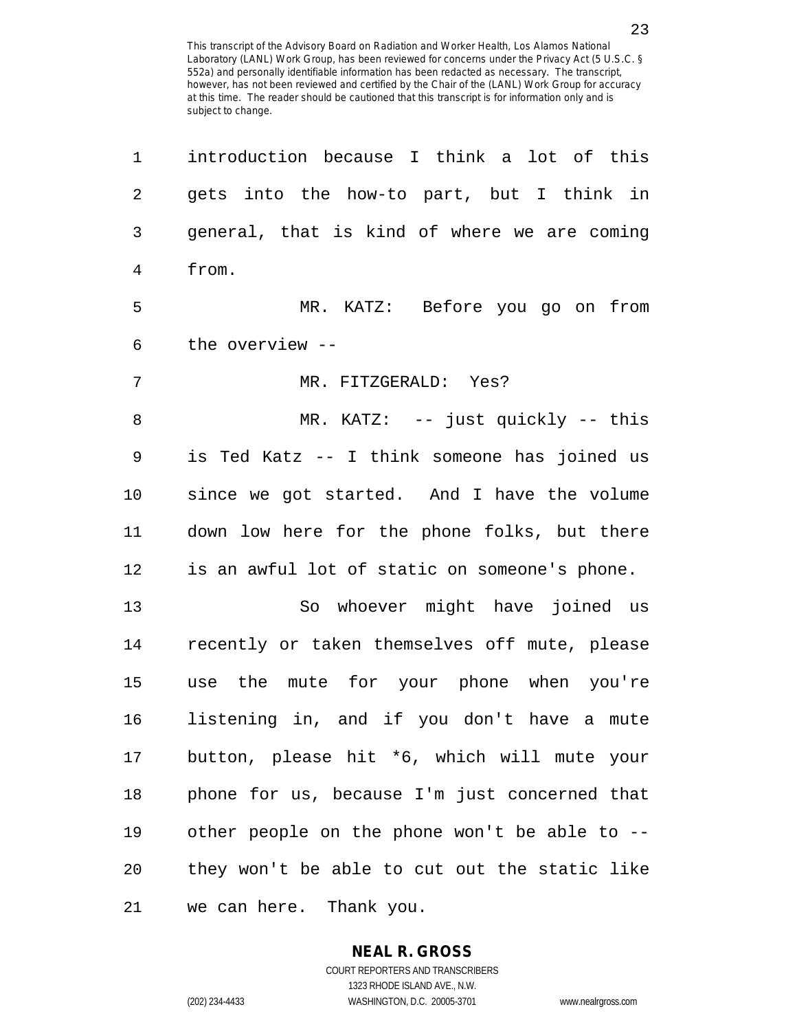introduction because I think a lot of this gets into the how-to part, but I think in general, that is kind of where we are coming from.

MR. KATZ: Before you go on from the overview --

MR. FITZGERALD: Yes?

MR. KATZ: -- just quickly -- this is Ted Katz -- I think someone has joined us since we got started. And I have the volume down low here for the phone folks, but there is an awful lot of static on someone's phone.

So whoever might have joined us recently or taken themselves off mute, please use the mute for your phone when you're listening in, and if you don't have a mute button, please hit *6, which will mute your phone for us, because I'm just concerned that other people on the phone won't be able to -- they won't be able to cut out the static like we can here. Thank you.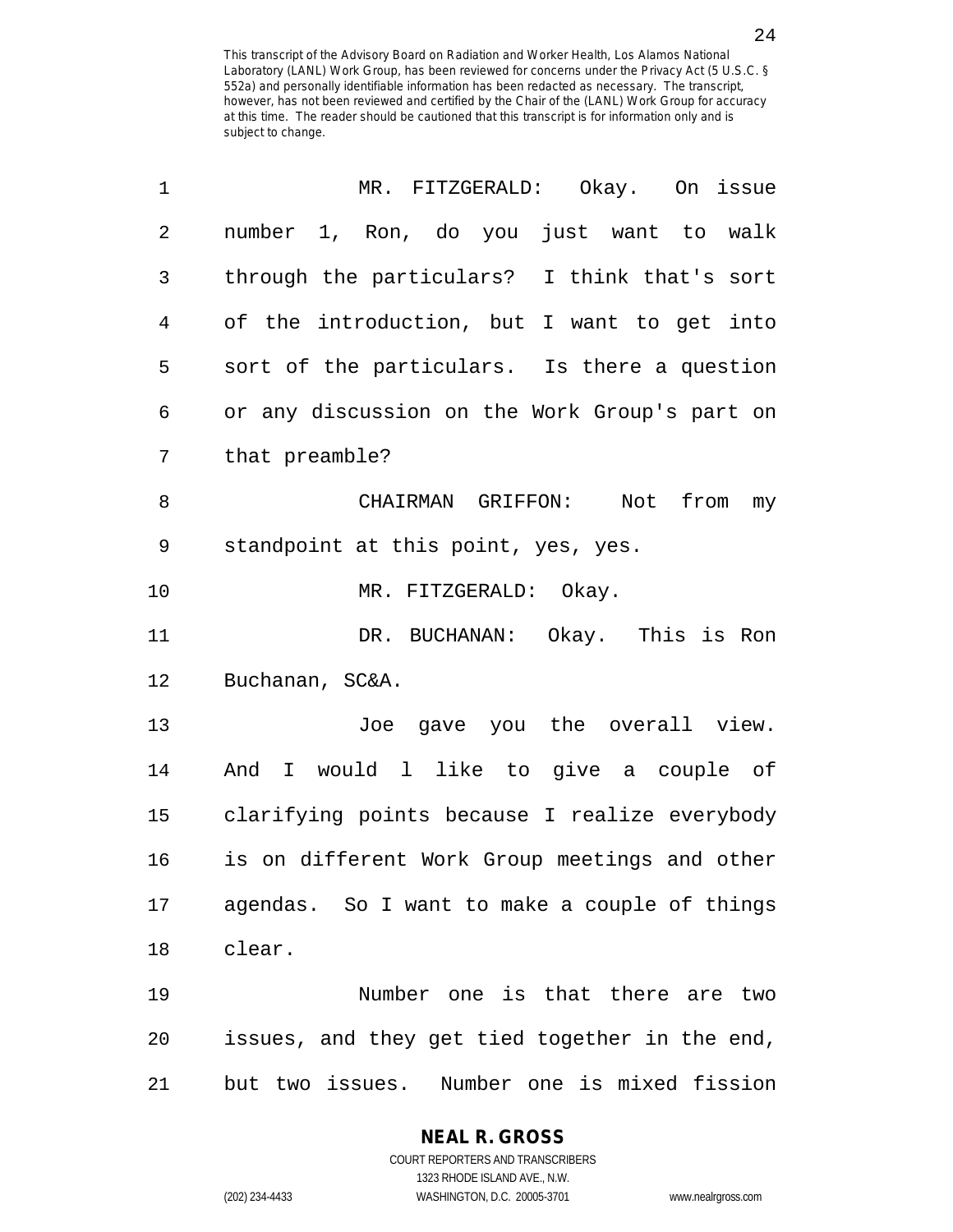MR. FITZGERALD: Okay. On issue number 1, Ron, do you just want to walk through the particulars? I think that's sort of the introduction, but I want to get into sort of the particulars. Is there a question or any discussion on the Work Group's part on that preamble?

CHAIRMAN GRIFFON: Not from my standpoint at this point, yes, yes.

MR. FITZGERALD: Okay.

DR. BUCHANAN: Okay. This is Ron Buchanan, SC&A.

Joe gave you the overall view. And I would l like to give a couple of clarifying points because I realize everybody is on different Work Group meetings and other agendas. So I want to make a couple of things clear.

Number one is that there are two issues, and they get tied together in the end, but two issues. Number one is mixed fission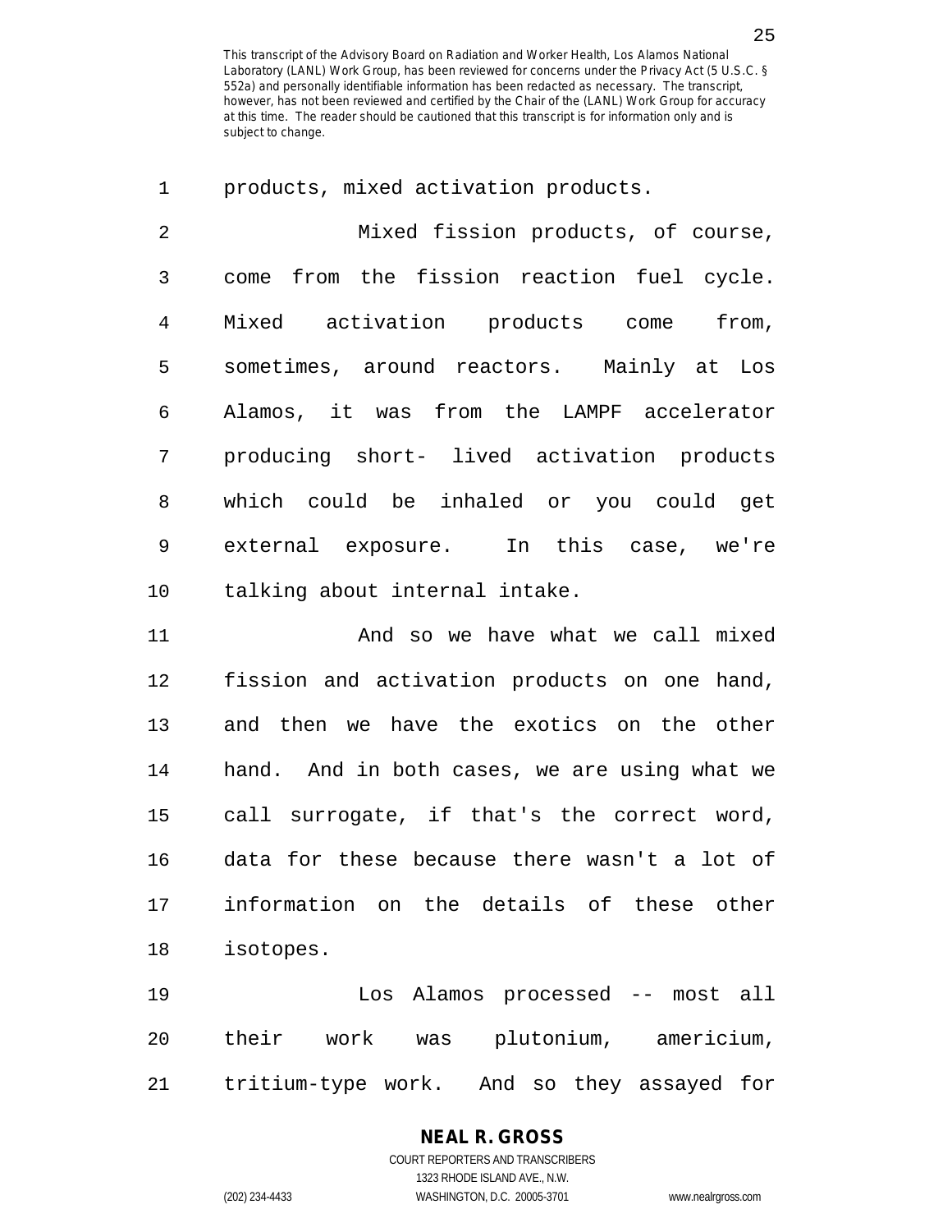This transcript of the Advisory Board on Radiation and Worker Health, Los Alamos National Laboratory (LANL) Work Group, has been reviewed for concerns under the Privacy Act (5 U.S.C. § 552a) and personally identifiable information has been redacted as necessary. The transcript, however, has not been reviewed and certified by the Chair of the (LANL) Work Group for accuracy at this time. The reader should be cautioned that this transcript is for information only and is subject to change.

products, mixed activation products.

Mixed fission products, of course, come from the fission reaction fuel cycle. Mixed activation products come from, sometimes, around reactors. Mainly at Los Alamos, it was from the LAMPF accelerator producing short- lived activation products which could be inhaled or you could get external exposure. In this case, we're talking about internal intake.

And so we have what we call mixed fission and activation products on one hand, and then we have the exotics on the other hand. And in both cases, we are using what we call surrogate, if that's the correct word, data for these because there wasn't a lot of information on the details of these other isotopes.

Los Alamos processed -- most all their work was plutonium, americium, tritium-type work. And so they assayed for

**NEAL R. GROSS**
COURT REPORTERS AND TRANSCRIBERS
1323 RHODE ISLAND AVE., N.W.
(202) 234-4433 WASHINGTON, D.C. 20005-3701 www.nealrgross.com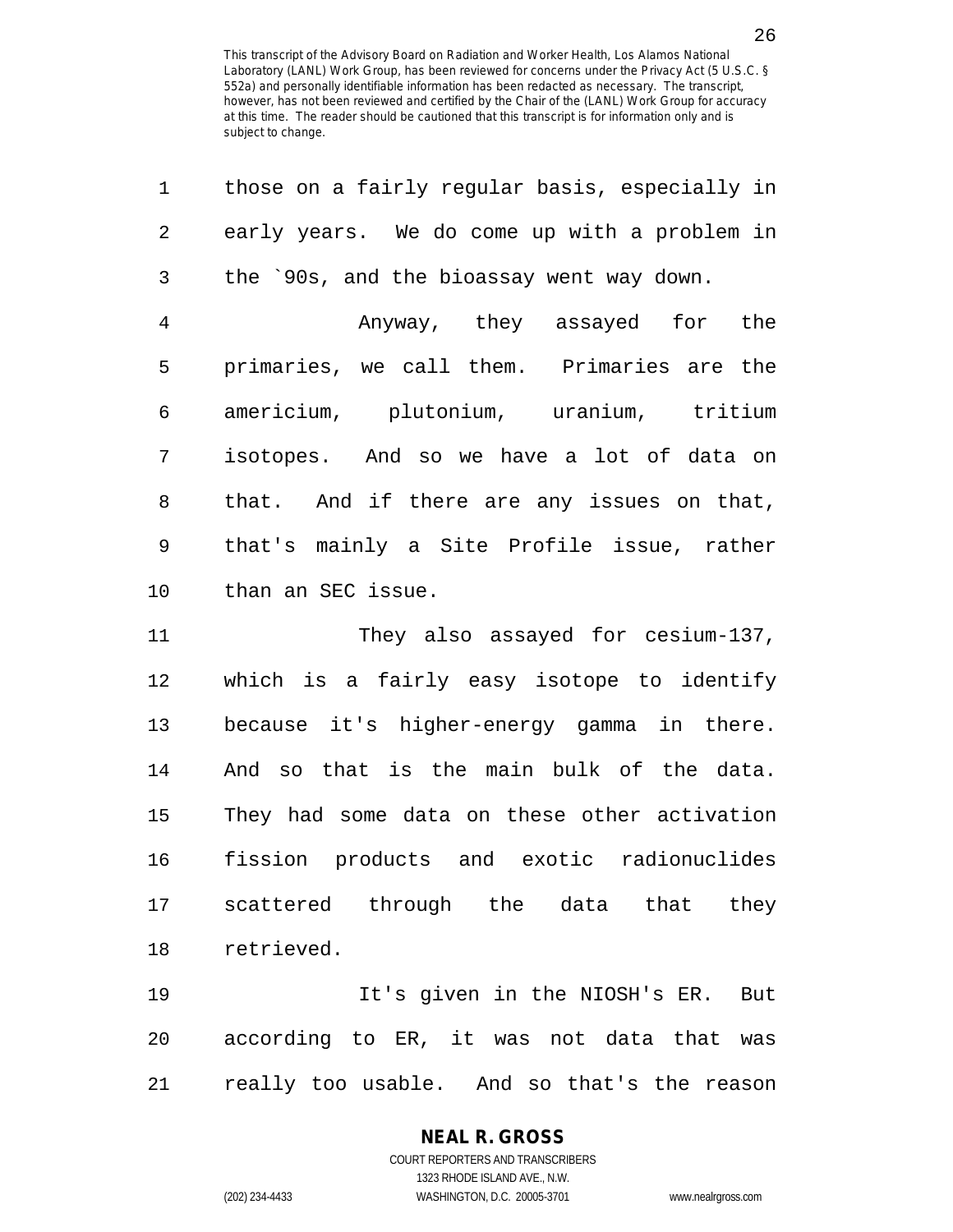those on a fairly regular basis, especially in early years. We do come up with a problem in the `90s, and the bioassay went way down.

Anyway, they assayed for the primaries, we call them. Primaries are the americium, plutonium, uranium, tritium isotopes. And so we have a lot of data on that. And if there are any issues on that, that's mainly a Site Profile issue, rather than an SEC issue.

They also assayed for cesium-137, which is a fairly easy isotope to identify because it's higher-energy gamma in there. And so that is the main bulk of the data. They had some data on these other activation fission products and exotic radionuclides scattered through the data that they retrieved.

It's given in the NIOSH's ER. But according to ER, it was not data that was really too usable. And so that's the reason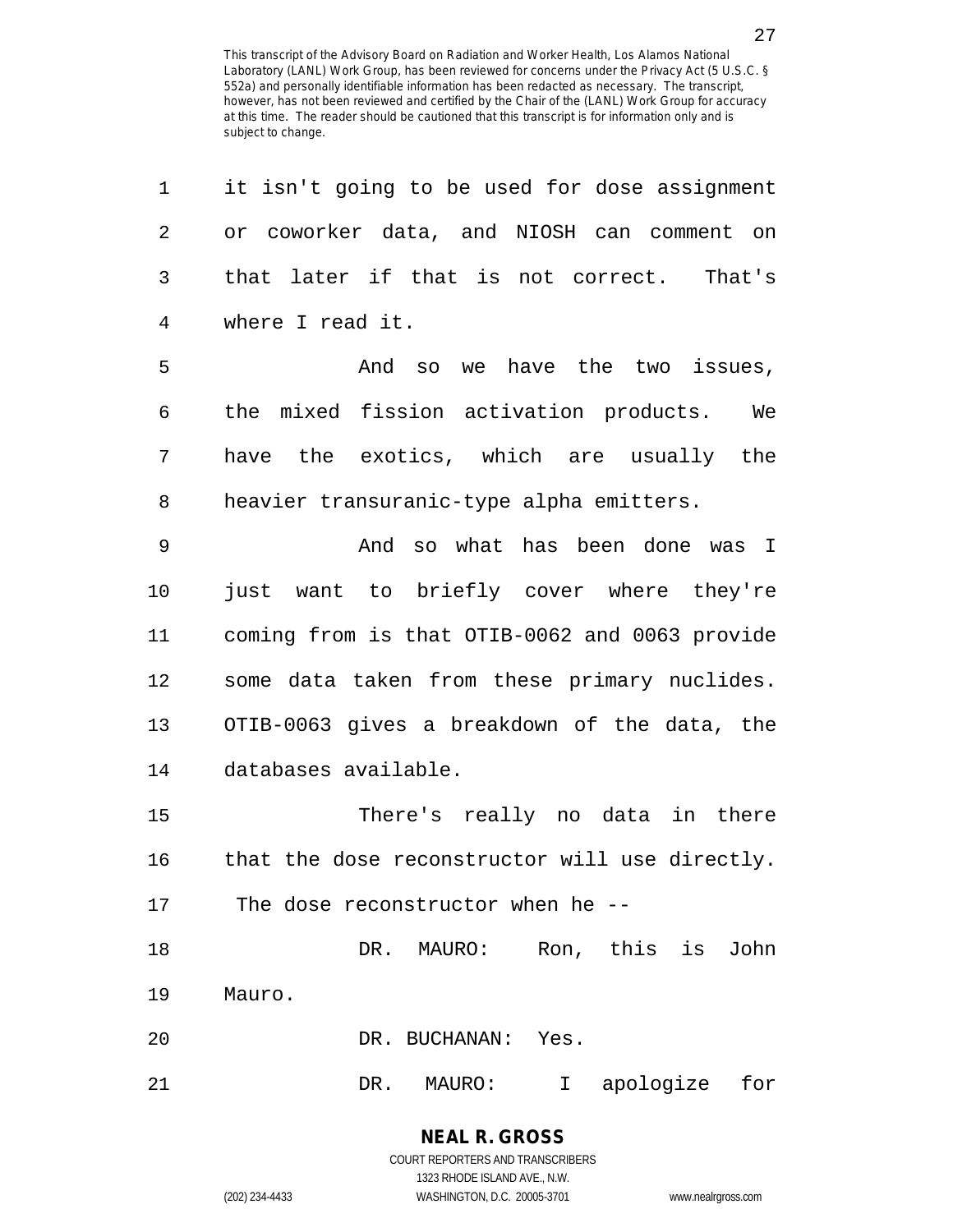it isn't going to be used for dose assignment or coworker data, and NIOSH can comment on that later if that is not correct. That's where I read it.

And so we have the two issues, the mixed fission activation products. We have the exotics, which are usually the heavier transuranic-type alpha emitters.

And so what has been done was I just want to briefly cover where they're coming from is that OTIB-0062 and 0063 provide some data taken from these primary nuclides. OTIB-0063 gives a breakdown of the data, the databases available.

There's really no data in there that the dose reconstructor will use directly. The dose reconstructor when he --

DR. MAURO: Ron, this is John Mauro.

DR. BUCHANAN: Yes.

DR. MAURO: I apologize for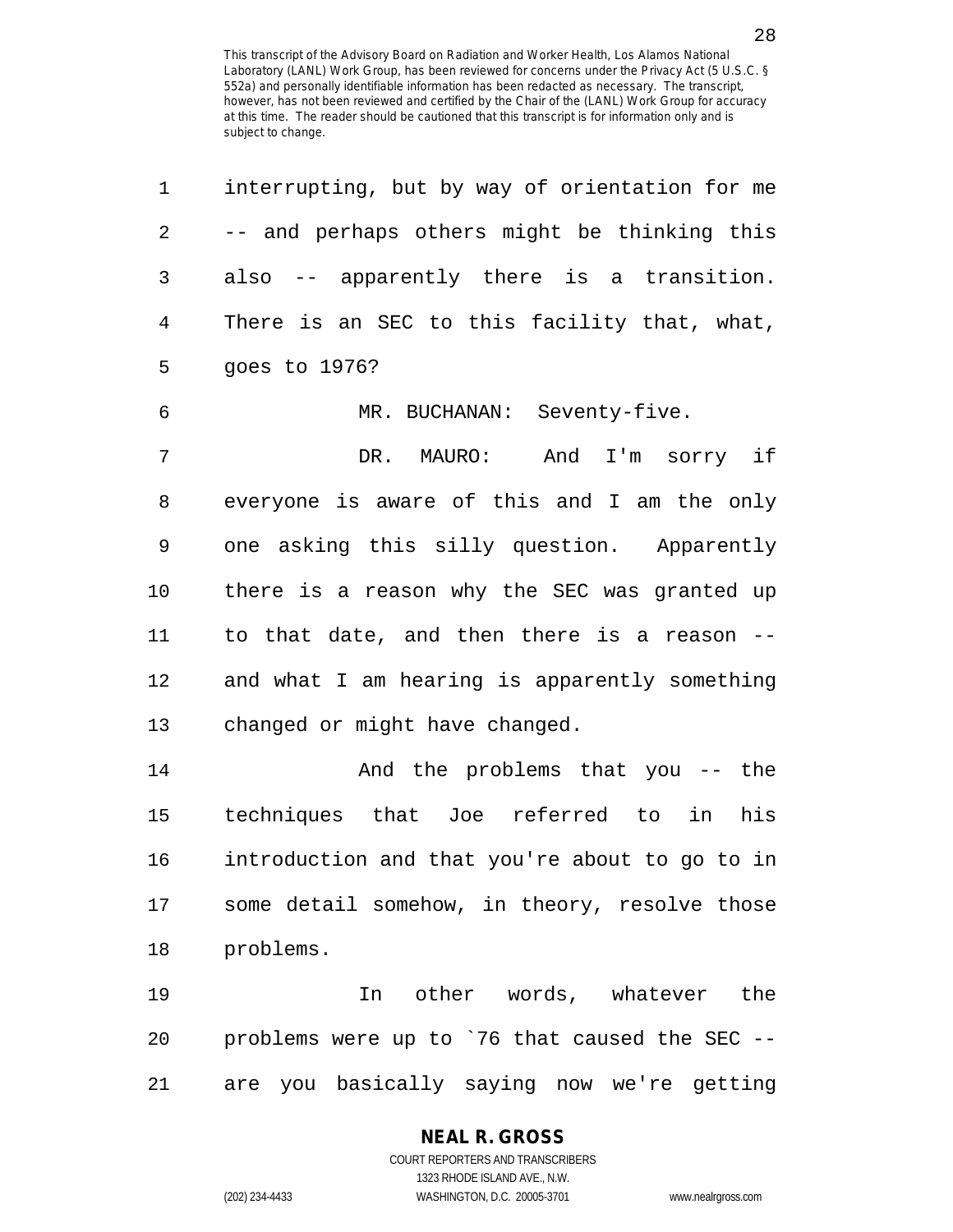interrupting, but by way of orientation for me -- and perhaps others might be thinking this also -- apparently there is a transition. There is an SEC to this facility that, what, goes to 1976?

MR. BUCHANAN: Seventy-five.

DR. MAURO: And I'm sorry if everyone is aware of this and I am the only one asking this silly question. Apparently there is a reason why the SEC was granted up to that date, and then there is a reason -- and what I am hearing is apparently something changed or might have changed.

And the problems that you -- the techniques that Joe referred to in his introduction and that you're about to go to in some detail somehow, in theory, resolve those problems.

In other words, whatever the problems were up to `76 that caused the SEC -- are you basically saying now we're getting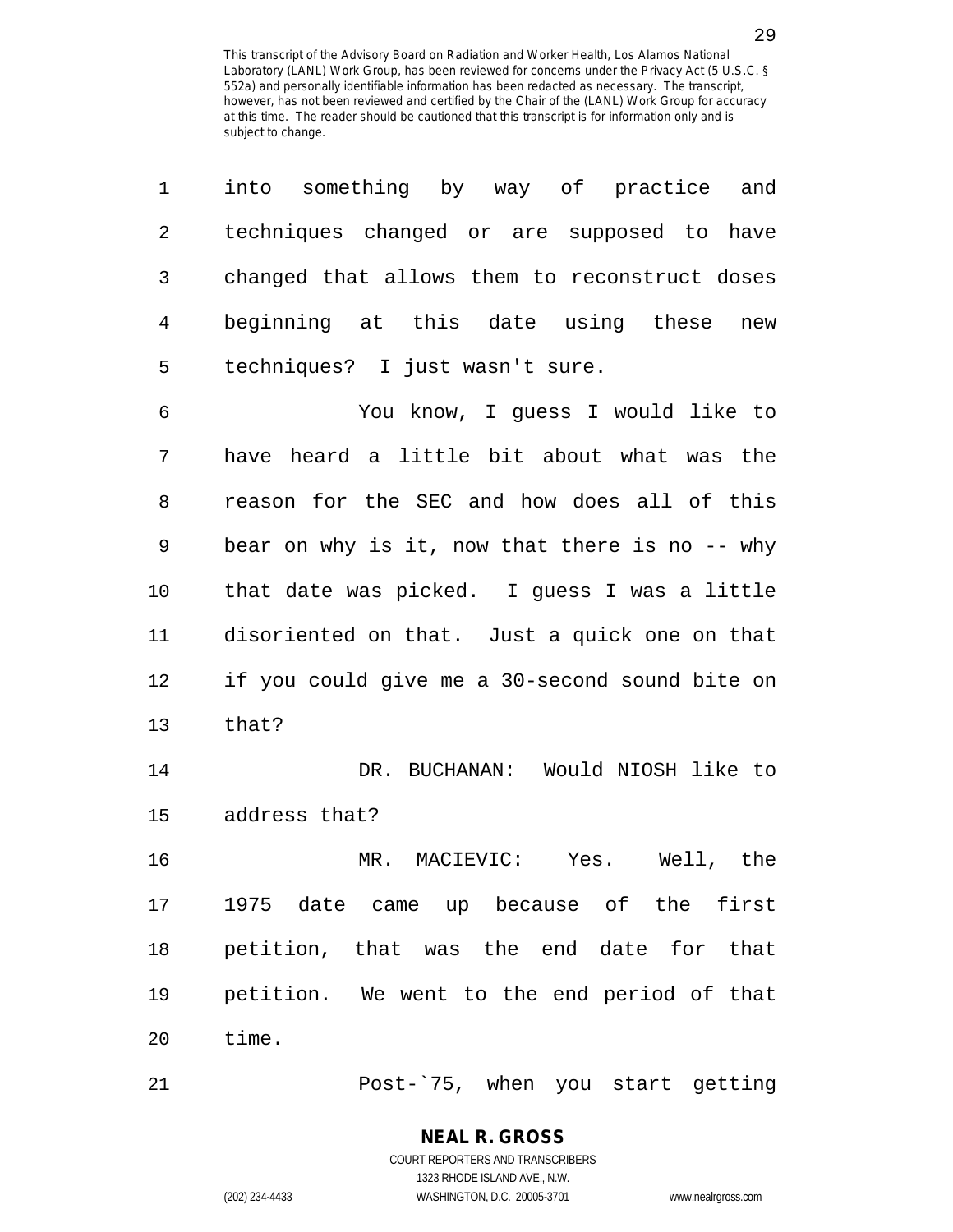into something by way of practice and techniques changed or are supposed to have changed that allows them to reconstruct doses beginning at this date using these new techniques? I just wasn't sure.

You know, I guess I would like to have heard a little bit about what was the reason for the SEC and how does all of this bear on why is it, now that there is no -- why that date was picked. I guess I was a little disoriented on that. Just a quick one on that if you could give me a 30-second sound bite on that?

DR. BUCHANAN: Would NIOSH like to address that?

MR. MACIEVIC: Yes. Well, the 1975 date came up because of the first petition, that was the end date for that petition. We went to the end period of that time.

Post-`75, when you start getting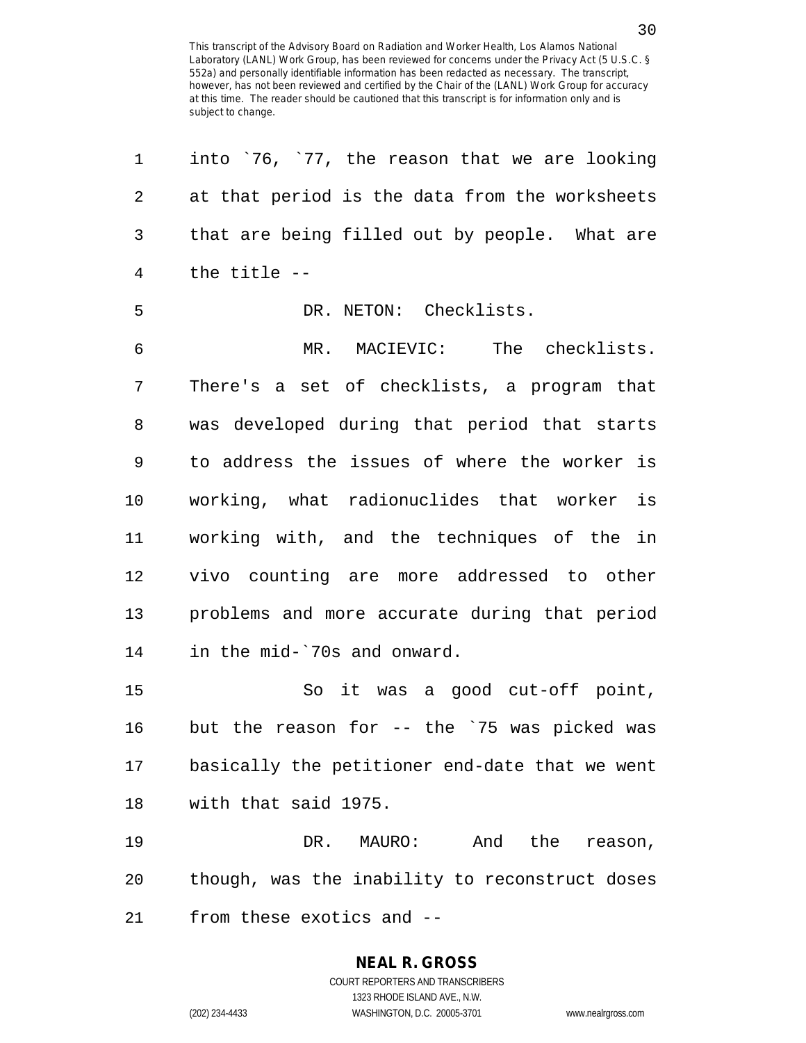into `76, `77, the reason that we are looking at that period is the data from the worksheets that are being filled out by people. What are the title --

DR. NETON: Checklists.

MR. MACIEVIC: The checklists. There's a set of checklists, a program that was developed during that period that starts to address the issues of where the worker is working, what radionuclides that worker is working with, and the techniques of the in vivo counting are more addressed to other problems and more accurate during that period in the mid-`70s and onward.

So it was a good cut-off point, but the reason for -- the `75 was picked was basically the petitioner end-date that we went with that said 1975.

DR. MAURO: And the reason, though, was the inability to reconstruct doses from these exotics and --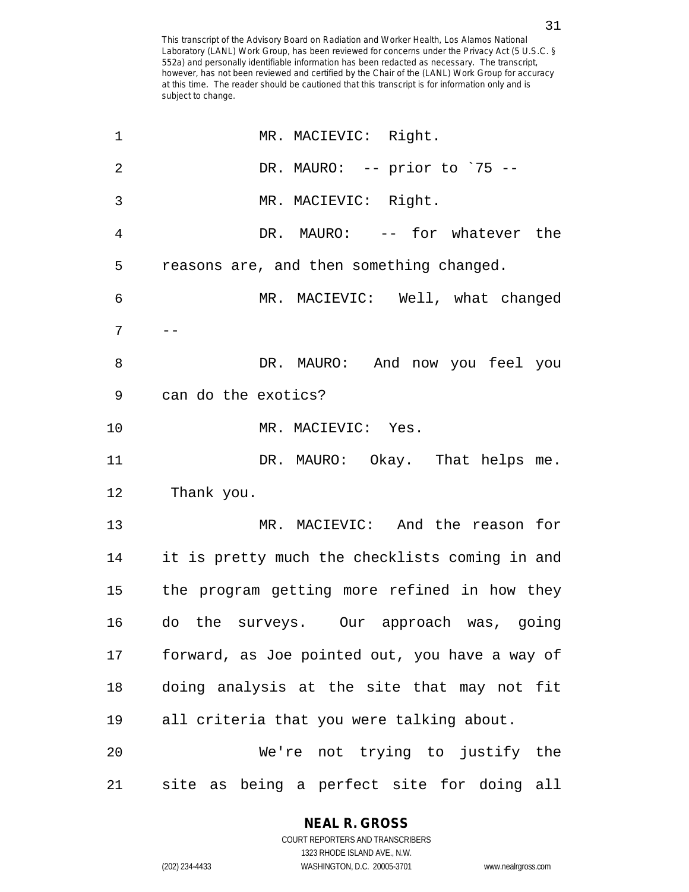MR. MACIEVIC: Right.

DR. MAURO: -- prior to `75 --

MR. MACIEVIC: Right.

DR. MAURO: -- for whatever the reasons are, and then something changed.

MR. MACIEVIC: Well, what changed --

DR. MAURO: And now you feel you can do the exotics?

MR. MACIEVIC: Yes.

DR. MAURO: Okay. That helps me. Thank you.

MR. MACIEVIC: And the reason for it is pretty much the checklists coming in and the program getting more refined in how they do the surveys. Our approach was, going forward, as Joe pointed out, you have a way of doing analysis at the site that may not fit all criteria that you were talking about.

We're not trying to justify the site as being a perfect site for doing all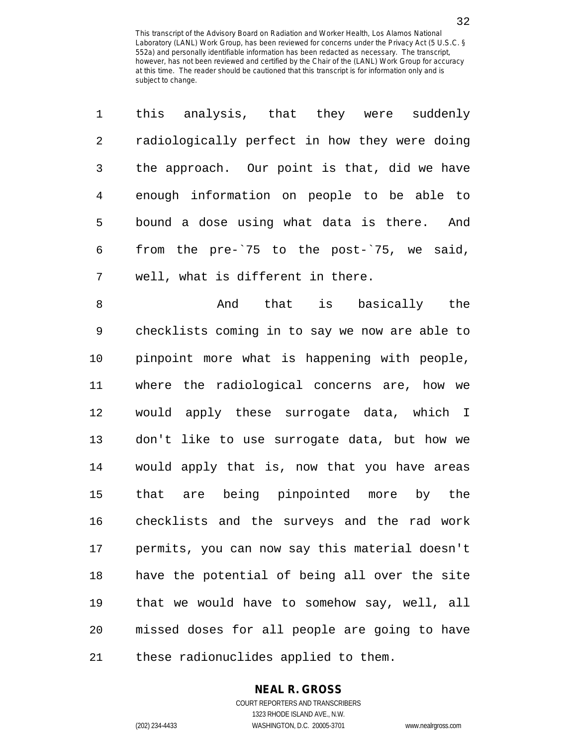this analysis, that they were suddenly radiologically perfect in how they were doing the approach. Our point is that, did we have enough information on people to be able to bound a dose using what data is there. And from the pre-`75 to the post-`75, we said, well, what is different in there.

And that is basically the checklists coming in to say we now are able to pinpoint more what is happening with people, where the radiological concerns are, how we would apply these surrogate data, which I don't like to use surrogate data, but how we would apply that is, now that you have areas that are being pinpointed more by the checklists and the surveys and the rad work permits, you can now say this material doesn't have the potential of being all over the site that we would have to somehow say, well, all missed doses for all people are going to have these radionuclides applied to them.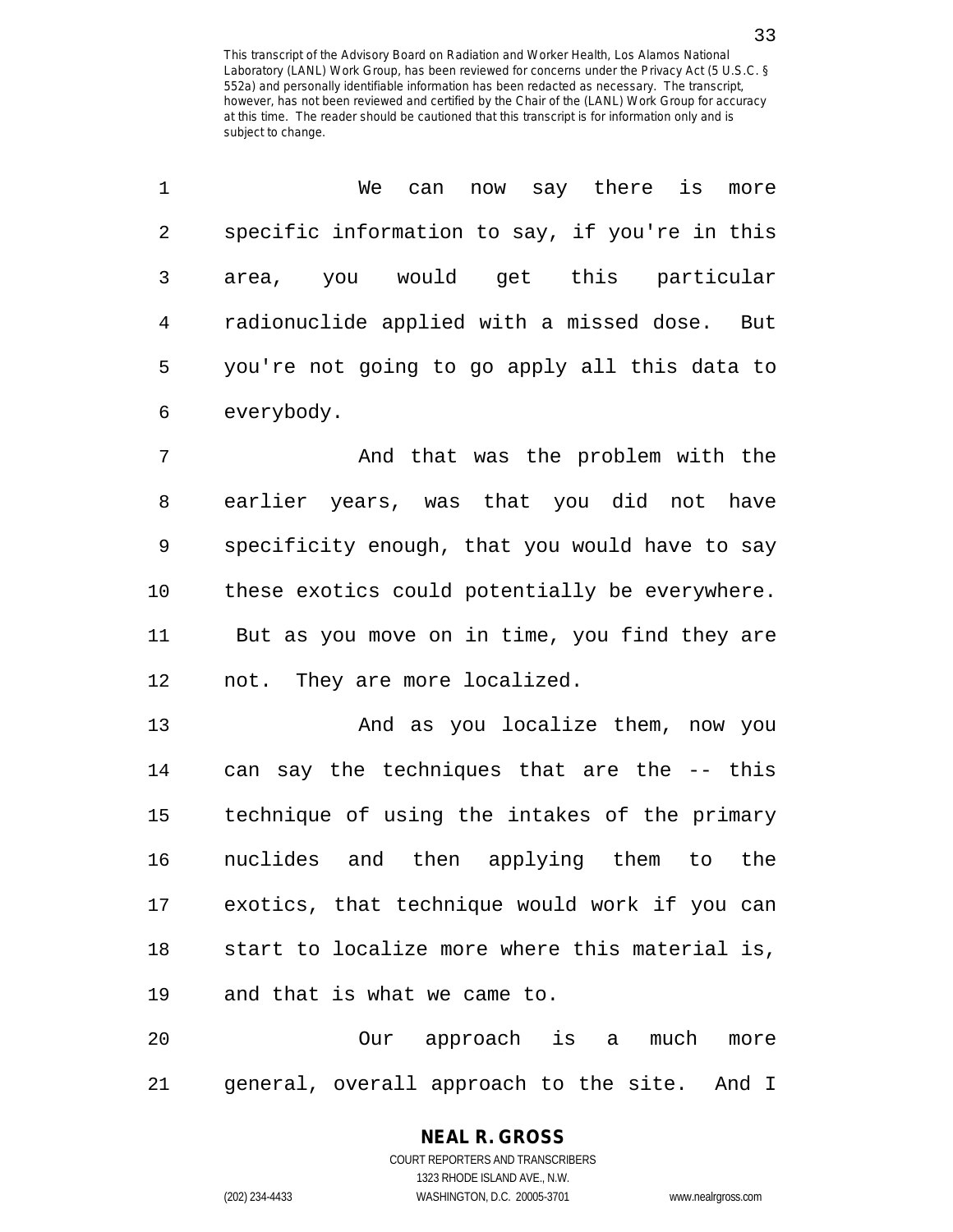We can now say there is more specific information to say, if you're in this area, you would get this particular radionuclide applied with a missed dose. But you're not going to go apply all this data to everybody.

And that was the problem with the earlier years, was that you did not have specificity enough, that you would have to say these exotics could potentially be everywhere. But as you move on in time, you find they are not. They are more localized.

And as you localize them, now you can say the techniques that are the -- this technique of using the intakes of the primary nuclides and then applying them to the exotics, that technique would work if you can start to localize more where this material is, and that is what we came to.

Our approach is a much more general, overall approach to the site. And I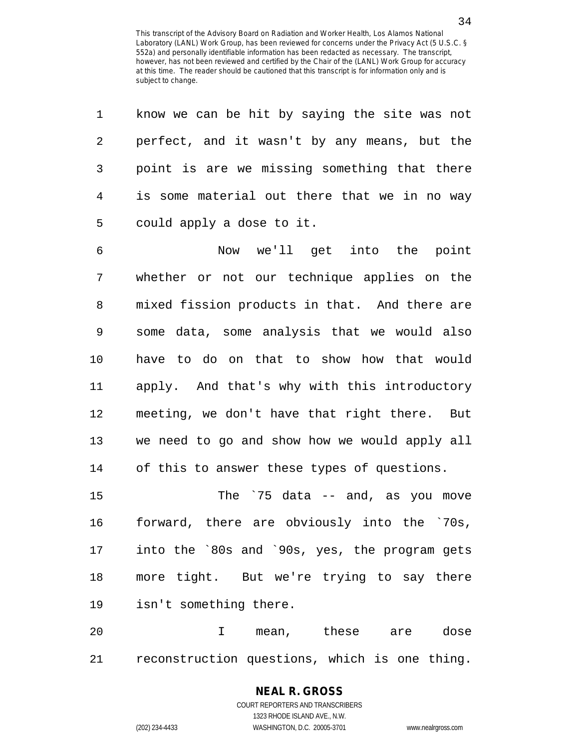know we can be hit by saying the site was not perfect, and it wasn't by any means, but the point is are we missing something that there is some material out there that we in no way could apply a dose to it.

Now we'll get into the point whether or not our technique applies on the mixed fission products in that. And there are some data, some analysis that we would also have to do on that to show how that would apply. And that's why with this introductory meeting, we don't have that right there. But we need to go and show how we would apply all of this to answer these types of questions.

The `75 data -- and, as you move forward, there are obviously into the `70s, into the `80s and `90s, yes, the program gets more tight. But we're trying to say there isn't something there.

I mean, these are dose reconstruction questions, which is one thing.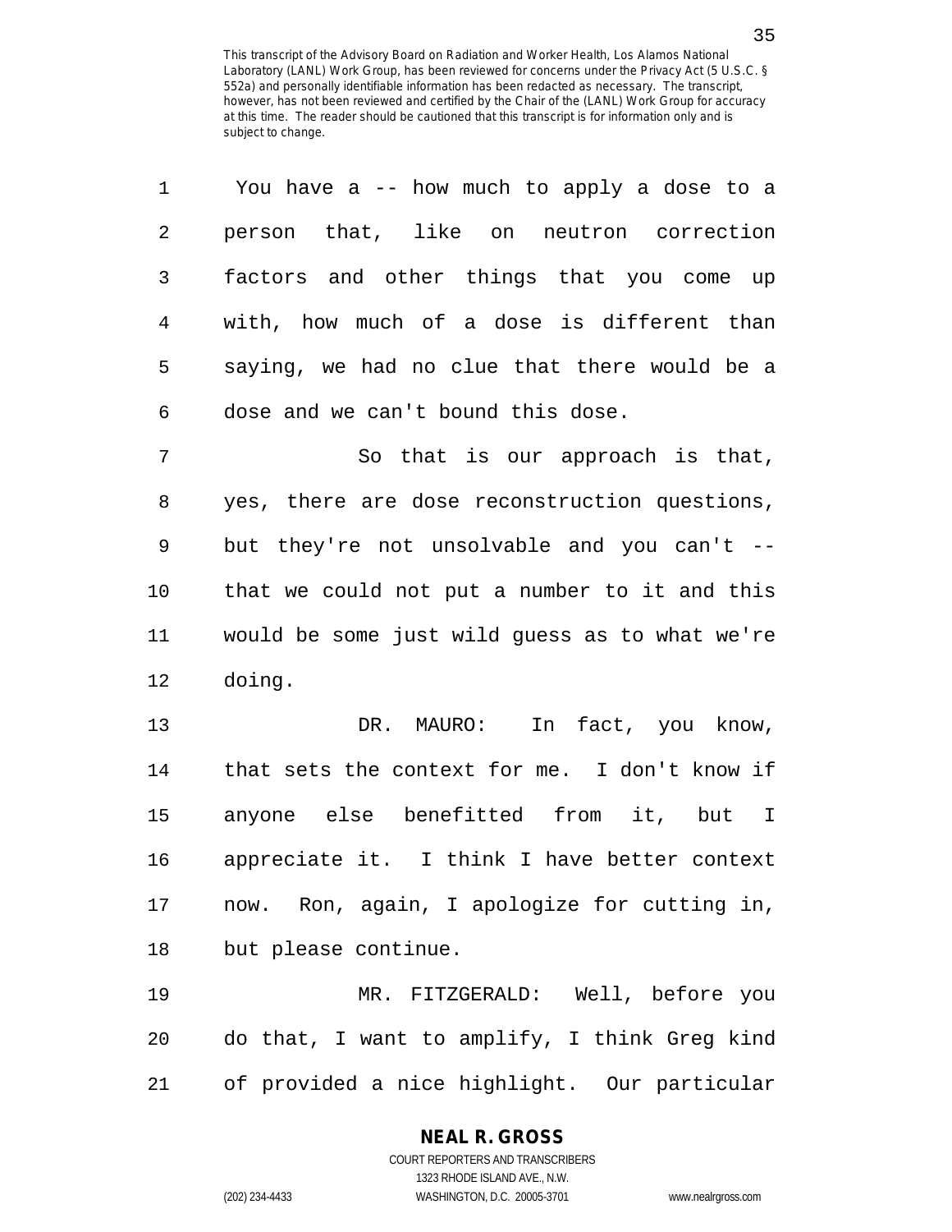You have a -- how much to apply a dose to a person that, like on neutron correction factors and other things that you come up with, how much of a dose is different than saying, we had no clue that there would be a dose and we can't bound this dose.

So that is our approach is that, yes, there are dose reconstruction questions, but they're not unsolvable and you can't -- that we could not put a number to it and this would be some just wild guess as to what we're doing.

DR. MAURO: In fact, you know, that sets the context for me. I don't know if anyone else benefitted from it, but I appreciate it. I think I have better context now. Ron, again, I apologize for cutting in, but please continue.

MR. FITZGERALD: Well, before you do that, I want to amplify, I think Greg kind of provided a nice highlight. Our particular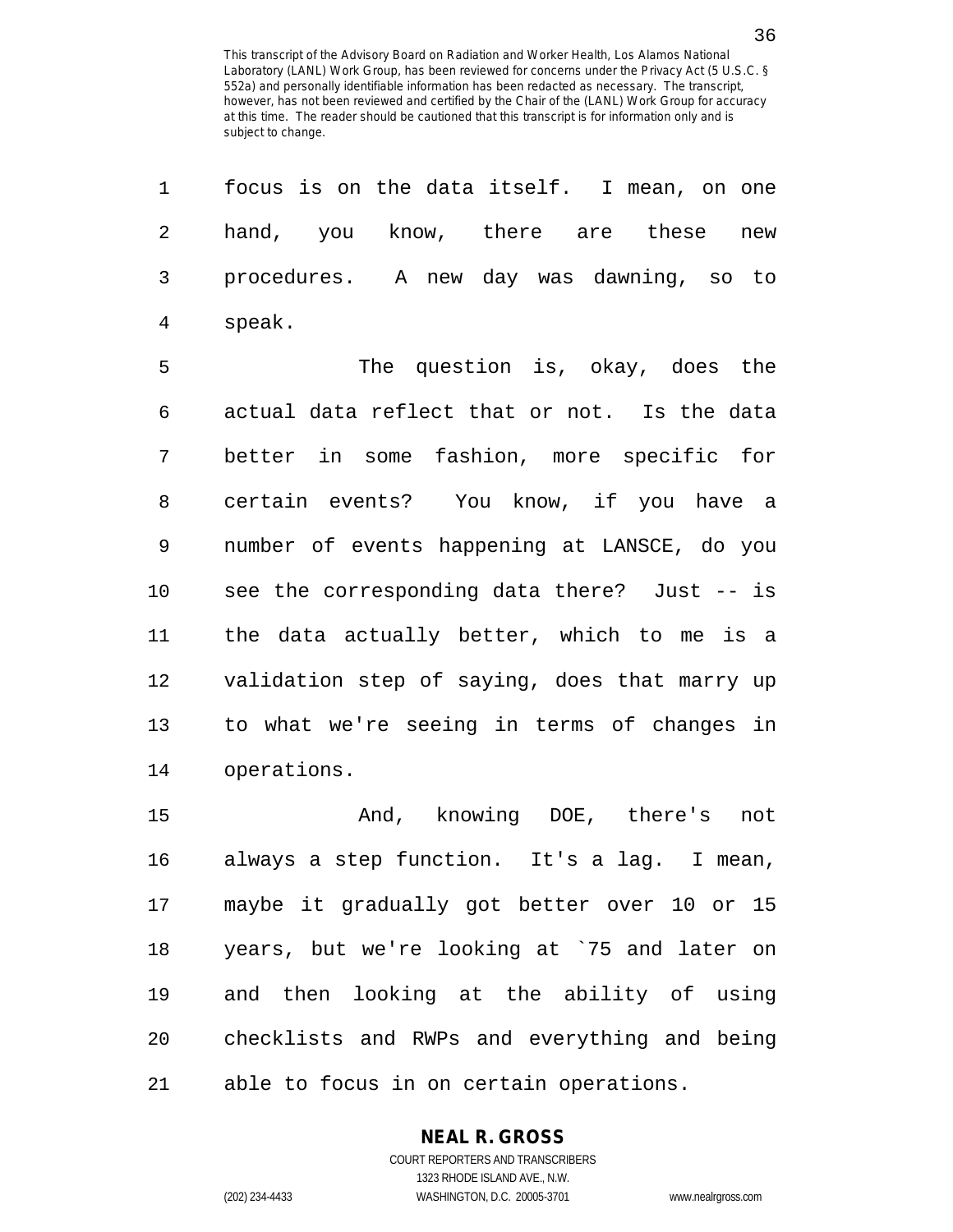focus is on the data itself. I mean, on one hand, you know, there are these new procedures. A new day was dawning, so to speak.

The question is, okay, does the actual data reflect that or not. Is the data better in some fashion, more specific for certain events? You know, if you have a number of events happening at LANSCE, do you see the corresponding data there? Just -- is the data actually better, which to me is a validation step of saying, does that marry up to what we're seeing in terms of changes in operations.

And, knowing DOE, there's not always a step function. It's a lag. I mean, maybe it gradually got better over 10 or 15 years, but we're looking at `75 and later on and then looking at the ability of using checklists and RWPs and everything and being able to focus in on certain operations.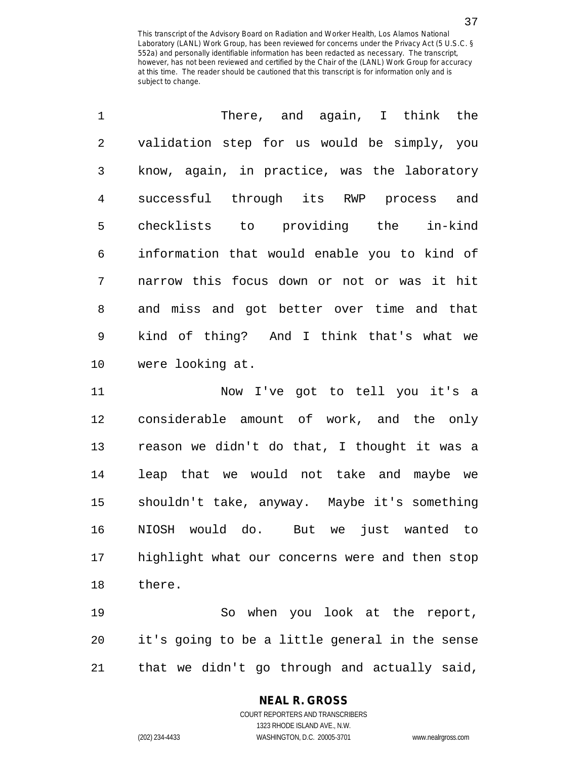There, and again, I think the validation step for us would be simply, you know, again, in practice, was the laboratory successful through its RWP process and checklists to providing the in-kind information that would enable you to kind of narrow this focus down or not or was it hit and miss and got better over time and that kind of thing? And I think that's what we were looking at.

Now I've got to tell you it's a considerable amount of work, and the only reason we didn't do that, I thought it was a leap that we would not take and maybe we shouldn't take, anyway. Maybe it's something NIOSH would do. But we just wanted to highlight what our concerns were and then stop there.

So when you look at the report, it's going to be a little general in the sense that we didn't go through and actually said,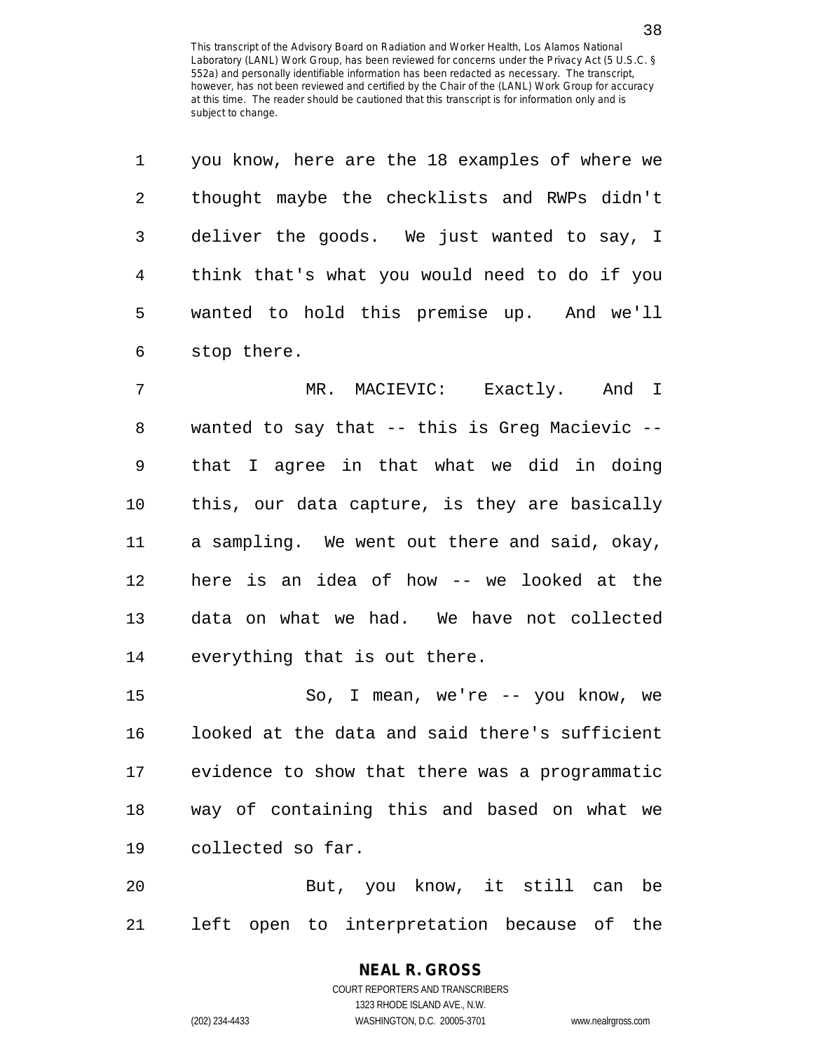you know, here are the 18 examples of where we thought maybe the checklists and RWPs didn't deliver the goods. We just wanted to say, I think that's what you would need to do if you wanted to hold this premise up. And we'll stop there.

MR. MACIEVIC: Exactly. And I wanted to say that -- this is Greg Macievic -- that I agree in that what we did in doing this, our data capture, is they are basically a sampling. We went out there and said, okay, here is an idea of how -- we looked at the data on what we had. We have not collected everything that is out there.

So, I mean, we're -- you know, we looked at the data and said there's sufficient evidence to show that there was a programmatic way of containing this and based on what we collected so far.

But, you know, it still can be left open to interpretation because of the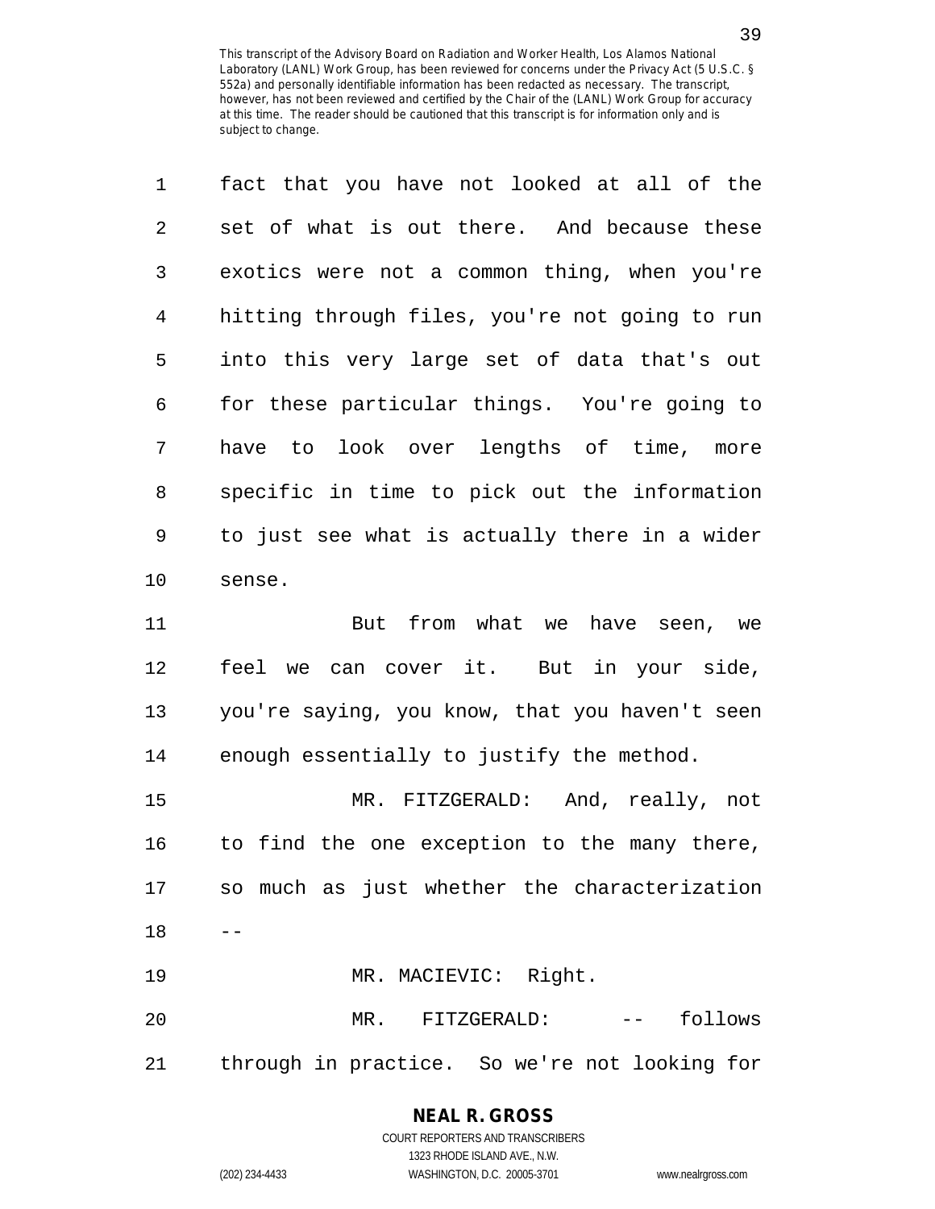fact that you have not looked at all of the set of what is out there. And because these exotics were not a common thing, when you're hitting through files, you're not going to run into this very large set of data that's out for these particular things. You're going to have to look over lengths of time, more specific in time to pick out the information to just see what is actually there in a wider sense.

But from what we have seen, we feel we can cover it. But in your side, you're saying, you know, that you haven't seen enough essentially to justify the method.

MR. FITZGERALD: And, really, not to find the one exception to the many there, so much as just whether the characterization --

MR. MACIEVIC: Right.

MR. FITZGERALD: -- follows through in practice. So we're not looking for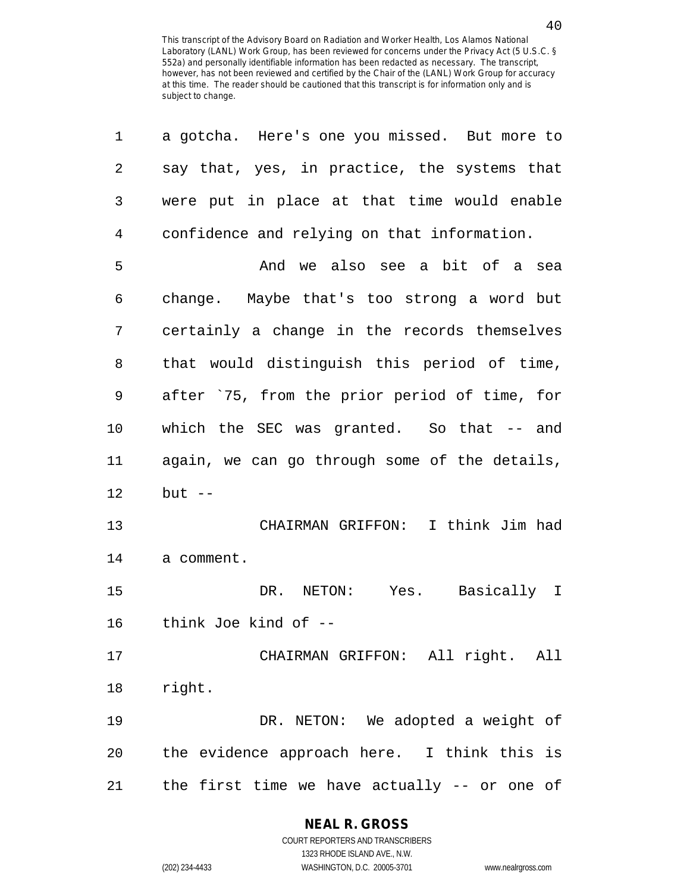a gotcha. Here's one you missed. But more to say that, yes, in practice, the systems that were put in place at that time would enable confidence and relying on that information.

And we also see a bit of a sea change. Maybe that's too strong a word but certainly a change in the records themselves that would distinguish this period of time, after `75, from the prior period of time, for which the SEC was granted. So that -- and again, we can go through some of the details, but --

CHAIRMAN GRIFFON: I think Jim had a comment.

DR. NETON: Yes. Basically I think Joe kind of --

CHAIRMAN GRIFFON: All right. All right.

DR. NETON: We adopted a weight of the evidence approach here. I think this is the first time we have actually -- or one of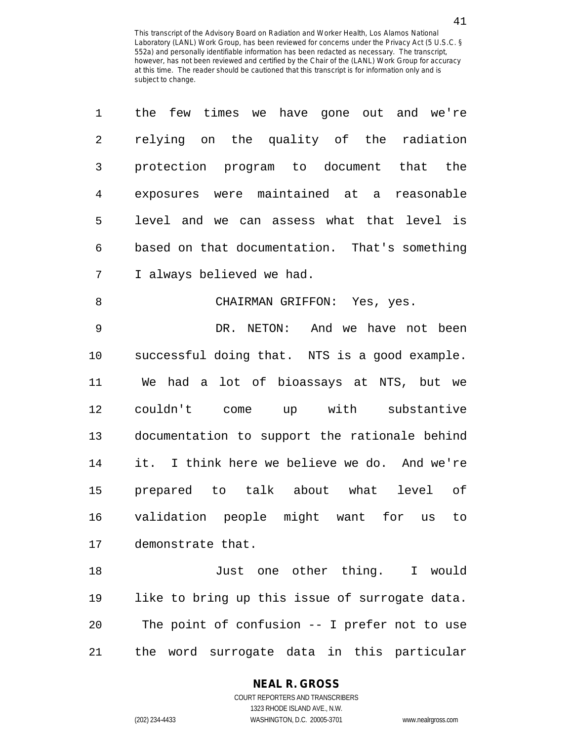the few times we have gone out and we're relying on the quality of the radiation protection program to document that the exposures were maintained at a reasonable level and we can assess what that level is based on that documentation. That's something I always believed we had.

CHAIRMAN GRIFFON: Yes, yes.

DR. NETON: And we have not been successful doing that. NTS is a good example. We had a lot of bioassays at NTS, but we couldn't come up with substantive documentation to support the rationale behind it. I think here we believe we do. And we're prepared to talk about what level of validation people might want for us to demonstrate that.

Just one other thing. I would like to bring up this issue of surrogate data. The point of confusion -- I prefer not to use the word surrogate data in this particular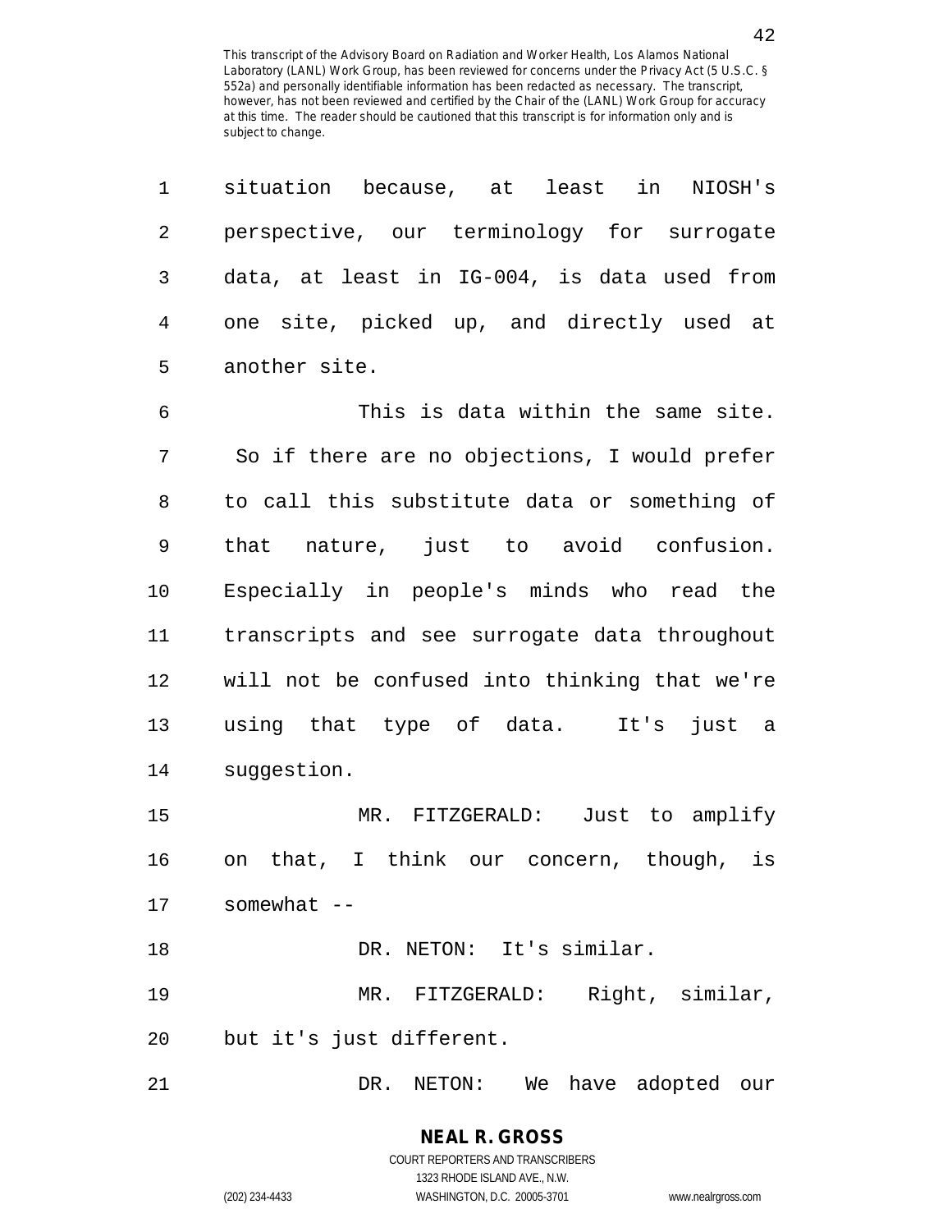situation because, at least in NIOSH's perspective, our terminology for surrogate data, at least in IG-004, is data used from one site, picked up, and directly used at another site.

This is data within the same site. So if there are no objections, I would prefer to call this substitute data or something of that nature, just to avoid confusion. Especially in people's minds who read the transcripts and see surrogate data throughout will not be confused into thinking that we're using that type of data. It's just a suggestion.

MR. FITZGERALD: Just to amplify on that, I think our concern, though, is somewhat --

DR. NETON: It's similar.

MR. FITZGERALD: Right, similar, but it's just different.

DR. NETON: We have adopted our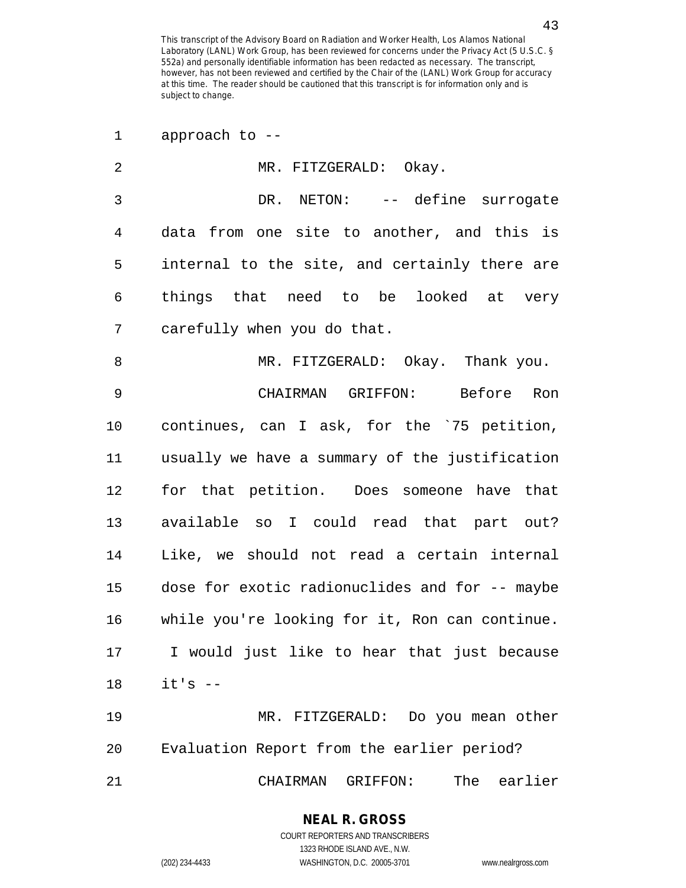approach to --

MR. FITZGERALD: Okay.

DR. NETON: -- define surrogate data from one site to another, and this is internal to the site, and certainly there are things that need to be looked at very carefully when you do that.

MR. FITZGERALD: Okay. Thank you.

CHAIRMAN GRIFFON: Before Ron continues, can I ask, for the `75 petition, usually we have a summary of the justification for that petition. Does someone have that available so I could read that part out? Like, we should not read a certain internal dose for exotic radionuclides and for -- maybe while you're looking for it, Ron can continue. I would just like to hear that just because it's --

MR. FITZGERALD: Do you mean other Evaluation Report from the earlier period?

CHAIRMAN GRIFFON: The earlier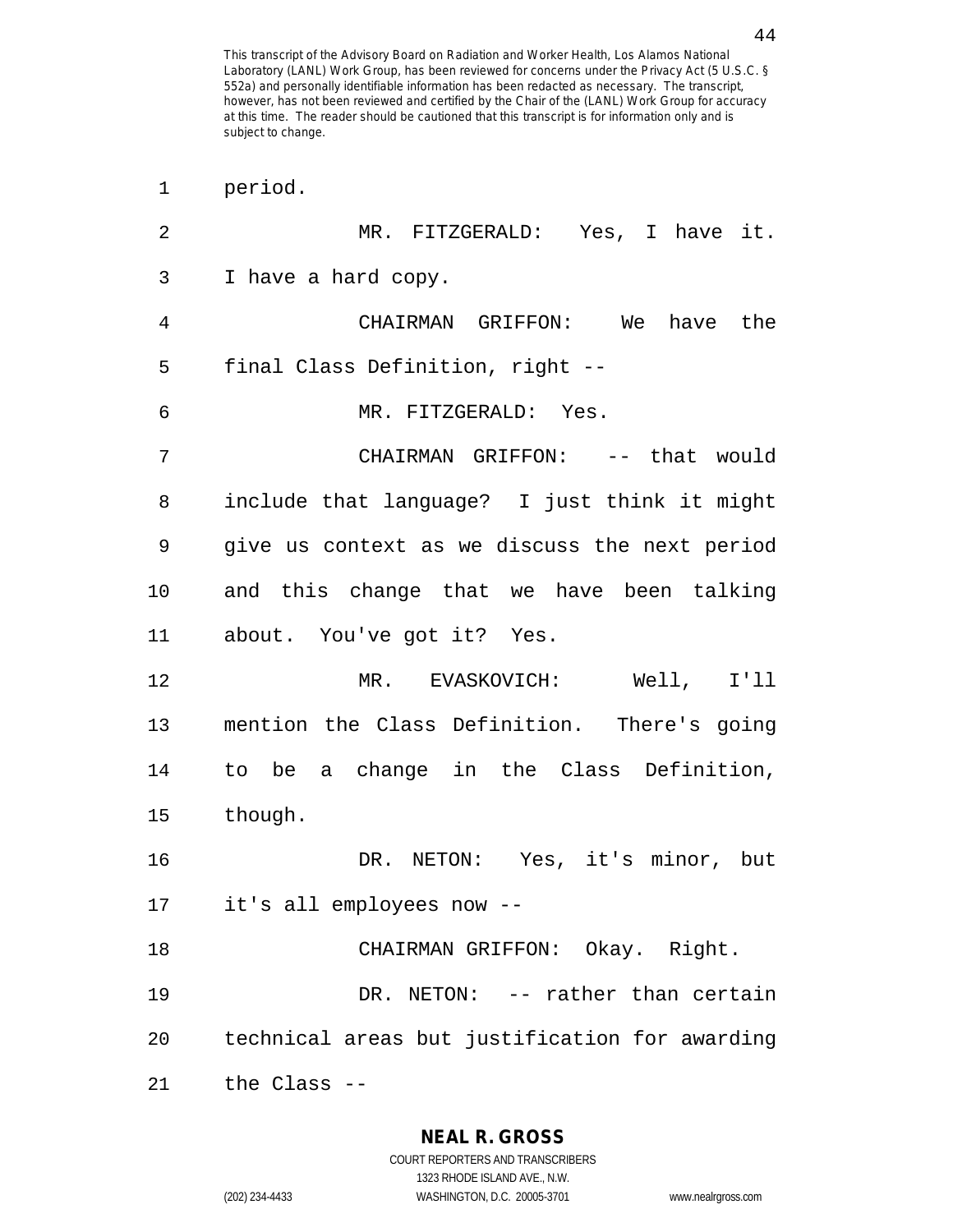period.

MR. FITZGERALD: Yes, I have it. I have a hard copy.

CHAIRMAN GRIFFON: We have the final Class Definition, right --

MR. FITZGERALD: Yes.

CHAIRMAN GRIFFON: -- that would include that language? I just think it might give us context as we discuss the next period and this change that we have been talking about. You've got it? Yes.

MR. EVASKOVICH: Well, I'll mention the Class Definition. There's going to be a change in the Class Definition, though.

DR. NETON: Yes, it's minor, but it's all employees now --

CHAIRMAN GRIFFON: Okay. Right.

DR. NETON: -- rather than certain technical areas but justification for awarding the Class --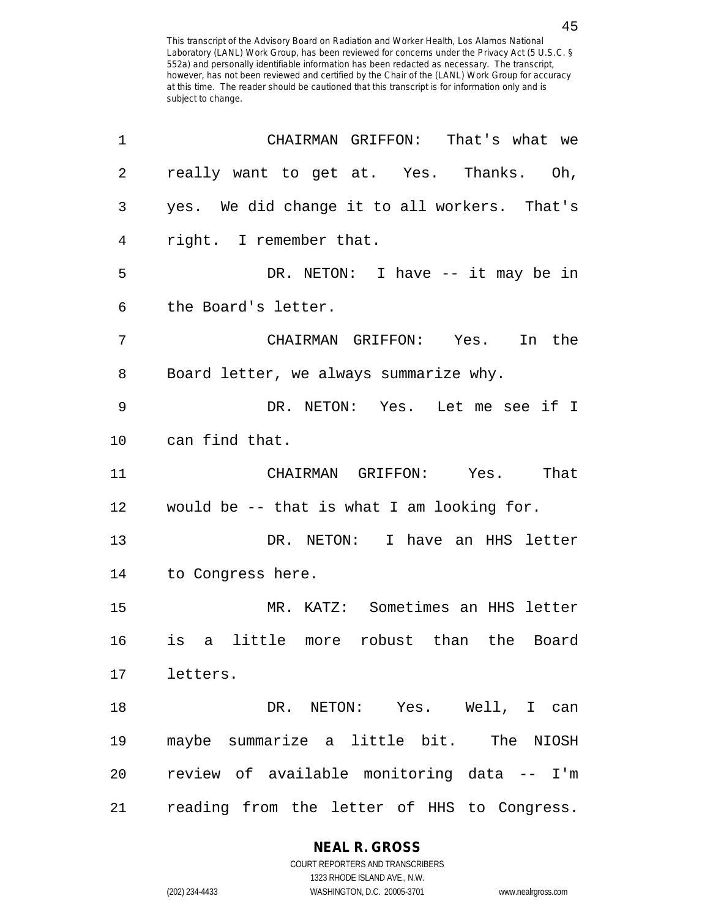CHAIRMAN GRIFFON: That's what we really want to get at. Yes. Thanks. Oh, yes. We did change it to all workers. That's right. I remember that.

DR. NETON: I have -- it may be in the Board's letter.

CHAIRMAN GRIFFON: Yes. In the Board letter, we always summarize why.

DR. NETON: Yes. Let me see if I can find that.

CHAIRMAN GRIFFON: Yes. That would be -- that is what I am looking for.

DR. NETON: I have an HHS letter to Congress here.

MR. KATZ: Sometimes an HHS letter is a little more robust than the Board letters.

DR. NETON: Yes. Well, I can maybe summarize a little bit. The NIOSH review of available monitoring data -- I'm reading from the letter of HHS to Congress.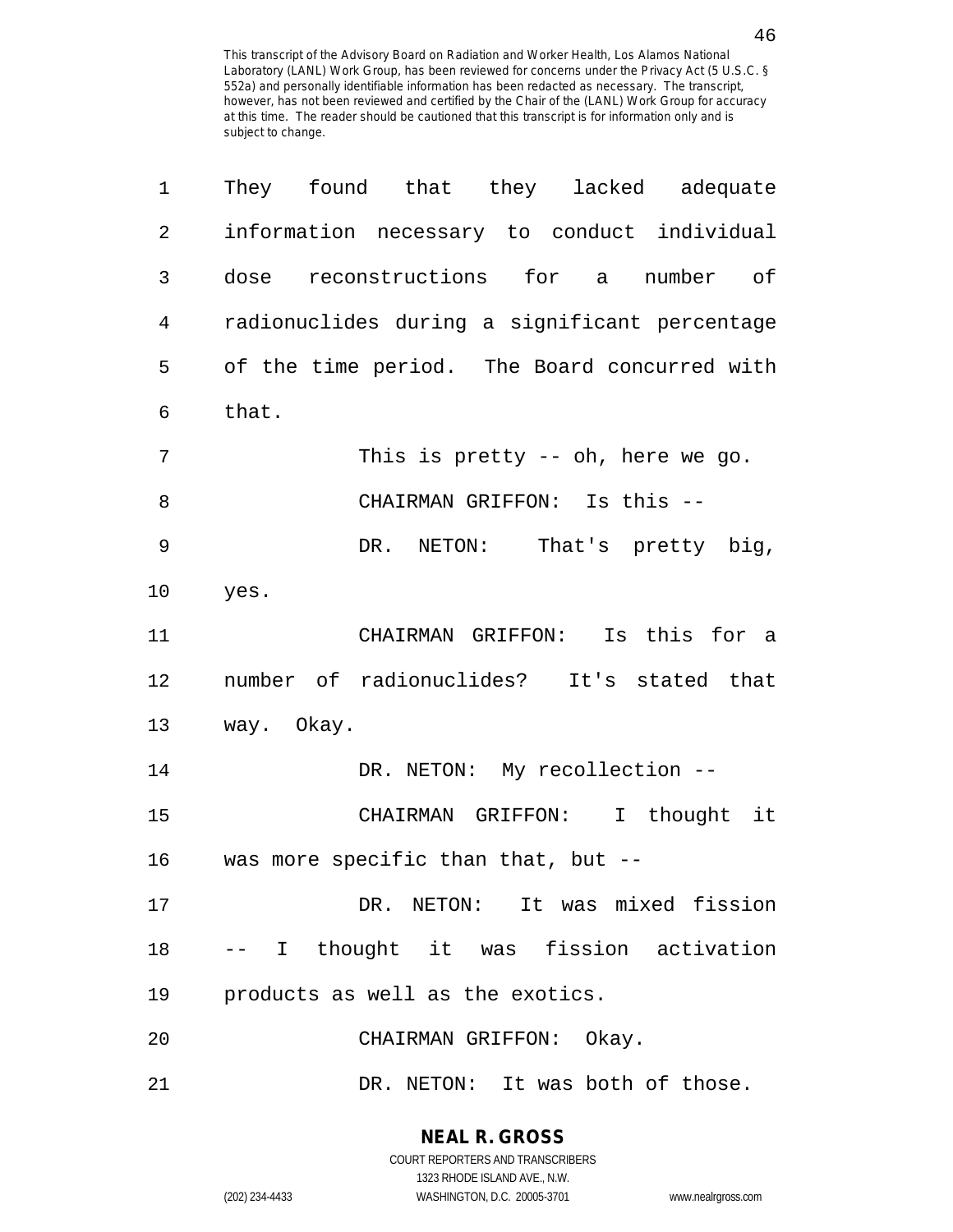They found that they lacked adequate information necessary to conduct individual dose reconstructions for a number of radionuclides during a significant percentage of the time period. The Board concurred with that.

This is pretty -- oh, here we go.

CHAIRMAN GRIFFON: Is this --

DR. NETON: That's pretty big, yes.

CHAIRMAN GRIFFON: Is this for a number of radionuclides? It's stated that way. Okay.

DR. NETON: My recollection --

CHAIRMAN GRIFFON: I thought it was more specific than that, but --

DR. NETON: It was mixed fission -- I thought it was fission activation products as well as the exotics.

CHAIRMAN GRIFFON: Okay.

DR. NETON: It was both of those.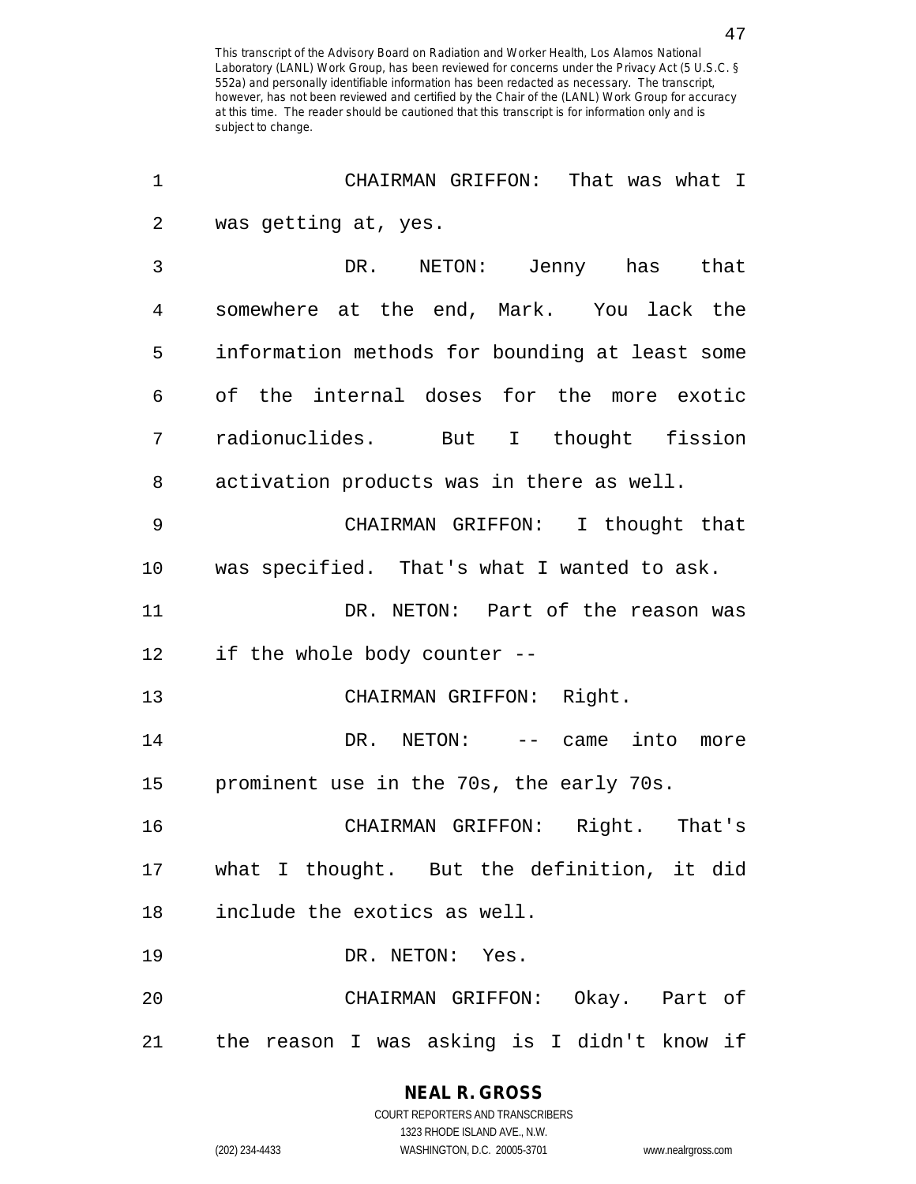CHAIRMAN GRIFFON: That was what I was getting at, yes.

DR. NETON: Jenny has that somewhere at the end, Mark. You lack the information methods for bounding at least some of the internal doses for the more exotic radionuclides. But I thought fission activation products was in there as well.

CHAIRMAN GRIFFON: I thought that was specified. That's what I wanted to ask.

DR. NETON: Part of the reason was if the whole body counter --

CHAIRMAN GRIFFON: Right.

DR. NETON: -- came into more prominent use in the 70s, the early 70s.

CHAIRMAN GRIFFON: Right. That's what I thought. But the definition, it did include the exotics as well.

DR. NETON: Yes.

CHAIRMAN GRIFFON: Okay. Part of the reason I was asking is I didn't know if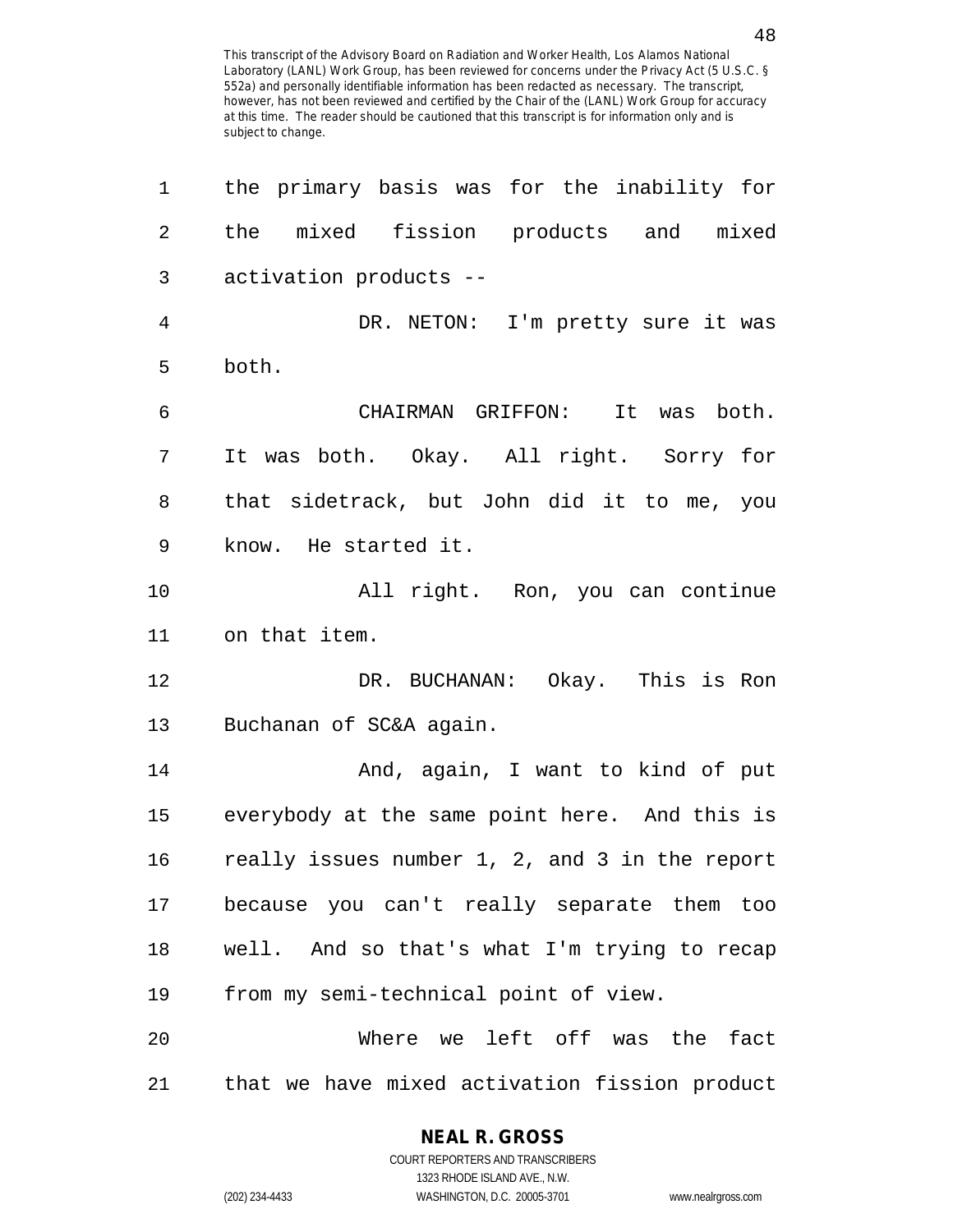the primary basis was for the inability for the mixed fission products and mixed activation products --

DR. NETON: I'm pretty sure it was both.

CHAIRMAN GRIFFON: It was both. It was both. Okay. All right. Sorry for that sidetrack, but John did it to me, you know. He started it.

All right. Ron, you can continue on that item.

DR. BUCHANAN: Okay. This is Ron Buchanan of SC&A again.

And, again, I want to kind of put everybody at the same point here. And this is really issues number 1, 2, and 3 in the report because you can't really separate them too well. And so that's what I'm trying to recap from my semi-technical point of view.

Where we left off was the fact that we have mixed activation fission product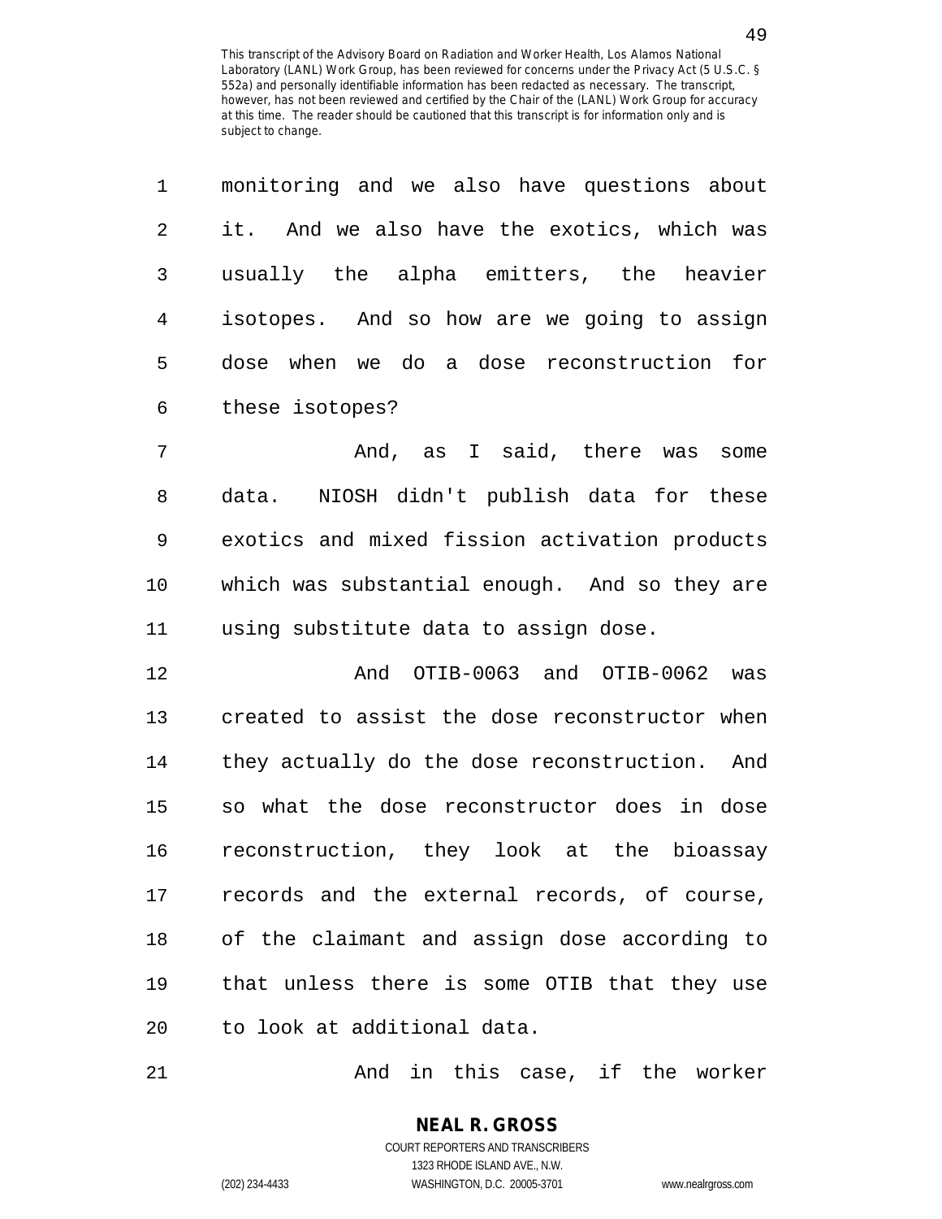monitoring and we also have questions about it. And we also have the exotics, which was usually the alpha emitters, the heavier isotopes. And so how are we going to assign dose when we do a dose reconstruction for these isotopes?

And, as I said, there was some data. NIOSH didn't publish data for these exotics and mixed fission activation products which was substantial enough. And so they are using substitute data to assign dose.

And OTIB-0063 and OTIB-0062 was created to assist the dose reconstructor when they actually do the dose reconstruction. And so what the dose reconstructor does in dose reconstruction, they look at the bioassay records and the external records, of course, of the claimant and assign dose according to that unless there is some OTIB that they use to look at additional data.

And in this case, if the worker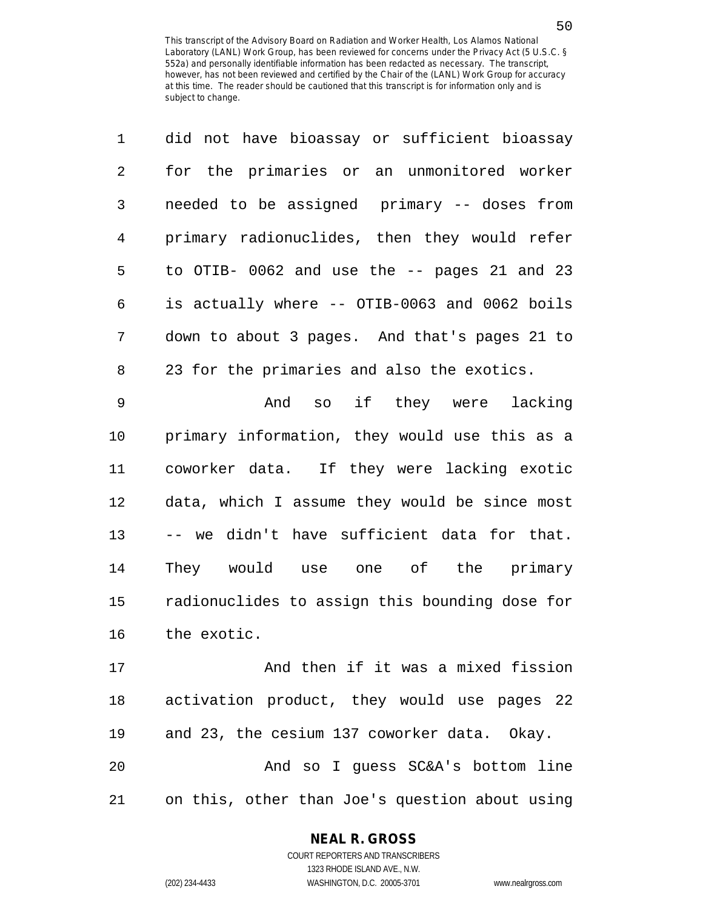did not have bioassay or sufficient bioassay for the primaries or an unmonitored worker needed to be assigned primary -- doses from primary radionuclides, then they would refer to OTIB- 0062 and use the -- pages 21 and 23 is actually where -- OTIB-0063 and 0062 boils down to about 3 pages. And that's pages 21 to 23 for the primaries and also the exotics.

And so if they were lacking primary information, they would use this as a coworker data. If they were lacking exotic data, which I assume they would be since most -- we didn't have sufficient data for that. They would use one of the primary radionuclides to assign this bounding dose for the exotic.

And then if it was a mixed fission activation product, they would use pages 22 and 23, the cesium 137 coworker data. Okay.

And so I guess SC&A's bottom line on this, other than Joe's question about using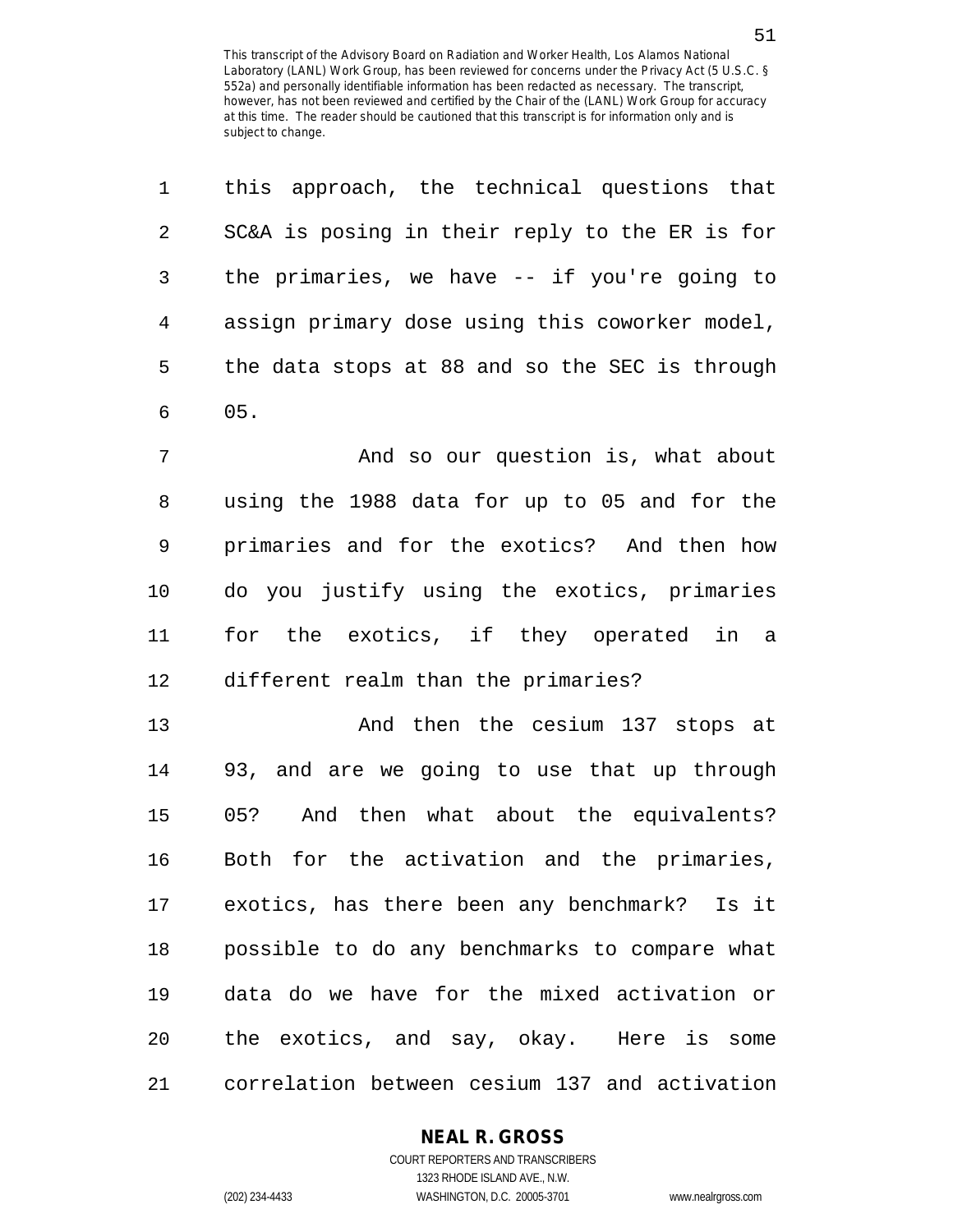this approach, the technical questions that SC&A is posing in their reply to the ER is for the primaries, we have -- if you're going to assign primary dose using this coworker model, the data stops at 88 and so the SEC is through 05.

And so our question is, what about using the 1988 data for up to 05 and for the primaries and for the exotics? And then how do you justify using the exotics, primaries for the exotics, if they operated in a different realm than the primaries?

And then the cesium 137 stops at 93, and are we going to use that up through 05? And then what about the equivalents? Both for the activation and the primaries, exotics, has there been any benchmark? Is it possible to do any benchmarks to compare what data do we have for the mixed activation or the exotics, and say, okay. Here is some correlation between cesium 137 and activation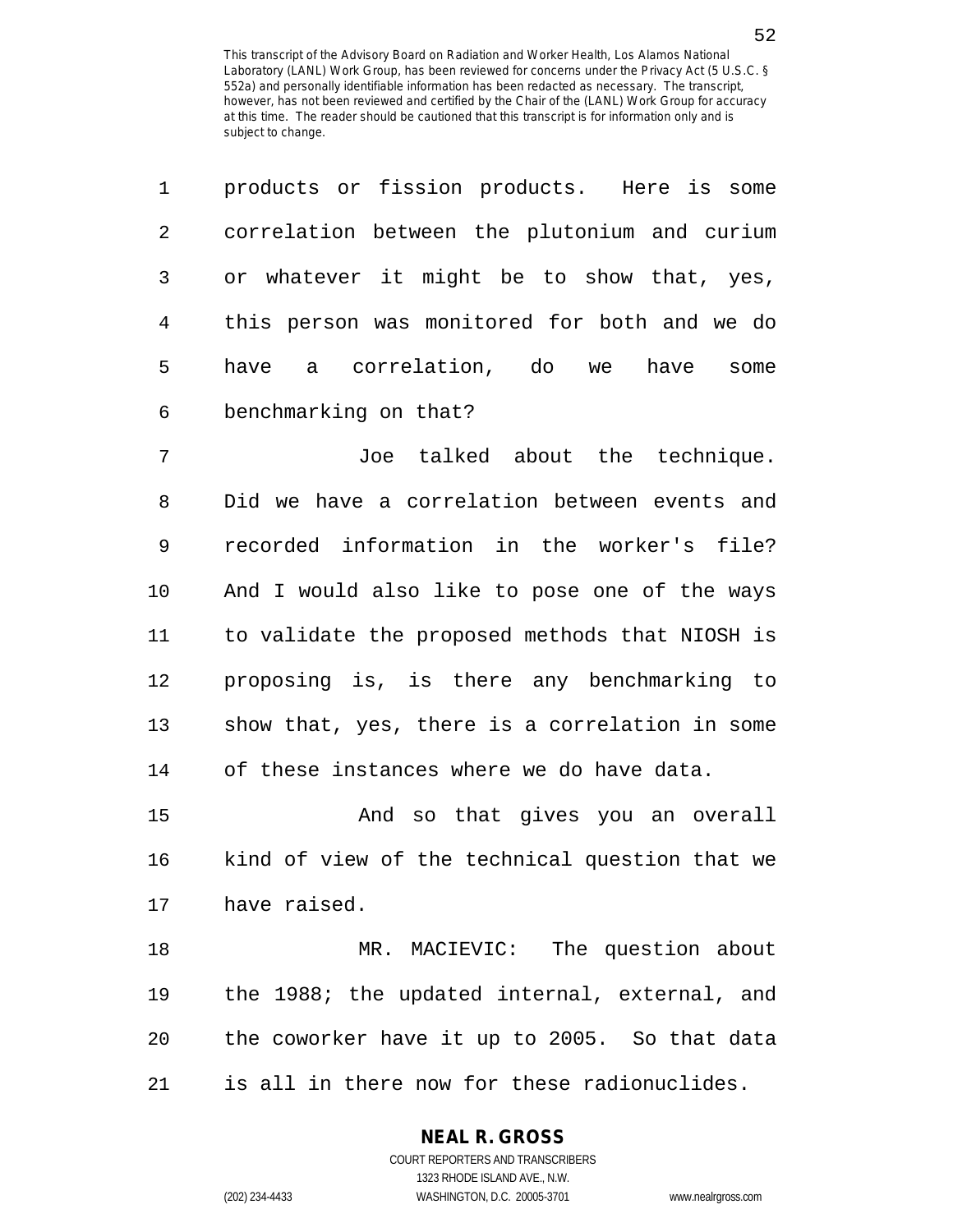products or fission products. Here is some correlation between the plutonium and curium or whatever it might be to show that, yes, this person was monitored for both and we do have a correlation, do we have some benchmarking on that?

Joe talked about the technique. Did we have a correlation between events and recorded information in the worker's file? And I would also like to pose one of the ways to validate the proposed methods that NIOSH is proposing is, is there any benchmarking to show that, yes, there is a correlation in some of these instances where we do have data.

And so that gives you an overall kind of view of the technical question that we have raised.

MR. MACIEVIC: The question about the 1988; the updated internal, external, and the coworker have it up to 2005. So that data is all in there now for these radionuclides.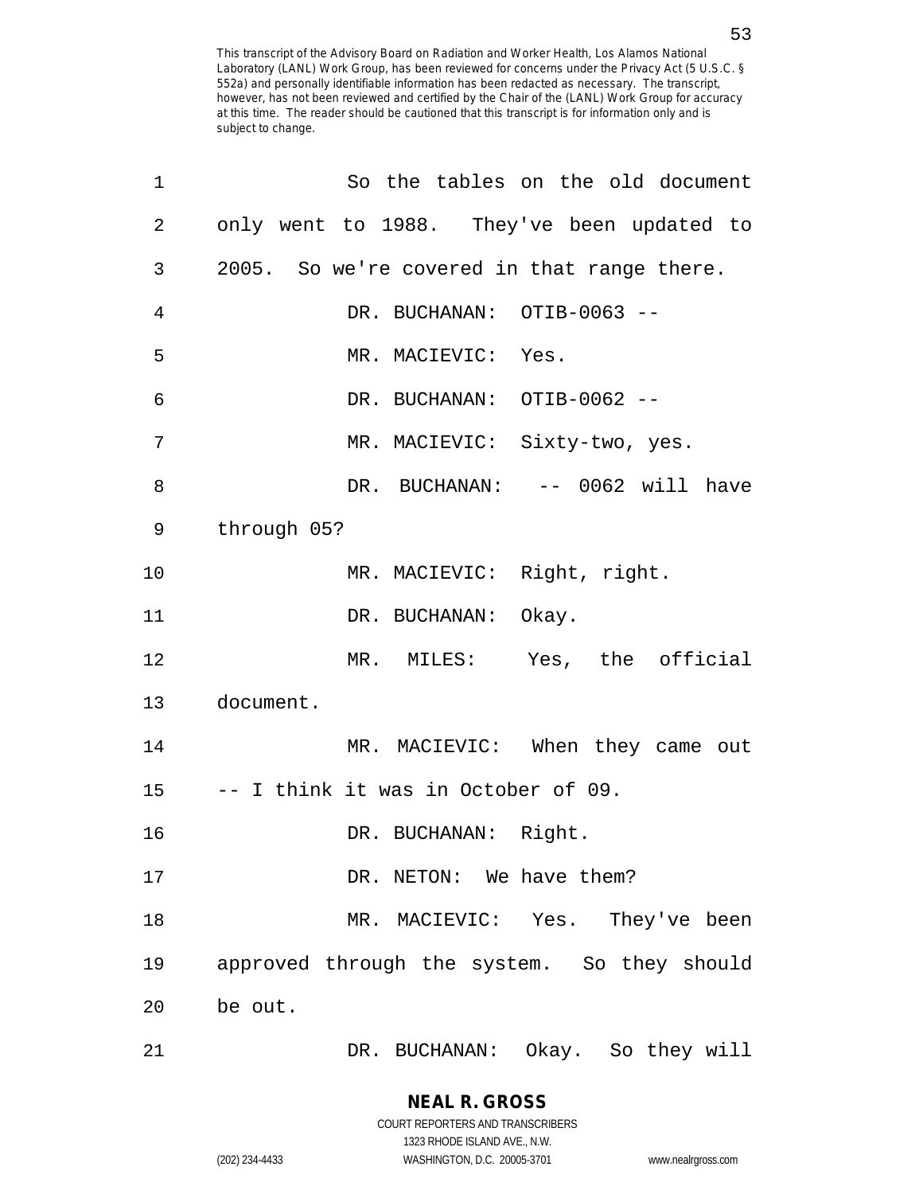So the tables on the old document only went to 1988. They've been updated to 2005. So we're covered in that range there.

DR. BUCHANAN: OTIB-0063 --

MR. MACIEVIC: Yes.

DR. BUCHANAN: OTIB-0062 --

MR. MACIEVIC: Sixty-two, yes.

DR. BUCHANAN: -- 0062 will have through 05?

MR. MACIEVIC: Right, right.

DR. BUCHANAN: Okay.

MR. MILES: Yes, the official document.

MR. MACIEVIC: When they came out -- I think it was in October of 09.

DR. BUCHANAN: Right.

DR. NETON: We have them?

MR. MACIEVIC: Yes. They've been approved through the system. So they should be out.

DR. BUCHANAN: Okay. So they will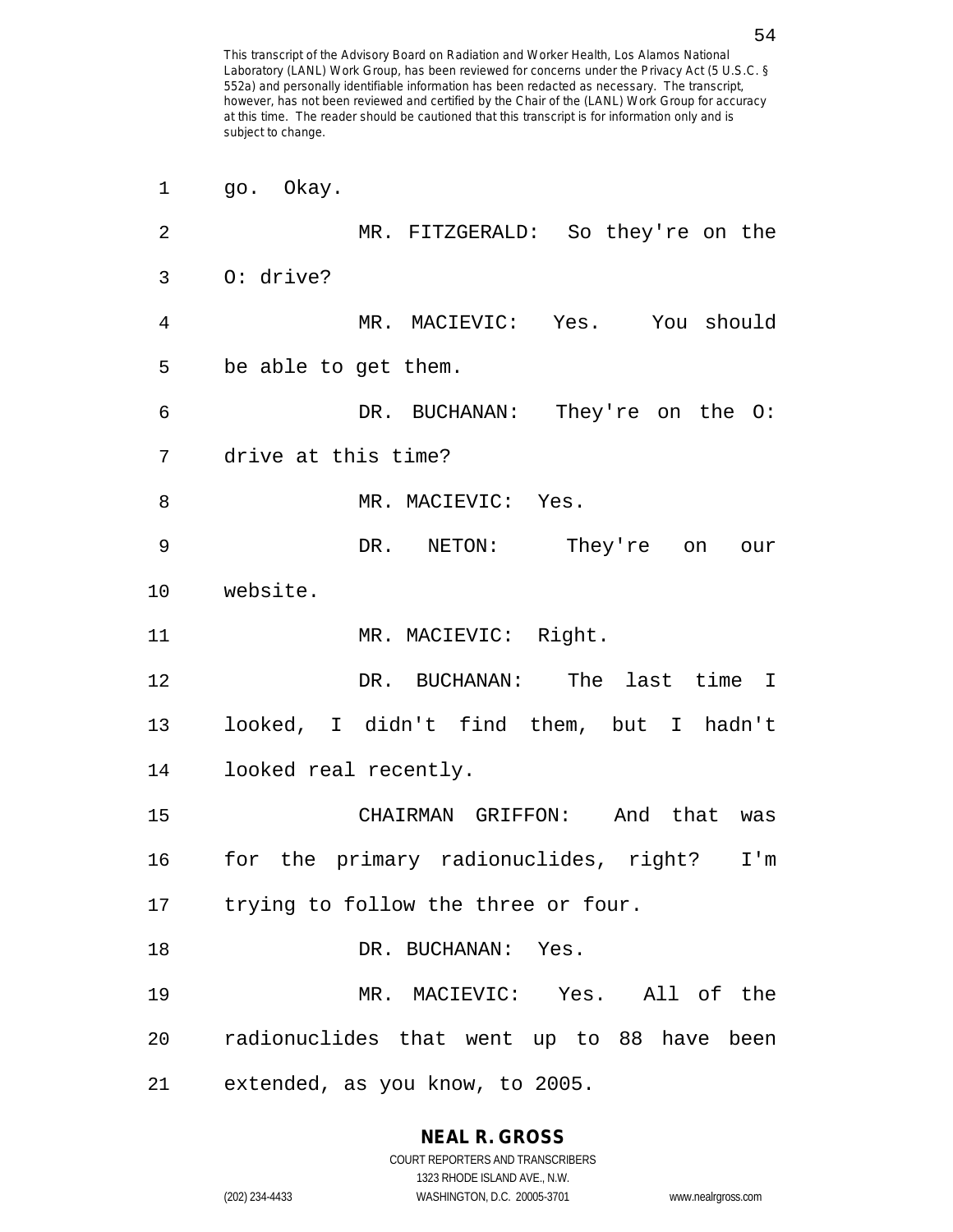This transcript of the Advisory Board on Radiation and Worker Health, Los Alamos National Laboratory (LANL) Work Group, has been reviewed for concerns under the Privacy Act (5 U.S.C. § 552a) and personally identifiable information has been redacted as necessary. The transcript, however, has not been reviewed and certified by the Chair of the (LANL) Work Group for accuracy at this time. The reader should be cautioned that this transcript is for information only and is subject to change.

go. Okay.

MR. FITZGERALD: So they're on the O: drive?

MR. MACIEVIC: Yes. You should be able to get them.

DR. BUCHANAN: They're on the O: drive at this time?

MR. MACIEVIC: Yes.

DR. NETON: They're on our website.

MR. MACIEVIC: Right.

DR. BUCHANAN: The last time I looked, I didn't find them, but I hadn't looked real recently.

CHAIRMAN GRIFFON: And that was for the primary radionuclides, right? I'm trying to follow the three or four.

DR. BUCHANAN: Yes.

MR. MACIEVIC: Yes. All of the radionuclides that went up to 88 have been extended, as you know, to 2005.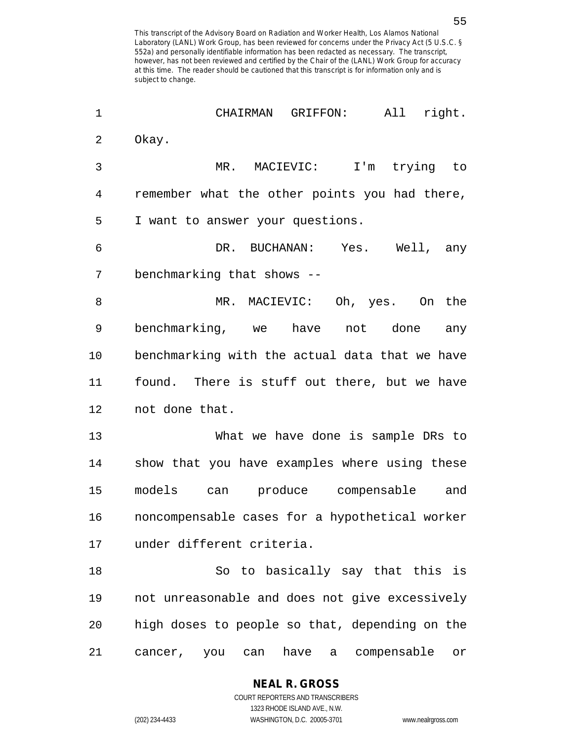CHAIRMAN GRIFFON: All right. Okay.

MR. MACIEVIC: I'm trying to remember what the other points you had there, I want to answer your questions.

DR. BUCHANAN: Yes. Well, any benchmarking that shows --

MR. MACIEVIC: Oh, yes. On the benchmarking, we have not done any benchmarking with the actual data that we have found. There is stuff out there, but we have not done that.

What we have done is sample DRs to show that you have examples where using these models can produce compensable and noncompensable cases for a hypothetical worker under different criteria.

So to basically say that this is not unreasonable and does not give excessively high doses to people so that, depending on the cancer, you can have a compensable or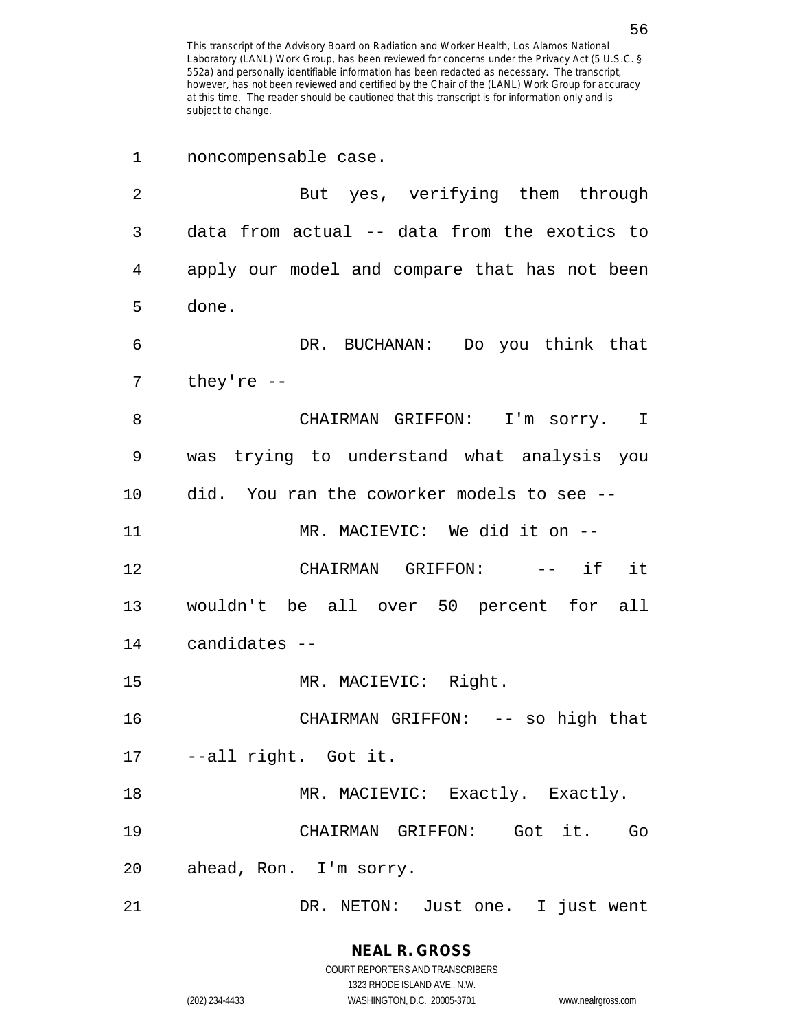noncompensable case.

But yes, verifying them through data from actual -- data from the exotics to apply our model and compare that has not been done.

DR. BUCHANAN: Do you think that they're --

CHAIRMAN GRIFFON: I'm sorry. I was trying to understand what analysis you did. You ran the coworker models to see --

MR. MACIEVIC: We did it on --

CHAIRMAN GRIFFON: -- if it wouldn't be all over 50 percent for all candidates --

MR. MACIEVIC: Right.

CHAIRMAN GRIFFON: -- so high that --all right. Got it.

MR. MACIEVIC: Exactly. Exactly.

CHAIRMAN GRIFFON: Got it. Go ahead, Ron. I'm sorry.

DR. NETON: Just one. I just went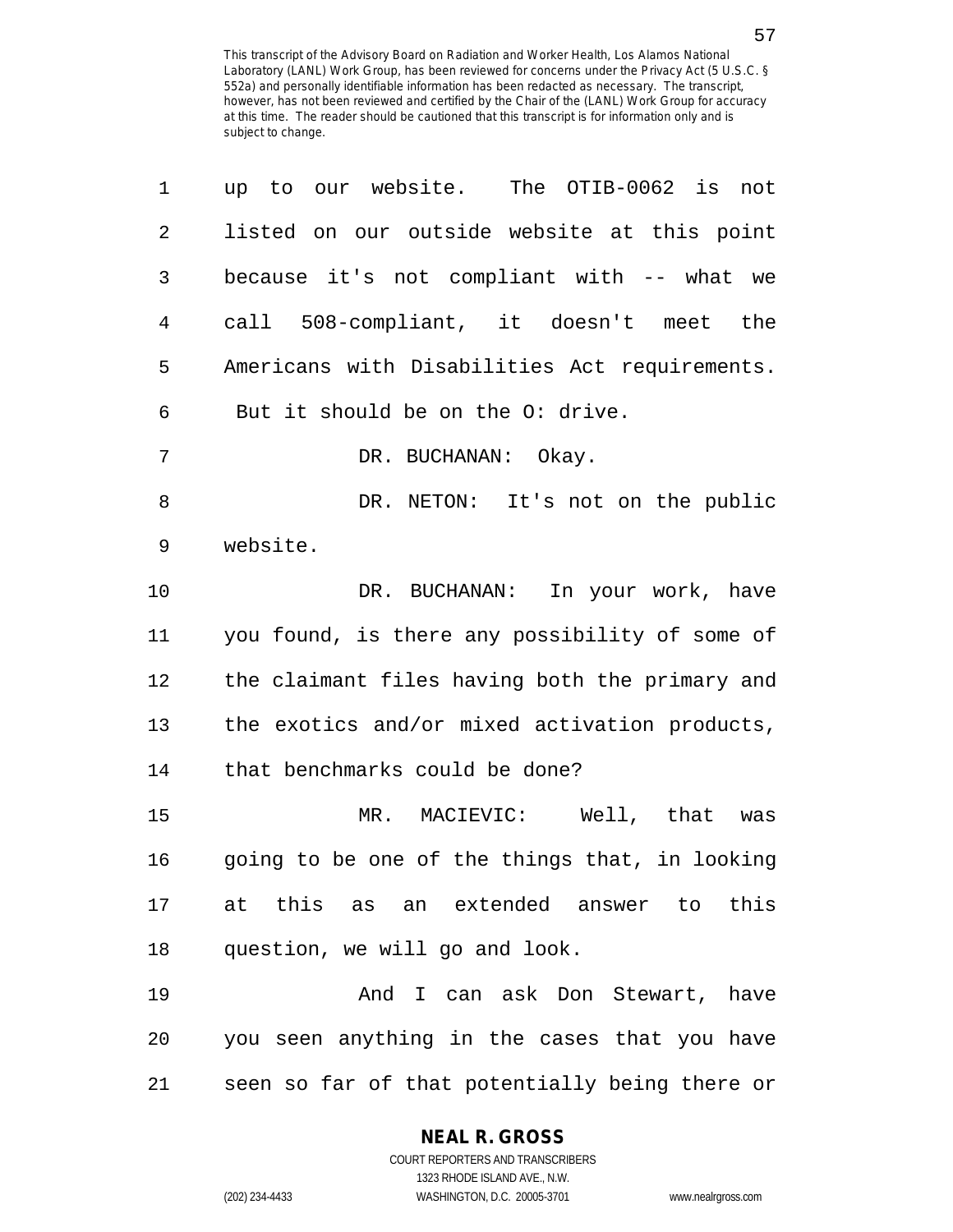up to our website. The OTIB-0062 is not listed on our outside website at this point because it's not compliant with -- what we call 508-compliant, it doesn't meet the Americans with Disabilities Act requirements. But it should be on the O: drive.

DR. BUCHANAN: Okay.

DR. NETON: It's not on the public website.

DR. BUCHANAN: In your work, have you found, is there any possibility of some of the claimant files having both the primary and the exotics and/or mixed activation products, that benchmarks could be done?

MR. MACIEVIC: Well, that was going to be one of the things that, in looking at this as an extended answer to this question, we will go and look.

And I can ask Don Stewart, have you seen anything in the cases that you have seen so far of that potentially being there or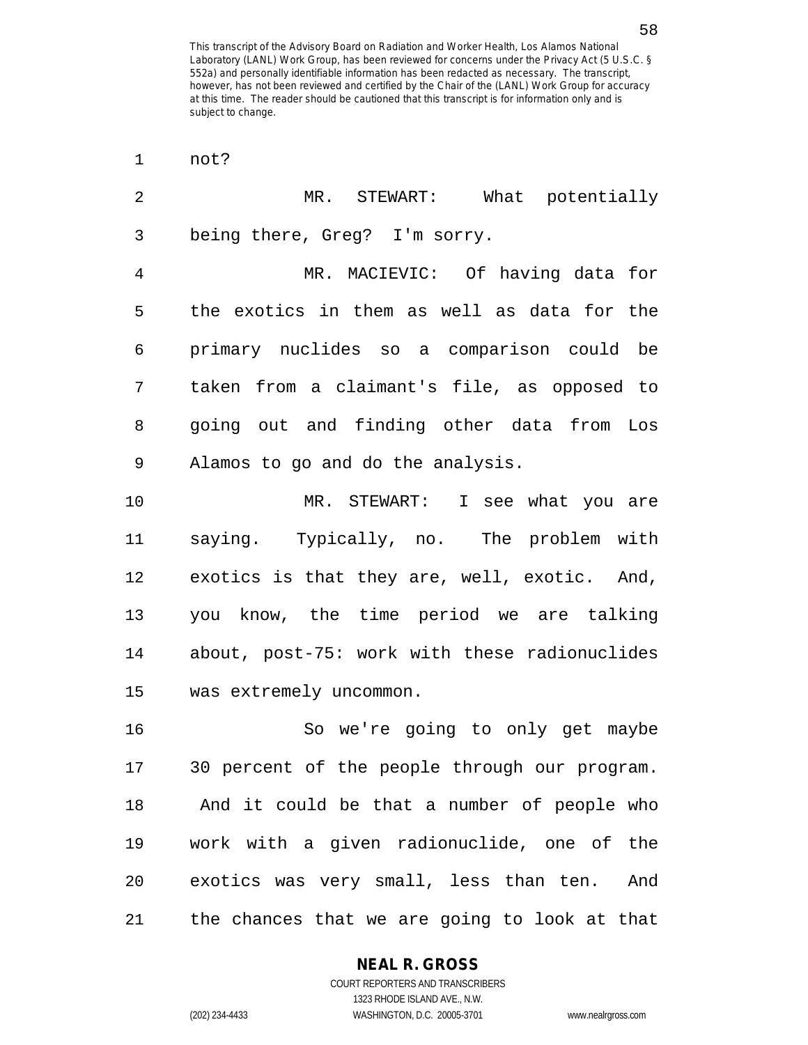not?

MR. STEWART: What potentially being there, Greg? I'm sorry.

MR. MACIEVIC: Of having data for the exotics in them as well as data for the primary nuclides so a comparison could be taken from a claimant's file, as opposed to going out and finding other data from Los Alamos to go and do the analysis.

MR. STEWART: I see what you are saying. Typically, no. The problem with exotics is that they are, well, exotic. And, you know, the time period we are talking about, post-75: work with these radionuclides was extremely uncommon.

So we're going to only get maybe 30 percent of the people through our program. And it could be that a number of people who work with a given radionuclide, one of the exotics was very small, less than ten. And the chances that we are going to look at that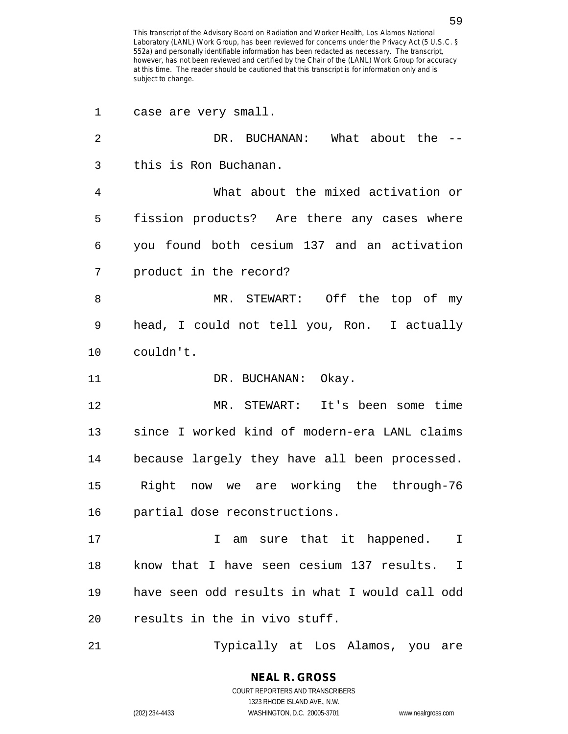case are very small.

DR. BUCHANAN: What about the -- this is Ron Buchanan.

What about the mixed activation or fission products? Are there any cases where you found both cesium 137 and an activation product in the record?

MR. STEWART: Off the top of my head, I could not tell you, Ron. I actually couldn't.

DR. BUCHANAN: Okay.

MR. STEWART: It's been some time since I worked kind of modern-era LANL claims because largely they have all been processed. Right now we are working the through-76 partial dose reconstructions.

I am sure that it happened. I know that I have seen cesium 137 results. I have seen odd results in what I would call odd results in the in vivo stuff.

Typically at Los Alamos, you are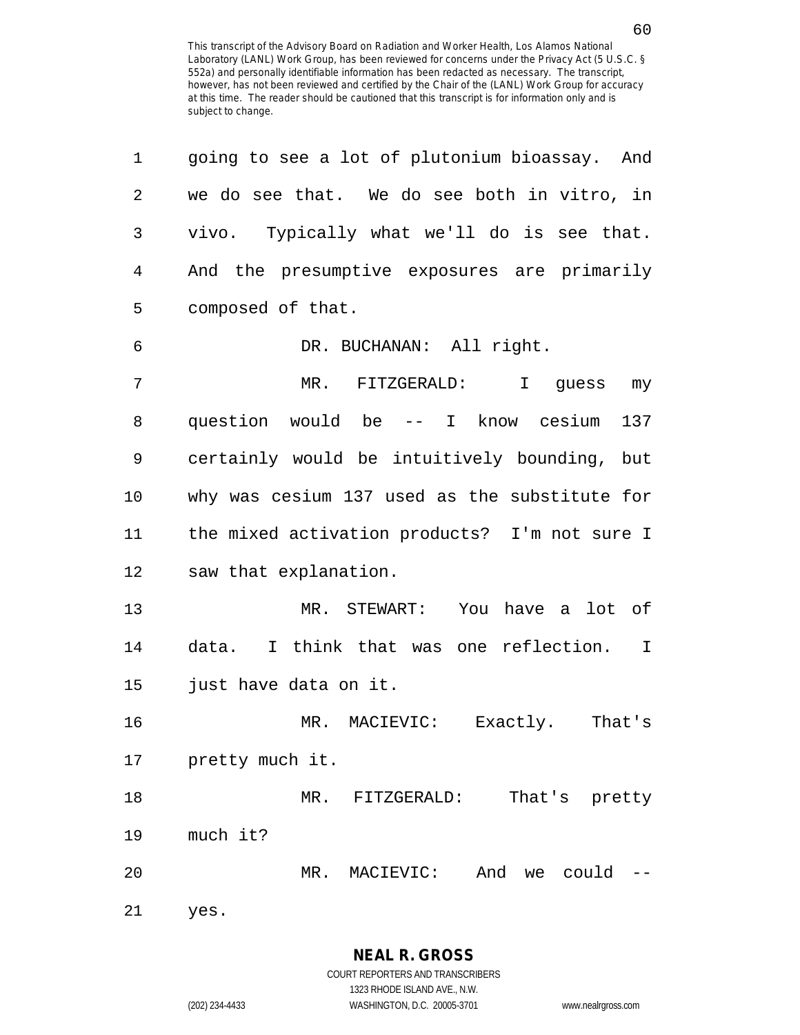going to see a lot of plutonium bioassay. And we do see that. We do see both in vitro, in vivo. Typically what we'll do is see that. And the presumptive exposures are primarily composed of that.

DR. BUCHANAN: All right.

MR. FITZGERALD: I guess my question would be -- I know cesium 137 certainly would be intuitively bounding, but why was cesium 137 used as the substitute for the mixed activation products? I'm not sure I saw that explanation.

MR. STEWART: You have a lot of data. I think that was one reflection. I just have data on it.

MR. MACIEVIC: Exactly. That's pretty much it.

MR. FITZGERALD: That's pretty much it?

MR. MACIEVIC: And we could -- yes.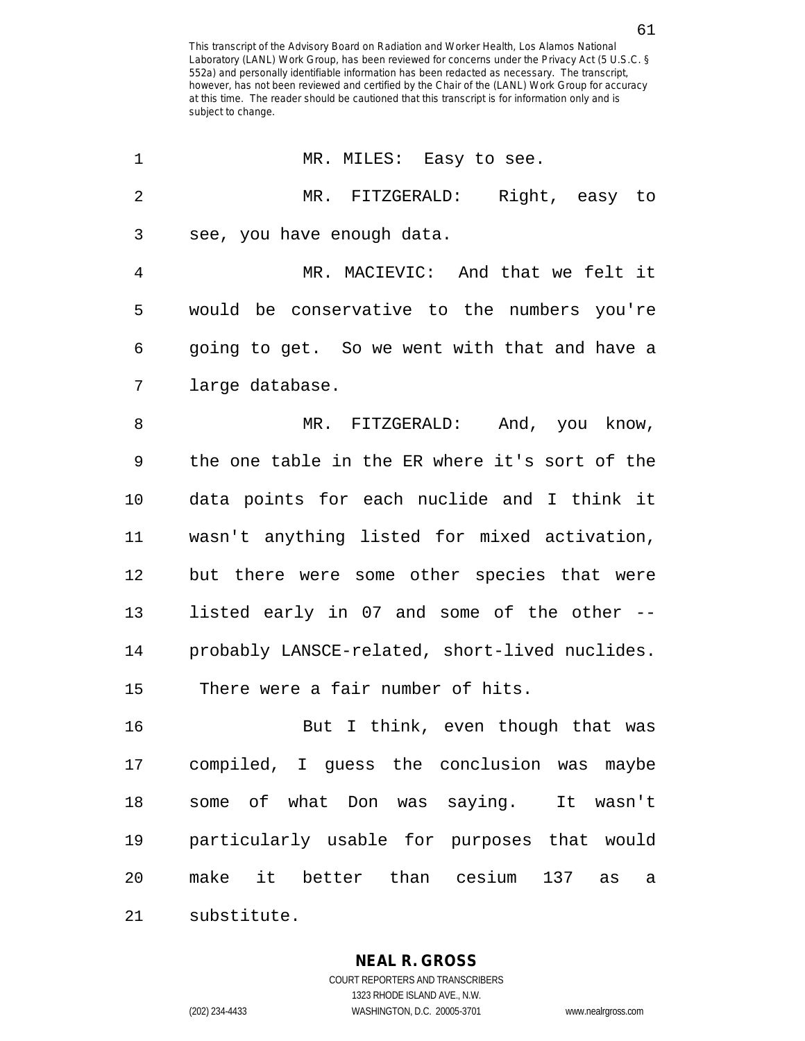MR. MILES: Easy to see.

MR. FITZGERALD: Right, easy to see, you have enough data.

MR. MACIEVIC: And that we felt it would be conservative to the numbers you're going to get. So we went with that and have a large database.

MR. FITZGERALD: And, you know, the one table in the ER where it's sort of the data points for each nuclide and I think it wasn't anything listed for mixed activation, but there were some other species that were listed early in 07 and some of the other -- probably LANSCE-related, short-lived nuclides. There were a fair number of hits.

But I think, even though that was compiled, I guess the conclusion was maybe some of what Don was saying. It wasn't particularly usable for purposes that would make it better than cesium 137 as a substitute.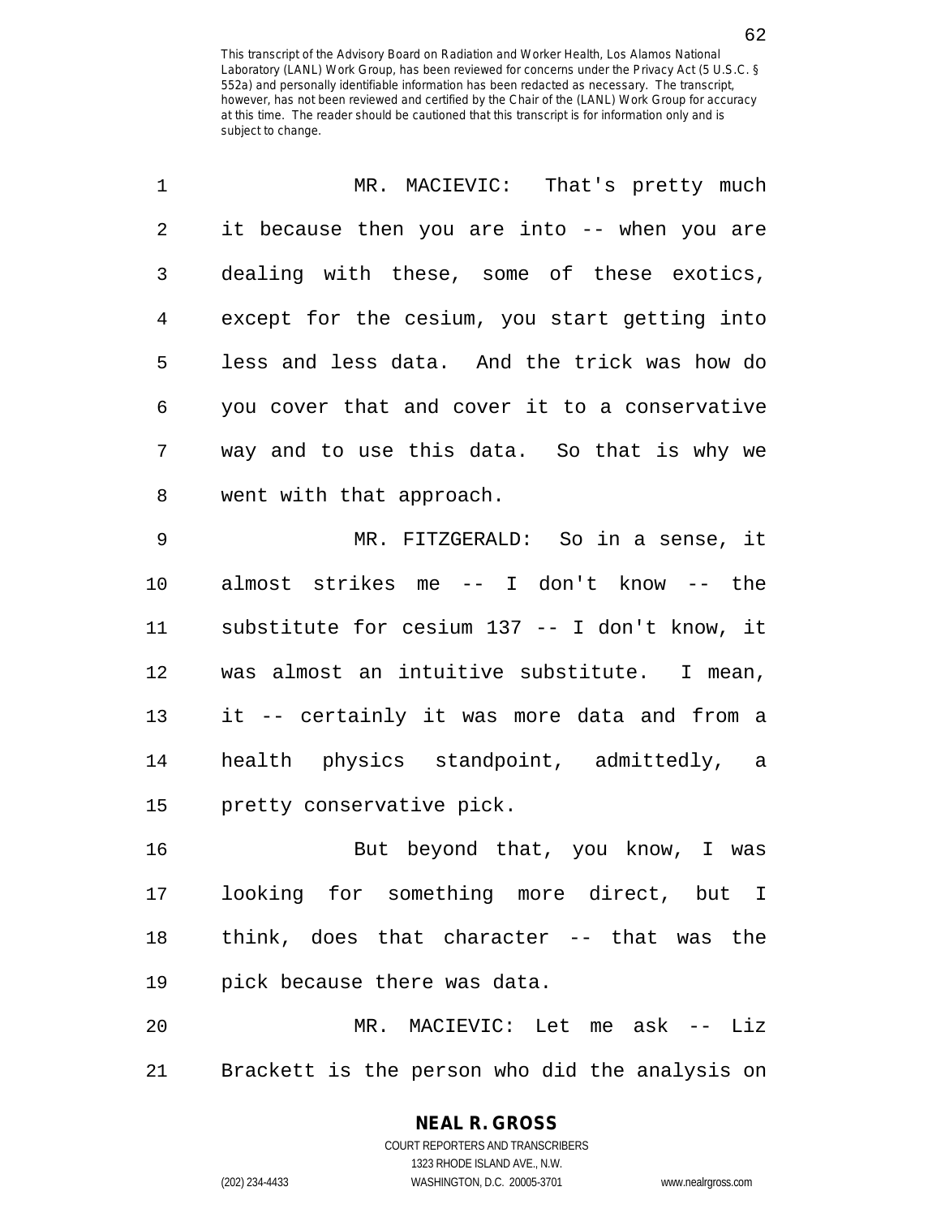MR. MACIEVIC: That's pretty much it because then you are into -- when you are dealing with these, some of these exotics, except for the cesium, you start getting into less and less data. And the trick was how do you cover that and cover it to a conservative way and to use this data. So that is why we went with that approach.

MR. FITZGERALD: So in a sense, it almost strikes me -- I don't know -- the substitute for cesium 137 -- I don't know, it was almost an intuitive substitute. I mean, it -- certainly it was more data and from a health physics standpoint, admittedly, a pretty conservative pick.

But beyond that, you know, I was looking for something more direct, but I think, does that character -- that was the pick because there was data.

MR. MACIEVIC: Let me ask -- Liz Brackett is the person who did the analysis on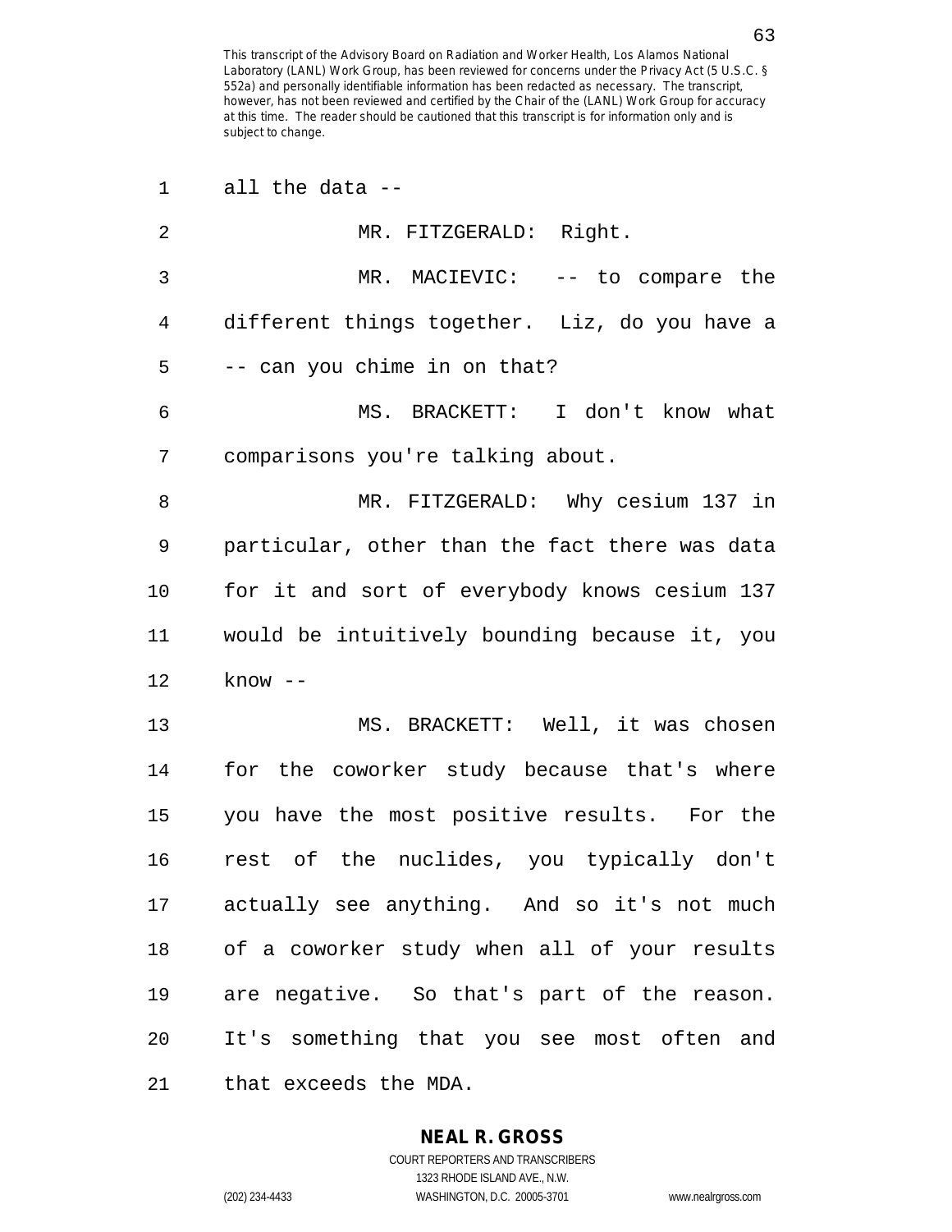all the data --

MR. FITZGERALD: Right.

MR. MACIEVIC: -- to compare the different things together. Liz, do you have a -- can you chime in on that?

MS. BRACKETT: I don't know what comparisons you're talking about.

MR. FITZGERALD: Why cesium 137 in particular, other than the fact there was data for it and sort of everybody knows cesium 137 would be intuitively bounding because it, you know --

MS. BRACKETT: Well, it was chosen for the coworker study because that's where you have the most positive results. For the rest of the nuclides, you typically don't actually see anything. And so it's not much of a coworker study when all of your results are negative. So that's part of the reason. It's something that you see most often and that exceeds the MDA.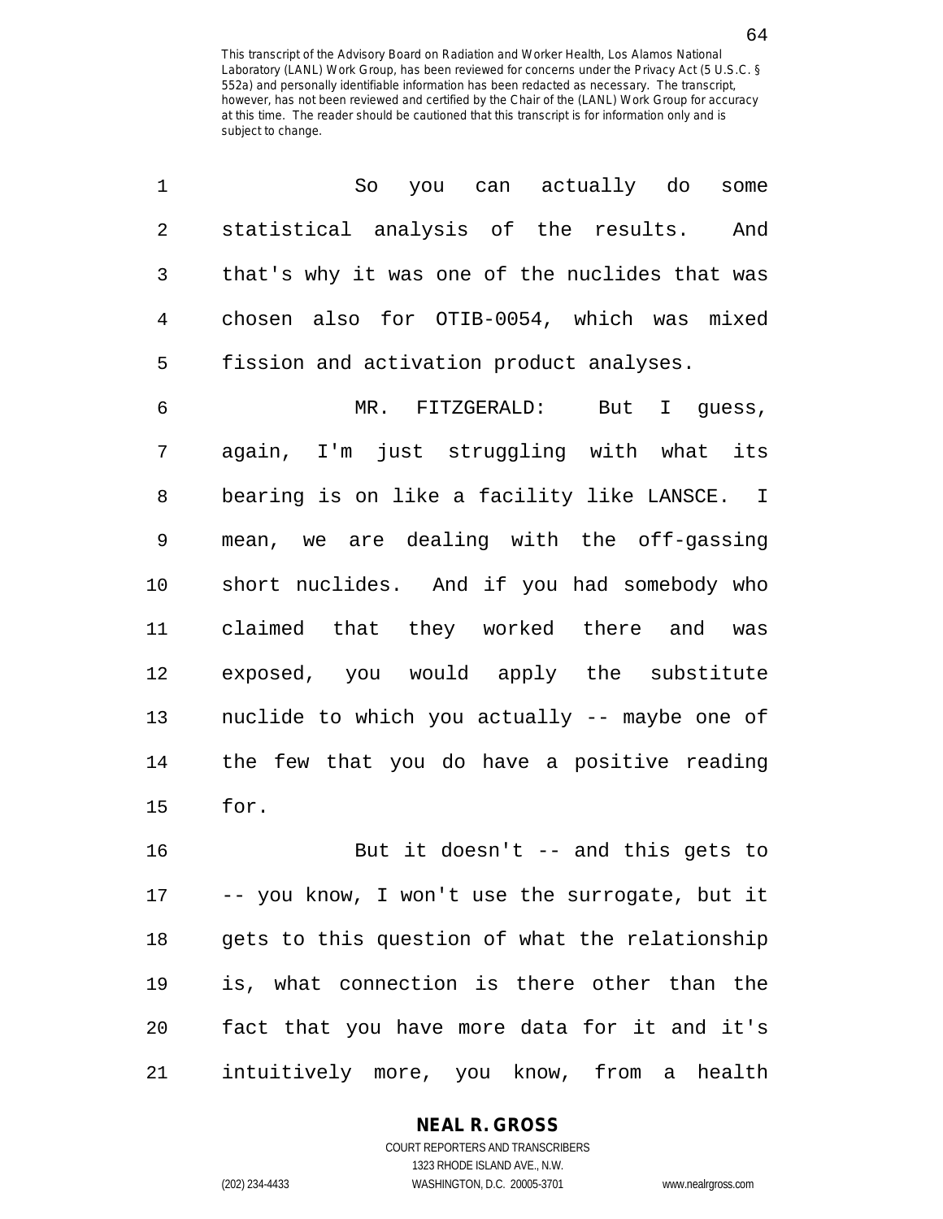So you can actually do some statistical analysis of the results. And that's why it was one of the nuclides that was chosen also for OTIB-0054, which was mixed fission and activation product analyses.

MR. FITZGERALD: But I guess, again, I'm just struggling with what its bearing is on like a facility like LANSCE. I mean, we are dealing with the off-gassing short nuclides. And if you had somebody who claimed that they worked there and was exposed, you would apply the substitute nuclide to which you actually -- maybe one of the few that you do have a positive reading for.

But it doesn't -- and this gets to -- you know, I won't use the surrogate, but it gets to this question of what the relationship is, what connection is there other than the fact that you have more data for it and it's intuitively more, you know, from a health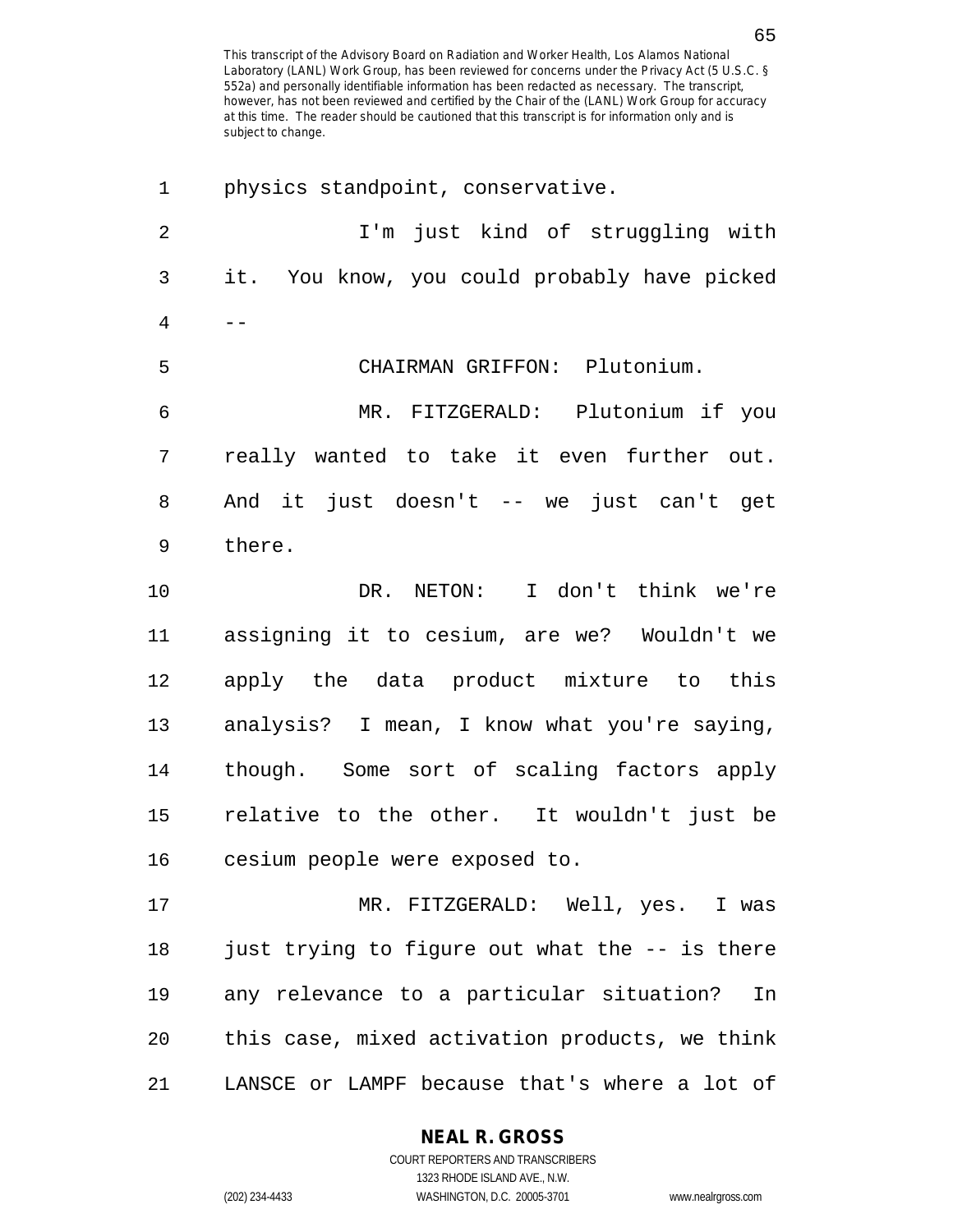physics standpoint, conservative.

I'm just kind of struggling with it. You know, you could probably have picked --

CHAIRMAN GRIFFON: Plutonium.

MR. FITZGERALD: Plutonium if you really wanted to take it even further out. And it just doesn't -- we just can't get there.

DR. NETON: I don't think we're assigning it to cesium, are we? Wouldn't we apply the data product mixture to this analysis? I mean, I know what you're saying, though. Some sort of scaling factors apply relative to the other. It wouldn't just be cesium people were exposed to.

MR. FITZGERALD: Well, yes. I was just trying to figure out what the -- is there any relevance to a particular situation? In this case, mixed activation products, we think LANSCE or LAMPF because that's where a lot of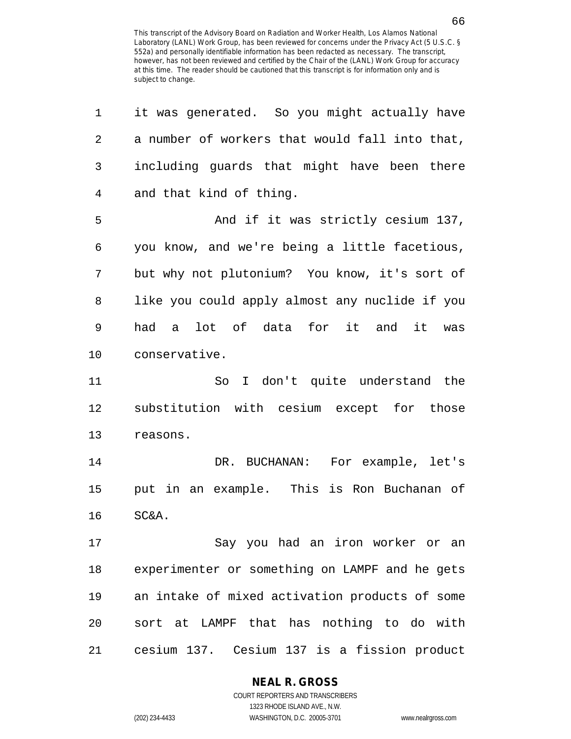it was generated. So you might actually have a number of workers that would fall into that, including guards that might have been there and that kind of thing.

And if it was strictly cesium 137, you know, and we're being a little facetious, but why not plutonium? You know, it's sort of like you could apply almost any nuclide if you had a lot of data for it and it was conservative.

So I don't quite understand the substitution with cesium except for those reasons.

DR. BUCHANAN: For example, let's put in an example. This is Ron Buchanan of SC&A.

Say you had an iron worker or an experimenter or something on LAMPF and he gets an intake of mixed activation products of some sort at LAMPF that has nothing to do with cesium 137. Cesium 137 is a fission product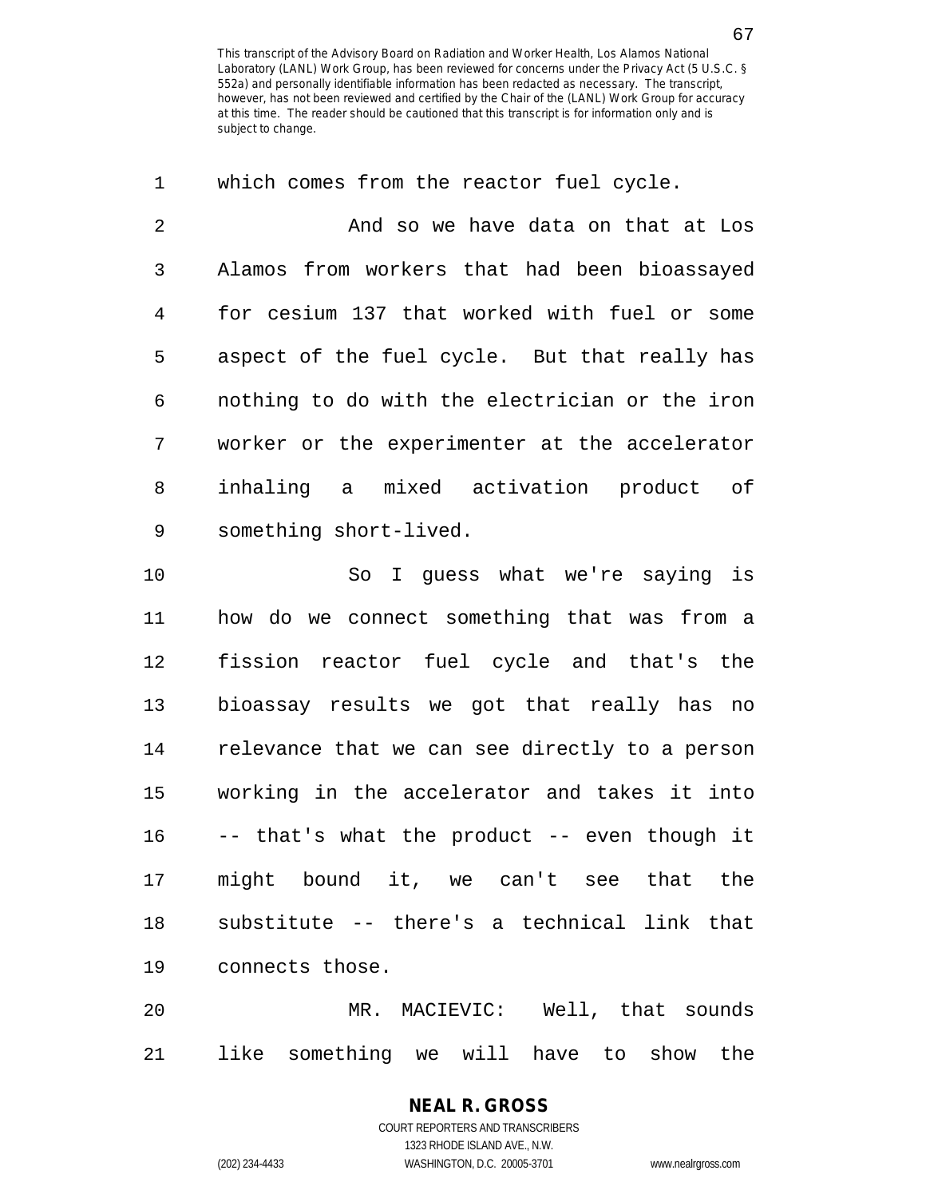which comes from the reactor fuel cycle.

And so we have data on that at Los Alamos from workers that had been bioassayed for cesium 137 that worked with fuel or some aspect of the fuel cycle. But that really has nothing to do with the electrician or the iron worker or the experimenter at the accelerator inhaling a mixed activation product of something short-lived.

So I guess what we're saying is how do we connect something that was from a fission reactor fuel cycle and that's the bioassay results we got that really has no relevance that we can see directly to a person working in the accelerator and takes it into -- that's what the product -- even though it might bound it, we can't see that the substitute -- there's a technical link that connects those.

MR. MACIEVIC: Well, that sounds like something we will have to show the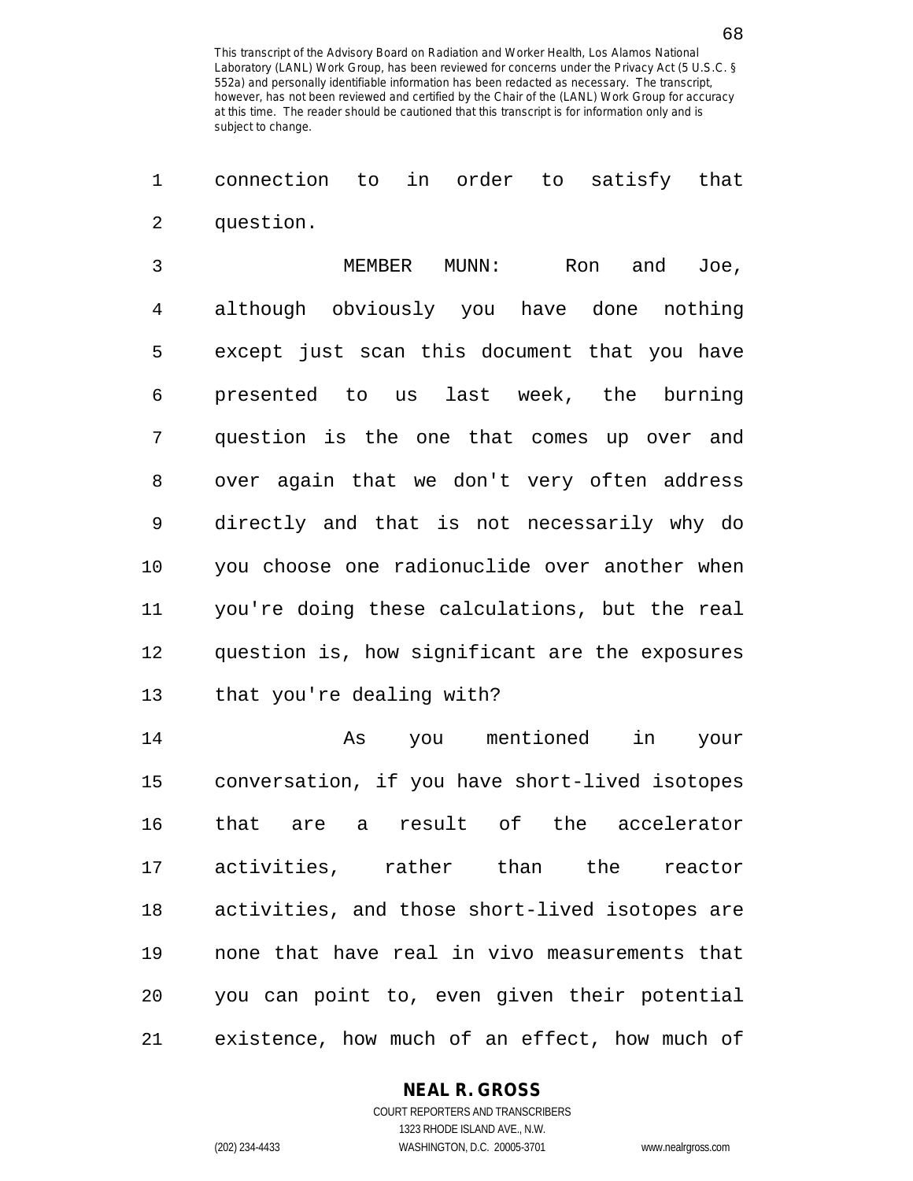connection to in order to satisfy that question.

MEMBER MUNN: Ron and Joe, although obviously you have done nothing except just scan this document that you have presented to us last week, the burning question is the one that comes up over and over again that we don't very often address directly and that is not necessarily why do you choose one radionuclide over another when you're doing these calculations, but the real question is, how significant are the exposures that you're dealing with?

As you mentioned in your conversation, if you have short-lived isotopes that are a result of the accelerator activities, rather than the reactor activities, and those short-lived isotopes are none that have real in vivo measurements that you can point to, even given their potential existence, how much of an effect, how much of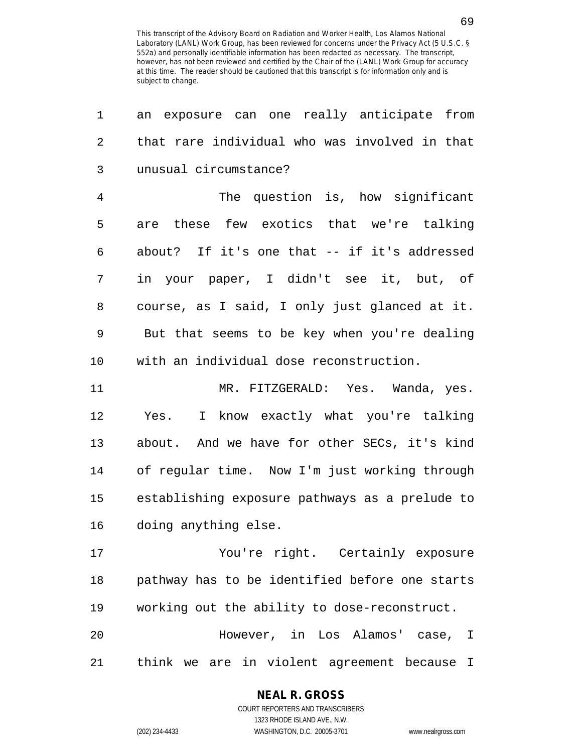an exposure can one really anticipate from that rare individual who was involved in that unusual circumstance?

The question is, how significant are these few exotics that we're talking about? If it's one that -- if it's addressed in your paper, I didn't see it, but, of course, as I said, I only just glanced at it. But that seems to be key when you're dealing with an individual dose reconstruction.

MR. FITZGERALD: Yes. Wanda, yes. Yes. I know exactly what you're talking about. And we have for other SECs, it's kind of regular time. Now I'm just working through establishing exposure pathways as a prelude to doing anything else.

You're right. Certainly exposure pathway has to be identified before one starts working out the ability to dose-reconstruct.

However, in Los Alamos' case, I think we are in violent agreement because I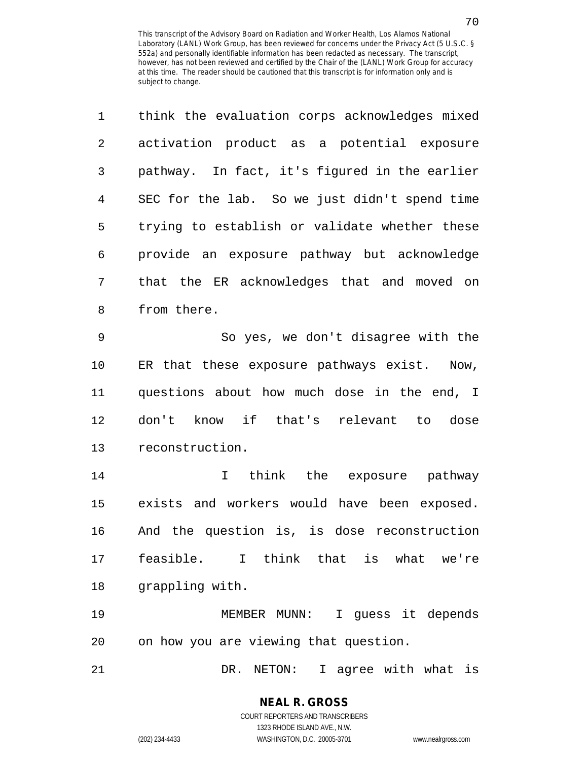think the evaluation corps acknowledges mixed activation product as a potential exposure pathway. In fact, it's figured in the earlier SEC for the lab. So we just didn't spend time trying to establish or validate whether these provide an exposure pathway but acknowledge that the ER acknowledges that and moved on from there.

So yes, we don't disagree with the ER that these exposure pathways exist. Now, questions about how much dose in the end, I don't know if that's relevant to dose reconstruction.

I think the exposure pathway exists and workers would have been exposed. And the question is, is dose reconstruction feasible. I think that is what we're grappling with.

MEMBER MUNN: I guess it depends on how you are viewing that question.

DR. NETON: I agree with what is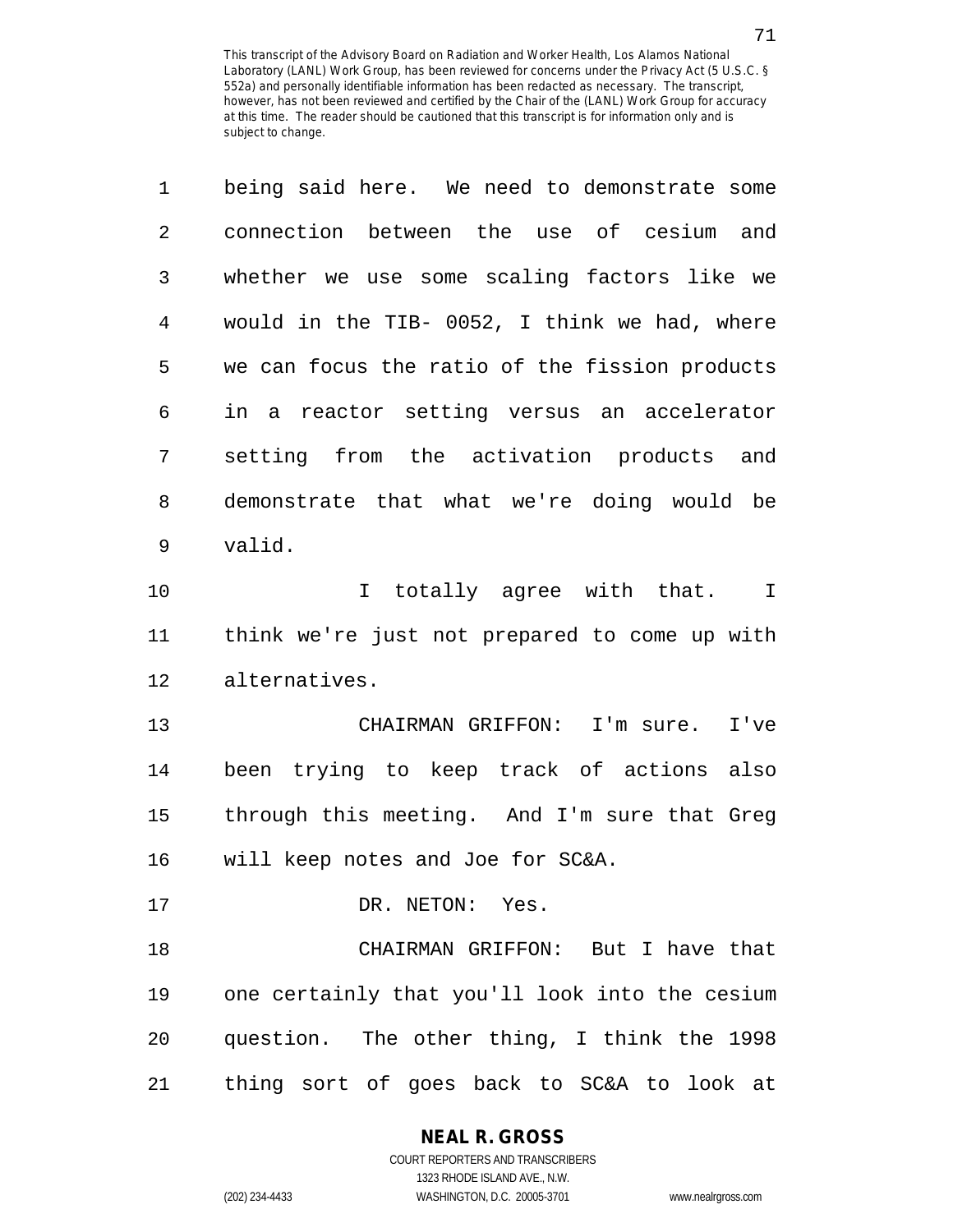being said here. We need to demonstrate some connection between the use of cesium and whether we use some scaling factors like we would in the TIB- 0052, I think we had, where we can focus the ratio of the fission products in a reactor setting versus an accelerator setting from the activation products and demonstrate that what we're doing would be valid.

I totally agree with that. I think we're just not prepared to come up with alternatives.

CHAIRMAN GRIFFON: I'm sure. I've been trying to keep track of actions also through this meeting. And I'm sure that Greg will keep notes and Joe for SC&A.

DR. NETON: Yes.

CHAIRMAN GRIFFON: But I have that one certainly that you'll look into the cesium question. The other thing, I think the 1998 thing sort of goes back to SC&A to look at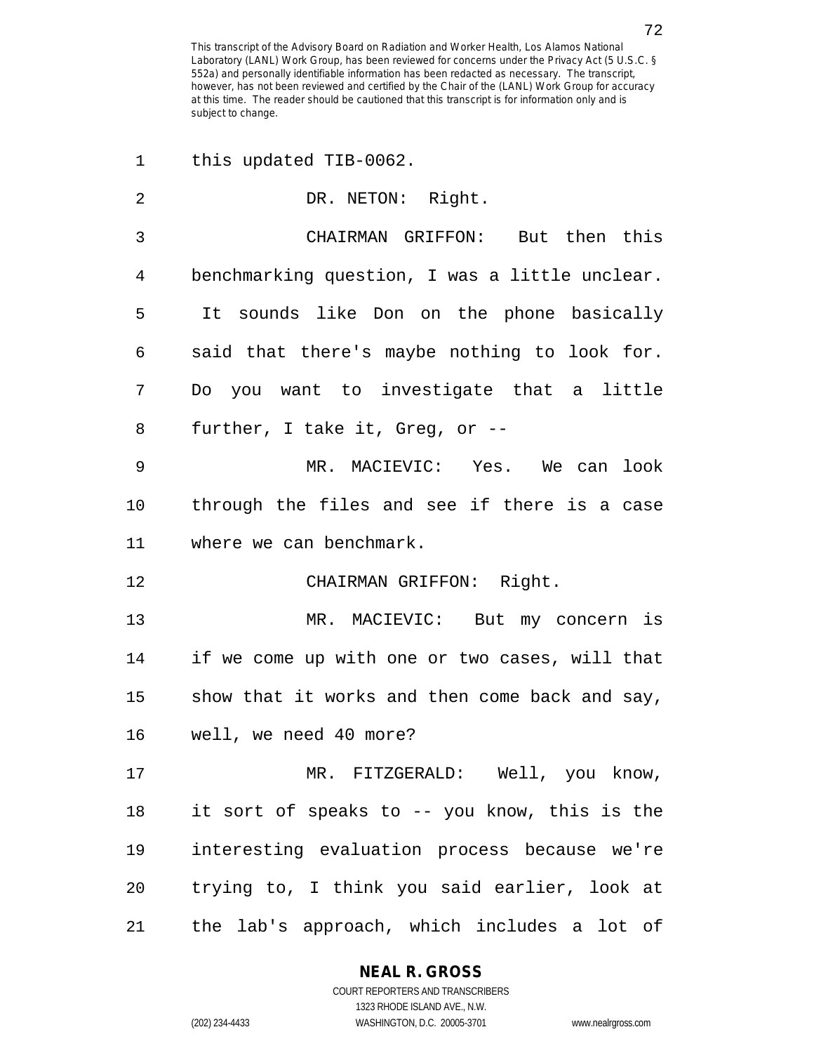this updated TIB-0062.

DR. NETON: Right.

CHAIRMAN GRIFFON: But then this benchmarking question, I was a little unclear. It sounds like Don on the phone basically said that there's maybe nothing to look for. Do you want to investigate that a little further, I take it, Greg, or --

MR. MACIEVIC: Yes. We can look through the files and see if there is a case where we can benchmark.

CHAIRMAN GRIFFON: Right.

MR. MACIEVIC: But my concern is if we come up with one or two cases, will that show that it works and then come back and say, well, we need 40 more?

MR. FITZGERALD: Well, you know, it sort of speaks to -- you know, this is the interesting evaluation process because we're trying to, I think you said earlier, look at the lab's approach, which includes a lot of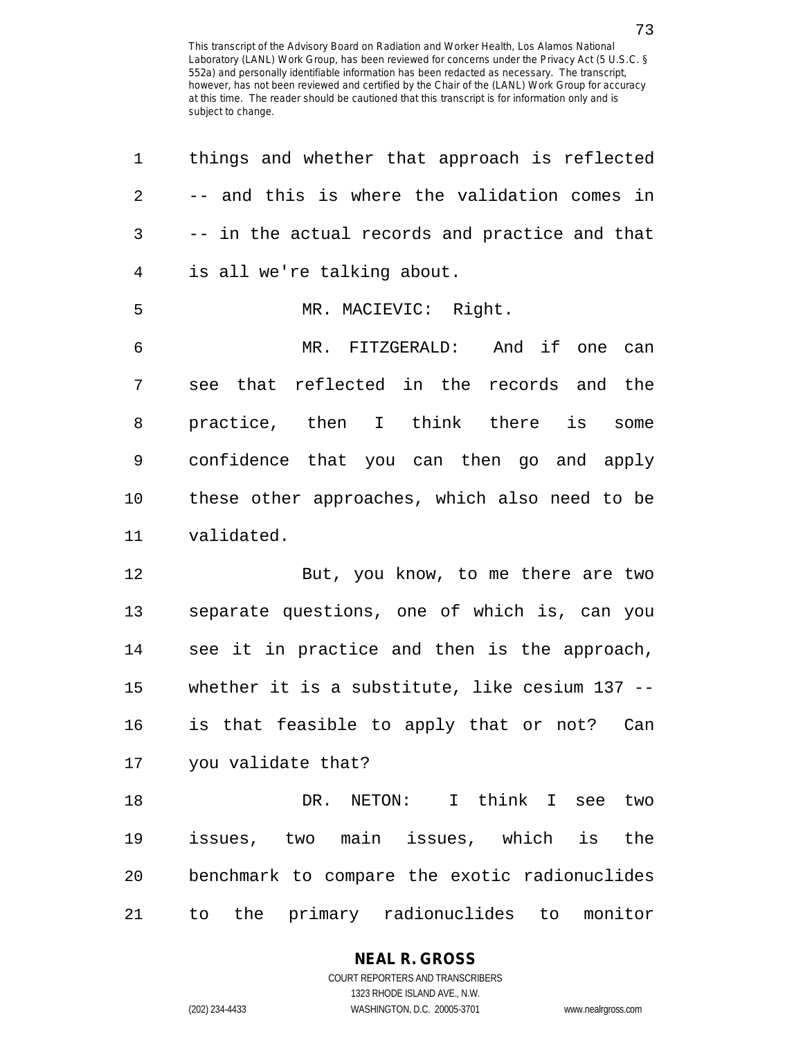things and whether that approach is reflected -- and this is where the validation comes in -- in the actual records and practice and that is all we're talking about.

MR. MACIEVIC: Right.

MR. FITZGERALD: And if one can see that reflected in the records and the practice, then I think there is some confidence that you can then go and apply these other approaches, which also need to be validated.

But, you know, to me there are two separate questions, one of which is, can you see it in practice and then is the approach, whether it is a substitute, like cesium 137 -- is that feasible to apply that or not? Can you validate that?

DR. NETON: I think I see two issues, two main issues, which is the benchmark to compare the exotic radionuclides to the primary radionuclides to monitor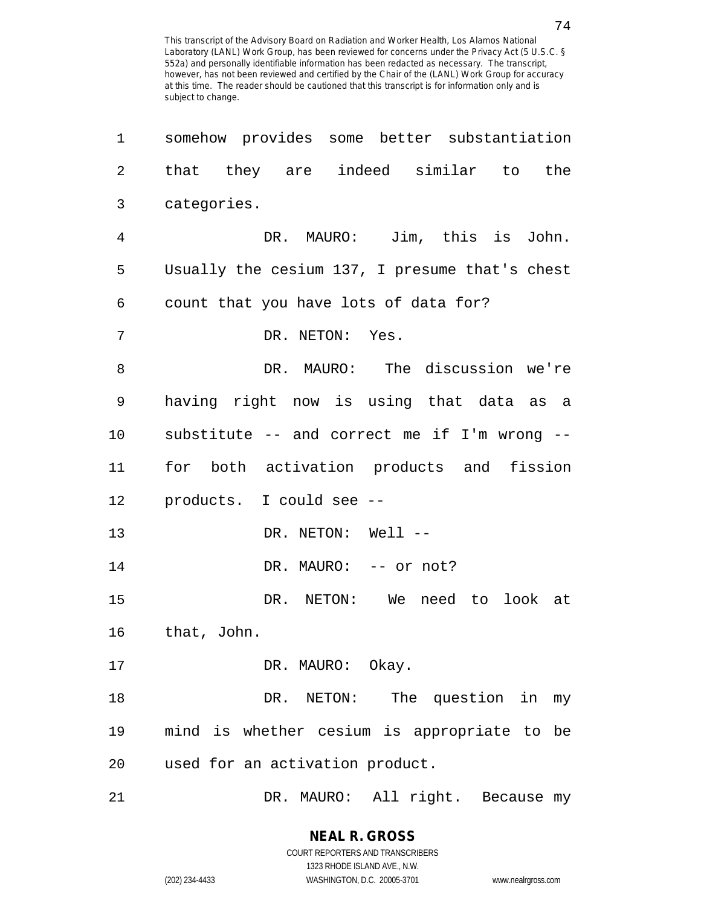somehow provides some better substantiation that they are indeed similar to the categories.

DR. MAURO: Jim, this is John. Usually the cesium 137, I presume that's chest count that you have lots of data for?

DR. NETON: Yes.

DR. MAURO: The discussion we're having right now is using that data as a substitute -- and correct me if I'm wrong -- for both activation products and fission products. I could see --

DR. NETON: Well --

DR. MAURO: -- or not?

DR. NETON: We need to look at that, John.

DR. MAURO: Okay.

DR. NETON: The question in my mind is whether cesium is appropriate to be used for an activation product.

DR. MAURO: All right. Because my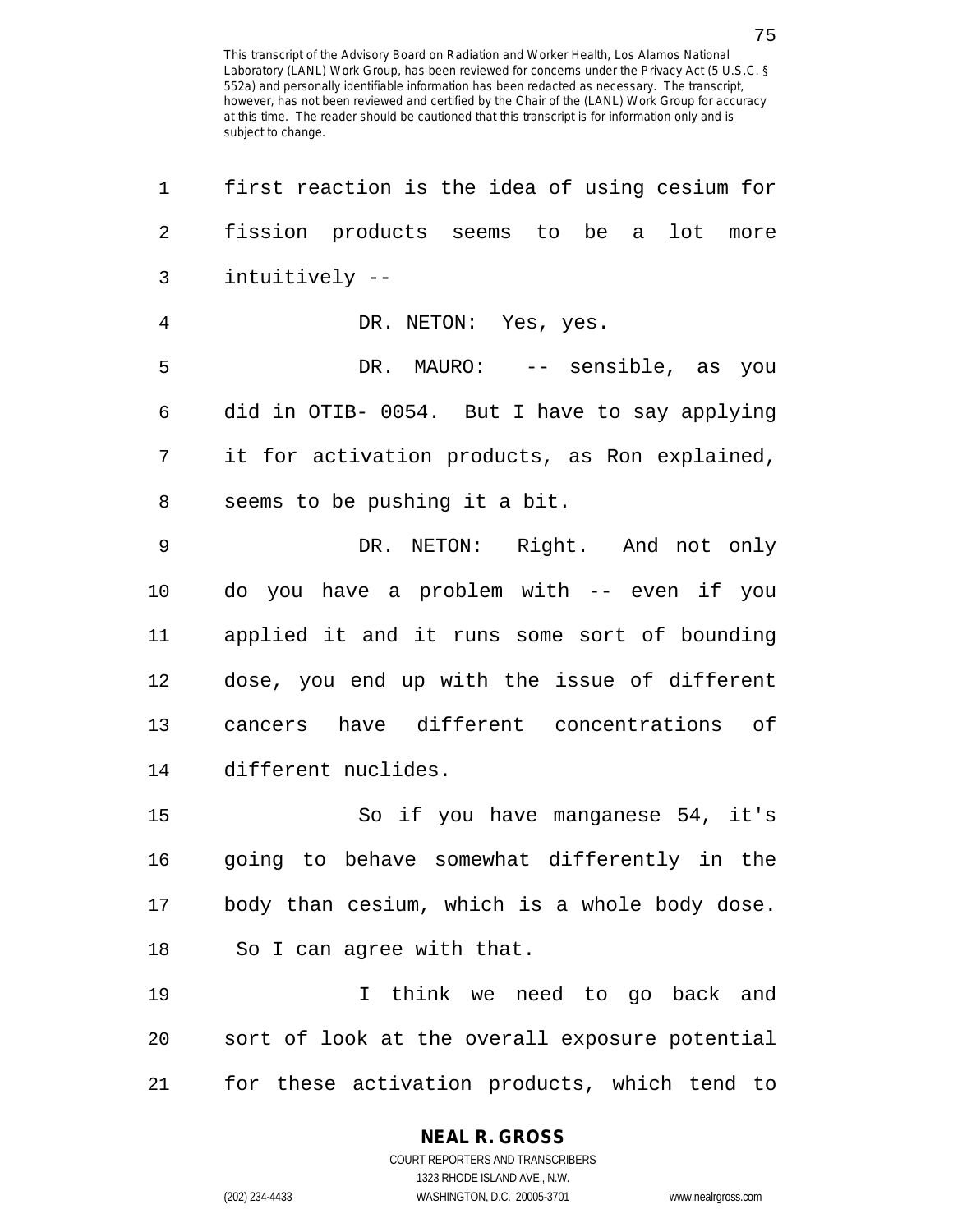first reaction is the idea of using cesium for fission products seems to be a lot more intuitively --

DR. NETON: Yes, yes.

DR. MAURO: -- sensible, as you did in OTIB- 0054. But I have to say applying it for activation products, as Ron explained, seems to be pushing it a bit.

DR. NETON: Right. And not only do you have a problem with -- even if you applied it and it runs some sort of bounding dose, you end up with the issue of different cancers have different concentrations of different nuclides.

So if you have manganese 54, it's going to behave somewhat differently in the body than cesium, which is a whole body dose. So I can agree with that.

I think we need to go back and sort of look at the overall exposure potential for these activation products, which tend to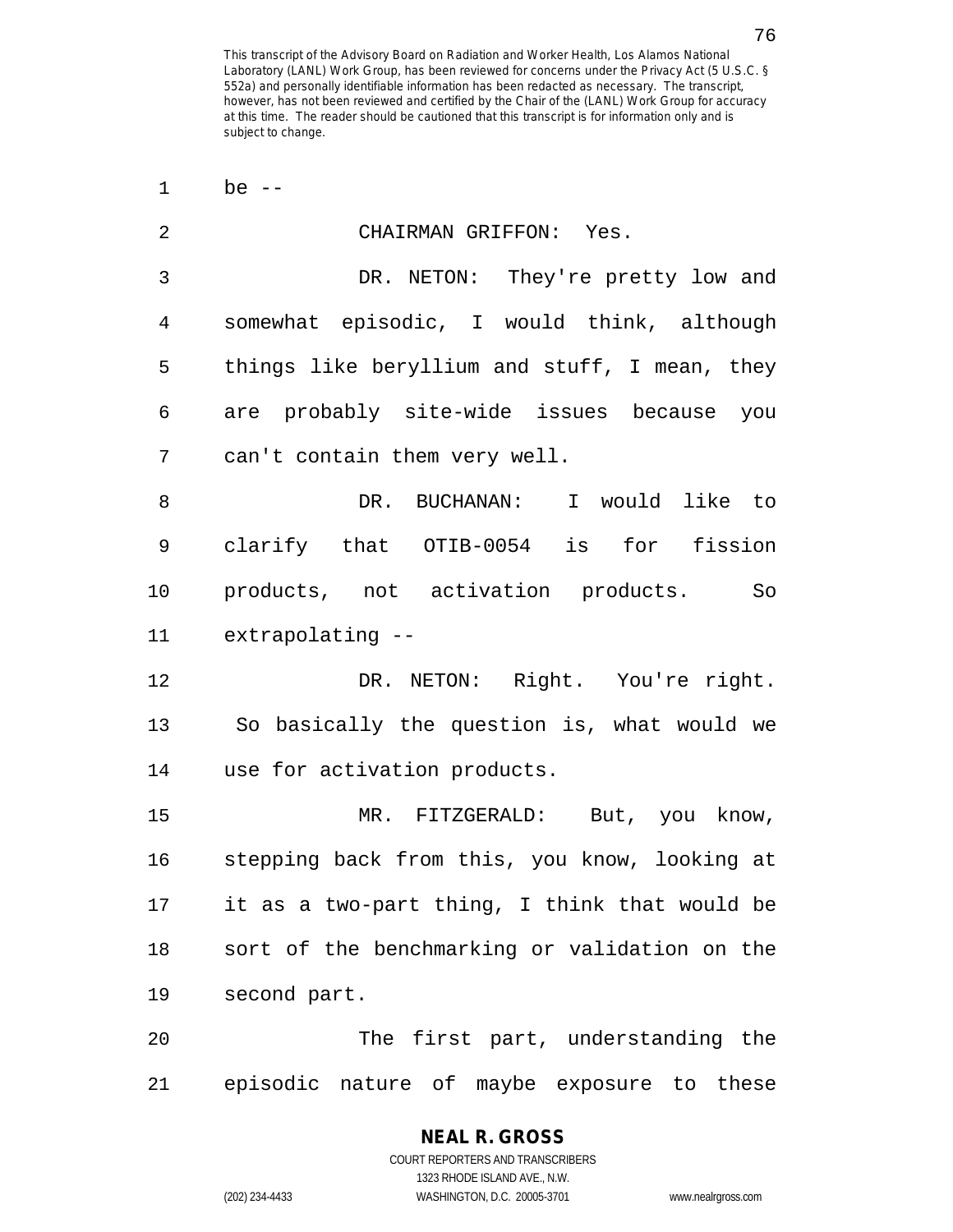be --

CHAIRMAN GRIFFON: Yes.

DR. NETON: They're pretty low and somewhat episodic, I would think, although things like beryllium and stuff, I mean, they are probably site-wide issues because you can't contain them very well.

DR. BUCHANAN: I would like to clarify that OTIB-0054 is for fission products, not activation products. So extrapolating --

DR. NETON: Right. You're right. So basically the question is, what would we use for activation products.

MR. FITZGERALD: But, you know, stepping back from this, you know, looking at it as a two-part thing, I think that would be sort of the benchmarking or validation on the second part.

The first part, understanding the episodic nature of maybe exposure to these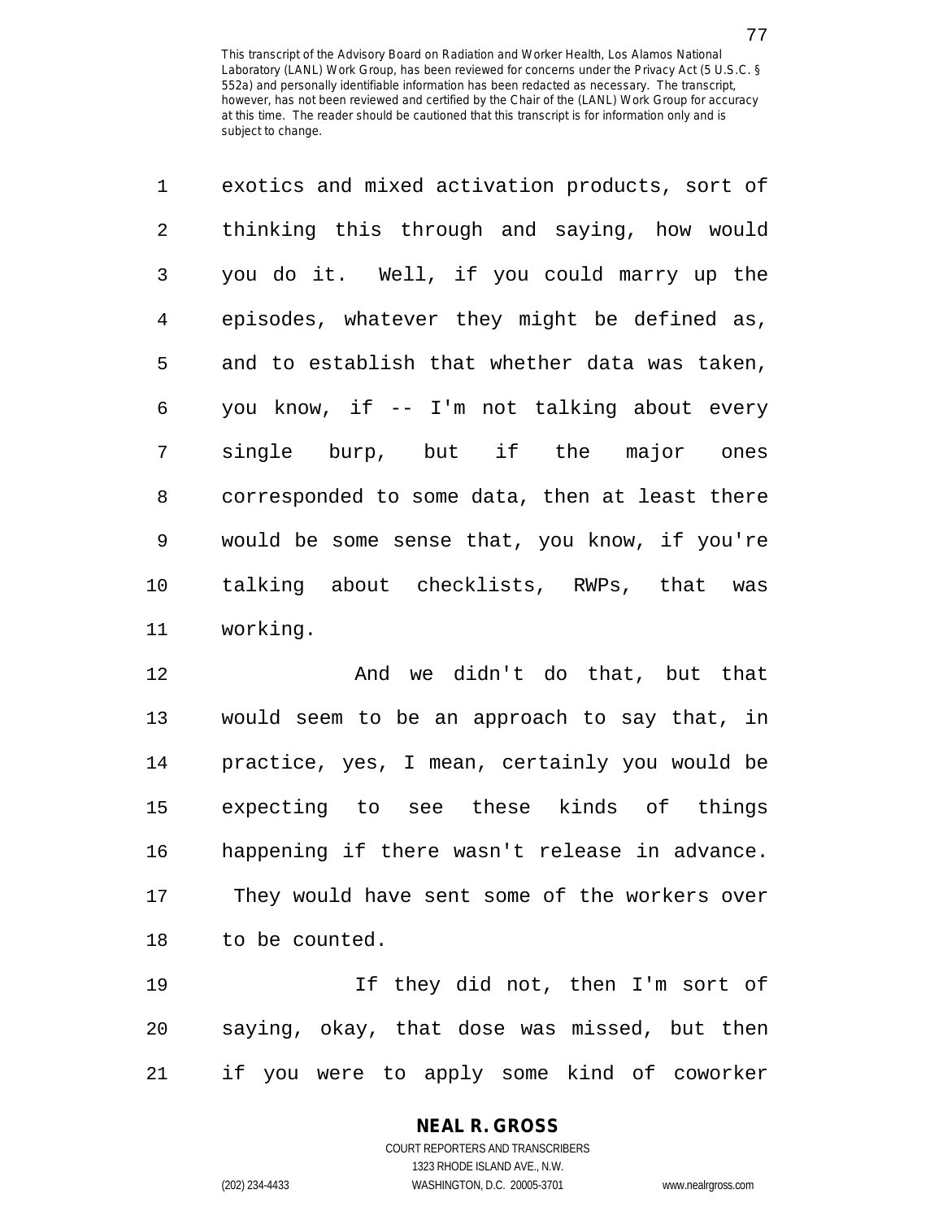exotics and mixed activation products, sort of thinking this through and saying, how would you do it. Well, if you could marry up the episodes, whatever they might be defined as, and to establish that whether data was taken, you know, if -- I'm not talking about every single burp, but if the major ones corresponded to some data, then at least there would be some sense that, you know, if you're talking about checklists, RWPs, that was working.

And we didn't do that, but that would seem to be an approach to say that, in practice, yes, I mean, certainly you would be expecting to see these kinds of things happening if there wasn't release in advance. They would have sent some of the workers over to be counted.

If they did not, then I'm sort of saying, okay, that dose was missed, but then if you were to apply some kind of coworker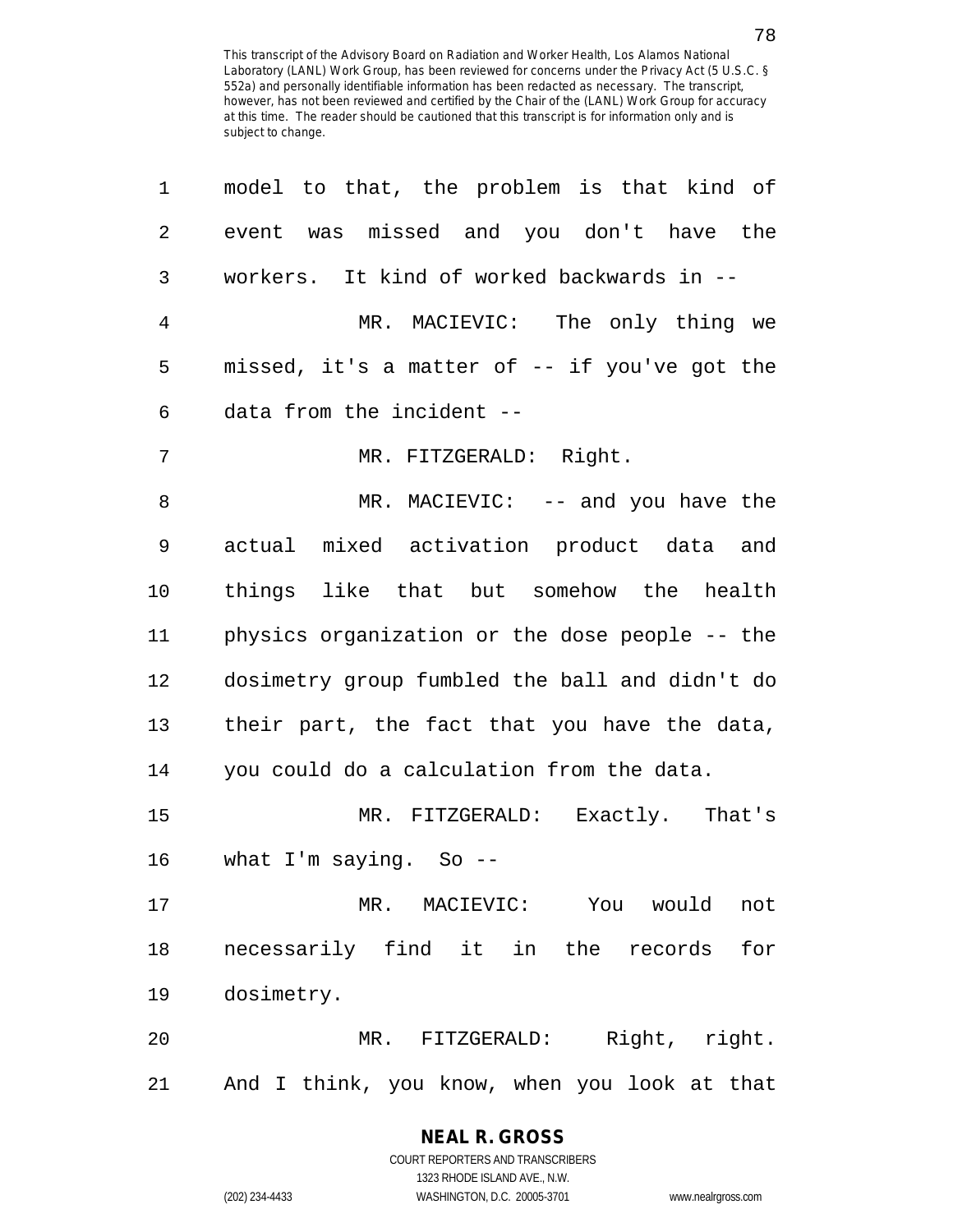model to that, the problem is that kind of event was missed and you don't have the workers. It kind of worked backwards in --

MR. MACIEVIC: The only thing we missed, it's a matter of -- if you've got the data from the incident --

MR. FITZGERALD: Right.

MR. MACIEVIC: -- and you have the actual mixed activation product data and things like that but somehow the health physics organization or the dose people -- the dosimetry group fumbled the ball and didn't do their part, the fact that you have the data, you could do a calculation from the data.

MR. FITZGERALD: Exactly. That's what I'm saying. So --

MR. MACIEVIC: You would not necessarily find it in the records for dosimetry.

MR. FITZGERALD: Right, right. And I think, you know, when you look at that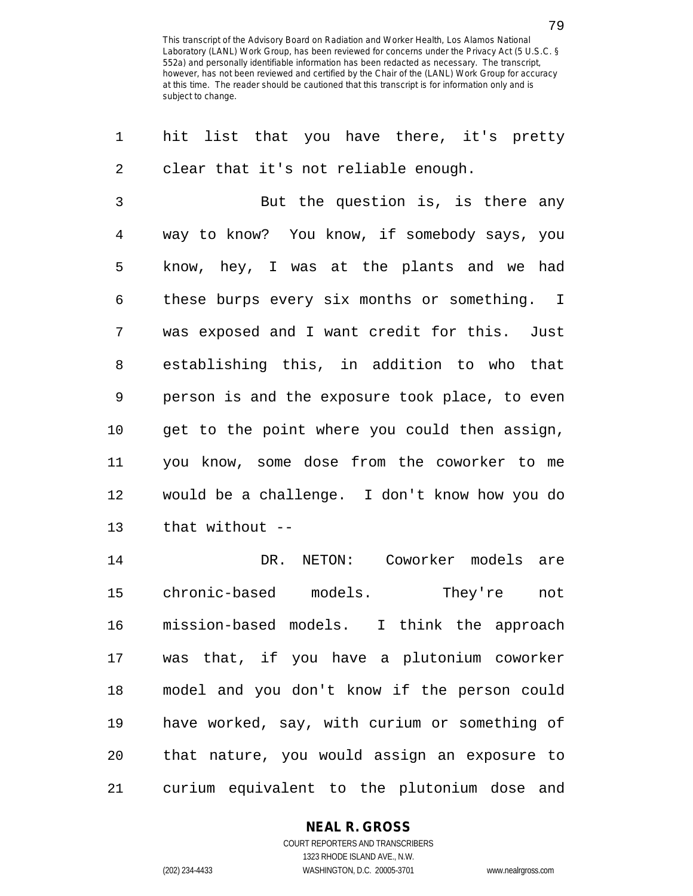hit list that you have there, it's pretty clear that it's not reliable enough.

But the question is, is there any way to know? You know, if somebody says, you know, hey, I was at the plants and we had these burps every six months or something. I was exposed and I want credit for this. Just establishing this, in addition to who that person is and the exposure took place, to even get to the point where you could then assign, you know, some dose from the coworker to me would be a challenge. I don't know how you do that without --

DR. NETON: Coworker models are chronic-based models. They're not mission-based models. I think the approach was that, if you have a plutonium coworker model and you don't know if the person could have worked, say, with curium or something of that nature, you would assign an exposure to curium equivalent to the plutonium dose and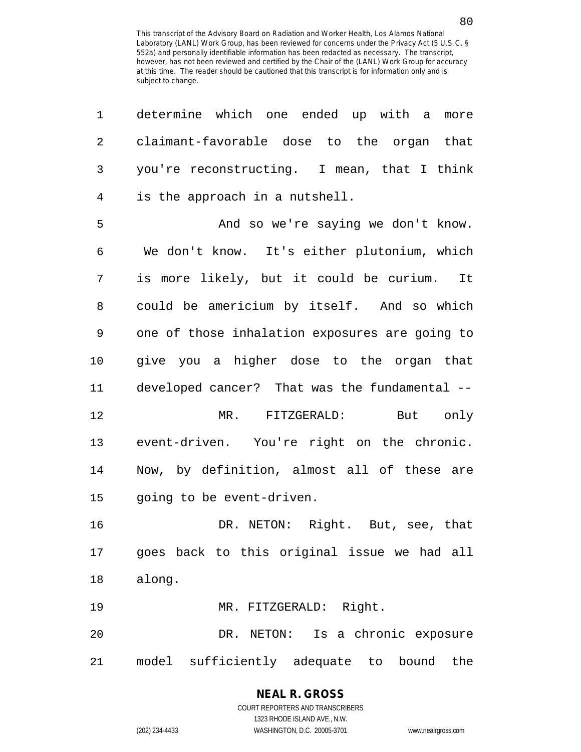determine which one ended up with a more claimant-favorable dose to the organ that you're reconstructing. I mean, that I think is the approach in a nutshell.

And so we're saying we don't know. We don't know. It's either plutonium, which is more likely, but it could be curium. It could be americium by itself. And so which one of those inhalation exposures are going to give you a higher dose to the organ that developed cancer? That was the fundamental --

MR. FITZGERALD: But only event-driven. You're right on the chronic. Now, by definition, almost all of these are going to be event-driven.

DR. NETON: Right. But, see, that goes back to this original issue we had all along.

MR. FITZGERALD: Right.

DR. NETON: Is a chronic exposure model sufficiently adequate to bound the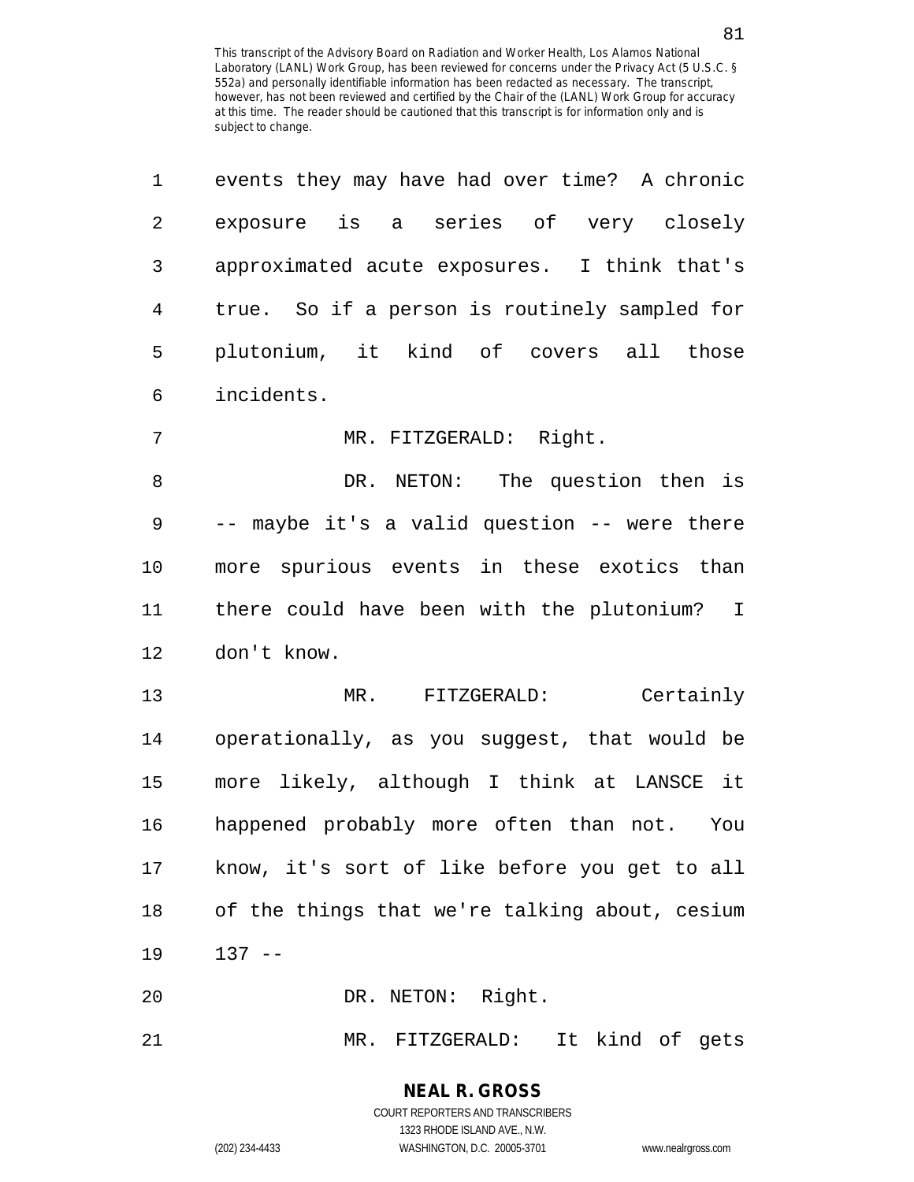events they may have had over time? A chronic exposure is a series of very closely approximated acute exposures. I think that's true. So if a person is routinely sampled for plutonium, it kind of covers all those incidents.

MR. FITZGERALD: Right.

DR. NETON: The question then is -- maybe it's a valid question -- were there more spurious events in these exotics than there could have been with the plutonium? I don't know.

MR. FITZGERALD: Certainly operationally, as you suggest, that would be more likely, although I think at LANSCE it happened probably more often than not. You know, it's sort of like before you get to all of the things that we're talking about, cesium 137 --

DR. NETON: Right.

MR. FITZGERALD: It kind of gets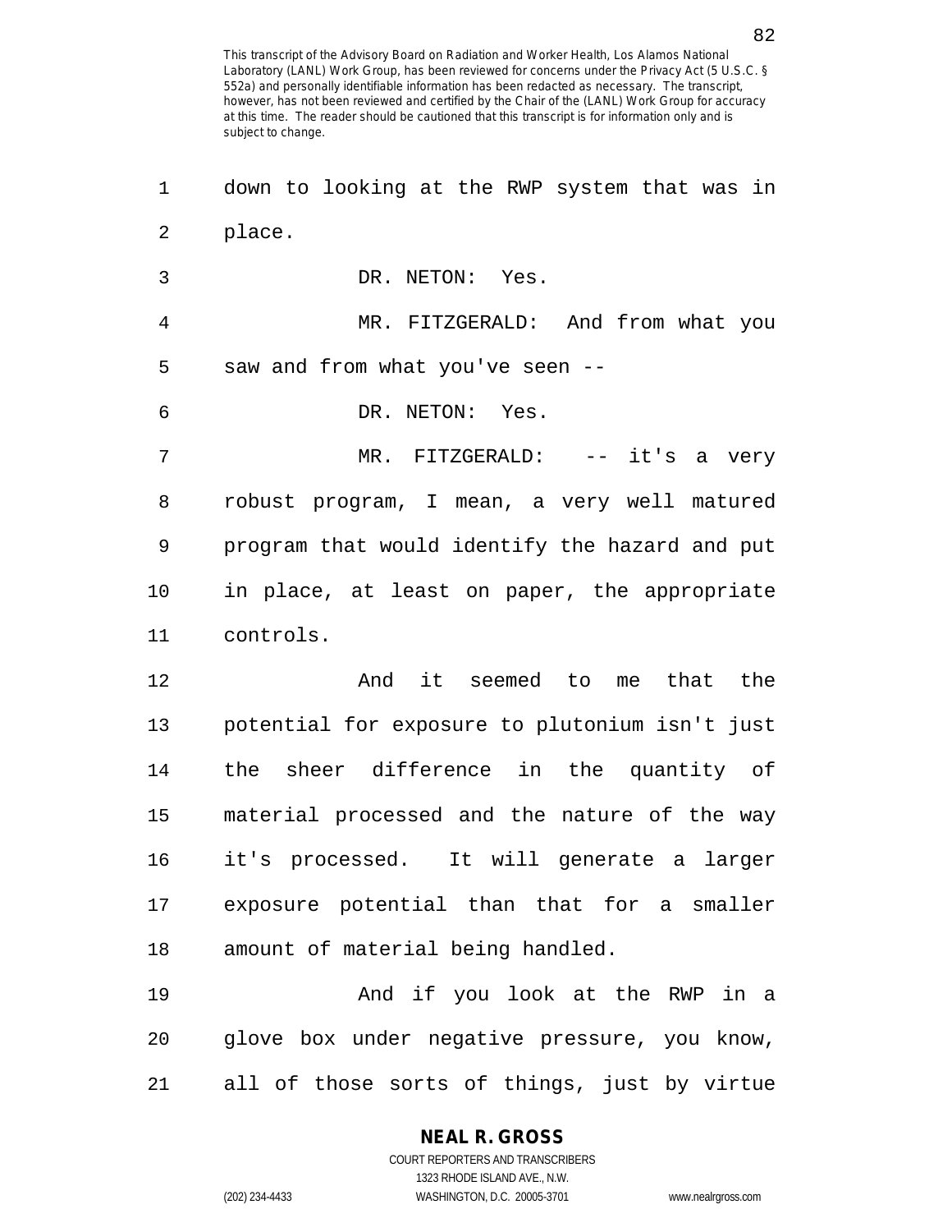down to looking at the RWP system that was in place.

DR. NETON: Yes.

MR. FITZGERALD: And from what you saw and from what you've seen --

DR. NETON: Yes.

MR. FITZGERALD: -- it's a very robust program, I mean, a very well matured program that would identify the hazard and put in place, at least on paper, the appropriate controls.

And it seemed to me that the potential for exposure to plutonium isn't just the sheer difference in the quantity of material processed and the nature of the way it's processed. It will generate a larger exposure potential than that for a smaller amount of material being handled.

And if you look at the RWP in a glove box under negative pressure, you know, all of those sorts of things, just by virtue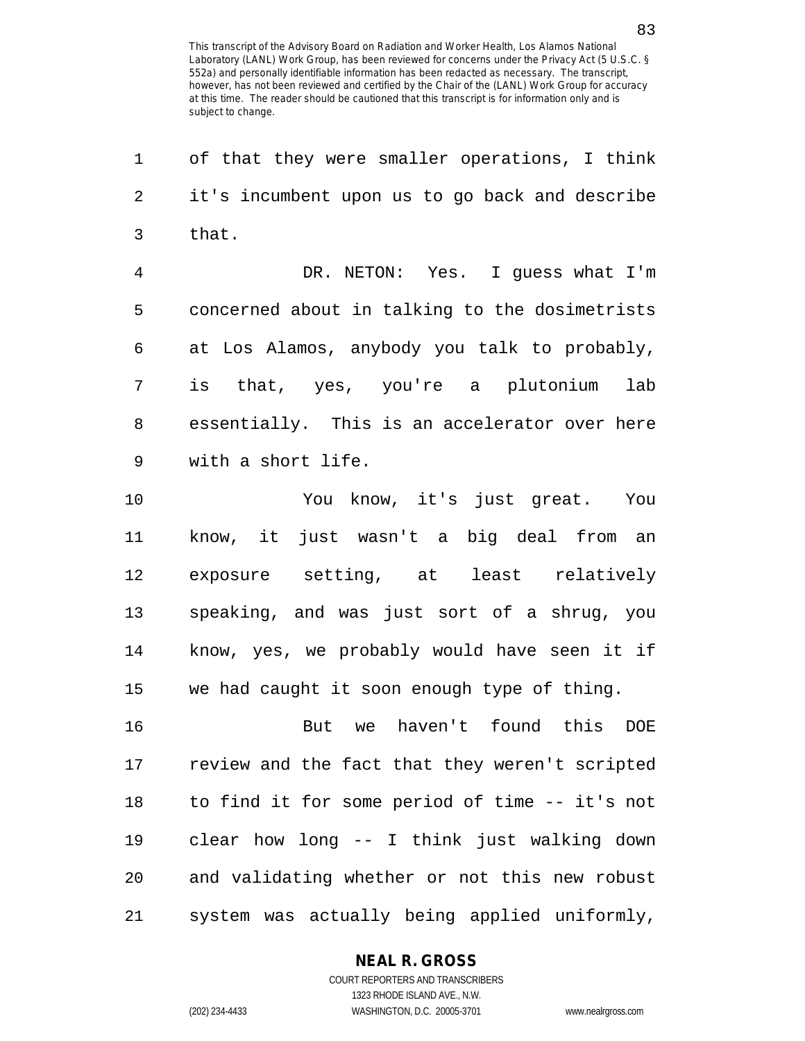of that they were smaller operations, I think it's incumbent upon us to go back and describe that.

DR. NETON: Yes. I guess what I'm concerned about in talking to the dosimetrists at Los Alamos, anybody you talk to probably, is that, yes, you're a plutonium lab essentially. This is an accelerator over here with a short life.

You know, it's just great. You know, it just wasn't a big deal from an exposure setting, at least relatively speaking, and was just sort of a shrug, you know, yes, we probably would have seen it if we had caught it soon enough type of thing.

But we haven't found this DOE review and the fact that they weren't scripted to find it for some period of time -- it's not clear how long -- I think just walking down and validating whether or not this new robust system was actually being applied uniformly,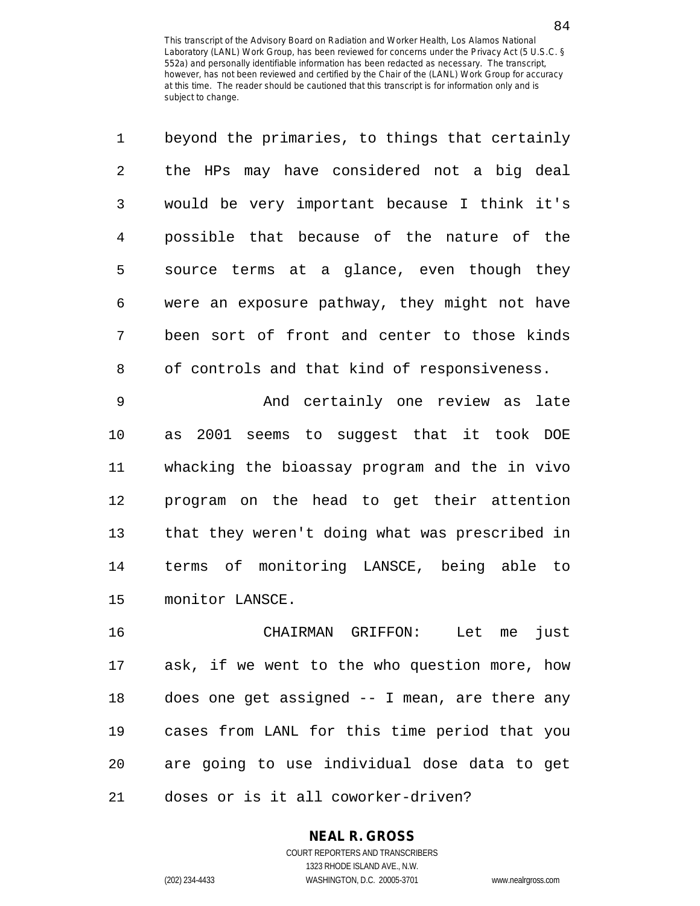beyond the primaries, to things that certainly the HPs may have considered not a big deal would be very important because I think it's possible that because of the nature of the source terms at a glance, even though they were an exposure pathway, they might not have been sort of front and center to those kinds of controls and that kind of responsiveness.

And certainly one review as late as 2001 seems to suggest that it took DOE whacking the bioassay program and the in vivo program on the head to get their attention that they weren't doing what was prescribed in terms of monitoring LANSCE, being able to monitor LANSCE.

CHAIRMAN GRIFFON: Let me just ask, if we went to the who question more, how does one get assigned -- I mean, are there any cases from LANL for this time period that you are going to use individual dose data to get doses or is it all coworker-driven?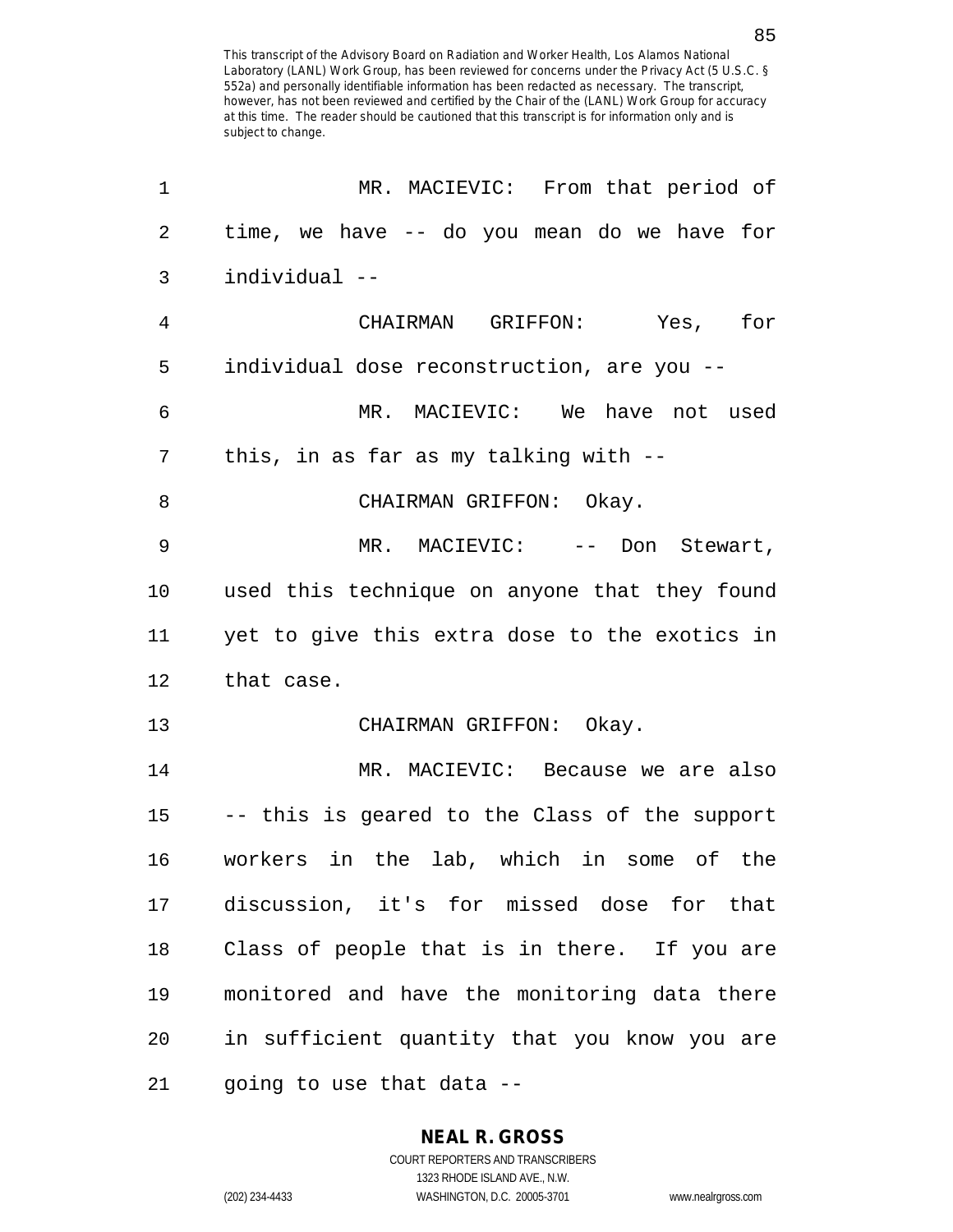MR. MACIEVIC: From that period of time, we have -- do you mean do we have for individual --

CHAIRMAN GRIFFON: Yes, for individual dose reconstruction, are you --

MR. MACIEVIC: We have not used this, in as far as my talking with --

CHAIRMAN GRIFFON: Okay.

MR. MACIEVIC: -- Don Stewart, used this technique on anyone that they found yet to give this extra dose to the exotics in that case.

CHAIRMAN GRIFFON: Okay.

MR. MACIEVIC: Because we are also -- this is geared to the Class of the support workers in the lab, which in some of the discussion, it's for missed dose for that Class of people that is in there. If you are monitored and have the monitoring data there in sufficient quantity that you know you are going to use that data --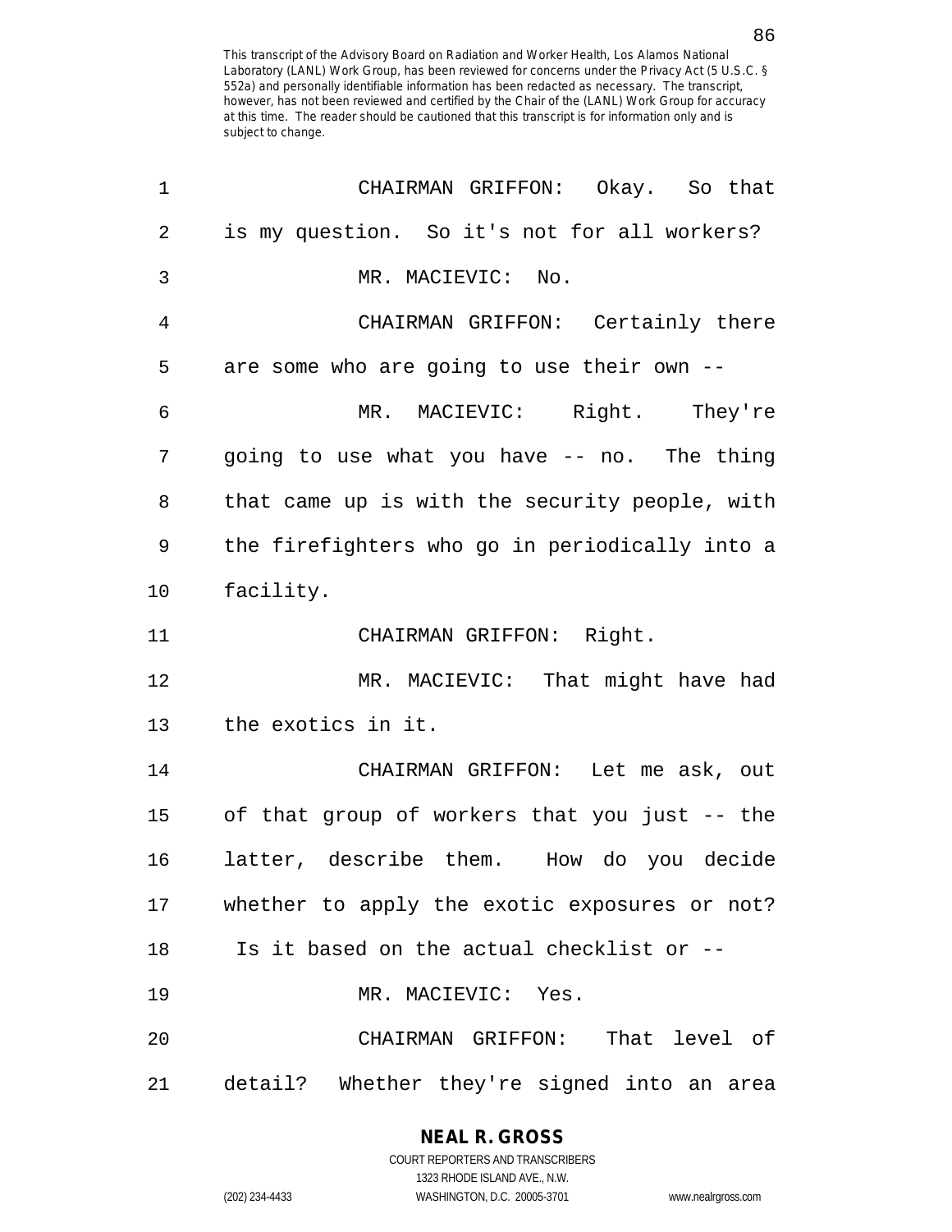CHAIRMAN GRIFFON: Okay. So that is my question. So it's not for all workers?

MR. MACIEVIC: No.

CHAIRMAN GRIFFON: Certainly there are some who are going to use their own --

MR. MACIEVIC: Right. They're going to use what you have -- no. The thing that came up is with the security people, with the firefighters who go in periodically into a facility.

CHAIRMAN GRIFFON: Right.

MR. MACIEVIC: That might have had the exotics in it.

CHAIRMAN GRIFFON: Let me ask, out of that group of workers that you just -- the latter, describe them. How do you decide whether to apply the exotic exposures or not? Is it based on the actual checklist or --

MR. MACIEVIC: Yes.

CHAIRMAN GRIFFON: That level of detail? Whether they're signed into an area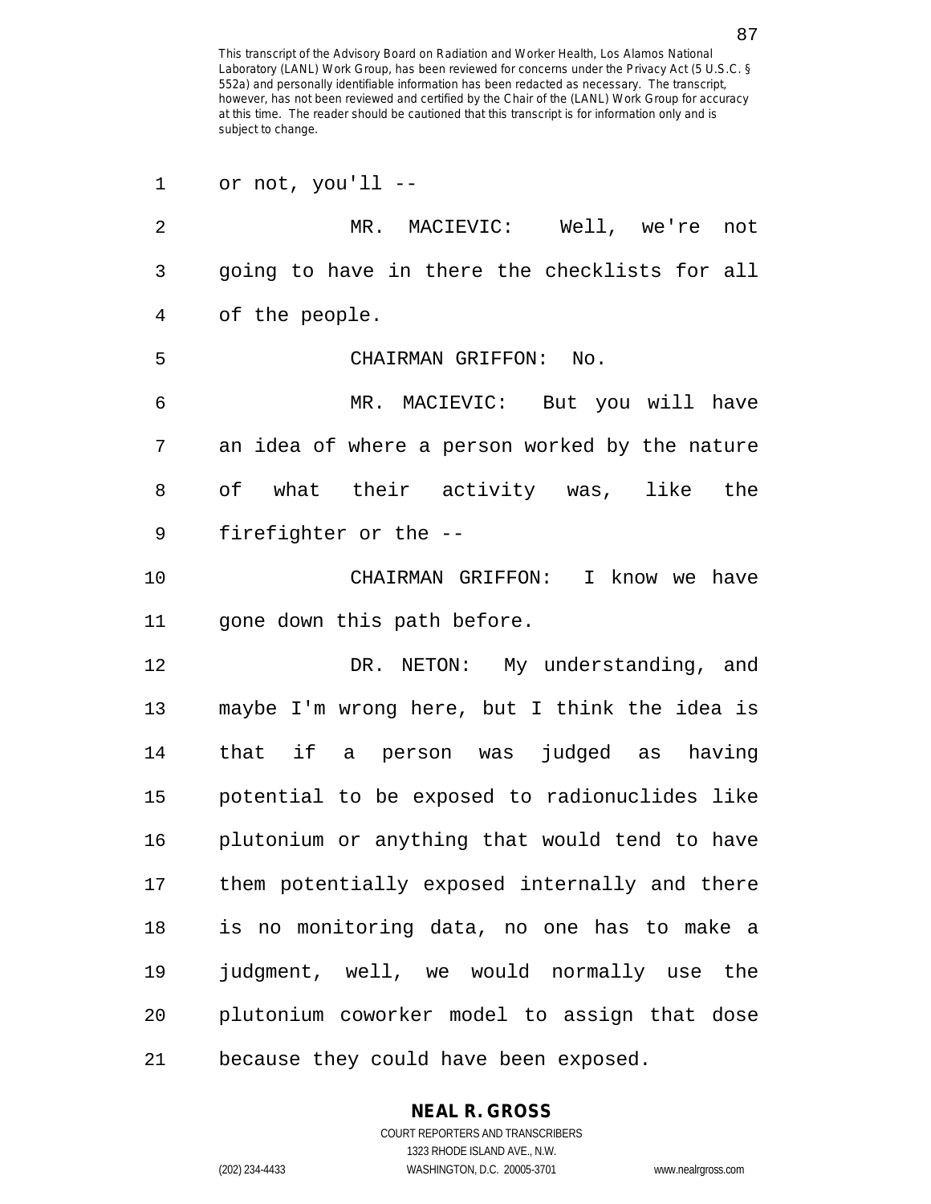This transcript of the Advisory Board on Radiation and Worker Health, Los Alamos National Laboratory (LANL) Work Group, has been reviewed for concerns under the Privacy Act (5 U.S.C. § 552a) and personally identifiable information has been redacted as necessary. The transcript, however, has not been reviewed and certified by the Chair of the (LANL) Work Group for accuracy at this time. The reader should be cautioned that this transcript is for information only and is subject to change.

or not, you'll --

MR. MACIEVIC: Well, we're not going to have in there the checklists for all of the people.

CHAIRMAN GRIFFON: No.

MR. MACIEVIC: But you will have an idea of where a person worked by the nature of what their activity was, like the firefighter or the --

CHAIRMAN GRIFFON: I know we have gone down this path before.

DR. NETON: My understanding, and maybe I'm wrong here, but I think the idea is that if a person was judged as having potential to be exposed to radionuclides like plutonium or anything that would tend to have them potentially exposed internally and there is no monitoring data, no one has to make a judgment, well, we would normally use the plutonium coworker model to assign that dose because they could have been exposed.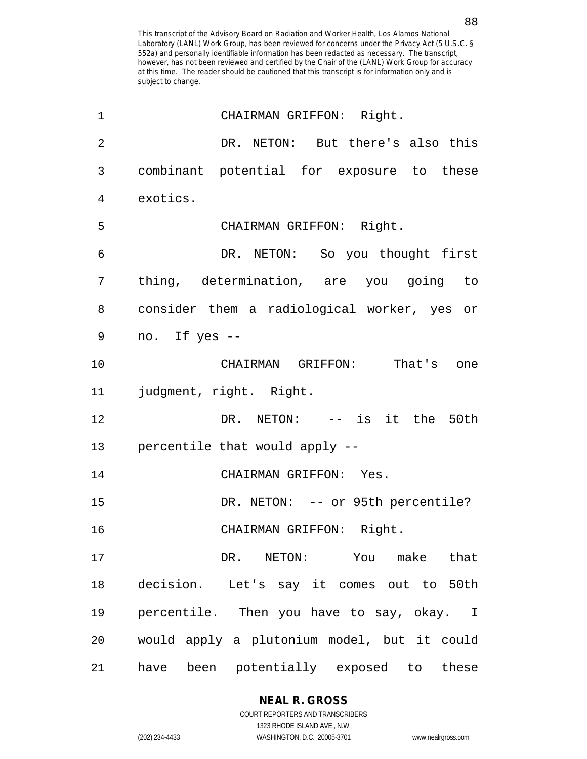CHAIRMAN GRIFFON: Right.

DR. NETON: But there's also this combinant potential for exposure to these exotics.

CHAIRMAN GRIFFON: Right.

DR. NETON: So you thought first thing, determination, are you going to consider them a radiological worker, yes or no. If yes --

CHAIRMAN GRIFFON: That's one judgment, right. Right.

DR. NETON: -- is it the 50th percentile that would apply --

CHAIRMAN GRIFFON: Yes.

DR. NETON: -- or 95th percentile?

CHAIRMAN GRIFFON: Right.

DR. NETON: You make that decision. Let's say it comes out to 50th percentile. Then you have to say, okay. I would apply a plutonium model, but it could have been potentially exposed to these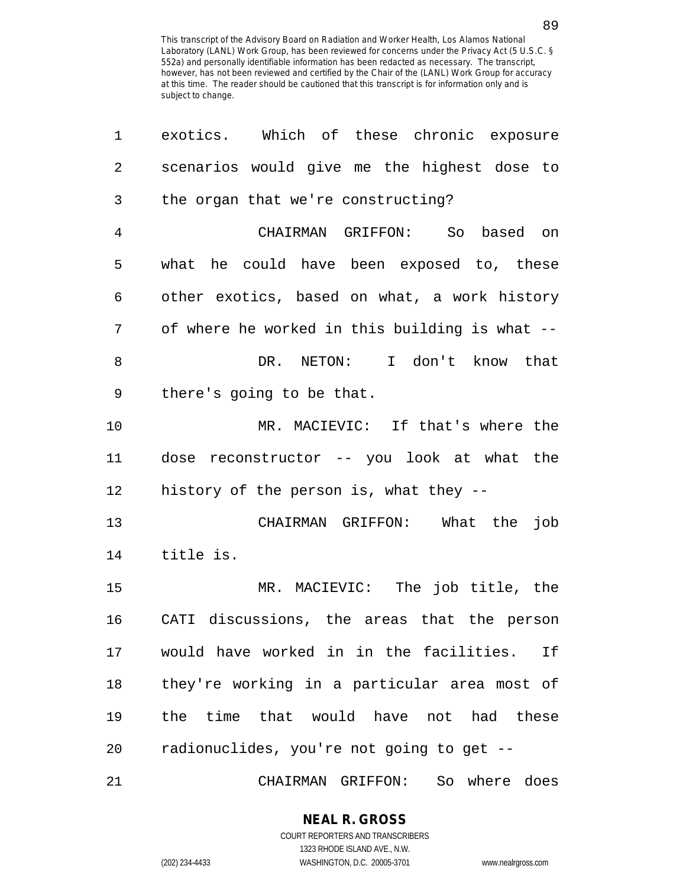exotics. Which of these chronic exposure scenarios would give me the highest dose to the organ that we're constructing?

CHAIRMAN GRIFFON: So based on what he could have been exposed to, these other exotics, based on what, a work history of where he worked in this building is what --

DR. NETON: I don't know that there's going to be that.

MR. MACIEVIC: If that's where the dose reconstructor -- you look at what the history of the person is, what they --

CHAIRMAN GRIFFON: What the job title is.

MR. MACIEVIC: The job title, the CATI discussions, the areas that the person would have worked in in the facilities. If they're working in a particular area most of the time that would have not had these radionuclides, you're not going to get --

CHAIRMAN GRIFFON: So where does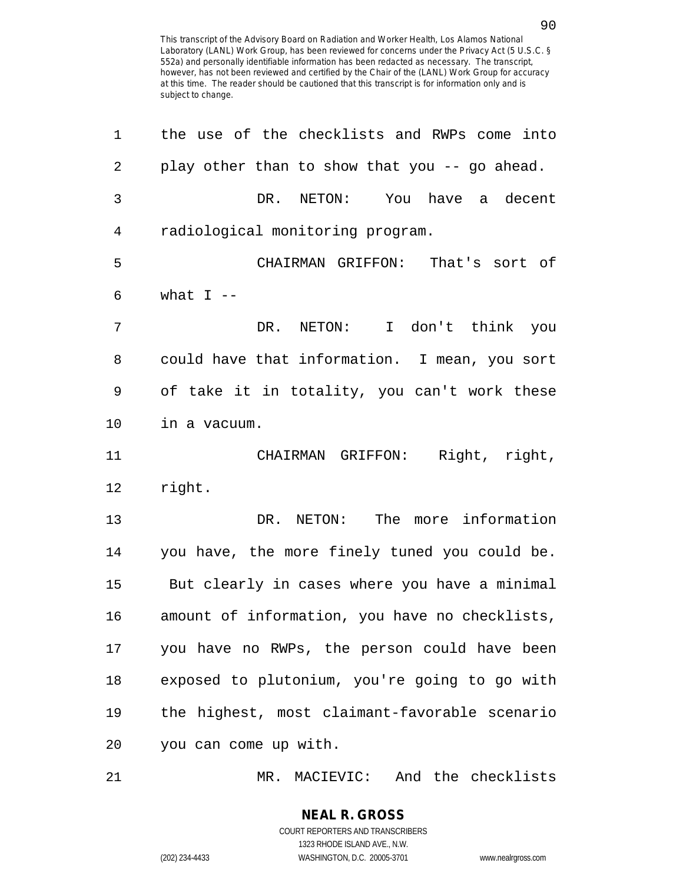the use of the checklists and RWPs come into play other than to show that you -- go ahead.

DR. NETON: You have a decent radiological monitoring program.

CHAIRMAN GRIFFON: That's sort of what I --

DR. NETON: I don't think you could have that information. I mean, you sort of take it in totality, you can't work these in a vacuum.

CHAIRMAN GRIFFON: Right, right, right.

DR. NETON: The more information you have, the more finely tuned you could be. But clearly in cases where you have a minimal amount of information, you have no checklists, you have no RWPs, the person could have been exposed to plutonium, you're going to go with the highest, most claimant-favorable scenario you can come up with.

MR. MACIEVIC: And the checklists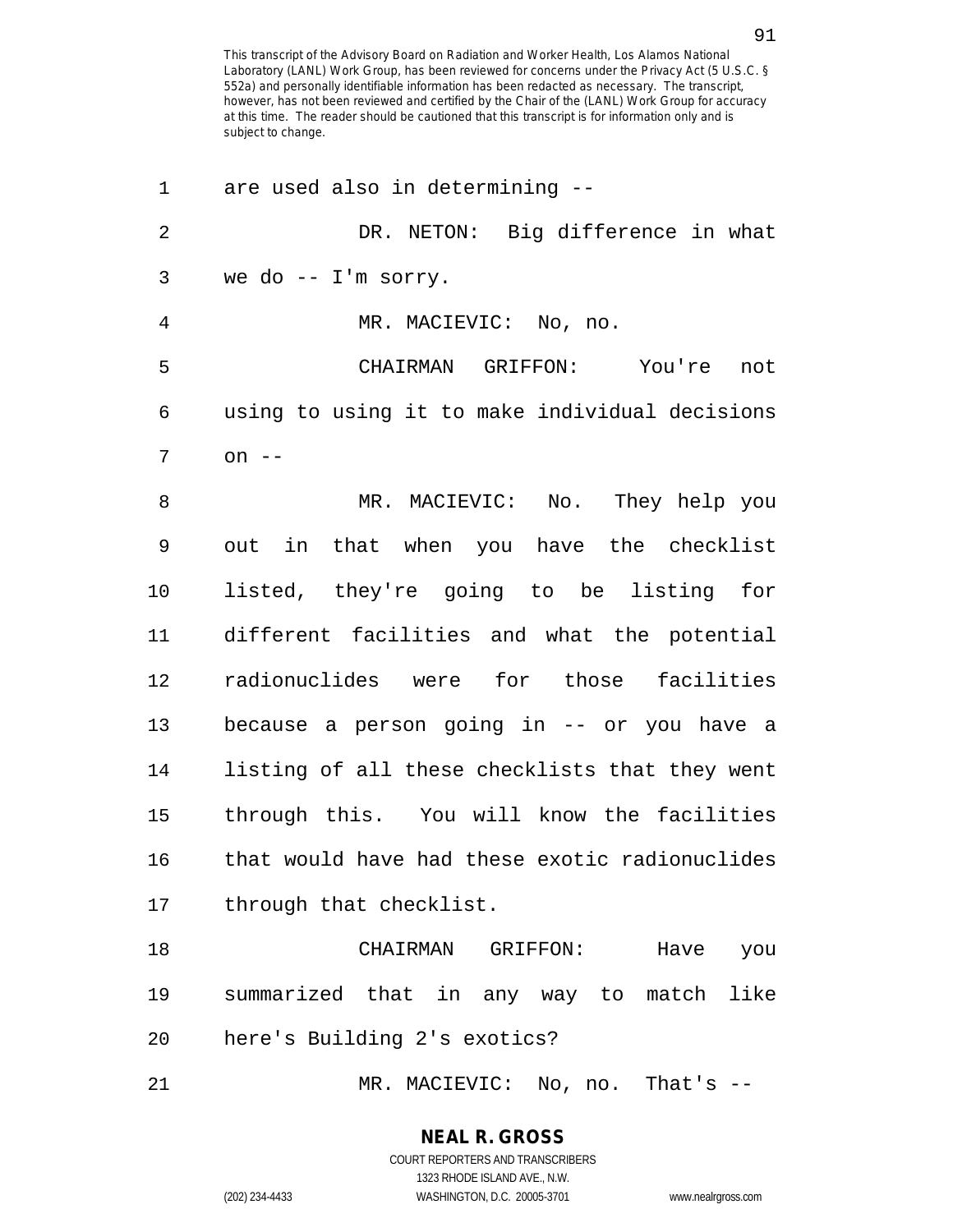are used also in determining --

DR. NETON: Big difference in what we do -- I'm sorry.

MR. MACIEVIC: No, no.

CHAIRMAN GRIFFON: You're not using to using it to make individual decisions on --

MR. MACIEVIC: No. They help you out in that when you have the checklist listed, they're going to be listing for different facilities and what the potential radionuclides were for those facilities because a person going in -- or you have a listing of all these checklists that they went through this. You will know the facilities that would have had these exotic radionuclides through that checklist.

CHAIRMAN GRIFFON: Have you summarized that in any way to match like here's Building 2's exotics?

MR. MACIEVIC: No, no. That's --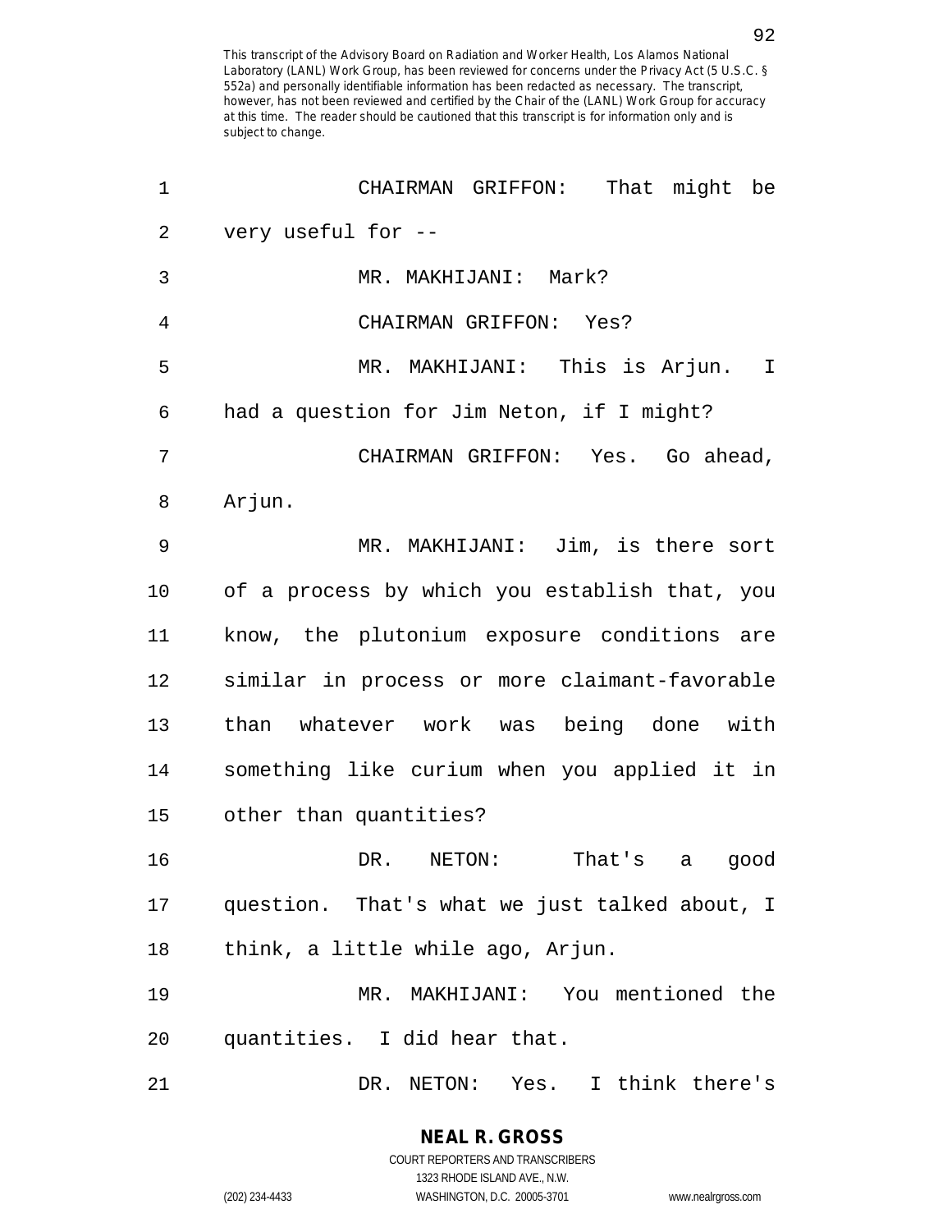CHAIRMAN GRIFFON: That might be very useful for --

MR. MAKHIJANI: Mark?

CHAIRMAN GRIFFON: Yes?

MR. MAKHIJANI: This is Arjun. I had a question for Jim Neton, if I might?

CHAIRMAN GRIFFON: Yes. Go ahead, Arjun.

MR. MAKHIJANI: Jim, is there sort of a process by which you establish that, you know, the plutonium exposure conditions are similar in process or more claimant-favorable than whatever work was being done with something like curium when you applied it in other than quantities?

DR. NETON: That's a good question. That's what we just talked about, I think, a little while ago, Arjun.

MR. MAKHIJANI: You mentioned the quantities. I did hear that.

DR. NETON: Yes. I think there's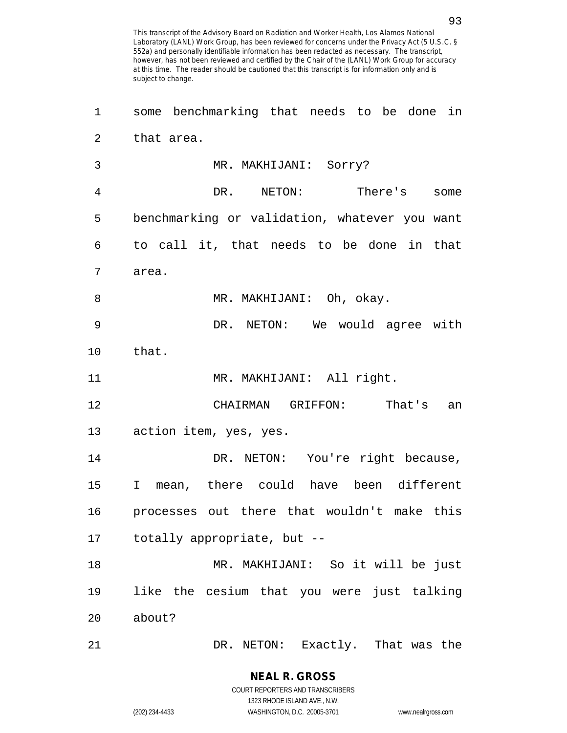some benchmarking that needs to be done in that area.

MR. MAKHIJANI: Sorry?

DR. NETON: There's some benchmarking or validation, whatever you want to call it, that needs to be done in that area.

MR. MAKHIJANI: Oh, okay.

DR. NETON: We would agree with that.

MR. MAKHIJANI: All right.

CHAIRMAN GRIFFON: That's an action item, yes, yes.

DR. NETON: You're right because, I mean, there could have been different processes out there that wouldn't make this totally appropriate, but --

MR. MAKHIJANI: So it will be just like the cesium that you were just talking about?

DR. NETON: Exactly. That was the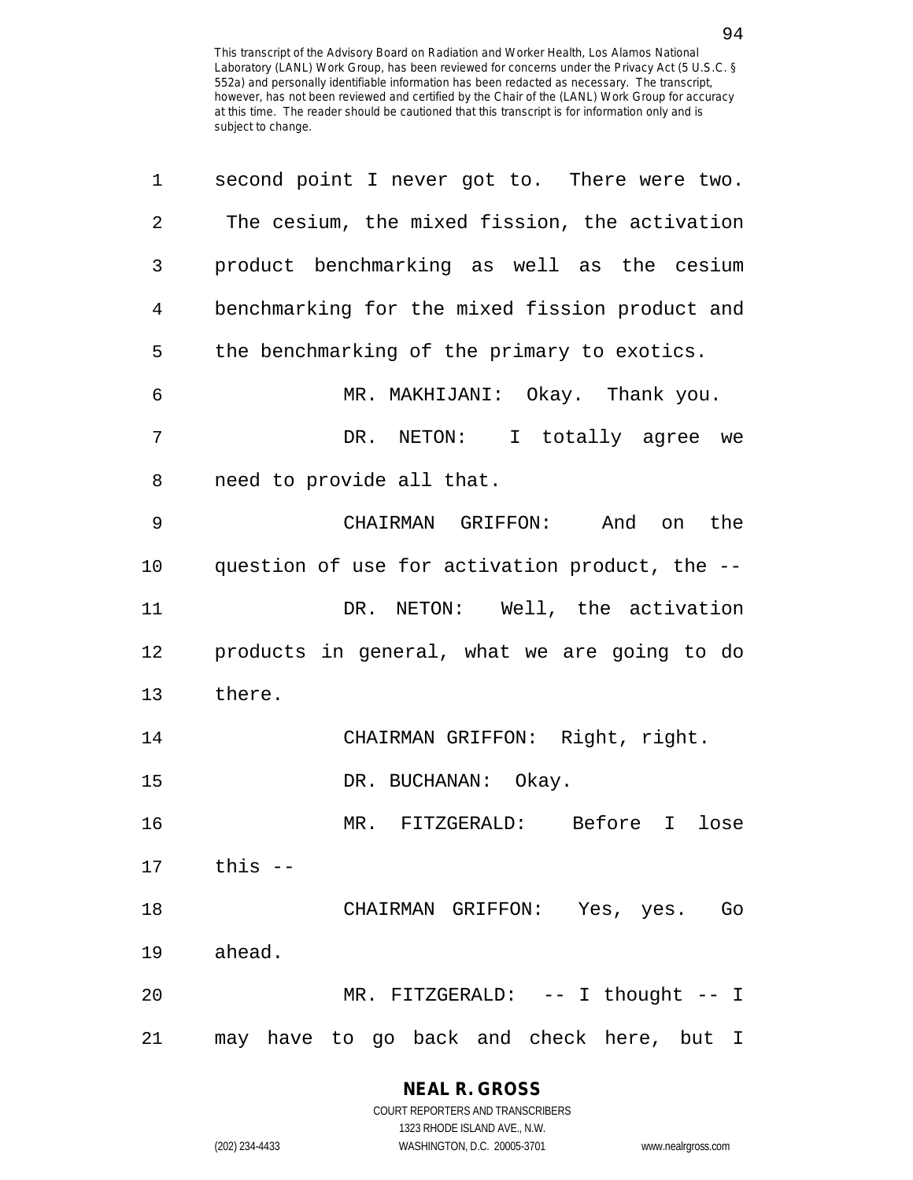second point I never got to. There were two. The cesium, the mixed fission, the activation product benchmarking as well as the cesium benchmarking for the mixed fission product and the benchmarking of the primary to exotics.

MR. MAKHIJANI: Okay. Thank you.

DR. NETON: I totally agree we need to provide all that.

CHAIRMAN GRIFFON: And on the question of use for activation product, the --

DR. NETON: Well, the activation products in general, what we are going to do there.

CHAIRMAN GRIFFON: Right, right.

DR. BUCHANAN: Okay.

MR. FITZGERALD: Before I lose this --

CHAIRMAN GRIFFON: Yes, yes. Go ahead.

MR. FITZGERALD: -- I thought -- I may have to go back and check here, but I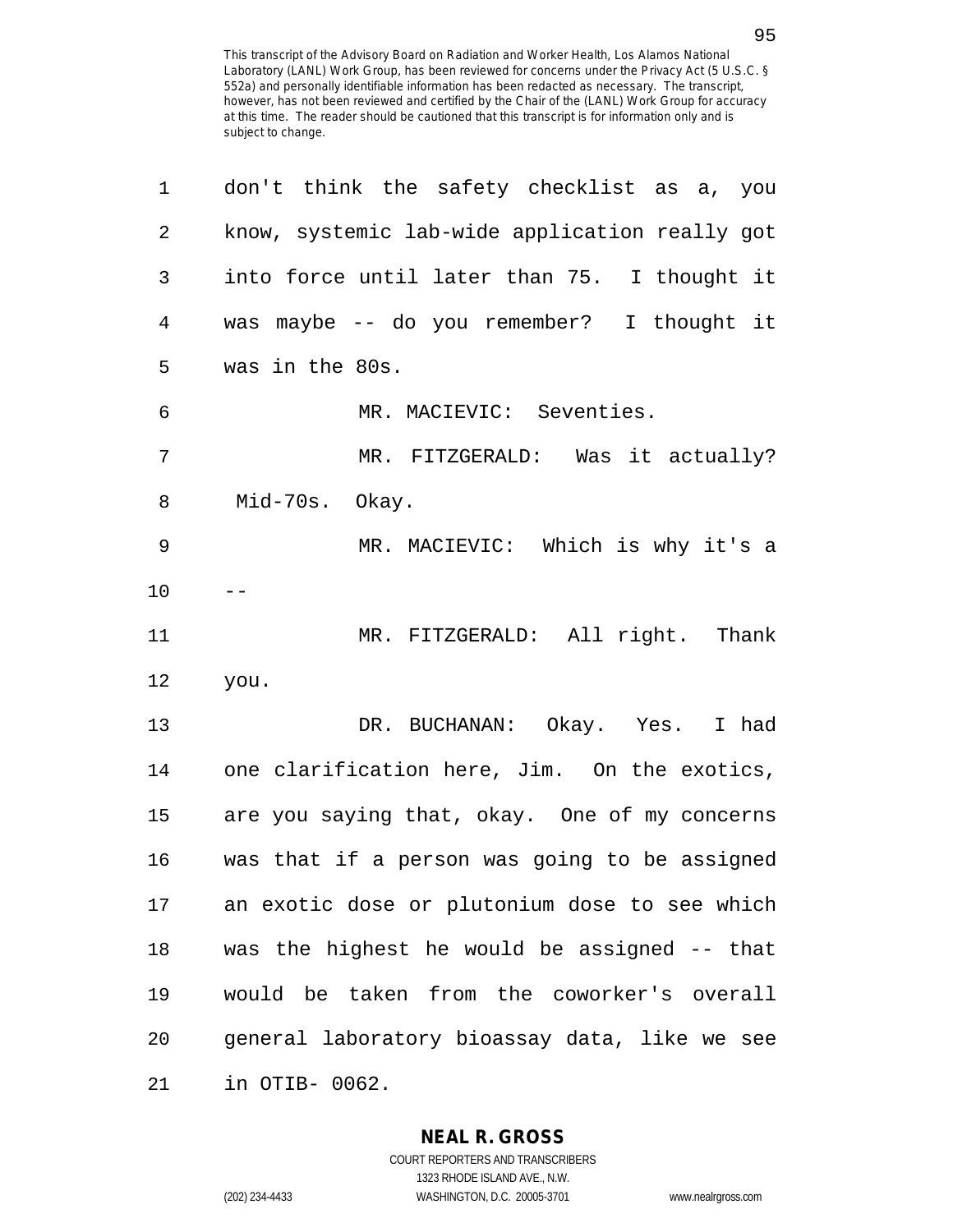don't think the safety checklist as a, you know, systemic lab-wide application really got into force until later than 75. I thought it was maybe -- do you remember? I thought it was in the 80s.

MR. MACIEVIC: Seventies.

MR. FITZGERALD: Was it actually? Mid-70s. Okay.

MR. MACIEVIC: Which is why it's a --

MR. FITZGERALD: All right. Thank you.

DR. BUCHANAN: Okay. Yes. I had one clarification here, Jim. On the exotics, are you saying that, okay. One of my concerns was that if a person was going to be assigned an exotic dose or plutonium dose to see which was the highest he would be assigned -- that would be taken from the coworker's overall general laboratory bioassay data, like we see in OTIB- 0062.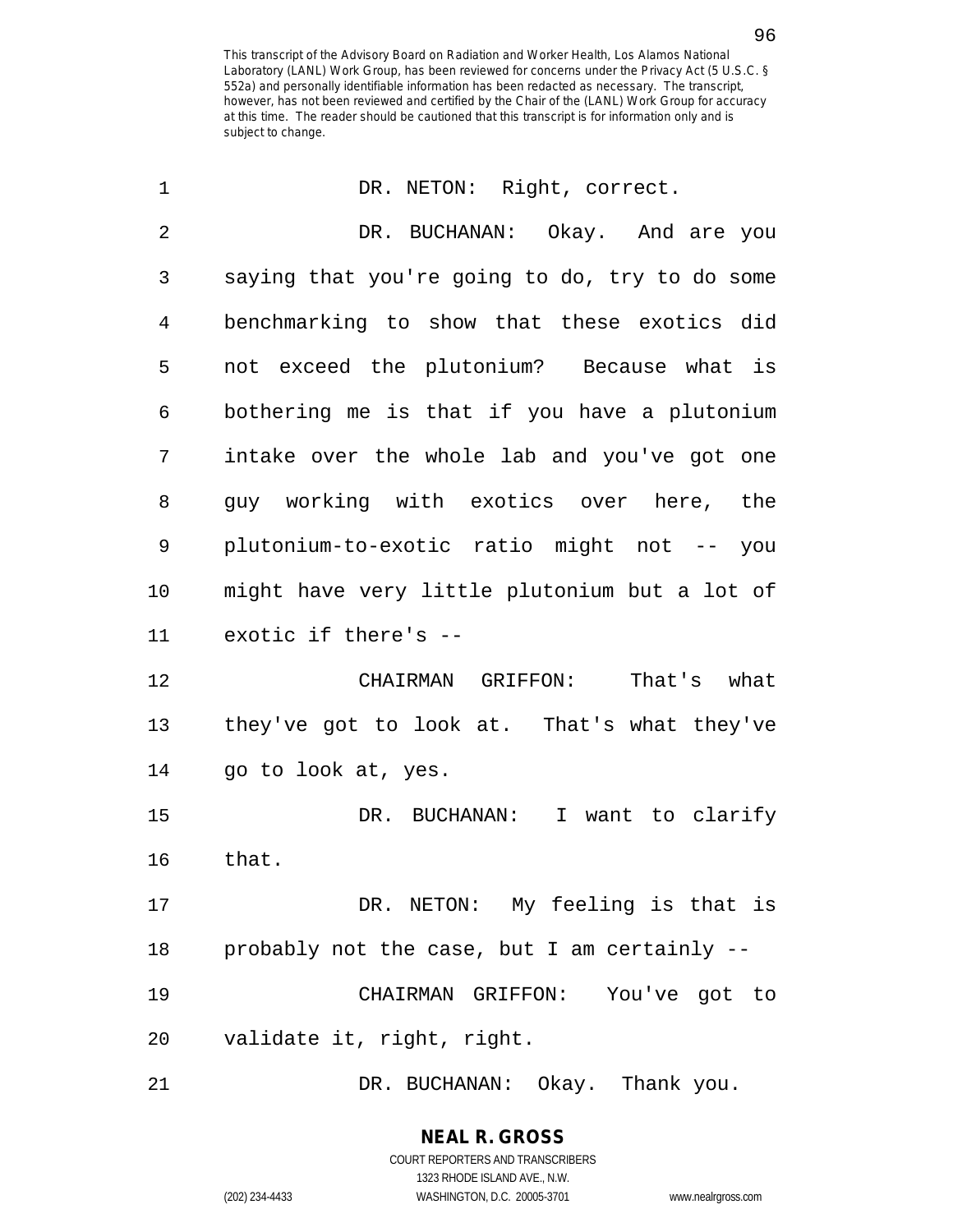DR. NETON: Right, correct.

DR. BUCHANAN: Okay. And are you saying that you're going to do, try to do some benchmarking to show that these exotics did not exceed the plutonium? Because what is bothering me is that if you have a plutonium intake over the whole lab and you've got one guy working with exotics over here, the plutonium-to-exotic ratio might not -- you might have very little plutonium but a lot of exotic if there's --

CHAIRMAN GRIFFON: That's what they've got to look at. That's what they've go to look at, yes.

DR. BUCHANAN: I want to clarify that.

DR. NETON: My feeling is that is probably not the case, but I am certainly --

CHAIRMAN GRIFFON: You've got to validate it, right, right.

DR. BUCHANAN: Okay. Thank you.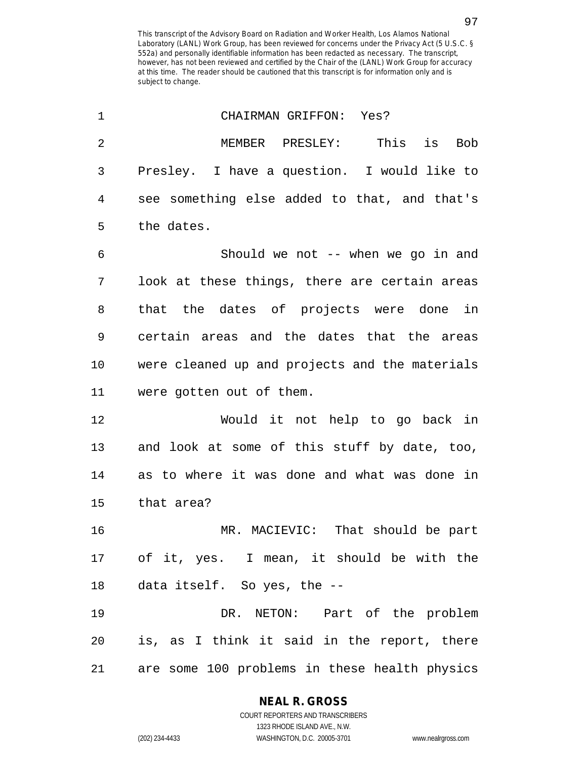CHAIRMAN GRIFFON: Yes?

MEMBER PRESLEY: This is Bob Presley. I have a question. I would like to see something else added to that, and that's the dates.

Should we not -- when we go in and look at these things, there are certain areas that the dates of projects were done in certain areas and the dates that the areas were cleaned up and projects and the materials were gotten out of them.

Would it not help to go back in and look at some of this stuff by date, too, as to where it was done and what was done in that area?

MR. MACIEVIC: That should be part of it, yes. I mean, it should be with the data itself. So yes, the --

DR. NETON: Part of the problem is, as I think it said in the report, there are some 100 problems in these health physics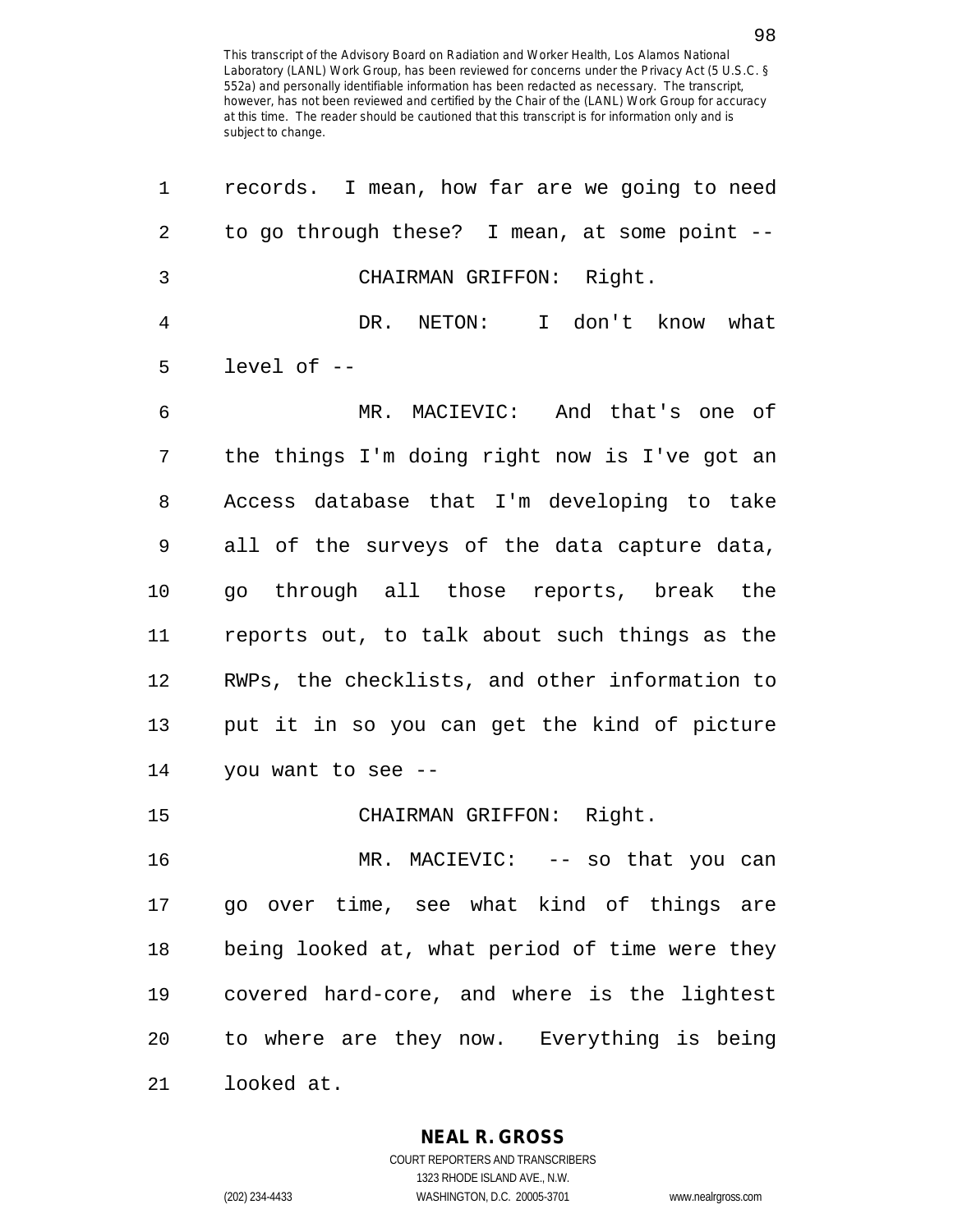records. I mean, how far are we going to need to go through these? I mean, at some point --

CHAIRMAN GRIFFON: Right.

DR. NETON: I don't know what level of --

MR. MACIEVIC: And that's one of the things I'm doing right now is I've got an Access database that I'm developing to take all of the surveys of the data capture data, go through all those reports, break the reports out, to talk about such things as the RWPs, the checklists, and other information to put it in so you can get the kind of picture you want to see --

CHAIRMAN GRIFFON: Right.

MR. MACIEVIC: -- so that you can go over time, see what kind of things are being looked at, what period of time were they covered hard-core, and where is the lightest to where are they now. Everything is being looked at.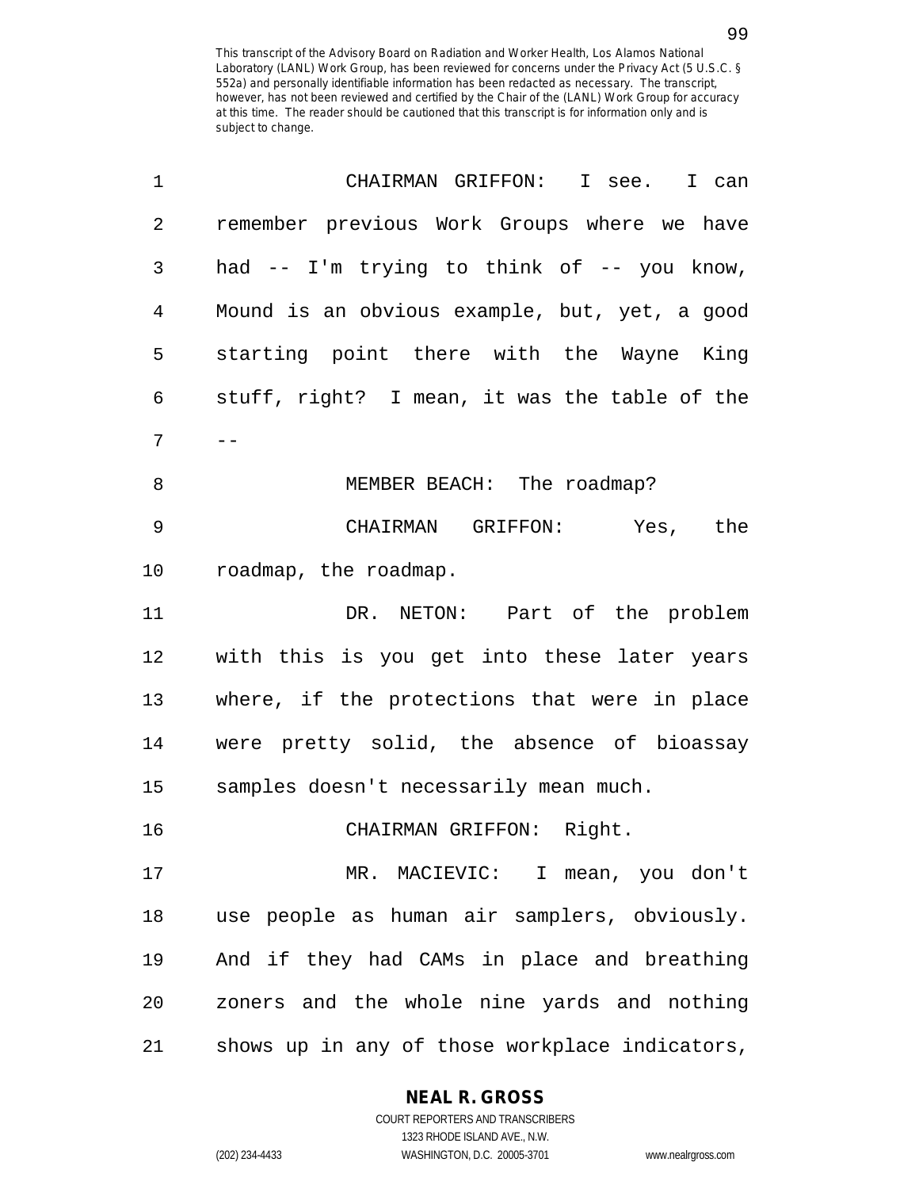CHAIRMAN GRIFFON: I see. I can remember previous Work Groups where we have had -- I'm trying to think of -- you know, Mound is an obvious example, but, yet, a good starting point there with the Wayne King stuff, right? I mean, it was the table of the --

MEMBER BEACH: The roadmap?

CHAIRMAN GRIFFON: Yes, the roadmap, the roadmap.

DR. NETON: Part of the problem with this is you get into these later years where, if the protections that were in place were pretty solid, the absence of bioassay samples doesn't necessarily mean much.

CHAIRMAN GRIFFON: Right.

MR. MACIEVIC: I mean, you don't use people as human air samplers, obviously. And if they had CAMs in place and breathing zoners and the whole nine yards and nothing shows up in any of those workplace indicators,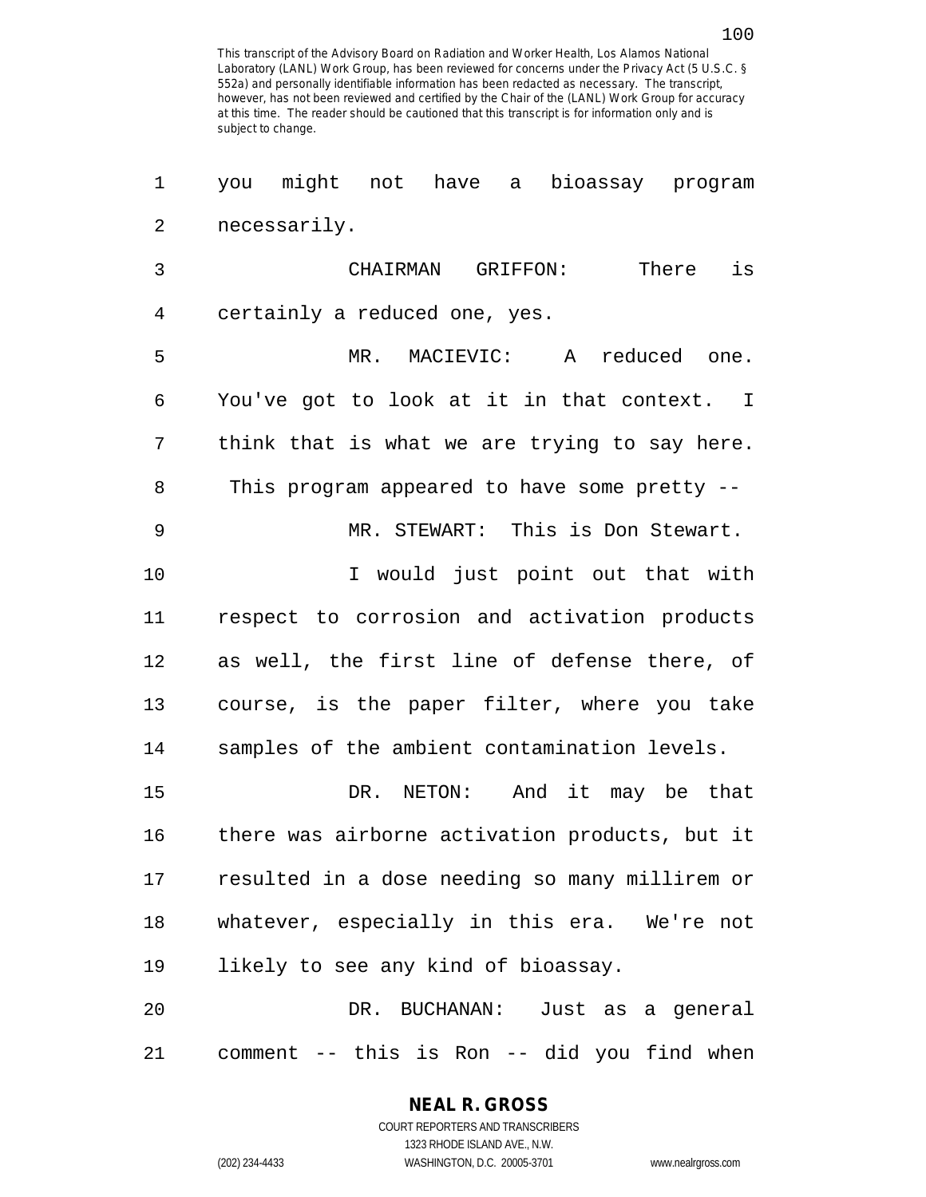you might not have a bioassay program necessarily.

CHAIRMAN GRIFFON: There is certainly a reduced one, yes.

MR. MACIEVIC: A reduced one. You've got to look at it in that context. I think that is what we are trying to say here. This program appeared to have some pretty --

MR. STEWART: This is Don Stewart.

I would just point out that with respect to corrosion and activation products as well, the first line of defense there, of course, is the paper filter, where you take samples of the ambient contamination levels.

DR. NETON: And it may be that there was airborne activation products, but it resulted in a dose needing so many millirem or whatever, especially in this era. We're not likely to see any kind of bioassay.

DR. BUCHANAN: Just as a general comment -- this is Ron -- did you find when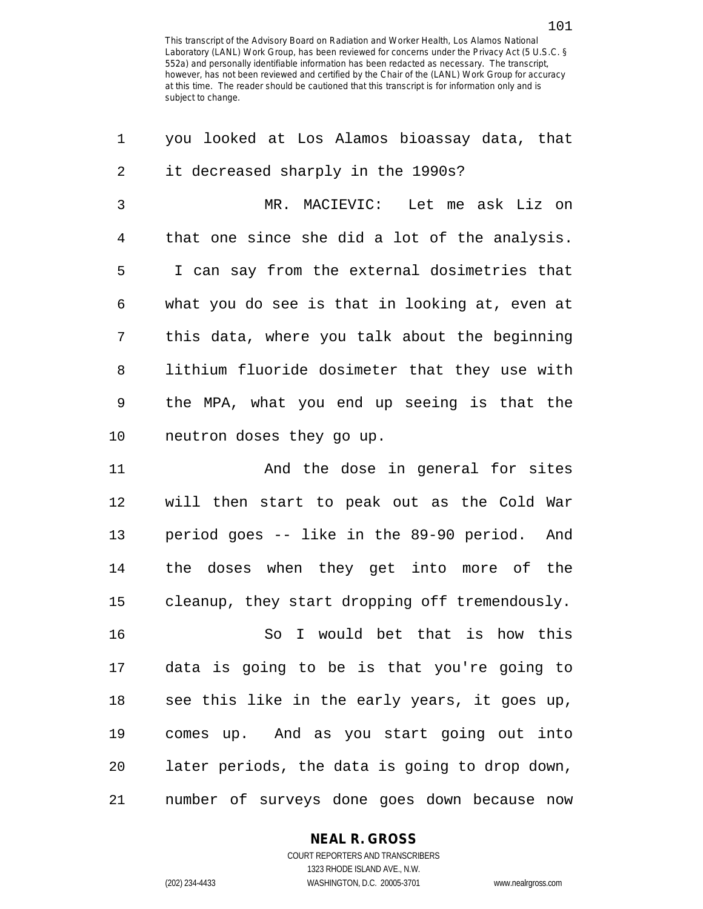you looked at Los Alamos bioassay data, that it decreased sharply in the 1990s?

MR. MACIEVIC: Let me ask Liz on that one since she did a lot of the analysis. I can say from the external dosimetries that what you do see is that in looking at, even at this data, where you talk about the beginning lithium fluoride dosimeter that they use with the MPA, what you end up seeing is that the neutron doses they go up.

And the dose in general for sites will then start to peak out as the Cold War period goes -- like in the 89-90 period. And the doses when they get into more of the cleanup, they start dropping off tremendously.

So I would bet that is how this data is going to be is that you're going to see this like in the early years, it goes up, comes up. And as you start going out into later periods, the data is going to drop down, number of surveys done goes down because now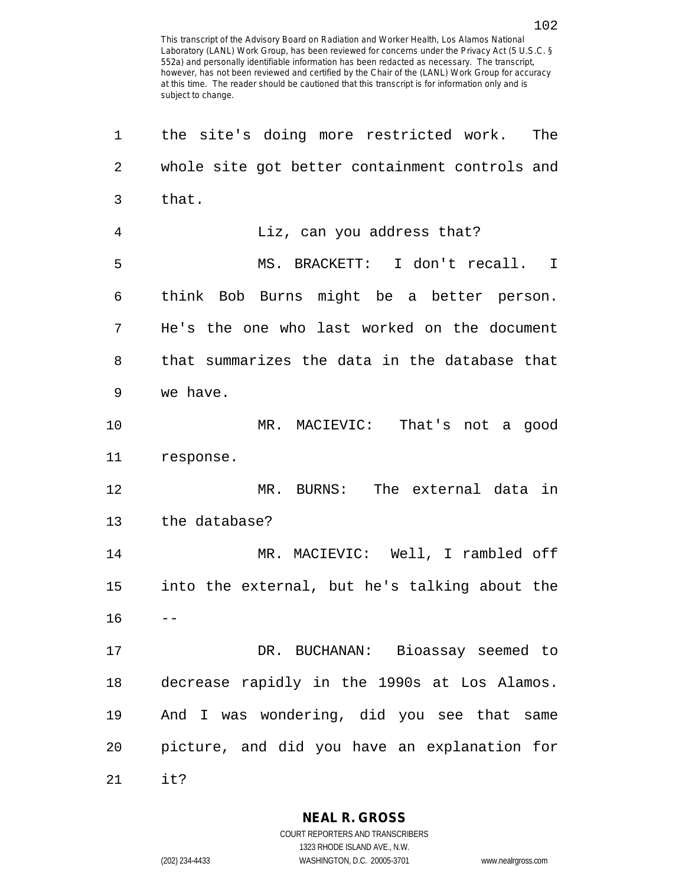the site's doing more restricted work. The whole site got better containment controls and that.

Liz, can you address that?

MS. BRACKETT: I don't recall. I think Bob Burns might be a better person. He's the one who last worked on the document that summarizes the data in the database that we have.

MR. MACIEVIC: That's not a good response.

MR. BURNS: The external data in the database?

MR. MACIEVIC: Well, I rambled off into the external, but he's talking about the --

DR. BUCHANAN: Bioassay seemed to decrease rapidly in the 1990s at Los Alamos. And I was wondering, did you see that same picture, and did you have an explanation for it?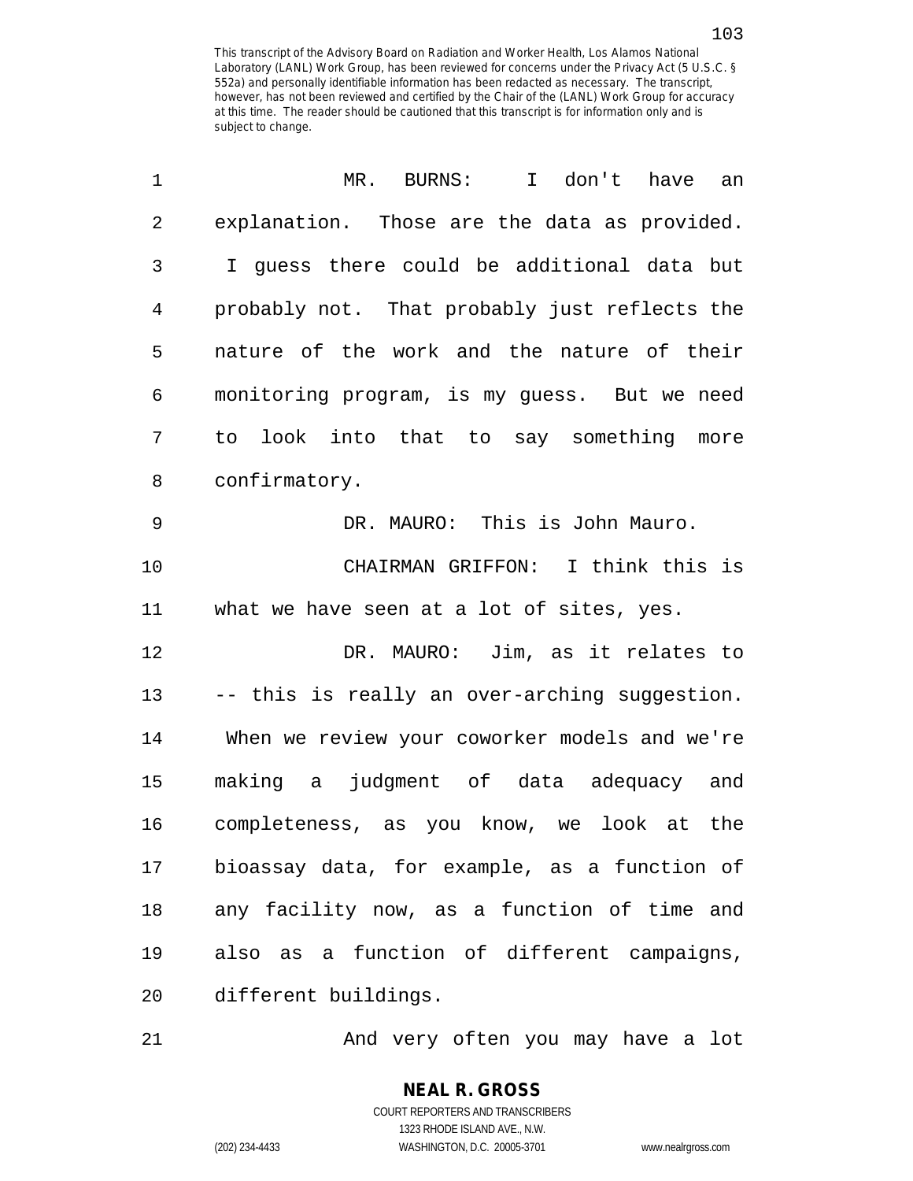MR. BURNS: I don't have an explanation. Those are the data as provided. I guess there could be additional data but probably not. That probably just reflects the nature of the work and the nature of their monitoring program, is my guess. But we need to look into that to say something more confirmatory.

DR. MAURO: This is John Mauro.

CHAIRMAN GRIFFON: I think this is what we have seen at a lot of sites, yes.

DR. MAURO: Jim, as it relates to -- this is really an over-arching suggestion. When we review your coworker models and we're making a judgment of data adequacy and completeness, as you know, we look at the bioassay data, for example, as a function of any facility now, as a function of time and also as a function of different campaigns, different buildings.

And very often you may have a lot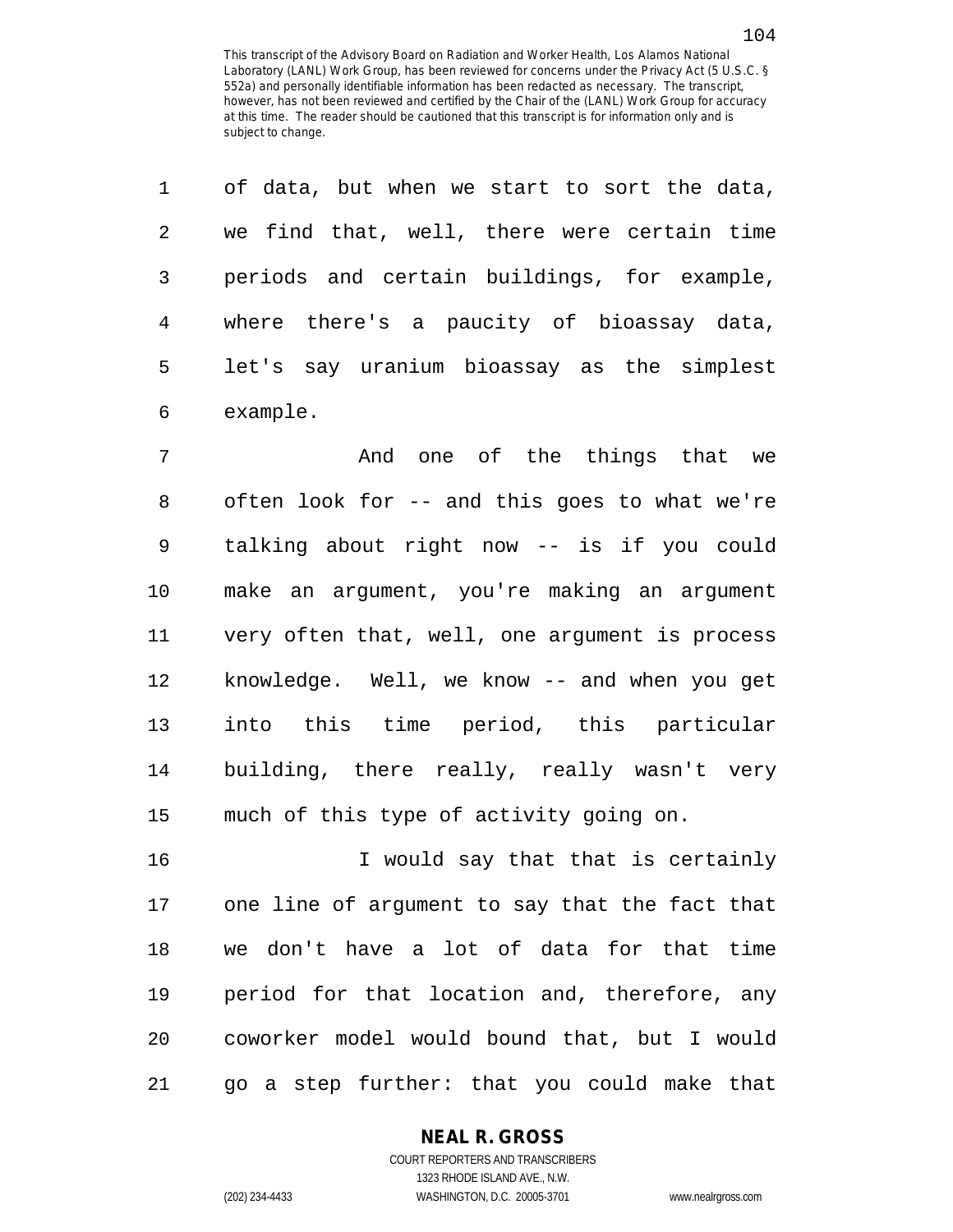of data, but when we start to sort the data, we find that, well, there were certain time periods and certain buildings, for example, where there's a paucity of bioassay data, let's say uranium bioassay as the simplest example.

And one of the things that we often look for -- and this goes to what we're talking about right now -- is if you could make an argument, you're making an argument very often that, well, one argument is process knowledge. Well, we know -- and when you get into this time period, this particular building, there really, really wasn't very much of this type of activity going on.

I would say that that is certainly one line of argument to say that the fact that we don't have a lot of data for that time period for that location and, therefore, any coworker model would bound that, but I would go a step further: that you could make that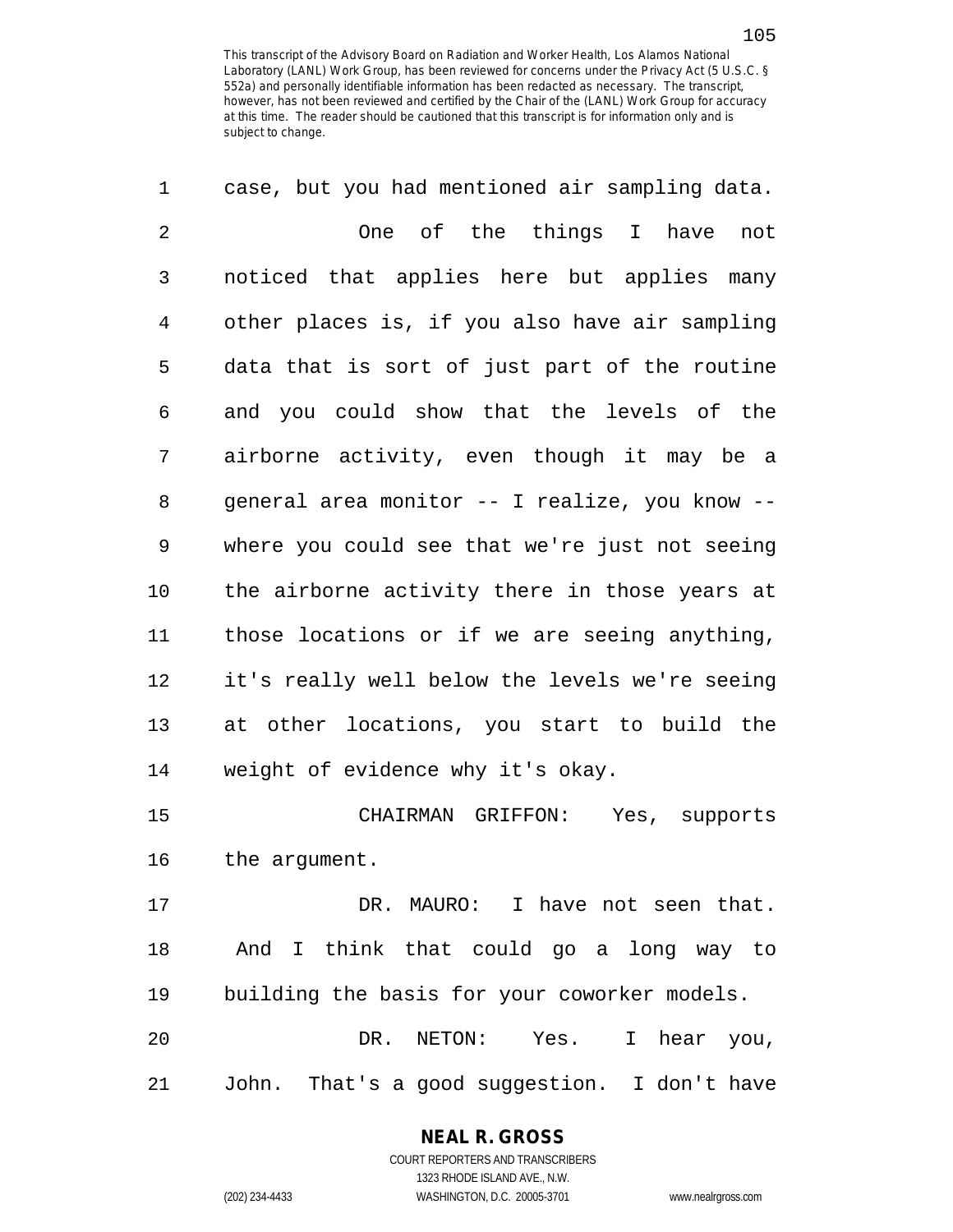case, but you had mentioned air sampling data.

One of the things I have not noticed that applies here but applies many other places is, if you also have air sampling data that is sort of just part of the routine and you could show that the levels of the airborne activity, even though it may be a general area monitor -- I realize, you know -- where you could see that we're just not seeing the airborne activity there in those years at those locations or if we are seeing anything, it's really well below the levels we're seeing at other locations, you start to build the weight of evidence why it's okay.

CHAIRMAN GRIFFON: Yes, supports the argument.

DR. MAURO: I have not seen that. And I think that could go a long way to building the basis for your coworker models.

DR. NETON: Yes. I hear you, John. That's a good suggestion. I don't have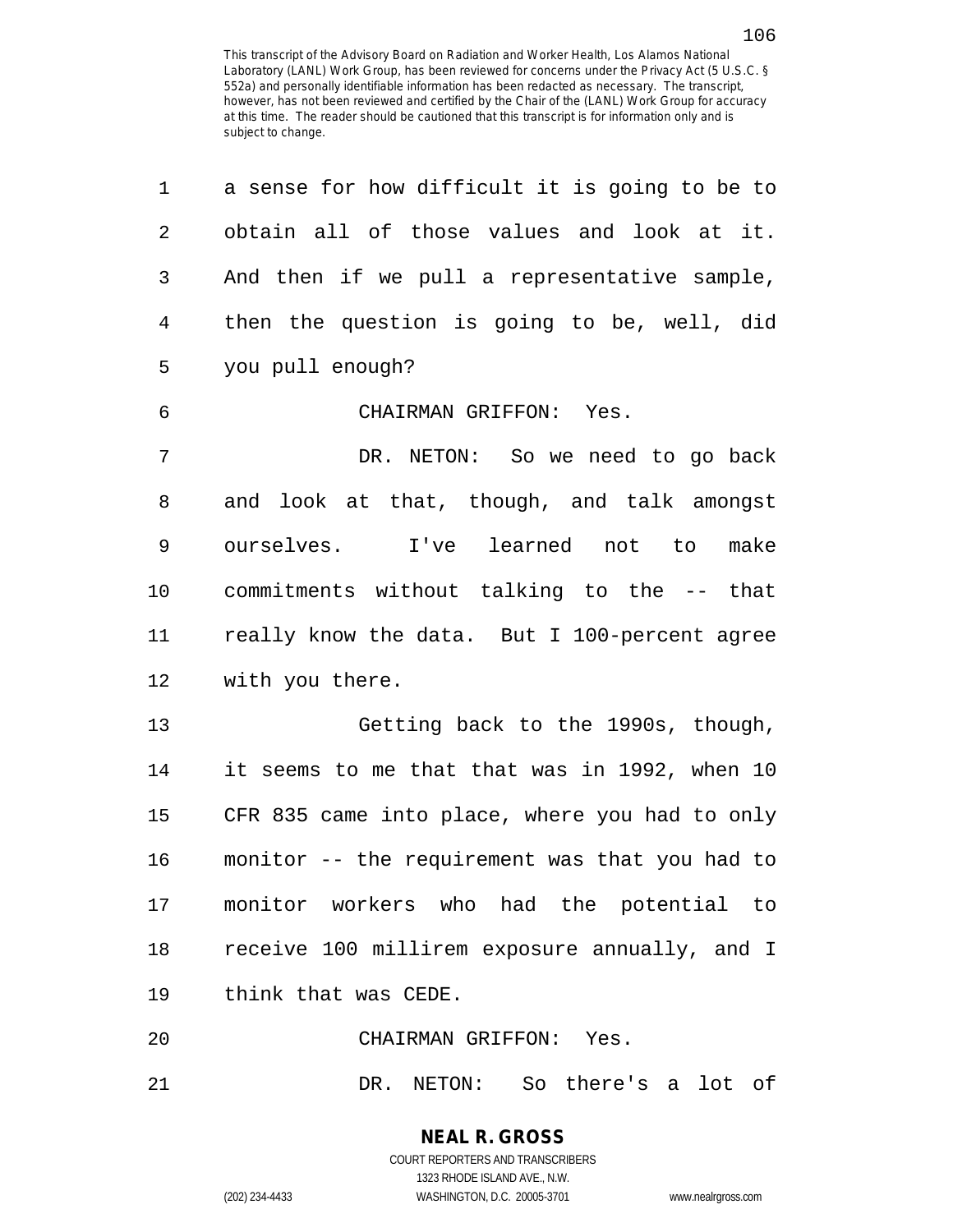a sense for how difficult it is going to be to obtain all of those values and look at it. And then if we pull a representative sample, then the question is going to be, well, did you pull enough?

CHAIRMAN GRIFFON: Yes.

DR. NETON: So we need to go back and look at that, though, and talk amongst ourselves. I've learned not to make commitments without talking to the -- that really know the data. But I 100-percent agree with you there.

Getting back to the 1990s, though, it seems to me that that was in 1992, when 10 CFR 835 came into place, where you had to only monitor -- the requirement was that you had to monitor workers who had the potential to receive 100 millirem exposure annually, and I think that was CEDE.

CHAIRMAN GRIFFON: Yes.

DR. NETON: So there's a lot of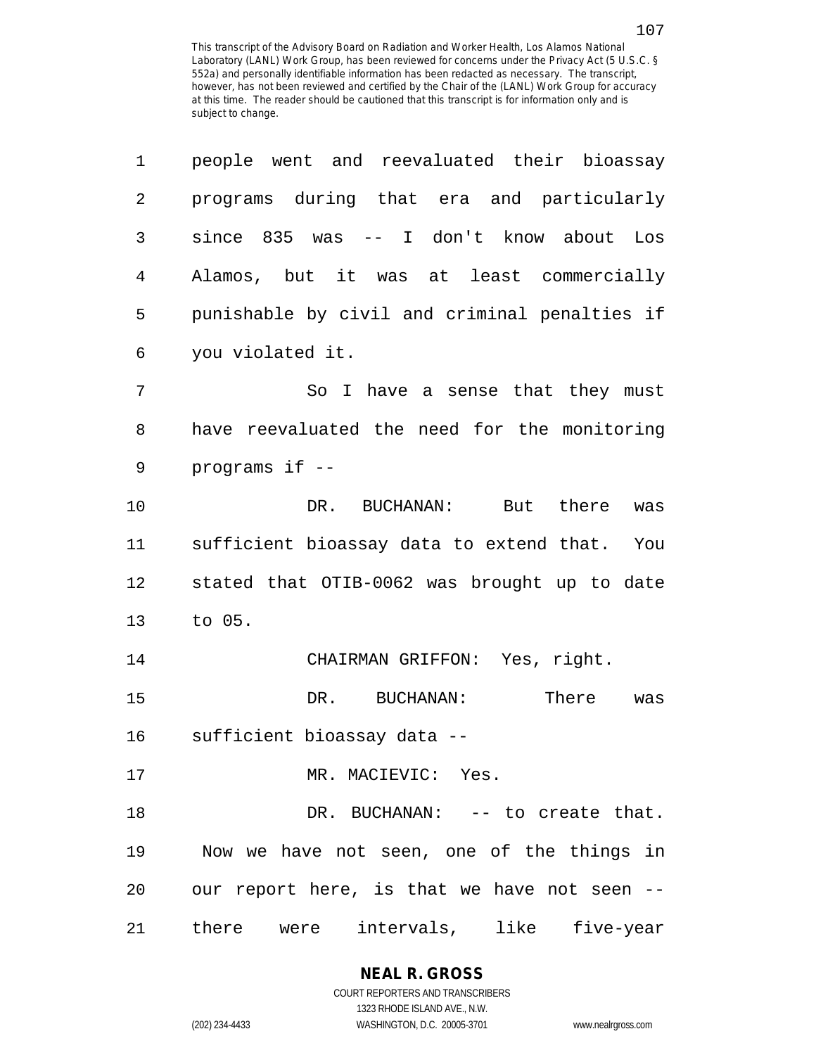people went and reevaluated their bioassay programs during that era and particularly since 835 was -- I don't know about Los Alamos, but it was at least commercially punishable by civil and criminal penalties if you violated it.

So I have a sense that they must have reevaluated the need for the monitoring programs if --

DR. BUCHANAN: But there was sufficient bioassay data to extend that. You stated that OTIB-0062 was brought up to date to 05.

CHAIRMAN GRIFFON: Yes, right.

DR. BUCHANAN: There was sufficient bioassay data --

MR. MACIEVIC: Yes.

DR. BUCHANAN: -- to create that. Now we have not seen, one of the things in our report here, is that we have not seen -- there were intervals, like five-year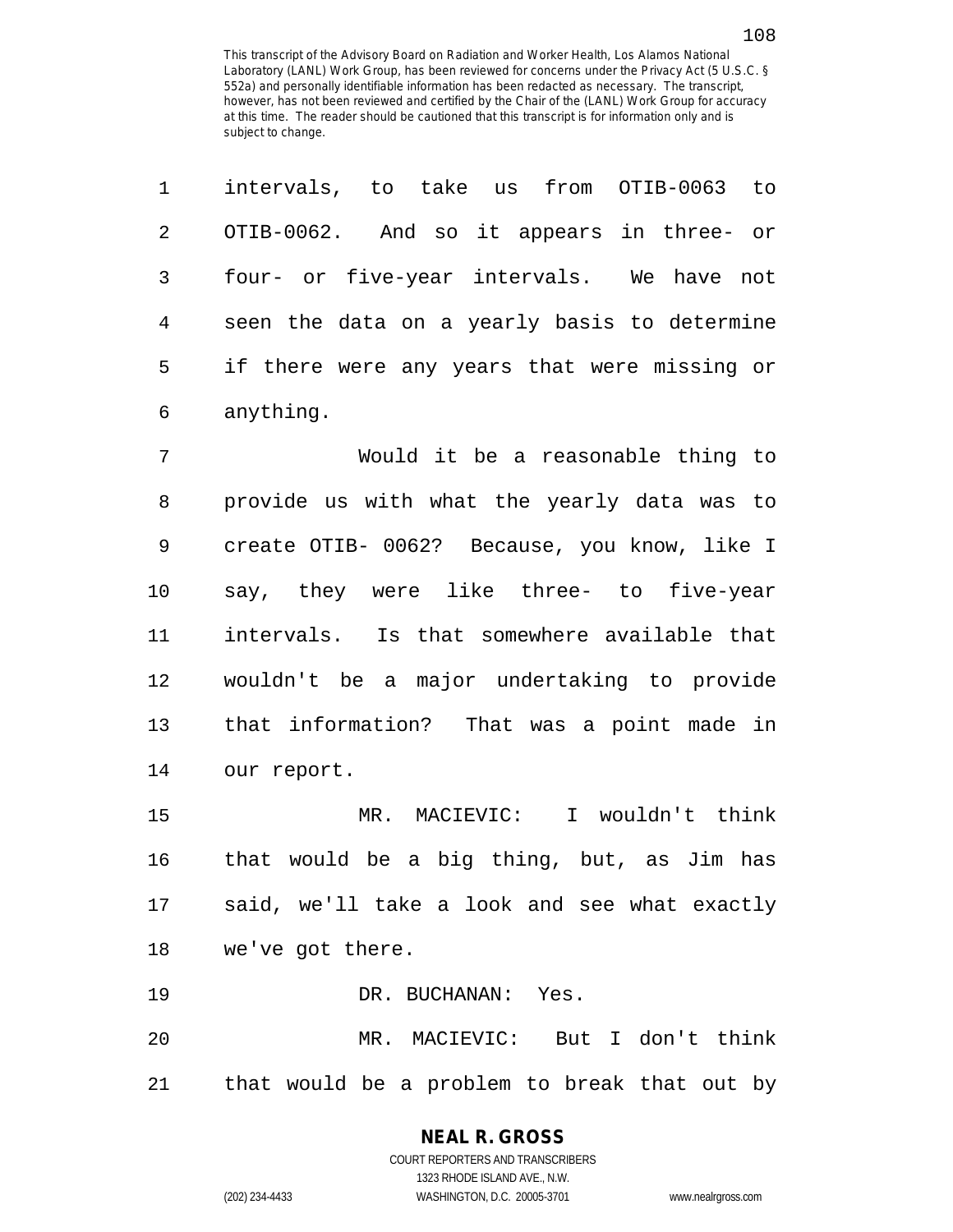intervals, to take us from OTIB-0063 to OTIB-0062. And so it appears in three- or four- or five-year intervals. We have not seen the data on a yearly basis to determine if there were any years that were missing or anything.

Would it be a reasonable thing to provide us with what the yearly data was to create OTIB- 0062? Because, you know, like I say, they were like three- to five-year intervals. Is that somewhere available that wouldn't be a major undertaking to provide that information? That was a point made in our report.

MR. MACIEVIC: I wouldn't think that would be a big thing, but, as Jim has said, we'll take a look and see what exactly we've got there.

DR. BUCHANAN: Yes.

MR. MACIEVIC: But I don't think that would be a problem to break that out by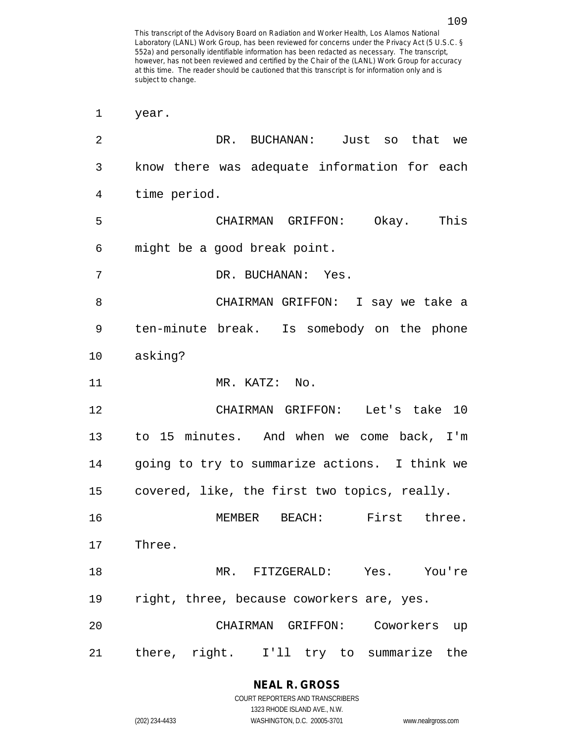year.

DR. BUCHANAN: Just so that we know there was adequate information for each time period.

CHAIRMAN GRIFFON: Okay. This might be a good break point.

DR. BUCHANAN: Yes.

CHAIRMAN GRIFFON: I say we take a ten-minute break. Is somebody on the phone asking?

MR. KATZ: No.

CHAIRMAN GRIFFON: Let's take 10 to 15 minutes. And when we come back, I'm going to try to summarize actions. I think we covered, like, the first two topics, really.

MEMBER BEACH: First three. Three.

MR. FITZGERALD: Yes. You're right, three, because coworkers are, yes.

CHAIRMAN GRIFFON: Coworkers up there, right. I'll try to summarize the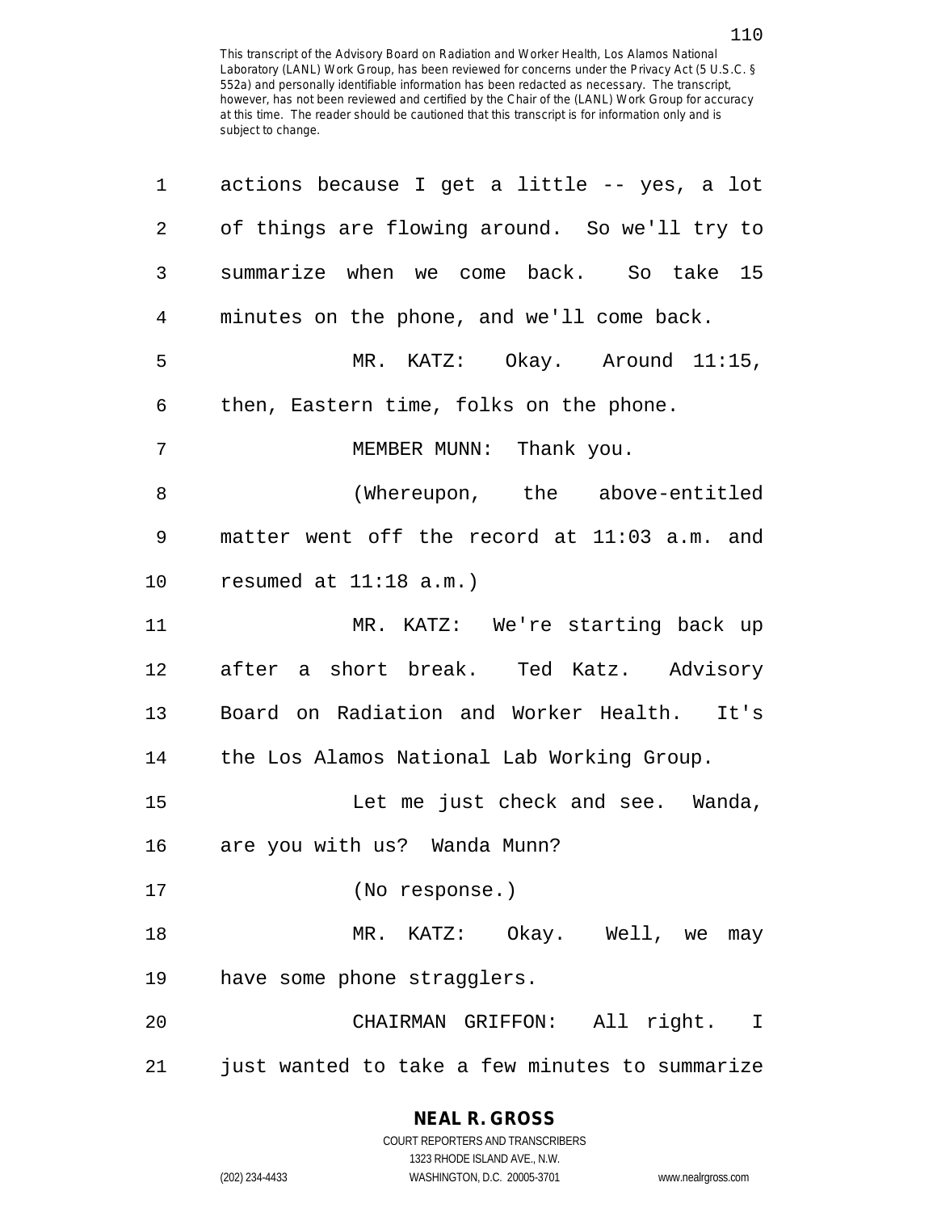actions because I get a little -- yes, a lot of things are flowing around. So we'll try to summarize when we come back. So take 15 minutes on the phone, and we'll come back.

MR. KATZ: Okay. Around 11:15, then, Eastern time, folks on the phone.

MEMBER MUNN: Thank you.

(Whereupon, the above-entitled matter went off the record at 11:03 a.m. and resumed at 11:18 a.m.)

MR. KATZ: We're starting back up after a short break. Ted Katz. Advisory Board on Radiation and Worker Health. It's the Los Alamos National Lab Working Group.

Let me just check and see. Wanda, are you with us? Wanda Munn?

(No response.)

MR. KATZ: Okay. Well, we may have some phone stragglers.

CHAIRMAN GRIFFON: All right. I just wanted to take a few minutes to summarize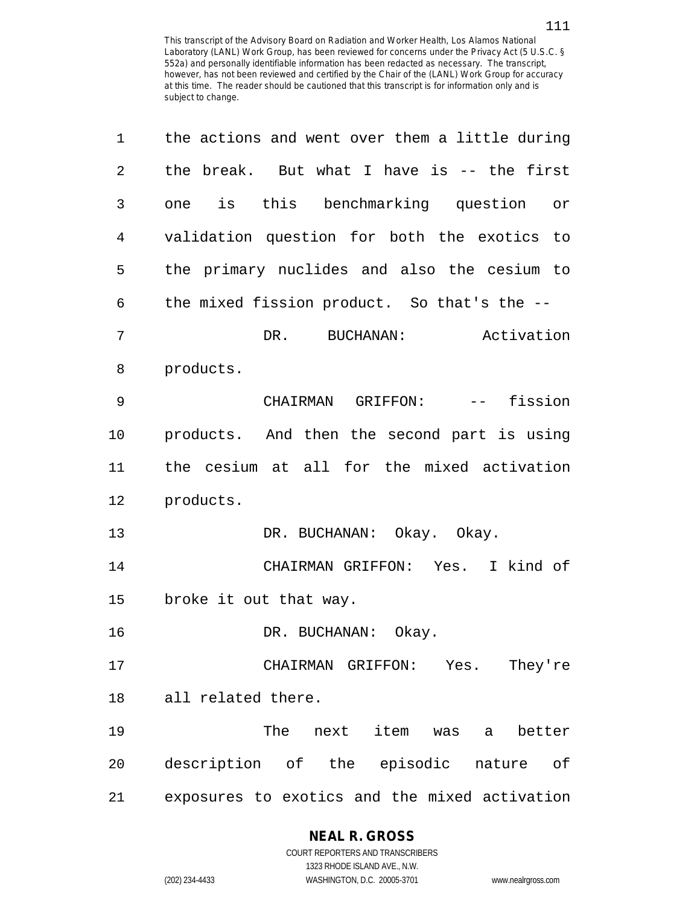the actions and went over them a little during the break. But what I have is -- the first one is this benchmarking question or validation question for both the exotics to the primary nuclides and also the cesium to the mixed fission product. So that's the --

DR. BUCHANAN: Activation products.

CHAIRMAN GRIFFON: -- fission products. And then the second part is using the cesium at all for the mixed activation products.

DR. BUCHANAN: Okay. Okay.

CHAIRMAN GRIFFON: Yes. I kind of broke it out that way.

DR. BUCHANAN: Okay.

CHAIRMAN GRIFFON: Yes. They're all related there.

The next item was a better description of the episodic nature of exposures to exotics and the mixed activation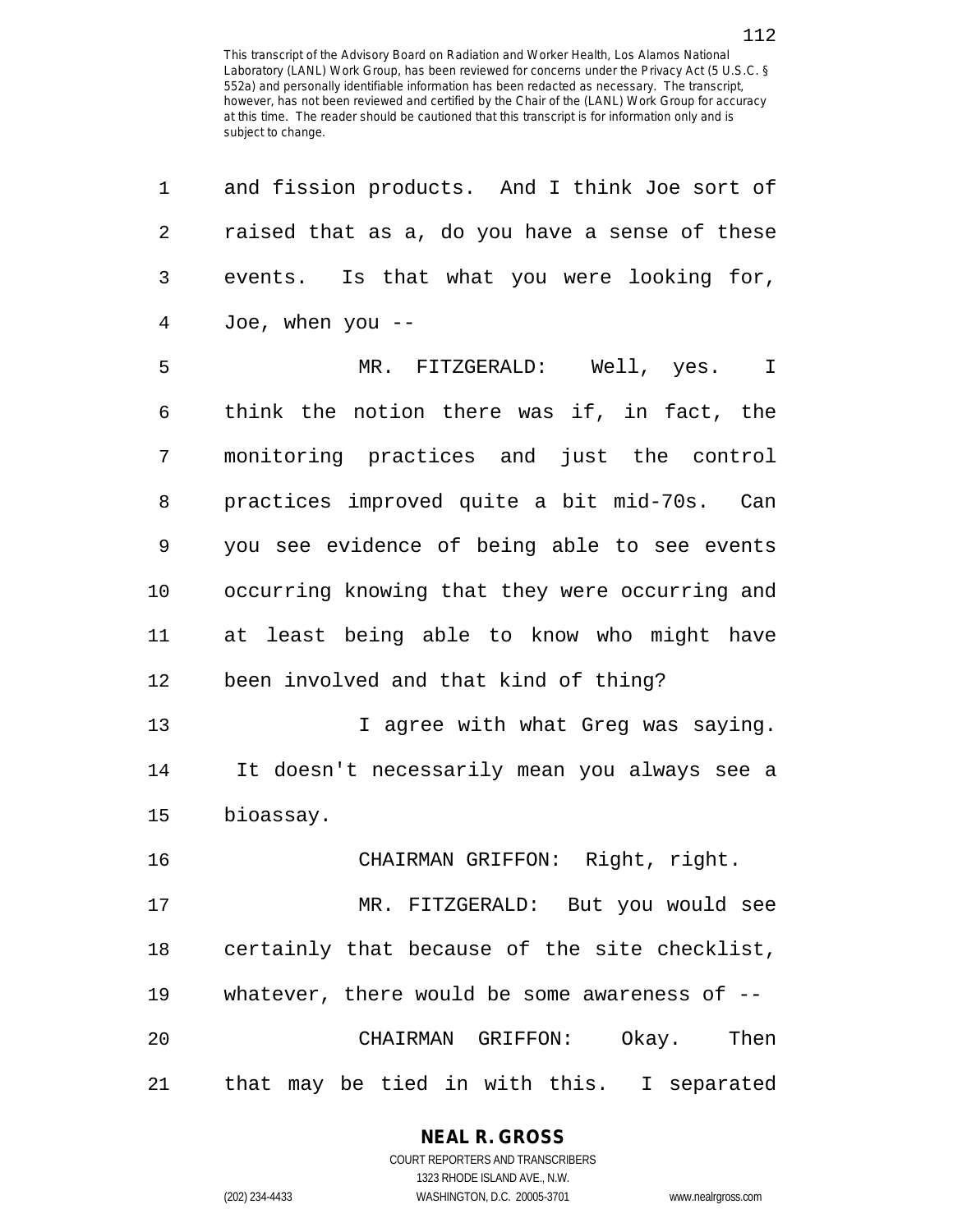and fission products. And I think Joe sort of raised that as a, do you have a sense of these events. Is that what you were looking for, Joe, when you --

MR. FITZGERALD: Well, yes. I think the notion there was if, in fact, the monitoring practices and just the control practices improved quite a bit mid-70s. Can you see evidence of being able to see events occurring knowing that they were occurring and at least being able to know who might have been involved and that kind of thing?

I agree with what Greg was saying. It doesn't necessarily mean you always see a bioassay.

CHAIRMAN GRIFFON: Right, right.

MR. FITZGERALD: But you would see certainly that because of the site checklist, whatever, there would be some awareness of --

CHAIRMAN GRIFFON: Okay. Then that may be tied in with this. I separated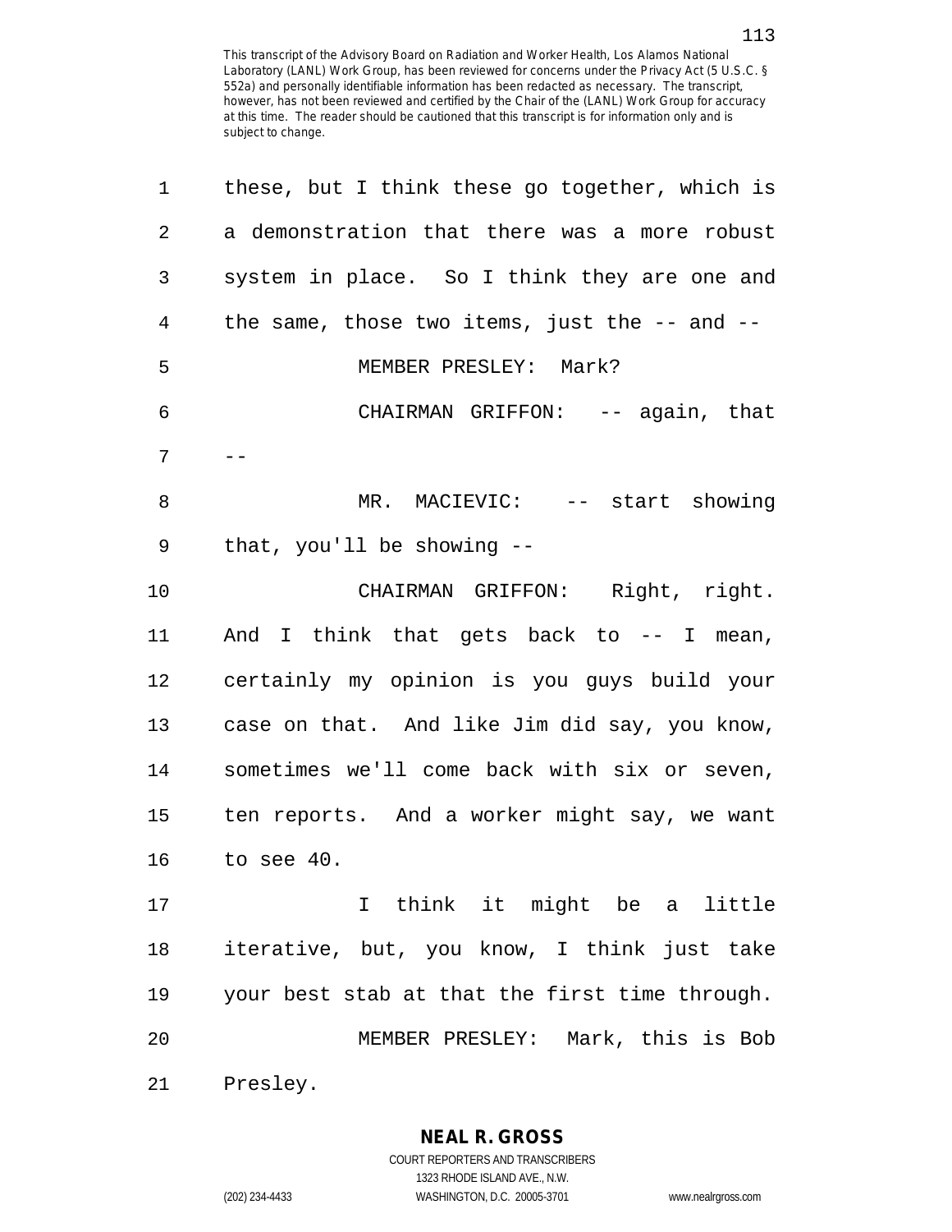these, but I think these go together, which is a demonstration that there was a more robust system in place. So I think they are one and the same, those two items, just the -- and --

MEMBER PRESLEY: Mark?

CHAIRMAN GRIFFON: -- again, that --

MR. MACIEVIC: -- start showing that, you'll be showing --

CHAIRMAN GRIFFON: Right, right. And I think that gets back to -- I mean, certainly my opinion is you guys build your case on that. And like Jim did say, you know, sometimes we'll come back with six or seven, ten reports. And a worker might say, we want to see 40.

I think it might be a little iterative, but, you know, I think just take your best stab at that the first time through.

MEMBER PRESLEY: Mark, this is Bob Presley.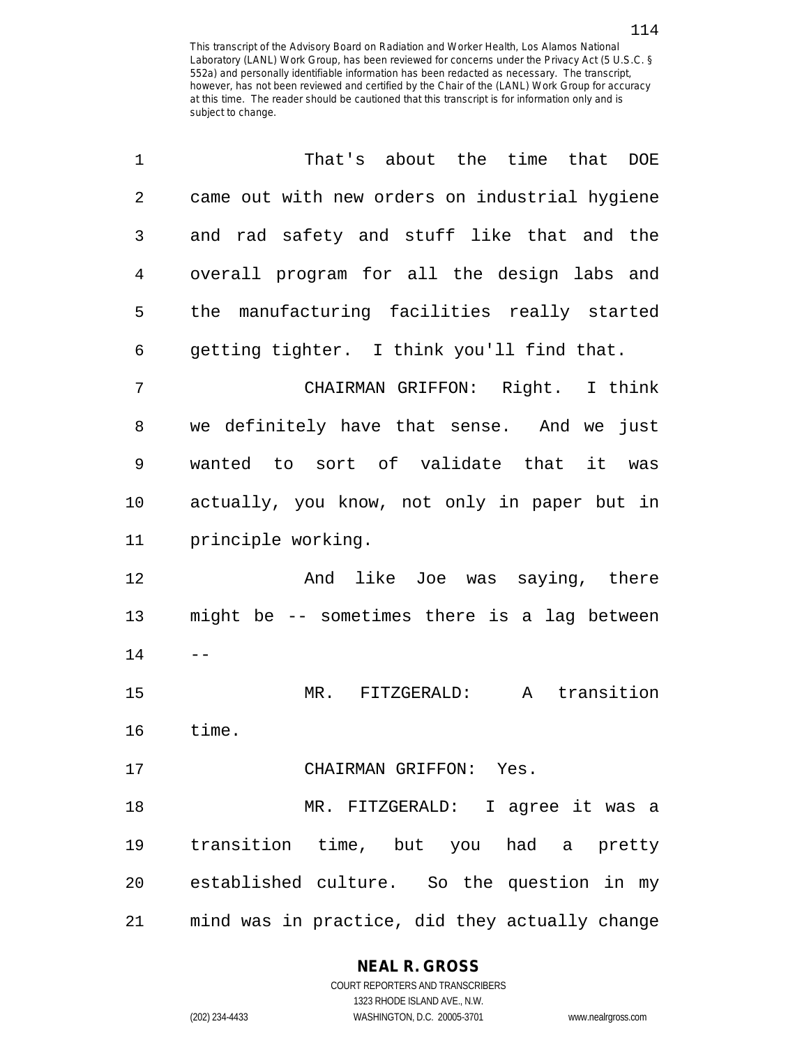That's about the time that DOE came out with new orders on industrial hygiene and rad safety and stuff like that and the overall program for all the design labs and the manufacturing facilities really started getting tighter. I think you'll find that.

CHAIRMAN GRIFFON: Right. I think we definitely have that sense. And we just wanted to sort of validate that it was actually, you know, not only in paper but in principle working.

And like Joe was saying, there might be -- sometimes there is a lag between --

MR. FITZGERALD: A transition time.

CHAIRMAN GRIFFON: Yes.

MR. FITZGERALD: I agree it was a transition time, but you had a pretty established culture. So the question in my mind was in practice, did they actually change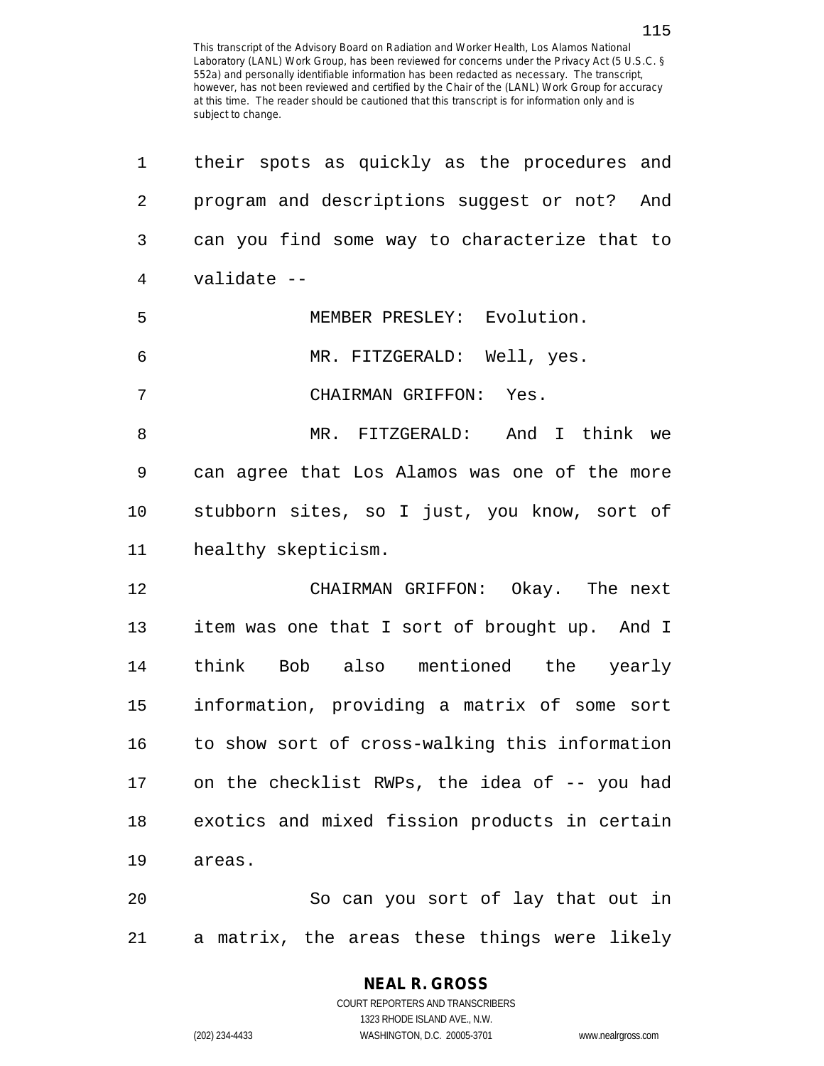their spots as quickly as the procedures and program and descriptions suggest or not? And can you find some way to characterize that to validate --

MEMBER PRESLEY: Evolution.

MR. FITZGERALD: Well, yes.

CHAIRMAN GRIFFON: Yes.

MR. FITZGERALD: And I think we can agree that Los Alamos was one of the more stubborn sites, so I just, you know, sort of healthy skepticism.

CHAIRMAN GRIFFON: Okay. The next item was one that I sort of brought up. And I think Bob also mentioned the yearly information, providing a matrix of some sort to show sort of cross-walking this information on the checklist RWPs, the idea of -- you had exotics and mixed fission products in certain areas.

So can you sort of lay that out in a matrix, the areas these things were likely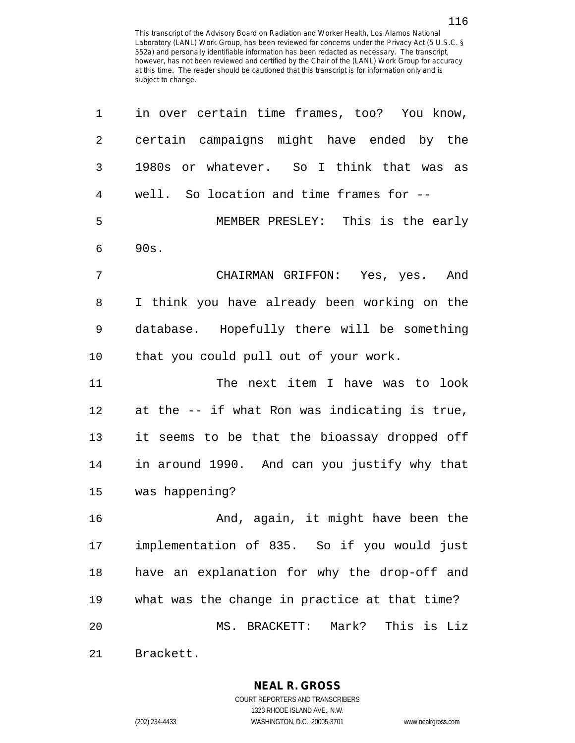in over certain time frames, too? You know, certain campaigns might have ended by the 1980s or whatever. So I think that was as well. So location and time frames for --

MEMBER PRESLEY: This is the early 90s.

CHAIRMAN GRIFFON: Yes, yes. And I think you have already been working on the database. Hopefully there will be something that you could pull out of your work.

The next item I have was to look at the -- if what Ron was indicating is true, it seems to be that the bioassay dropped off in around 1990. And can you justify why that was happening?

And, again, it might have been the implementation of 835. So if you would just have an explanation for why the drop-off and what was the change in practice at that time?

MS. BRACKETT: Mark? This is Liz Brackett.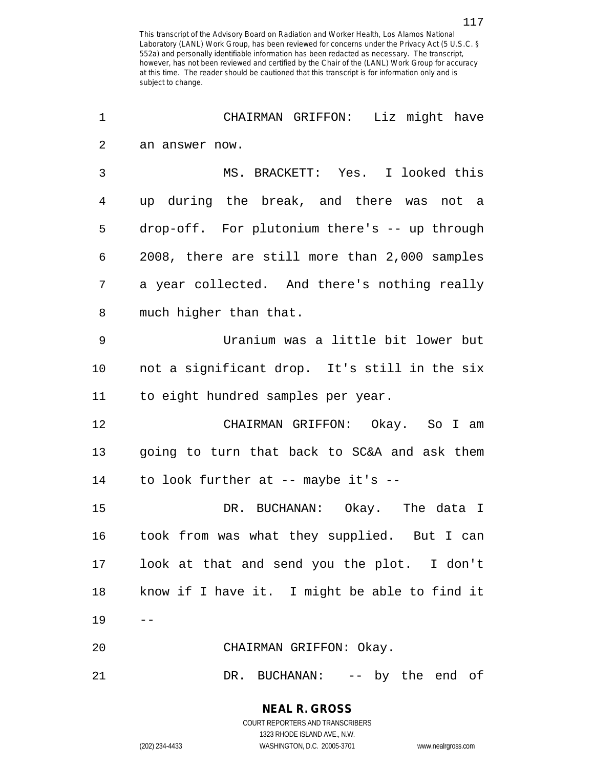This transcript of the Advisory Board on Radiation and Worker Health, Los Alamos National Laboratory (LANL) Work Group, has been reviewed for concerns under the Privacy Act (5 U.S.C. § 552a) and personally identifiable information has been redacted as necessary. The transcript, however, has not been reviewed and certified by the Chair of the (LANL) Work Group for accuracy at this time. The reader should be cautioned that this transcript is for information only and is subject to change.

CHAIRMAN GRIFFON: Liz might have an answer now.

MS. BRACKETT: Yes. I looked this up during the break, and there was not a drop-off. For plutonium there's -- up through 2008, there are still more than 2,000 samples a year collected. And there's nothing really much higher than that.

Uranium was a little bit lower but not a significant drop. It's still in the six to eight hundred samples per year.

CHAIRMAN GRIFFON: Okay. So I am going to turn that back to SC&A and ask them to look further at -- maybe it's --

DR. BUCHANAN: Okay. The data I took from was what they supplied. But I can look at that and send you the plot. I don't know if I have it. I might be able to find it --

CHAIRMAN GRIFFON: Okay.

DR. BUCHANAN: -- by the end of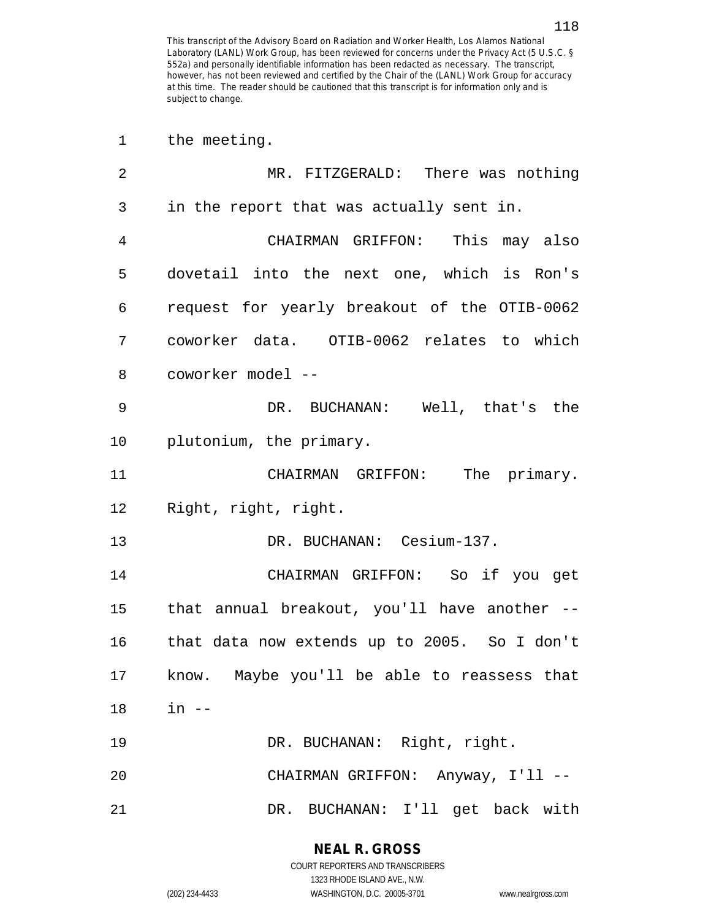the meeting.

MR. FITZGERALD: There was nothing in the report that was actually sent in.

CHAIRMAN GRIFFON: This may also dovetail into the next one, which is Ron's request for yearly breakout of the OTIB-0062 coworker data. OTIB-0062 relates to which coworker model --

DR. BUCHANAN: Well, that's the plutonium, the primary.

CHAIRMAN GRIFFON: The primary. Right, right, right.

DR. BUCHANAN: Cesium-137.

CHAIRMAN GRIFFON: So if you get that annual breakout, you'll have another -- that data now extends up to 2005. So I don't know. Maybe you'll be able to reassess that in --

DR. BUCHANAN: Right, right.

CHAIRMAN GRIFFON: Anyway, I'll --

DR. BUCHANAN: I'll get back with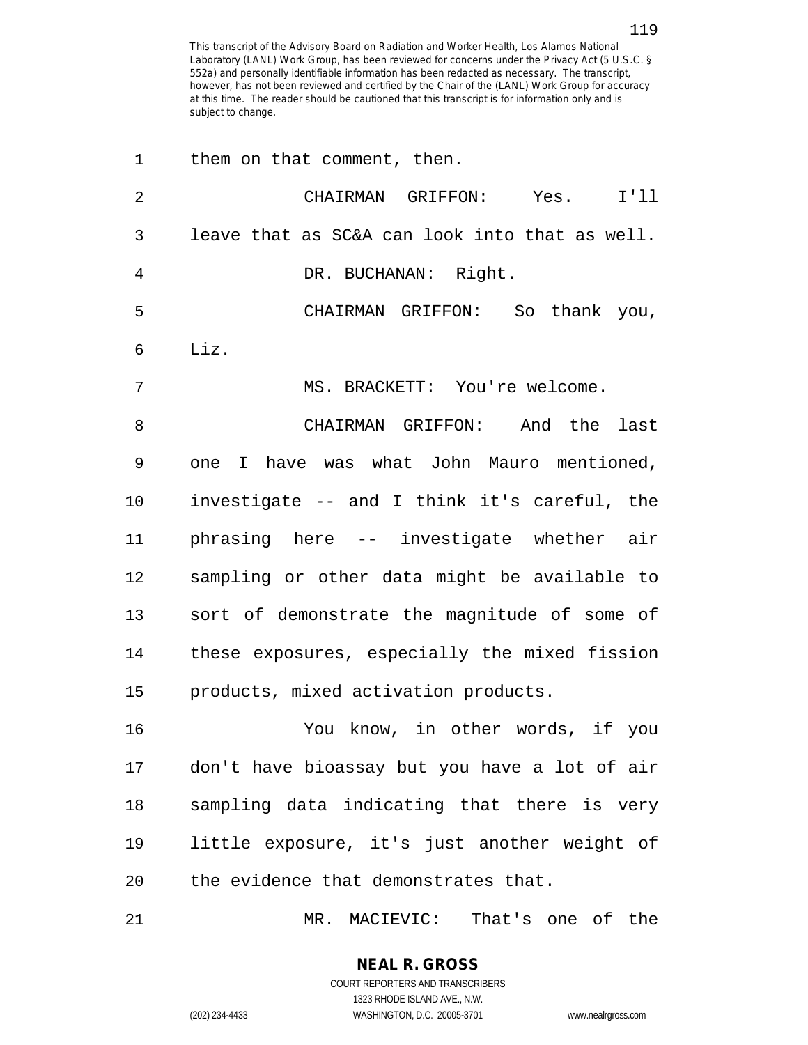them on that comment, then.

CHAIRMAN GRIFFON: Yes. I'll leave that as SC&A can look into that as well.

DR. BUCHANAN: Right.

CHAIRMAN GRIFFON: So thank you, Liz.

MS. BRACKETT: You're welcome.

CHAIRMAN GRIFFON: And the last one I have was what John Mauro mentioned, investigate -- and I think it's careful, the phrasing here -- investigate whether air sampling or other data might be available to sort of demonstrate the magnitude of some of these exposures, especially the mixed fission products, mixed activation products.

You know, in other words, if you don't have bioassay but you have a lot of air sampling data indicating that there is very little exposure, it's just another weight of the evidence that demonstrates that.

MR. MACIEVIC: That's one of the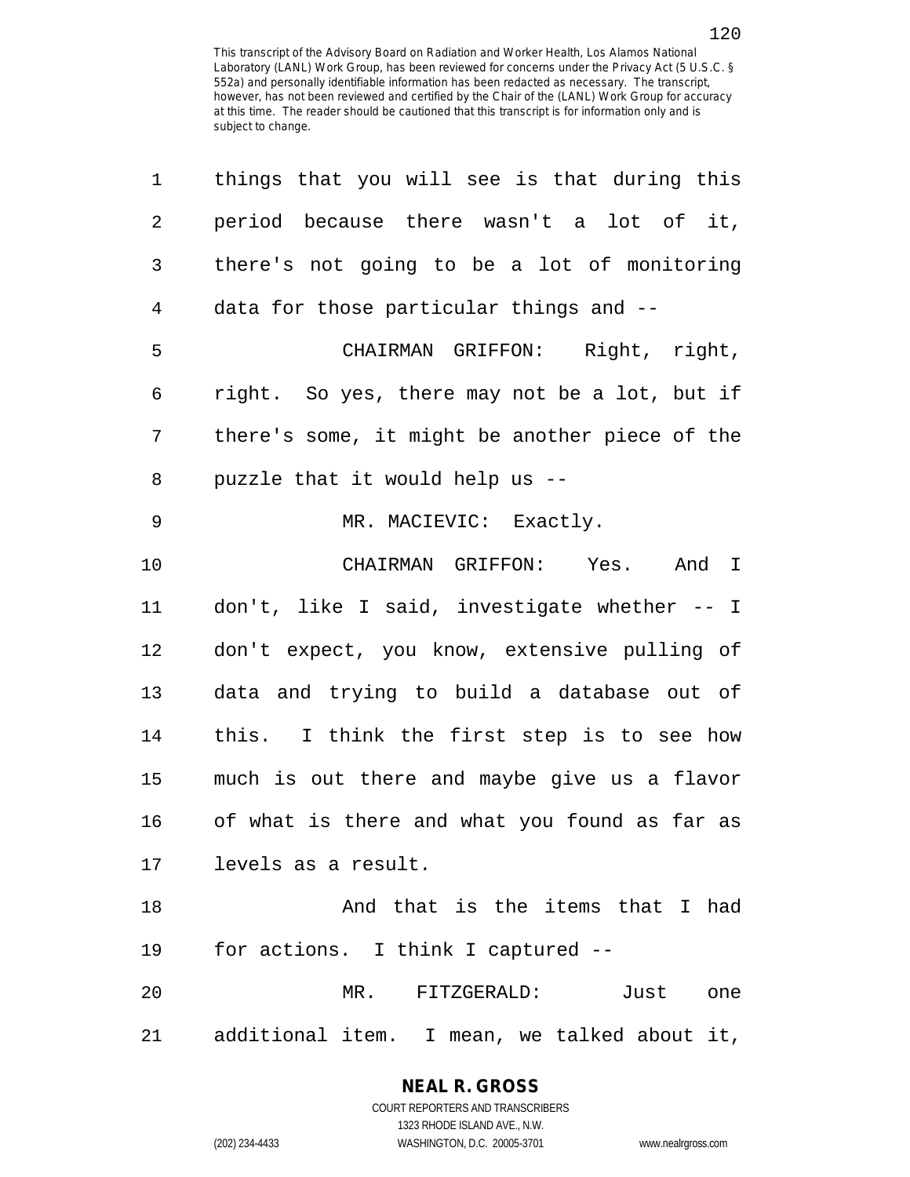things that you will see is that during this period because there wasn't a lot of it, there's not going to be a lot of monitoring data for those particular things and --

CHAIRMAN GRIFFON: Right, right, right. So yes, there may not be a lot, but if there's some, it might be another piece of the puzzle that it would help us --

MR. MACIEVIC: Exactly.

CHAIRMAN GRIFFON: Yes. And I don't, like I said, investigate whether -- I don't expect, you know, extensive pulling of data and trying to build a database out of this. I think the first step is to see how much is out there and maybe give us a flavor of what is there and what you found as far as levels as a result.

And that is the items that I had for actions. I think I captured --

MR. FITZGERALD: Just one additional item. I mean, we talked about it,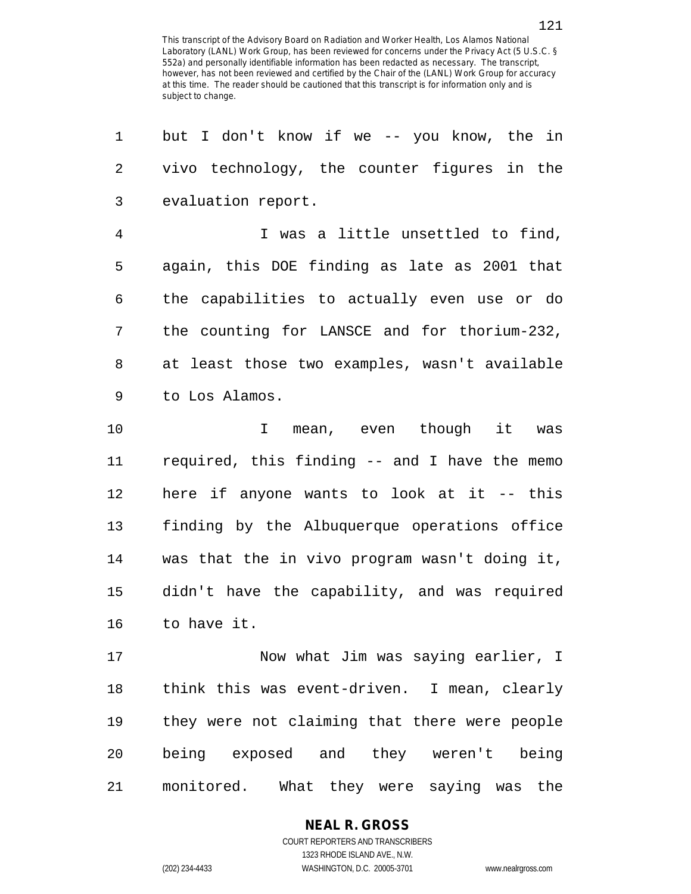but I don't know if we -- you know, the in vivo technology, the counter figures in the evaluation report.

I was a little unsettled to find, again, this DOE finding as late as 2001 that the capabilities to actually even use or do the counting for LANSCE and for thorium-232, at least those two examples, wasn't available to Los Alamos.

I mean, even though it was required, this finding -- and I have the memo here if anyone wants to look at it -- this finding by the Albuquerque operations office was that the in vivo program wasn't doing it, didn't have the capability, and was required to have it.

Now what Jim was saying earlier, I think this was event-driven. I mean, clearly they were not claiming that there were people being exposed and they weren't being monitored. What they were saying was the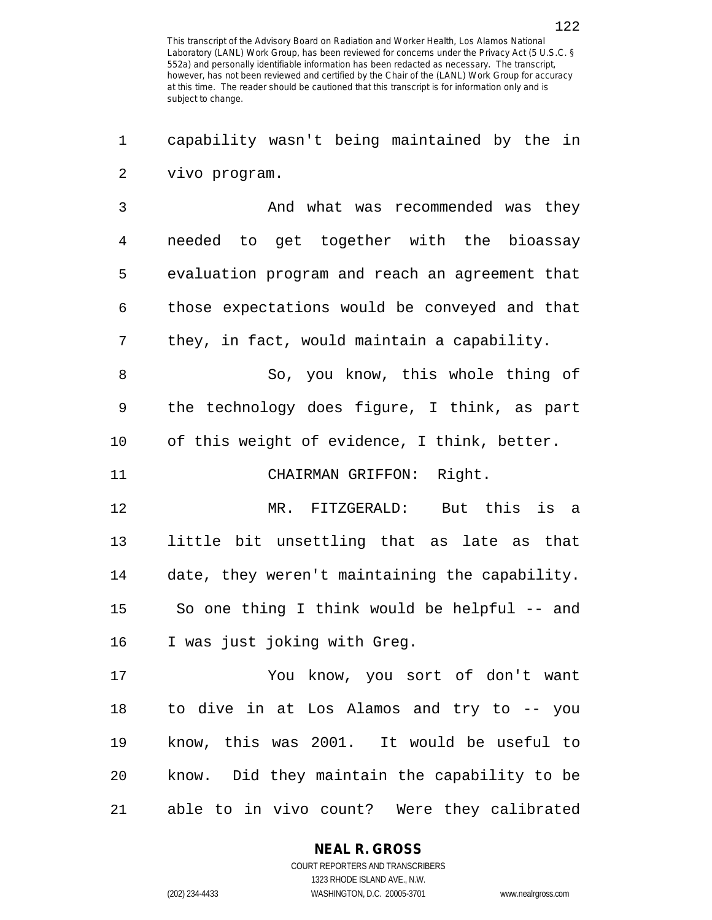capability wasn't being maintained by the in vivo program.

And what was recommended was they needed to get together with the bioassay evaluation program and reach an agreement that those expectations would be conveyed and that they, in fact, would maintain a capability.

So, you know, this whole thing of the technology does figure, I think, as part of this weight of evidence, I think, better.

CHAIRMAN GRIFFON: Right.

MR. FITZGERALD: But this is a little bit unsettling that as late as that date, they weren't maintaining the capability. So one thing I think would be helpful -- and I was just joking with Greg.

You know, you sort of don't want to dive in at Los Alamos and try to -- you know, this was 2001. It would be useful to know. Did they maintain the capability to be able to in vivo count? Were they calibrated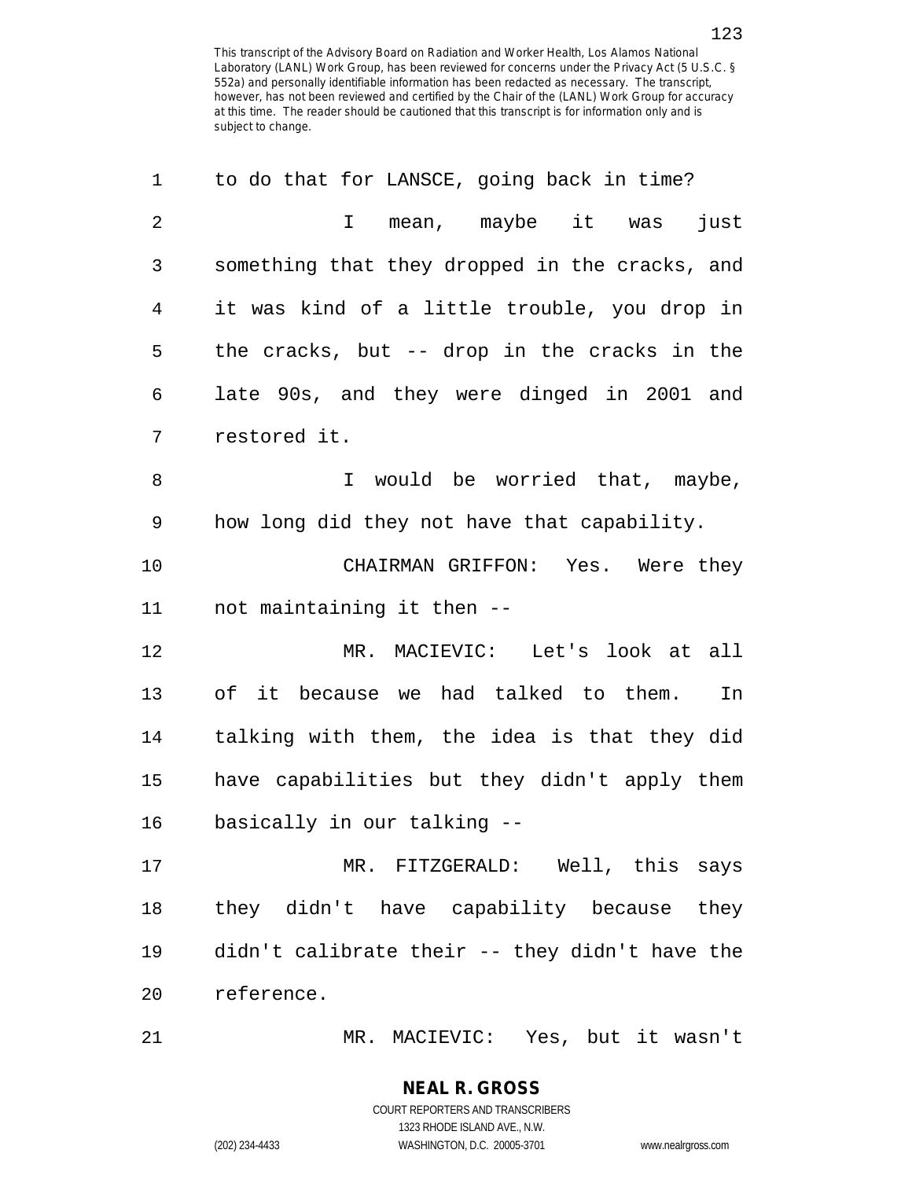to do that for LANSCE, going back in time?

I mean, maybe it was just something that they dropped in the cracks, and it was kind of a little trouble, you drop in the cracks, but -- drop in the cracks in the late 90s, and they were dinged in 2001 and restored it.

I would be worried that, maybe, how long did they not have that capability.

CHAIRMAN GRIFFON: Yes. Were they not maintaining it then --

MR. MACIEVIC: Let's look at all of it because we had talked to them. In talking with them, the idea is that they did have capabilities but they didn't apply them basically in our talking --

MR. FITZGERALD: Well, this says they didn't have capability because they didn't calibrate their -- they didn't have the reference.

MR. MACIEVIC: Yes, but it wasn't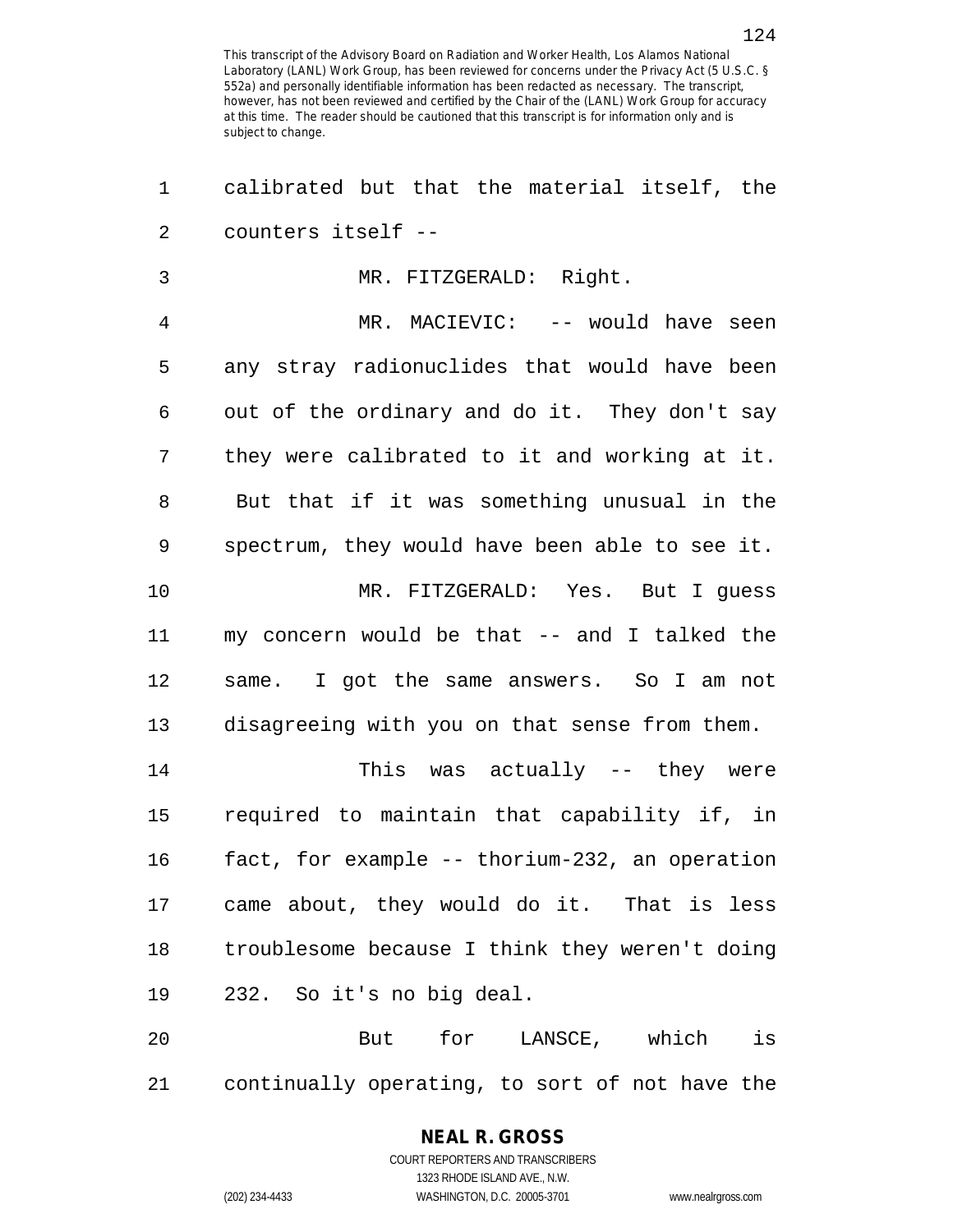calibrated but that the material itself, the counters itself --

MR. FITZGERALD: Right.

MR. MACIEVIC: -- would have seen any stray radionuclides that would have been out of the ordinary and do it. They don't say they were calibrated to it and working at it. But that if it was something unusual in the spectrum, they would have been able to see it.

MR. FITZGERALD: Yes. But I guess my concern would be that -- and I talked the same. I got the same answers. So I am not disagreeing with you on that sense from them.

This was actually -- they were required to maintain that capability if, in fact, for example -- thorium-232, an operation came about, they would do it. That is less troublesome because I think they weren't doing 232. So it's no big deal.

But for LANSCE, which is continually operating, to sort of not have the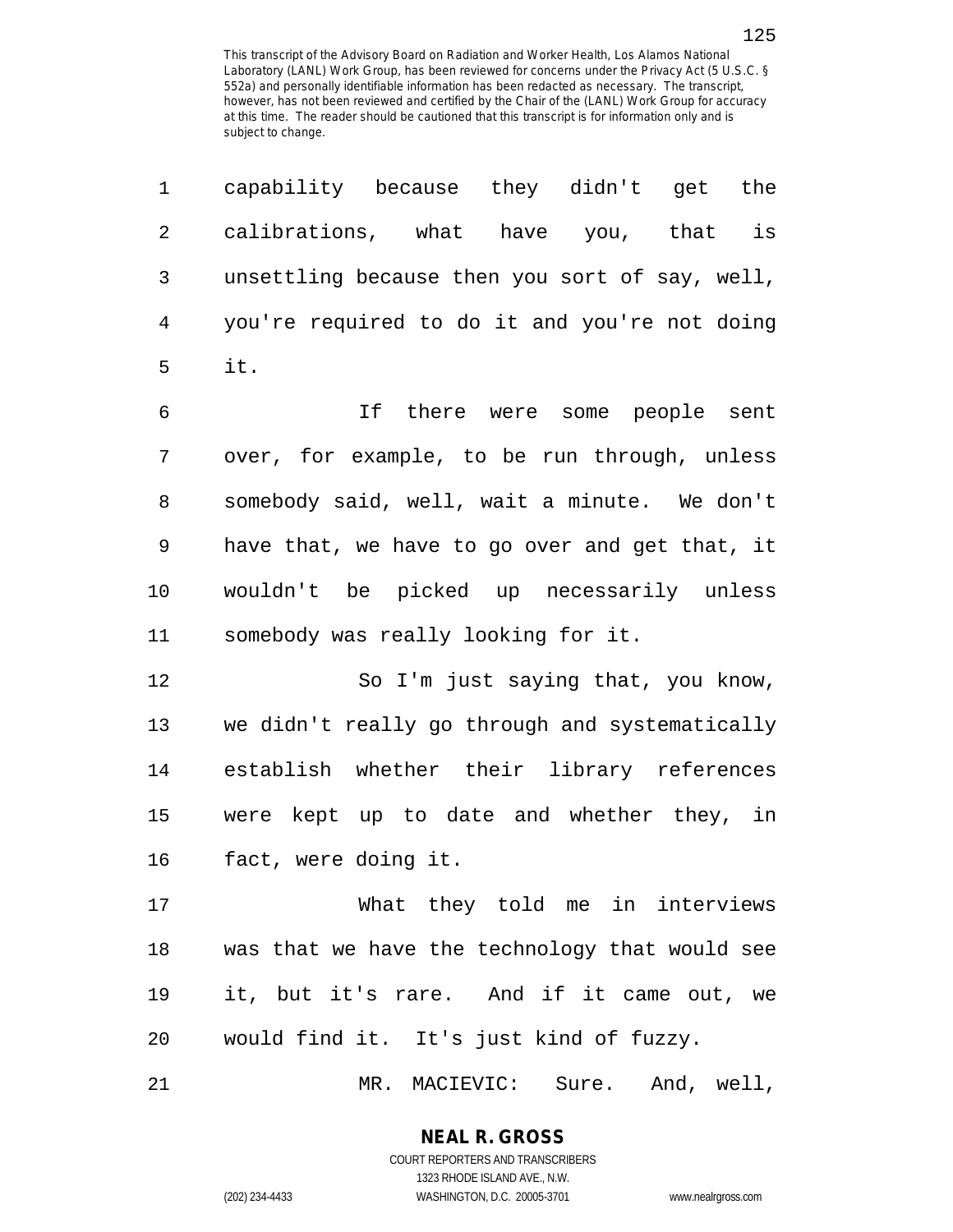capability because they didn't get the calibrations, what have you, that is unsettling because then you sort of say, well, you're required to do it and you're not doing it.

If there were some people sent over, for example, to be run through, unless somebody said, well, wait a minute. We don't have that, we have to go over and get that, it wouldn't be picked up necessarily unless somebody was really looking for it.

So I'm just saying that, you know, we didn't really go through and systematically establish whether their library references were kept up to date and whether they, in fact, were doing it.

What they told me in interviews was that we have the technology that would see it, but it's rare. And if it came out, we would find it. It's just kind of fuzzy.

MR. MACIEVIC: Sure. And, well,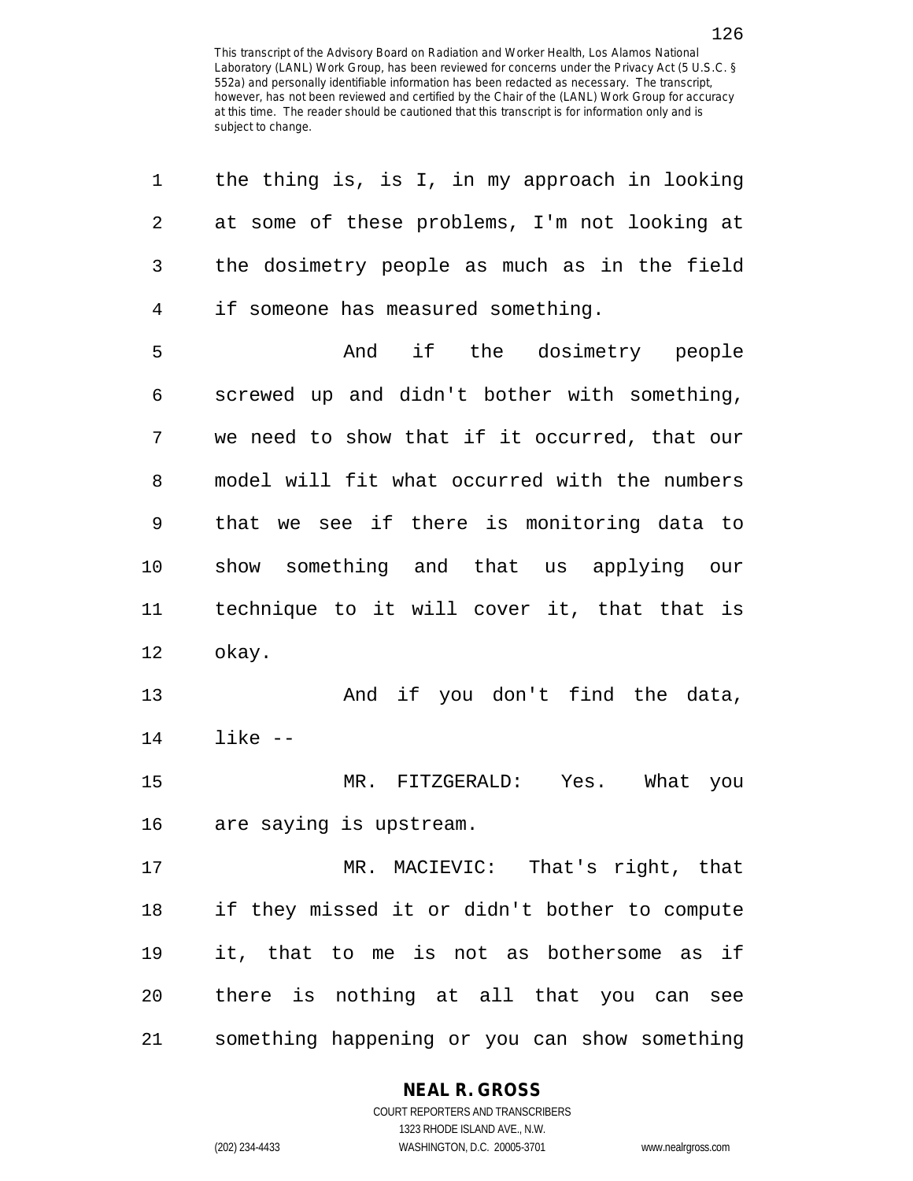the thing is, is I, in my approach in looking at some of these problems, I'm not looking at the dosimetry people as much as in the field if someone has measured something.

And if the dosimetry people screwed up and didn't bother with something, we need to show that if it occurred, that our model will fit what occurred with the numbers that we see if there is monitoring data to show something and that us applying our technique to it will cover it, that that is okay.

And if you don't find the data, like --

MR. FITZGERALD: Yes. What you are saying is upstream.

MR. MACIEVIC: That's right, that if they missed it or didn't bother to compute it, that to me is not as bothersome as if there is nothing at all that you can see something happening or you can show something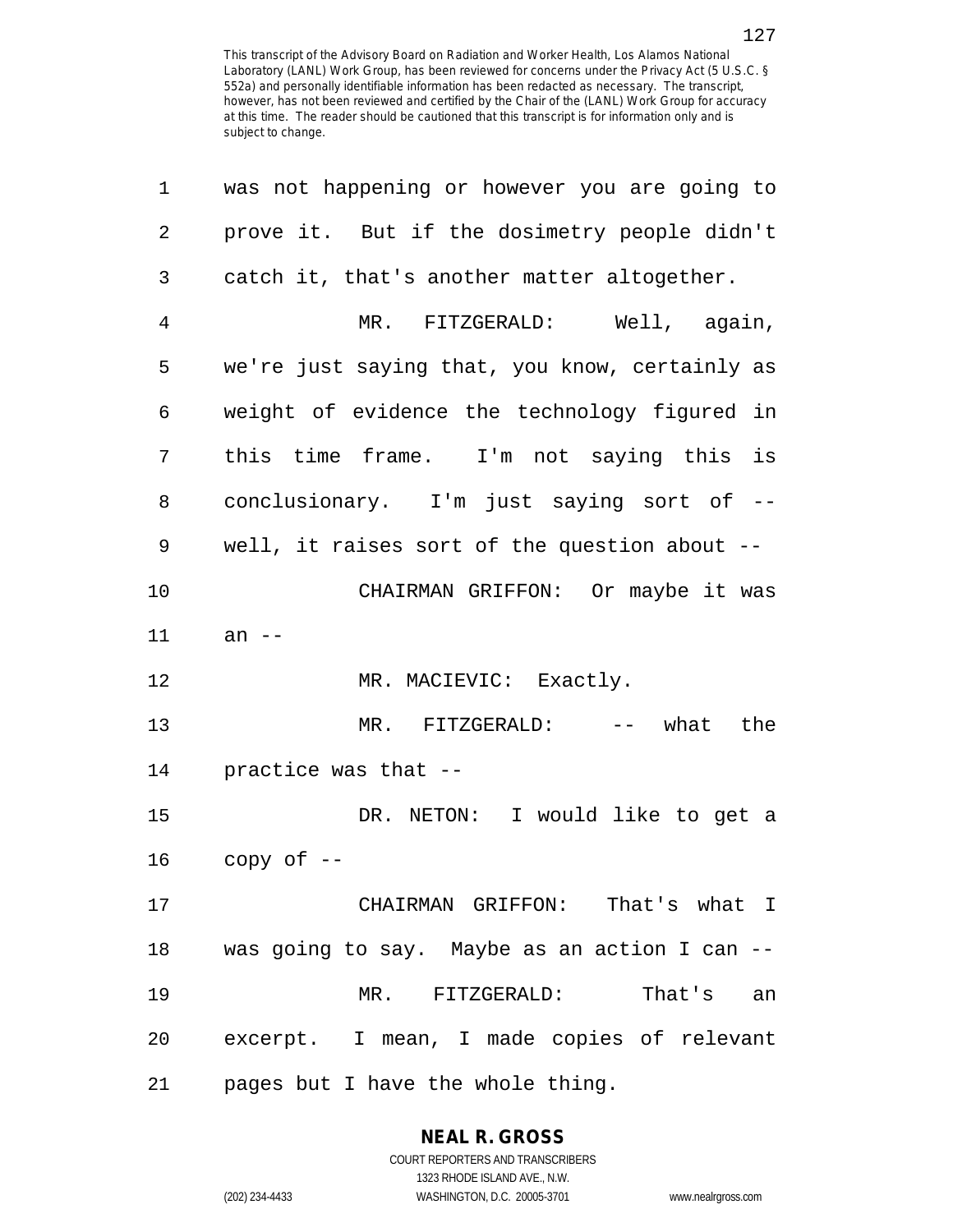was not happening or however you are going to prove it. But if the dosimetry people didn't catch it, that's another matter altogether.

MR. FITZGERALD: Well, again, we're just saying that, you know, certainly as weight of evidence the technology figured in this time frame. I'm not saying this is conclusionary. I'm just saying sort of -- well, it raises sort of the question about --

CHAIRMAN GRIFFON: Or maybe it was an --

MR. MACIEVIC: Exactly.

MR. FITZGERALD: -- what the practice was that --

DR. NETON: I would like to get a copy of --

CHAIRMAN GRIFFON: That's what I was going to say. Maybe as an action I can --

MR. FITZGERALD: That's an excerpt. I mean, I made copies of relevant pages but I have the whole thing.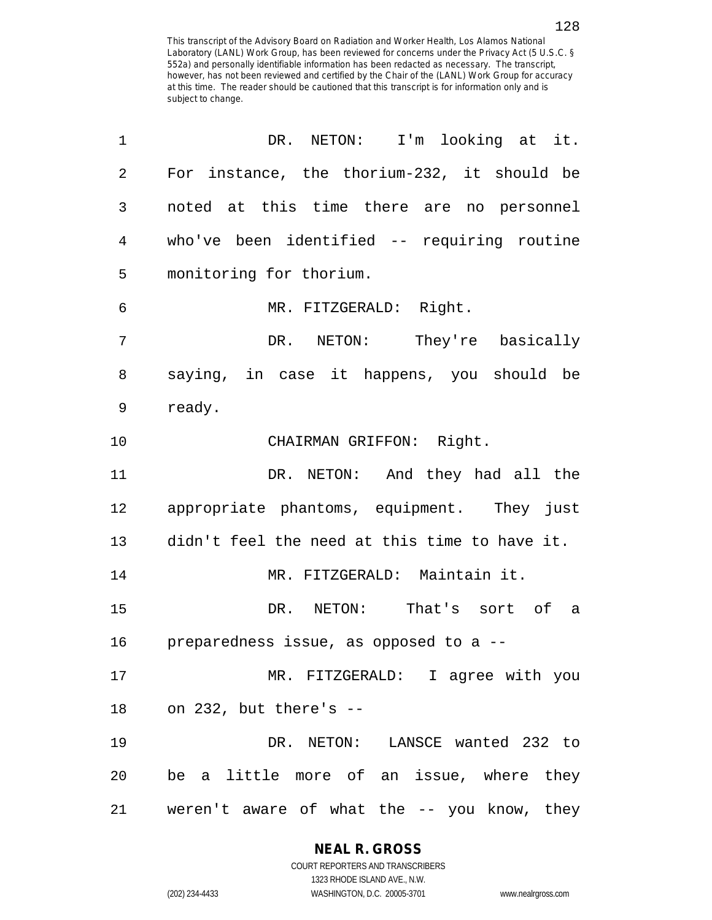DR. NETON: I'm looking at it. For instance, the thorium-232, it should be noted at this time there are no personnel who've been identified -- requiring routine monitoring for thorium.

MR. FITZGERALD: Right.

DR. NETON: They're basically saying, in case it happens, you should be ready.

CHAIRMAN GRIFFON: Right.

DR. NETON: And they had all the appropriate phantoms, equipment. They just didn't feel the need at this time to have it.

MR. FITZGERALD: Maintain it.

DR. NETON: That's sort of a preparedness issue, as opposed to a --

MR. FITZGERALD: I agree with you on 232, but there's --

DR. NETON: LANSCE wanted 232 to be a little more of an issue, where they weren't aware of what the -- you know, they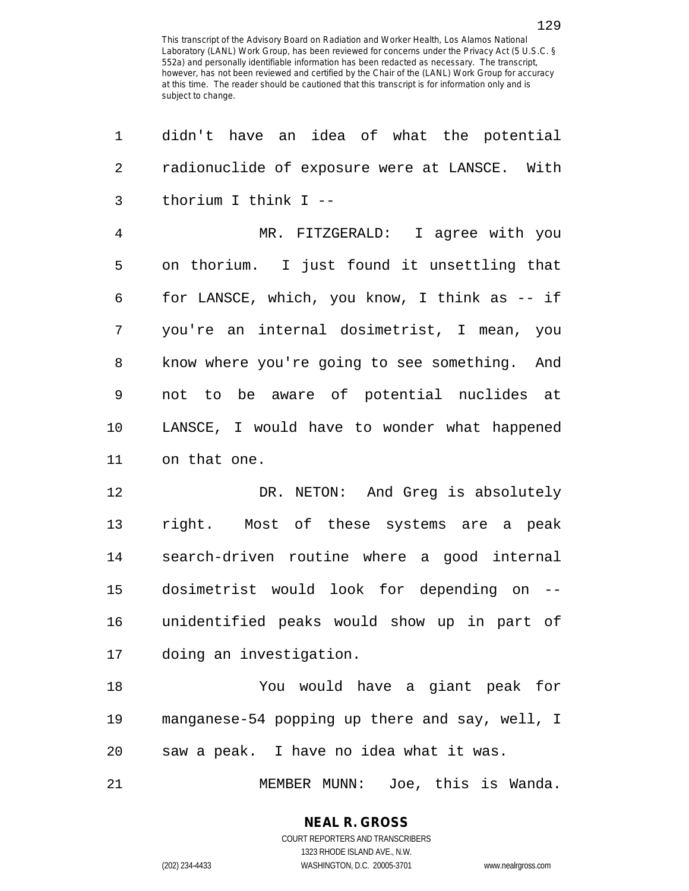didn't have an idea of what the potential radionuclide of exposure were at LANSCE. With thorium I think I --

MR. FITZGERALD: I agree with you on thorium. I just found it unsettling that for LANSCE, which, you know, I think as -- if you're an internal dosimetrist, I mean, you know where you're going to see something. And not to be aware of potential nuclides at LANSCE, I would have to wonder what happened on that one.

DR. NETON: And Greg is absolutely right. Most of these systems are a peak search-driven routine where a good internal dosimetrist would look for depending on -- unidentified peaks would show up in part of doing an investigation.

You would have a giant peak for manganese-54 popping up there and say, well, I saw a peak. I have no idea what it was.

MEMBER MUNN: Joe, this is Wanda.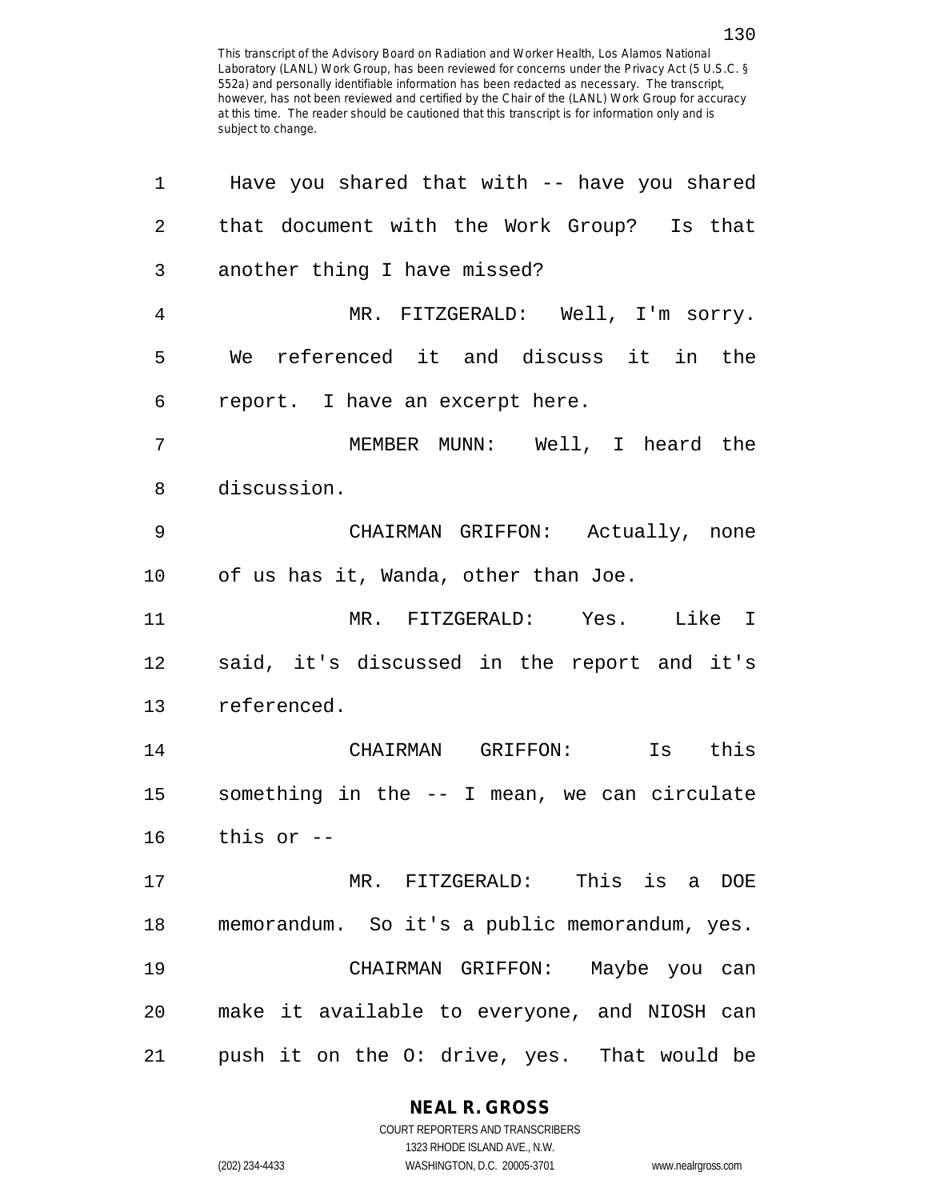Have you shared that with -- have you shared that document with the Work Group? Is that another thing I have missed?

MR. FITZGERALD: Well, I'm sorry. We referenced it and discuss it in the report. I have an excerpt here.

MEMBER MUNN: Well, I heard the discussion.

CHAIRMAN GRIFFON: Actually, none of us has it, Wanda, other than Joe.

MR. FITZGERALD: Yes. Like I said, it's discussed in the report and it's referenced.

CHAIRMAN GRIFFON: Is this something in the -- I mean, we can circulate this or --

MR. FITZGERALD: This is a DOE memorandum. So it's a public memorandum, yes.

CHAIRMAN GRIFFON: Maybe you can make it available to everyone, and NIOSH can push it on the O: drive, yes. That would be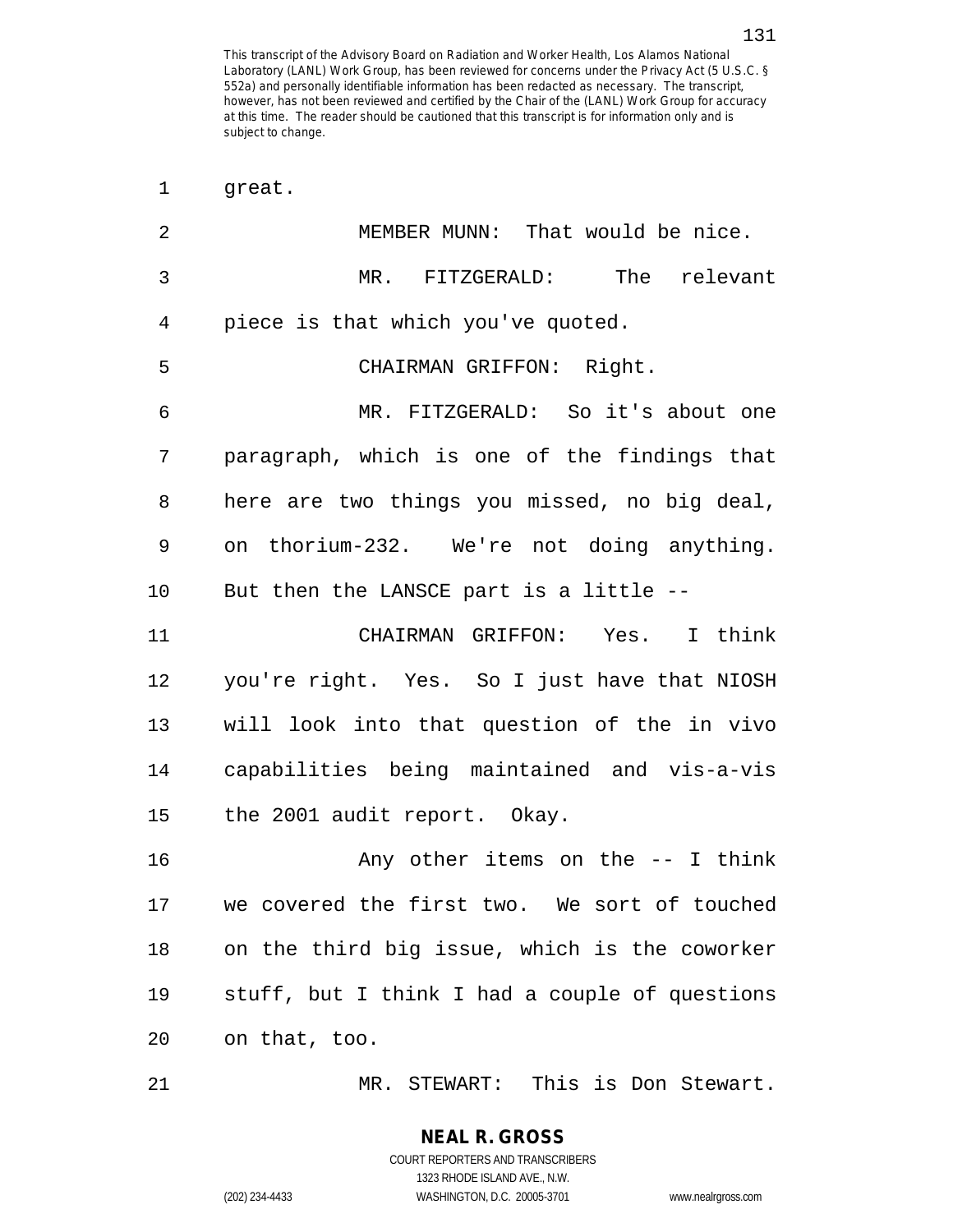great.

MEMBER MUNN: That would be nice.

MR. FITZGERALD: The relevant piece is that which you've quoted.

CHAIRMAN GRIFFON: Right.

MR. FITZGERALD: So it's about one paragraph, which is one of the findings that here are two things you missed, no big deal, on thorium-232. We're not doing anything. But then the LANSCE part is a little --

CHAIRMAN GRIFFON: Yes. I think you're right. Yes. So I just have that NIOSH will look into that question of the in vivo capabilities being maintained and vis-a-vis the 2001 audit report. Okay.

Any other items on the -- I think we covered the first two. We sort of touched on the third big issue, which is the coworker stuff, but I think I had a couple of questions on that, too.

MR. STEWART: This is Don Stewart.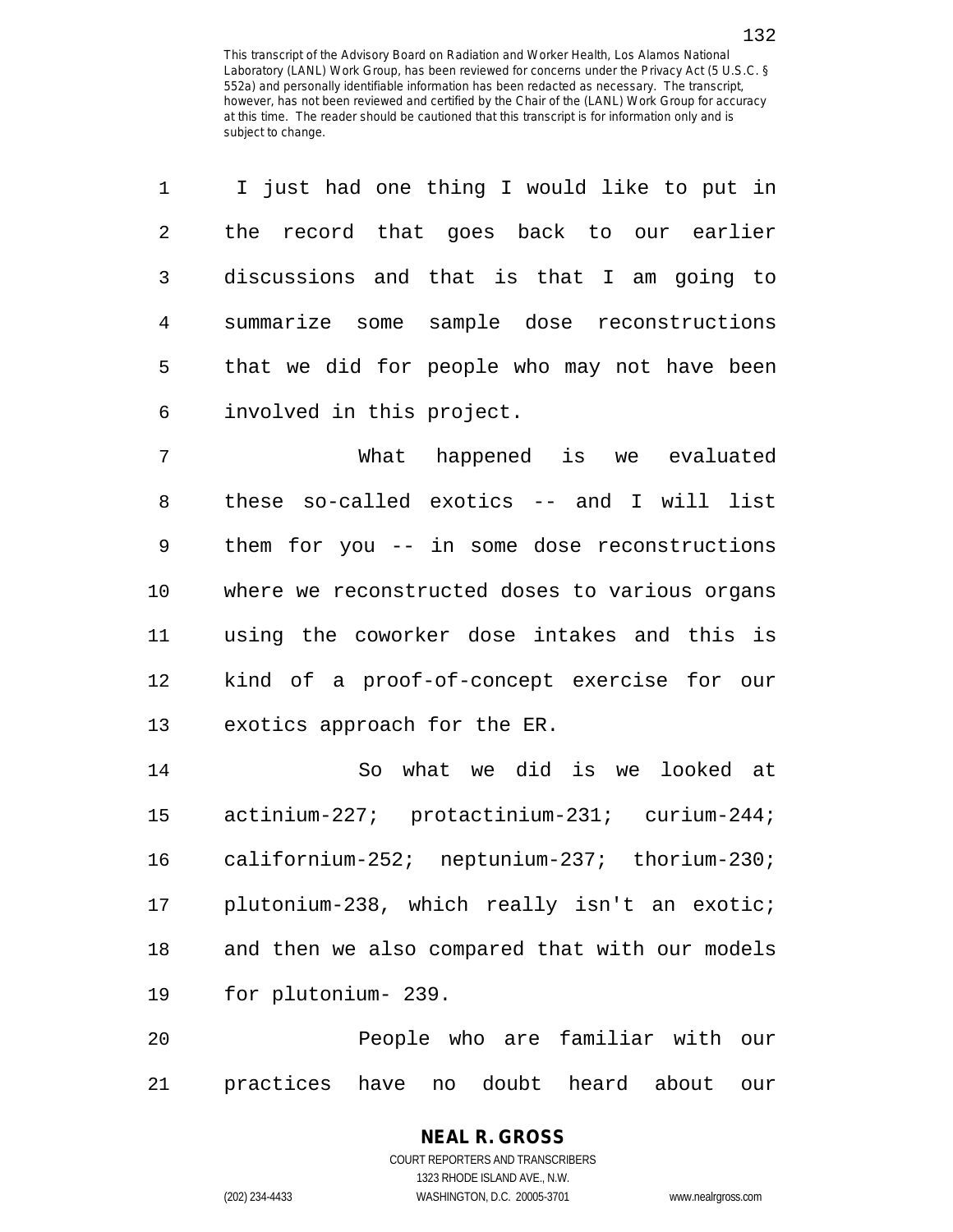I just had one thing I would like to put in the record that goes back to our earlier discussions and that is that I am going to summarize some sample dose reconstructions that we did for people who may not have been involved in this project.

What happened is we evaluated these so-called exotics -- and I will list them for you -- in some dose reconstructions where we reconstructed doses to various organs using the coworker dose intakes and this is kind of a proof-of-concept exercise for our exotics approach for the ER.

So what we did is we looked at actinium-227; protactinium-231; curium-244; californium-252; neptunium-237; thorium-230; plutonium-238, which really isn't an exotic; and then we also compared that with our models for plutonium- 239.

People who are familiar with our practices have no doubt heard about our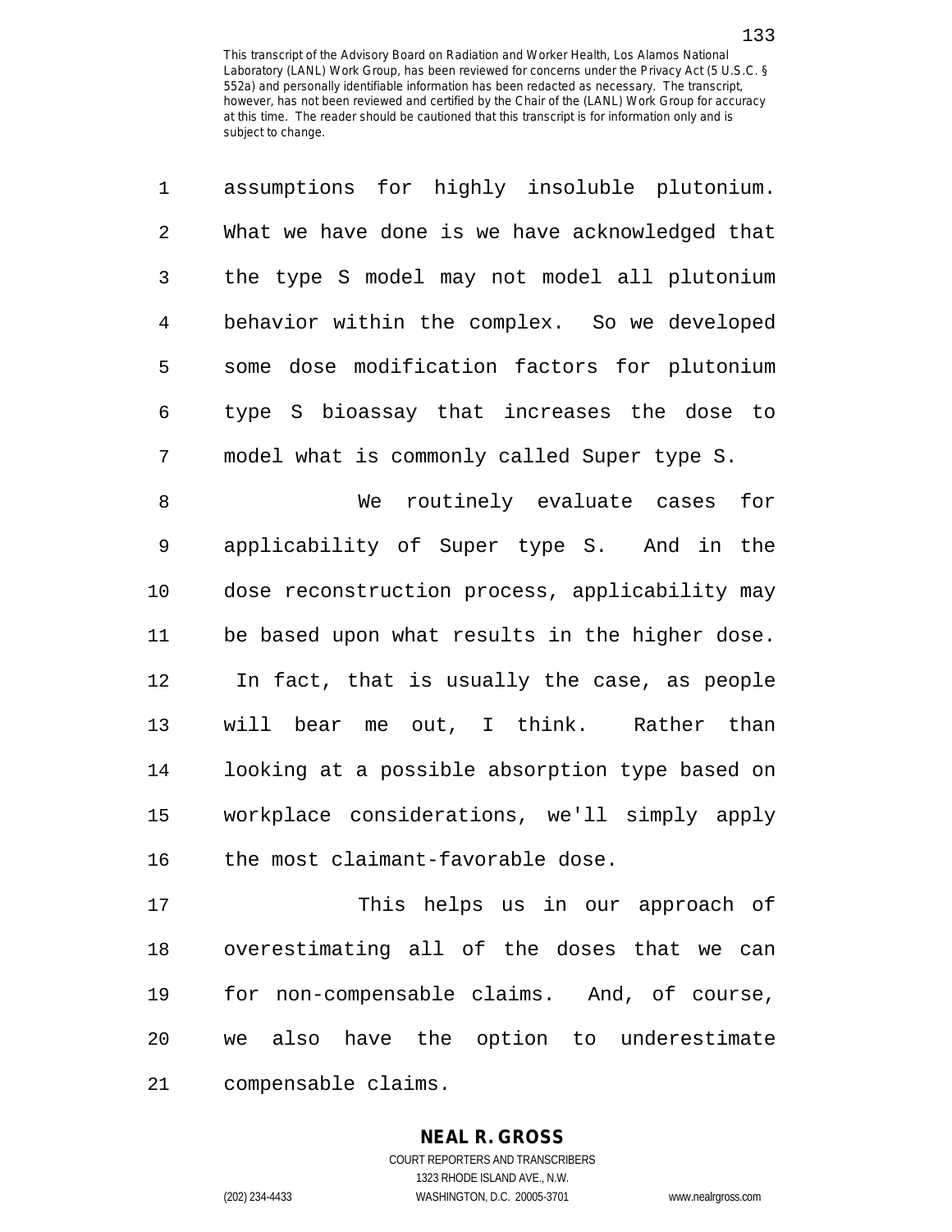assumptions for highly insoluble plutonium. What we have done is we have acknowledged that the type S model may not model all plutonium behavior within the complex. So we developed some dose modification factors for plutonium type S bioassay that increases the dose to model what is commonly called Super type S.

We routinely evaluate cases for applicability of Super type S. And in the dose reconstruction process, applicability may be based upon what results in the higher dose. In fact, that is usually the case, as people will bear me out, I think. Rather than looking at a possible absorption type based on workplace considerations, we'll simply apply the most claimant-favorable dose.

This helps us in our approach of overestimating all of the doses that we can for non-compensable claims. And, of course, we also have the option to underestimate compensable claims.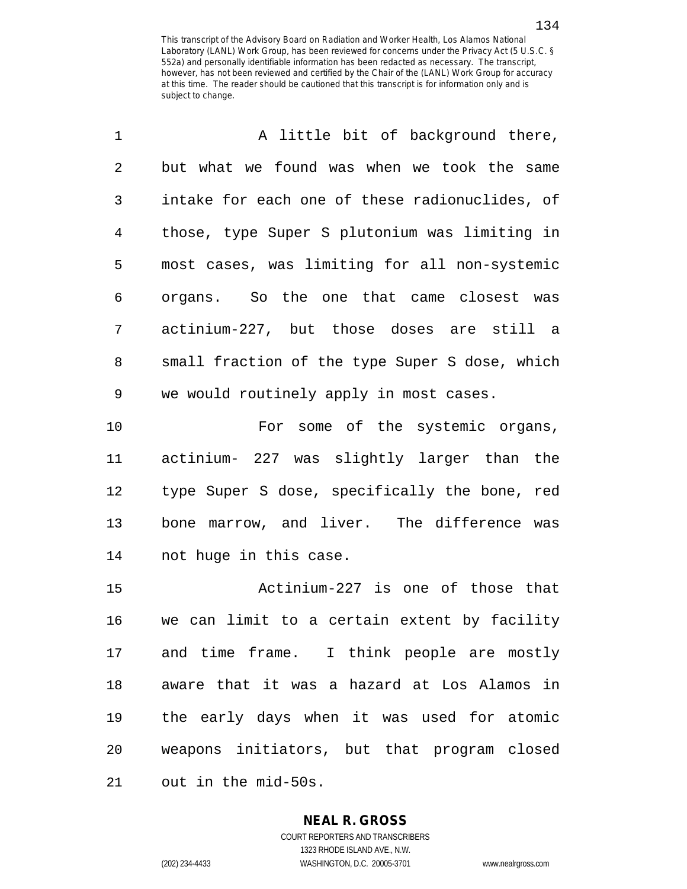A little bit of background there, but what we found was when we took the same intake for each one of these radionuclides, of those, type Super S plutonium was limiting in most cases, was limiting for all non-systemic organs. So the one that came closest was actinium-227, but those doses are still a small fraction of the type Super S dose, which we would routinely apply in most cases.

For some of the systemic organs, actinium- 227 was slightly larger than the type Super S dose, specifically the bone, red bone marrow, and liver. The difference was not huge in this case.

Actinium-227 is one of those that we can limit to a certain extent by facility and time frame. I think people are mostly aware that it was a hazard at Los Alamos in the early days when it was used for atomic weapons initiators, but that program closed out in the mid-50s.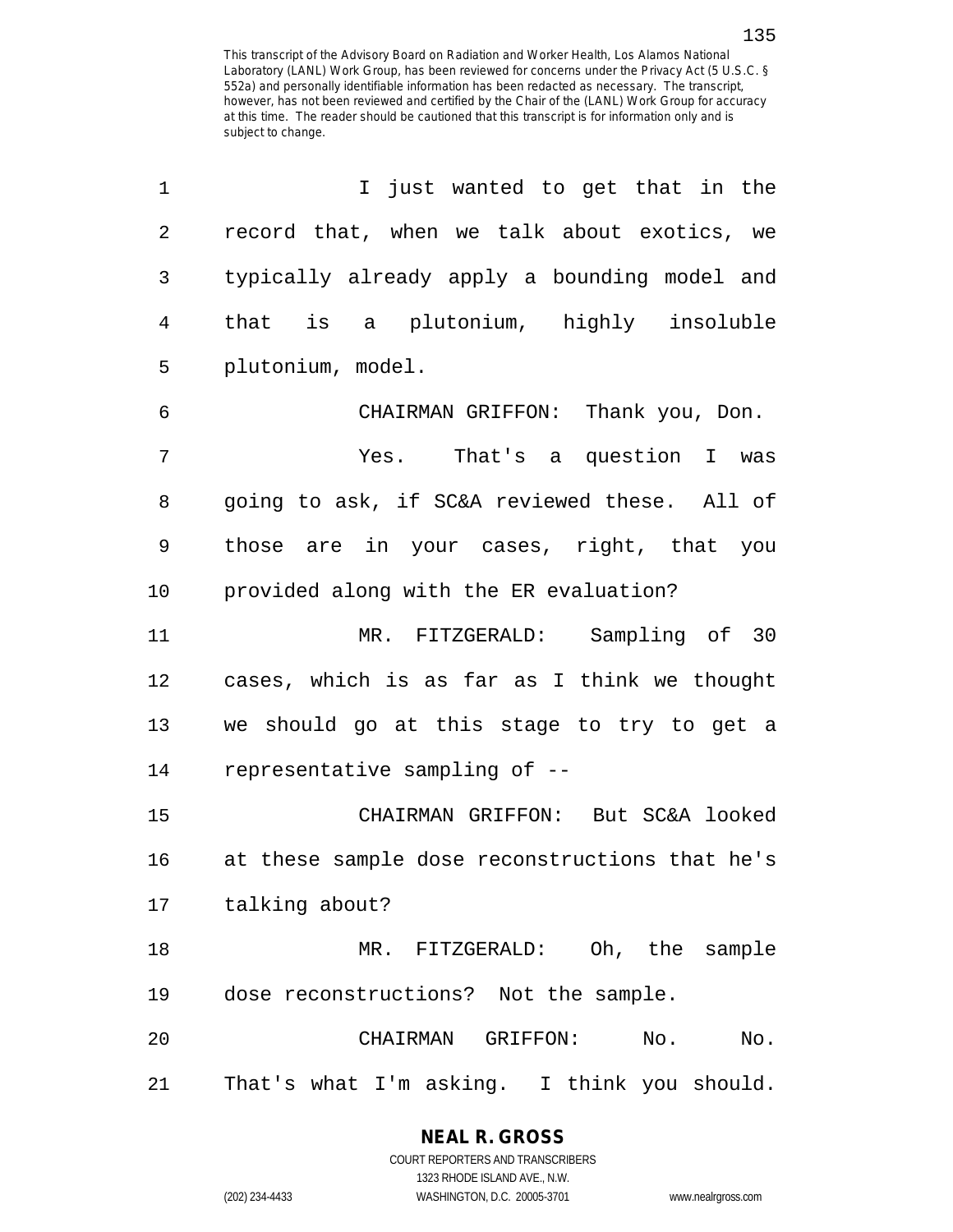I just wanted to get that in the record that, when we talk about exotics, we typically already apply a bounding model and that is a plutonium, highly insoluble plutonium, model.

CHAIRMAN GRIFFON: Thank you, Don.

Yes. That's a question I was going to ask, if SC&A reviewed these. All of those are in your cases, right, that you provided along with the ER evaluation?

MR. FITZGERALD: Sampling of 30 cases, which is as far as I think we thought we should go at this stage to try to get a representative sampling of --

CHAIRMAN GRIFFON: But SC&A looked at these sample dose reconstructions that he's talking about?

MR. FITZGERALD: Oh, the sample dose reconstructions? Not the sample.

CHAIRMAN GRIFFON: No. No. That's what I'm asking. I think you should.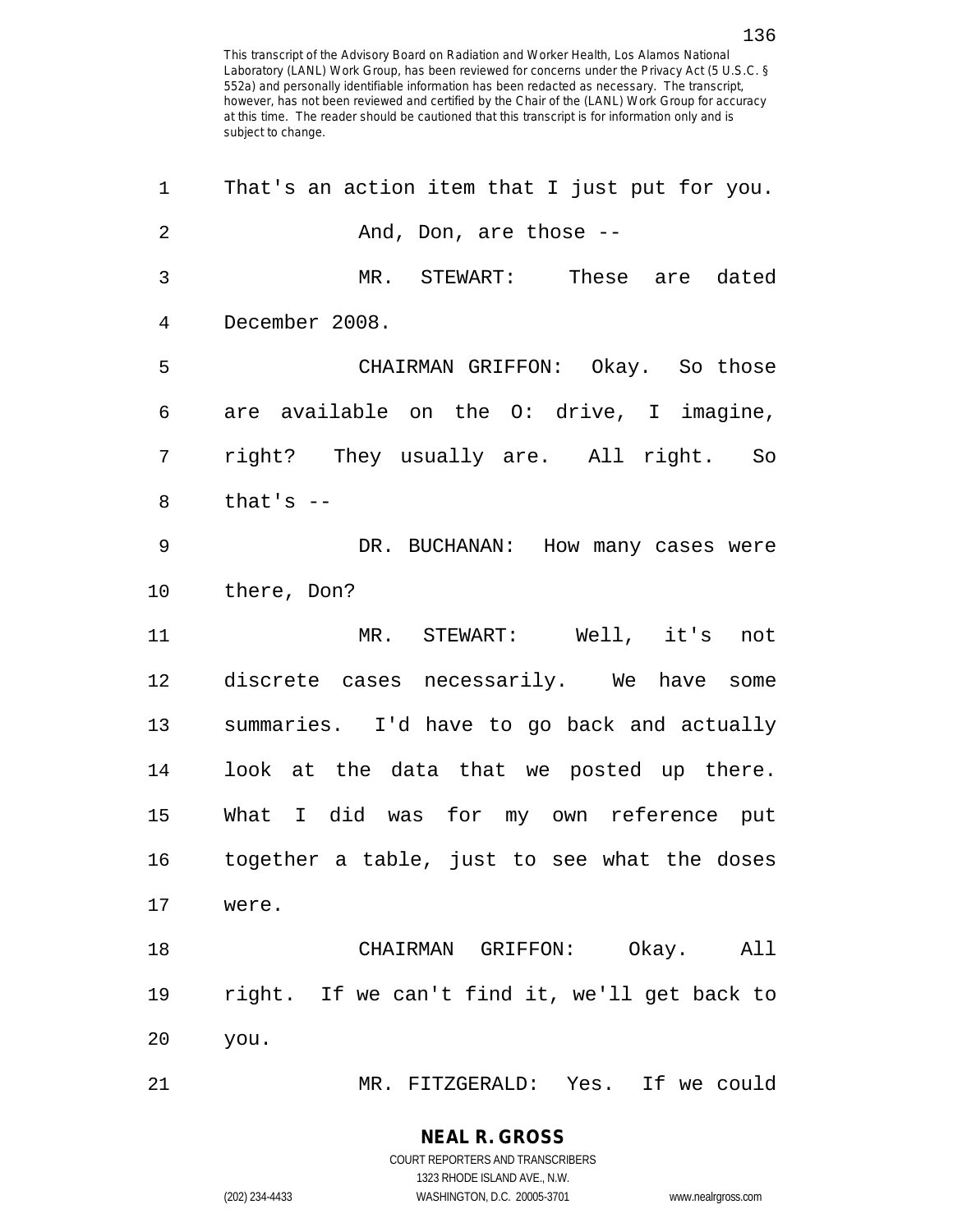That's an action item that I just put for you.

And, Don, are those --

MR. STEWART: These are dated December 2008.

CHAIRMAN GRIFFON: Okay. So those are available on the O: drive, I imagine, right? They usually are. All right. So that's --

DR. BUCHANAN: How many cases were there, Don?

MR. STEWART: Well, it's not discrete cases necessarily. We have some summaries. I'd have to go back and actually look at the data that we posted up there. What I did was for my own reference put together a table, just to see what the doses were.

CHAIRMAN GRIFFON: Okay. All right. If we can't find it, we'll get back to you.

MR. FITZGERALD: Yes. If we could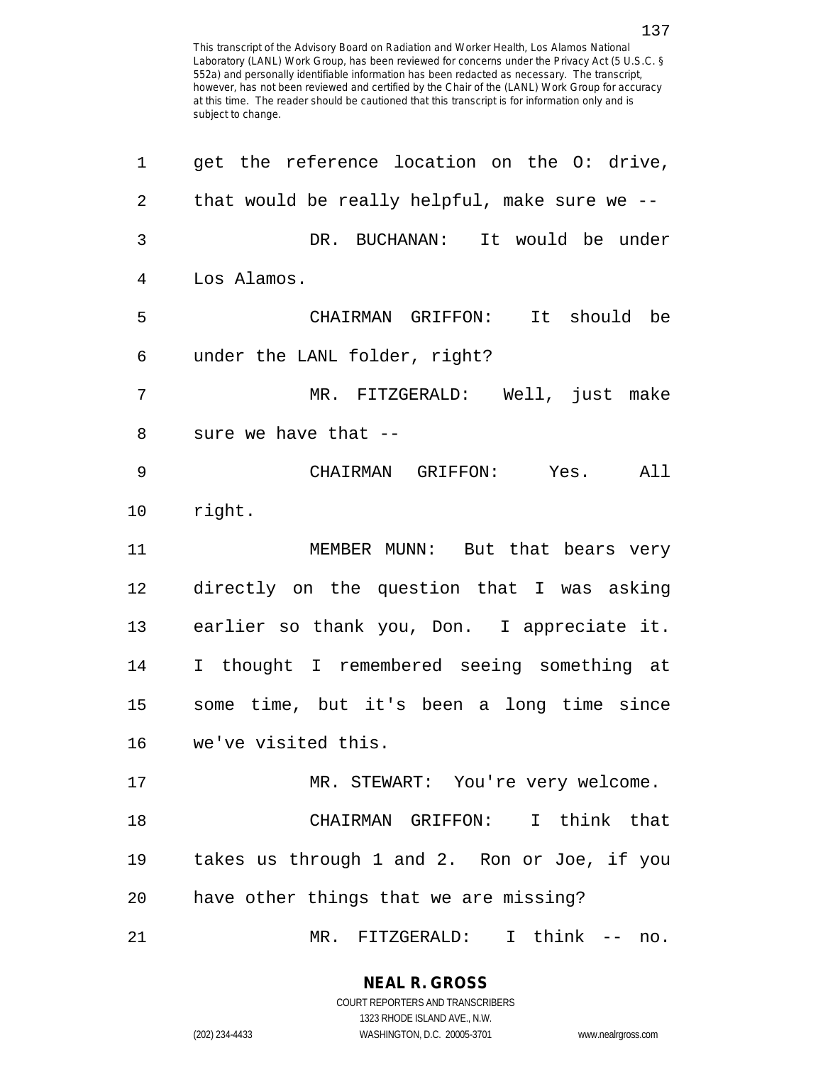get the reference location on the O: drive, that would be really helpful, make sure we --

DR. BUCHANAN: It would be under Los Alamos.

CHAIRMAN GRIFFON: It should be under the LANL folder, right?

MR. FITZGERALD: Well, just make sure we have that --

CHAIRMAN GRIFFON: Yes. All right.

MEMBER MUNN: But that bears very directly on the question that I was asking earlier so thank you, Don. I appreciate it. I thought I remembered seeing something at some time, but it's been a long time since we've visited this.

MR. STEWART: You're very welcome.

CHAIRMAN GRIFFON: I think that takes us through 1 and 2. Ron or Joe, if you have other things that we are missing?

MR. FITZGERALD: I think -- no.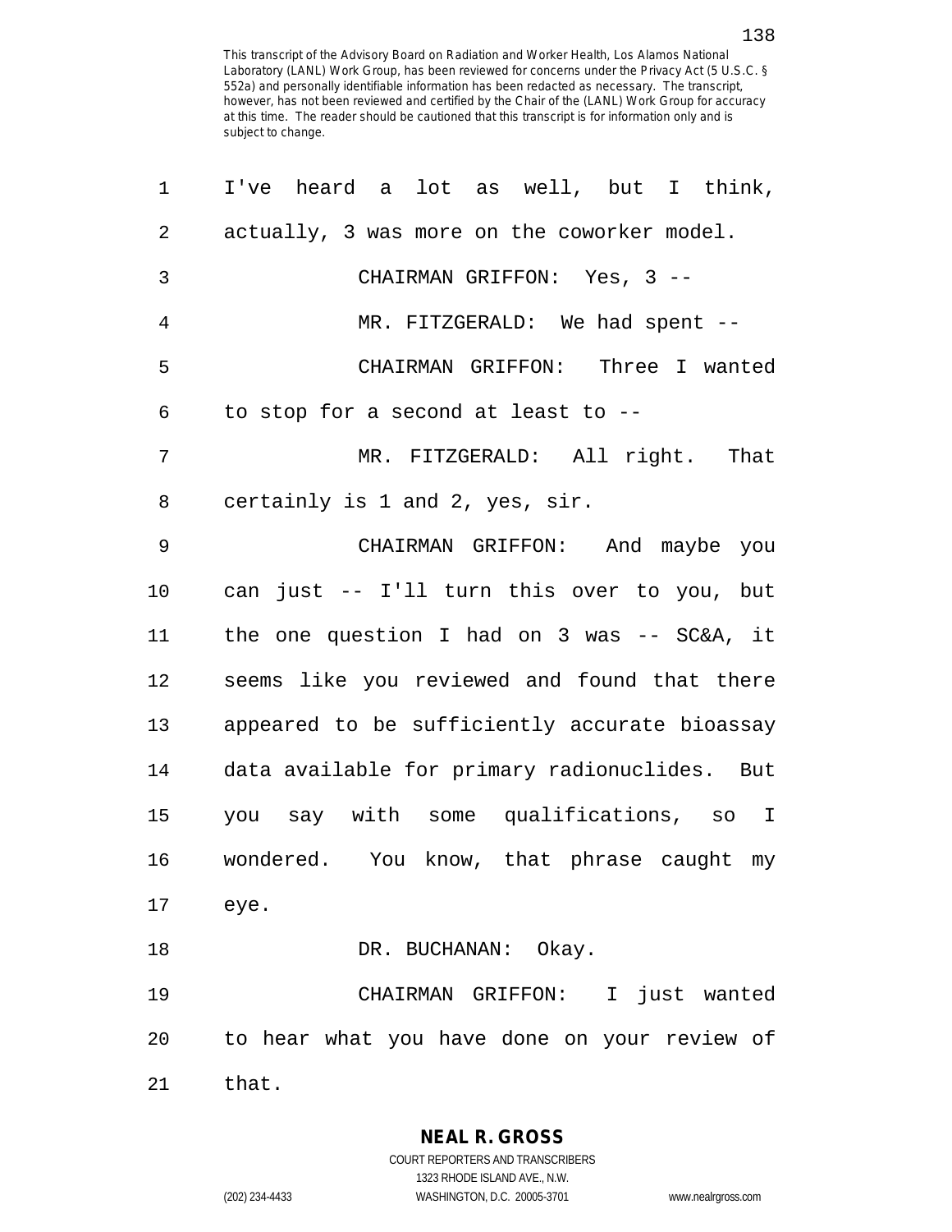I've heard a lot as well, but I think, actually, 3 was more on the coworker model.

CHAIRMAN GRIFFON: Yes, 3 --

MR. FITZGERALD: We had spent --

CHAIRMAN GRIFFON: Three I wanted to stop for a second at least to --

MR. FITZGERALD: All right. That certainly is 1 and 2, yes, sir.

CHAIRMAN GRIFFON: And maybe you can just -- I'll turn this over to you, but the one question I had on 3 was -- SC&A, it seems like you reviewed and found that there appeared to be sufficiently accurate bioassay data available for primary radionuclides. But you say with some qualifications, so I wondered. You know, that phrase caught my eye.

DR. BUCHANAN: Okay.

CHAIRMAN GRIFFON: I just wanted to hear what you have done on your review of that.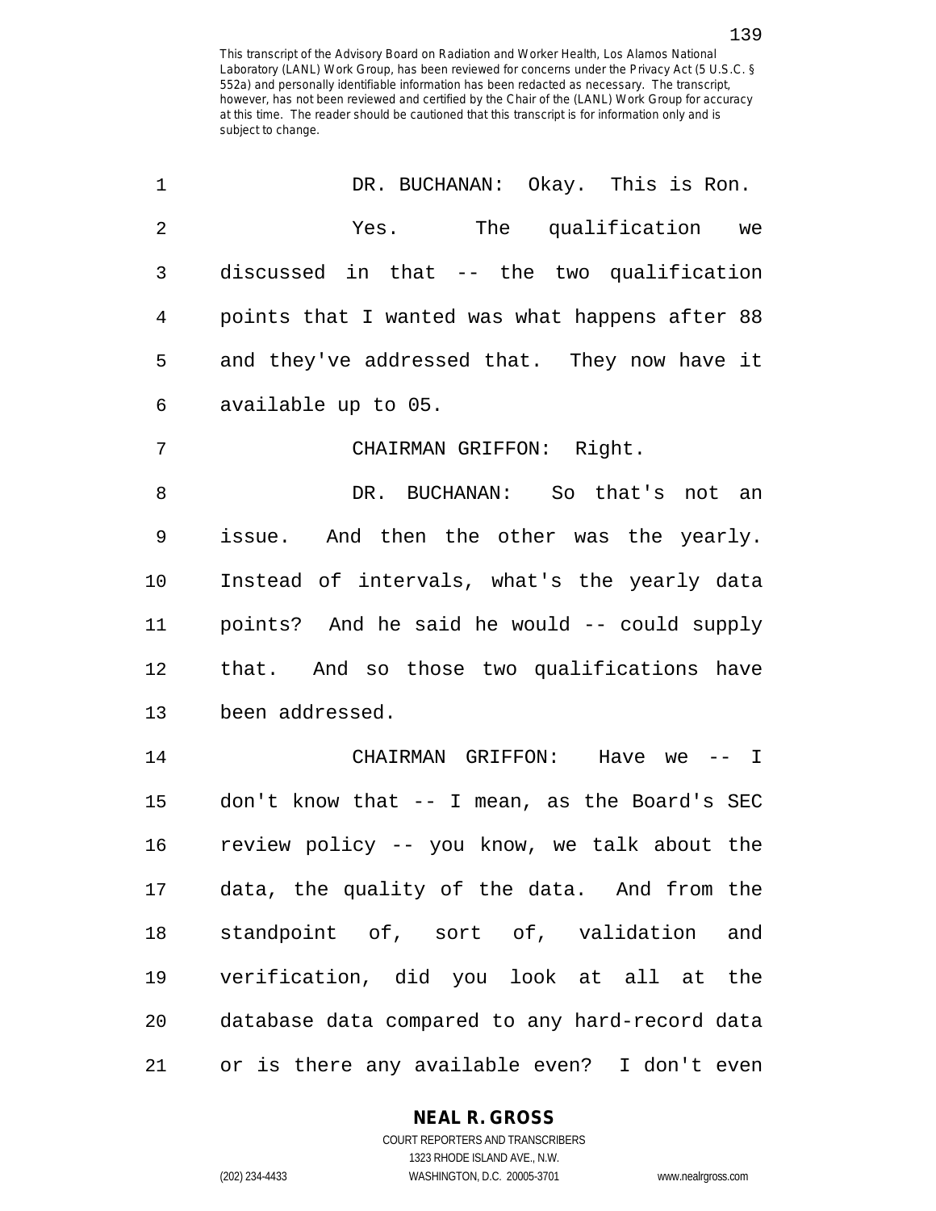DR. BUCHANAN: Okay. This is Ron. Yes. The qualification we discussed in that -- the two qualification points that I wanted was what happens after 88 and they've addressed that. They now have it available up to 05.

CHAIRMAN GRIFFON: Right.

DR. BUCHANAN: So that's not an issue. And then the other was the yearly. Instead of intervals, what's the yearly data points? And he said he would -- could supply that. And so those two qualifications have been addressed.

CHAIRMAN GRIFFON: Have we -- I don't know that -- I mean, as the Board's SEC review policy -- you know, we talk about the data, the quality of the data. And from the standpoint of, sort of, validation and verification, did you look at all at the database data compared to any hard-record data or is there any available even? I don't even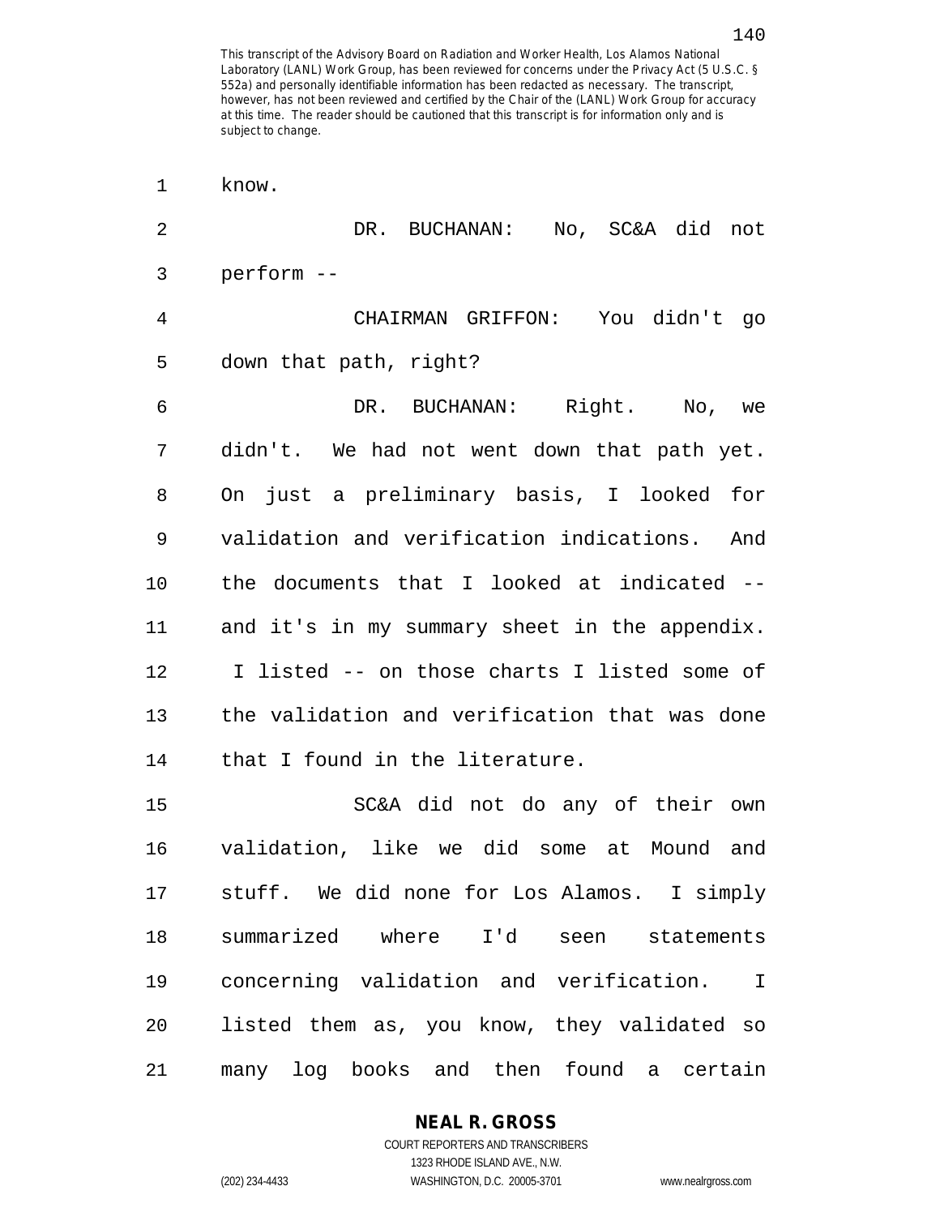know.

DR. BUCHANAN: No, SC&A did not perform --

CHAIRMAN GRIFFON: You didn't go down that path, right?

DR. BUCHANAN: Right. No, we didn't. We had not went down that path yet. On just a preliminary basis, I looked for validation and verification indications. And the documents that I looked at indicated -- and it's in my summary sheet in the appendix. I listed -- on those charts I listed some of the validation and verification that was done that I found in the literature.

SC&A did not do any of their own validation, like we did some at Mound and stuff. We did none for Los Alamos. I simply summarized where I'd seen statements concerning validation and verification. I listed them as, you know, they validated so many log books and then found a certain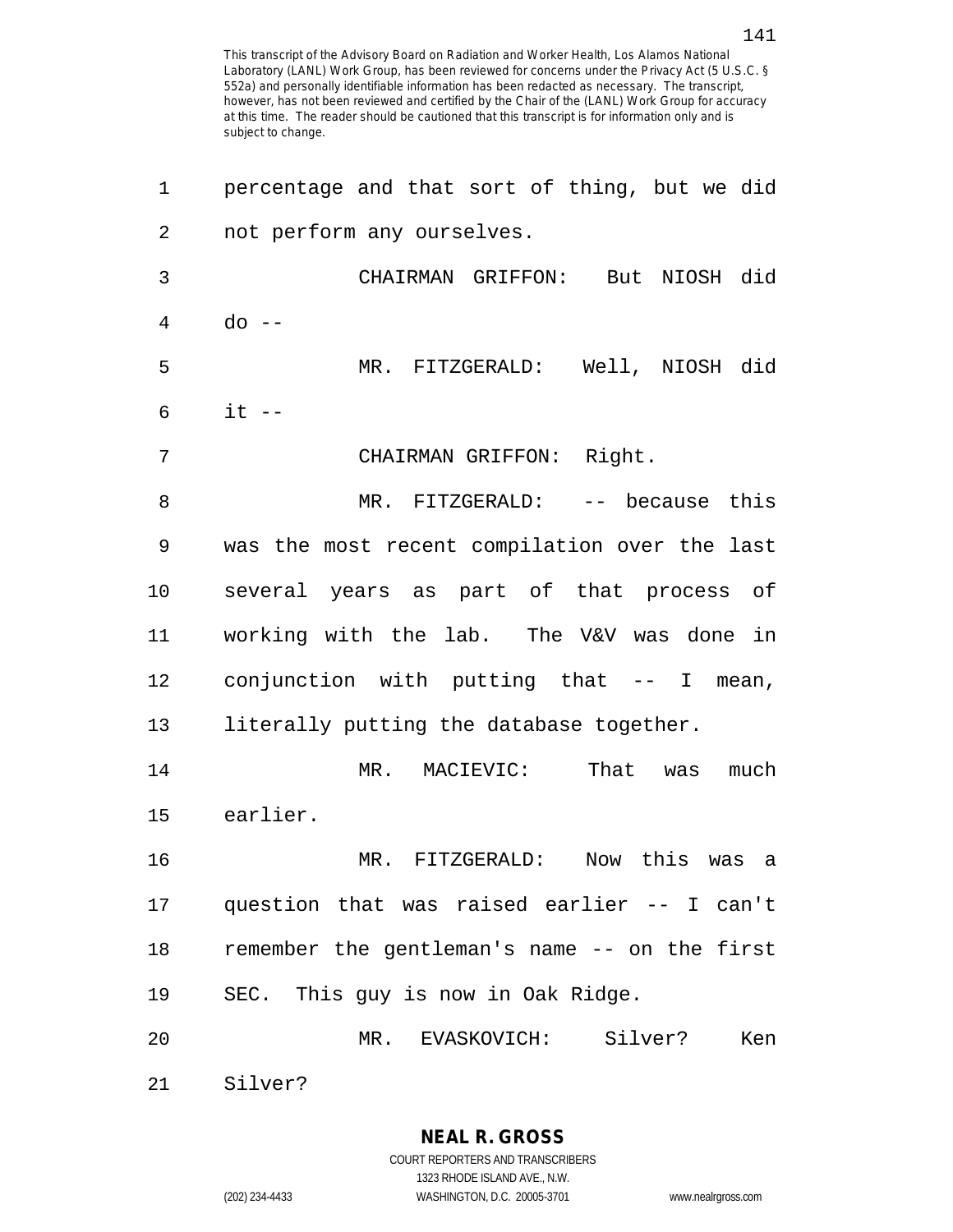percentage and that sort of thing, but we did not perform any ourselves.

CHAIRMAN GRIFFON: But NIOSH did do --

MR. FITZGERALD: Well, NIOSH did it --

CHAIRMAN GRIFFON: Right.

MR. FITZGERALD: -- because this was the most recent compilation over the last several years as part of that process of working with the lab. The V&V was done in conjunction with putting that -- I mean, literally putting the database together.

MR. MACIEVIC: That was much earlier.

MR. FITZGERALD: Now this was a question that was raised earlier -- I can't remember the gentleman's name -- on the first SEC. This guy is now in Oak Ridge.

MR. EVASKOVICH: Silver? Ken Silver?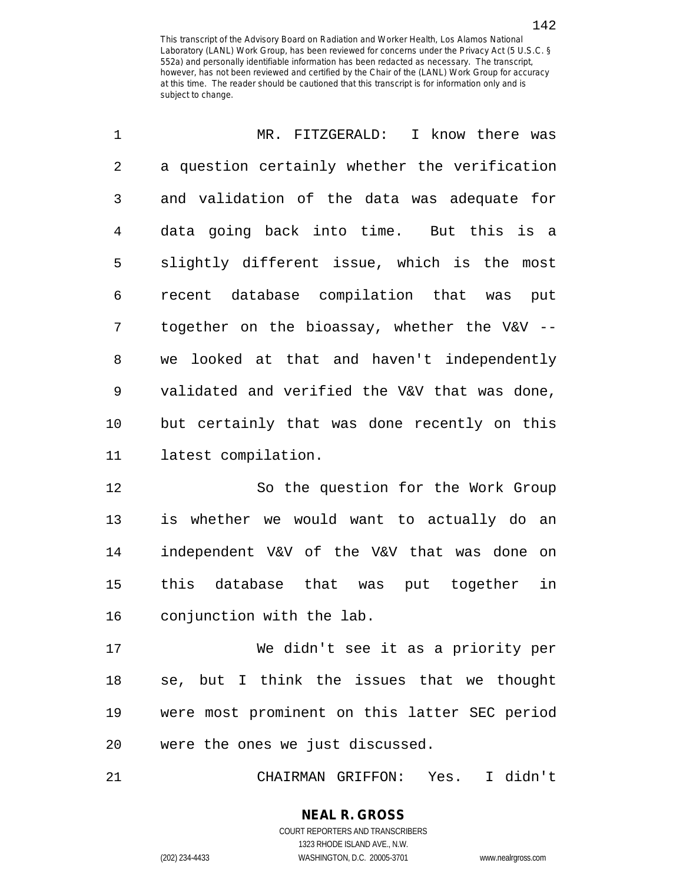MR. FITZGERALD: I know there was a question certainly whether the verification and validation of the data was adequate for data going back into time. But this is a slightly different issue, which is the most recent database compilation that was put together on the bioassay, whether the V&V -- we looked at that and haven't independently validated and verified the V&V that was done, but certainly that was done recently on this latest compilation.

So the question for the Work Group is whether we would want to actually do an independent V&V of the V&V that was done on this database that was put together in conjunction with the lab.

We didn't see it as a priority per se, but I think the issues that we thought were most prominent on this latter SEC period were the ones we just discussed.

CHAIRMAN GRIFFON: Yes. I didn't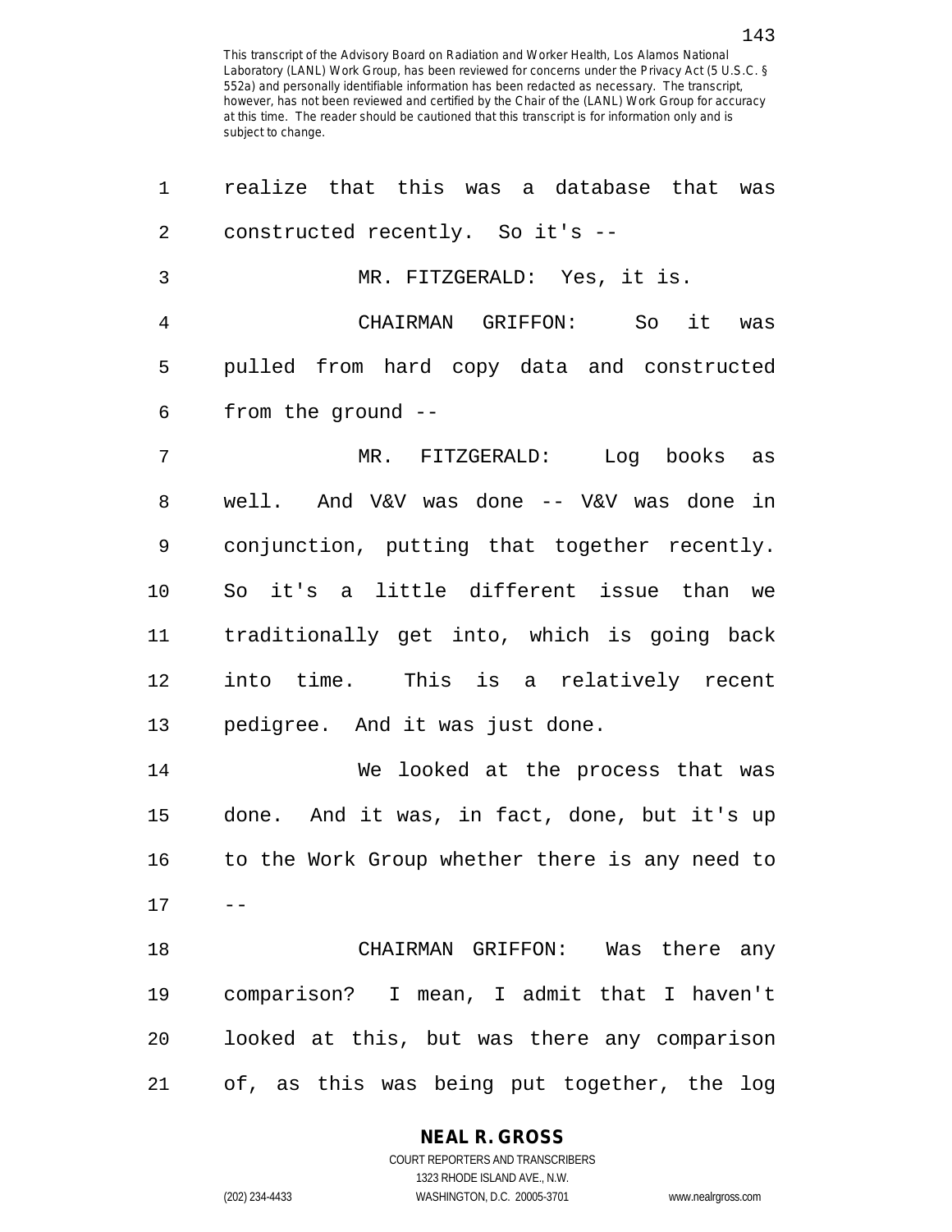realize that this was a database that was constructed recently. So it's --

MR. FITZGERALD: Yes, it is.

CHAIRMAN GRIFFON: So it was pulled from hard copy data and constructed from the ground --

MR. FITZGERALD: Log books as well. And V&V was done -- V&V was done in conjunction, putting that together recently. So it's a little different issue than we traditionally get into, which is going back into time. This is a relatively recent pedigree. And it was just done.

We looked at the process that was done. And it was, in fact, done, but it's up to the Work Group whether there is any need to --

CHAIRMAN GRIFFON: Was there any comparison? I mean, I admit that I haven't looked at this, but was there any comparison of, as this was being put together, the log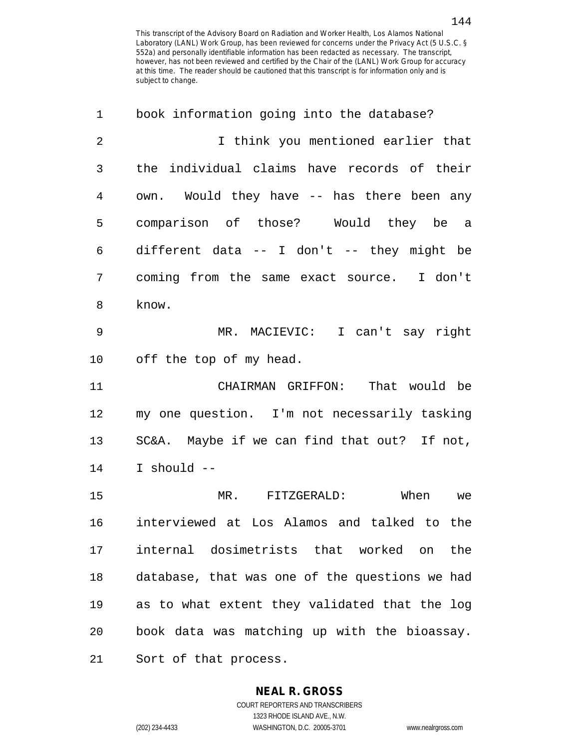book information going into the database?

I think you mentioned earlier that the individual claims have records of their own. Would they have -- has there been any comparison of those? Would they be a different data -- I don't -- they might be coming from the same exact source. I don't know.

MR. MACIEVIC: I can't say right off the top of my head.

CHAIRMAN GRIFFON: That would be my one question. I'm not necessarily tasking SC&A. Maybe if we can find that out? If not, I should --

MR. FITZGERALD: When we interviewed at Los Alamos and talked to the internal dosimetrists that worked on the database, that was one of the questions we had as to what extent they validated that the log book data was matching up with the bioassay. Sort of that process.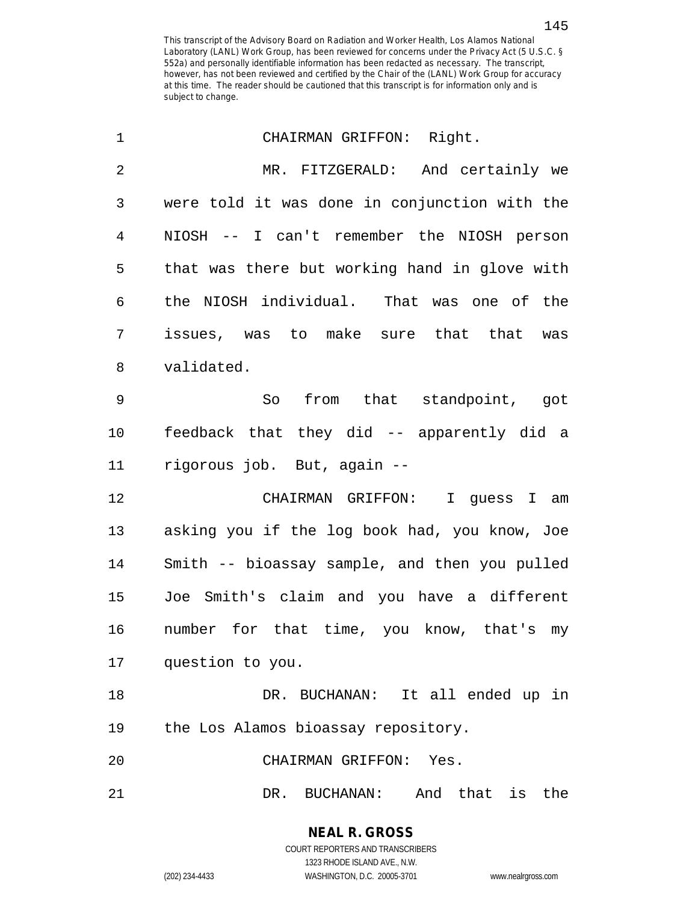CHAIRMAN GRIFFON: Right.

MR. FITZGERALD: And certainly we were told it was done in conjunction with the NIOSH -- I can't remember the NIOSH person that was there but working hand in glove with the NIOSH individual. That was one of the issues, was to make sure that that was validated.

So from that standpoint, got feedback that they did -- apparently did a rigorous job. But, again --

CHAIRMAN GRIFFON: I guess I am asking you if the log book had, you know, Joe Smith -- bioassay sample, and then you pulled Joe Smith's claim and you have a different number for that time, you know, that's my question to you.

DR. BUCHANAN: It all ended up in the Los Alamos bioassay repository.

CHAIRMAN GRIFFON: Yes.

DR. BUCHANAN: And that is the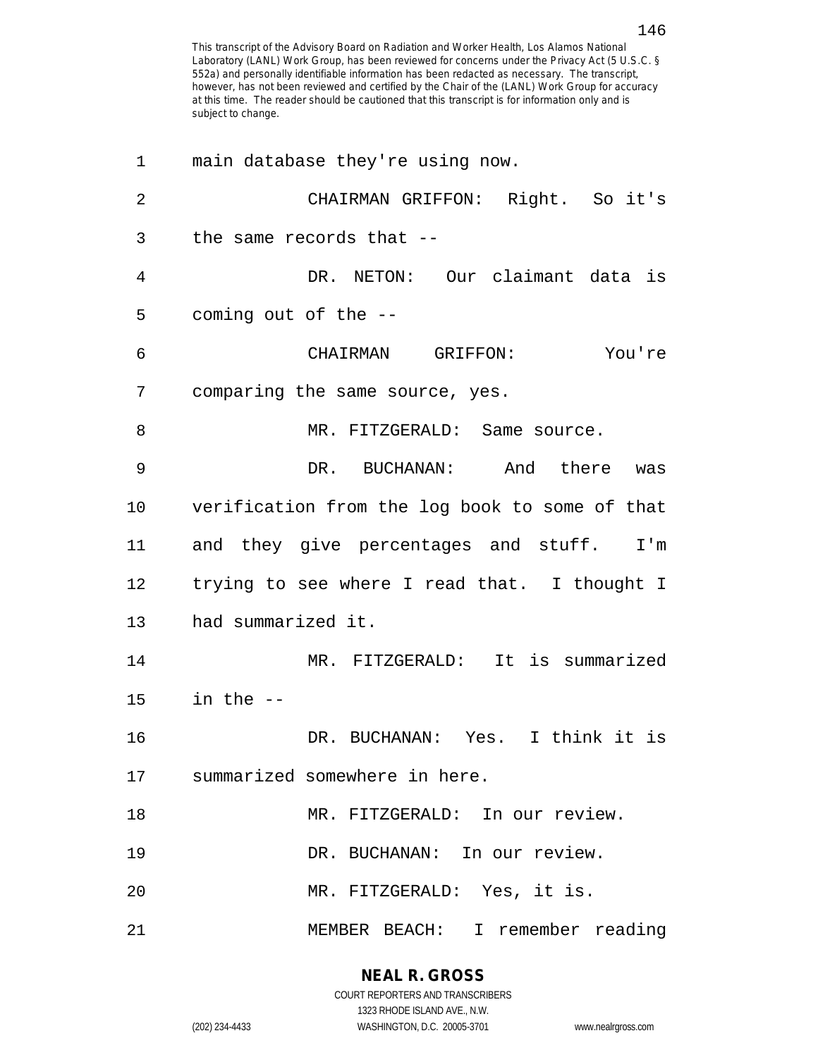main database they're using now.

CHAIRMAN GRIFFON: Right. So it's the same records that --

DR. NETON: Our claimant data is coming out of the --

CHAIRMAN GRIFFON: You're comparing the same source, yes.

MR. FITZGERALD: Same source.

DR. BUCHANAN: And there was verification from the log book to some of that and they give percentages and stuff. I'm trying to see where I read that. I thought I had summarized it.

MR. FITZGERALD: It is summarized in the --

DR. BUCHANAN: Yes. I think it is summarized somewhere in here.

MR. FITZGERALD: In our review.

DR. BUCHANAN: In our review.

MR. FITZGERALD: Yes, it is.

MEMBER BEACH: I remember reading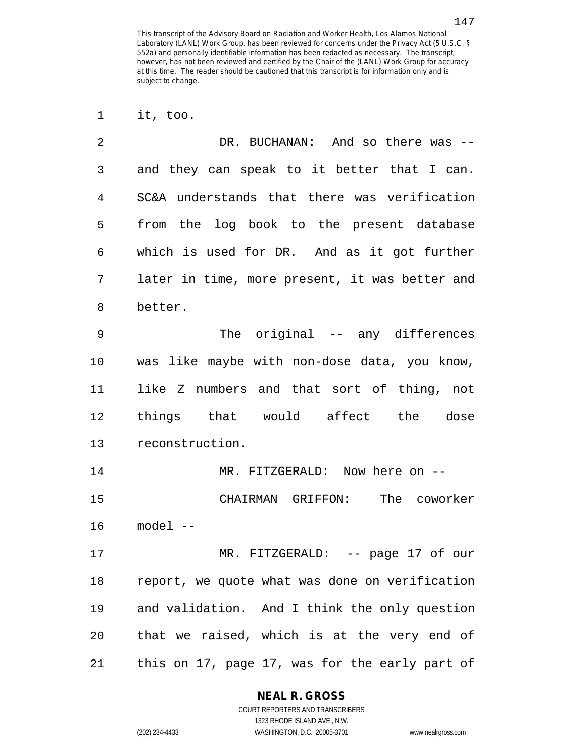it, too.

DR. BUCHANAN: And so there was -- and they can speak to it better that I can. SC&A understands that there was verification from the log book to the present database which is used for DR. And as it got further later in time, more present, it was better and better.

The original -- any differences was like maybe with non-dose data, you know, like Z numbers and that sort of thing, not things that would affect the dose reconstruction.

MR. FITZGERALD: Now here on --

CHAIRMAN GRIFFON: The coworker model --

MR. FITZGERALD: -- page 17 of our report, we quote what was done on verification and validation. And I think the only question that we raised, which is at the very end of this on 17, page 17, was for the early part of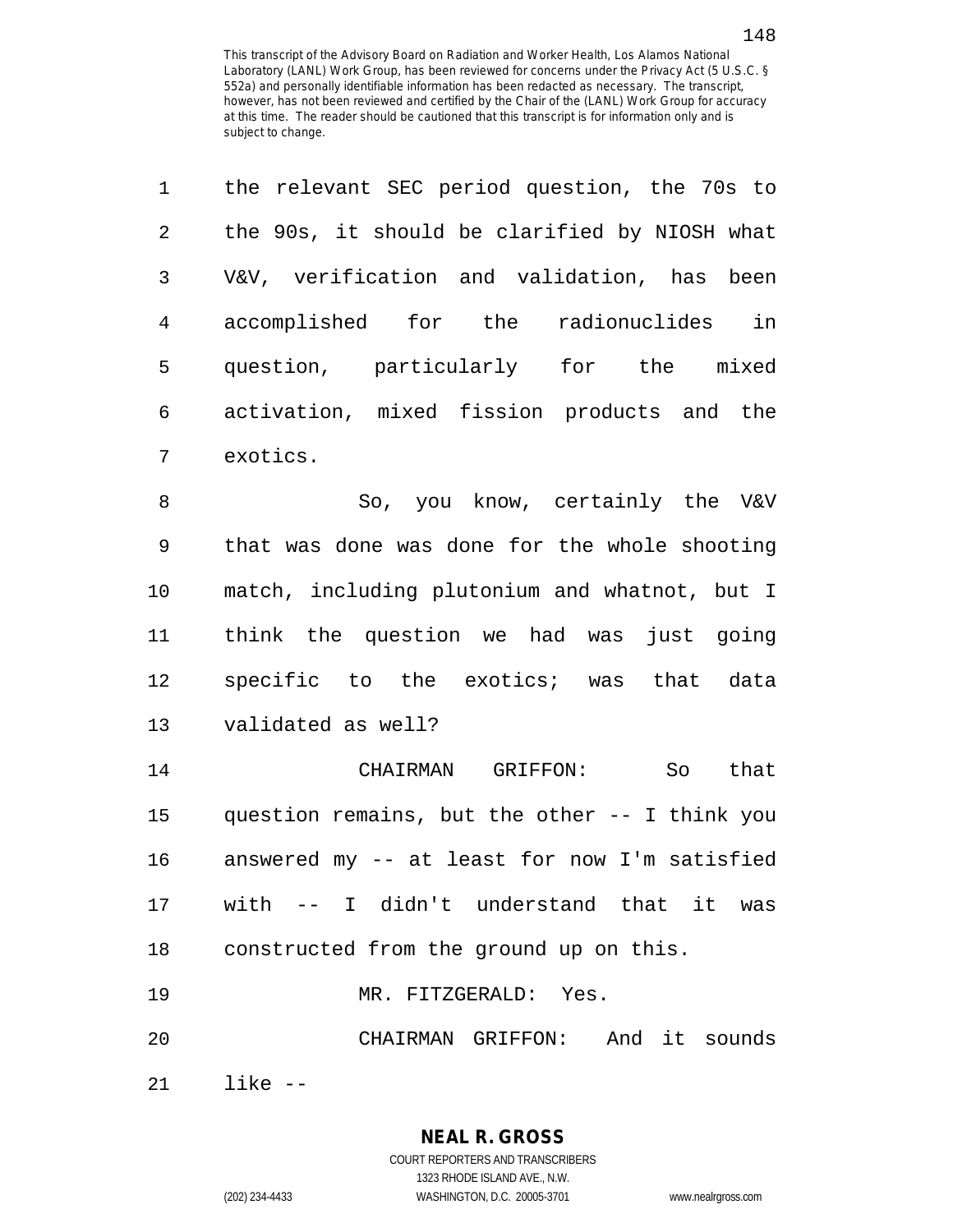the relevant SEC period question, the 70s to the 90s, it should be clarified by NIOSH what V&V, verification and validation, has been accomplished for the radionuclides in question, particularly for the mixed activation, mixed fission products and the exotics.

So, you know, certainly the V&V that was done was done for the whole shooting match, including plutonium and whatnot, but I think the question we had was just going specific to the exotics; was that data validated as well?

CHAIRMAN GRIFFON: So that question remains, but the other -- I think you answered my -- at least for now I'm satisfied with -- I didn't understand that it was constructed from the ground up on this.

MR. FITZGERALD: Yes.

CHAIRMAN GRIFFON: And it sounds like --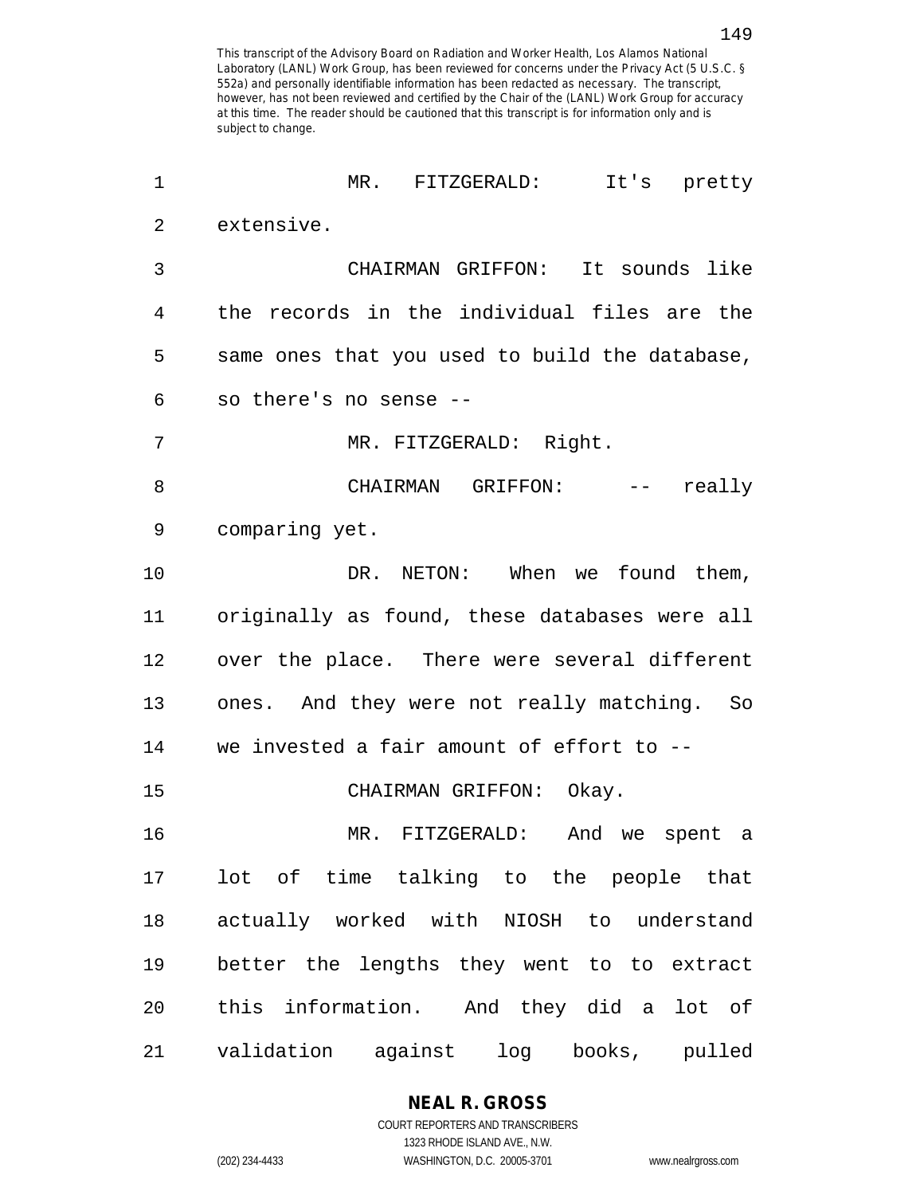MR. FITZGERALD: It's pretty extensive.

CHAIRMAN GRIFFON: It sounds like the records in the individual files are the same ones that you used to build the database, so there's no sense --

MR. FITZGERALD: Right.

CHAIRMAN GRIFFON: -- really comparing yet.

DR. NETON: When we found them, originally as found, these databases were all over the place. There were several different ones. And they were not really matching. So we invested a fair amount of effort to --

CHAIRMAN GRIFFON: Okay.

MR. FITZGERALD: And we spent a lot of time talking to the people that actually worked with NIOSH to understand better the lengths they went to to extract this information. And they did a lot of validation against log books, pulled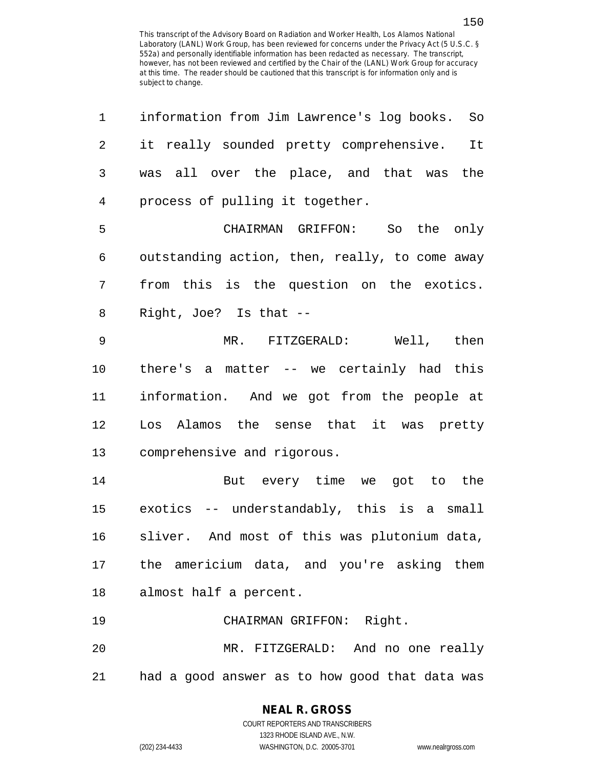information from Jim Lawrence's log books. So it really sounded pretty comprehensive. It was all over the place, and that was the process of pulling it together.

CHAIRMAN GRIFFON: So the only outstanding action, then, really, to come away from this is the question on the exotics. Right, Joe? Is that --

MR. FITZGERALD: Well, then there's a matter -- we certainly had this information. And we got from the people at Los Alamos the sense that it was pretty comprehensive and rigorous.

But every time we got to the exotics -- understandably, this is a small sliver. And most of this was plutonium data, the americium data, and you're asking them almost half a percent.

CHAIRMAN GRIFFON: Right.

MR. FITZGERALD: And no one really had a good answer as to how good that data was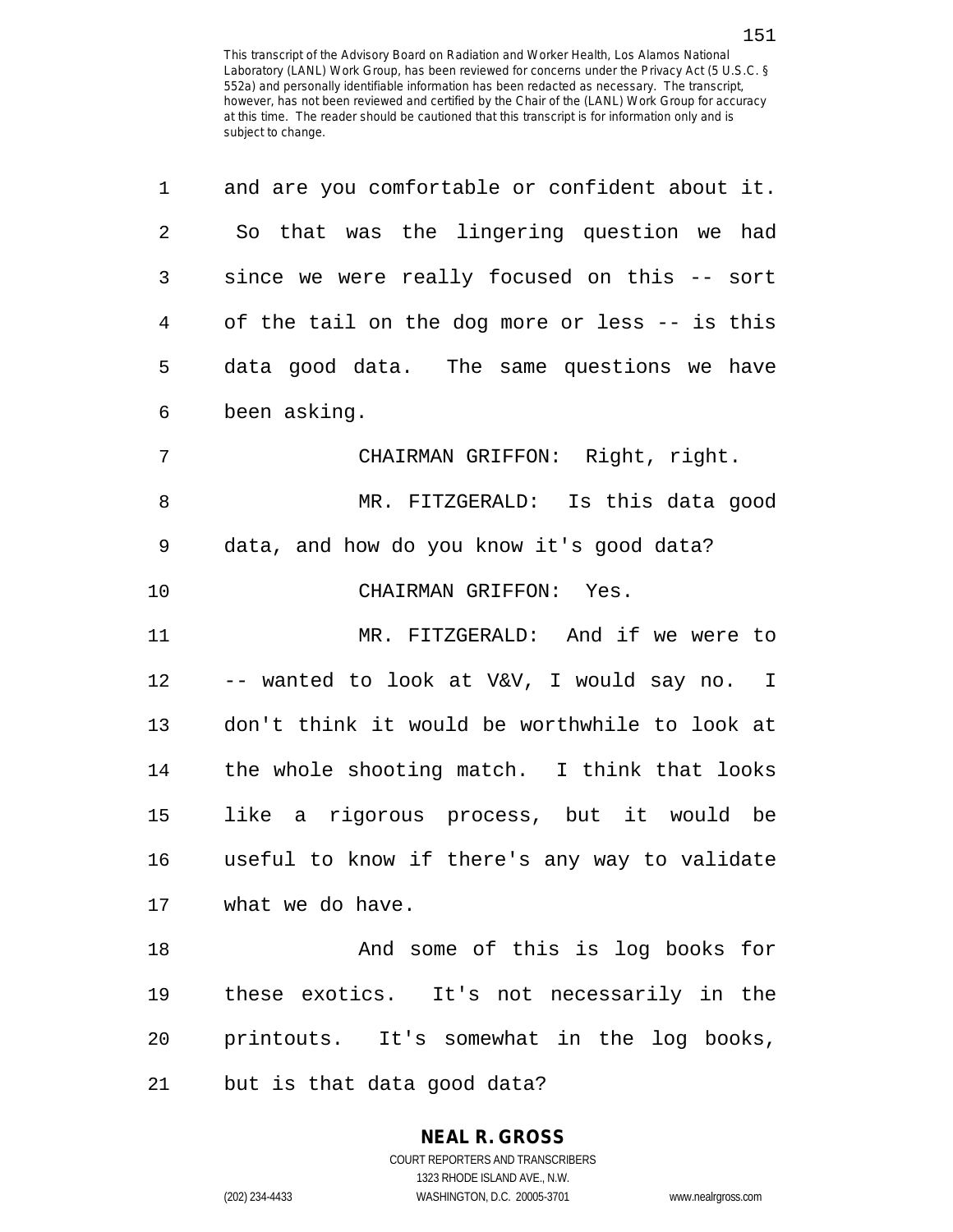and are you comfortable or confident about it. So that was the lingering question we had since we were really focused on this -- sort of the tail on the dog more or less -- is this data good data. The same questions we have been asking.

CHAIRMAN GRIFFON: Right, right.

MR. FITZGERALD: Is this data good data, and how do you know it's good data?

CHAIRMAN GRIFFON: Yes.

MR. FITZGERALD: And if we were to -- wanted to look at V&V, I would say no. I don't think it would be worthwhile to look at the whole shooting match. I think that looks like a rigorous process, but it would be useful to know if there's any way to validate what we do have.

And some of this is log books for these exotics. It's not necessarily in the printouts. It's somewhat in the log books, but is that data good data?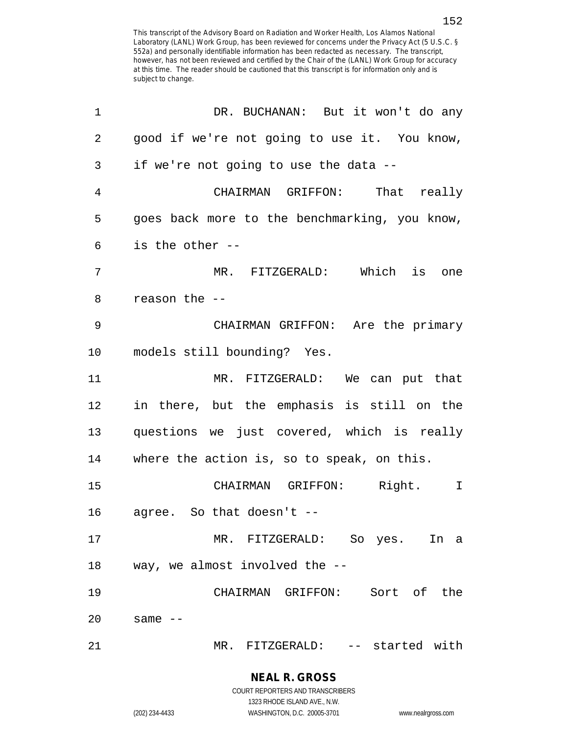DR. BUCHANAN: But it won't do any good if we're not going to use it. You know, if we're not going to use the data --

CHAIRMAN GRIFFON: That really goes back more to the benchmarking, you know, is the other --

MR. FITZGERALD: Which is one reason the --

CHAIRMAN GRIFFON: Are the primary models still bounding? Yes.

MR. FITZGERALD: We can put that in there, but the emphasis is still on the questions we just covered, which is really where the action is, so to speak, on this.

CHAIRMAN GRIFFON: Right. I agree. So that doesn't --

MR. FITZGERALD: So yes. In a way, we almost involved the --

CHAIRMAN GRIFFON: Sort of the same --

MR. FITZGERALD: -- started with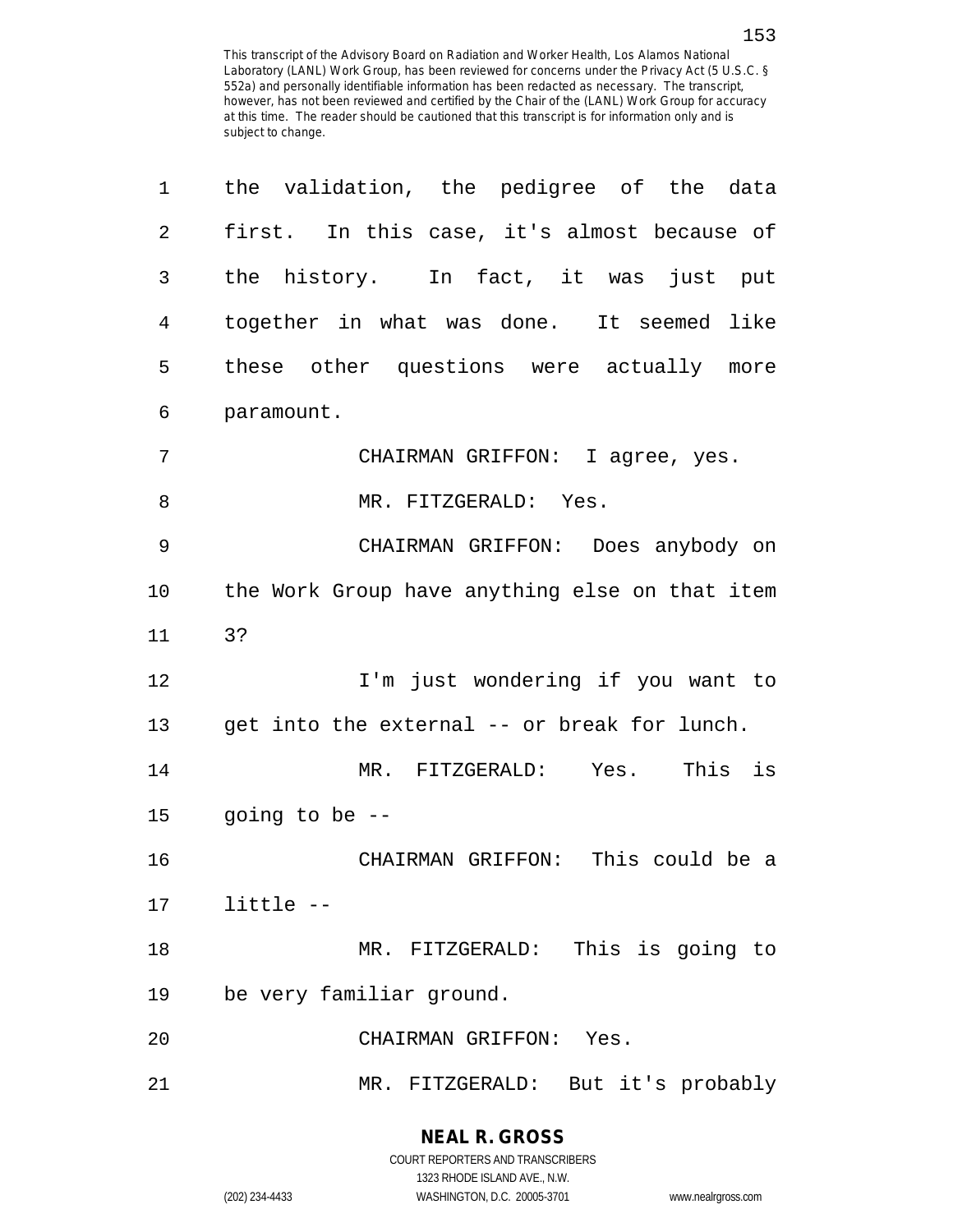the validation, the pedigree of the data first. In this case, it's almost because of the history. In fact, it was just put together in what was done. It seemed like these other questions were actually more paramount.

CHAIRMAN GRIFFON: I agree, yes.

MR. FITZGERALD: Yes.

CHAIRMAN GRIFFON: Does anybody on the Work Group have anything else on that item 3?

I'm just wondering if you want to get into the external -- or break for lunch.

MR. FITZGERALD: Yes. This is going to be --

CHAIRMAN GRIFFON: This could be a little --

MR. FITZGERALD: This is going to be very familiar ground.

CHAIRMAN GRIFFON: Yes.

MR. FITZGERALD: But it's probably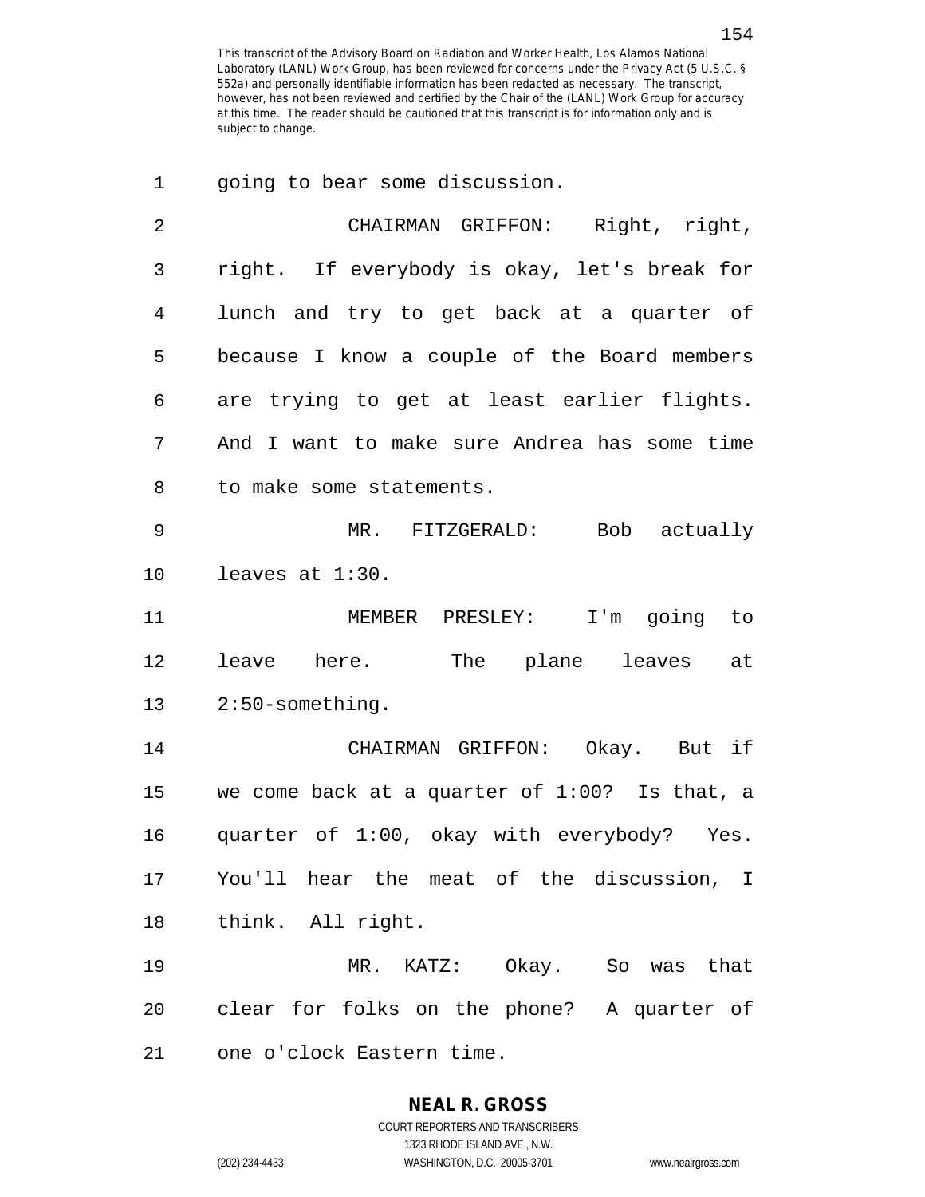going to bear some discussion.

CHAIRMAN GRIFFON: Right, right, right. If everybody is okay, let's break for lunch and try to get back at a quarter of because I know a couple of the Board members are trying to get at least earlier flights. And I want to make sure Andrea has some time to make some statements.

MR. FITZGERALD: Bob actually leaves at 1:30.

MEMBER PRESLEY: I'm going to leave here. The plane leaves at 2:50-something.

CHAIRMAN GRIFFON: Okay. But if we come back at a quarter of 1:00? Is that, a quarter of 1:00, okay with everybody? Yes. You'll hear the meat of the discussion, I think. All right.

MR. KATZ: Okay. So was that clear for folks on the phone? A quarter of one o'clock Eastern time.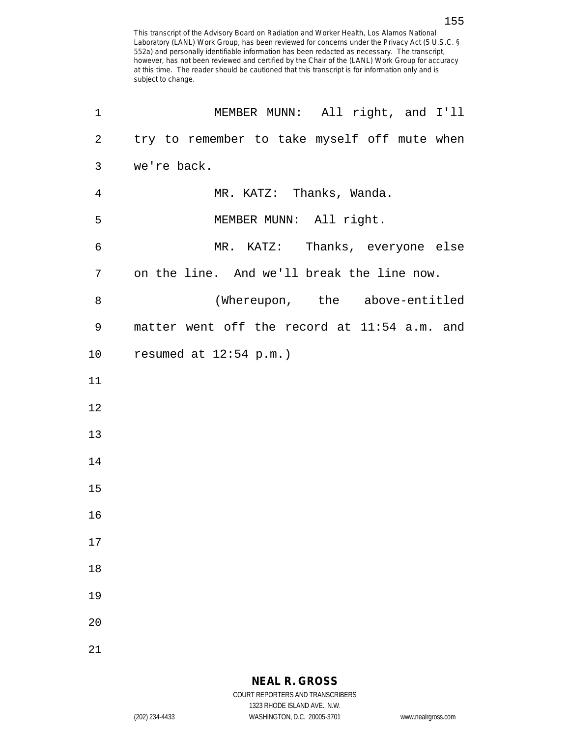MEMBER MUNN: All right, and I'll try to remember to take myself off mute when we're back.

MR. KATZ: Thanks, Wanda.

MEMBER MUNN: All right.

MR. KATZ: Thanks, everyone else on the line. And we'll break the line now.

(Whereupon, the above-entitled matter went off the record at 11:54 a.m. and resumed at 12:54 p.m.)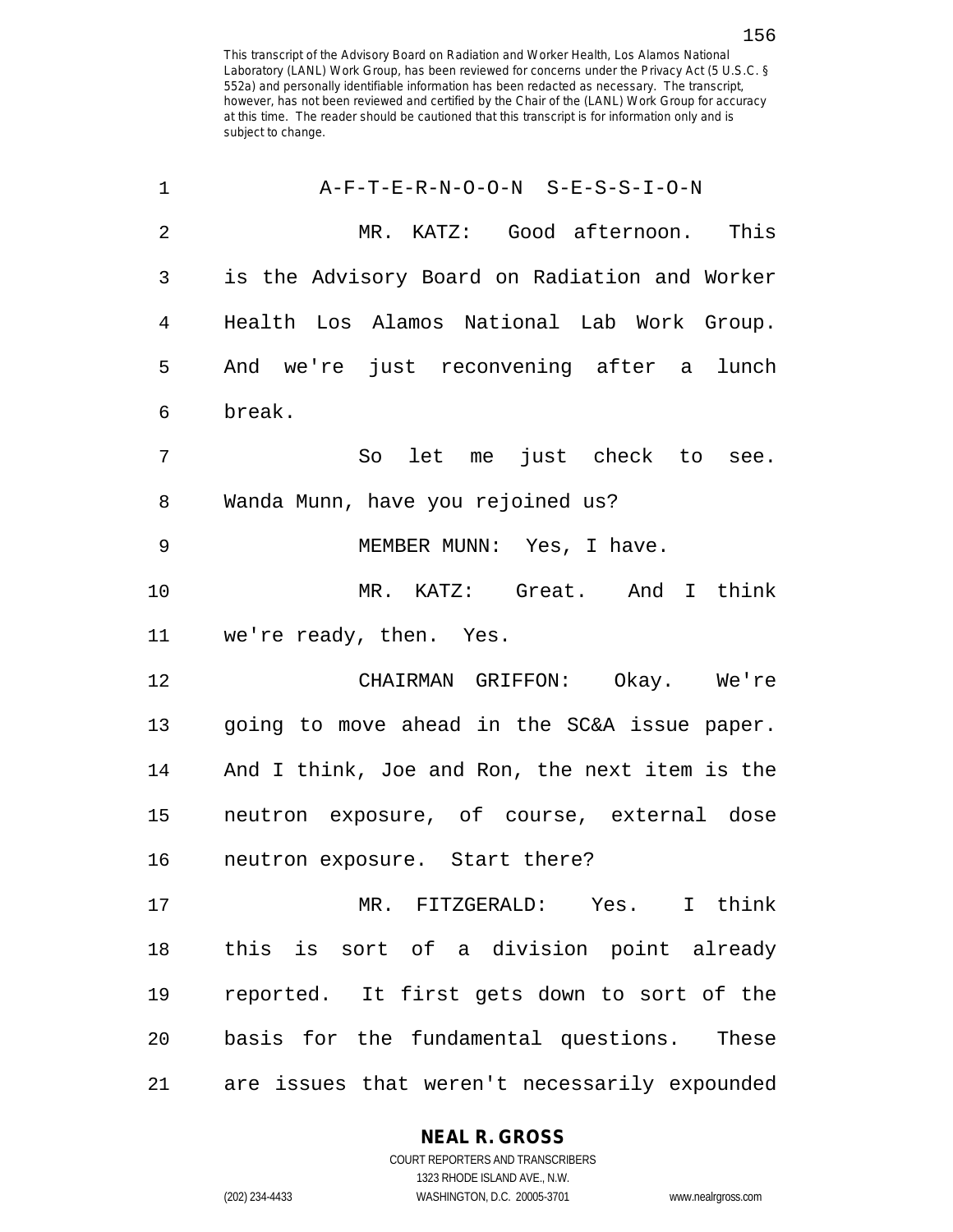A-F-T-E-R-N-O-O-N S-E-S-S-I-O-N

MR. KATZ: Good afternoon. This is the Advisory Board on Radiation and Worker Health Los Alamos National Lab Work Group. And we're just reconvening after a lunch break.

So let me just check to see. Wanda Munn, have you rejoined us?

MEMBER MUNN: Yes, I have.

MR. KATZ: Great. And I think we're ready, then. Yes.

CHAIRMAN GRIFFON: Okay. We're going to move ahead in the SC&A issue paper. And I think, Joe and Ron, the next item is the neutron exposure, of course, external dose neutron exposure. Start there?

MR. FITZGERALD: Yes. I think this is sort of a division point already reported. It first gets down to sort of the basis for the fundamental questions. These are issues that weren't necessarily expounded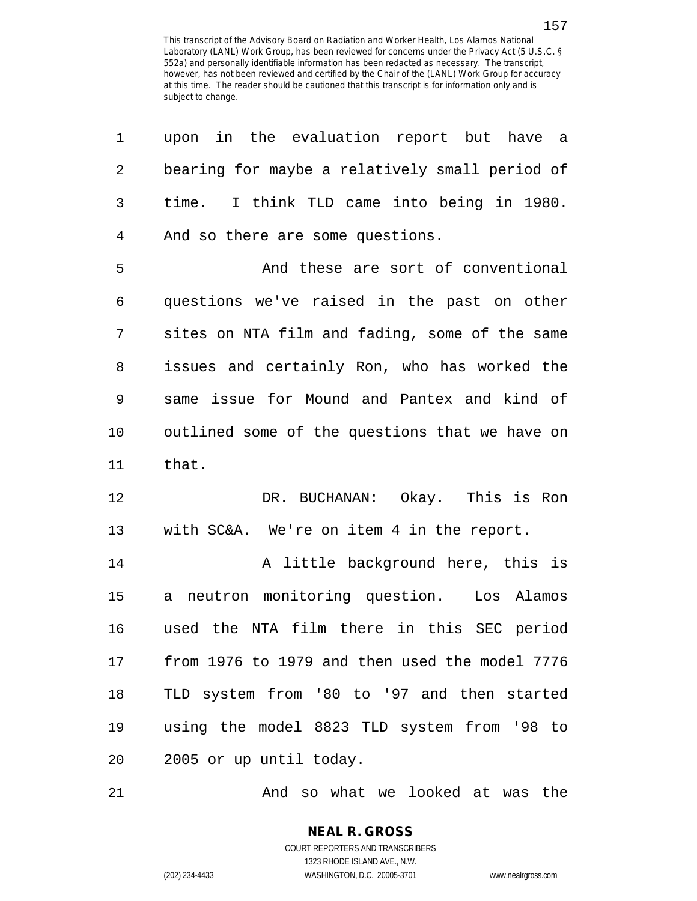upon in the evaluation report but have a bearing for maybe a relatively small period of time. I think TLD came into being in 1980. And so there are some questions.

And these are sort of conventional questions we've raised in the past on other sites on NTA film and fading, some of the same issues and certainly Ron, who has worked the same issue for Mound and Pantex and kind of outlined some of the questions that we have on that.

DR. BUCHANAN: Okay. This is Ron with SC&A. We're on item 4 in the report.

A little background here, this is a neutron monitoring question. Los Alamos used the NTA film there in this SEC period from 1976 to 1979 and then used the model 7776 TLD system from '80 to '97 and then started using the model 8823 TLD system from '98 to 2005 or up until today.

And so what we looked at was the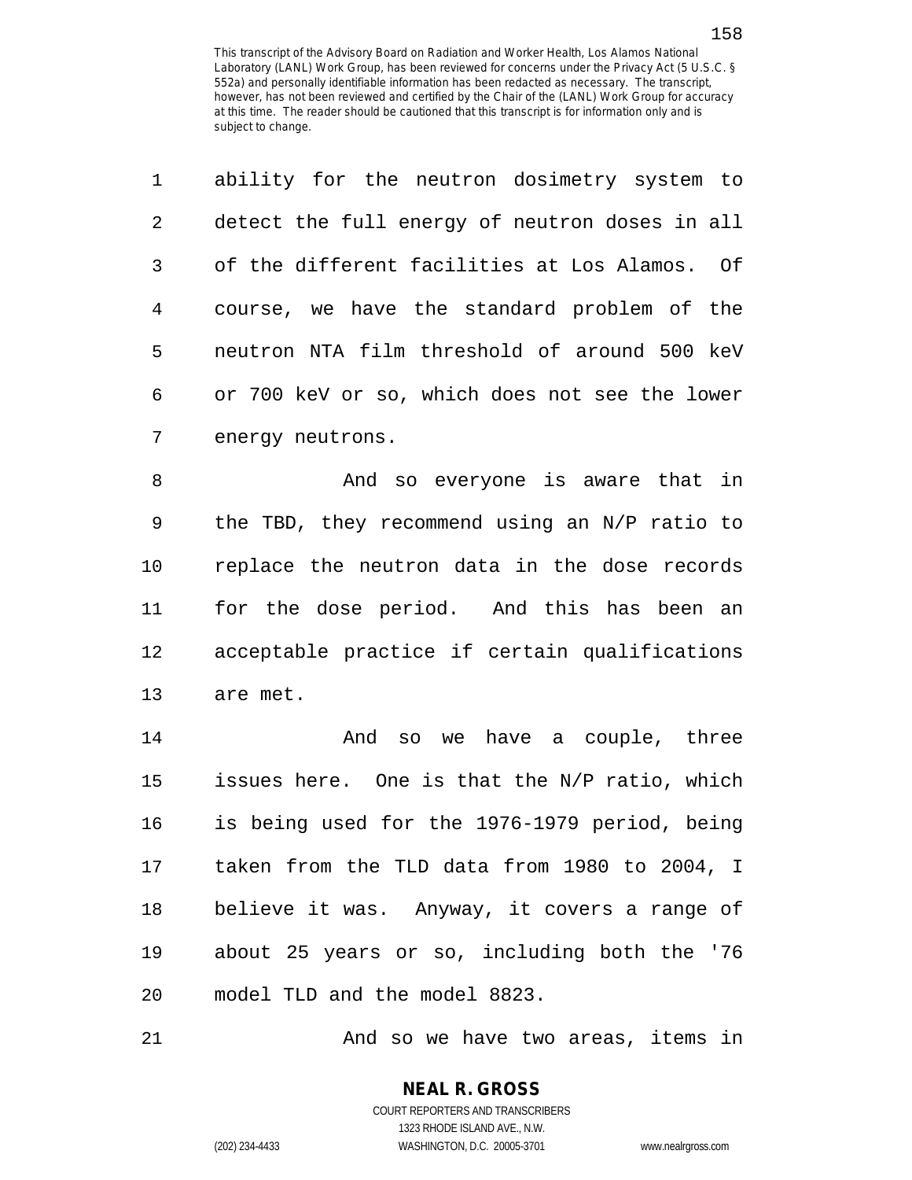ability for the neutron dosimetry system to detect the full energy of neutron doses in all of the different facilities at Los Alamos. Of course, we have the standard problem of the neutron NTA film threshold of around 500 keV or 700 keV or so, which does not see the lower energy neutrons.

And so everyone is aware that in the TBD, they recommend using an N/P ratio to replace the neutron data in the dose records for the dose period. And this has been an acceptable practice if certain qualifications are met.

And so we have a couple, three issues here. One is that the N/P ratio, which is being used for the 1976-1979 period, being taken from the TLD data from 1980 to 2004, I believe it was. Anyway, it covers a range of about 25 years or so, including both the '76 model TLD and the model 8823.

And so we have two areas, items in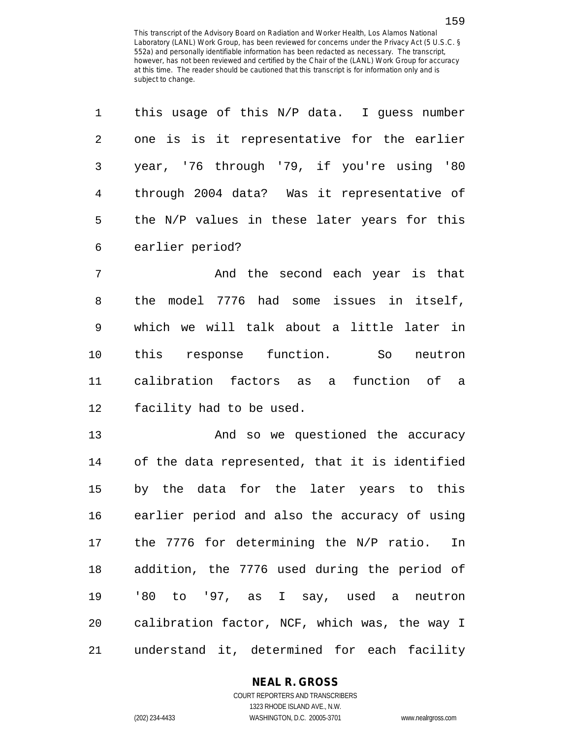this usage of this N/P data. I guess number one is is it representative for the earlier year, '76 through '79, if you're using '80 through 2004 data? Was it representative of the N/P values in these later years for this earlier period?

And the second each year is that the model 7776 had some issues in itself, which we will talk about a little later in this response function. So neutron calibration factors as a function of a facility had to be used.

And so we questioned the accuracy of the data represented, that it is identified by the data for the later years to this earlier period and also the accuracy of using the 7776 for determining the N/P ratio. In addition, the 7776 used during the period of '80 to '97, as I say, used a neutron calibration factor, NCF, which was, the way I understand it, determined for each facility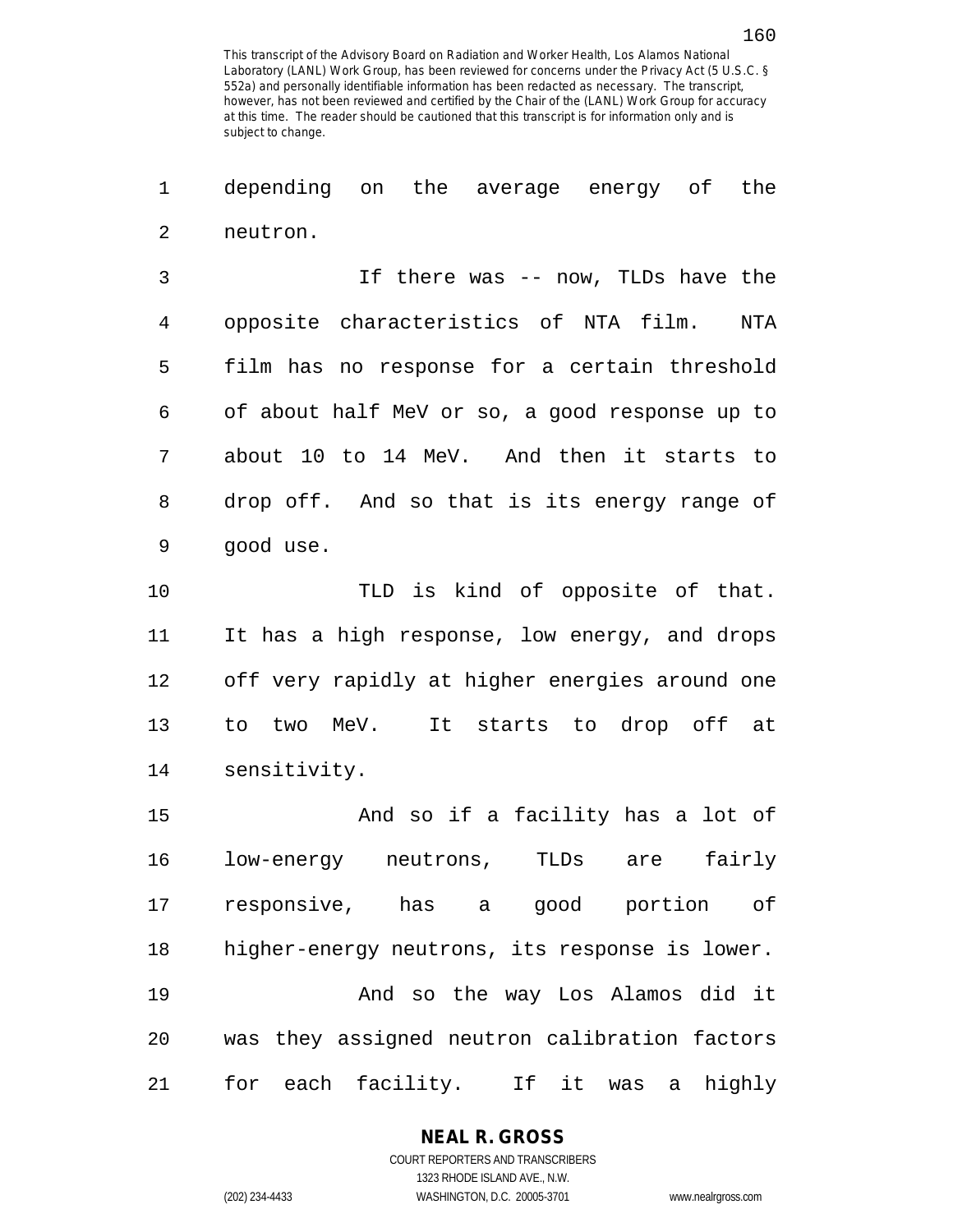depending on the average energy of the neutron.

If there was -- now, TLDs have the opposite characteristics of NTA film. NTA film has no response for a certain threshold of about half MeV or so, a good response up to about 10 to 14 MeV. And then it starts to drop off. And so that is its energy range of good use.

TLD is kind of opposite of that. It has a high response, low energy, and drops off very rapidly at higher energies around one to two MeV. It starts to drop off at sensitivity.

And so if a facility has a lot of low-energy neutrons, TLDs are fairly responsive, has a good portion of higher-energy neutrons, its response is lower.

And so the way Los Alamos did it was they assigned neutron calibration factors for each facility. If it was a highly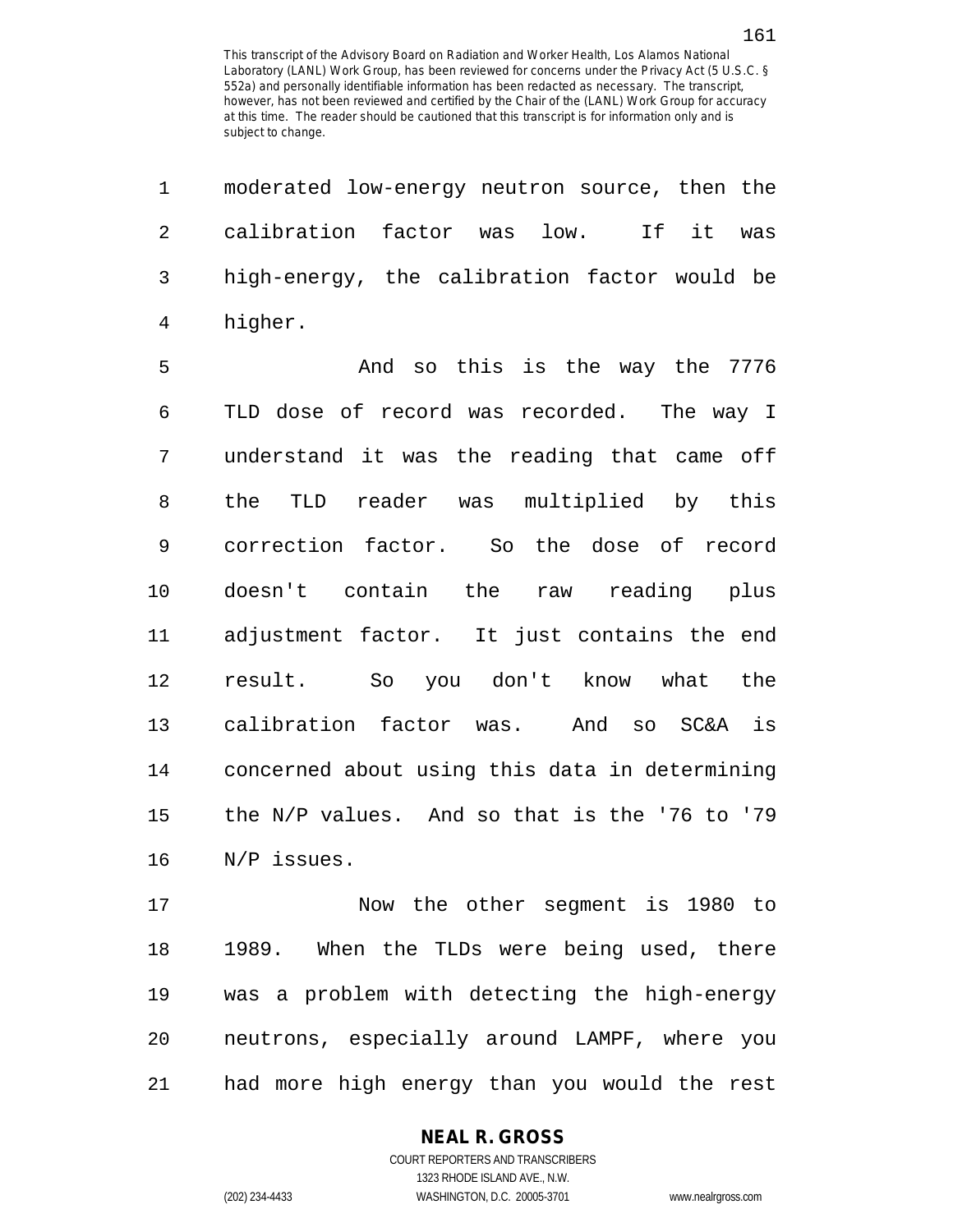moderated low-energy neutron source, then the calibration factor was low. If it was high-energy, the calibration factor would be higher.

And so this is the way the 7776 TLD dose of record was recorded. The way I understand it was the reading that came off the TLD reader was multiplied by this correction factor. So the dose of record doesn't contain the raw reading plus adjustment factor. It just contains the end result. So you don't know what the calibration factor was. And so SC&A is concerned about using this data in determining the N/P values. And so that is the '76 to '79 N/P issues.

Now the other segment is 1980 to 1989. When the TLDs were being used, there was a problem with detecting the high-energy neutrons, especially around LAMPF, where you had more high energy than you would the rest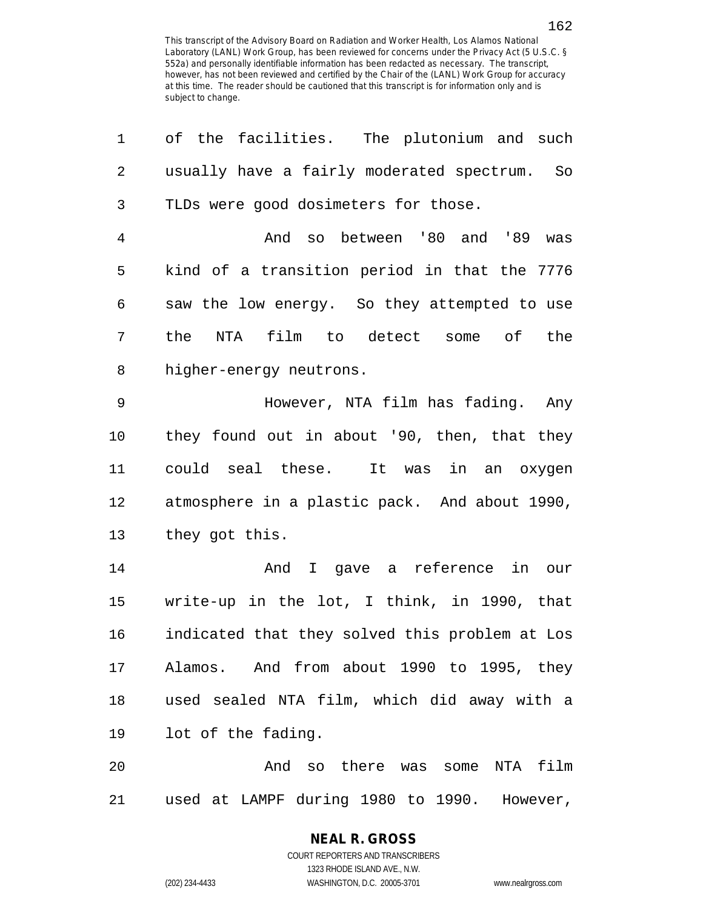of the facilities. The plutonium and such usually have a fairly moderated spectrum. So TLDs were good dosimeters for those.

And so between '80 and '89 was kind of a transition period in that the 7776 saw the low energy. So they attempted to use the NTA film to detect some of the higher-energy neutrons.

However, NTA film has fading. Any they found out in about '90, then, that they could seal these. It was in an oxygen atmosphere in a plastic pack. And about 1990, they got this.

And I gave a reference in our write-up in the lot, I think, in 1990, that indicated that they solved this problem at Los Alamos. And from about 1990 to 1995, they used sealed NTA film, which did away with a lot of the fading.

And so there was some NTA film used at LAMPF during 1980 to 1990. However,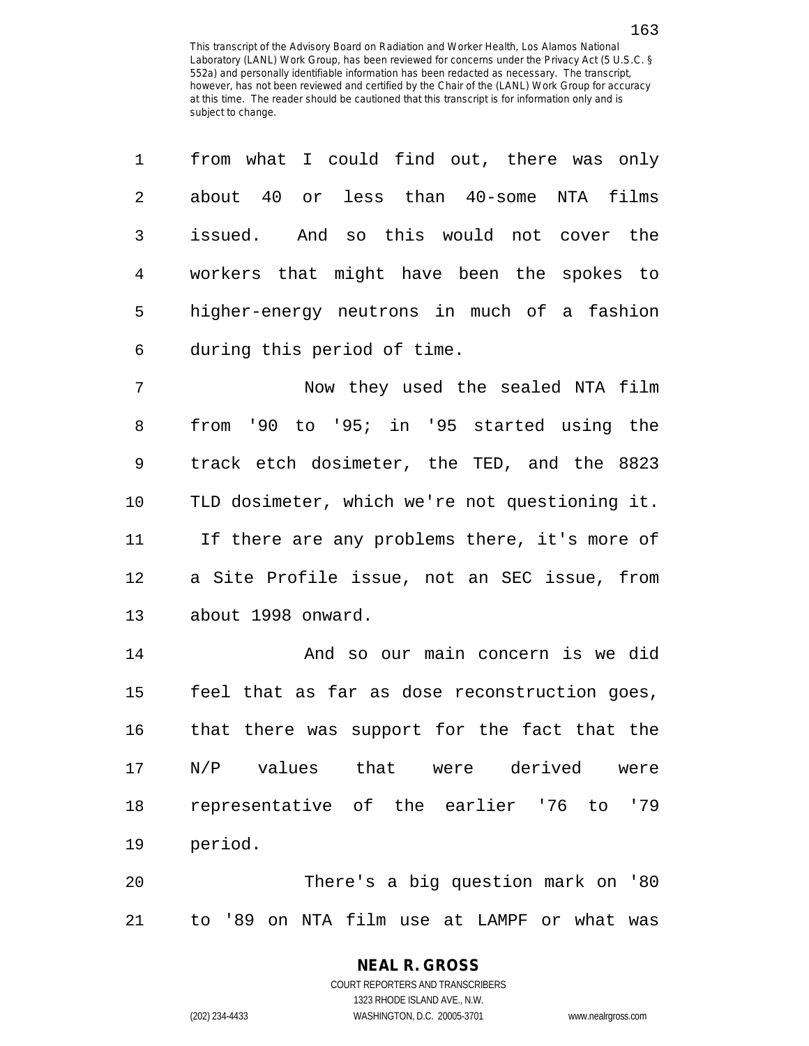from what I could find out, there was only about 40 or less than 40-some NTA films issued. And so this would not cover the workers that might have been the spokes to higher-energy neutrons in much of a fashion during this period of time.

Now they used the sealed NTA film from '90 to '95; in '95 started using the track etch dosimeter, the TED, and the 8823 TLD dosimeter, which we're not questioning it. If there are any problems there, it's more of a Site Profile issue, not an SEC issue, from about 1998 onward.

And so our main concern is we did feel that as far as dose reconstruction goes, that there was support for the fact that the N/P values that were derived were representative of the earlier '76 to '79 period.

There's a big question mark on '80 to '89 on NTA film use at LAMPF or what was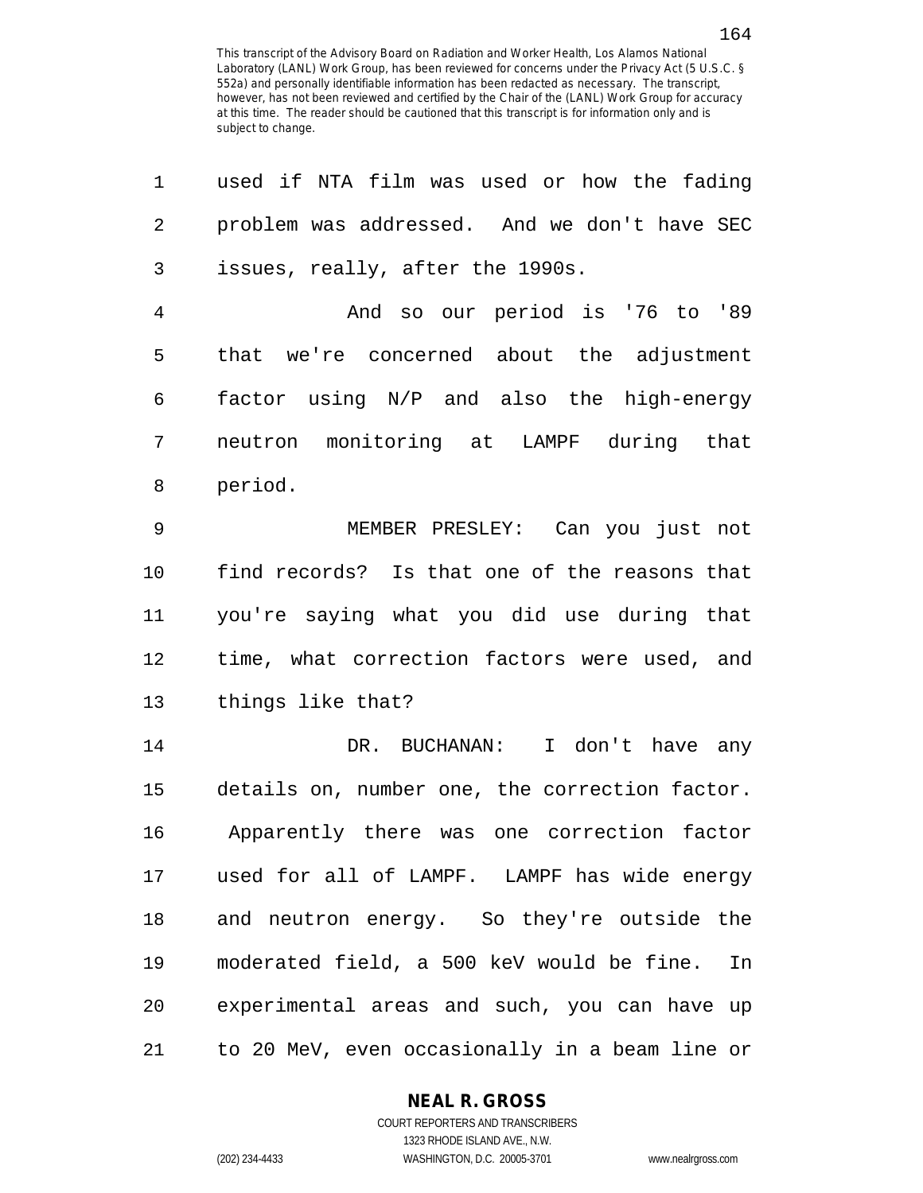used if NTA film was used or how the fading problem was addressed. And we don't have SEC issues, really, after the 1990s.

And so our period is '76 to '89 that we're concerned about the adjustment factor using N/P and also the high-energy neutron monitoring at LAMPF during that period.

MEMBER PRESLEY: Can you just not find records? Is that one of the reasons that you're saying what you did use during that time, what correction factors were used, and things like that?

DR. BUCHANAN: I don't have any details on, number one, the correction factor. Apparently there was one correction factor used for all of LAMPF. LAMPF has wide energy and neutron energy. So they're outside the moderated field, a 500 keV would be fine. In experimental areas and such, you can have up to 20 MeV, even occasionally in a beam line or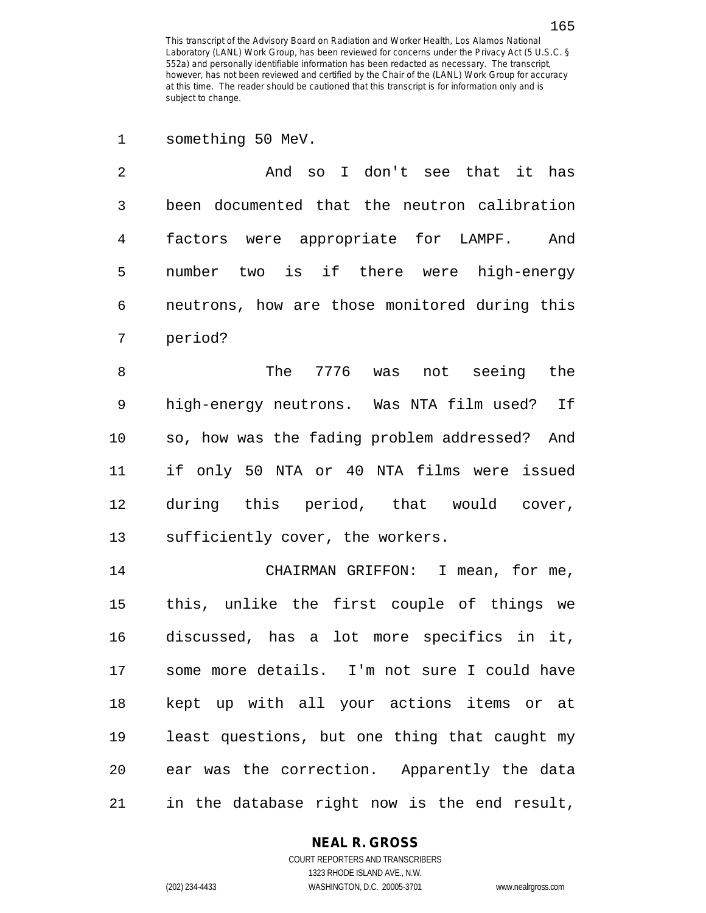something 50 MeV.

And so I don't see that it has been documented that the neutron calibration factors were appropriate for LAMPF. And number two is if there were high-energy neutrons, how are those monitored during this period?

The 7776 was not seeing the high-energy neutrons. Was NTA film used? If so, how was the fading problem addressed? And if only 50 NTA or 40 NTA films were issued during this period, that would cover, sufficiently cover, the workers.

CHAIRMAN GRIFFON: I mean, for me, this, unlike the first couple of things we discussed, has a lot more specifics in it, some more details. I'm not sure I could have kept up with all your actions items or at least questions, but one thing that caught my ear was the correction. Apparently the data in the database right now is the end result,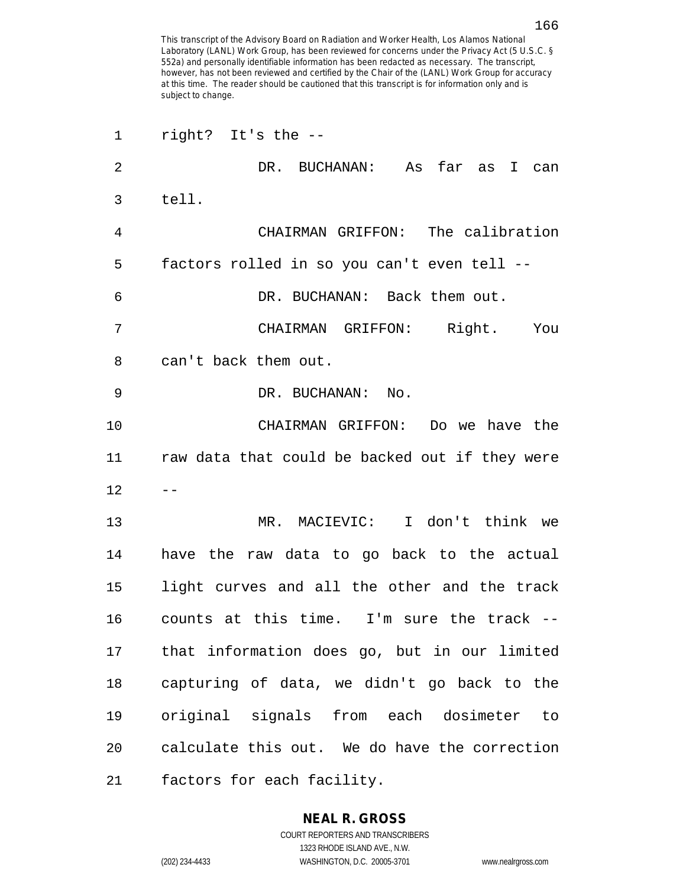right? It's the --

DR. BUCHANAN: As far as I can tell.

CHAIRMAN GRIFFON: The calibration factors rolled in so you can't even tell --

DR. BUCHANAN: Back them out.

CHAIRMAN GRIFFON: Right. You can't back them out.

DR. BUCHANAN: No.

CHAIRMAN GRIFFON: Do we have the raw data that could be backed out if they were --

MR. MACIEVIC: I don't think we have the raw data to go back to the actual light curves and all the other and the track counts at this time. I'm sure the track -- that information does go, but in our limited capturing of data, we didn't go back to the original signals from each dosimeter to calculate this out. We do have the correction factors for each facility.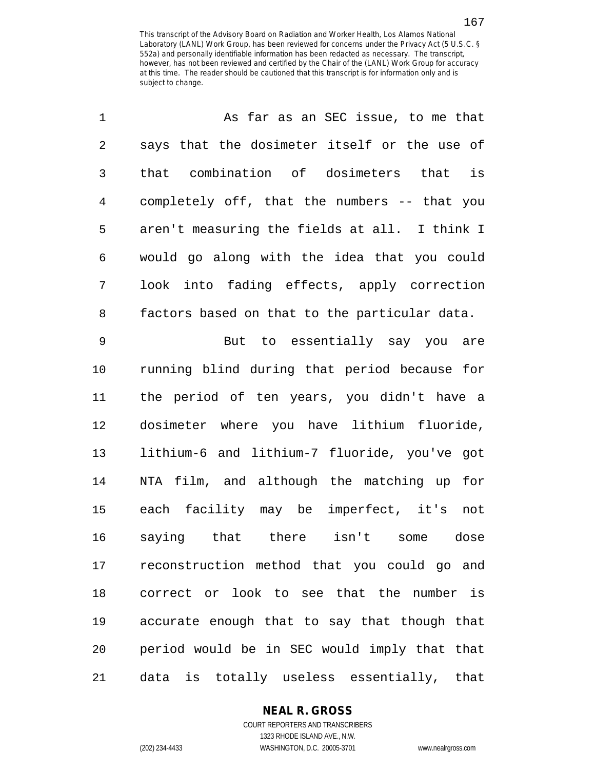As far as an SEC issue, to me that says that the dosimeter itself or the use of that combination of dosimeters that is completely off, that the numbers -- that you aren't measuring the fields at all. I think I would go along with the idea that you could look into fading effects, apply correction factors based on that to the particular data.

But to essentially say you are running blind during that period because for the period of ten years, you didn't have a dosimeter where you have lithium fluoride, lithium-6 and lithium-7 fluoride, you've got NTA film, and although the matching up for each facility may be imperfect, it's not saying that there isn't some dose reconstruction method that you could go and correct or look to see that the number is accurate enough that to say that though that period would be in SEC would imply that that data is totally useless essentially, that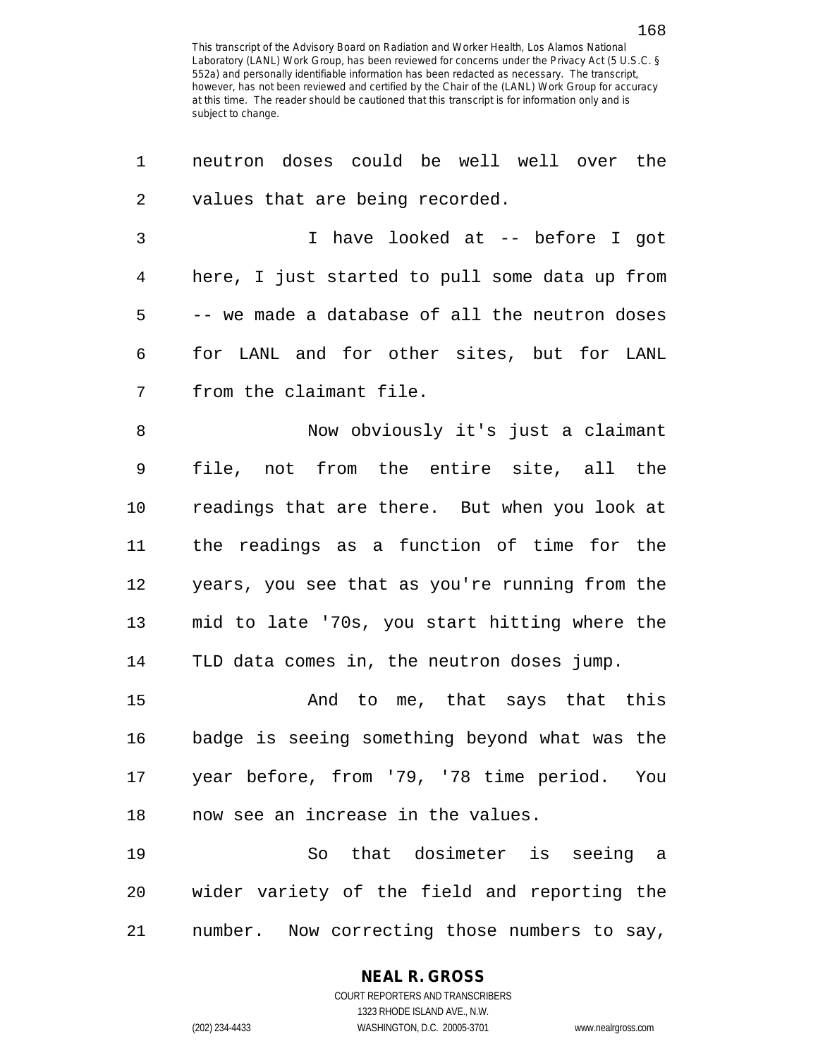neutron doses could be well well over the values that are being recorded.

I have looked at -- before I got here, I just started to pull some data up from -- we made a database of all the neutron doses for LANL and for other sites, but for LANL from the claimant file.

Now obviously it's just a claimant file, not from the entire site, all the readings that are there. But when you look at the readings as a function of time for the years, you see that as you're running from the mid to late '70s, you start hitting where the TLD data comes in, the neutron doses jump.

And to me, that says that this badge is seeing something beyond what was the year before, from '79, '78 time period. You now see an increase in the values.

So that dosimeter is seeing a wider variety of the field and reporting the number. Now correcting those numbers to say,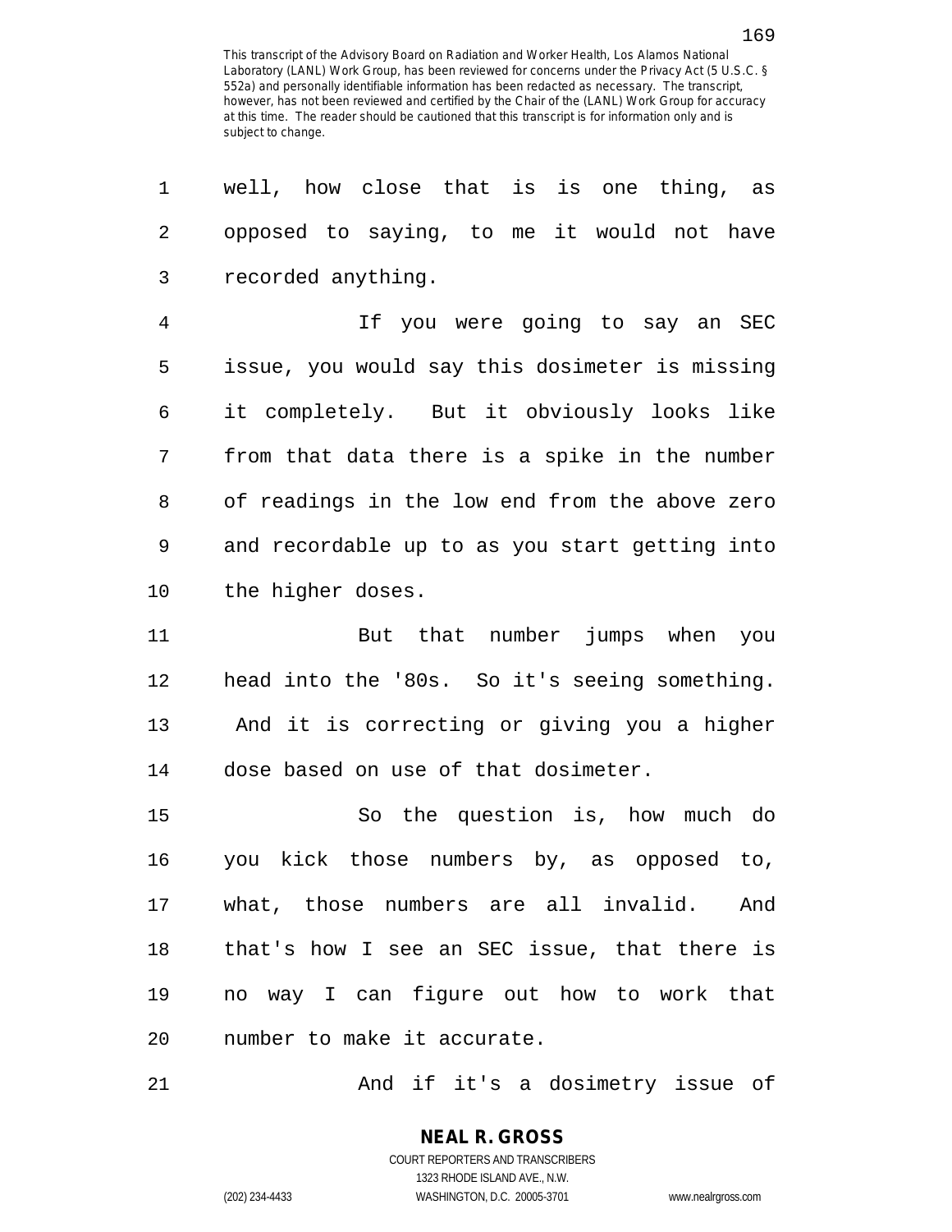well, how close that is is one thing, as opposed to saying, to me it would not have recorded anything.

If you were going to say an SEC issue, you would say this dosimeter is missing it completely. But it obviously looks like from that data there is a spike in the number of readings in the low end from the above zero and recordable up to as you start getting into the higher doses.

But that number jumps when you head into the '80s. So it's seeing something. And it is correcting or giving you a higher dose based on use of that dosimeter.

So the question is, how much do you kick those numbers by, as opposed to, what, those numbers are all invalid. And that's how I see an SEC issue, that there is no way I can figure out how to work that number to make it accurate.

And if it's a dosimetry issue of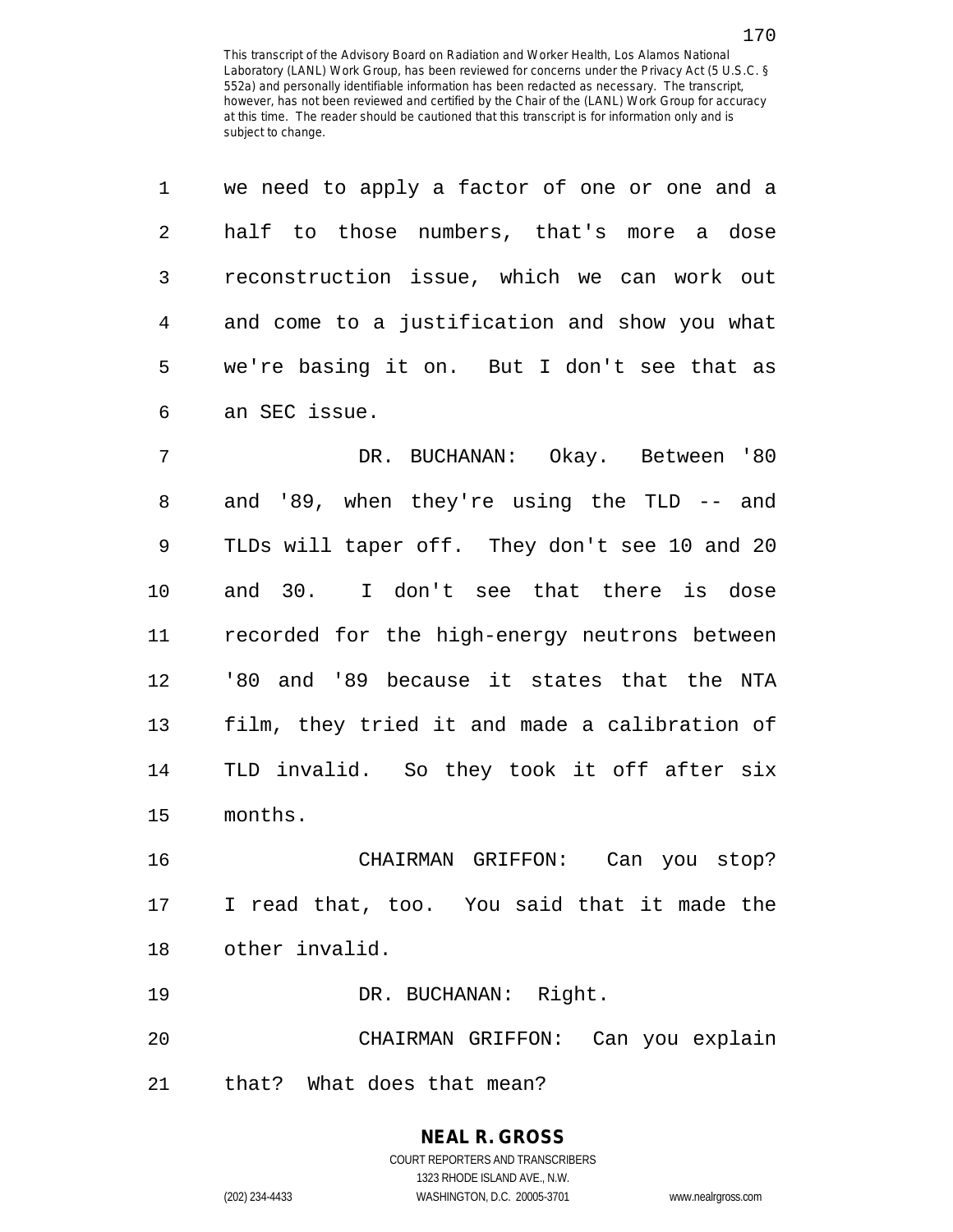we need to apply a factor of one or one and a half to those numbers, that's more a dose reconstruction issue, which we can work out and come to a justification and show you what we're basing it on. But I don't see that as an SEC issue.

DR. BUCHANAN: Okay. Between '80 and '89, when they're using the TLD -- and TLDs will taper off. They don't see 10 and 20 and 30. I don't see that there is dose recorded for the high-energy neutrons between '80 and '89 because it states that the NTA film, they tried it and made a calibration of TLD invalid. So they took it off after six months.

CHAIRMAN GRIFFON: Can you stop? I read that, too. You said that it made the other invalid.

DR. BUCHANAN: Right.

CHAIRMAN GRIFFON: Can you explain that? What does that mean?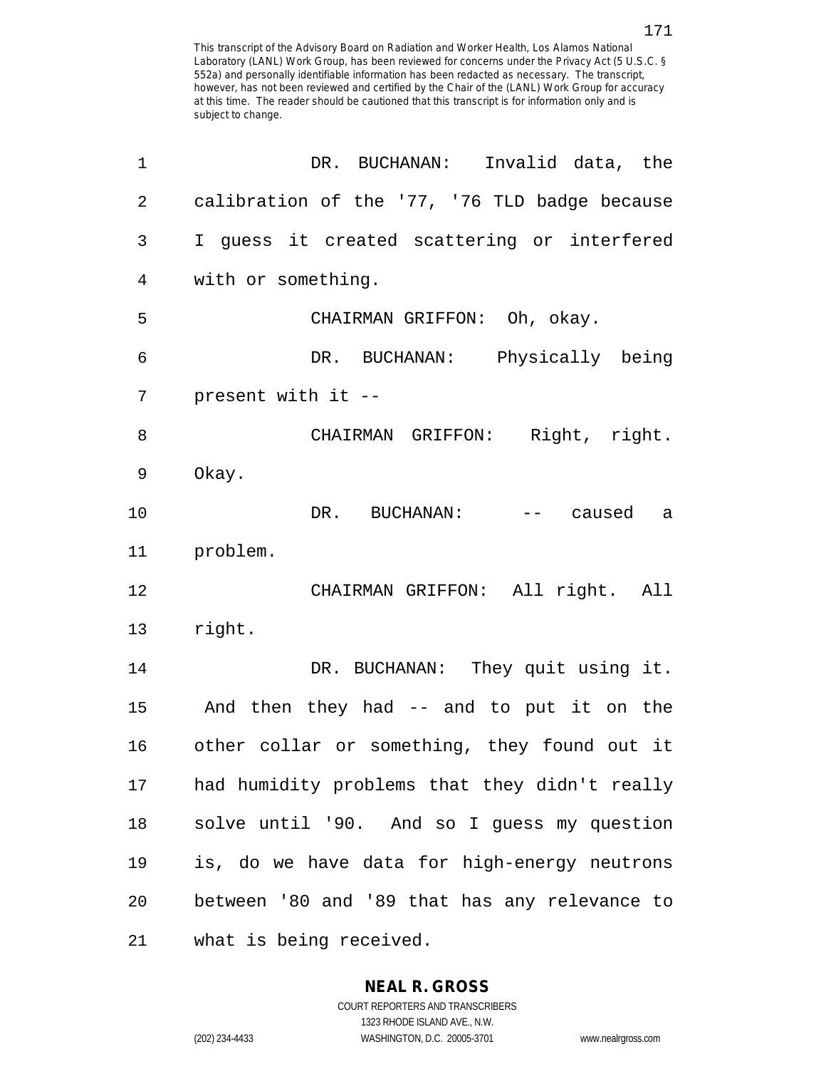DR. BUCHANAN: Invalid data, the calibration of the '77, '76 TLD badge because I guess it created scattering or interfered with or something.

CHAIRMAN GRIFFON: Oh, okay.

DR. BUCHANAN: Physically being present with it --

CHAIRMAN GRIFFON: Right, right. Okay.

DR. BUCHANAN: -- caused a problem.

CHAIRMAN GRIFFON: All right. All right.

DR. BUCHANAN: They quit using it. And then they had -- and to put it on the other collar or something, they found out it had humidity problems that they didn't really solve until '90. And so I guess my question is, do we have data for high-energy neutrons between '80 and '89 that has any relevance to what is being received.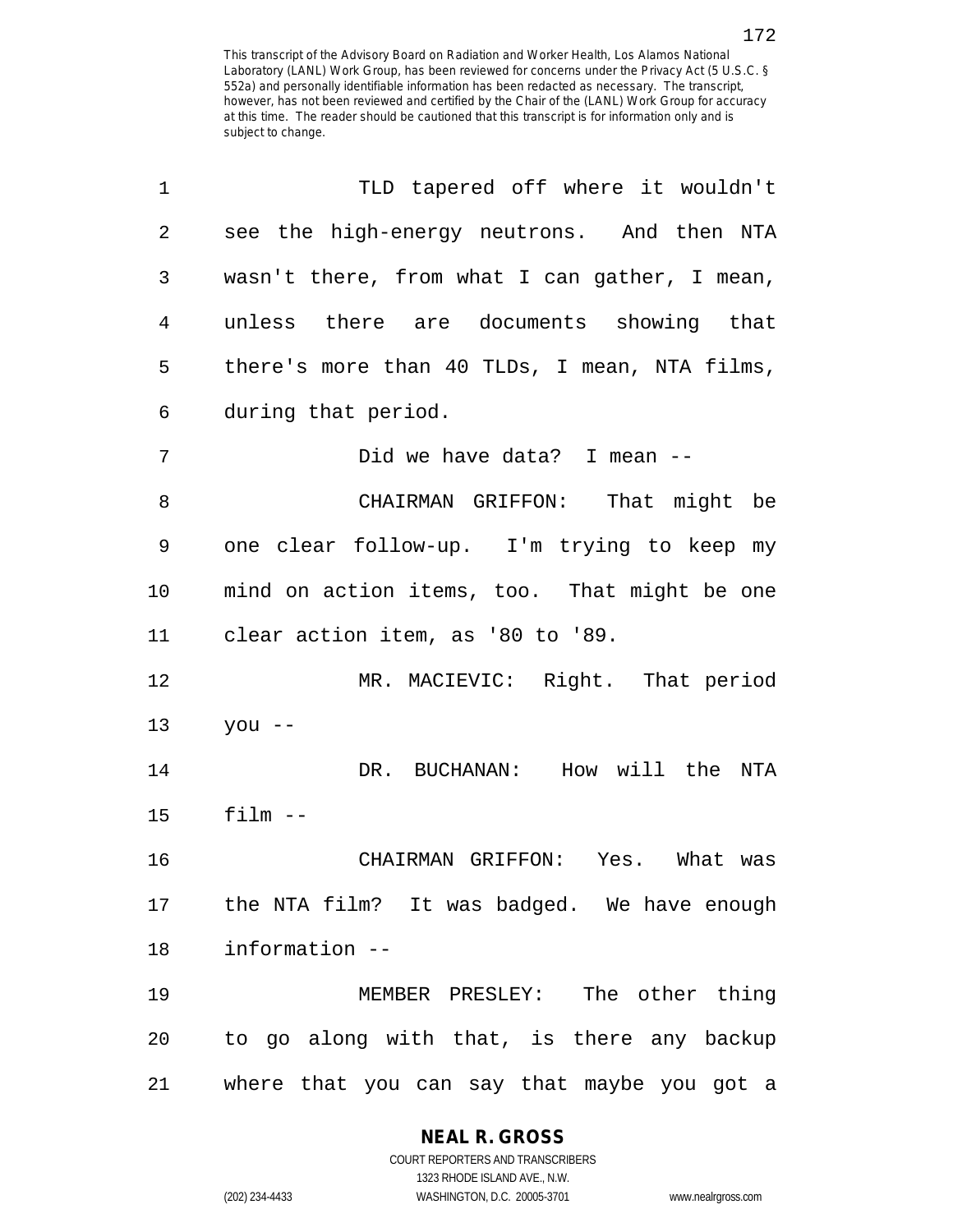TLD tapered off where it wouldn't see the high-energy neutrons. And then NTA wasn't there, from what I can gather, I mean, unless there are documents showing that there's more than 40 TLDs, I mean, NTA films, during that period.

Did we have data? I mean --

CHAIRMAN GRIFFON: That might be one clear follow-up. I'm trying to keep my mind on action items, too. That might be one clear action item, as '80 to '89.

MR. MACIEVIC: Right. That period you --

DR. BUCHANAN: How will the NTA film --

CHAIRMAN GRIFFON: Yes. What was the NTA film? It was badged. We have enough information --

MEMBER PRESLEY: The other thing to go along with that, is there any backup where that you can say that maybe you got a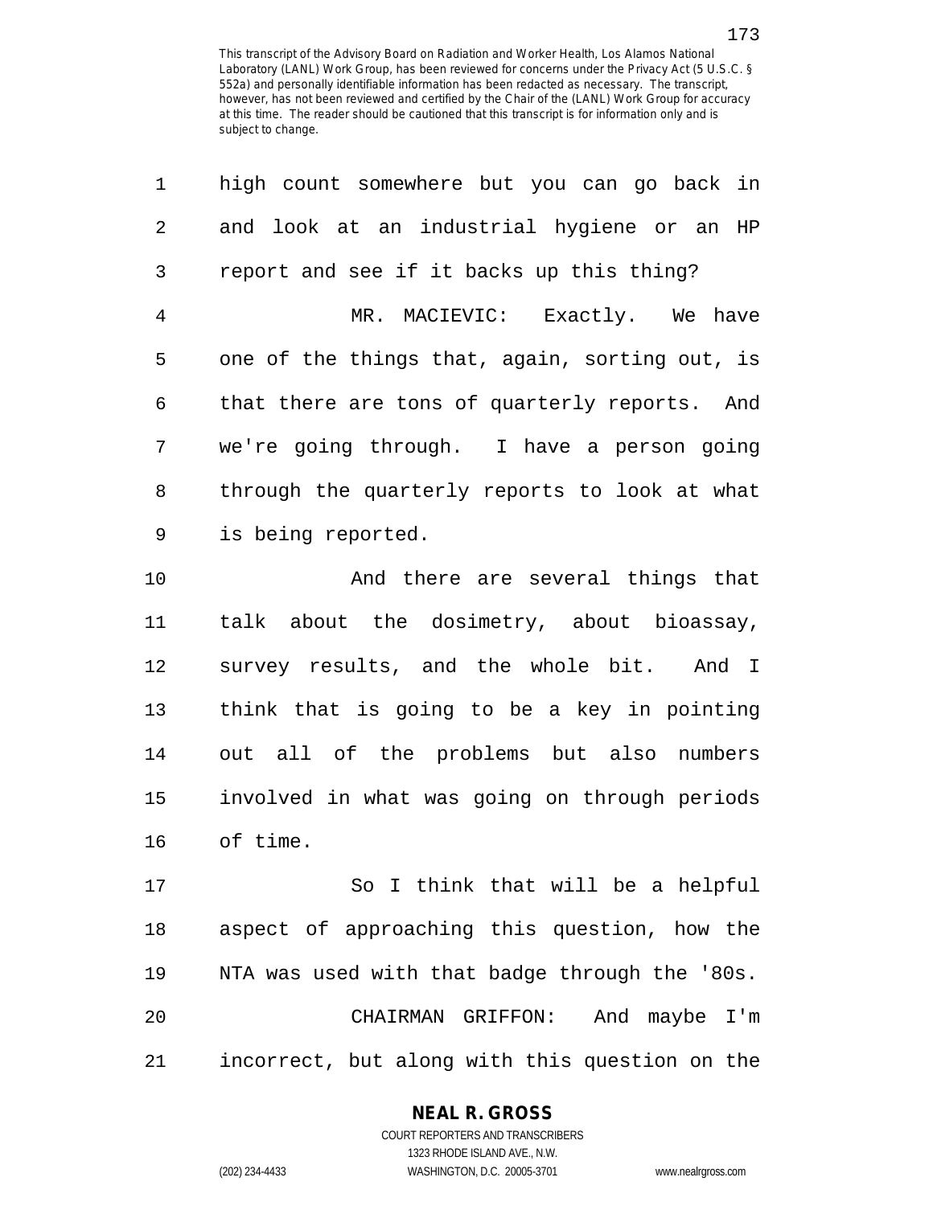high count somewhere but you can go back in and look at an industrial hygiene or an HP report and see if it backs up this thing?

MR. MACIEVIC: Exactly. We have one of the things that, again, sorting out, is that there are tons of quarterly reports. And we're going through. I have a person going through the quarterly reports to look at what is being reported.

And there are several things that talk about the dosimetry, about bioassay, survey results, and the whole bit. And I think that is going to be a key in pointing out all of the problems but also numbers involved in what was going on through periods of time.

So I think that will be a helpful aspect of approaching this question, how the NTA was used with that badge through the '80s.

CHAIRMAN GRIFFON: And maybe I'm incorrect, but along with this question on the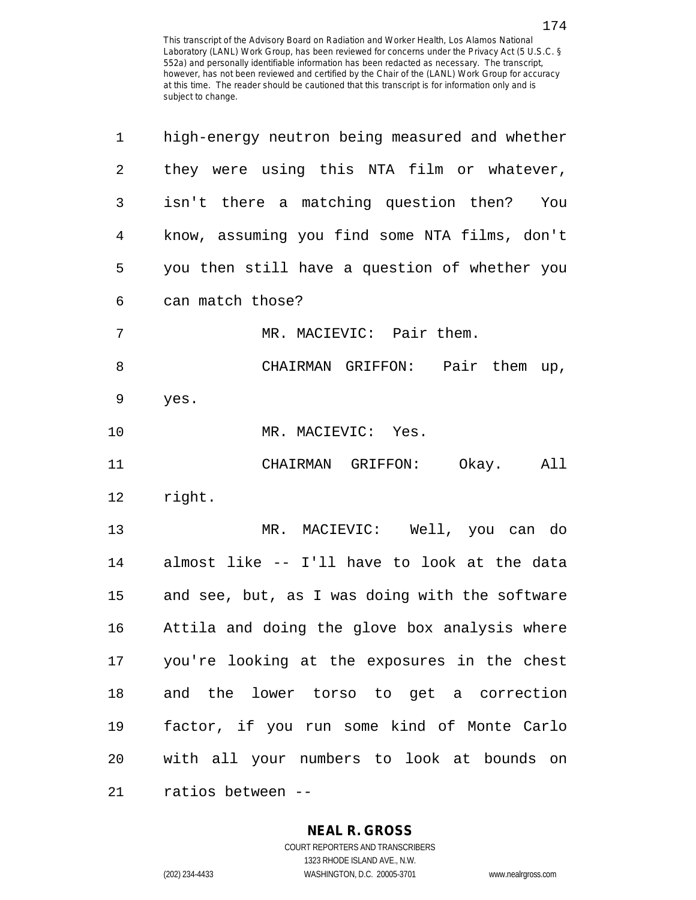high-energy neutron being measured and whether they were using this NTA film or whatever, isn't there a matching question then? You know, assuming you find some NTA films, don't you then still have a question of whether you can match those?

MR. MACIEVIC: Pair them.

CHAIRMAN GRIFFON: Pair them up, yes.

MR. MACIEVIC: Yes.

CHAIRMAN GRIFFON: Okay. All right.

MR. MACIEVIC: Well, you can do almost like -- I'll have to look at the data and see, but, as I was doing with the software Attila and doing the glove box analysis where you're looking at the exposures in the chest and the lower torso to get a correction factor, if you run some kind of Monte Carlo with all your numbers to look at bounds on ratios between --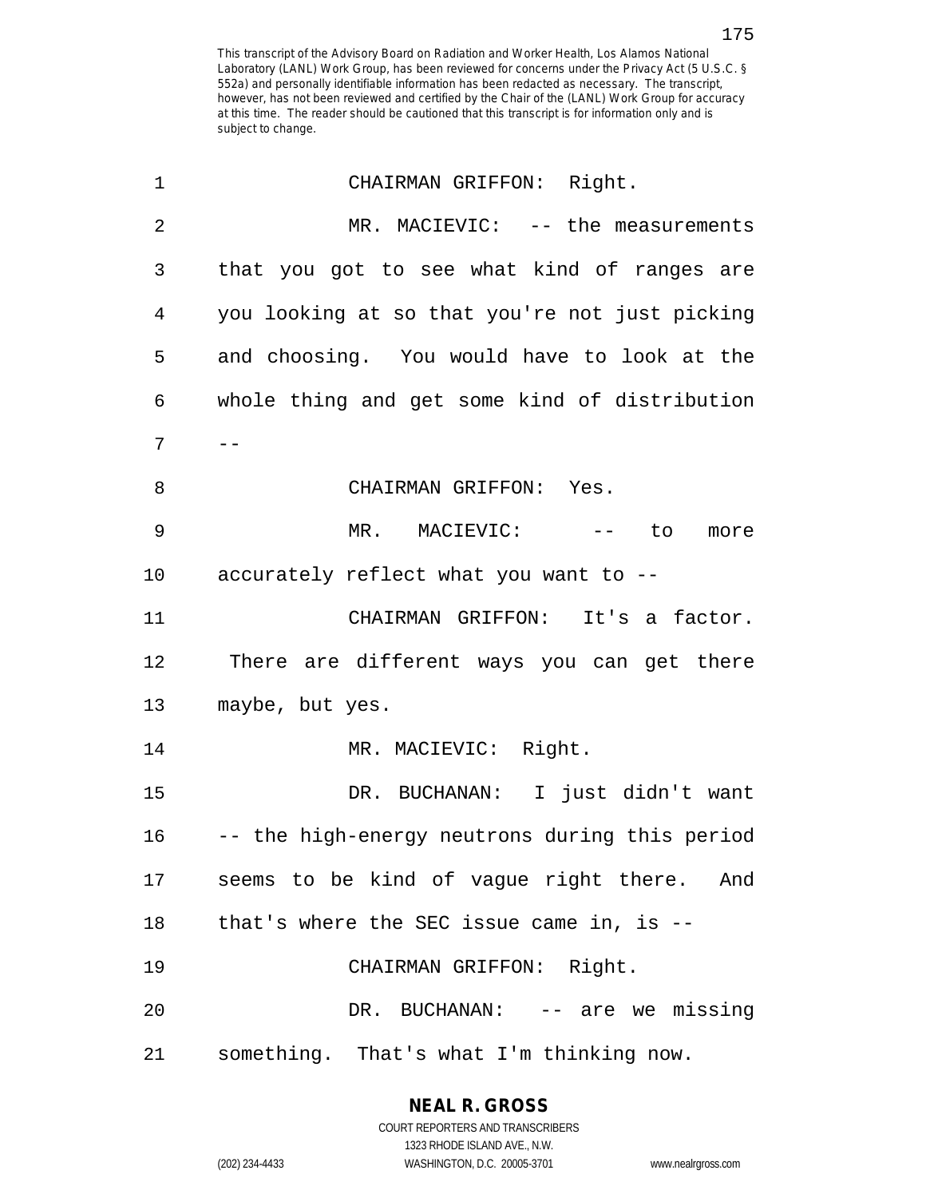CHAIRMAN GRIFFON: Right.

MR. MACIEVIC: -- the measurements that you got to see what kind of ranges are you looking at so that you're not just picking and choosing. You would have to look at the whole thing and get some kind of distribution --

CHAIRMAN GRIFFON: Yes.

MR. MACIEVIC: -- to more accurately reflect what you want to --

CHAIRMAN GRIFFON: It's a factor. There are different ways you can get there maybe, but yes.

MR. MACIEVIC: Right.

DR. BUCHANAN: I just didn't want -- the high-energy neutrons during this period seems to be kind of vague right there. And that's where the SEC issue came in, is --

CHAIRMAN GRIFFON: Right.

DR. BUCHANAN: -- are we missing something. That's what I'm thinking now.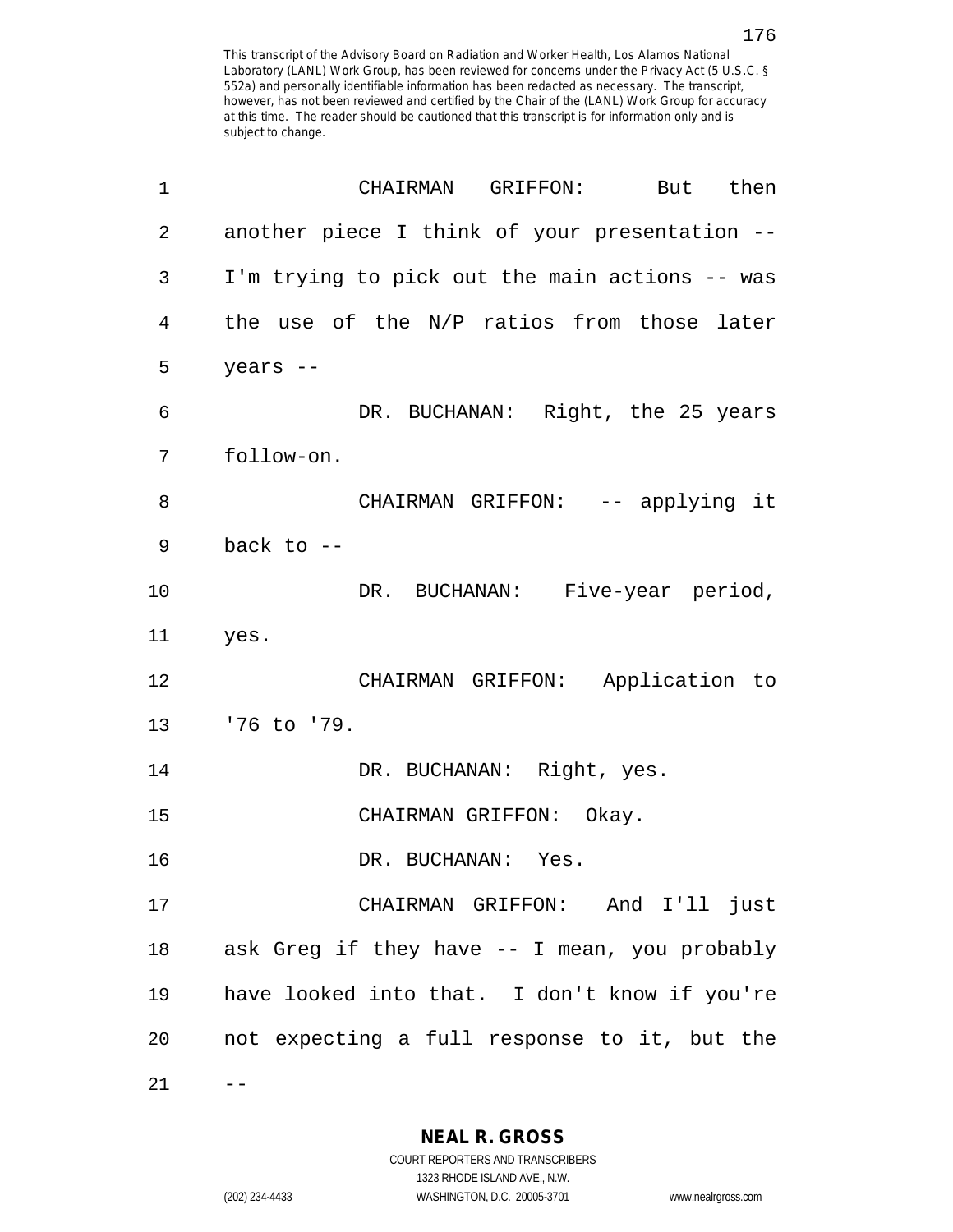CHAIRMAN GRIFFON: But then another piece I think of your presentation -- I'm trying to pick out the main actions -- was the use of the N/P ratios from those later years --

DR. BUCHANAN: Right, the 25 years follow-on.

CHAIRMAN GRIFFON: -- applying it back to --

DR. BUCHANAN: Five-year period, yes.

CHAIRMAN GRIFFON: Application to '76 to '79.

DR. BUCHANAN: Right, yes.

CHAIRMAN GRIFFON: Okay.

DR. BUCHANAN: Yes.

CHAIRMAN GRIFFON: And I'll just ask Greg if they have -- I mean, you probably have looked into that. I don't know if you're not expecting a full response to it, but the --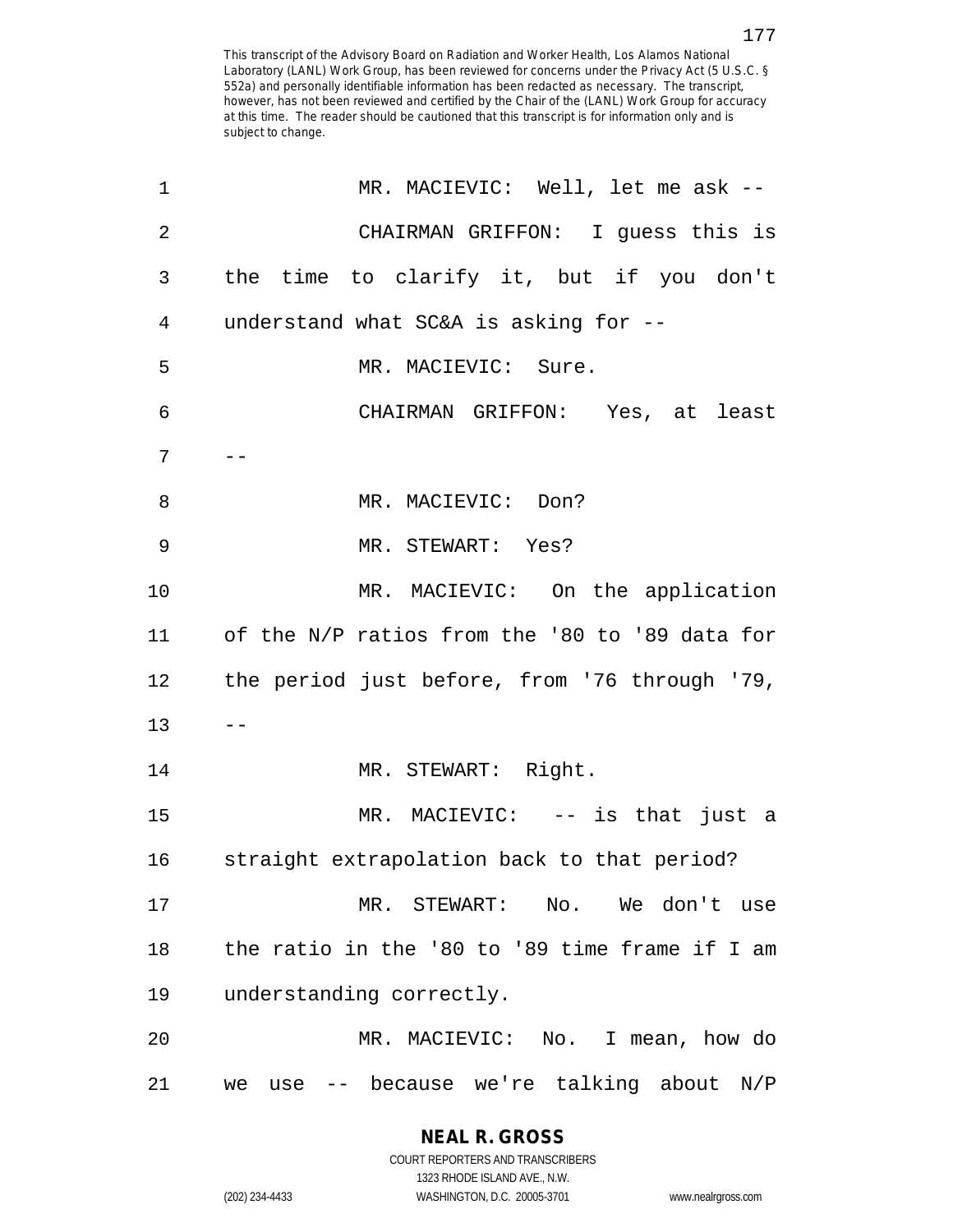MR. MACIEVIC: Well, let me ask --

CHAIRMAN GRIFFON: I guess this is the time to clarify it, but if you don't understand what SC&A is asking for --

MR. MACIEVIC: Sure.

CHAIRMAN GRIFFON: Yes, at least --

MR. MACIEVIC: Don?

MR. STEWART: Yes?

MR. MACIEVIC: On the application of the N/P ratios from the '80 to '89 data for the period just before, from '76 through '79, --

MR. STEWART: Right.

MR. MACIEVIC: -- is that just a straight extrapolation back to that period?

MR. STEWART: No. We don't use the ratio in the '80 to '89 time frame if I am understanding correctly.

MR. MACIEVIC: No. I mean, how do we use -- because we're talking about N/P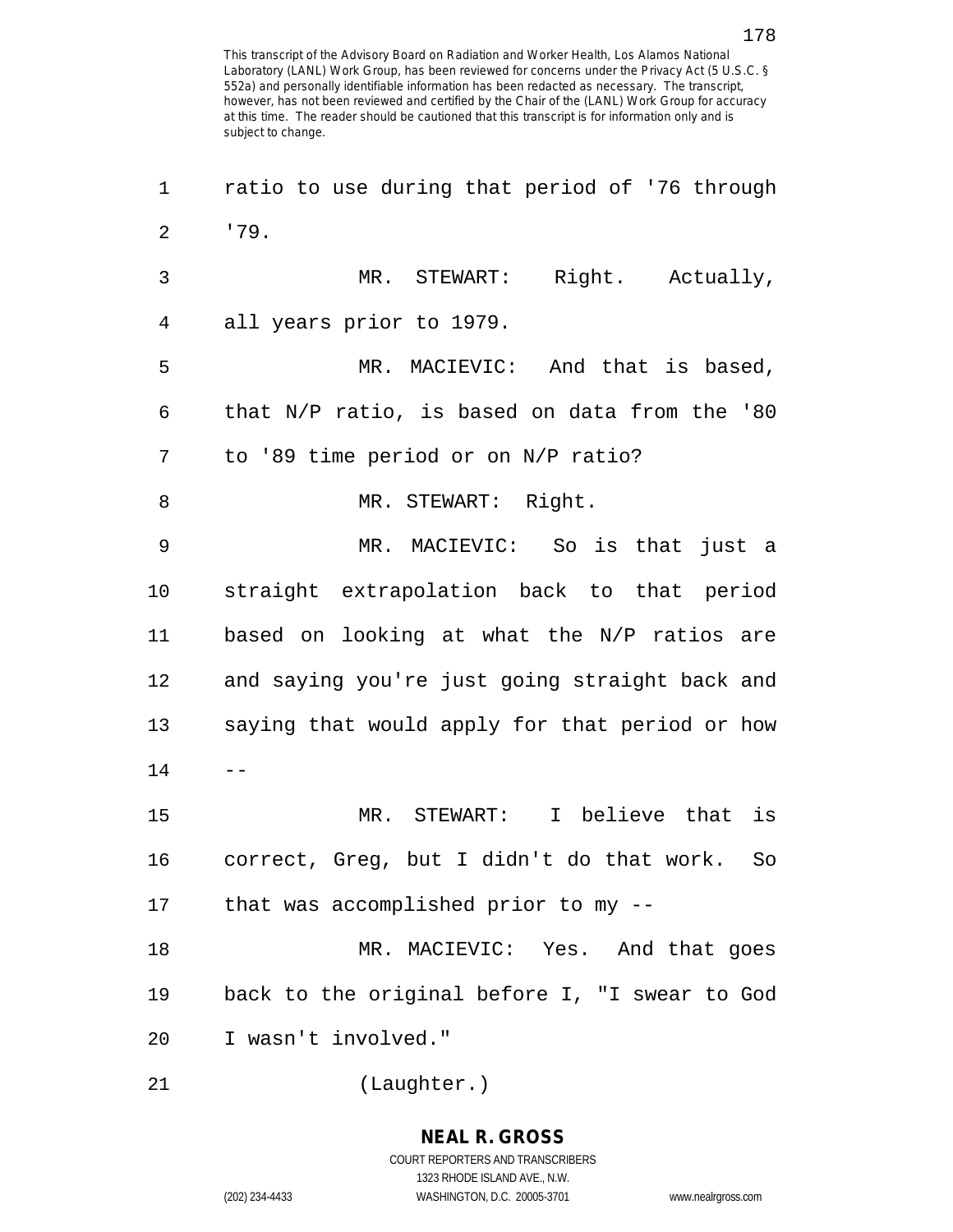ratio to use during that period of '76 through '79.

MR. STEWART: Right. Actually, all years prior to 1979.

MR. MACIEVIC: And that is based, that N/P ratio, is based on data from the '80 to '89 time period or on N/P ratio?

MR. STEWART: Right.

MR. MACIEVIC: So is that just a straight extrapolation back to that period based on looking at what the N/P ratios are and saying you're just going straight back and saying that would apply for that period or how --

MR. STEWART: I believe that is correct, Greg, but I didn't do that work. So that was accomplished prior to my --

MR. MACIEVIC: Yes. And that goes back to the original before I, "I swear to God I wasn't involved."

(Laughter.)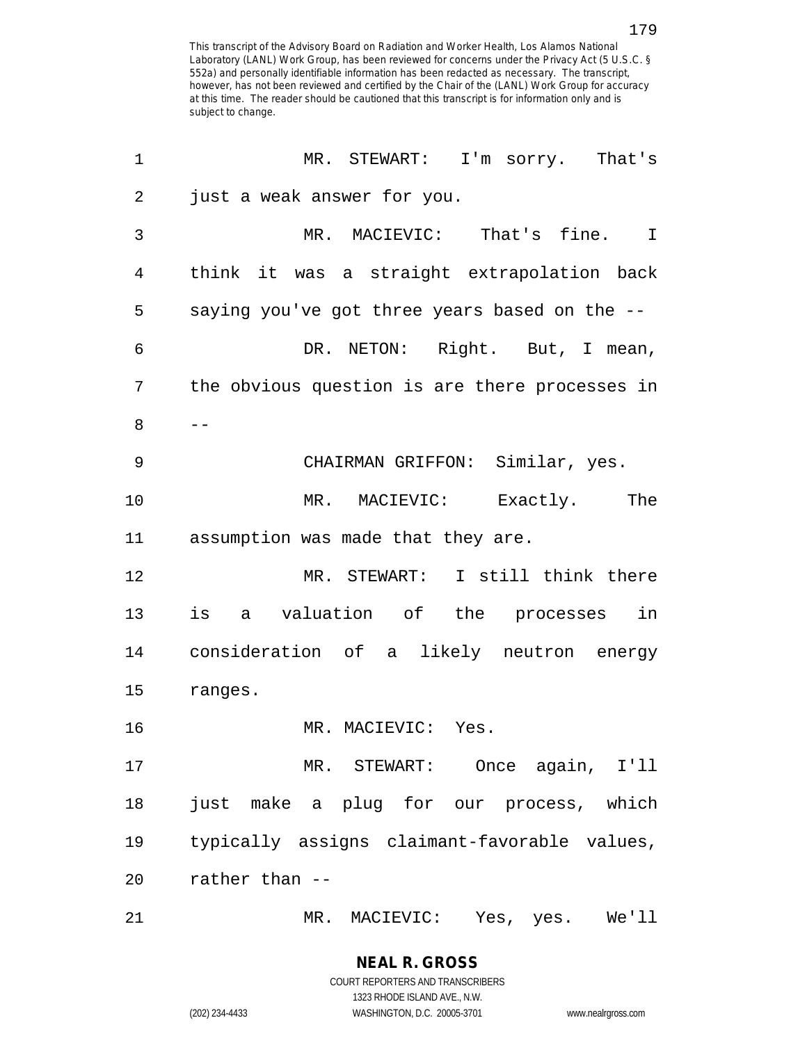MR. STEWART: I'm sorry. That's just a weak answer for you.

MR. MACIEVIC: That's fine. I think it was a straight extrapolation back saying you've got three years based on the --

DR. NETON: Right. But, I mean, the obvious question is are there processes in --

CHAIRMAN GRIFFON: Similar, yes.

MR. MACIEVIC: Exactly. The assumption was made that they are.

MR. STEWART: I still think there is a valuation of the processes in consideration of a likely neutron energy ranges.

MR. MACIEVIC: Yes.

MR. STEWART: Once again, I'll just make a plug for our process, which typically assigns claimant-favorable values, rather than --

MR. MACIEVIC: Yes, yes. We'll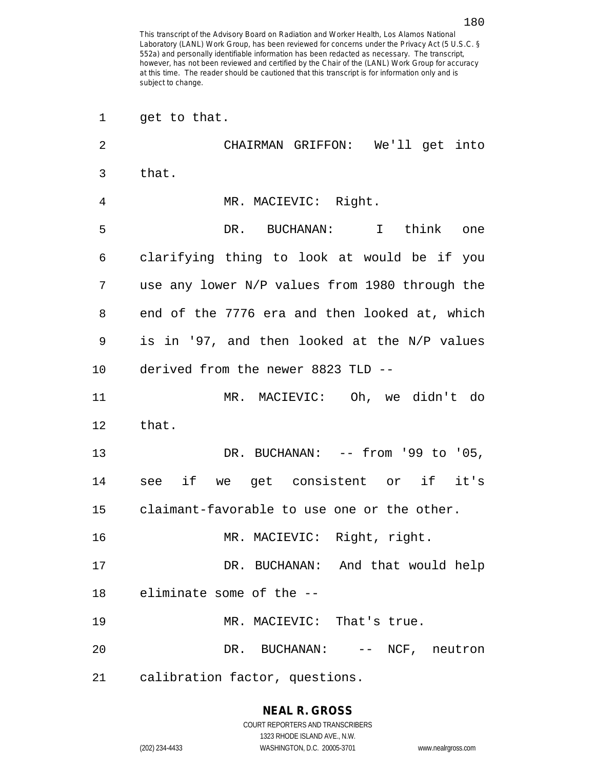get to that.

CHAIRMAN GRIFFON: We'll get into that.

MR. MACIEVIC: Right.

DR. BUCHANAN: I think one clarifying thing to look at would be if you use any lower N/P values from 1980 through the end of the 7776 era and then looked at, which is in '97, and then looked at the N/P values derived from the newer 8823 TLD --

MR. MACIEVIC: Oh, we didn't do that.

DR. BUCHANAN: -- from '99 to '05, see if we get consistent or if it's claimant-favorable to use one or the other.

MR. MACIEVIC: Right, right.

DR. BUCHANAN: And that would help eliminate some of the --

MR. MACIEVIC: That's true.

DR. BUCHANAN: -- NCF, neutron calibration factor, questions.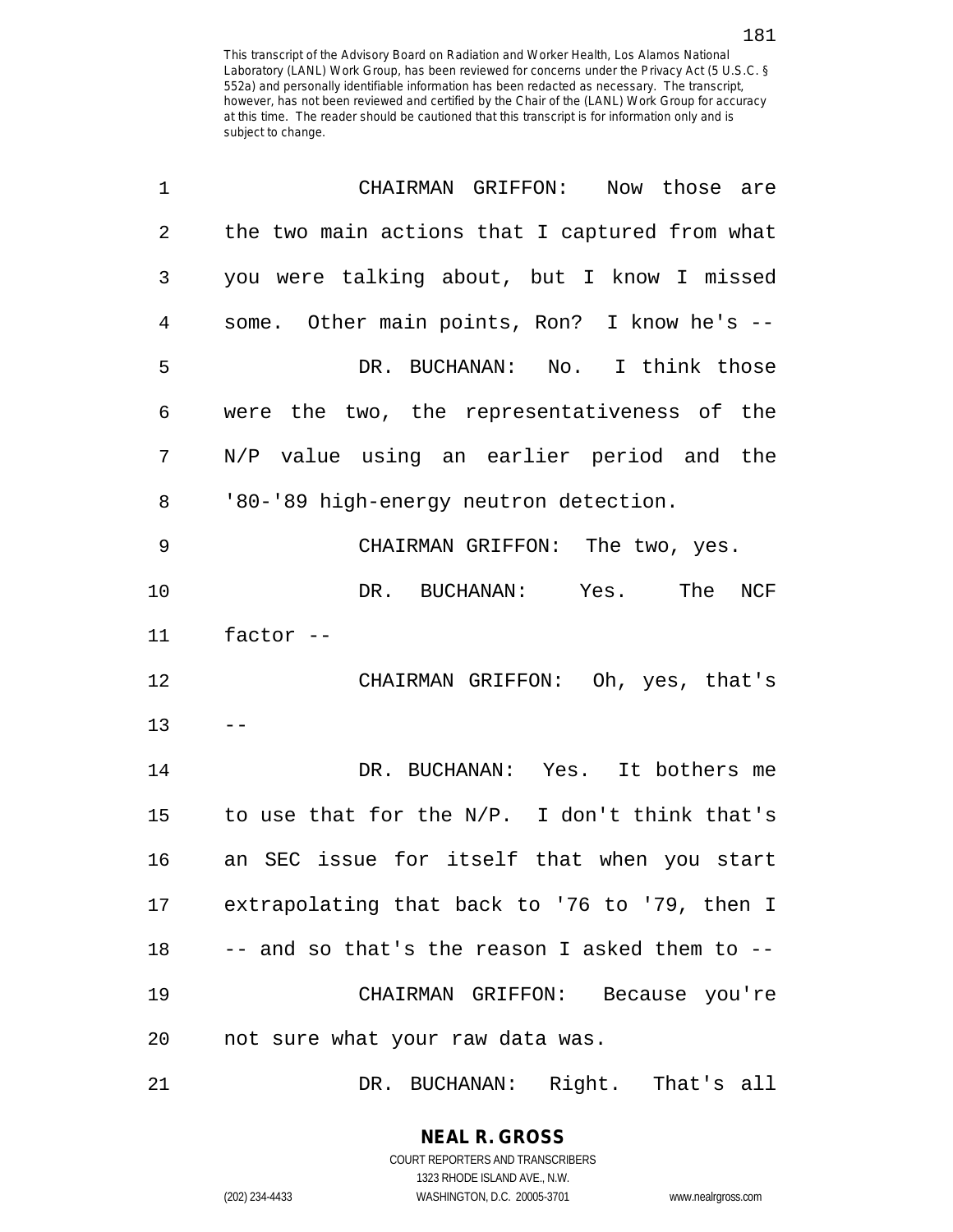This transcript of the Advisory Board on Radiation and Worker Health, Los Alamos National Laboratory (LANL) Work Group, has been reviewed for concerns under the Privacy Act (5 U.S.C. § 552a) and personally identifiable information has been redacted as necessary. The transcript, however, has not been reviewed and certified by the Chair of the (LANL) Work Group for accuracy at this time. The reader should be cautioned that this transcript is for information only and is subject to change.

CHAIRMAN GRIFFON: Now those are the two main actions that I captured from what you were talking about, but I know I missed some. Other main points, Ron? I know he's --

DR. BUCHANAN: No. I think those were the two, the representativeness of the N/P value using an earlier period and the '80-'89 high-energy neutron detection.

CHAIRMAN GRIFFON: The two, yes.

DR. BUCHANAN: Yes. The NCF factor --

CHAIRMAN GRIFFON: Oh, yes, that's --

DR. BUCHANAN: Yes. It bothers me to use that for the N/P. I don't think that's an SEC issue for itself that when you start extrapolating that back to '76 to '79, then I -- and so that's the reason I asked them to --

CHAIRMAN GRIFFON: Because you're not sure what your raw data was.

DR. BUCHANAN: Right. That's all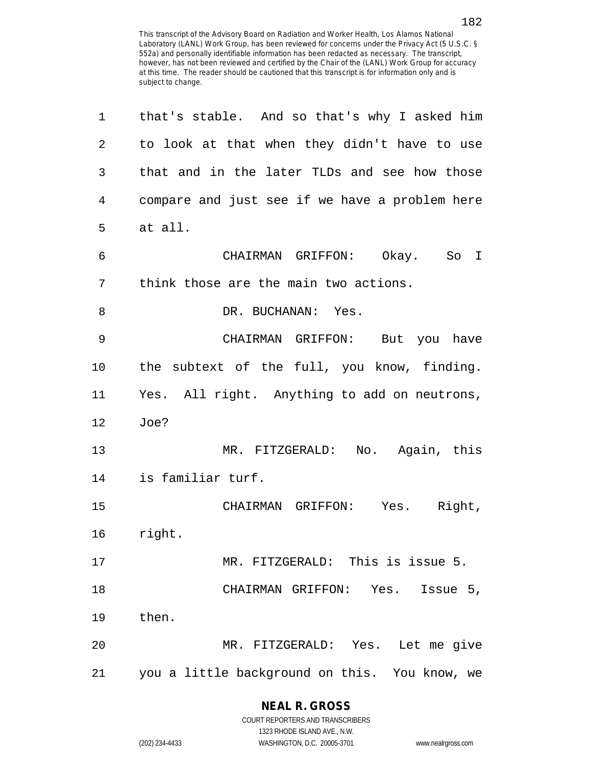that's stable. And so that's why I asked him to look at that when they didn't have to use that and in the later TLDs and see how those compare and just see if we have a problem here at all.

CHAIRMAN GRIFFON: Okay. So I think those are the main two actions.

DR. BUCHANAN: Yes.

CHAIRMAN GRIFFON: But you have the subtext of the full, you know, finding. Yes. All right. Anything to add on neutrons, Joe?

MR. FITZGERALD: No. Again, this is familiar turf.

CHAIRMAN GRIFFON: Yes. Right, right.

MR. FITZGERALD: This is issue 5.

CHAIRMAN GRIFFON: Yes. Issue 5, then.

MR. FITZGERALD: Yes. Let me give you a little background on this. You know, we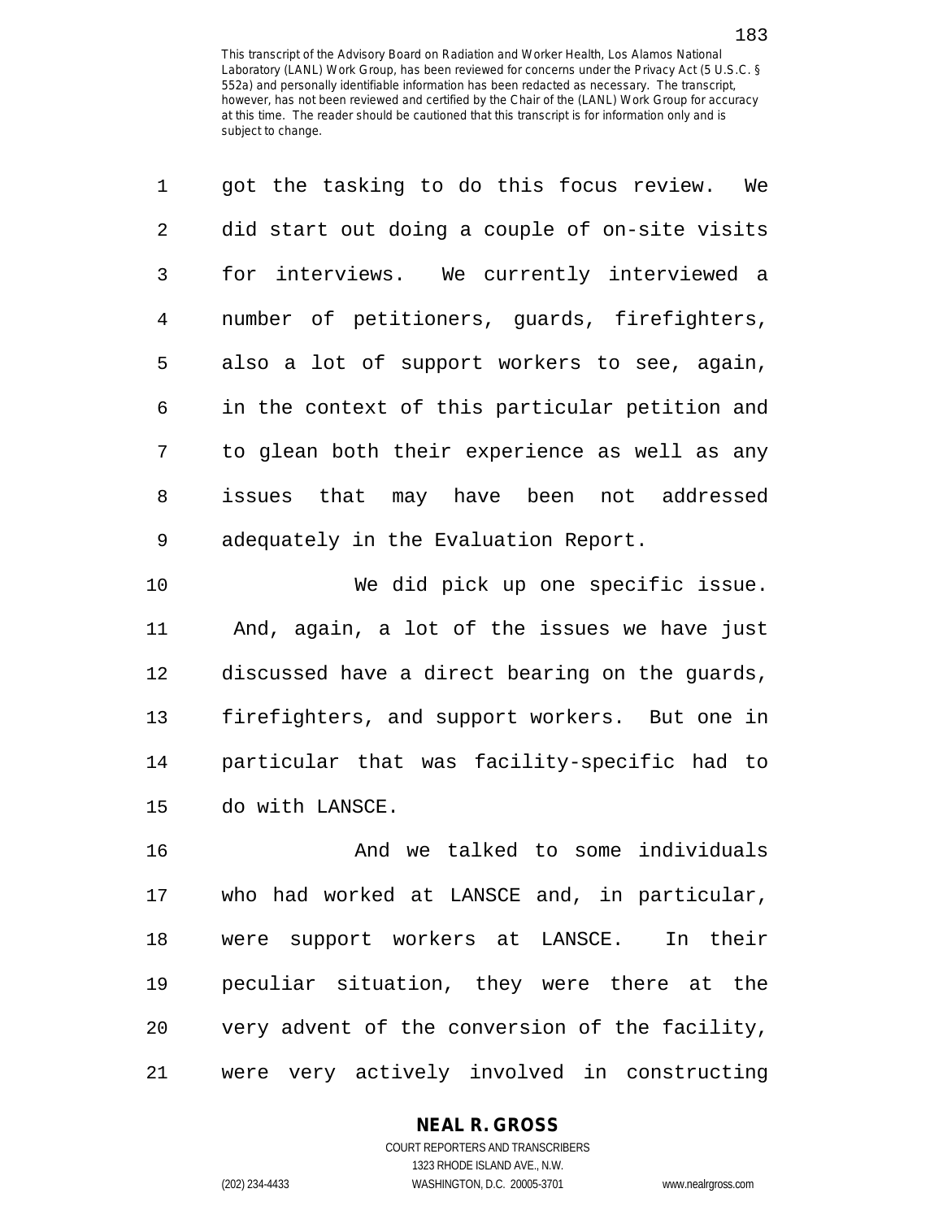got the tasking to do this focus review. We did start out doing a couple of on-site visits for interviews. We currently interviewed a number of petitioners, guards, firefighters, also a lot of support workers to see, again, in the context of this particular petition and to glean both their experience as well as any issues that may have been not addressed adequately in the Evaluation Report.

We did pick up one specific issue. And, again, a lot of the issues we have just discussed have a direct bearing on the guards, firefighters, and support workers. But one in particular that was facility-specific had to do with LANSCE.

And we talked to some individuals who had worked at LANSCE and, in particular, were support workers at LANSCE. In their peculiar situation, they were there at the very advent of the conversion of the facility, were very actively involved in constructing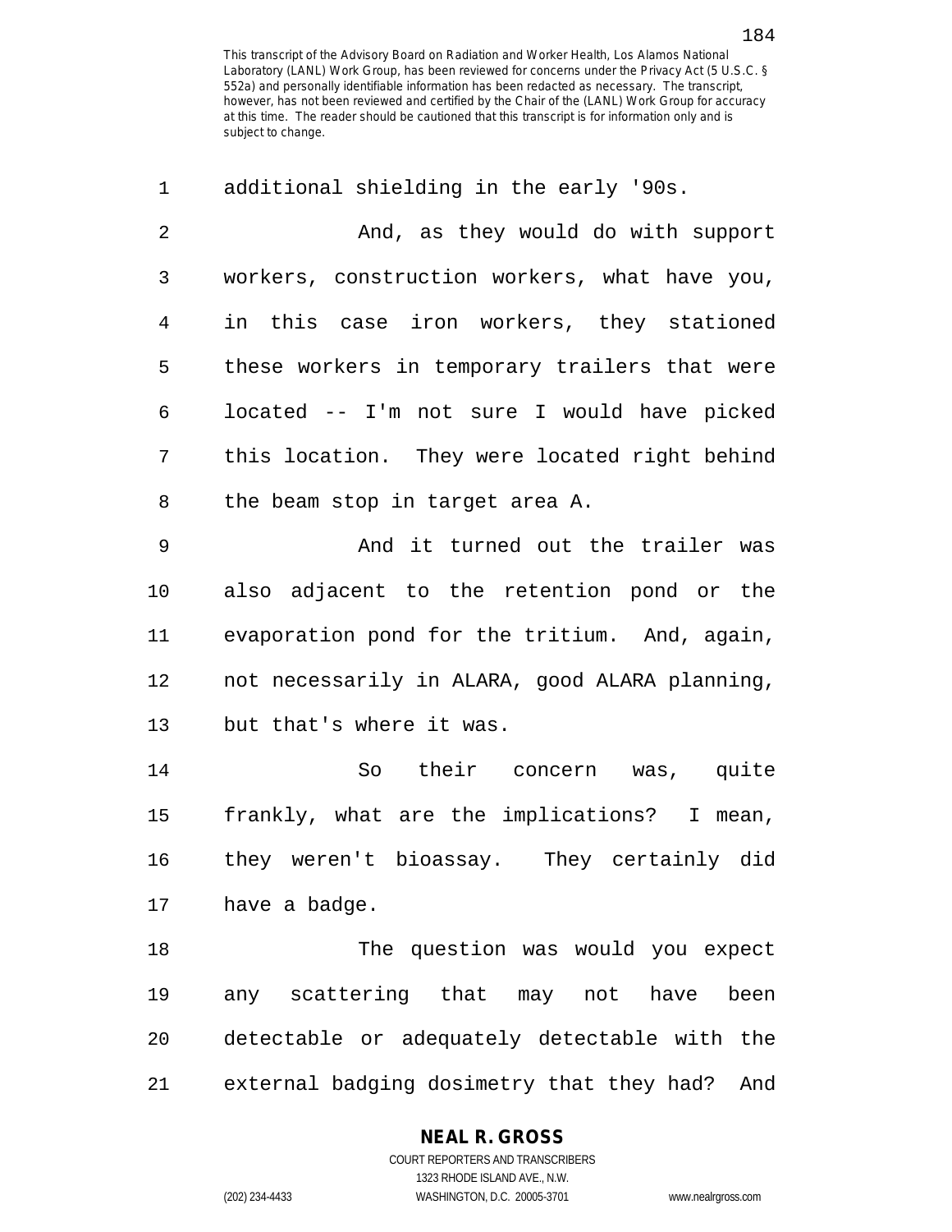additional shielding in the early '90s.

And, as they would do with support workers, construction workers, what have you, in this case iron workers, they stationed these workers in temporary trailers that were located -- I'm not sure I would have picked this location. They were located right behind the beam stop in target area A.

And it turned out the trailer was also adjacent to the retention pond or the evaporation pond for the tritium. And, again, not necessarily in ALARA, good ALARA planning, but that's where it was.

So their concern was, quite frankly, what are the implications? I mean, they weren't bioassay. They certainly did have a badge.

The question was would you expect any scattering that may not have been detectable or adequately detectable with the external badging dosimetry that they had? And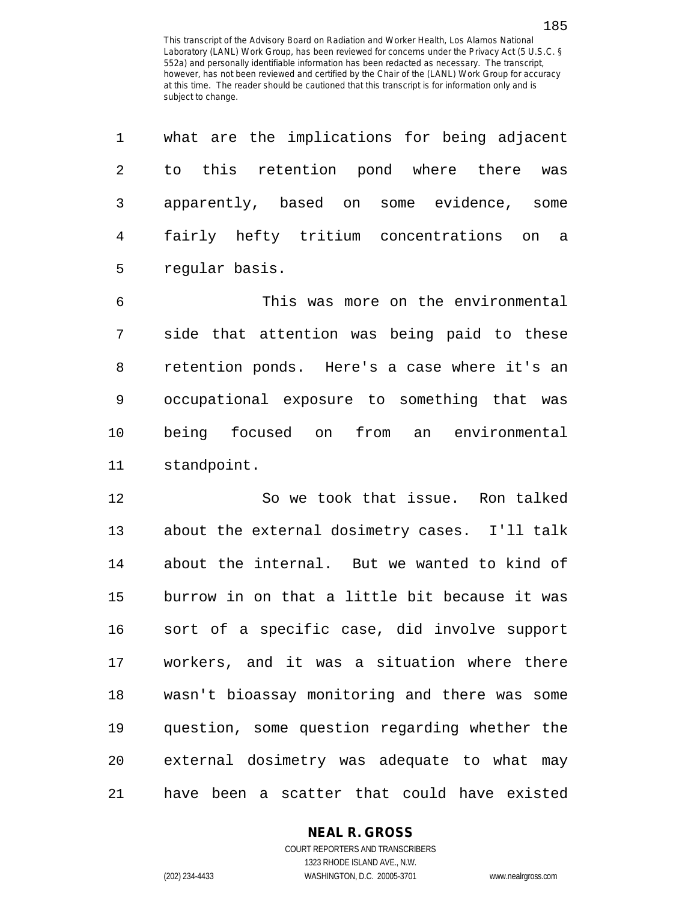what are the implications for being adjacent to this retention pond where there was apparently, based on some evidence, some fairly hefty tritium concentrations on a regular basis.

This was more on the environmental side that attention was being paid to these retention ponds. Here's a case where it's an occupational exposure to something that was being focused on from an environmental standpoint.

So we took that issue. Ron talked about the external dosimetry cases. I'll talk about the internal. But we wanted to kind of burrow in on that a little bit because it was sort of a specific case, did involve support workers, and it was a situation where there wasn't bioassay monitoring and there was some question, some question regarding whether the external dosimetry was adequate to what may have been a scatter that could have existed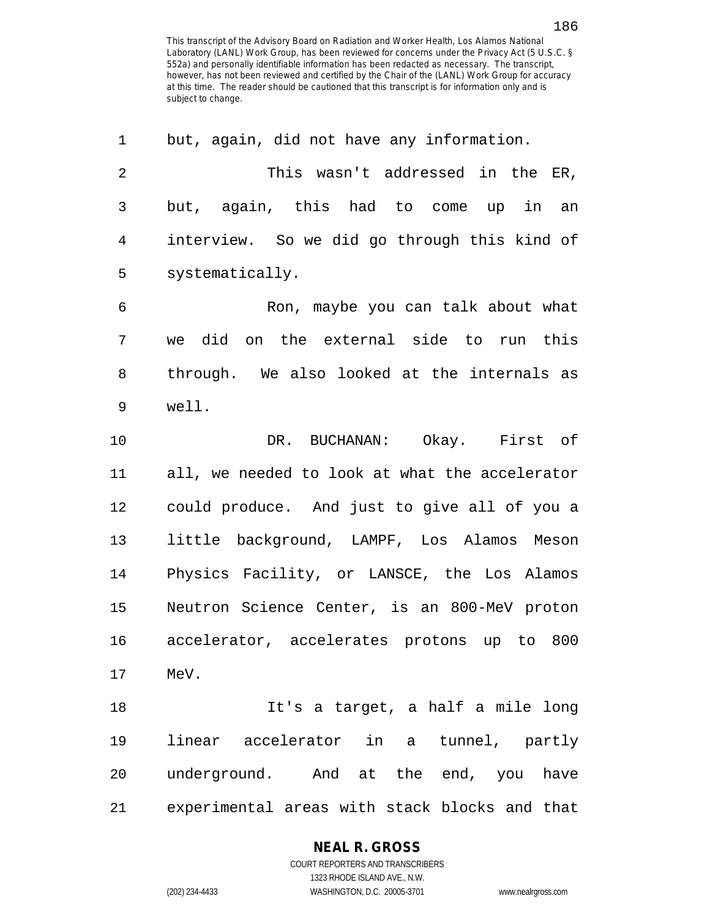but, again, did not have any information.

This wasn't addressed in the ER, but, again, this had to come up in an interview. So we did go through this kind of systematically.

Ron, maybe you can talk about what we did on the external side to run this through. We also looked at the internals as well.

DR. BUCHANAN: Okay. First of all, we needed to look at what the accelerator could produce. And just to give all of you a little background, LAMPF, Los Alamos Meson Physics Facility, or LANSCE, the Los Alamos Neutron Science Center, is an 800-MeV proton accelerator, accelerates protons up to 800 MeV.

It's a target, a half a mile long linear accelerator in a tunnel, partly underground. And at the end, you have experimental areas with stack blocks and that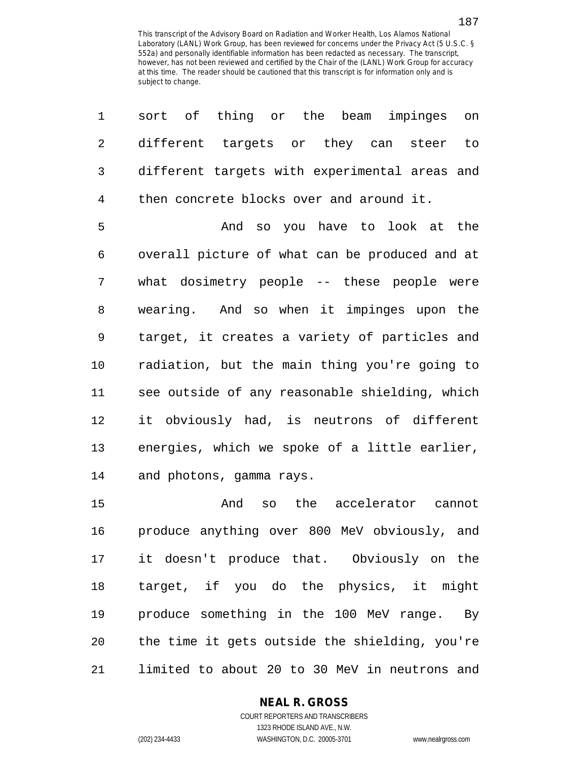sort of thing or the beam impinges on different targets or they can steer to different targets with experimental areas and then concrete blocks over and around it.

And so you have to look at the overall picture of what can be produced and at what dosimetry people -- these people were wearing. And so when it impinges upon the target, it creates a variety of particles and radiation, but the main thing you're going to see outside of any reasonable shielding, which it obviously had, is neutrons of different energies, which we spoke of a little earlier, and photons, gamma rays.

And so the accelerator cannot produce anything over 800 MeV obviously, and it doesn't produce that. Obviously on the target, if you do the physics, it might produce something in the 100 MeV range. By the time it gets outside the shielding, you're limited to about 20 to 30 MeV in neutrons and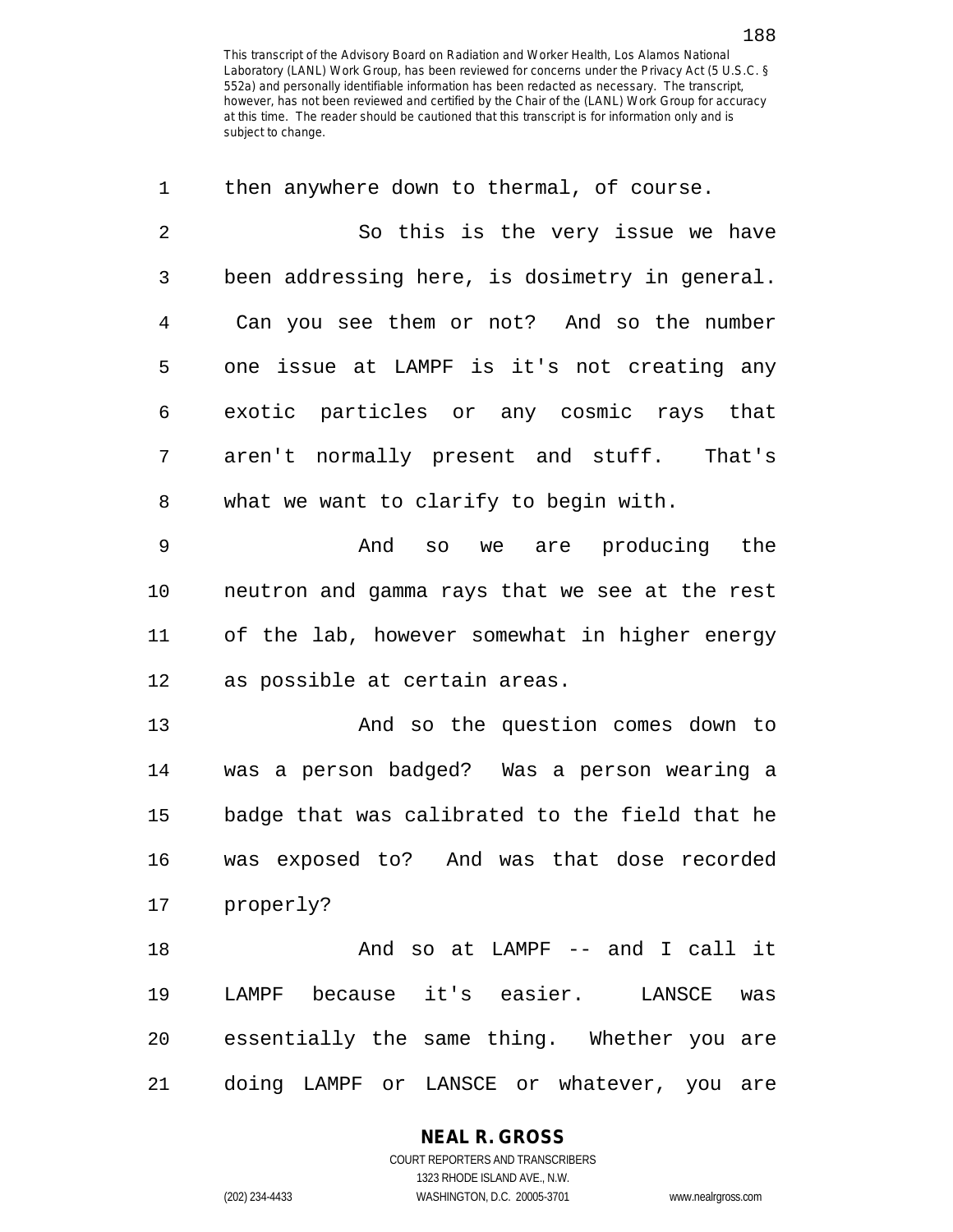then anywhere down to thermal, of course.

So this is the very issue we have been addressing here, is dosimetry in general. Can you see them or not? And so the number one issue at LAMPF is it's not creating any exotic particles or any cosmic rays that aren't normally present and stuff. That's what we want to clarify to begin with.

And so we are producing the neutron and gamma rays that we see at the rest of the lab, however somewhat in higher energy as possible at certain areas.

And so the question comes down to was a person badged? Was a person wearing a badge that was calibrated to the field that he was exposed to? And was that dose recorded properly?

And so at LAMPF -- and I call it LAMPF because it's easier. LANSCE was essentially the same thing. Whether you are doing LAMPF or LANSCE or whatever, you are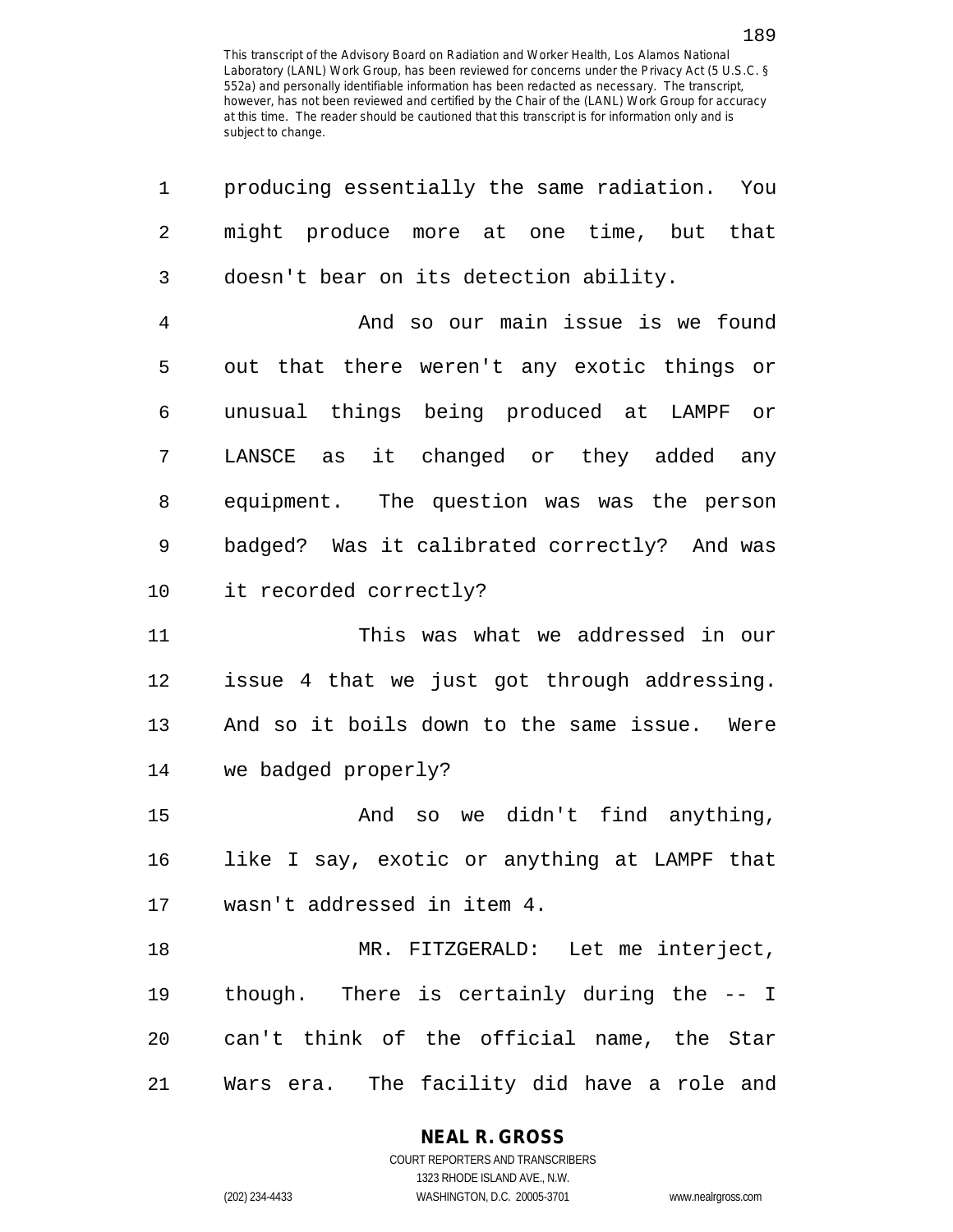producing essentially the same radiation. You might produce more at one time, but that doesn't bear on its detection ability.

And so our main issue is we found out that there weren't any exotic things or unusual things being produced at LAMPF or LANSCE as it changed or they added any equipment. The question was was the person badged? Was it calibrated correctly? And was it recorded correctly?

This was what we addressed in our issue 4 that we just got through addressing. And so it boils down to the same issue. Were we badged properly?

And so we didn't find anything, like I say, exotic or anything at LAMPF that wasn't addressed in item 4.

MR. FITZGERALD: Let me interject, though. There is certainly during the -- I can't think of the official name, the Star Wars era. The facility did have a role and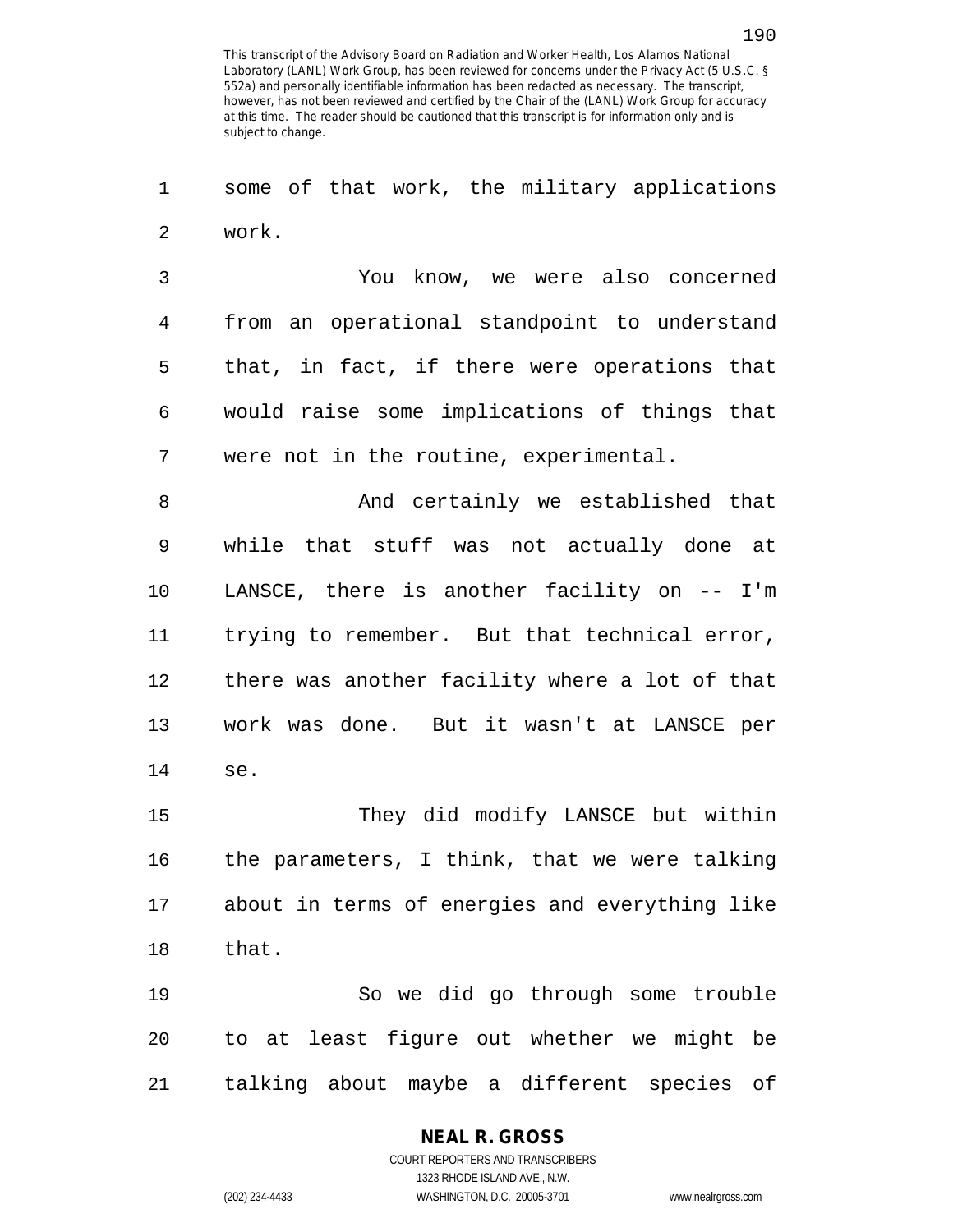some of that work, the military applications work.

You know, we were also concerned from an operational standpoint to understand that, in fact, if there were operations that would raise some implications of things that were not in the routine, experimental.

And certainly we established that while that stuff was not actually done at LANSCE, there is another facility on -- I'm trying to remember. But that technical error, there was another facility where a lot of that work was done. But it wasn't at LANSCE per se.

They did modify LANSCE but within the parameters, I think, that we were talking about in terms of energies and everything like that.

So we did go through some trouble to at least figure out whether we might be talking about maybe a different species of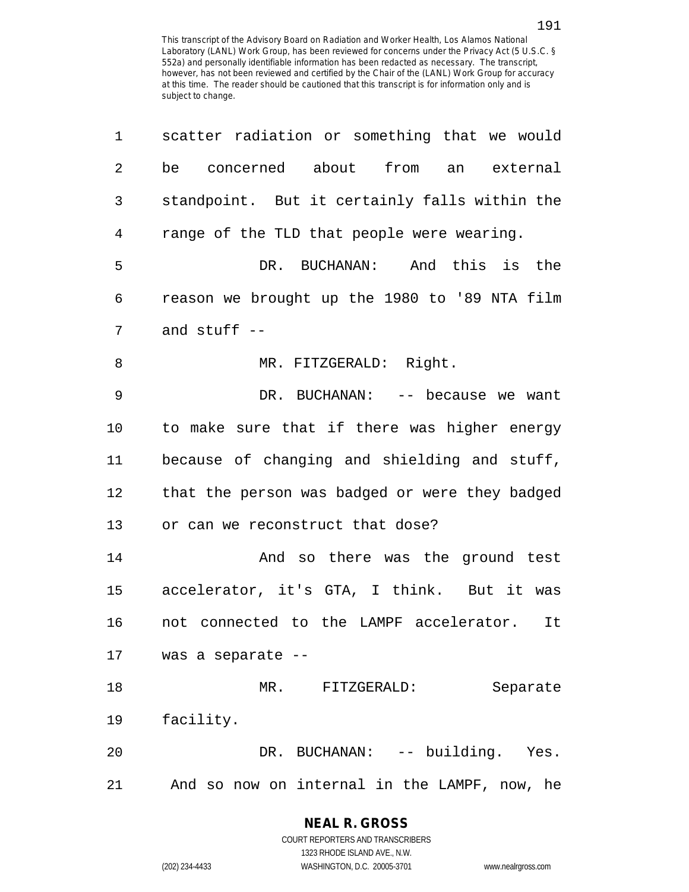scatter radiation or something that we would be concerned about from an external standpoint. But it certainly falls within the range of the TLD that people were wearing.

DR. BUCHANAN: And this is the reason we brought up the 1980 to '89 NTA film and stuff --

MR. FITZGERALD: Right.

DR. BUCHANAN: -- because we want to make sure that if there was higher energy because of changing and shielding and stuff, that the person was badged or were they badged or can we reconstruct that dose?

And so there was the ground test accelerator, it's GTA, I think. But it was not connected to the LAMPF accelerator. It was a separate --

MR. FITZGERALD: Separate facility.

DR. BUCHANAN: -- building. Yes. And so now on internal in the LAMPF, now, he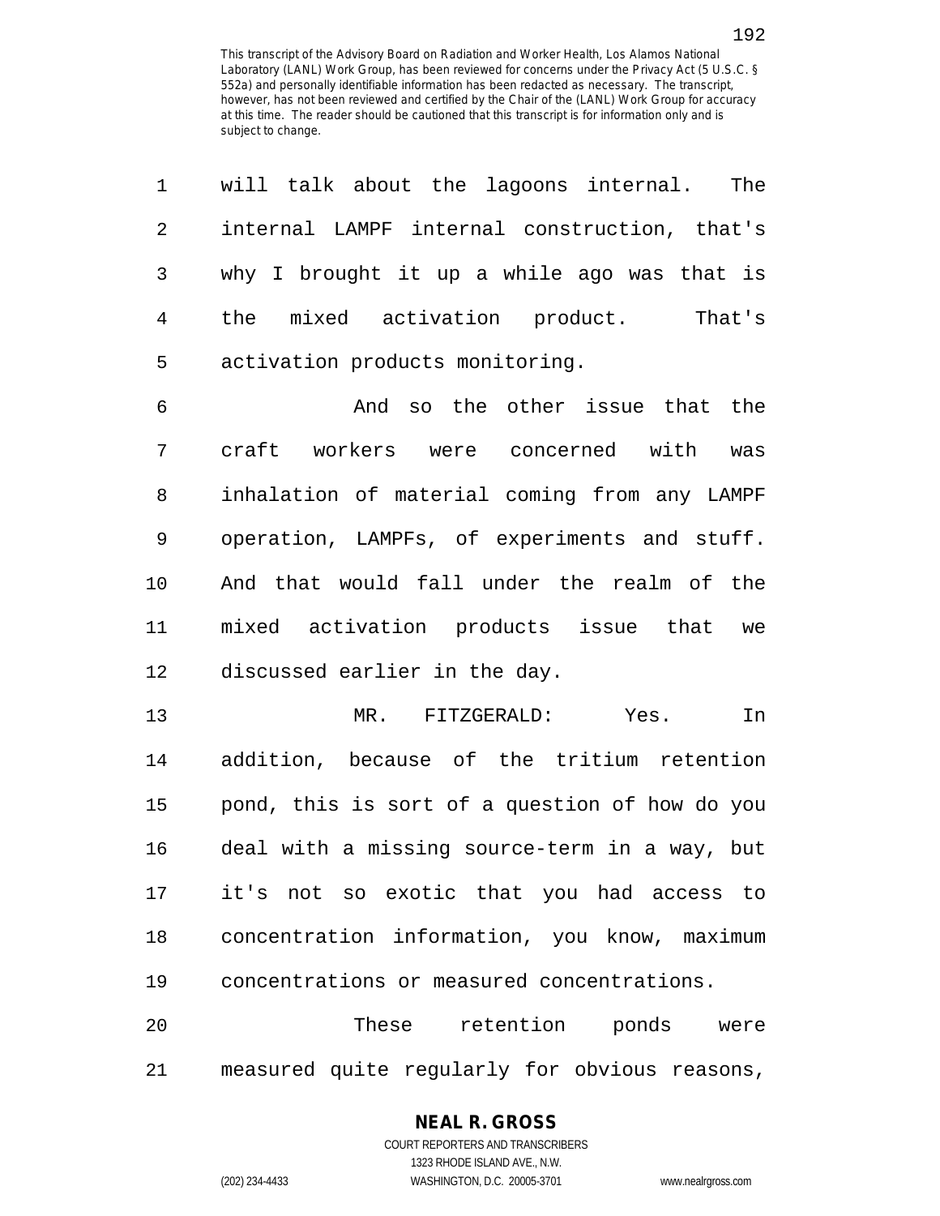will talk about the lagoons internal. The internal LAMPF internal construction, that's why I brought it up a while ago was that is the mixed activation product. That's activation products monitoring.

And so the other issue that the craft workers were concerned with was inhalation of material coming from any LAMPF operation, LAMPFs, of experiments and stuff. And that would fall under the realm of the mixed activation products issue that we discussed earlier in the day.

MR. FITZGERALD: Yes. In addition, because of the tritium retention pond, this is sort of a question of how do you deal with a missing source-term in a way, but it's not so exotic that you had access to concentration information, you know, maximum concentrations or measured concentrations.

These retention ponds were measured quite regularly for obvious reasons,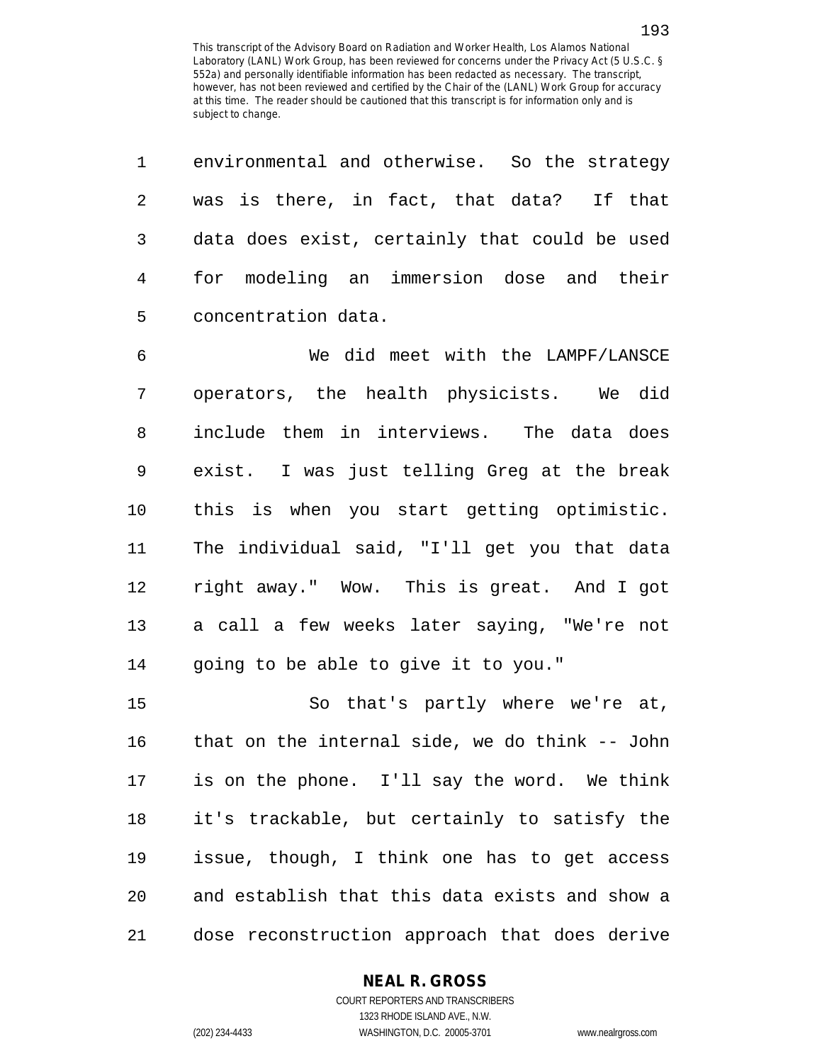environmental and otherwise. So the strategy was is there, in fact, that data? If that data does exist, certainly that could be used for modeling an immersion dose and their concentration data.

We did meet with the LAMPF/LANSCE operators, the health physicists. We did include them in interviews. The data does exist. I was just telling Greg at the break this is when you start getting optimistic. The individual said, "I'll get you that data right away." Wow. This is great. And I got a call a few weeks later saying, "We're not going to be able to give it to you."

So that's partly where we're at, that on the internal side, we do think -- John is on the phone. I'll say the word. We think it's trackable, but certainly to satisfy the issue, though, I think one has to get access and establish that this data exists and show a dose reconstruction approach that does derive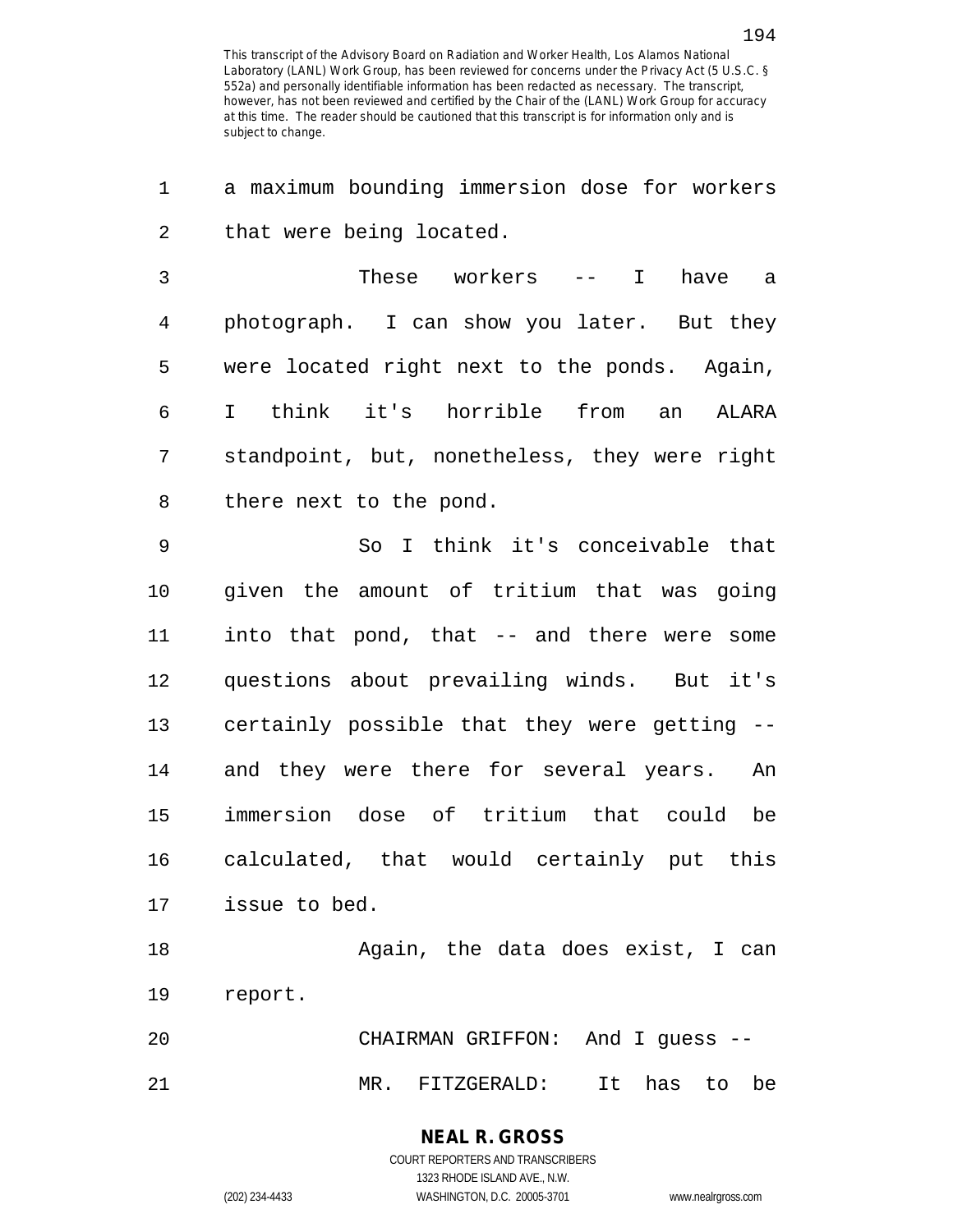a maximum bounding immersion dose for workers that were being located.

These workers -- I have a photograph. I can show you later. But they were located right next to the ponds. Again, I think it's horrible from an ALARA standpoint, but, nonetheless, they were right there next to the pond.

So I think it's conceivable that given the amount of tritium that was going into that pond, that -- and there were some questions about prevailing winds. But it's certainly possible that they were getting -- and they were there for several years. An immersion dose of tritium that could be calculated, that would certainly put this issue to bed.

Again, the data does exist, I can report.

CHAIRMAN GRIFFON: And I guess --

MR. FITZGERALD: It has to be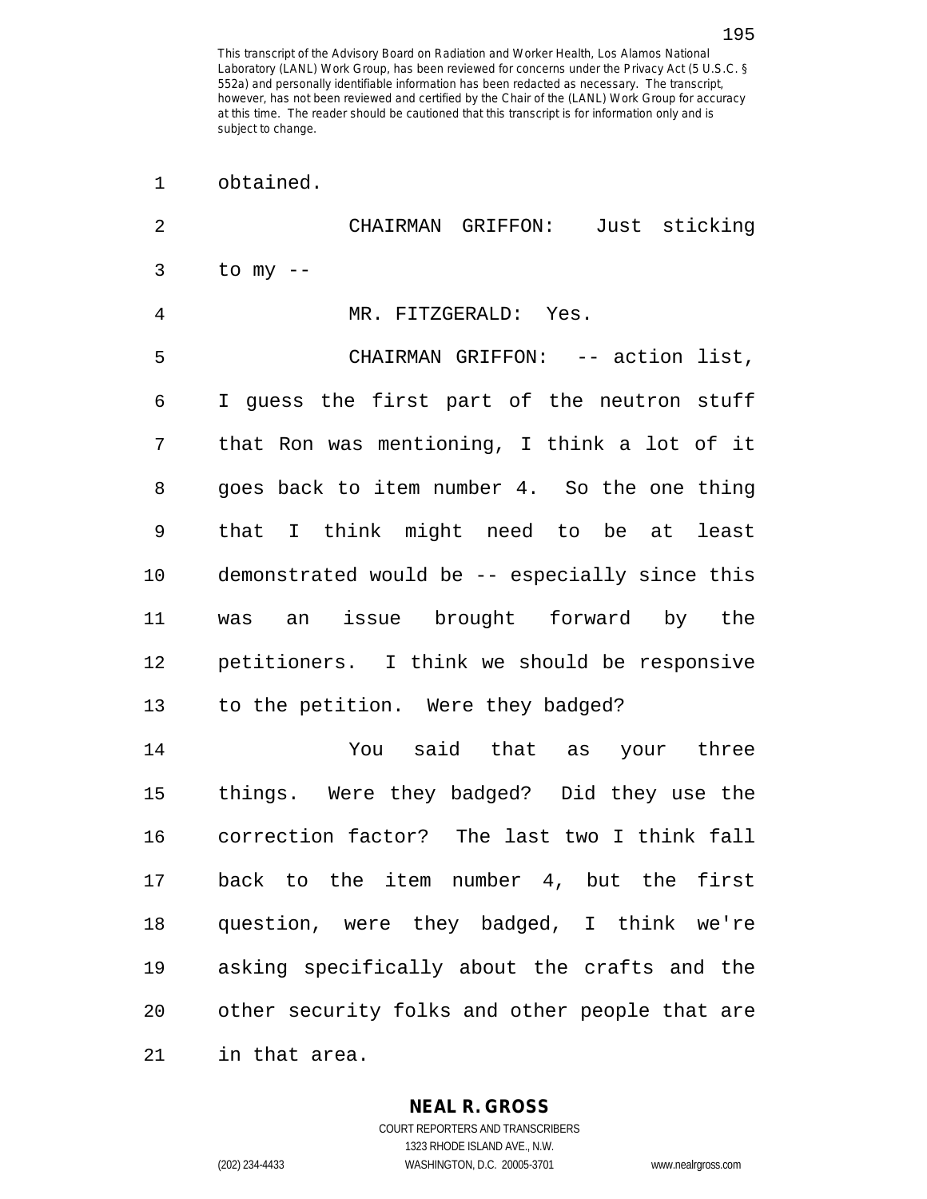obtained.

CHAIRMAN GRIFFON: Just sticking to my --

MR. FITZGERALD: Yes.

CHAIRMAN GRIFFON: -- action list, I guess the first part of the neutron stuff that Ron was mentioning, I think a lot of it goes back to item number 4. So the one thing that I think might need to be at least demonstrated would be -- especially since this was an issue brought forward by the petitioners. I think we should be responsive to the petition. Were they badged?

You said that as your three things. Were they badged? Did they use the correction factor? The last two I think fall back to the item number 4, but the first question, were they badged, I think we're asking specifically about the crafts and the other security folks and other people that are in that area.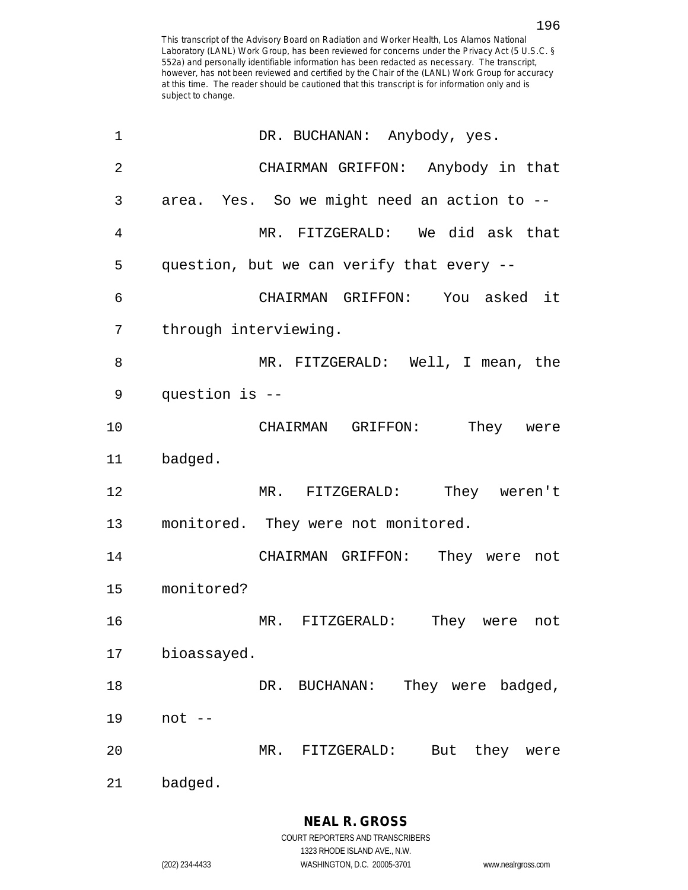DR. BUCHANAN: Anybody, yes.

CHAIRMAN GRIFFON: Anybody in that area. Yes. So we might need an action to --

MR. FITZGERALD: We did ask that question, but we can verify that every --

CHAIRMAN GRIFFON: You asked it through interviewing.

MR. FITZGERALD: Well, I mean, the question is --

CHAIRMAN GRIFFON: They were badged.

MR. FITZGERALD: They weren't monitored. They were not monitored.

CHAIRMAN GRIFFON: They were not monitored?

MR. FITZGERALD: They were not bioassayed.

DR. BUCHANAN: They were badged, not --

MR. FITZGERALD: But they were badged.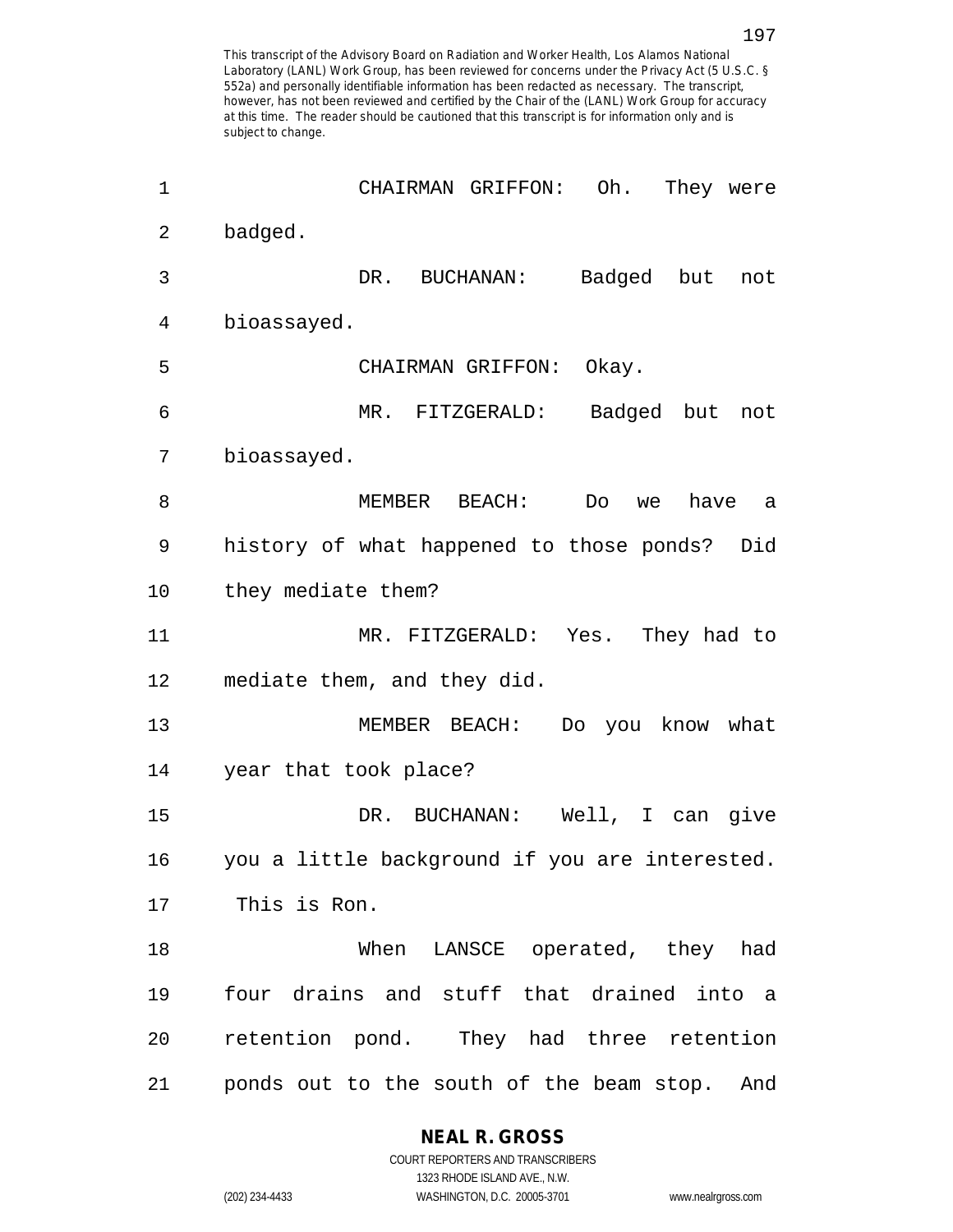CHAIRMAN GRIFFON: Oh. They were badged.

DR. BUCHANAN: Badged but not bioassayed.

CHAIRMAN GRIFFON: Okay.

MR. FITZGERALD: Badged but not bioassayed.

MEMBER BEACH: Do we have a history of what happened to those ponds? Did they mediate them?

MR. FITZGERALD: Yes. They had to mediate them, and they did.

MEMBER BEACH: Do you know what year that took place?

DR. BUCHANAN: Well, I can give you a little background if you are interested. This is Ron.

When LANSCE operated, they had four drains and stuff that drained into a retention pond. They had three retention ponds out to the south of the beam stop. And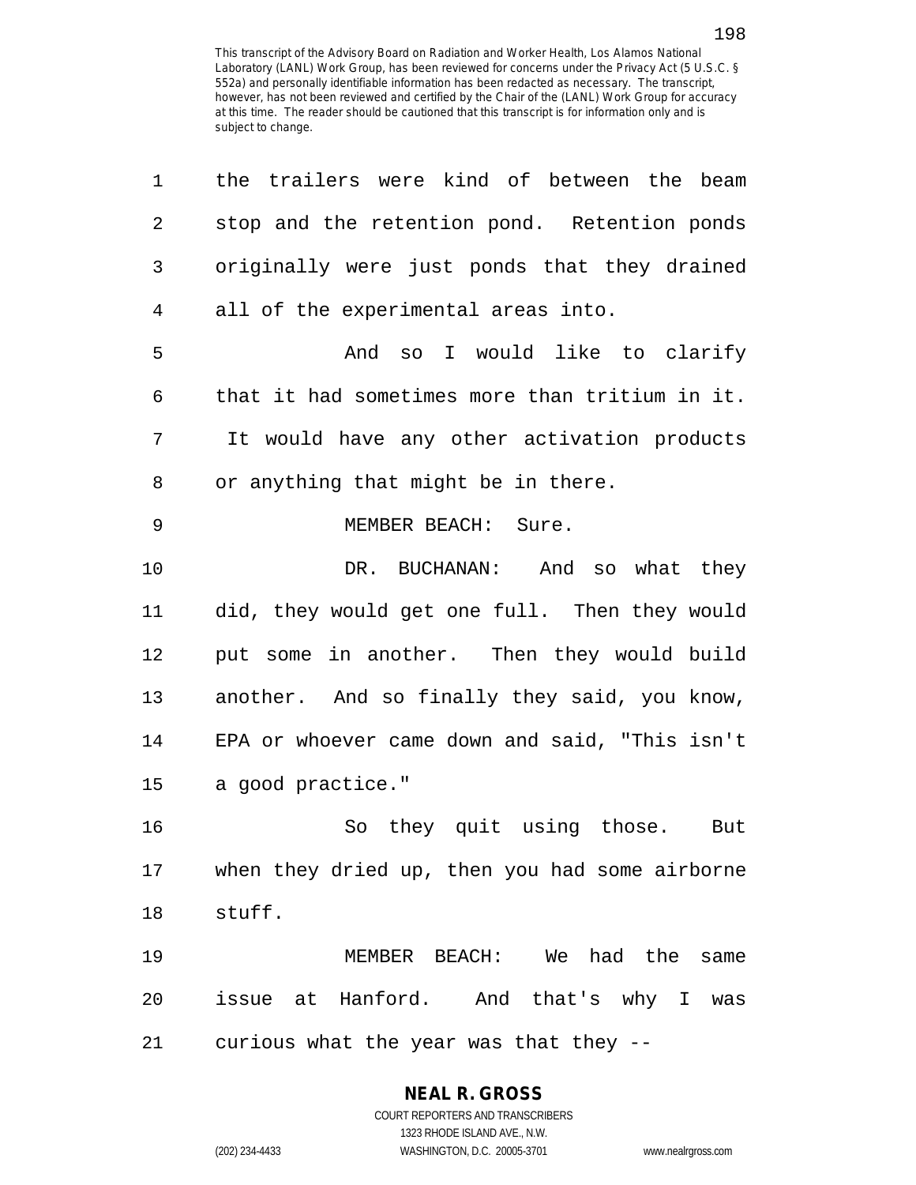the trailers were kind of between the beam stop and the retention pond. Retention ponds originally were just ponds that they drained all of the experimental areas into.

And so I would like to clarify that it had sometimes more than tritium in it. It would have any other activation products or anything that might be in there.

MEMBER BEACH: Sure.

DR. BUCHANAN: And so what they did, they would get one full. Then they would put some in another. Then they would build another. And so finally they said, you know, EPA or whoever came down and said, "This isn't a good practice."

So they quit using those. But when they dried up, then you had some airborne stuff.

MEMBER BEACH: We had the same issue at Hanford. And that's why I was curious what the year was that they --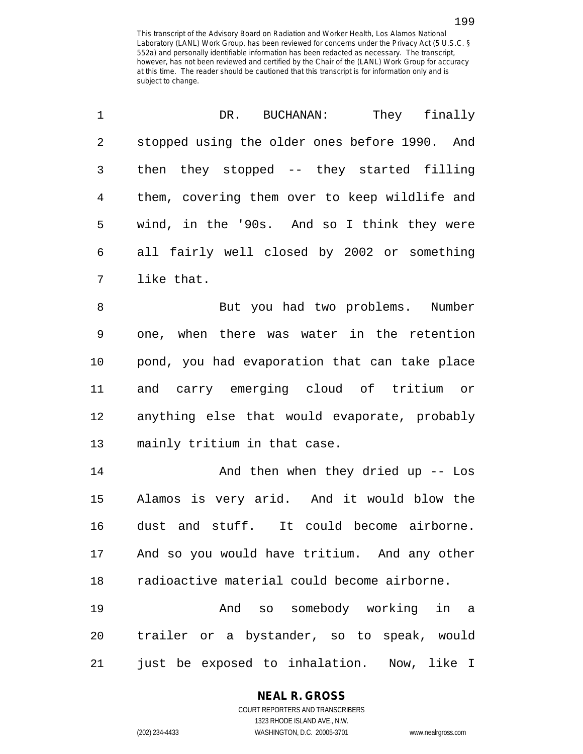DR. BUCHANAN: They finally stopped using the older ones before 1990. And then they stopped -- they started filling them, covering them over to keep wildlife and wind, in the '90s. And so I think they were all fairly well closed by 2002 or something like that.

But you had two problems. Number one, when there was water in the retention pond, you had evaporation that can take place and carry emerging cloud of tritium or anything else that would evaporate, probably mainly tritium in that case.

And then when they dried up -- Los Alamos is very arid. And it would blow the dust and stuff. It could become airborne. And so you would have tritium. And any other radioactive material could become airborne.

And so somebody working in a trailer or a bystander, so to speak, would just be exposed to inhalation. Now, like I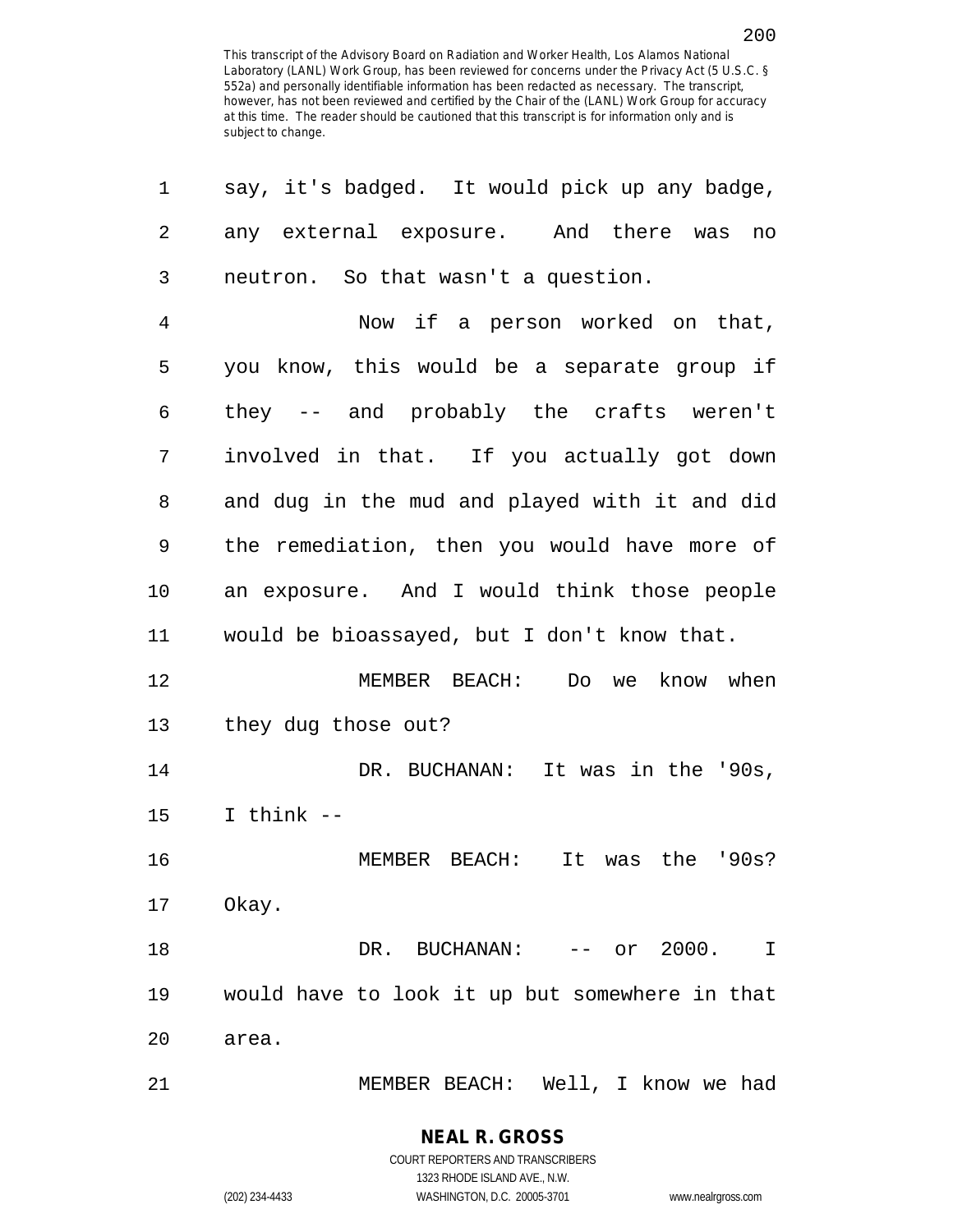say, it's badged. It would pick up any badge, any external exposure. And there was no neutron. So that wasn't a question.

Now if a person worked on that, you know, this would be a separate group if they -- and probably the crafts weren't involved in that. If you actually got down and dug in the mud and played with it and did the remediation, then you would have more of an exposure. And I would think those people would be bioassayed, but I don't know that.

MEMBER BEACH: Do we know when they dug those out?

DR. BUCHANAN: It was in the '90s, I think --

MEMBER BEACH: It was the '90s? Okay.

DR. BUCHANAN: -- or 2000. I would have to look it up but somewhere in that area.

MEMBER BEACH: Well, I know we had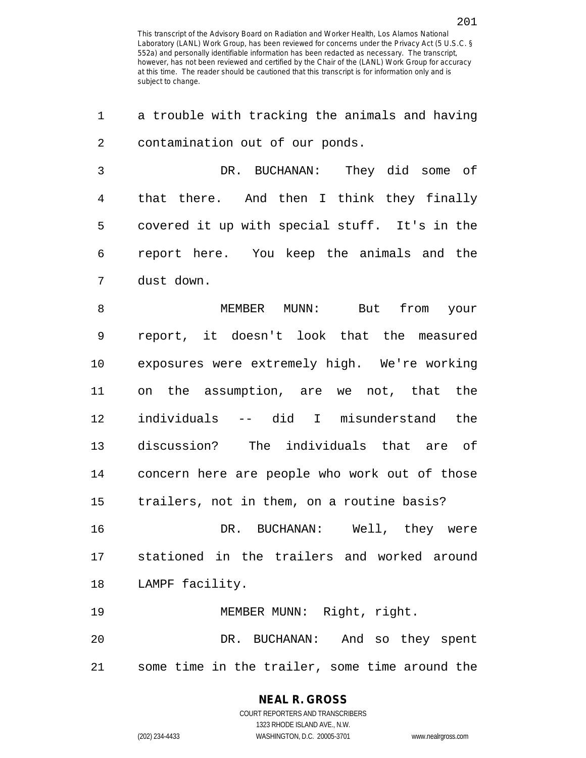a trouble with tracking the animals and having contamination out of our ponds.

DR. BUCHANAN: They did some of that there. And then I think they finally covered it up with special stuff. It's in the report here. You keep the animals and the dust down.

MEMBER MUNN: But from your report, it doesn't look that the measured exposures were extremely high. We're working on the assumption, are we not, that the individuals -- did I misunderstand the discussion? The individuals that are of concern here are people who work out of those trailers, not in them, on a routine basis?

DR. BUCHANAN: Well, they were stationed in the trailers and worked around LAMPF facility.

MEMBER MUNN: Right, right.

DR. BUCHANAN: And so they spent some time in the trailer, some time around the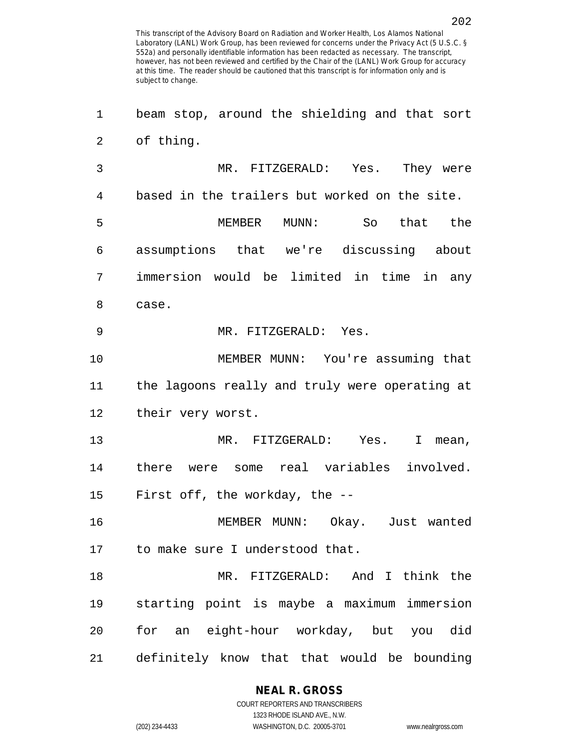beam stop, around the shielding and that sort of thing.

MR. FITZGERALD: Yes. They were based in the trailers but worked on the site.

MEMBER MUNN: So that the assumptions that we're discussing about immersion would be limited in time in any case.

MR. FITZGERALD: Yes.

MEMBER MUNN: You're assuming that the lagoons really and truly were operating at their very worst.

MR. FITZGERALD: Yes. I mean, there were some real variables involved. First off, the workday, the --

MEMBER MUNN: Okay. Just wanted to make sure I understood that.

MR. FITZGERALD: And I think the starting point is maybe a maximum immersion for an eight-hour workday, but you did definitely know that that would be bounding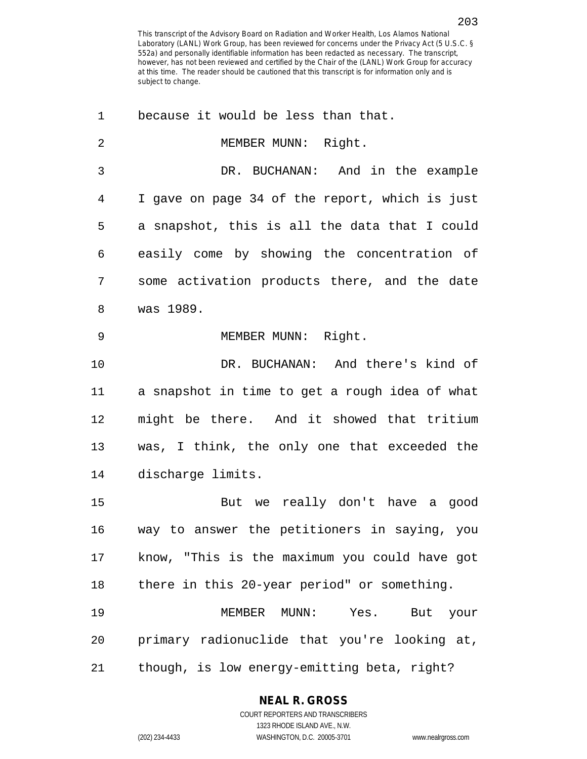because it would be less than that.

MEMBER MUNN: Right.

DR. BUCHANAN: And in the example I gave on page 34 of the report, which is just a snapshot, this is all the data that I could easily come by showing the concentration of some activation products there, and the date was 1989.

MEMBER MUNN: Right.

DR. BUCHANAN: And there's kind of a snapshot in time to get a rough idea of what might be there. And it showed that tritium was, I think, the only one that exceeded the discharge limits.

But we really don't have a good way to answer the petitioners in saying, you know, "This is the maximum you could have got there in this 20-year period" or something.

MEMBER MUNN: Yes. But your primary radionuclide that you're looking at, though, is low energy-emitting beta, right?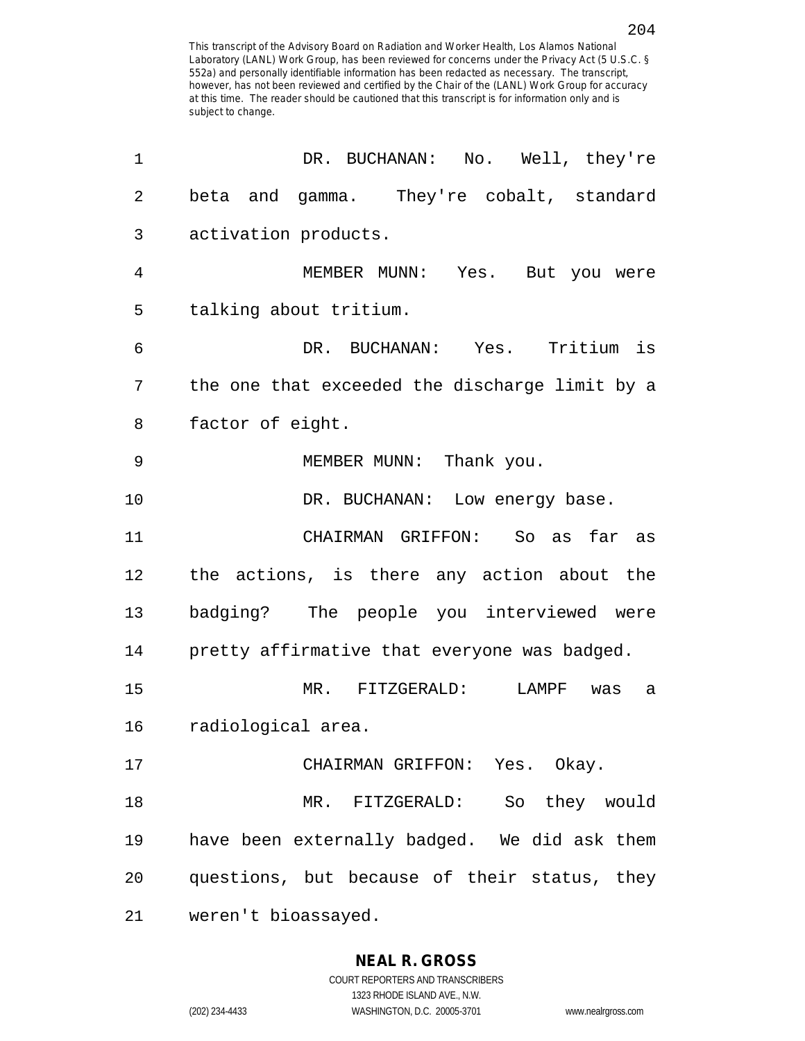DR. BUCHANAN: No. Well, they're beta and gamma. They're cobalt, standard activation products.

MEMBER MUNN: Yes. But you were talking about tritium.

DR. BUCHANAN: Yes. Tritium is the one that exceeded the discharge limit by a factor of eight.

MEMBER MUNN: Thank you.

DR. BUCHANAN: Low energy base.

CHAIRMAN GRIFFON: So as far as the actions, is there any action about the badging? The people you interviewed were pretty affirmative that everyone was badged.

MR. FITZGERALD: LAMPF was a radiological area.

CHAIRMAN GRIFFON: Yes. Okay.

MR. FITZGERALD: So they would have been externally badged. We did ask them questions, but because of their status, they weren't bioassayed.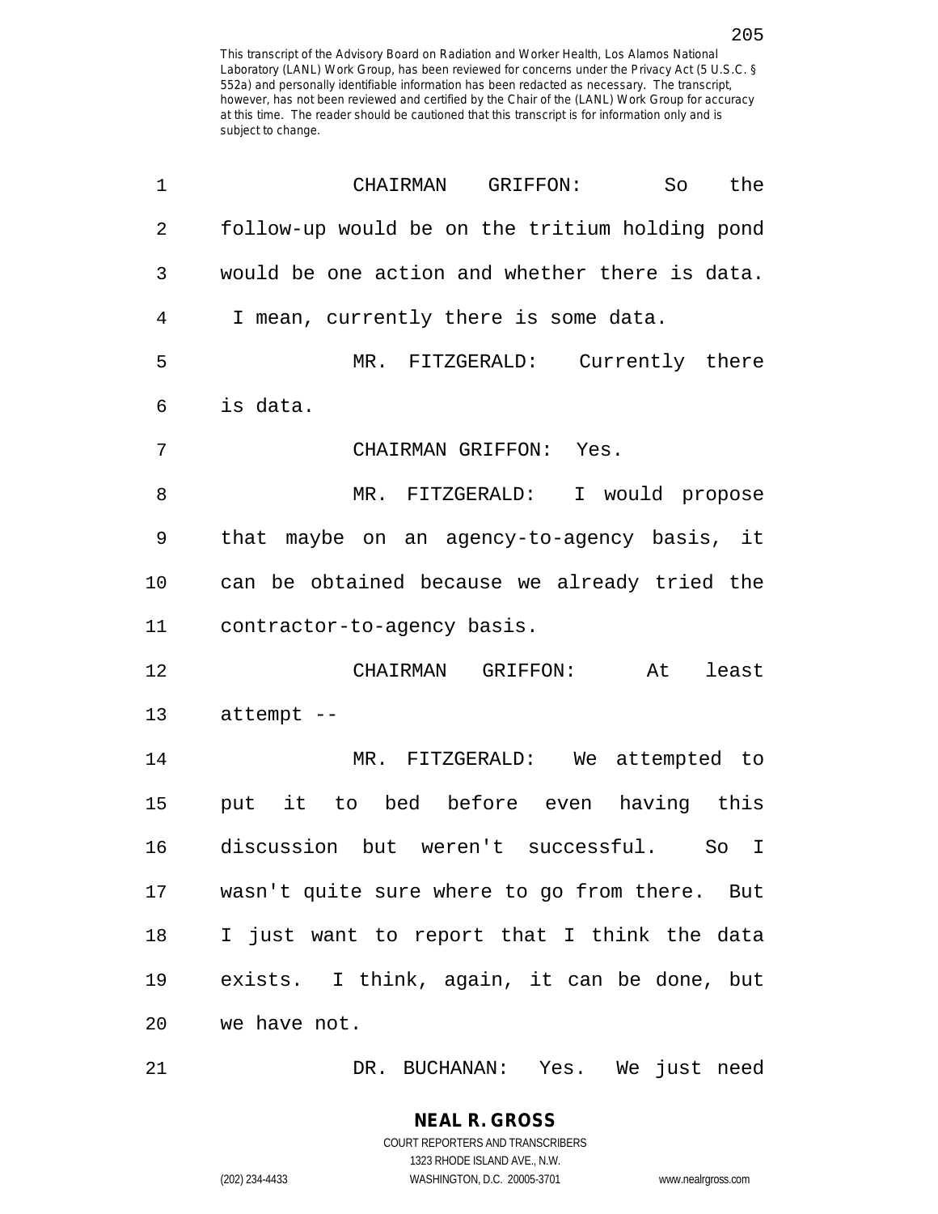CHAIRMAN GRIFFON: So the follow-up would be on the tritium holding pond would be one action and whether there is data. I mean, currently there is some data.

MR. FITZGERALD: Currently there is data.

CHAIRMAN GRIFFON: Yes.

MR. FITZGERALD: I would propose that maybe on an agency-to-agency basis, it can be obtained because we already tried the contractor-to-agency basis.

CHAIRMAN GRIFFON: At least attempt --

MR. FITZGERALD: We attempted to put it to bed before even having this discussion but weren't successful. So I wasn't quite sure where to go from there. But I just want to report that I think the data exists. I think, again, it can be done, but we have not.

DR. BUCHANAN: Yes. We just need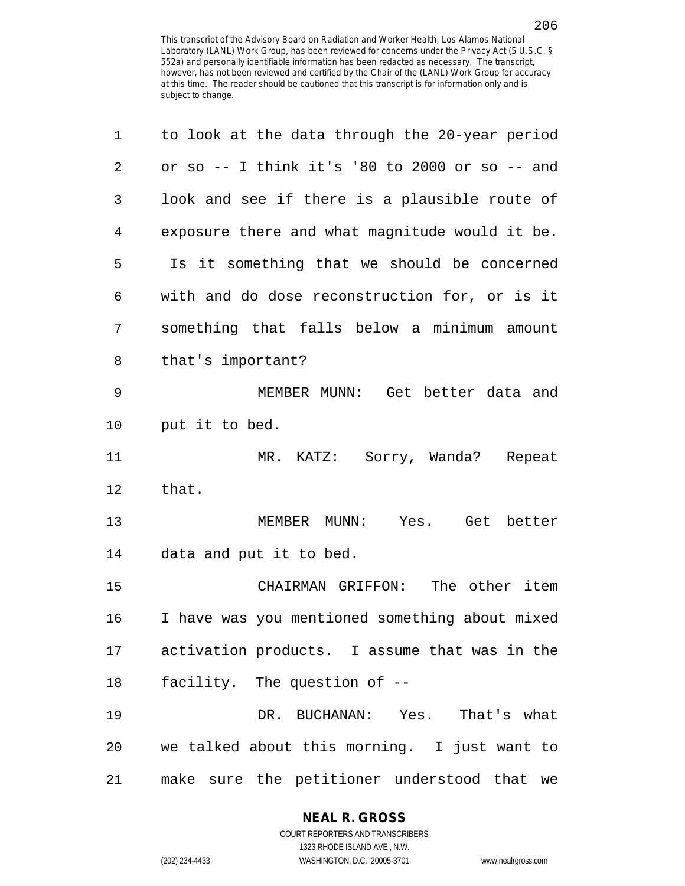to look at the data through the 20-year period or so -- I think it's '80 to 2000 or so -- and look and see if there is a plausible route of exposure there and what magnitude would it be. Is it something that we should be concerned with and do dose reconstruction for, or is it something that falls below a minimum amount that's important?

MEMBER MUNN: Get better data and put it to bed.

MR. KATZ: Sorry, Wanda? Repeat that.

MEMBER MUNN: Yes. Get better data and put it to bed.

CHAIRMAN GRIFFON: The other item I have was you mentioned something about mixed activation products. I assume that was in the facility. The question of --

DR. BUCHANAN: Yes. That's what we talked about this morning. I just want to make sure the petitioner understood that we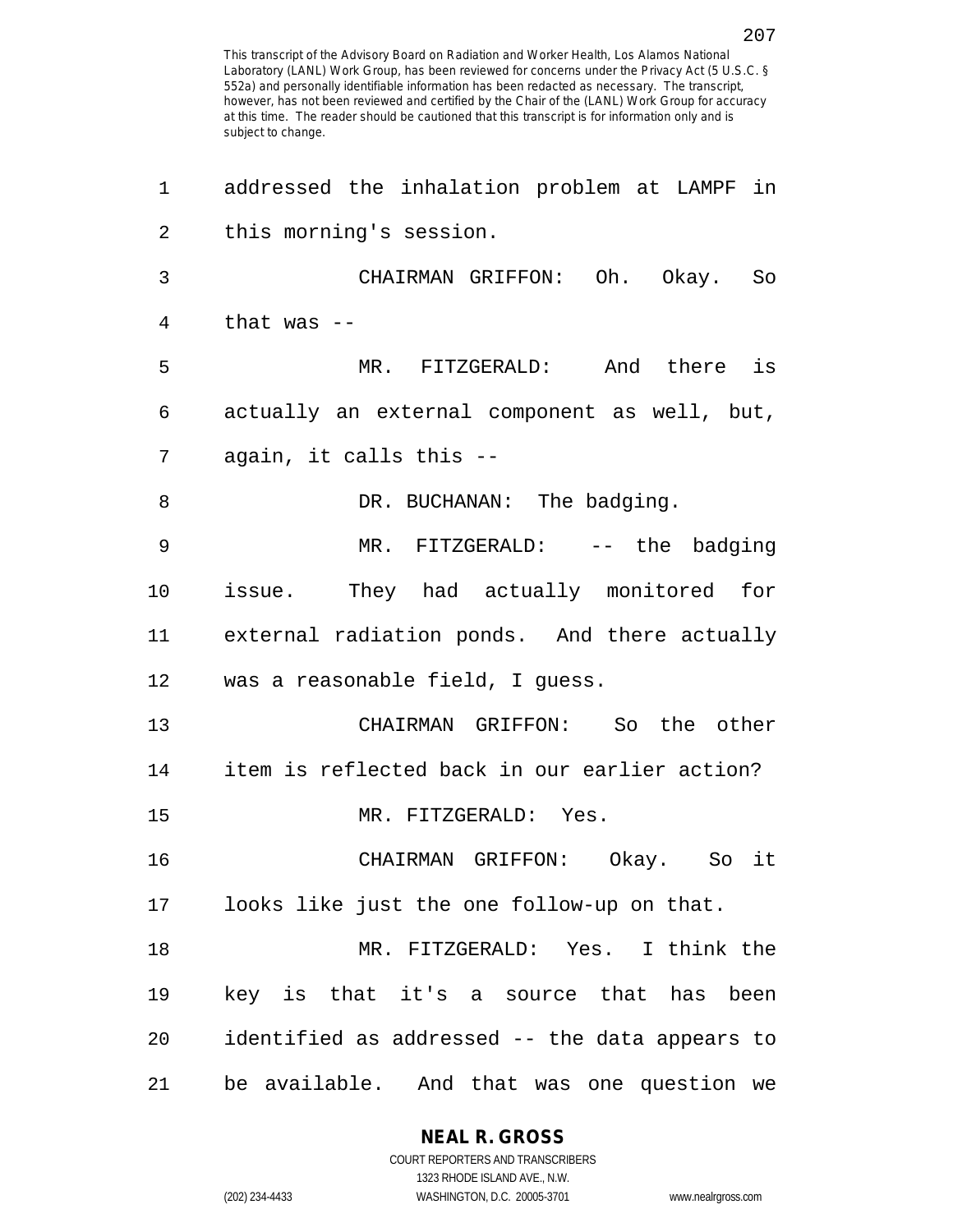addressed the inhalation problem at LAMPF in this morning's session.

CHAIRMAN GRIFFON: Oh. Okay. So that was --

MR. FITZGERALD: And there is actually an external component as well, but, again, it calls this --

DR. BUCHANAN: The badging.

MR. FITZGERALD: -- the badging issue. They had actually monitored for external radiation ponds. And there actually was a reasonable field, I guess.

CHAIRMAN GRIFFON: So the other item is reflected back in our earlier action?

MR. FITZGERALD: Yes.

CHAIRMAN GRIFFON: Okay. So it looks like just the one follow-up on that.

MR. FITZGERALD: Yes. I think the key is that it's a source that has been identified as addressed -- the data appears to be available. And that was one question we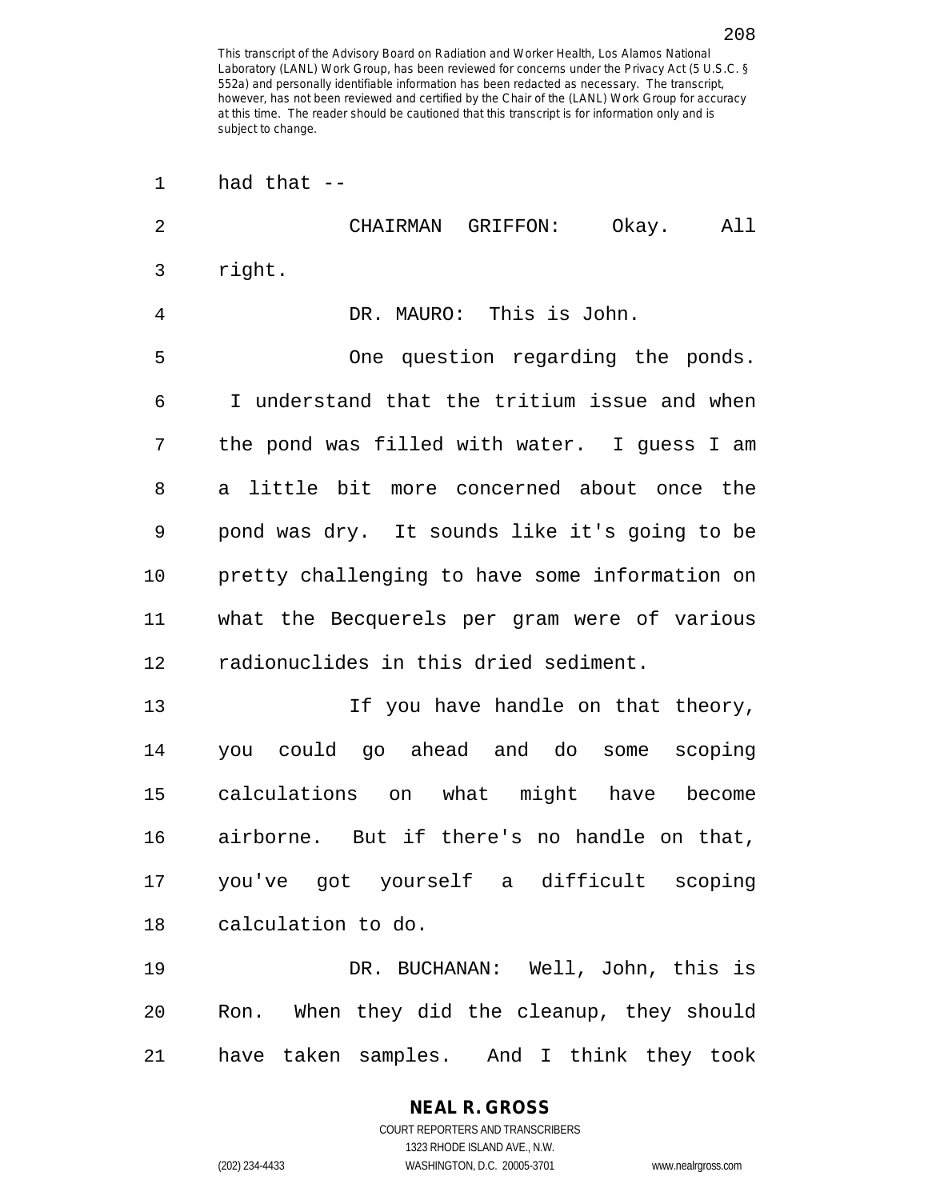had that --

CHAIRMAN GRIFFON: Okay. All right.

DR. MAURO: This is John.

One question regarding the ponds. I understand that the tritium issue and when the pond was filled with water. I guess I am a little bit more concerned about once the pond was dry. It sounds like it's going to be pretty challenging to have some information on what the Becquerels per gram were of various radionuclides in this dried sediment.

If you have handle on that theory, you could go ahead and do some scoping calculations on what might have become airborne. But if there's no handle on that, you've got yourself a difficult scoping calculation to do.

DR. BUCHANAN: Well, John, this is Ron. When they did the cleanup, they should have taken samples. And I think they took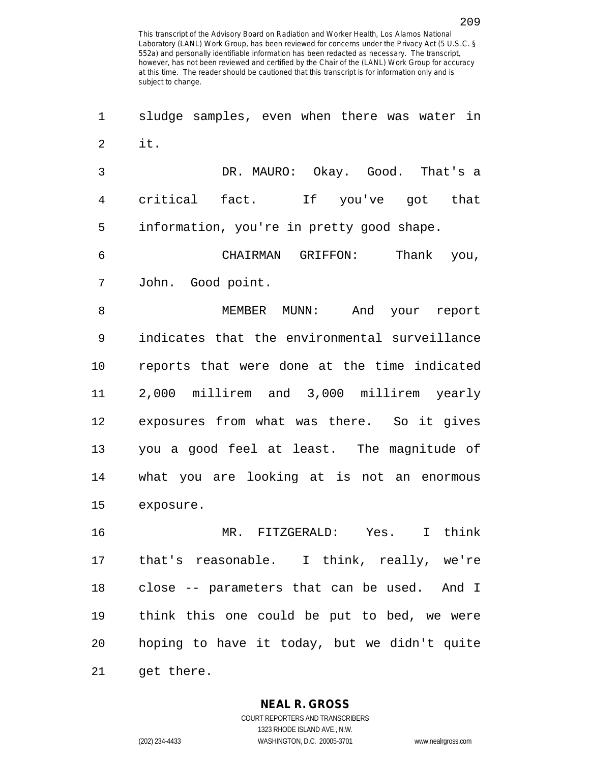sludge samples, even when there was water in it.

DR. MAURO: Okay. Good. That's a critical fact. If you've got that information, you're in pretty good shape.

CHAIRMAN GRIFFON: Thank you, John. Good point.

MEMBER MUNN: And your report indicates that the environmental surveillance reports that were done at the time indicated 2,000 millirem and 3,000 millirem yearly exposures from what was there. So it gives you a good feel at least. The magnitude of what you are looking at is not an enormous exposure.

MR. FITZGERALD: Yes. I think that's reasonable. I think, really, we're close -- parameters that can be used. And I think this one could be put to bed, we were hoping to have it today, but we didn't quite get there.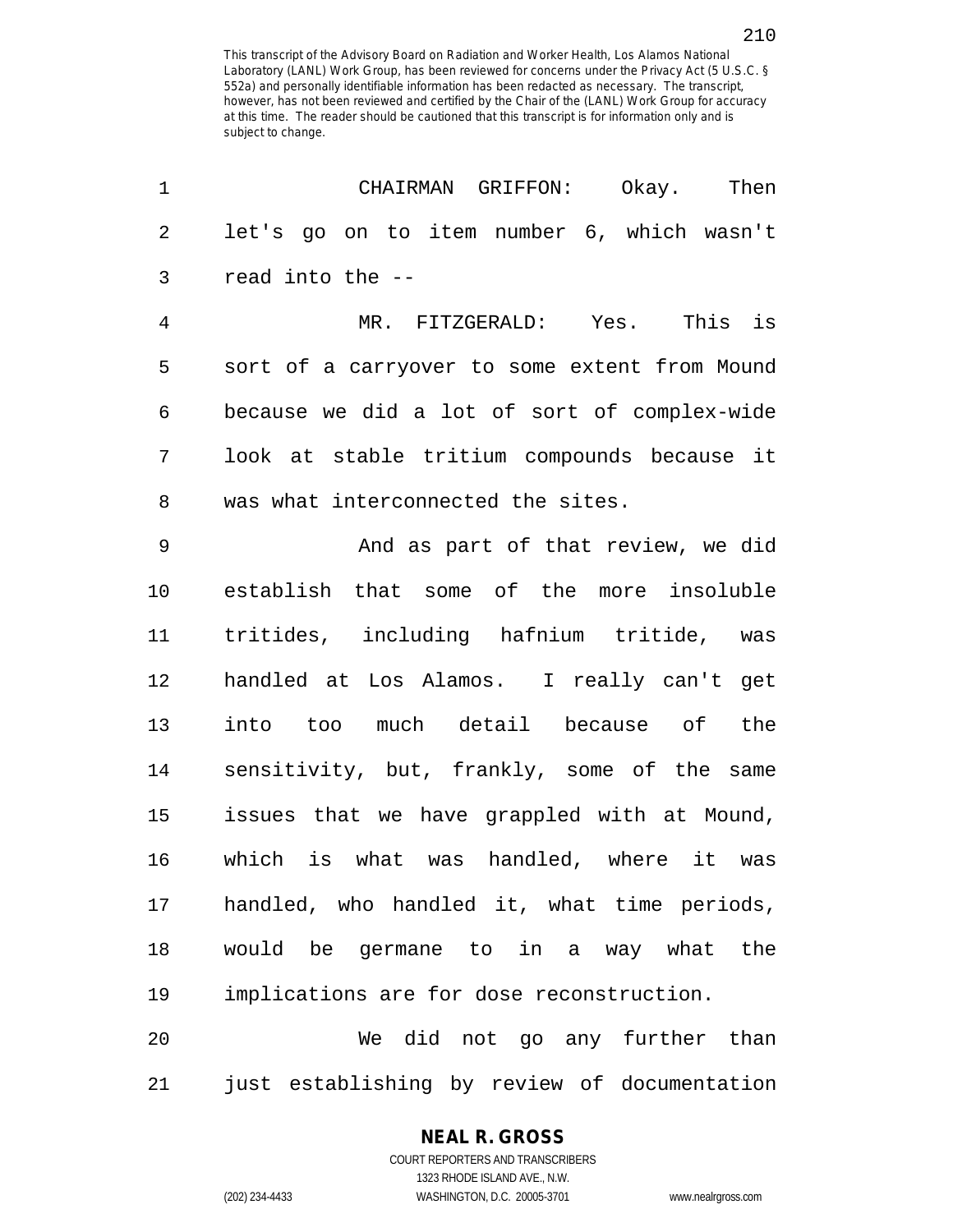CHAIRMAN GRIFFON: Okay. Then let's go on to item number 6, which wasn't read into the --

MR. FITZGERALD: Yes. This is sort of a carryover to some extent from Mound because we did a lot of sort of complex-wide look at stable tritium compounds because it was what interconnected the sites.

And as part of that review, we did establish that some of the more insoluble tritides, including hafnium tritide, was handled at Los Alamos. I really can't get into too much detail because of the sensitivity, but, frankly, some of the same issues that we have grappled with at Mound, which is what was handled, where it was handled, who handled it, what time periods, would be germane to in a way what the implications are for dose reconstruction.

We did not go any further than just establishing by review of documentation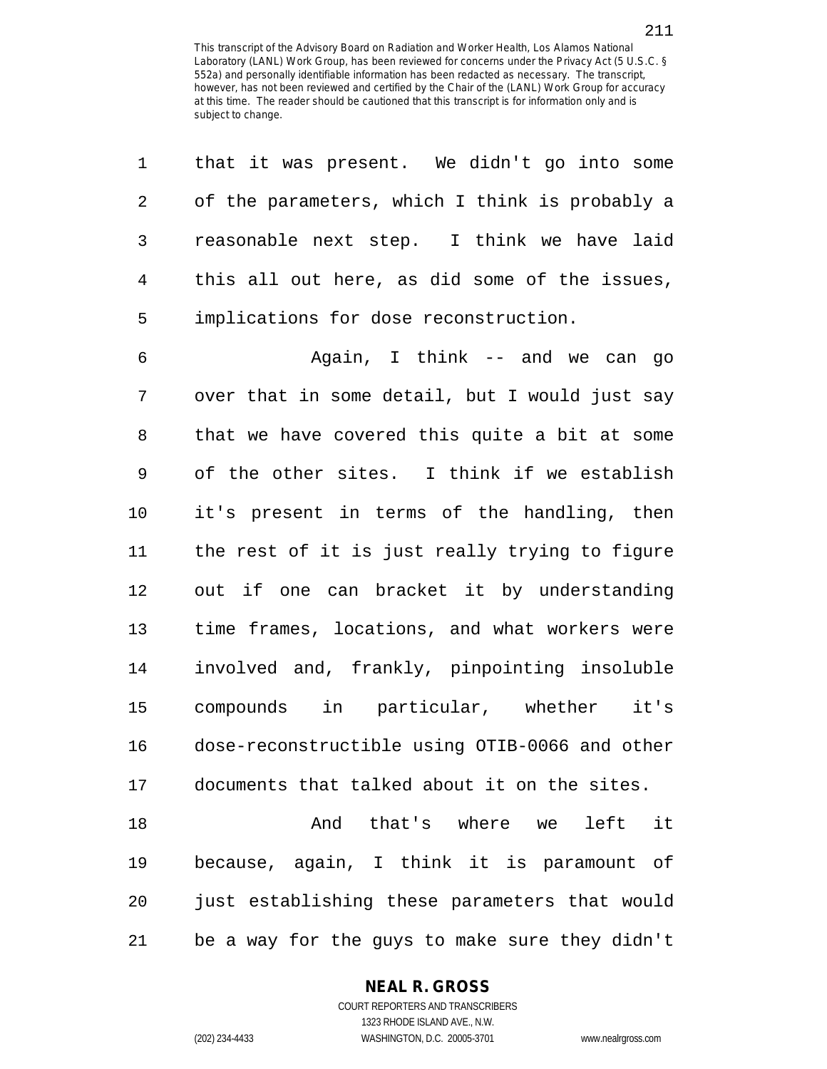that it was present. We didn't go into some of the parameters, which I think is probably a reasonable next step. I think we have laid this all out here, as did some of the issues, implications for dose reconstruction.

Again, I think -- and we can go over that in some detail, but I would just say that we have covered this quite a bit at some of the other sites. I think if we establish it's present in terms of the handling, then the rest of it is just really trying to figure out if one can bracket it by understanding time frames, locations, and what workers were involved and, frankly, pinpointing insoluble compounds in particular, whether it's dose-reconstructible using OTIB-0066 and other documents that talked about it on the sites.

And that's where we left it because, again, I think it is paramount of just establishing these parameters that would be a way for the guys to make sure they didn't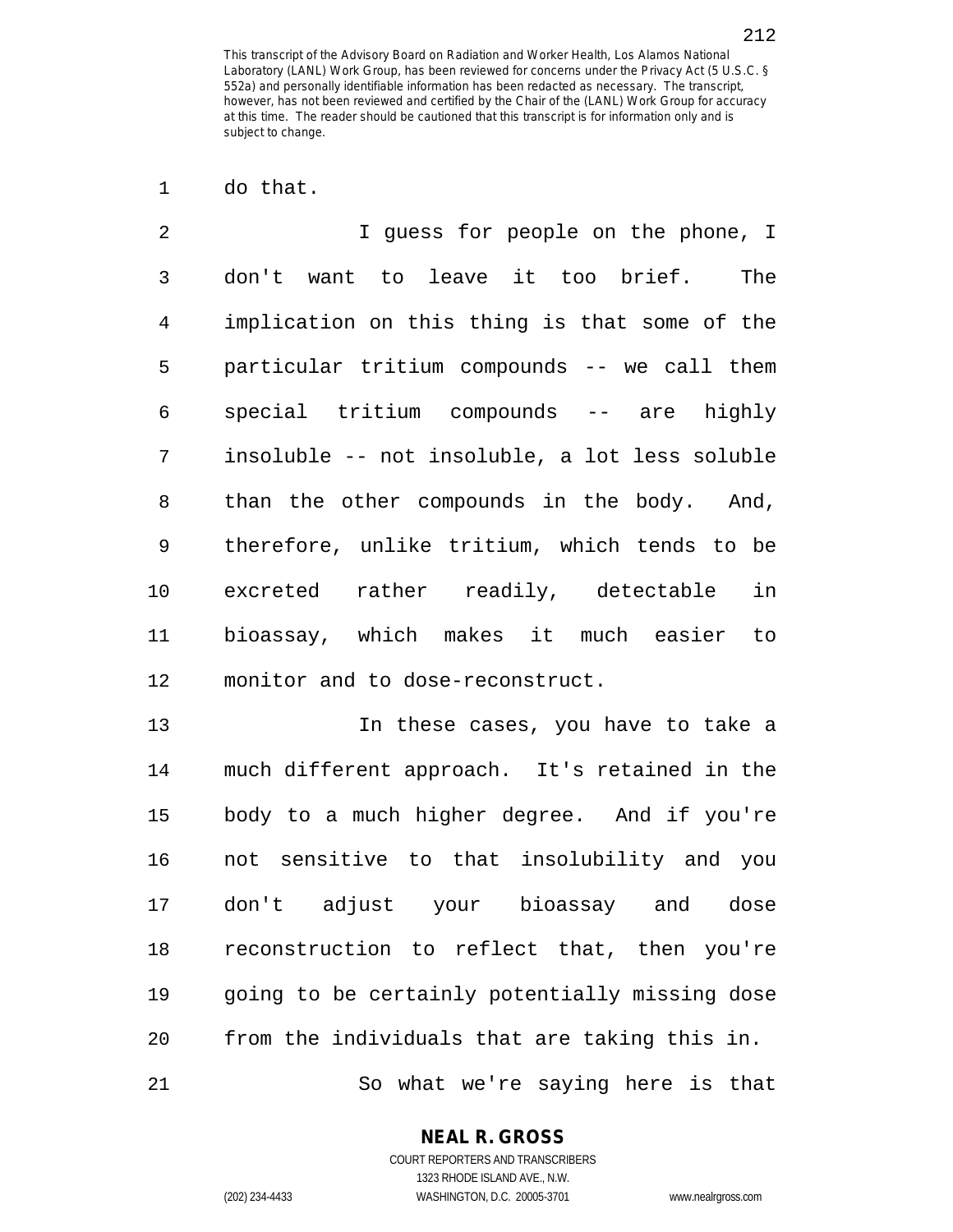do that.

I guess for people on the phone, I don't want to leave it too brief. The implication on this thing is that some of the particular tritium compounds -- we call them special tritium compounds -- are highly insoluble -- not insoluble, a lot less soluble than the other compounds in the body. And, therefore, unlike tritium, which tends to be excreted rather readily, detectable in bioassay, which makes it much easier to monitor and to dose-reconstruct.

In these cases, you have to take a much different approach. It's retained in the body to a much higher degree. And if you're not sensitive to that insolubility and you don't adjust your bioassay and dose reconstruction to reflect that, then you're going to be certainly potentially missing dose from the individuals that are taking this in.

So what we're saying here is that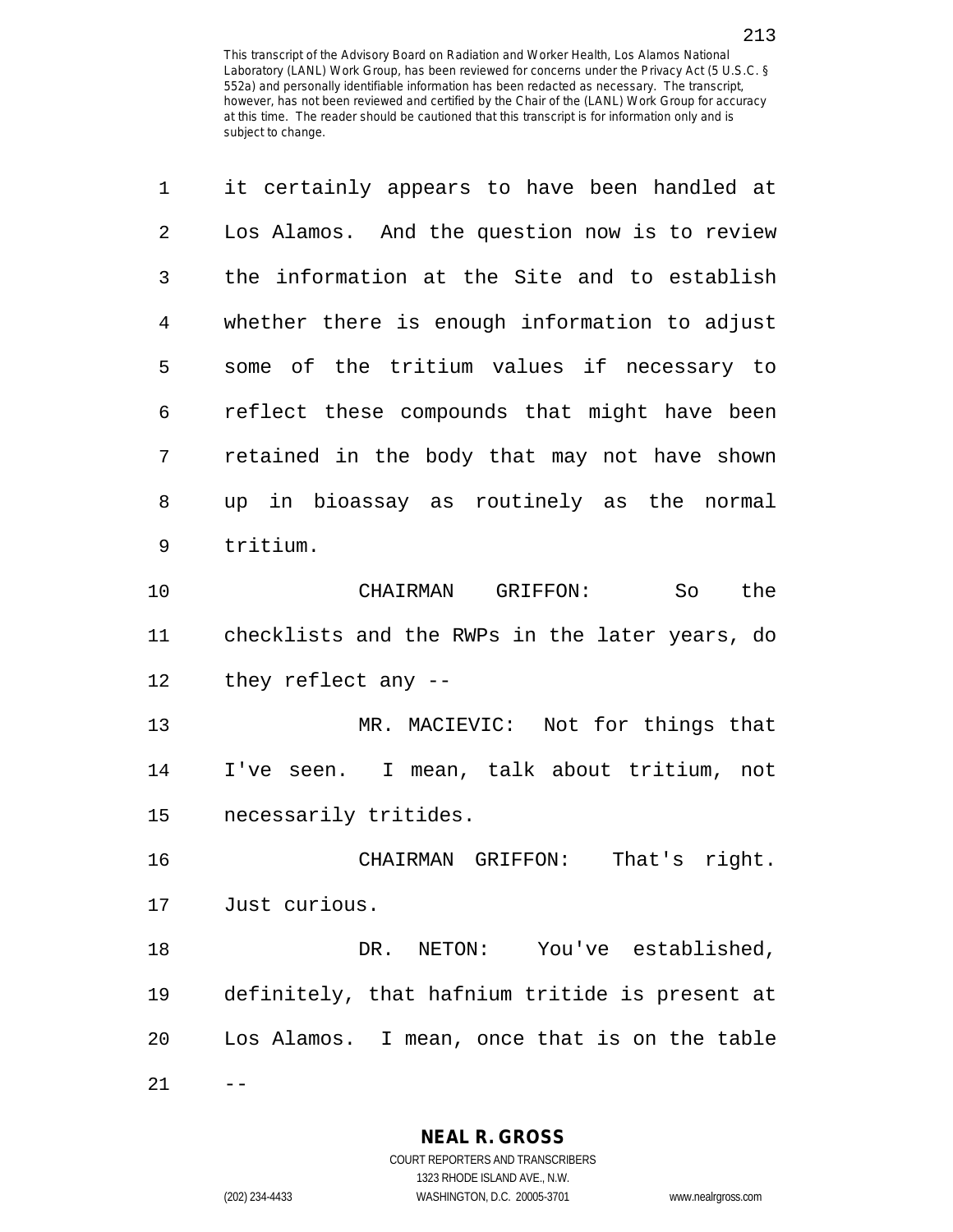it certainly appears to have been handled at Los Alamos. And the question now is to review the information at the Site and to establish whether there is enough information to adjust some of the tritium values if necessary to reflect these compounds that might have been retained in the body that may not have shown up in bioassay as routinely as the normal tritium.

CHAIRMAN GRIFFON: So the checklists and the RWPs in the later years, do they reflect any --

MR. MACIEVIC: Not for things that I've seen. I mean, talk about tritium, not necessarily tritides.

CHAIRMAN GRIFFON: That's right. Just curious.

DR. NETON: You've established, definitely, that hafnium tritide is present at Los Alamos. I mean, once that is on the table --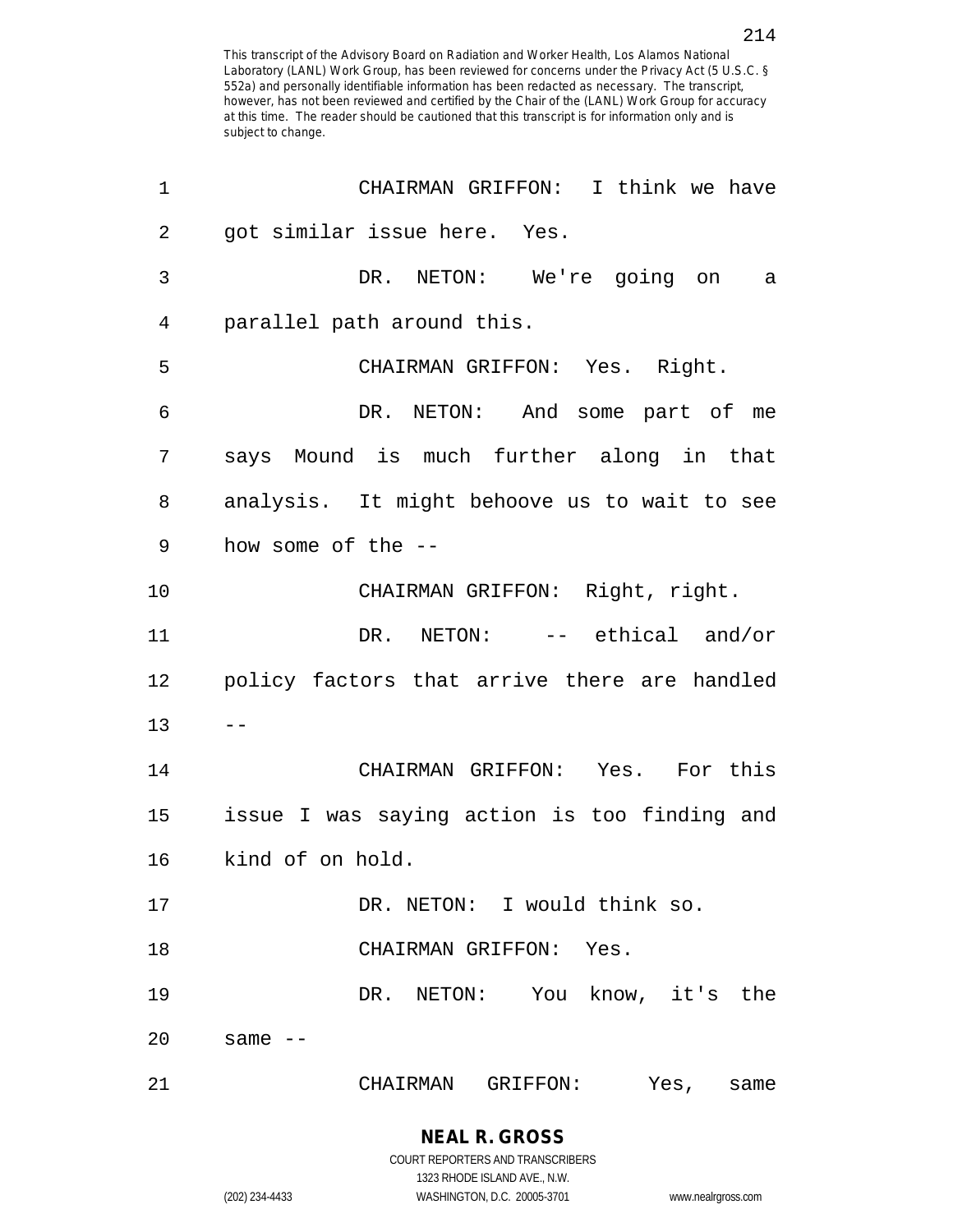CHAIRMAN GRIFFON: I think we have got similar issue here. Yes.

DR. NETON: We're going on a parallel path around this.

CHAIRMAN GRIFFON: Yes. Right.

DR. NETON: And some part of me says Mound is much further along in that analysis. It might behoove us to wait to see how some of the --

CHAIRMAN GRIFFON: Right, right.

DR. NETON: -- ethical and/or policy factors that arrive there are handled --

CHAIRMAN GRIFFON: Yes. For this issue I was saying action is too finding and kind of on hold.

DR. NETON: I would think so.

CHAIRMAN GRIFFON: Yes.

DR. NETON: You know, it's the same --

CHAIRMAN GRIFFON: Yes, same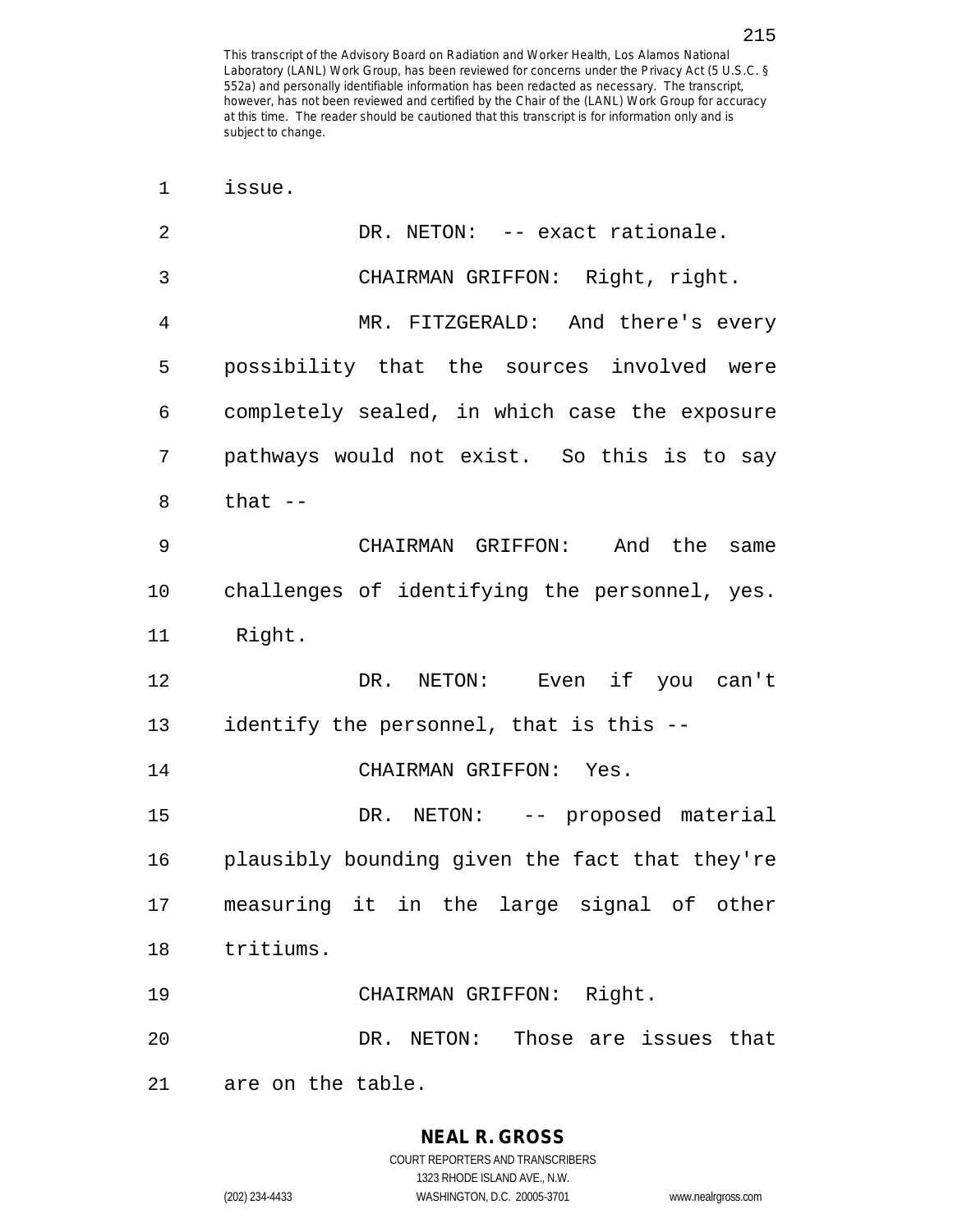issue.

DR. NETON: -- exact rationale.

CHAIRMAN GRIFFON: Right, right.

MR. FITZGERALD: And there's every possibility that the sources involved were completely sealed, in which case the exposure pathways would not exist. So this is to say that --

CHAIRMAN GRIFFON: And the same challenges of identifying the personnel, yes. Right.

DR. NETON: Even if you can't identify the personnel, that is this --

CHAIRMAN GRIFFON: Yes.

DR. NETON: -- proposed material plausibly bounding given the fact that they're measuring it in the large signal of other tritiums.

CHAIRMAN GRIFFON: Right.

DR. NETON: Those are issues that are on the table.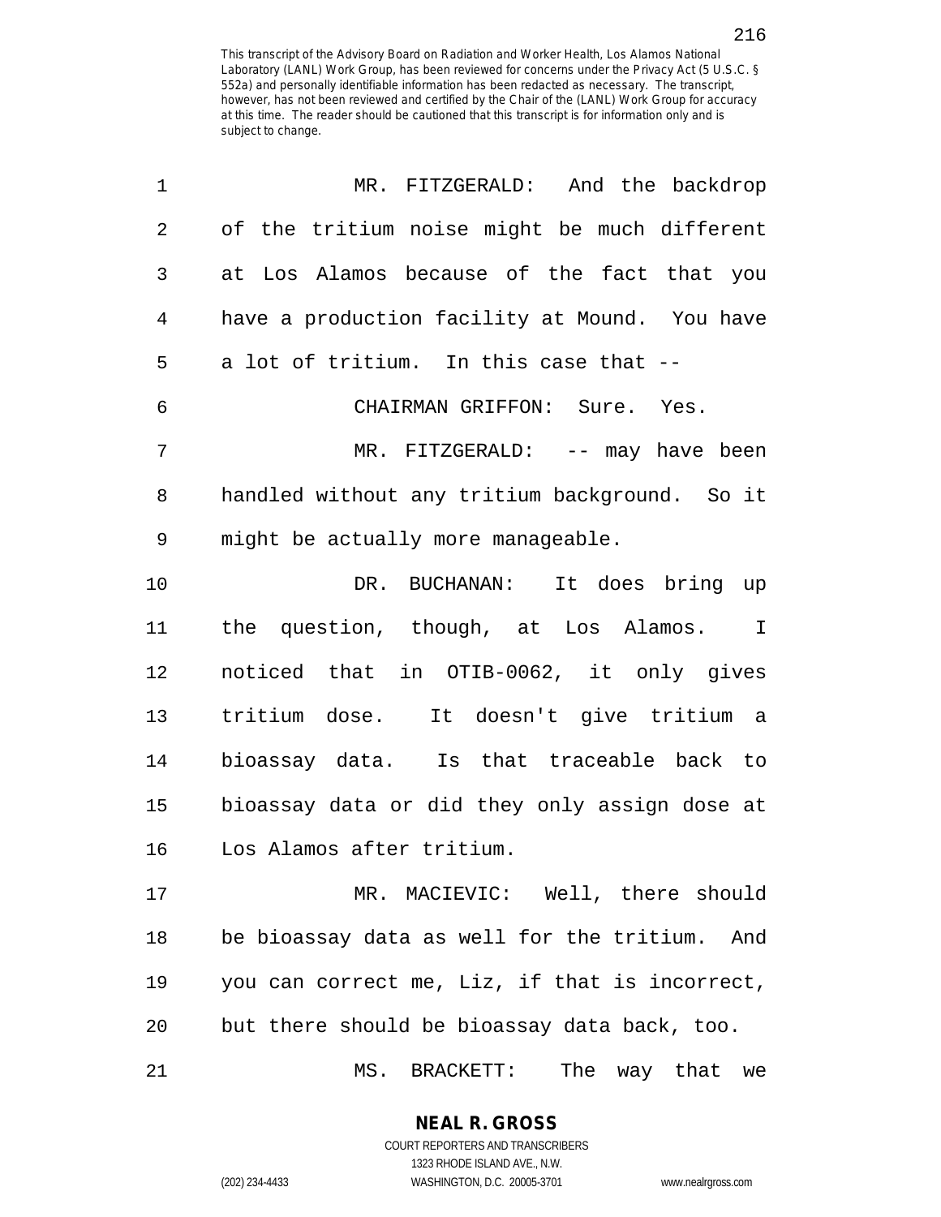This transcript of the Advisory Board on Radiation and Worker Health, Los Alamos National Laboratory (LANL) Work Group, has been reviewed for concerns under the Privacy Act (5 U.S.C. § 552a) and personally identifiable information has been redacted as necessary. The transcript, however, has not been reviewed and certified by the Chair of the (LANL) Work Group for accuracy at this time. The reader should be cautioned that this transcript is for information only and is subject to change.

MR. FITZGERALD: And the backdrop of the tritium noise might be much different at Los Alamos because of the fact that you have a production facility at Mound. You have a lot of tritium. In this case that --

CHAIRMAN GRIFFON: Sure. Yes.

MR. FITZGERALD: -- may have been handled without any tritium background. So it might be actually more manageable.

DR. BUCHANAN: It does bring up the question, though, at Los Alamos. I noticed that in OTIB-0062, it only gives tritium dose. It doesn't give tritium a bioassay data. Is that traceable back to bioassay data or did they only assign dose at Los Alamos after tritium.

MR. MACIEVIC: Well, there should be bioassay data as well for the tritium. And you can correct me, Liz, if that is incorrect, but there should be bioassay data back, too.

MS. BRACKETT: The way that we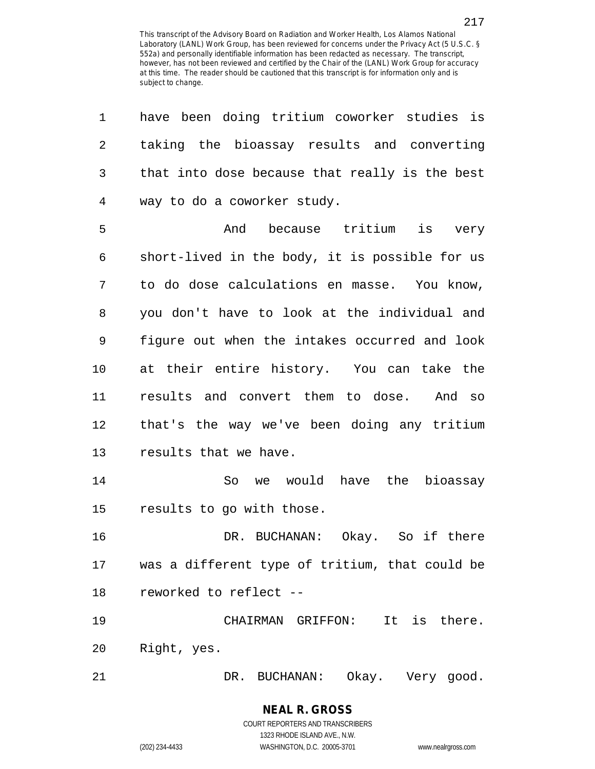have been doing tritium coworker studies is taking the bioassay results and converting that into dose because that really is the best way to do a coworker study.

And because tritium is very short-lived in the body, it is possible for us to do dose calculations en masse. You know, you don't have to look at the individual and figure out when the intakes occurred and look at their entire history. You can take the results and convert them to dose. And so that's the way we've been doing any tritium results that we have.

So we would have the bioassay results to go with those.

DR. BUCHANAN: Okay. So if there was a different type of tritium, that could be reworked to reflect --

CHAIRMAN GRIFFON: It is there. Right, yes.

DR. BUCHANAN: Okay. Very good.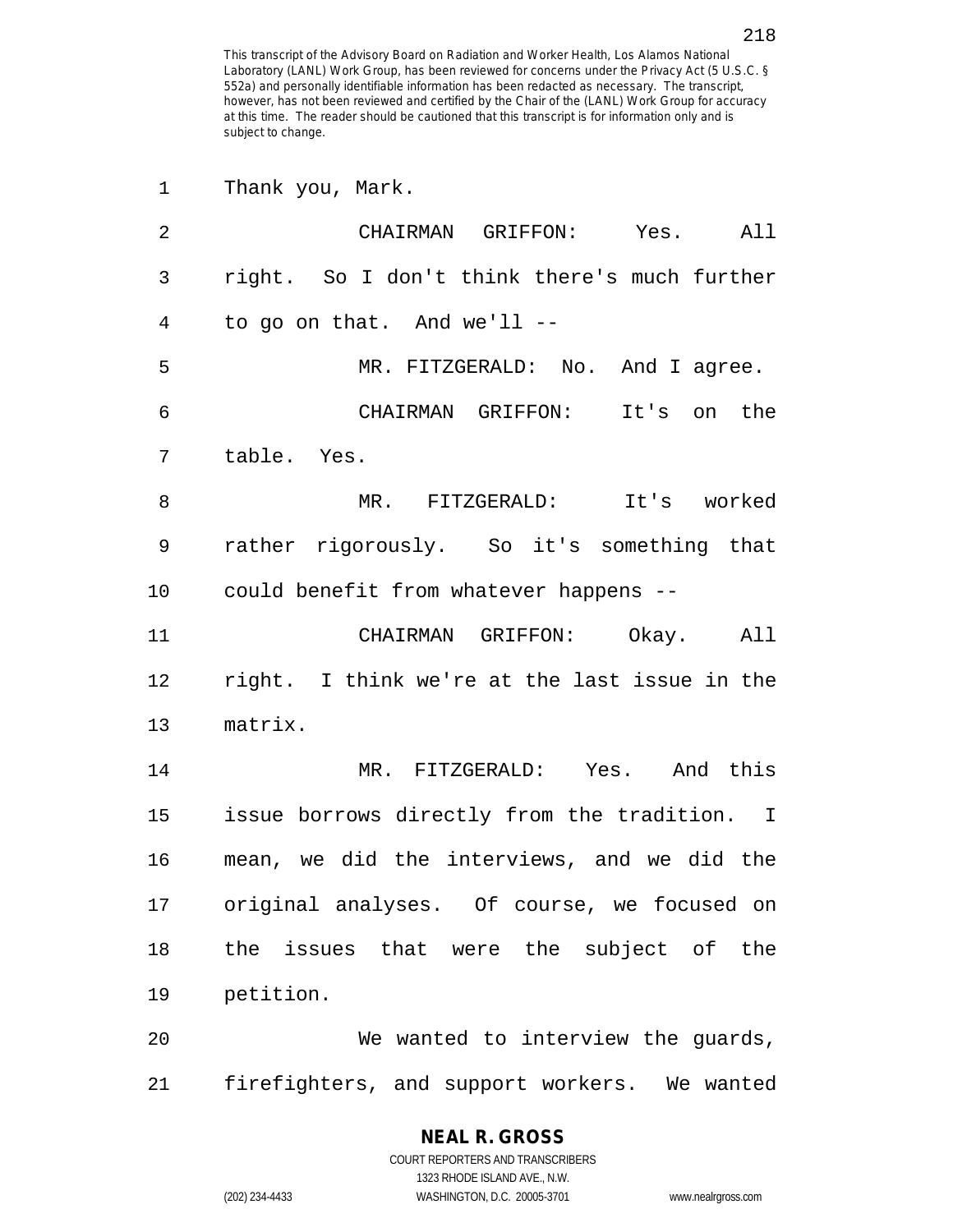Thank you, Mark.

CHAIRMAN GRIFFON: Yes. All right. So I don't think there's much further to go on that. And we'll --

MR. FITZGERALD: No. And I agree.

CHAIRMAN GRIFFON: It's on the table. Yes.

MR. FITZGERALD: It's worked rather rigorously. So it's something that could benefit from whatever happens --

CHAIRMAN GRIFFON: Okay. All right. I think we're at the last issue in the matrix.

MR. FITZGERALD: Yes. And this issue borrows directly from the tradition. I mean, we did the interviews, and we did the original analyses. Of course, we focused on the issues that were the subject of the petition.

We wanted to interview the guards, firefighters, and support workers. We wanted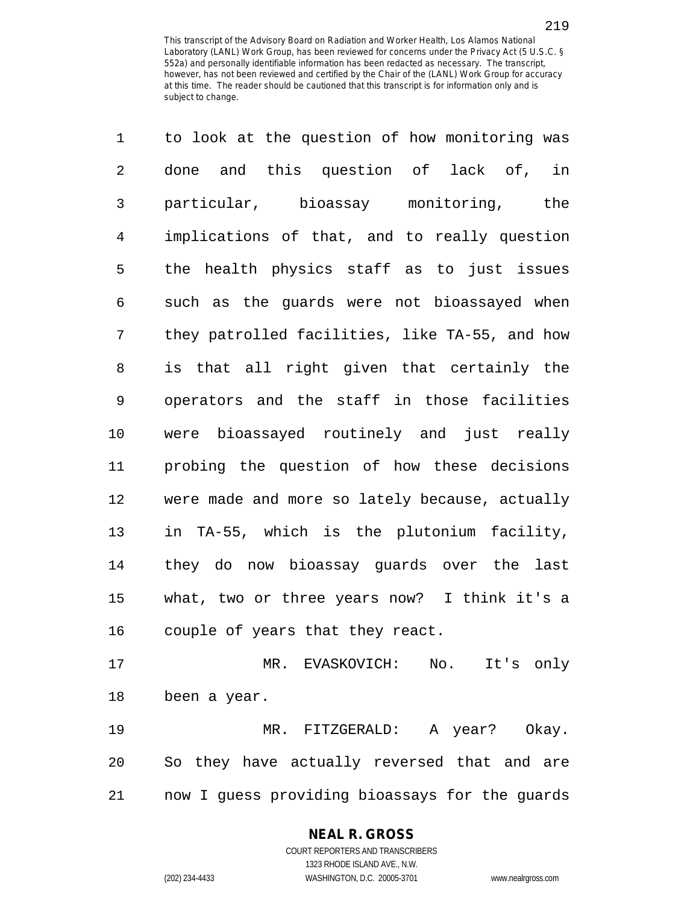to look at the question of how monitoring was done and this question of lack of, in particular, bioassay monitoring, the implications of that, and to really question the health physics staff as to just issues such as the guards were not bioassayed when they patrolled facilities, like TA-55, and how is that all right given that certainly the operators and the staff in those facilities were bioassayed routinely and just really probing the question of how these decisions were made and more so lately because, actually in TA-55, which is the plutonium facility, they do now bioassay guards over the last what, two or three years now? I think it's a couple of years that they react.

MR. EVASKOVICH: No. It's only been a year.

MR. FITZGERALD: A year? Okay. So they have actually reversed that and are now I guess providing bioassays for the guards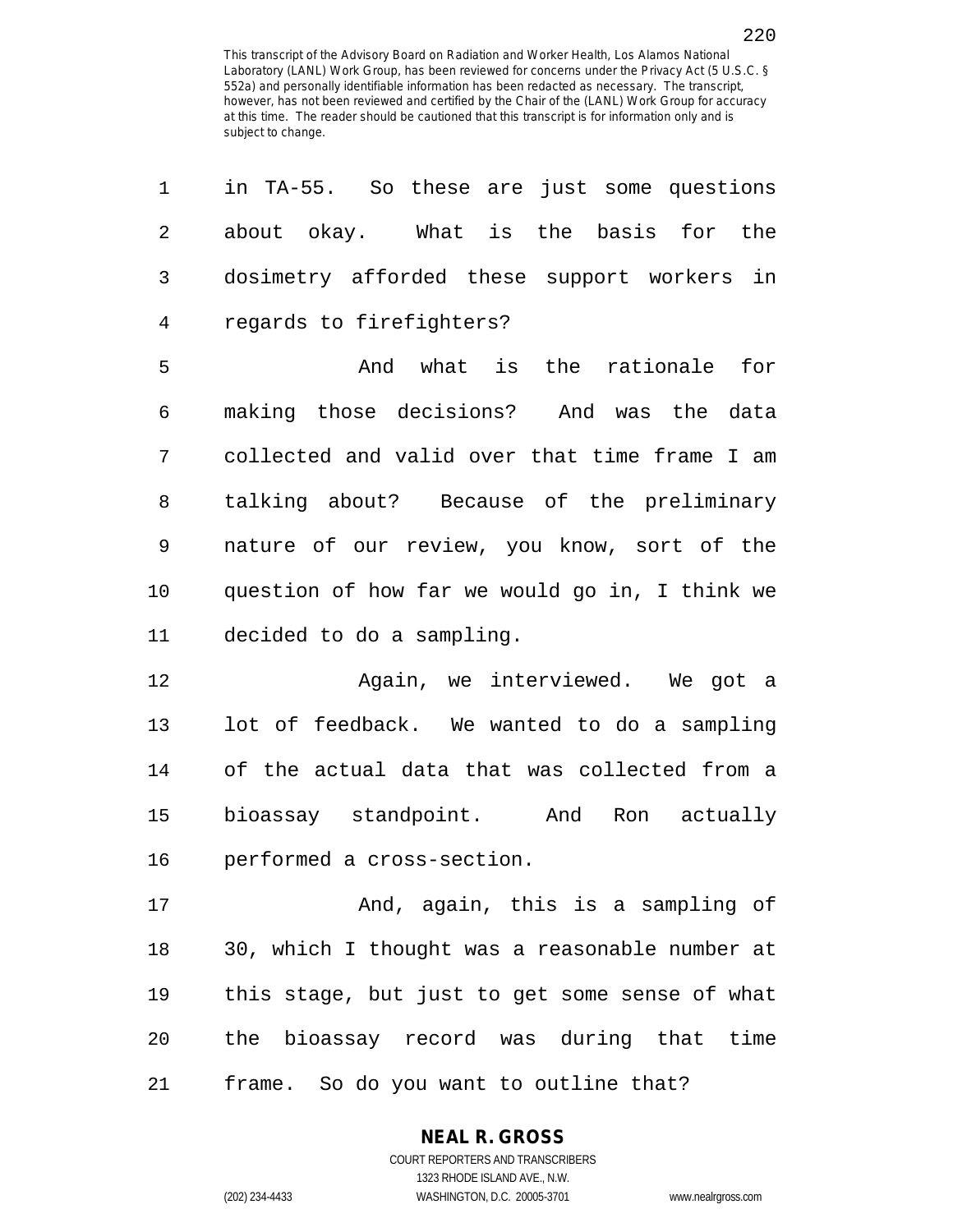in TA-55. So these are just some questions about okay. What is the basis for the dosimetry afforded these support workers in regards to firefighters?

And what is the rationale for making those decisions? And was the data collected and valid over that time frame I am talking about? Because of the preliminary nature of our review, you know, sort of the question of how far we would go in, I think we decided to do a sampling.

Again, we interviewed. We got a lot of feedback. We wanted to do a sampling of the actual data that was collected from a bioassay standpoint. And Ron actually performed a cross-section.

And, again, this is a sampling of 30, which I thought was a reasonable number at this stage, but just to get some sense of what the bioassay record was during that time frame. So do you want to outline that?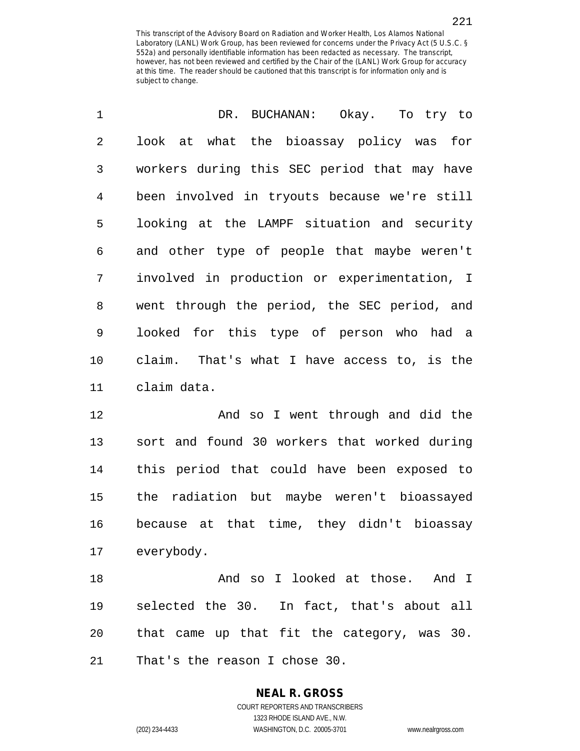DR. BUCHANAN: Okay. To try to look at what the bioassay policy was for workers during this SEC period that may have been involved in tryouts because we're still looking at the LAMPF situation and security and other type of people that maybe weren't involved in production or experimentation, I went through the period, the SEC period, and looked for this type of person who had a claim. That's what I have access to, is the claim data.

And so I went through and did the sort and found 30 workers that worked during this period that could have been exposed to the radiation but maybe weren't bioassayed because at that time, they didn't bioassay everybody.

And so I looked at those. And I selected the 30. In fact, that's about all that came up that fit the category, was 30. That's the reason I chose 30.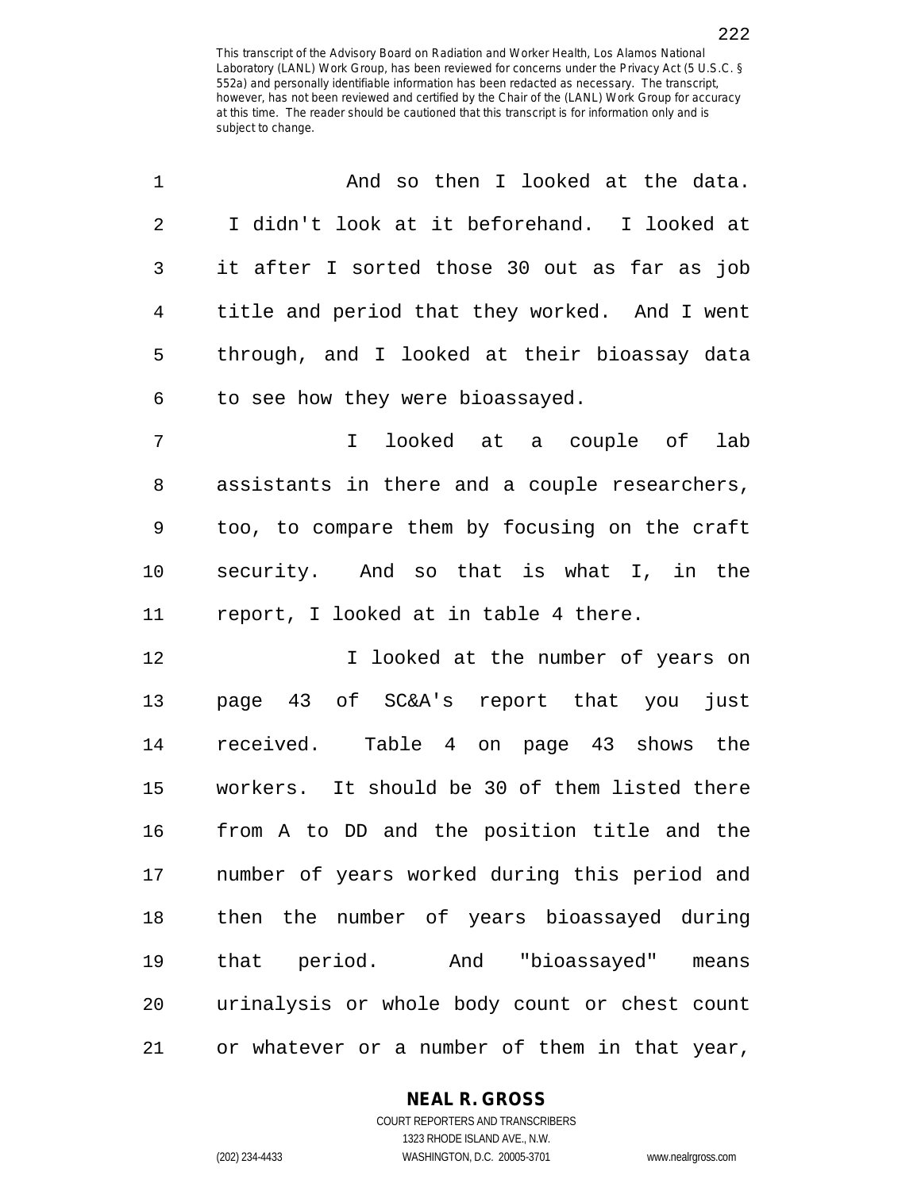And so then I looked at the data. I didn't look at it beforehand. I looked at it after I sorted those 30 out as far as job title and period that they worked. And I went through, and I looked at their bioassay data to see how they were bioassayed.

I looked at a couple of lab assistants in there and a couple researchers, too, to compare them by focusing on the craft security. And so that is what I, in the report, I looked at in table 4 there.

I looked at the number of years on page 43 of SC&A's report that you just received. Table 4 on page 43 shows the workers. It should be 30 of them listed there from A to DD and the position title and the number of years worked during this period and then the number of years bioassayed during that period. And "bioassayed" means urinalysis or whole body count or chest count or whatever or a number of them in that year,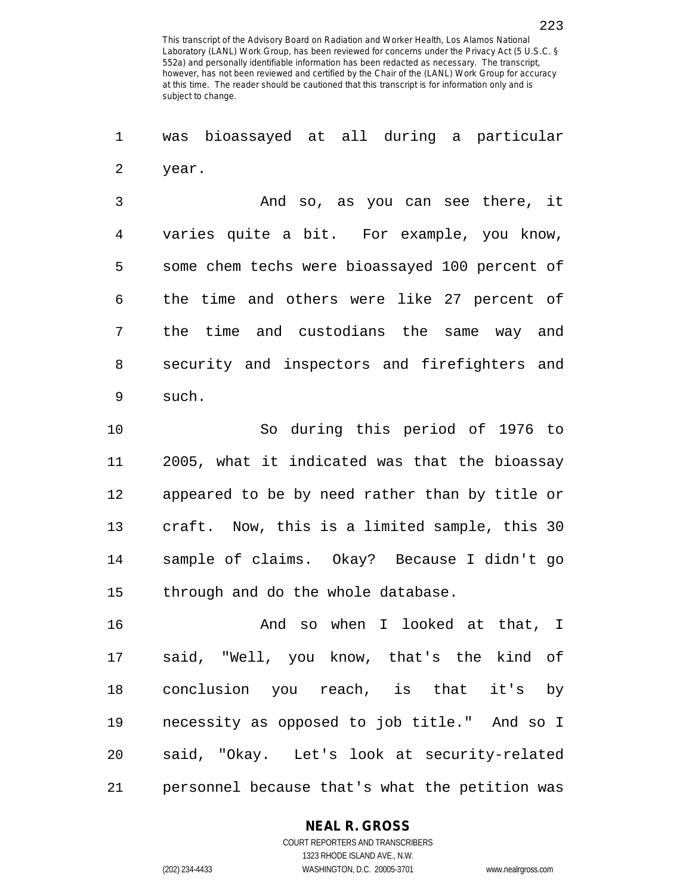was bioassayed at all during a particular year.

And so, as you can see there, it varies quite a bit. For example, you know, some chem techs were bioassayed 100 percent of the time and others were like 27 percent of the time and custodians the same way and security and inspectors and firefighters and such.

So during this period of 1976 to 2005, what it indicated was that the bioassay appeared to be by need rather than by title or craft. Now, this is a limited sample, this 30 sample of claims. Okay? Because I didn't go through and do the whole database.

And so when I looked at that, I said, "Well, you know, that's the kind of conclusion you reach, is that it's by necessity as opposed to job title." And so I said, "Okay. Let's look at security-related personnel because that's what the petition was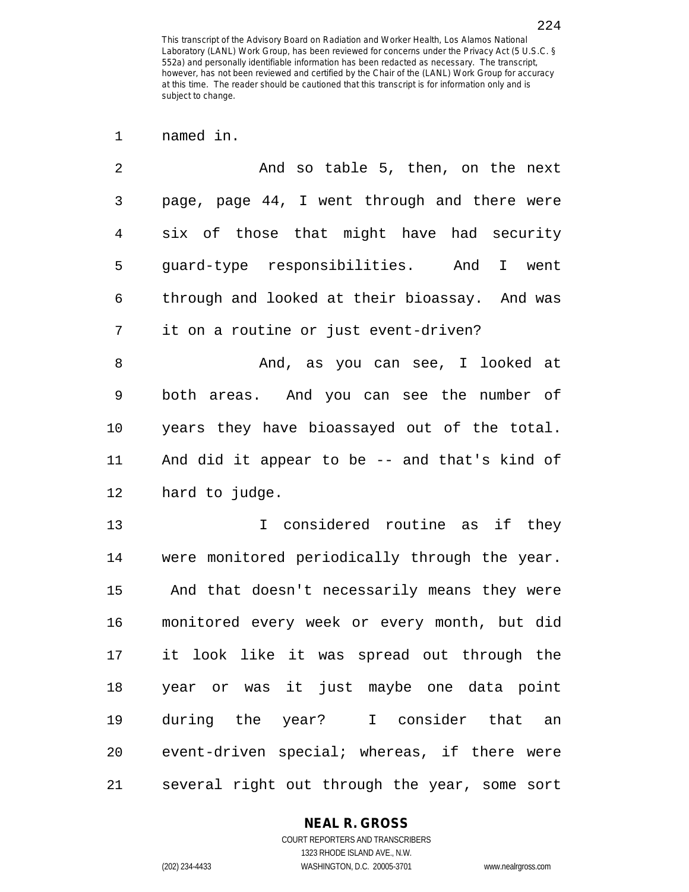named in.

And so table 5, then, on the next page, page 44, I went through and there were six of those that might have had security guard-type responsibilities. And I went through and looked at their bioassay. And was it on a routine or just event-driven?

And, as you can see, I looked at both areas. And you can see the number of years they have bioassayed out of the total. And did it appear to be -- and that's kind of hard to judge.

I considered routine as if they were monitored periodically through the year. And that doesn't necessarily means they were monitored every week or every month, but did it look like it was spread out through the year or was it just maybe one data point during the year? I consider that an event-driven special; whereas, if there were several right out through the year, some sort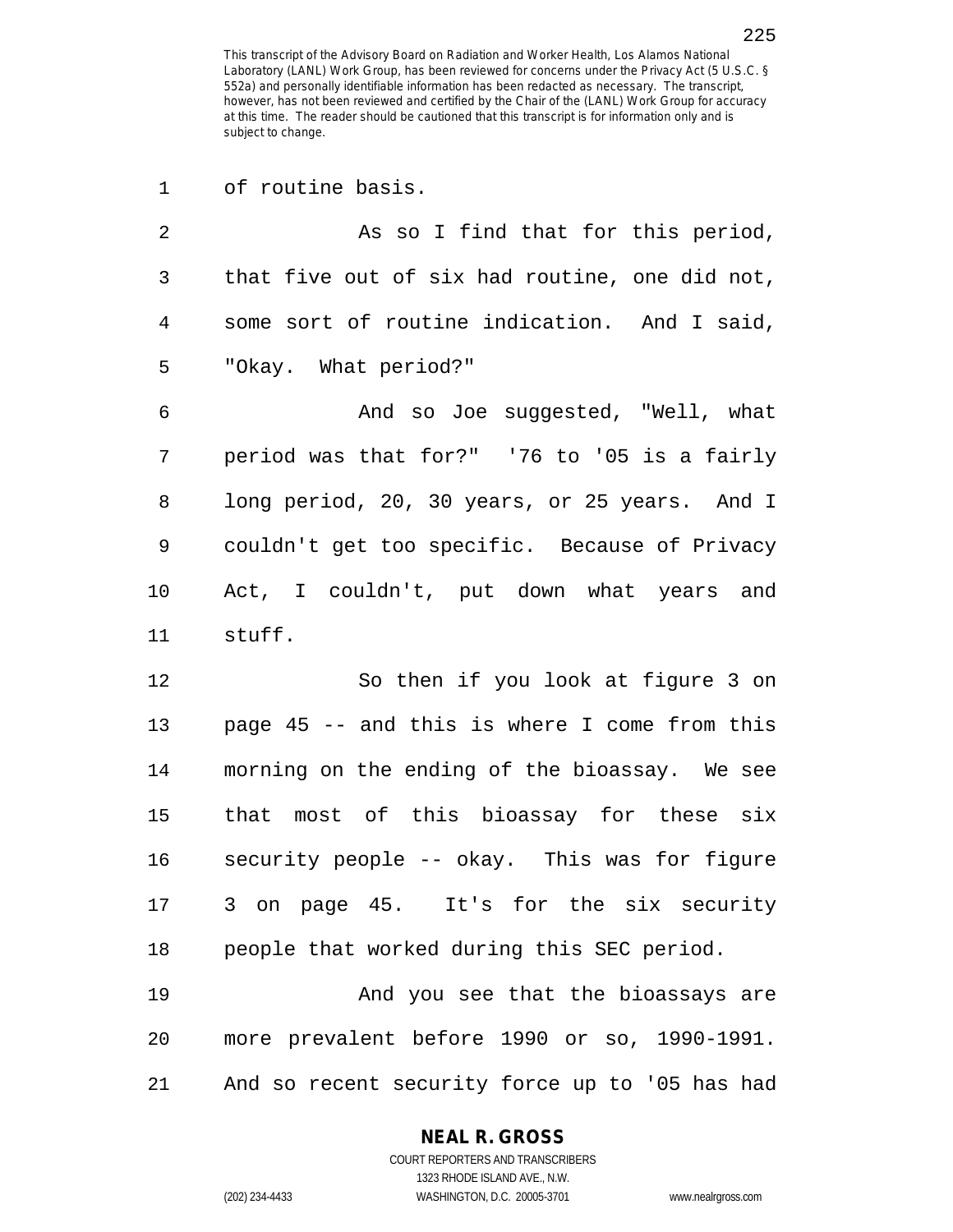of routine basis.

As so I find that for this period, that five out of six had routine, one did not, some sort of routine indication. And I said, "Okay. What period?"

And so Joe suggested, "Well, what period was that for?" '76 to '05 is a fairly long period, 20, 30 years, or 25 years. And I couldn't get too specific. Because of Privacy Act, I couldn't, put down what years and stuff.

So then if you look at figure 3 on page 45 -- and this is where I come from this morning on the ending of the bioassay. We see that most of this bioassay for these six security people -- okay. This was for figure 3 on page 45. It's for the six security people that worked during this SEC period.

And you see that the bioassays are more prevalent before 1990 or so, 1990-1991. And so recent security force up to '05 has had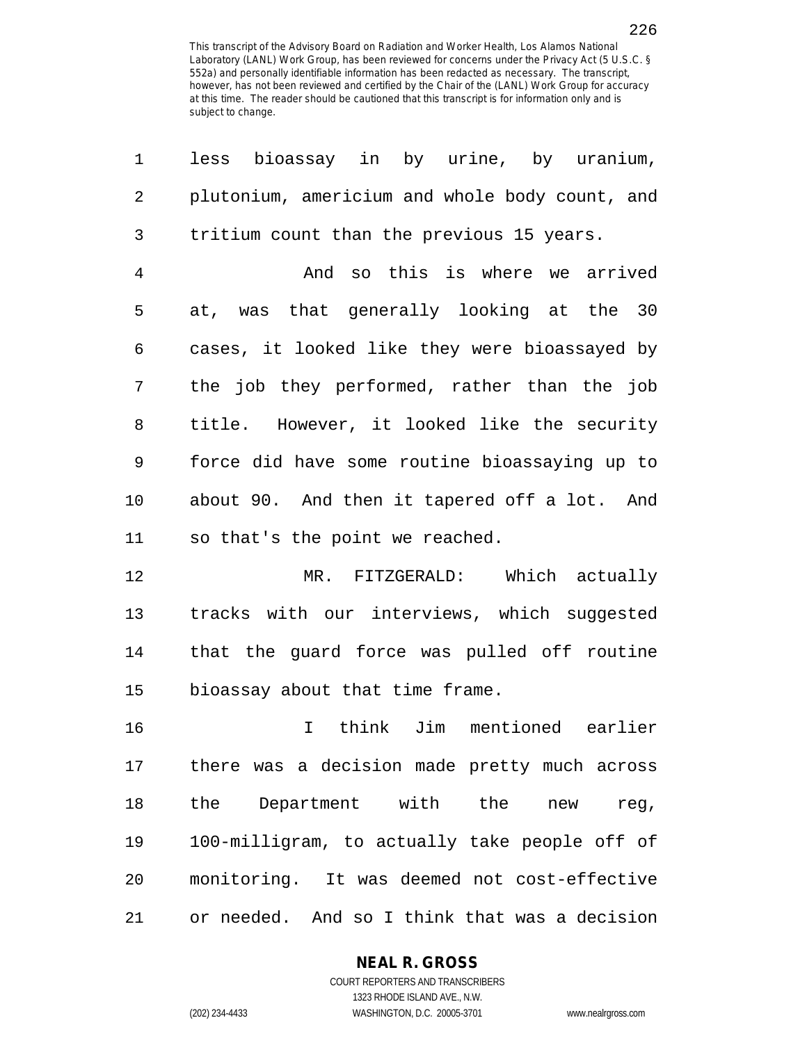less bioassay in by urine, by uranium, plutonium, americium and whole body count, and tritium count than the previous 15 years.

And so this is where we arrived at, was that generally looking at the 30 cases, it looked like they were bioassayed by the job they performed, rather than the job title. However, it looked like the security force did have some routine bioassaying up to about 90. And then it tapered off a lot. And so that's the point we reached.

MR. FITZGERALD: Which actually tracks with our interviews, which suggested that the guard force was pulled off routine bioassay about that time frame.

I think Jim mentioned earlier there was a decision made pretty much across the Department with the new reg, 100-milligram, to actually take people off of monitoring. It was deemed not cost-effective or needed. And so I think that was a decision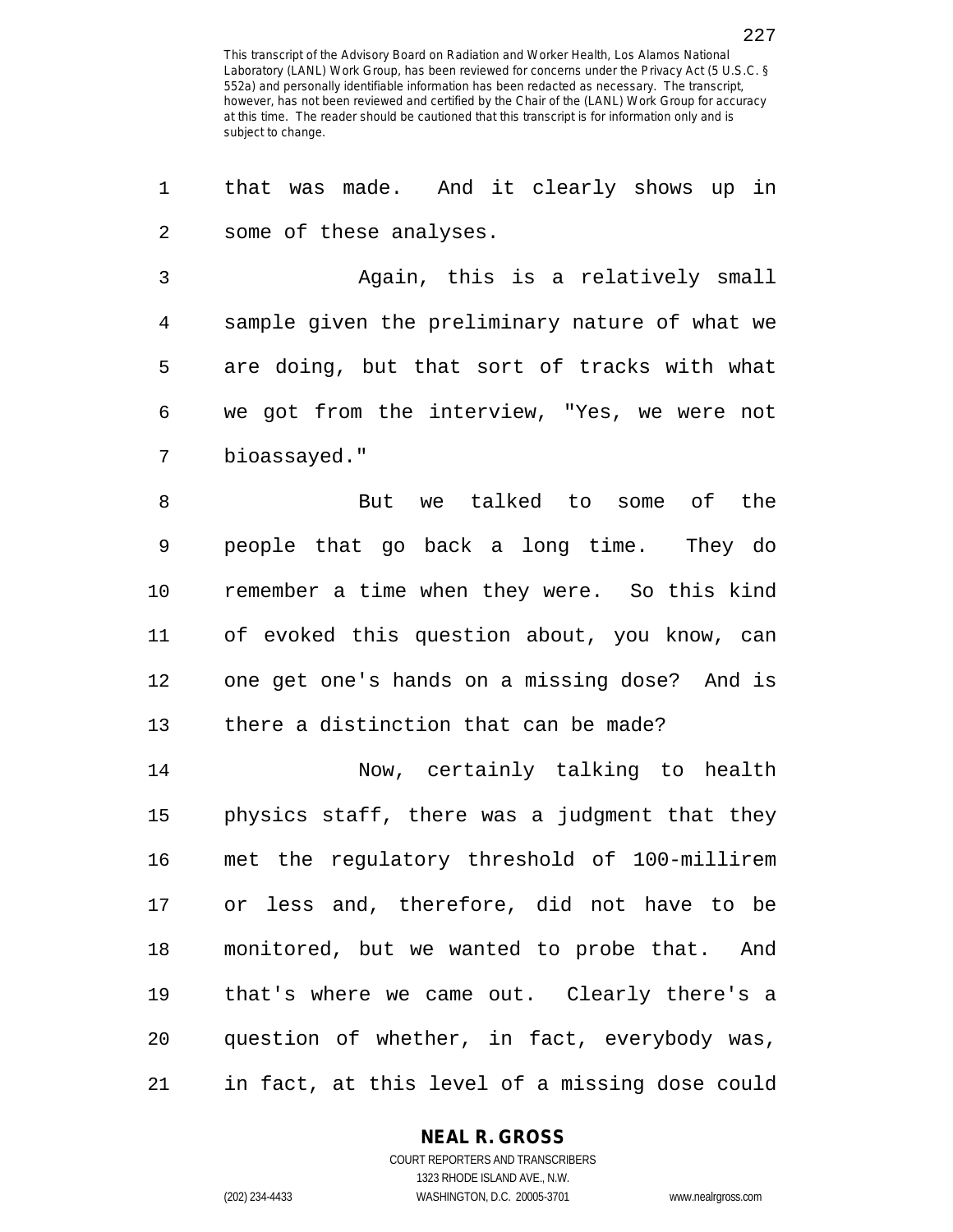that was made. And it clearly shows up in some of these analyses.

Again, this is a relatively small sample given the preliminary nature of what we are doing, but that sort of tracks with what we got from the interview, "Yes, we were not bioassayed."

But we talked to some of the people that go back a long time. They do remember a time when they were. So this kind of evoked this question about, you know, can one get one's hands on a missing dose? And is there a distinction that can be made?

Now, certainly talking to health physics staff, there was a judgment that they met the regulatory threshold of 100-millirem or less and, therefore, did not have to be monitored, but we wanted to probe that. And that's where we came out. Clearly there's a question of whether, in fact, everybody was, in fact, at this level of a missing dose could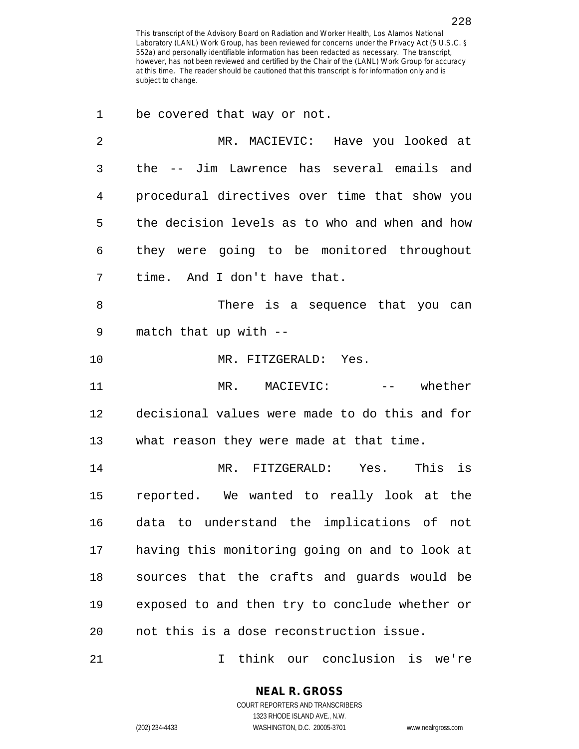be covered that way or not.

MR. MACIEVIC: Have you looked at the -- Jim Lawrence has several emails and procedural directives over time that show you the decision levels as to who and when and how they were going to be monitored throughout time. And I don't have that.

There is a sequence that you can match that up with --

MR. FITZGERALD: Yes.

MR. MACIEVIC: -- whether decisional values were made to do this and for what reason they were made at that time.

MR. FITZGERALD: Yes. This is reported. We wanted to really look at the data to understand the implications of not having this monitoring going on and to look at sources that the crafts and guards would be exposed to and then try to conclude whether or not this is a dose reconstruction issue.

I think our conclusion is we're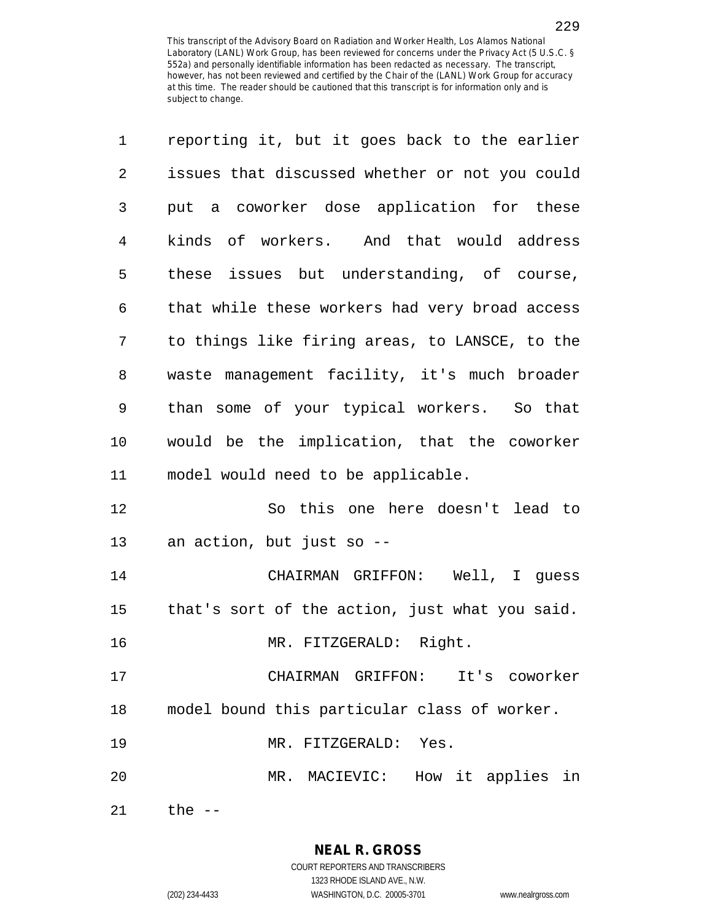reporting it, but it goes back to the earlier issues that discussed whether or not you could put a coworker dose application for these kinds of workers. And that would address these issues but understanding, of course, that while these workers had very broad access to things like firing areas, to LANSCE, to the waste management facility, it's much broader than some of your typical workers. So that would be the implication, that the coworker model would need to be applicable.

So this one here doesn't lead to an action, but just so --

CHAIRMAN GRIFFON: Well, I guess that's sort of the action, just what you said.

MR. FITZGERALD: Right.

CHAIRMAN GRIFFON: It's coworker model bound this particular class of worker.

MR. FITZGERALD: Yes.

MR. MACIEVIC: How it applies in the --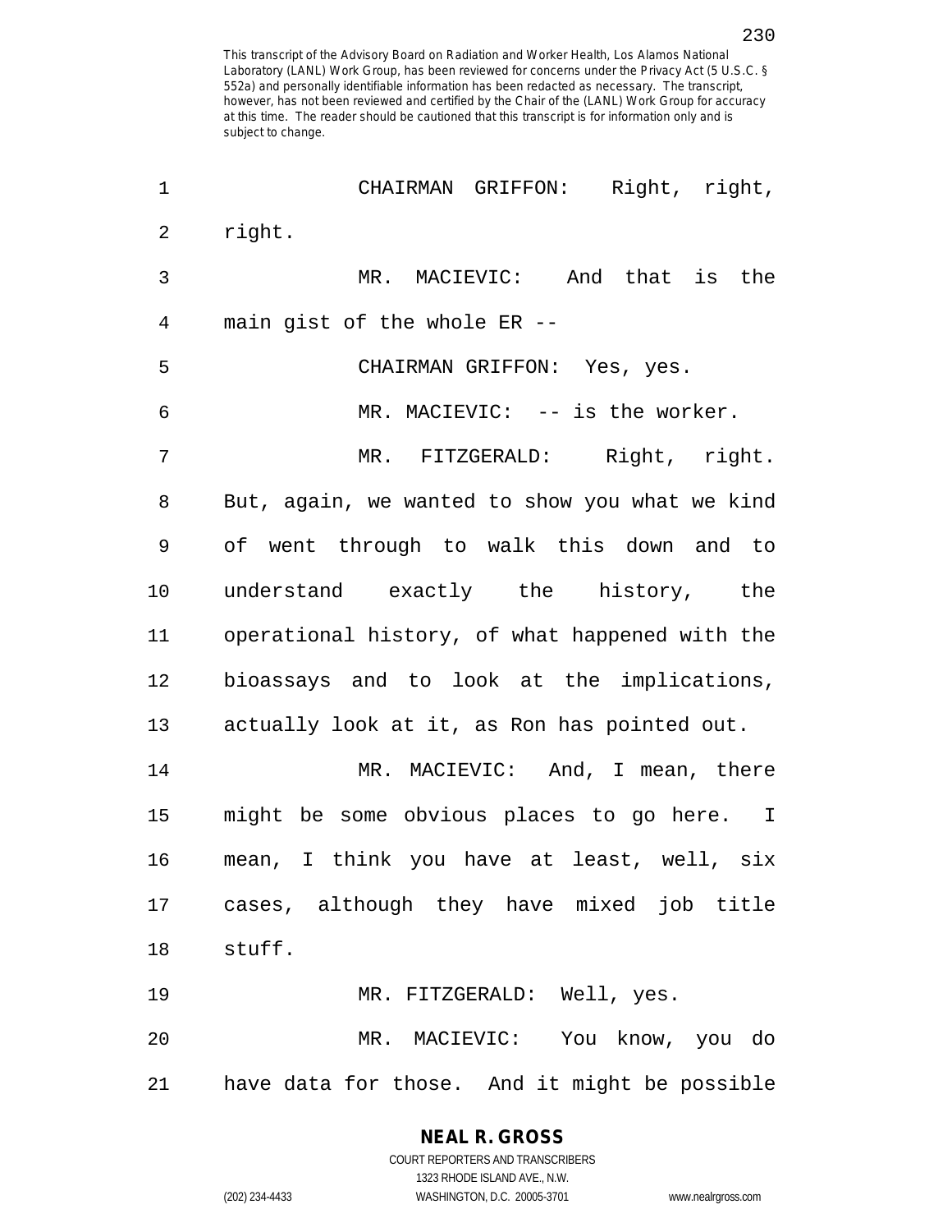CHAIRMAN GRIFFON: Right, right, right.

MR. MACIEVIC: And that is the main gist of the whole ER --

CHAIRMAN GRIFFON: Yes, yes.

MR. MACIEVIC: -- is the worker.

MR. FITZGERALD: Right, right. But, again, we wanted to show you what we kind of went through to walk this down and to understand exactly the history, the operational history, of what happened with the bioassays and to look at the implications, actually look at it, as Ron has pointed out.

MR. MACIEVIC: And, I mean, there might be some obvious places to go here. I mean, I think you have at least, well, six cases, although they have mixed job title stuff.

MR. FITZGERALD: Well, yes.

MR. MACIEVIC: You know, you do have data for those. And it might be possible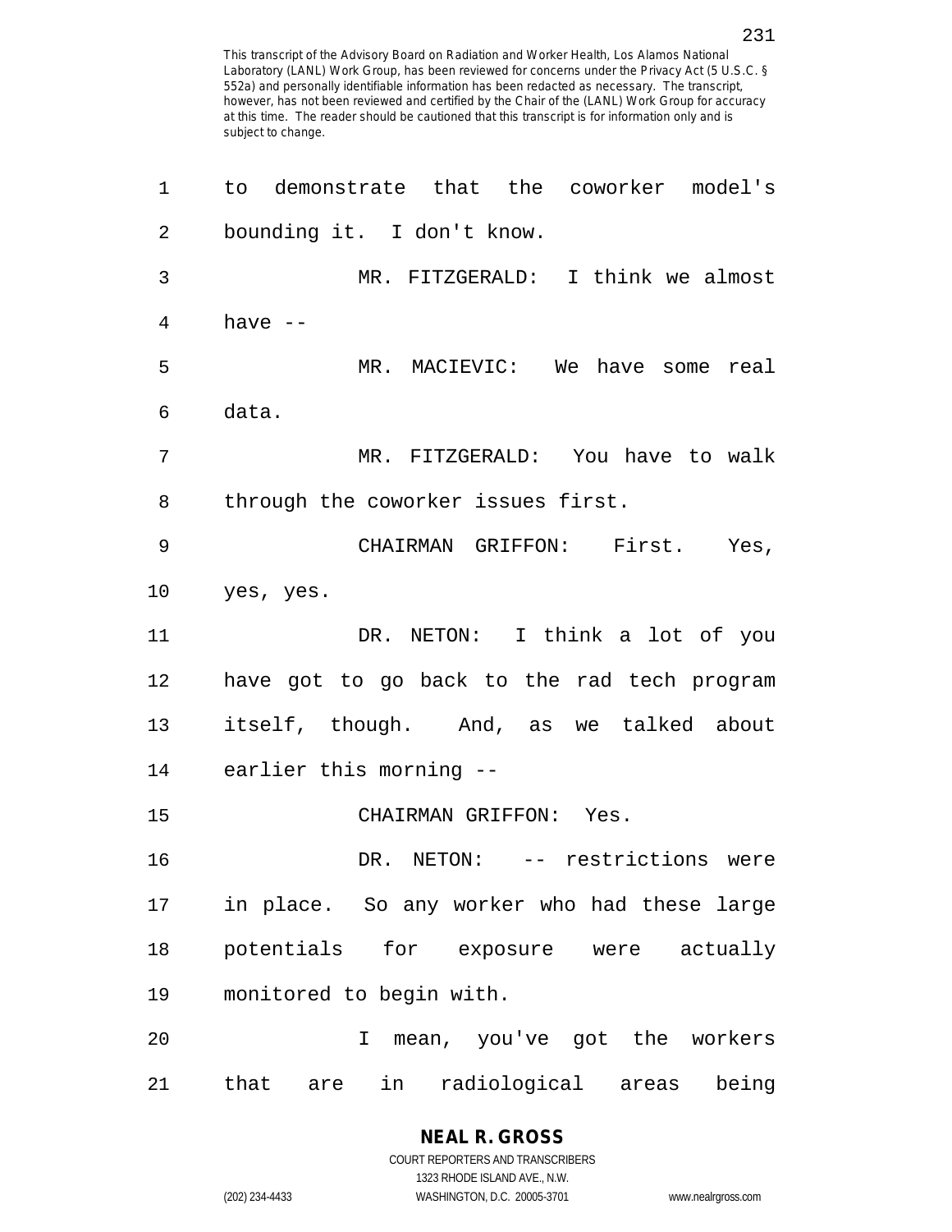to demonstrate that the coworker model's bounding it. I don't know.

MR. FITZGERALD: I think we almost have --

MR. MACIEVIC: We have some real data.

MR. FITZGERALD: You have to walk through the coworker issues first.

CHAIRMAN GRIFFON: First. Yes, yes, yes.

DR. NETON: I think a lot of you have got to go back to the rad tech program itself, though. And, as we talked about earlier this morning --

CHAIRMAN GRIFFON: Yes.

DR. NETON: -- restrictions were in place. So any worker who had these large potentials for exposure were actually monitored to begin with.

I mean, you've got the workers that are in radiological areas being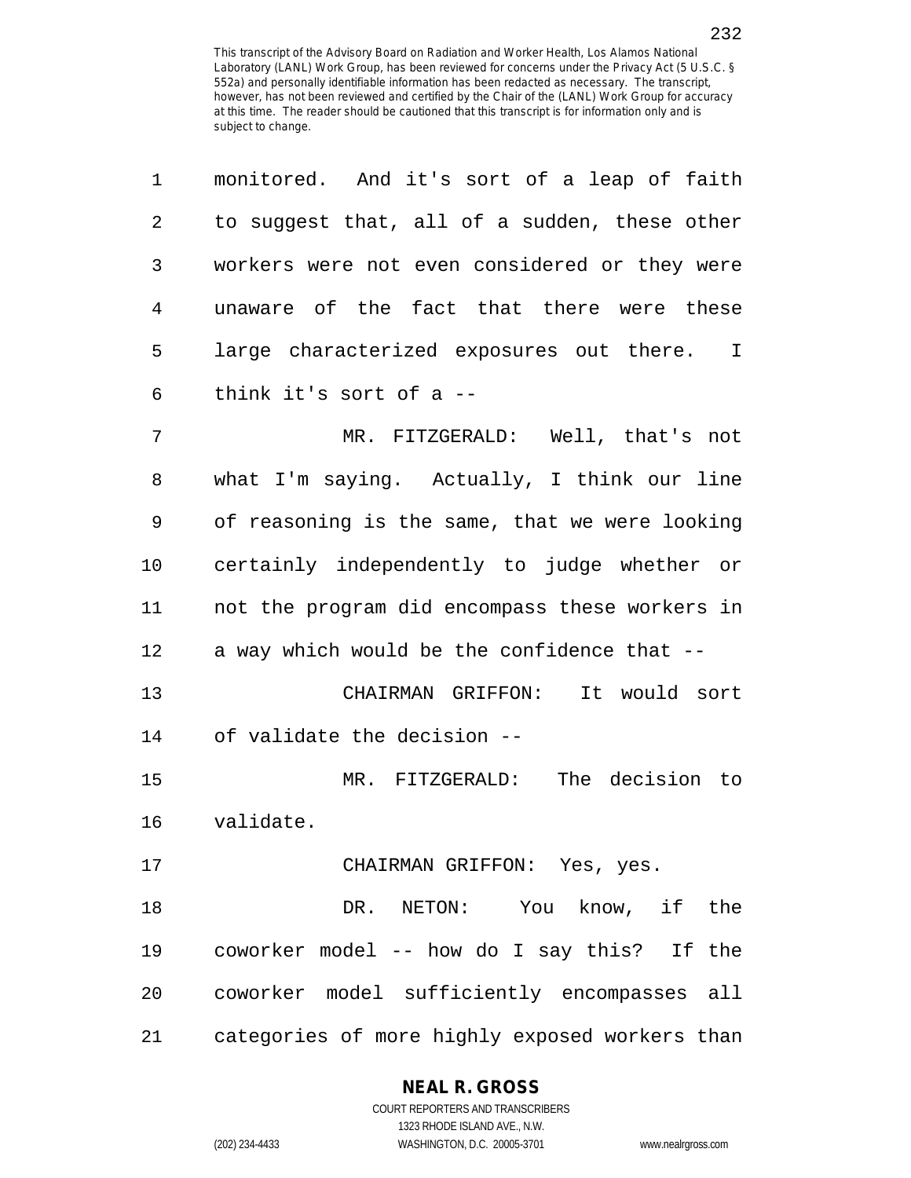monitored. And it's sort of a leap of faith to suggest that, all of a sudden, these other workers were not even considered or they were unaware of the fact that there were these large characterized exposures out there. I think it's sort of a --

MR. FITZGERALD: Well, that's not what I'm saying. Actually, I think our line of reasoning is the same, that we were looking certainly independently to judge whether or not the program did encompass these workers in a way which would be the confidence that --

CHAIRMAN GRIFFON: It would sort of validate the decision --

MR. FITZGERALD: The decision to validate.

CHAIRMAN GRIFFON: Yes, yes.

DR. NETON: You know, if the coworker model -- how do I say this? If the coworker model sufficiently encompasses all categories of more highly exposed workers than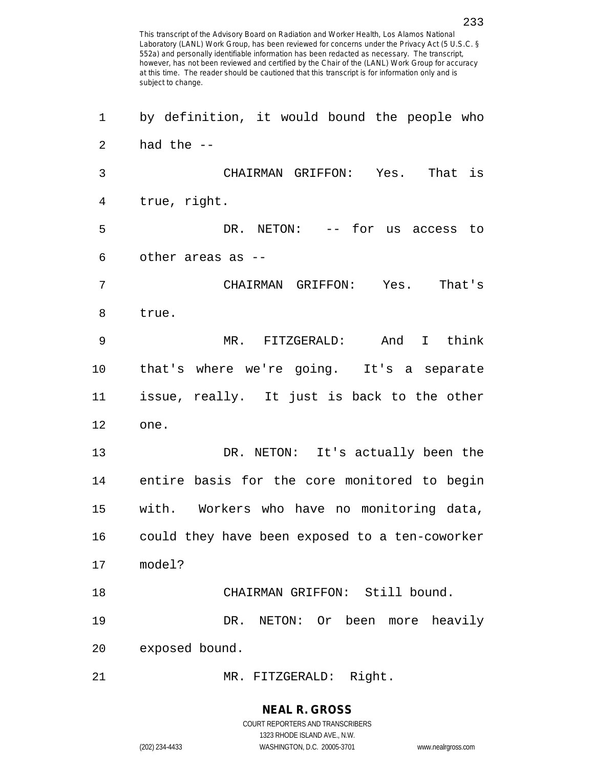by definition, it would bound the people who had the --

CHAIRMAN GRIFFON: Yes. That is true, right.

DR. NETON: -- for us access to other areas as --

CHAIRMAN GRIFFON: Yes. That's true.

MR. FITZGERALD: And I think that's where we're going. It's a separate issue, really. It just is back to the other one.

DR. NETON: It's actually been the entire basis for the core monitored to begin with. Workers who have no monitoring data, could they have been exposed to a ten-coworker model?

CHAIRMAN GRIFFON: Still bound.

DR. NETON: Or been more heavily exposed bound.

MR. FITZGERALD: Right.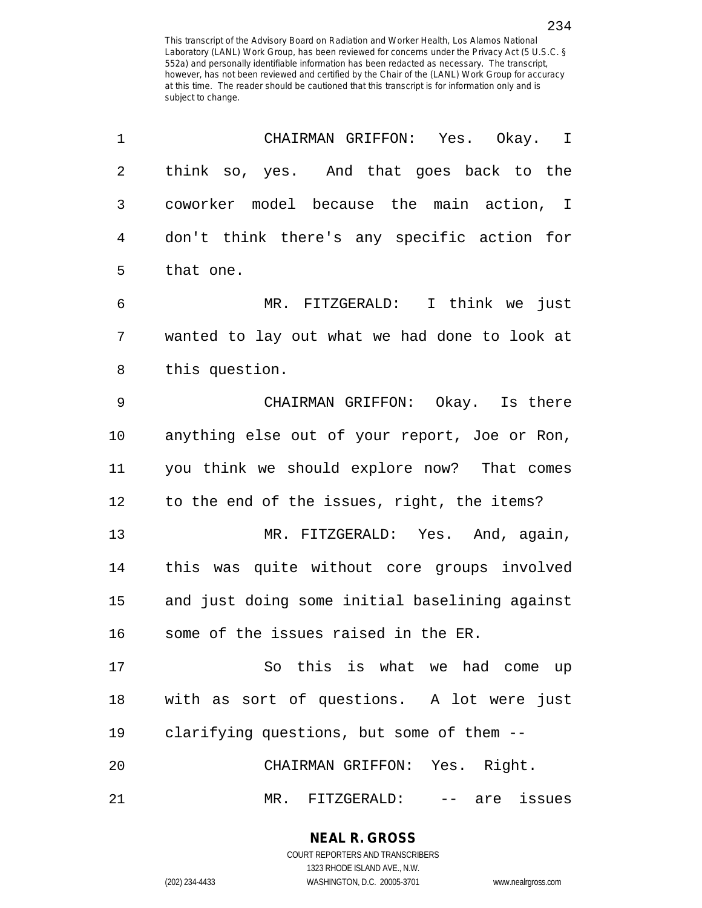CHAIRMAN GRIFFON: Yes. Okay. I think so, yes. And that goes back to the coworker model because the main action, I don't think there's any specific action for that one.

MR. FITZGERALD: I think we just wanted to lay out what we had done to look at this question.

CHAIRMAN GRIFFON: Okay. Is there anything else out of your report, Joe or Ron, you think we should explore now? That comes to the end of the issues, right, the items?

MR. FITZGERALD: Yes. And, again, this was quite without core groups involved and just doing some initial baselining against some of the issues raised in the ER.

So this is what we had come up with as sort of questions. A lot were just clarifying questions, but some of them --

CHAIRMAN GRIFFON: Yes. Right.

MR. FITZGERALD: -- are issues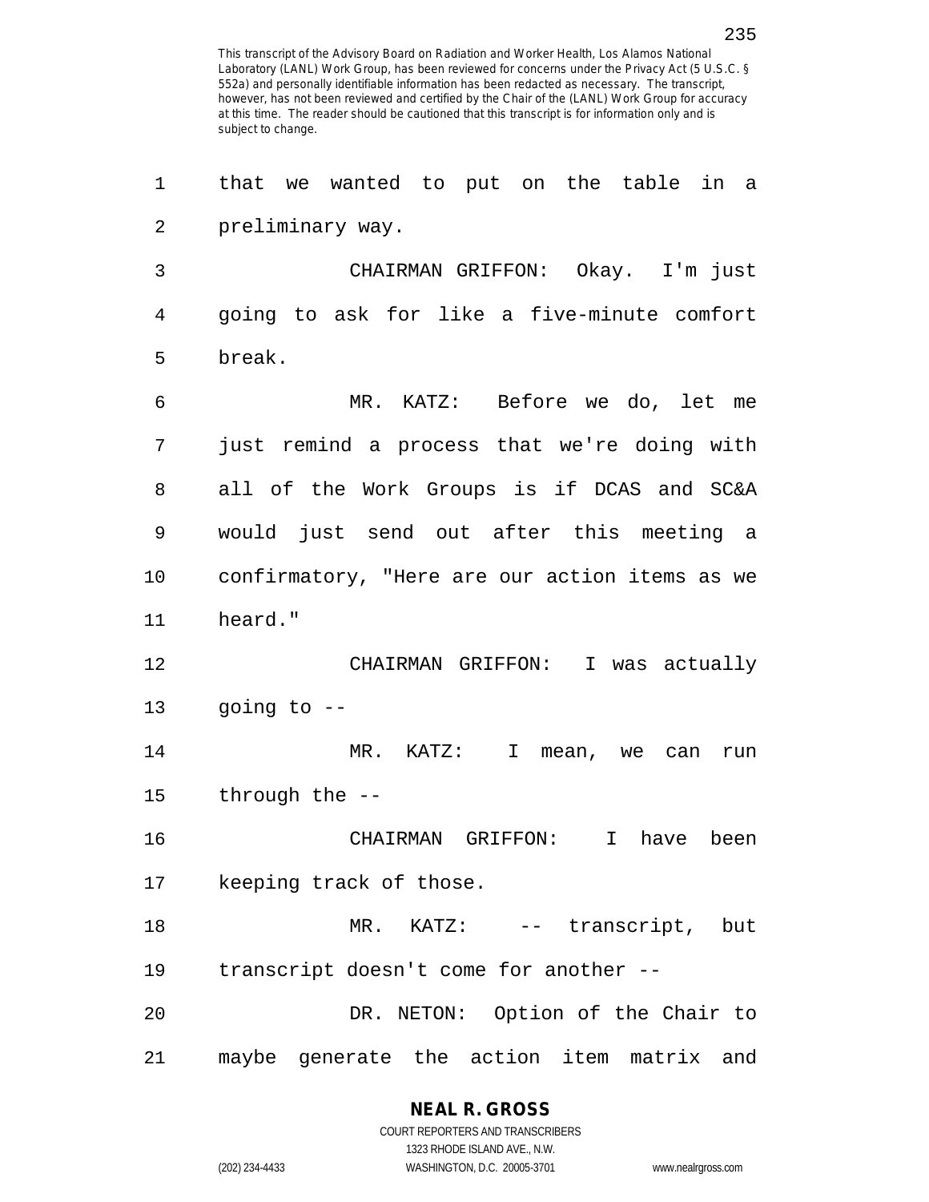that we wanted to put on the table in a preliminary way.

CHAIRMAN GRIFFON: Okay. I'm just going to ask for like a five-minute comfort break.

MR. KATZ: Before we do, let me just remind a process that we're doing with all of the Work Groups is if DCAS and SC&A would just send out after this meeting a confirmatory, "Here are our action items as we heard."

CHAIRMAN GRIFFON: I was actually going to --

MR. KATZ: I mean, we can run through the --

CHAIRMAN GRIFFON: I have been keeping track of those.

MR. KATZ: -- transcript, but transcript doesn't come for another --

DR. NETON: Option of the Chair to maybe generate the action item matrix and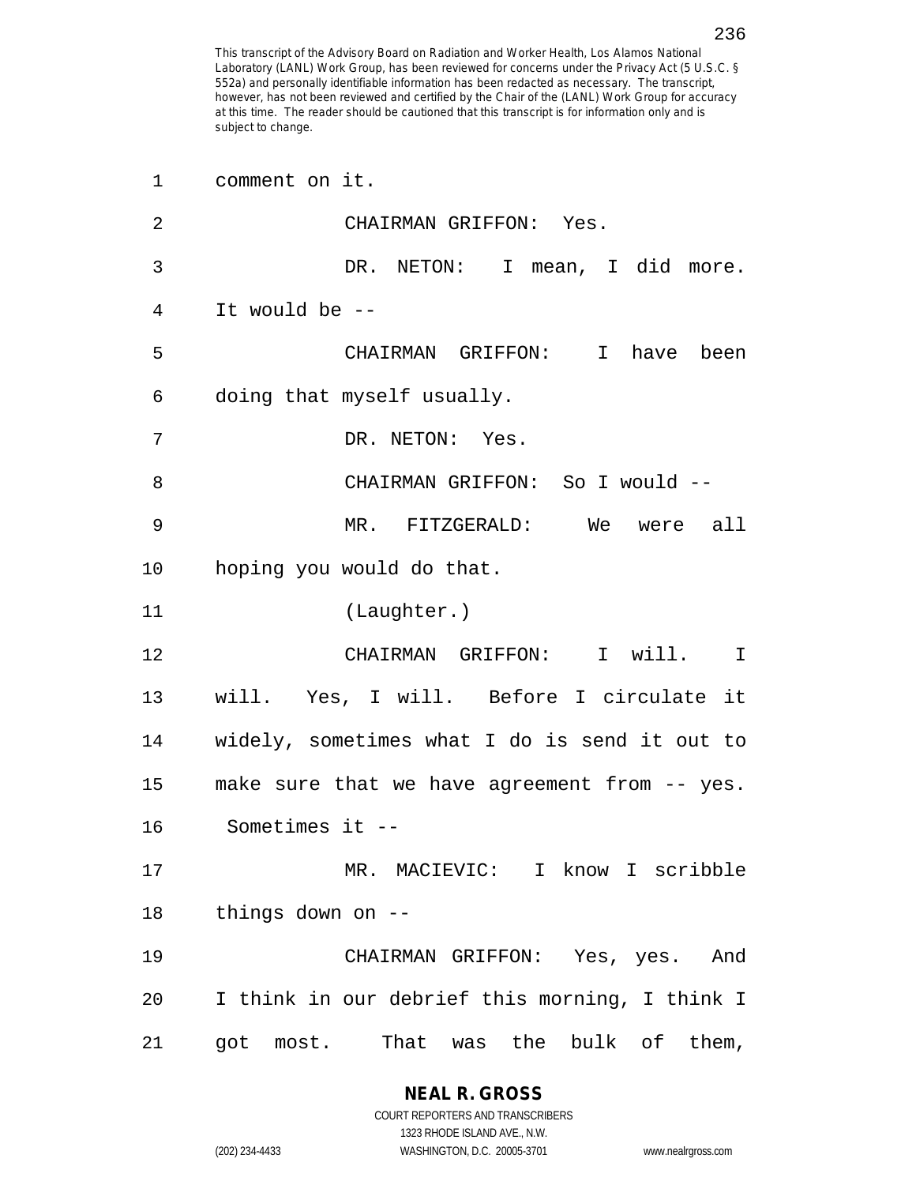comment on it.

CHAIRMAN GRIFFON: Yes.

DR. NETON: I mean, I did more. It would be --

CHAIRMAN GRIFFON: I have been doing that myself usually.

DR. NETON: Yes.

CHAIRMAN GRIFFON: So I would --

MR. FITZGERALD: We were all hoping you would do that.

(Laughter.)

CHAIRMAN GRIFFON: I will. I will. Yes, I will. Before I circulate it widely, sometimes what I do is send it out to make sure that we have agreement from -- yes. Sometimes it --

MR. MACIEVIC: I know I scribble things down on --

CHAIRMAN GRIFFON: Yes, yes. And I think in our debrief this morning, I think I got most. That was the bulk of them,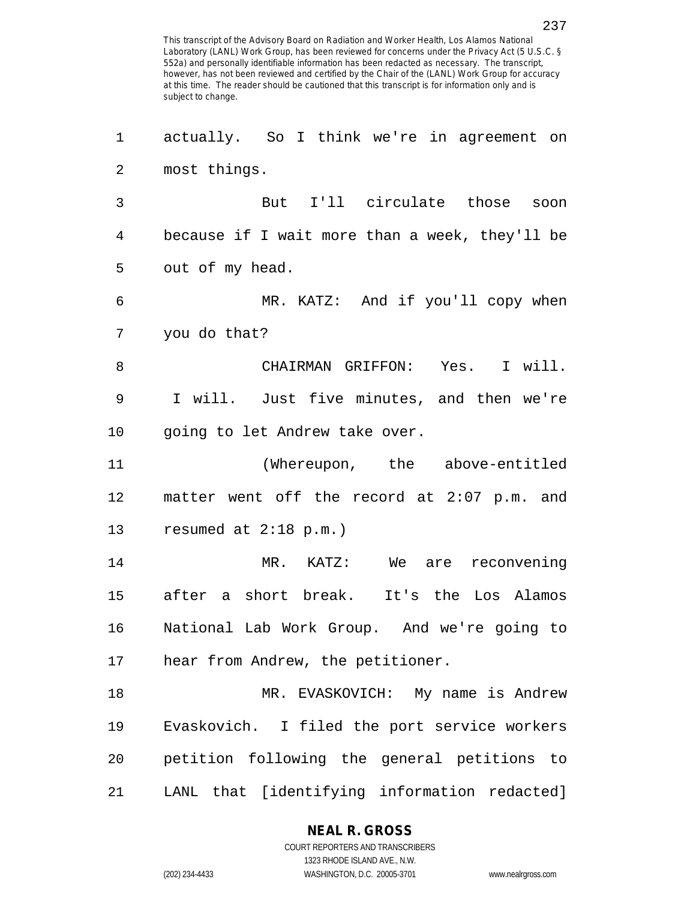This transcript of the Advisory Board on Radiation and Worker Health, Los Alamos National Laboratory (LANL) Work Group, has been reviewed for concerns under the Privacy Act (5 U.S.C. § 552a) and personally identifiable information has been redacted as necessary. The transcript, however, has not been reviewed and certified by the Chair of the (LANL) Work Group for accuracy at this time. The reader should be cautioned that this transcript is for information only and is subject to change.

1 actually. So I think we're in agreement on
2 most things.
3 But I'll circulate those soon
4 because if I wait more than a week, they'll be
5 out of my head.
6 MR. KATZ: And if you'll copy when
7 you do that?
8 CHAIRMAN GRIFFON: Yes. I will.
9 I will. Just five minutes, and then we're
10 going to let Andrew take over.
11 (Whereupon, the above-entitled
12 matter went off the record at 2:07 p.m. and
13 resumed at 2:18 p.m.)
14 MR. KATZ: We are reconvening
15 after a short break. It's the Los Alamos
16 National Lab Work Group. And we're going to
17 hear from Andrew, the petitioner.
18 MR. EVASKOVICH: My name is Andrew
19 Evaskovich. I filed the port service workers
20 petition following the general petitions to
21 LANL that [identifying information redacted]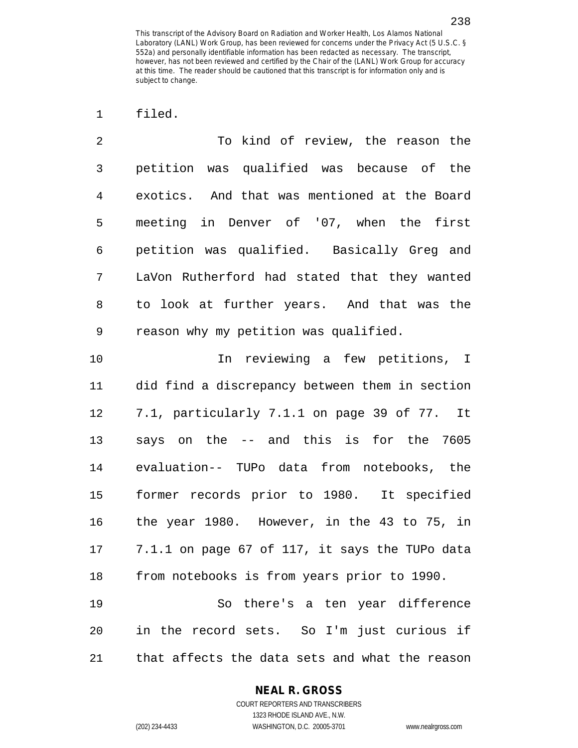filed.

To kind of review, the reason the petition was qualified was because of the exotics. And that was mentioned at the Board meeting in Denver of '07, when the first petition was qualified. Basically Greg and LaVon Rutherford had stated that they wanted to look at further years. And that was the reason why my petition was qualified.

In reviewing a few petitions, I did find a discrepancy between them in section 7.1, particularly 7.1.1 on page 39 of 77. It says on the -- and this is for the 7605 evaluation-- TUPo data from notebooks, the former records prior to 1980. It specified the year 1980. However, in the 43 to 75, in 7.1.1 on page 67 of 117, it says the TUPo data from notebooks is from years prior to 1990.

So there's a ten year difference in the record sets. So I'm just curious if that affects the data sets and what the reason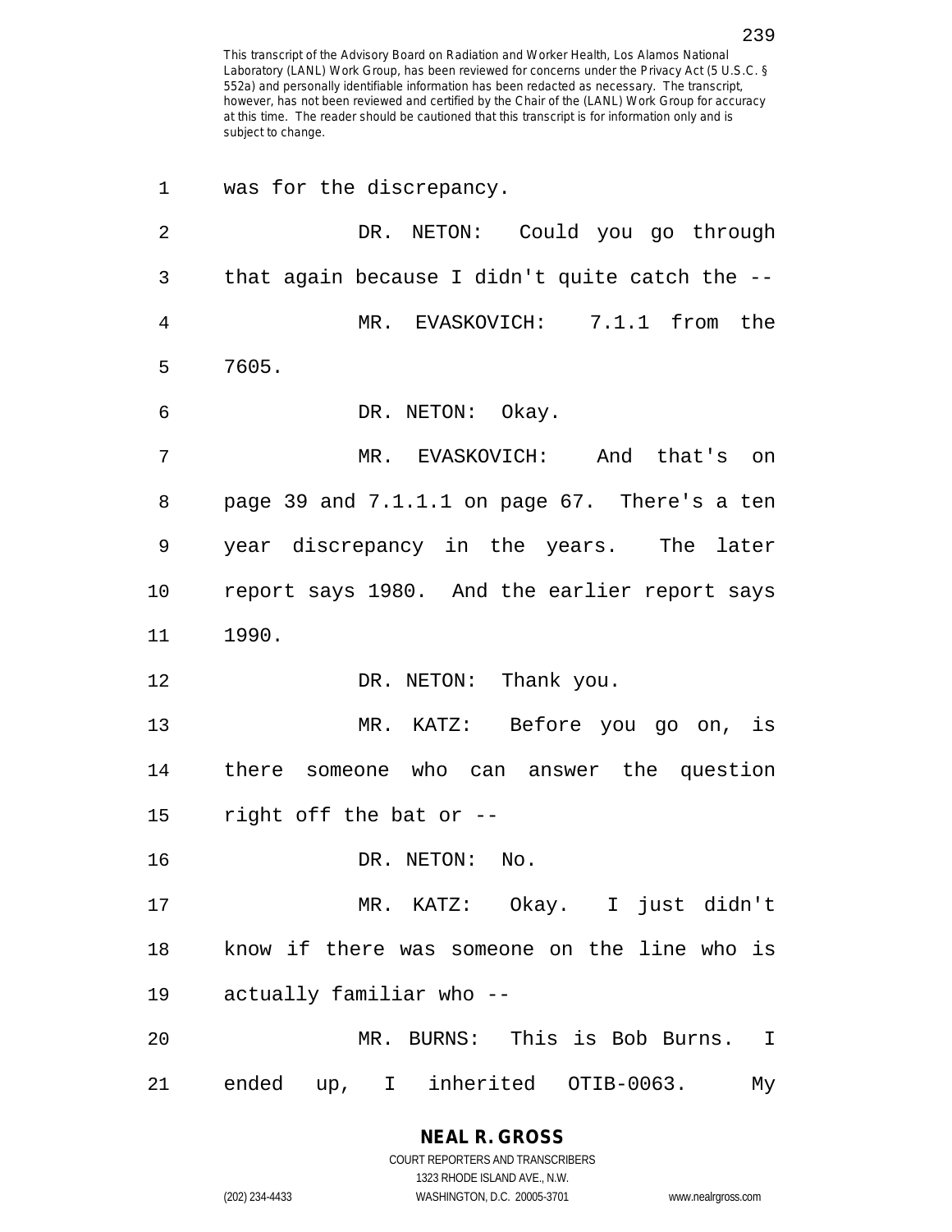was for the discrepancy.

DR. NETON: Could you go through that again because I didn't quite catch the --

MR. EVASKOVICH: 7.1.1 from the 7605.

DR. NETON: Okay.

MR. EVASKOVICH: And that's on page 39 and 7.1.1.1 on page 67. There's a ten year discrepancy in the years. The later report says 1980. And the earlier report says 1990.

DR. NETON: Thank you.

MR. KATZ: Before you go on, is there someone who can answer the question right off the bat or --

DR. NETON: No.

MR. KATZ: Okay. I just didn't know if there was someone on the line who is actually familiar who --

MR. BURNS: This is Bob Burns. I ended up, I inherited OTIB-0063. My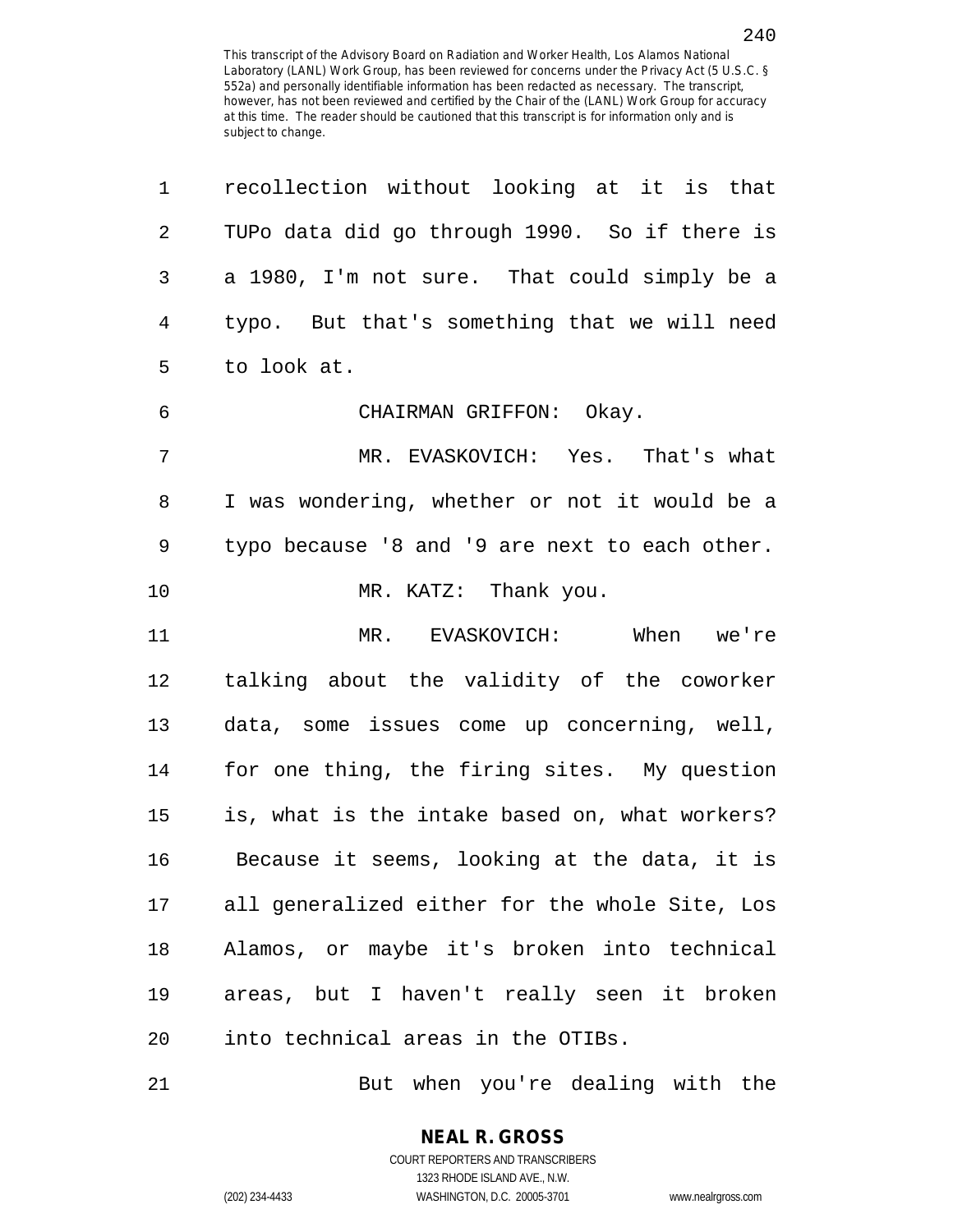recollection without looking at it is that TUPo data did go through 1990. So if there is a 1980, I'm not sure. That could simply be a typo. But that's something that we will need to look at.

CHAIRMAN GRIFFON: Okay.

MR. EVASKOVICH: Yes. That's what I was wondering, whether or not it would be a typo because '8 and '9 are next to each other.

MR. KATZ: Thank you.

MR. EVASKOVICH: When we're talking about the validity of the coworker data, some issues come up concerning, well, for one thing, the firing sites. My question is, what is the intake based on, what workers? Because it seems, looking at the data, it is all generalized either for the whole Site, Los Alamos, or maybe it's broken into technical areas, but I haven't really seen it broken into technical areas in the OTIBs.

But when you're dealing with the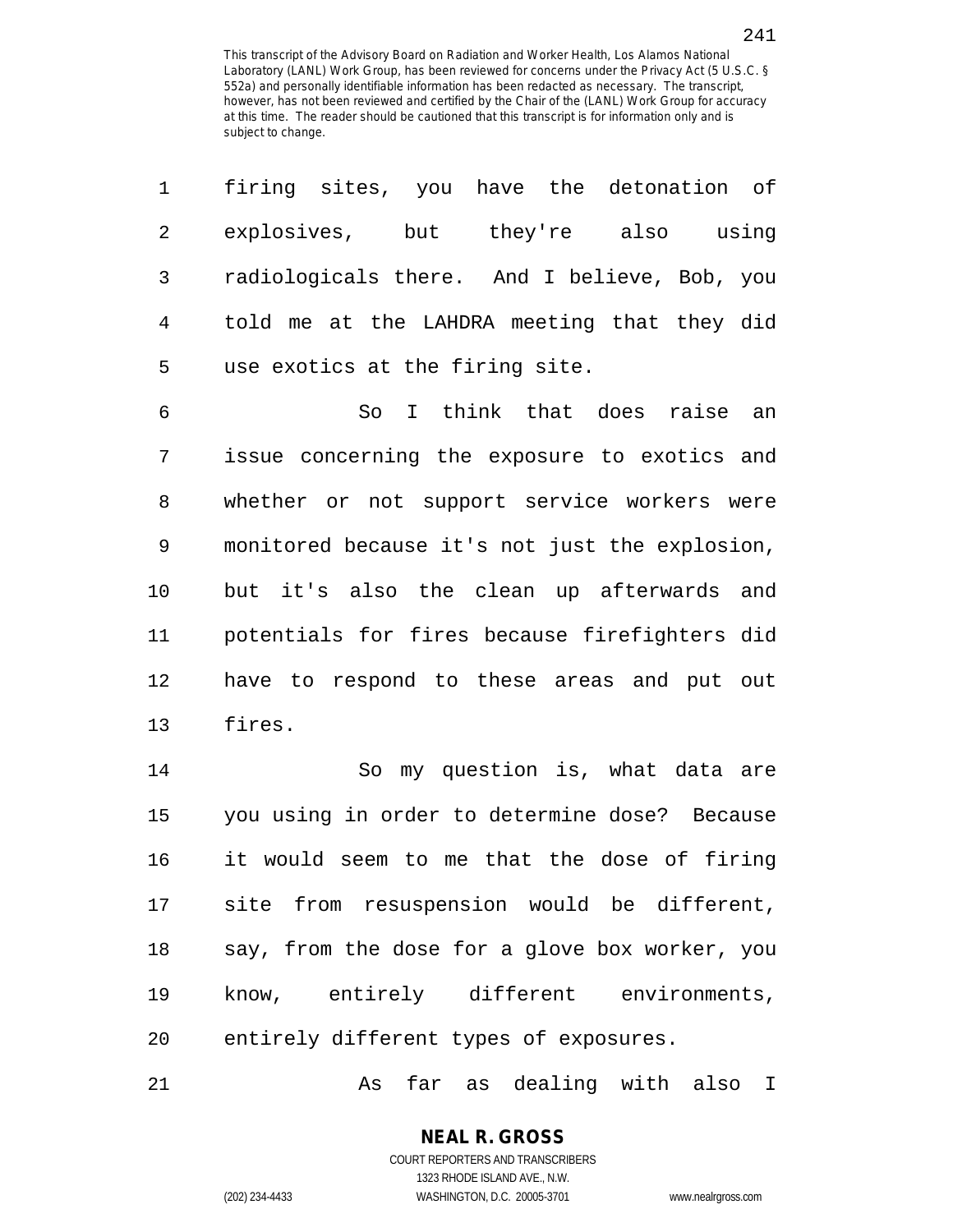firing sites, you have the detonation of explosives, but they're also using radiologicals there. And I believe, Bob, you told me at the LAHDRA meeting that they did use exotics at the firing site.

So I think that does raise an issue concerning the exposure to exotics and whether or not support service workers were monitored because it's not just the explosion, but it's also the clean up afterwards and potentials for fires because firefighters did have to respond to these areas and put out fires.

So my question is, what data are you using in order to determine dose? Because it would seem to me that the dose of firing site from resuspension would be different, say, from the dose for a glove box worker, you know, entirely different environments, entirely different types of exposures.

As far as dealing with also I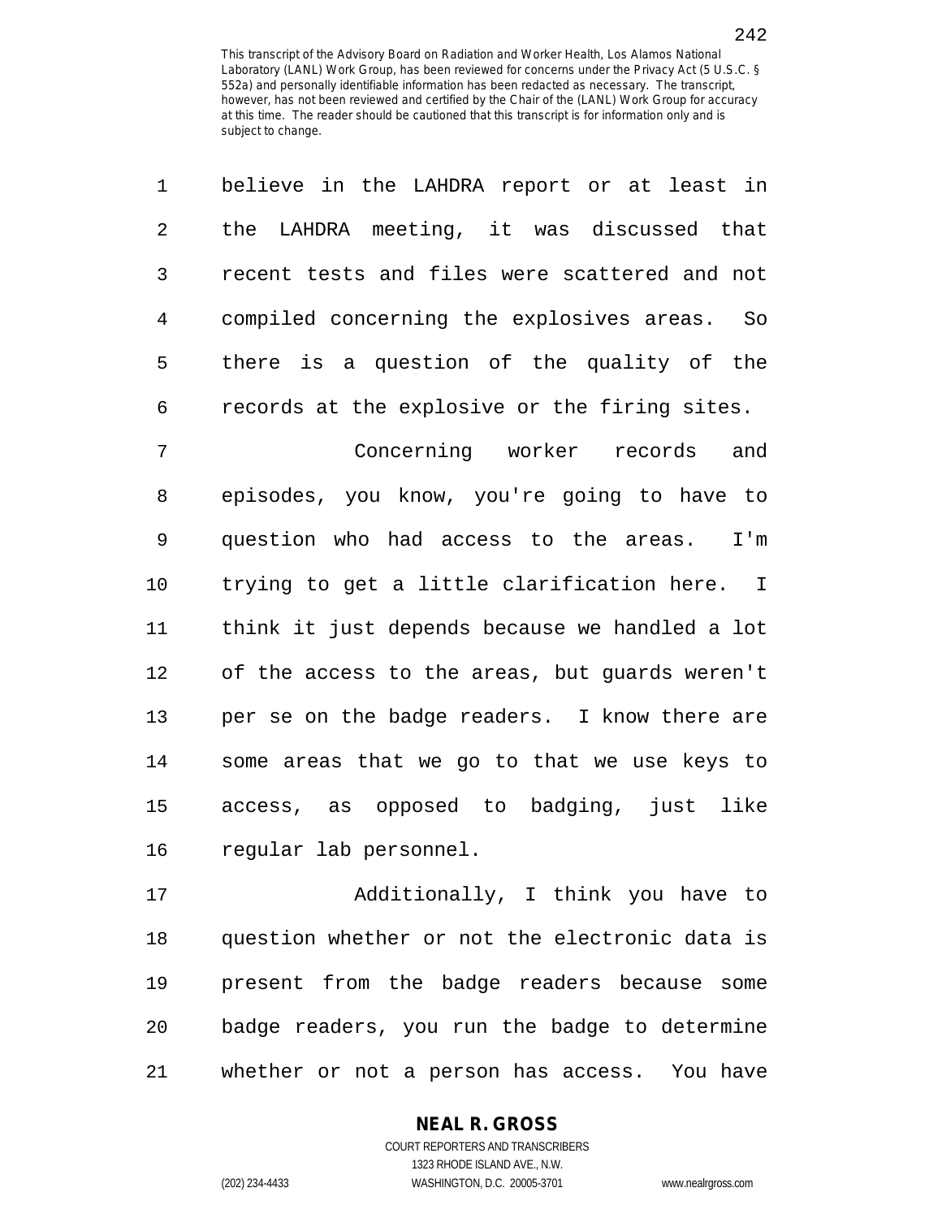believe in the LAHDRA report or at least in the LAHDRA meeting, it was discussed that recent tests and files were scattered and not compiled concerning the explosives areas. So there is a question of the quality of the records at the explosive or the firing sites.

Concerning worker records and episodes, you know, you're going to have to question who had access to the areas. I'm trying to get a little clarification here. I think it just depends because we handled a lot of the access to the areas, but guards weren't per se on the badge readers. I know there are some areas that we go to that we use keys to access, as opposed to badging, just like regular lab personnel.

Additionally, I think you have to question whether or not the electronic data is present from the badge readers because some badge readers, you run the badge to determine whether or not a person has access. You have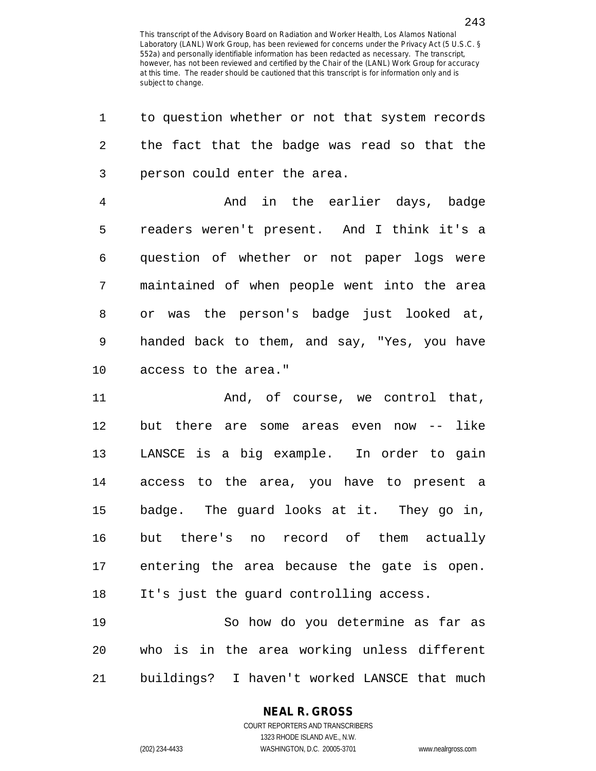to question whether or not that system records the fact that the badge was read so that the person could enter the area.

And in the earlier days, badge readers weren't present. And I think it's a question of whether or not paper logs were maintained of when people went into the area or was the person's badge just looked at, handed back to them, and say, "Yes, you have access to the area."

And, of course, we control that, but there are some areas even now -- like LANSCE is a big example. In order to gain access to the area, you have to present a badge. The guard looks at it. They go in, but there's no record of them actually entering the area because the gate is open. It's just the guard controlling access.

So how do you determine as far as who is in the area working unless different buildings? I haven't worked LANSCE that much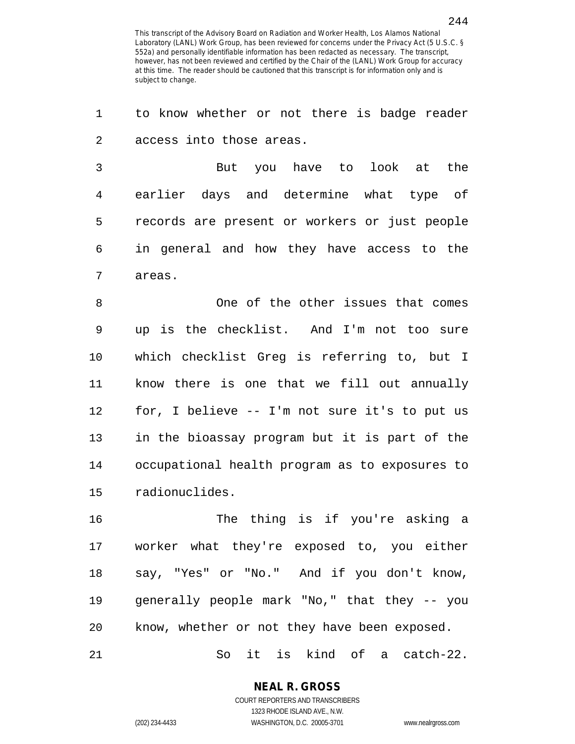to know whether or not there is badge reader access into those areas.

But you have to look at the earlier days and determine what type of records are present or workers or just people in general and how they have access to the areas.

One of the other issues that comes up is the checklist. And I'm not too sure which checklist Greg is referring to, but I know there is one that we fill out annually for, I believe -- I'm not sure it's to put us in the bioassay program but it is part of the occupational health program as to exposures to radionuclides.

The thing is if you're asking a worker what they're exposed to, you either say, "Yes" or "No." And if you don't know, generally people mark "No," that they -- you know, whether or not they have been exposed.

So it is kind of a catch-22.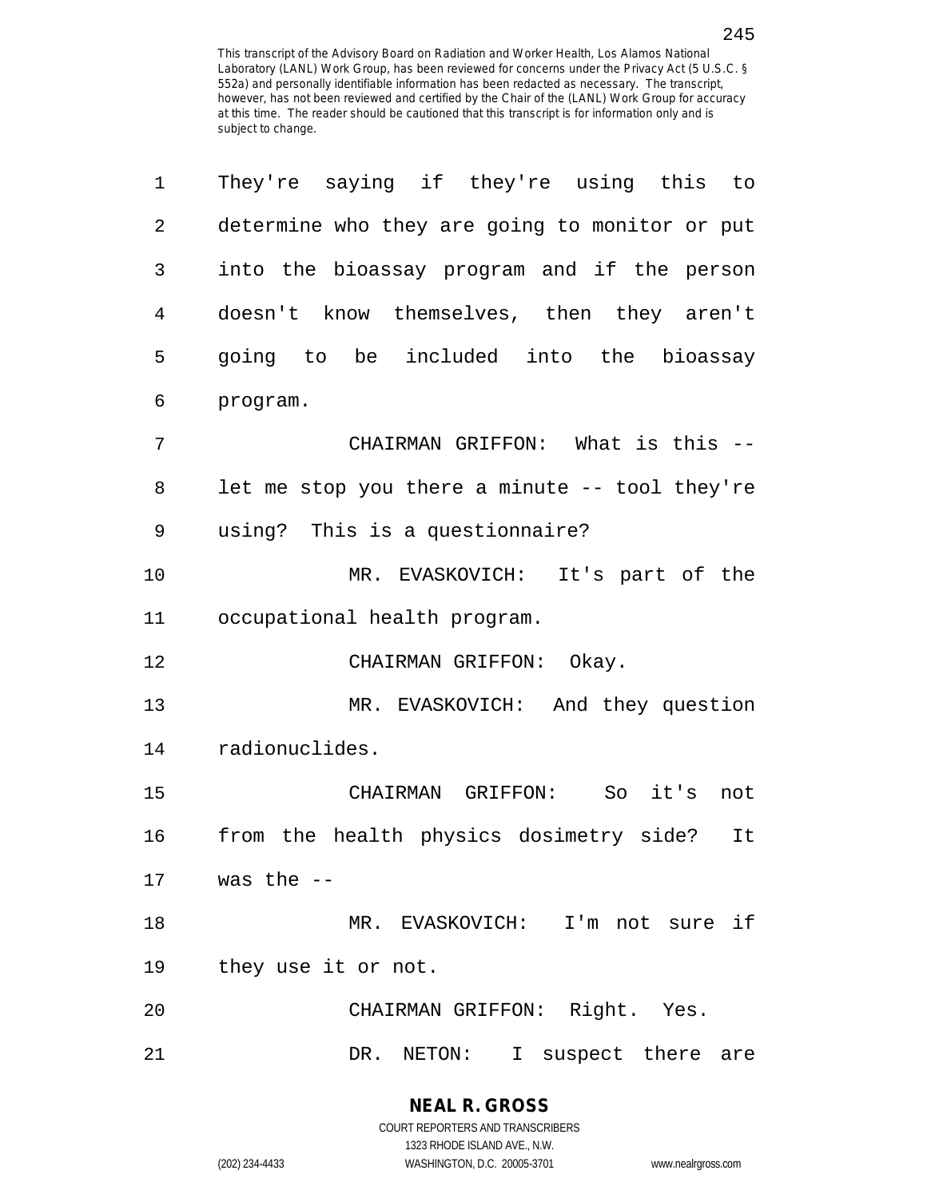They're saying if they're using this to determine who they are going to monitor or put into the bioassay program and if the person doesn't know themselves, then they aren't going to be included into the bioassay program.

CHAIRMAN GRIFFON: What is this -- let me stop you there a minute -- tool they're using? This is a questionnaire?

MR. EVASKOVICH: It's part of the occupational health program.

CHAIRMAN GRIFFON: Okay.

MR. EVASKOVICH: And they question radionuclides.

CHAIRMAN GRIFFON: So it's not from the health physics dosimetry side? It was the --

MR. EVASKOVICH: I'm not sure if they use it or not.

CHAIRMAN GRIFFON: Right. Yes.

DR. NETON: I suspect there are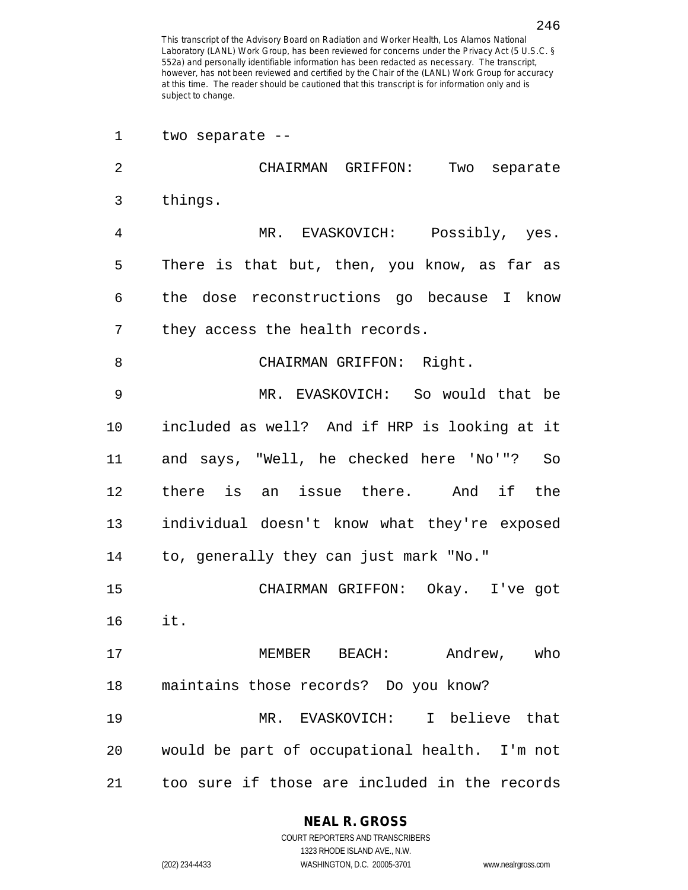two separate --

CHAIRMAN GRIFFON: Two separate things.

MR. EVASKOVICH: Possibly, yes. There is that but, then, you know, as far as the dose reconstructions go because I know they access the health records.

CHAIRMAN GRIFFON: Right.

MR. EVASKOVICH: So would that be included as well? And if HRP is looking at it and says, "Well, he checked here 'No'"? So there is an issue there. And if the individual doesn't know what they're exposed to, generally they can just mark "No."

CHAIRMAN GRIFFON: Okay. I've got it.

MEMBER BEACH: Andrew, who maintains those records? Do you know?

MR. EVASKOVICH: I believe that would be part of occupational health. I'm not too sure if those are included in the records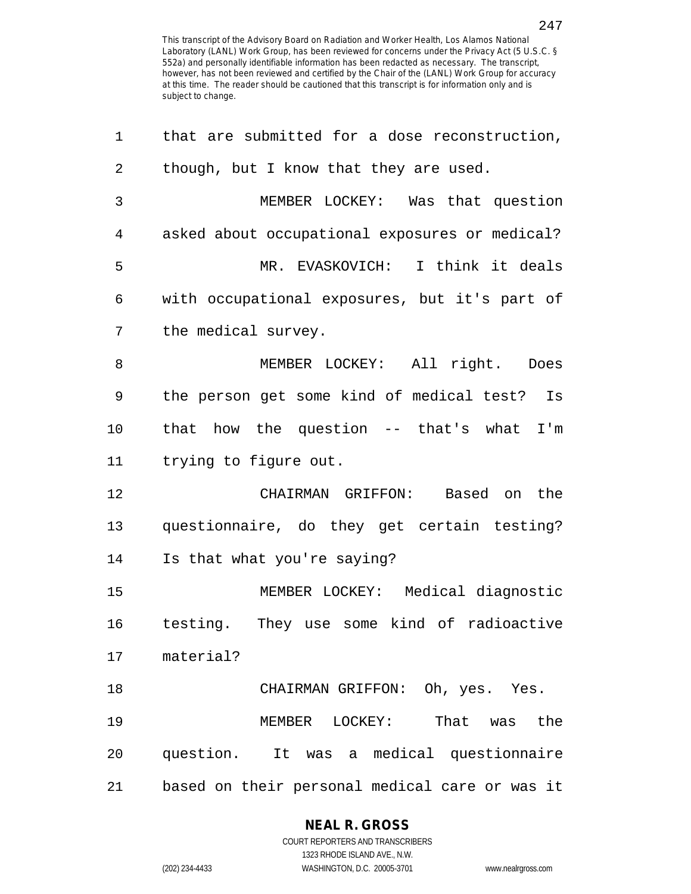that are submitted for a dose reconstruction, though, but I know that they are used.

MEMBER LOCKEY: Was that question asked about occupational exposures or medical?

MR. EVASKOVICH: I think it deals with occupational exposures, but it's part of the medical survey.

MEMBER LOCKEY: All right. Does the person get some kind of medical test? Is that how the question -- that's what I'm trying to figure out.

CHAIRMAN GRIFFON: Based on the questionnaire, do they get certain testing? Is that what you're saying?

MEMBER LOCKEY: Medical diagnostic testing. They use some kind of radioactive material?

CHAIRMAN GRIFFON: Oh, yes. Yes.

MEMBER LOCKEY: That was the question. It was a medical questionnaire based on their personal medical care or was it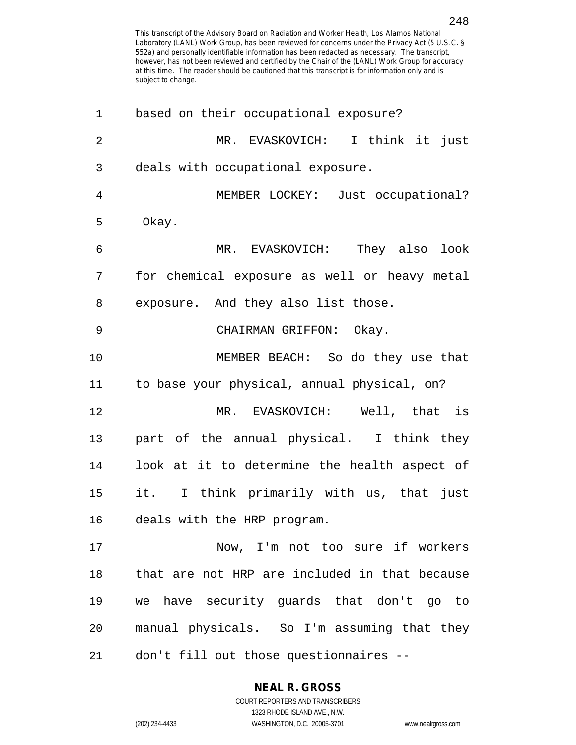based on their occupational exposure?

MR. EVASKOVICH: I think it just deals with occupational exposure.

MEMBER LOCKEY: Just occupational? Okay.

MR. EVASKOVICH: They also look for chemical exposure as well or heavy metal exposure. And they also list those.

CHAIRMAN GRIFFON: Okay.

MEMBER BEACH: So do they use that to base your physical, annual physical, on?

MR. EVASKOVICH: Well, that is part of the annual physical. I think they look at it to determine the health aspect of it. I think primarily with us, that just deals with the HRP program.

Now, I'm not too sure if workers that are not HRP are included in that because we have security guards that don't go to manual physicals. So I'm assuming that they don't fill out those questionnaires --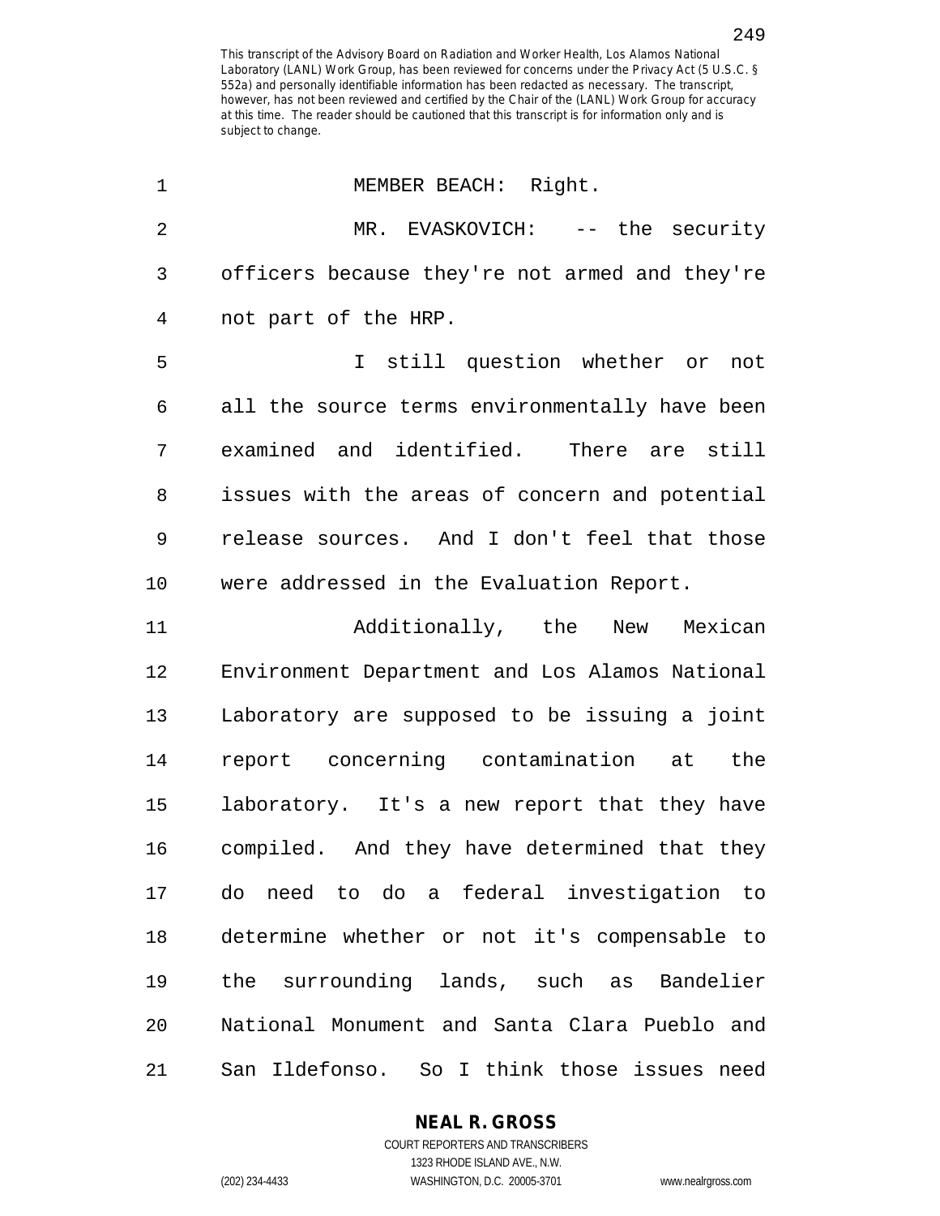MEMBER BEACH: Right.

MR. EVASKOVICH: -- the security officers because they're not armed and they're not part of the HRP.

I still question whether or not all the source terms environmentally have been examined and identified. There are still issues with the areas of concern and potential release sources. And I don't feel that those were addressed in the Evaluation Report.

Additionally, the New Mexican Environment Department and Los Alamos National Laboratory are supposed to be issuing a joint report concerning contamination at the laboratory. It's a new report that they have compiled. And they have determined that they do need to do a federal investigation to determine whether or not it's compensable to the surrounding lands, such as Bandelier National Monument and Santa Clara Pueblo and San Ildefonso. So I think those issues need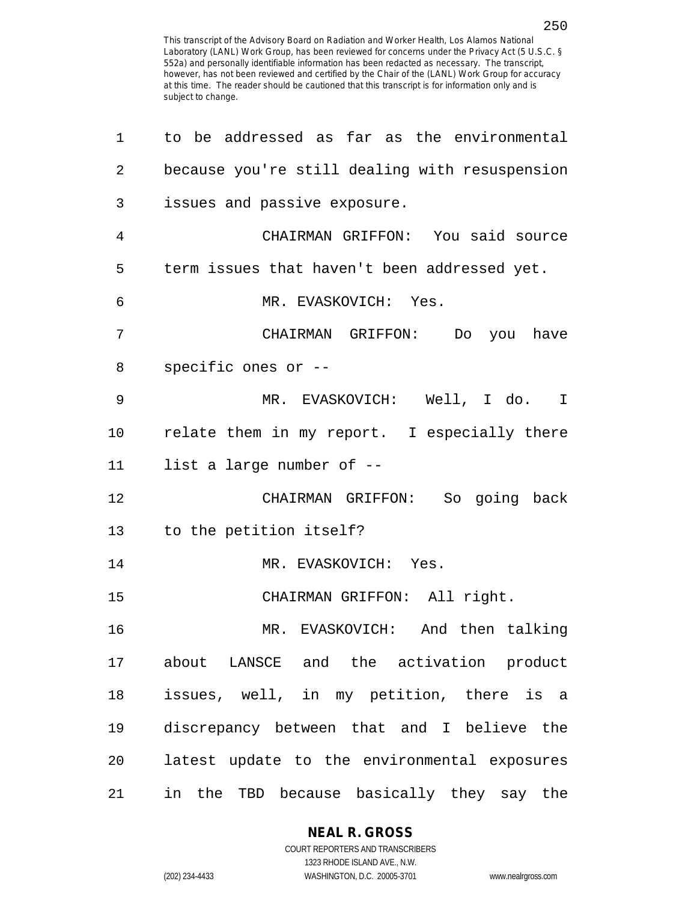to be addressed as far as the environmental because you're still dealing with resuspension issues and passive exposure.

CHAIRMAN GRIFFON: You said source term issues that haven't been addressed yet.

MR. EVASKOVICH: Yes.

CHAIRMAN GRIFFON: Do you have specific ones or --

MR. EVASKOVICH: Well, I do. I relate them in my report. I especially there list a large number of --

CHAIRMAN GRIFFON: So going back to the petition itself?

MR. EVASKOVICH: Yes.

CHAIRMAN GRIFFON: All right.

MR. EVASKOVICH: And then talking about LANSCE and the activation product issues, well, in my petition, there is a discrepancy between that and I believe the latest update to the environmental exposures in the TBD because basically they say the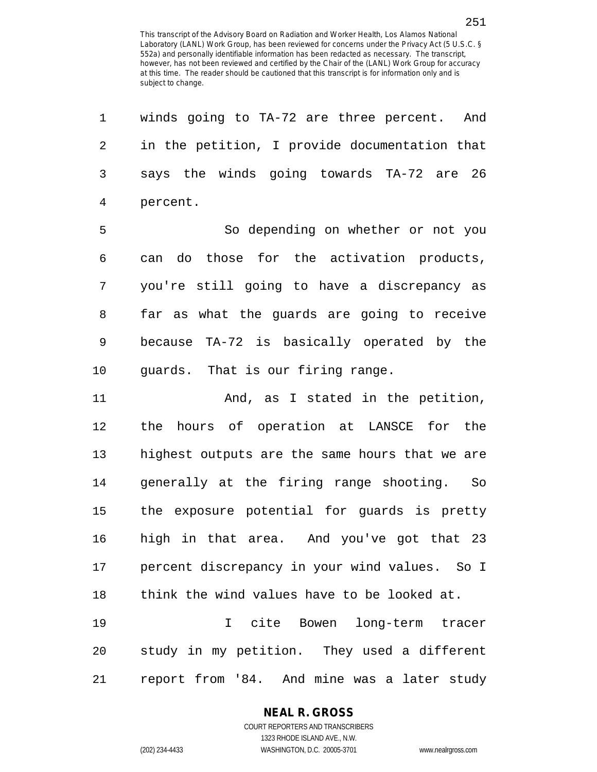winds going to TA-72 are three percent. And in the petition, I provide documentation that says the winds going towards TA-72 are 26 percent.

So depending on whether or not you can do those for the activation products, you're still going to have a discrepancy as far as what the guards are going to receive because TA-72 is basically operated by the guards. That is our firing range.

And, as I stated in the petition, the hours of operation at LANSCE for the highest outputs are the same hours that we are generally at the firing range shooting. So the exposure potential for guards is pretty high in that area. And you've got that 23 percent discrepancy in your wind values. So I think the wind values have to be looked at.

I cite Bowen long-term tracer study in my petition. They used a different report from '84. And mine was a later study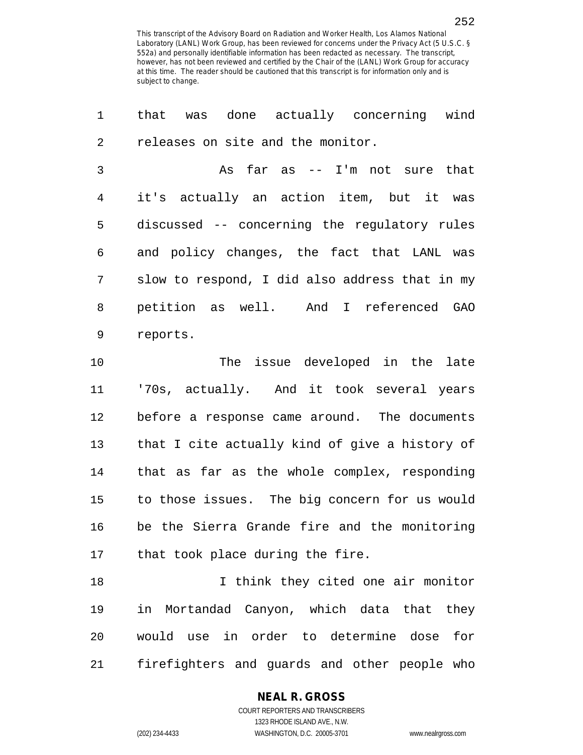This transcript of the Advisory Board on Radiation and Worker Health, Los Alamos National Laboratory (LANL) Work Group, has been reviewed for concerns under the Privacy Act (5 U.S.C. § 552a) and personally identifiable information has been redacted as necessary. The transcript, however, has not been reviewed and certified by the Chair of the (LANL) Work Group for accuracy at this time. The reader should be cautioned that this transcript is for information only and is subject to change.

1 that was done actually concerning wind
2 releases on site and the monitor.

3 As far as -- I'm not sure that
4 it's actually an action item, but it was
5 discussed -- concerning the regulatory rules
6 and policy changes, the fact that LANL was
7 slow to respond, I did also address that in my
8 petition as well. And I referenced GAO
9 reports.

10 The issue developed in the late
11 '70s, actually. And it took several years
12 before a response came around. The documents
13 that I cite actually kind of give a history of
14 that as far as the whole complex, responding
15 to those issues. The big concern for us would
16 be the Sierra Grande fire and the monitoring
17 that took place during the fire.

18 I think they cited one air monitor
19 in Mortandad Canyon, which data that they
20 would use in order to determine dose for
21 firefighters and guards and other people who

**NEAL R. GROSS**
COURT REPORTERS AND TRANSCRIBERS
1323 RHODE ISLAND AVE., N.W.
(202) 234-4433 WASHINGTON, D.C. 20005-3701 www.nealrgross.com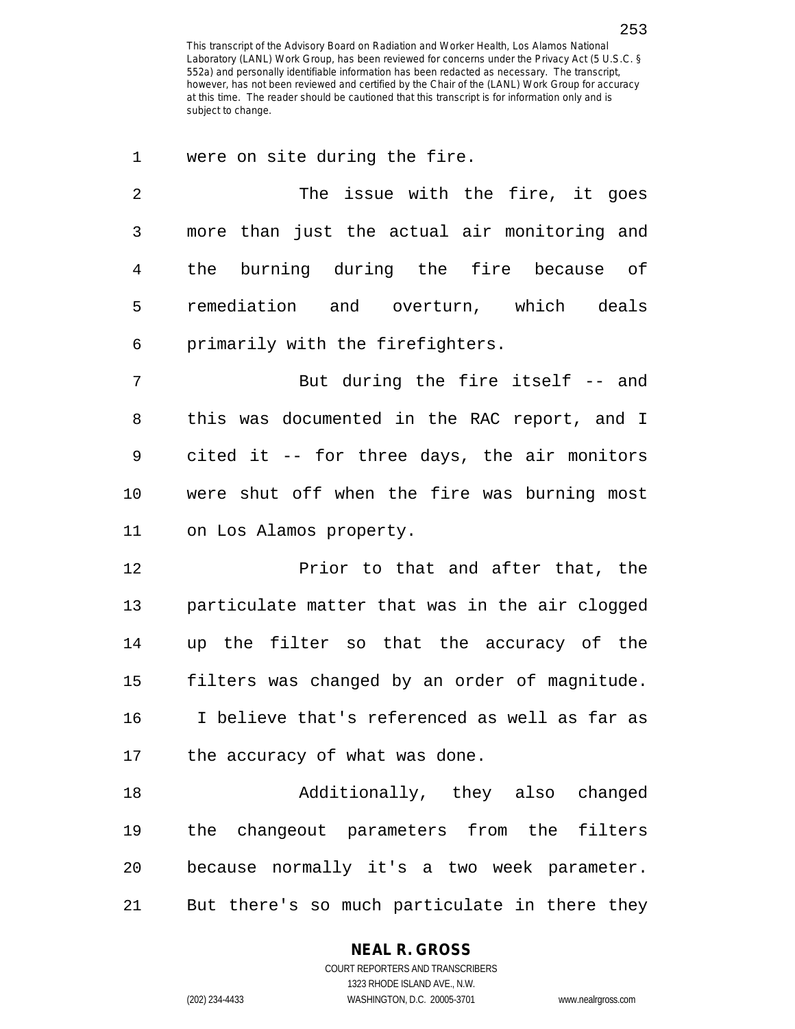were on site during the fire.

The issue with the fire, it goes more than just the actual air monitoring and the burning during the fire because of remediation and overturn, which deals primarily with the firefighters.

But during the fire itself -- and this was documented in the RAC report, and I cited it -- for three days, the air monitors were shut off when the fire was burning most on Los Alamos property.

Prior to that and after that, the particulate matter that was in the air clogged up the filter so that the accuracy of the filters was changed by an order of magnitude. I believe that's referenced as well as far as the accuracy of what was done.

Additionally, they also changed the changeout parameters from the filters because normally it's a two week parameter. But there's so much particulate in there they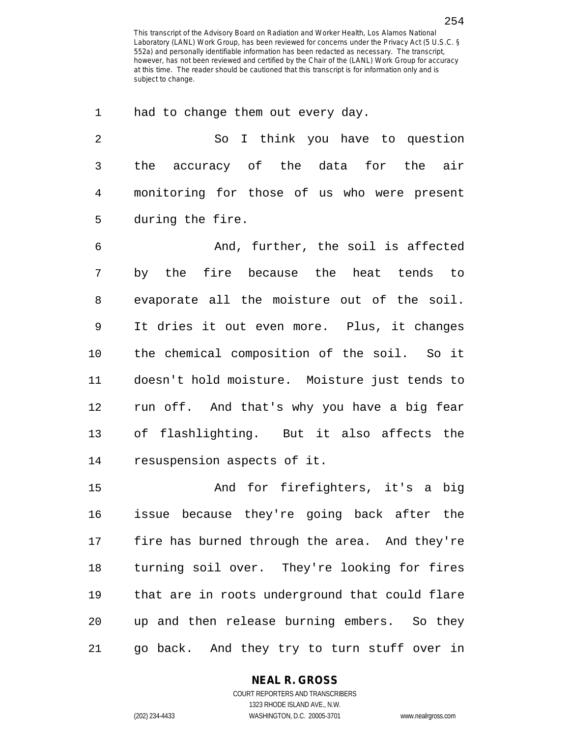had to change them out every day.

So I think you have to question the accuracy of the data for the air monitoring for those of us who were present during the fire.

And, further, the soil is affected by the fire because the heat tends to evaporate all the moisture out of the soil. It dries it out even more. Plus, it changes the chemical composition of the soil. So it doesn't hold moisture. Moisture just tends to run off. And that's why you have a big fear of flashlighting. But it also affects the resuspension aspects of it.

And for firefighters, it's a big issue because they're going back after the fire has burned through the area. And they're turning soil over. They're looking for fires that are in roots underground that could flare up and then release burning embers. So they go back. And they try to turn stuff over in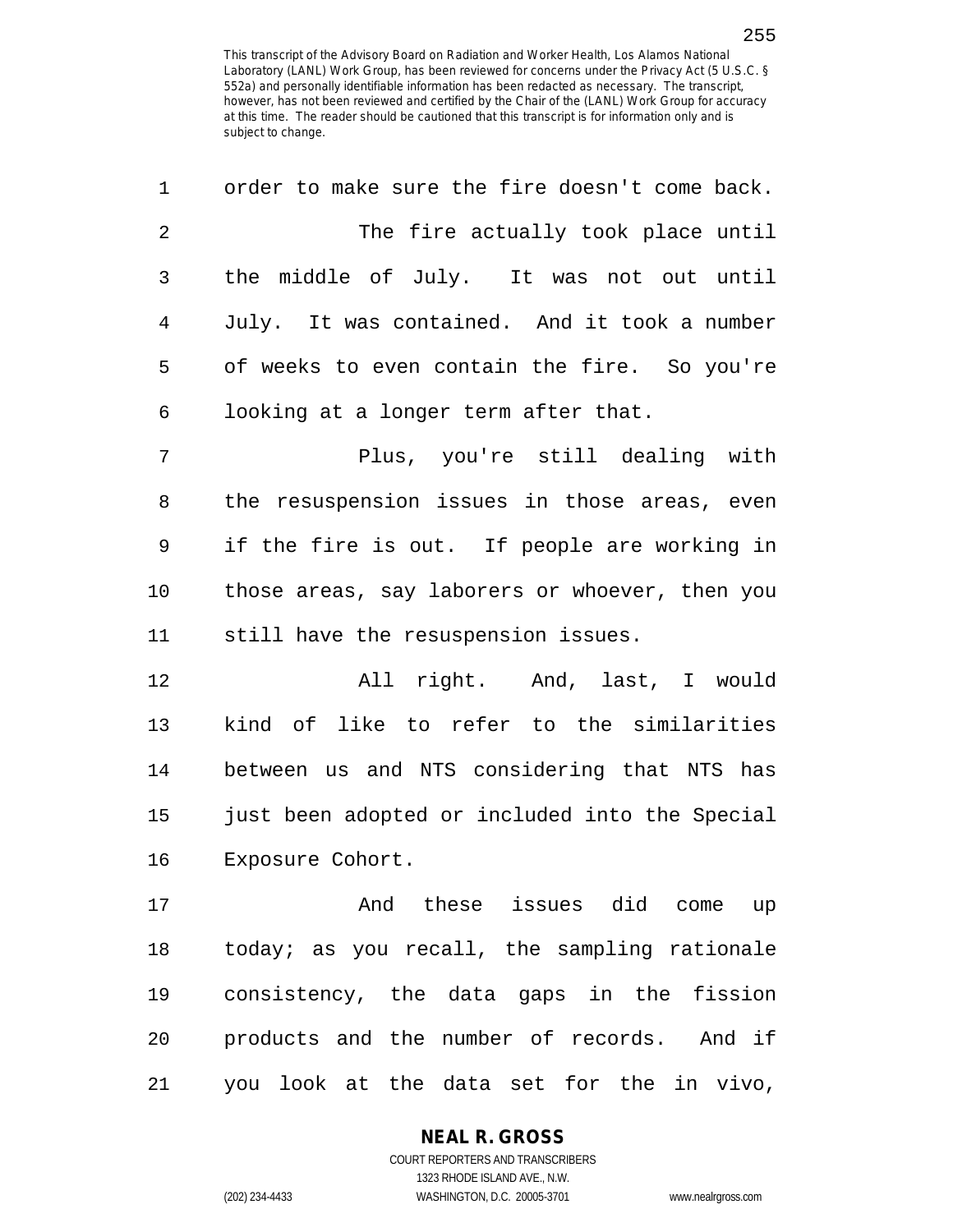order to make sure the fire doesn't come back.

The fire actually took place until the middle of July. It was not out until July. It was contained. And it took a number of weeks to even contain the fire. So you're looking at a longer term after that.

Plus, you're still dealing with the resuspension issues in those areas, even if the fire is out. If people are working in those areas, say laborers or whoever, then you still have the resuspension issues.

All right. And, last, I would kind of like to refer to the similarities between us and NTS considering that NTS has just been adopted or included into the Special Exposure Cohort.

And these issues did come up today; as you recall, the sampling rationale consistency, the data gaps in the fission products and the number of records. And if you look at the data set for the in vivo,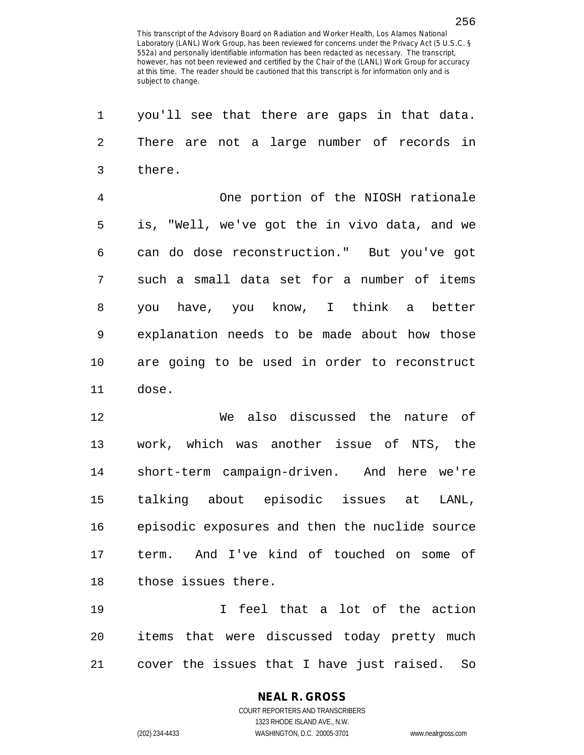you'll see that there are gaps in that data. There are not a large number of records in there.

One portion of the NIOSH rationale is, "Well, we've got the in vivo data, and we can do dose reconstruction." But you've got such a small data set for a number of items you have, you know, I think a better explanation needs to be made about how those are going to be used in order to reconstruct dose.

We also discussed the nature of work, which was another issue of NTS, the short-term campaign-driven. And here we're talking about episodic issues at LANL, episodic exposures and then the nuclide source term. And I've kind of touched on some of those issues there.

I feel that a lot of the action items that were discussed today pretty much cover the issues that I have just raised. So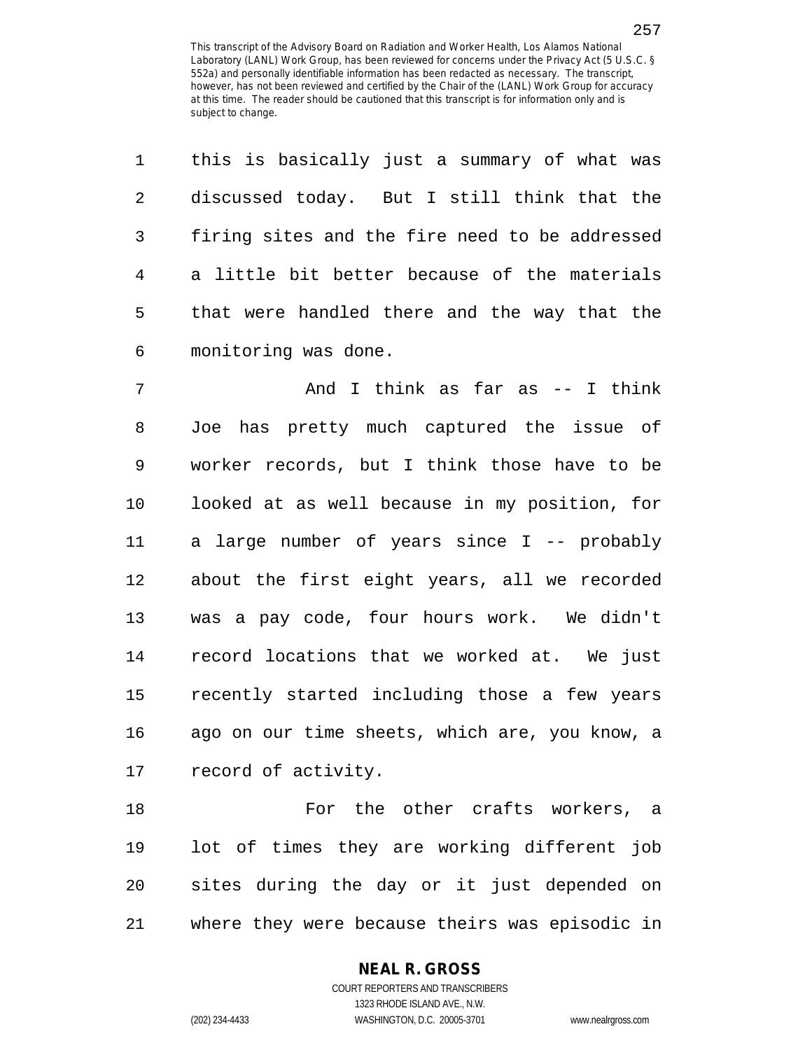this is basically just a summary of what was discussed today. But I still think that the firing sites and the fire need to be addressed a little bit better because of the materials that were handled there and the way that the monitoring was done.

And I think as far as -- I think Joe has pretty much captured the issue of worker records, but I think those have to be looked at as well because in my position, for a large number of years since I -- probably about the first eight years, all we recorded was a pay code, four hours work. We didn't record locations that we worked at. We just recently started including those a few years ago on our time sheets, which are, you know, a record of activity.

For the other crafts workers, a lot of times they are working different job sites during the day or it just depended on where they were because theirs was episodic in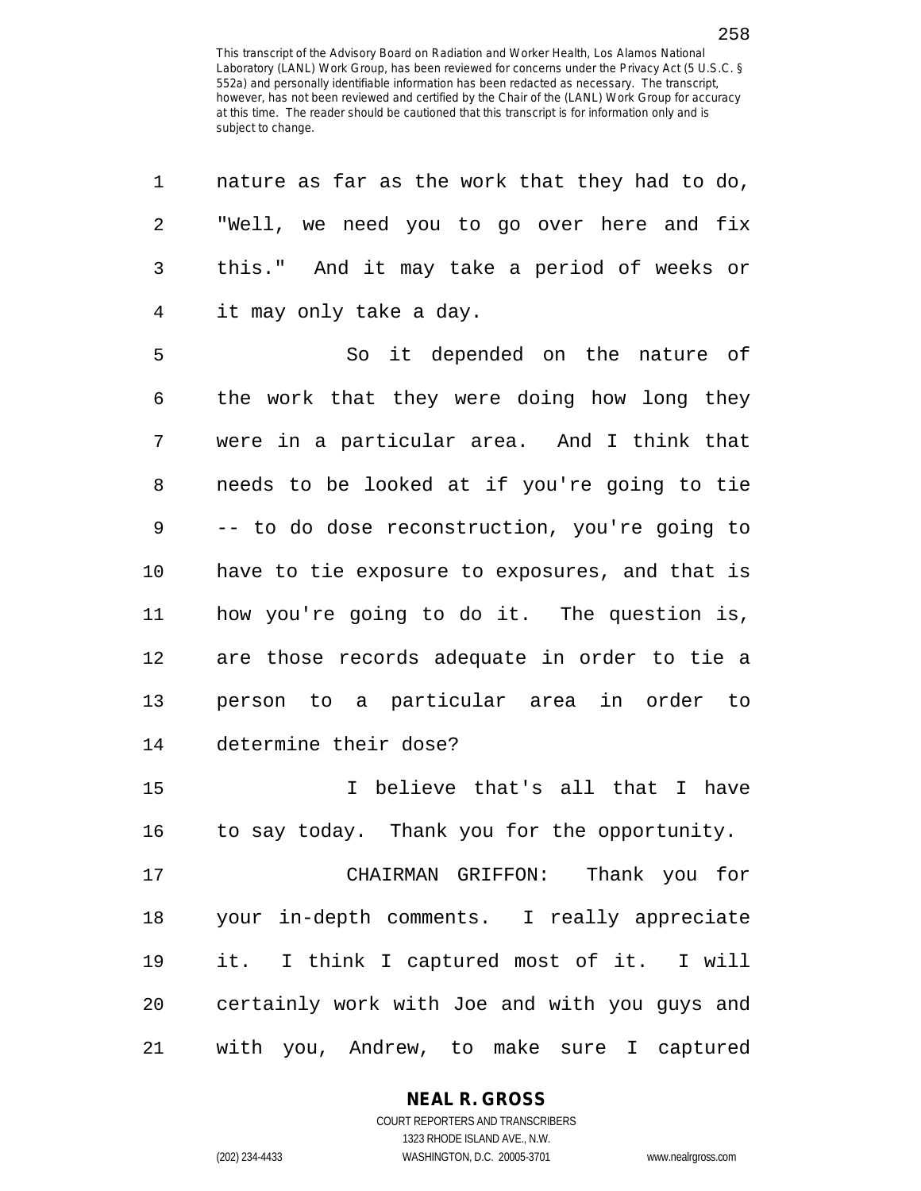nature as far as the work that they had to do, "Well, we need you to go over here and fix this." And it may take a period of weeks or it may only take a day.

So it depended on the nature of the work that they were doing how long they were in a particular area. And I think that needs to be looked at if you're going to tie -- to do dose reconstruction, you're going to have to tie exposure to exposures, and that is how you're going to do it. The question is, are those records adequate in order to tie a person to a particular area in order to determine their dose?

I believe that's all that I have to say today. Thank you for the opportunity.

CHAIRMAN GRIFFON: Thank you for your in-depth comments. I really appreciate it. I think I captured most of it. I will certainly work with Joe and with you guys and with you, Andrew, to make sure I captured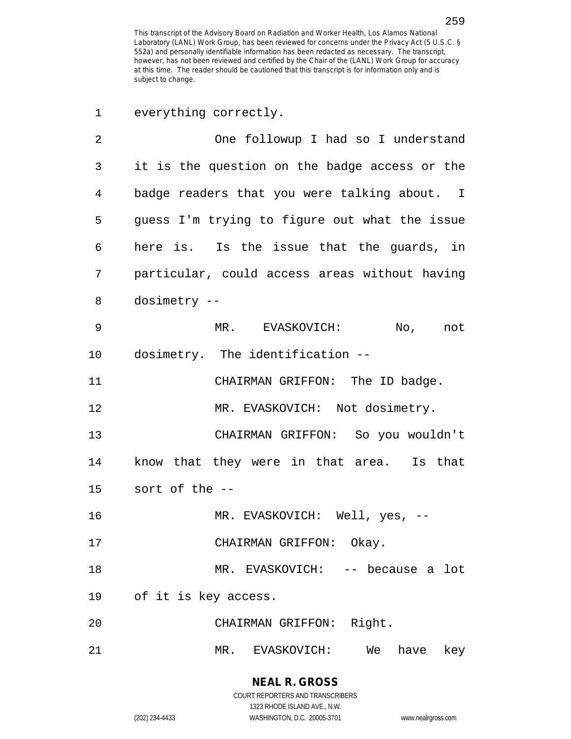everything correctly.

One followup I had so I understand it is the question on the badge access or the badge readers that you were talking about. I guess I'm trying to figure out what the issue here is. Is the issue that the guards, in particular, could access areas without having dosimetry --

MR. EVASKOVICH: No, not dosimetry. The identification --

CHAIRMAN GRIFFON: The ID badge.

MR. EVASKOVICH: Not dosimetry.

CHAIRMAN GRIFFON: So you wouldn't know that they were in that area. Is that sort of the --

MR. EVASKOVICH: Well, yes, --

CHAIRMAN GRIFFON: Okay.

MR. EVASKOVICH: -- because a lot of it is key access.

CHAIRMAN GRIFFON: Right.

MR. EVASKOVICH: We have key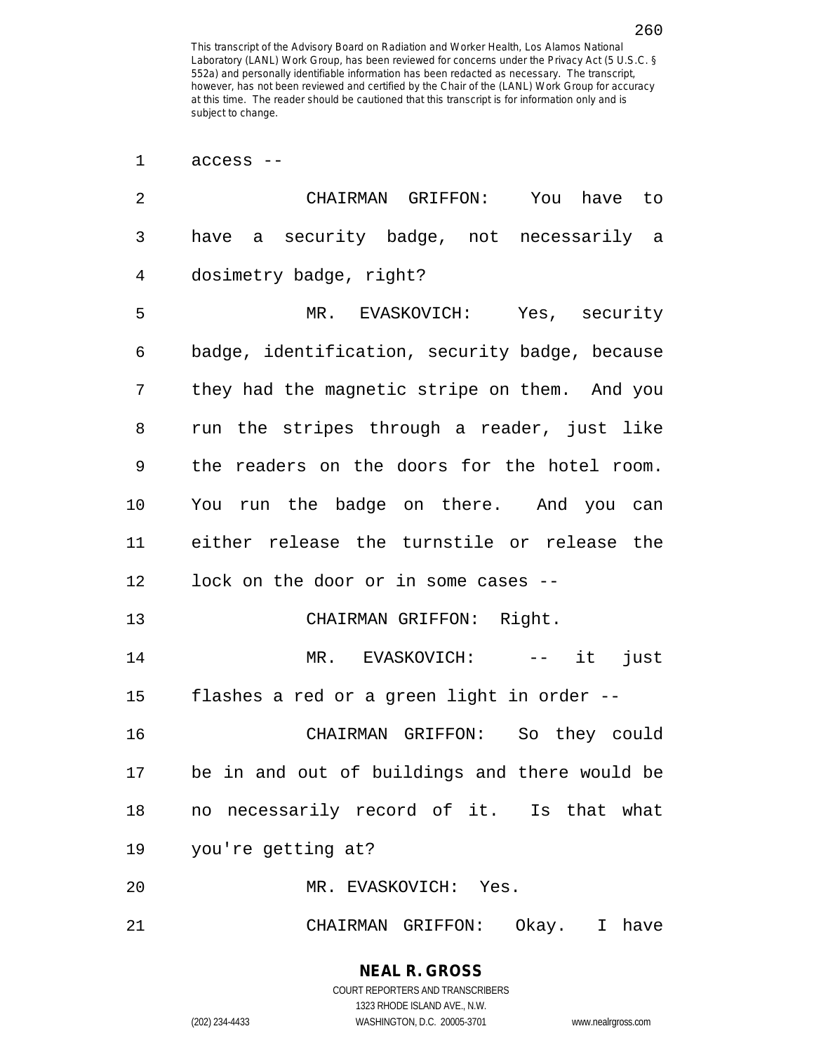This transcript of the Advisory Board on Radiation and Worker Health, Los Alamos National Laboratory (LANL) Work Group, has been reviewed for concerns under the Privacy Act (5 U.S.C. § 552a) and personally identifiable information has been redacted as necessary. The transcript, however, has not been reviewed and certified by the Chair of the (LANL) Work Group for accuracy at this time. The reader should be cautioned that this transcript is for information only and is subject to change.

1 access --

2 CHAIRMAN GRIFFON: You have to
3 have a security badge, not necessarily a
4 dosimetry badge, right?

5 MR. EVASKOVICH: Yes, security
6 badge, identification, security badge, because
7 they had the magnetic stripe on them. And you
8 run the stripes through a reader, just like
9 the readers on the doors for the hotel room.
10 You run the badge on there. And you can
11 either release the turnstile or release the
12 lock on the door or in some cases --

13 CHAIRMAN GRIFFON: Right.

14 MR. EVASKOVICH: -- it just
15 flashes a red or a green light in order --

16 CHAIRMAN GRIFFON: So they could
17 be in and out of buildings and there would be
18 no necessarily record of it. Is that what
19 you're getting at?

20 MR. EVASKOVICH: Yes.

21 CHAIRMAN GRIFFON: Okay. I have

**NEAL R. GROSS**
COURT REPORTERS AND TRANSCRIBERS
1323 RHODE ISLAND AVE., N.W.
(202) 234-4433 WASHINGTON, D.C. 20005-3701 www.nealrgross.com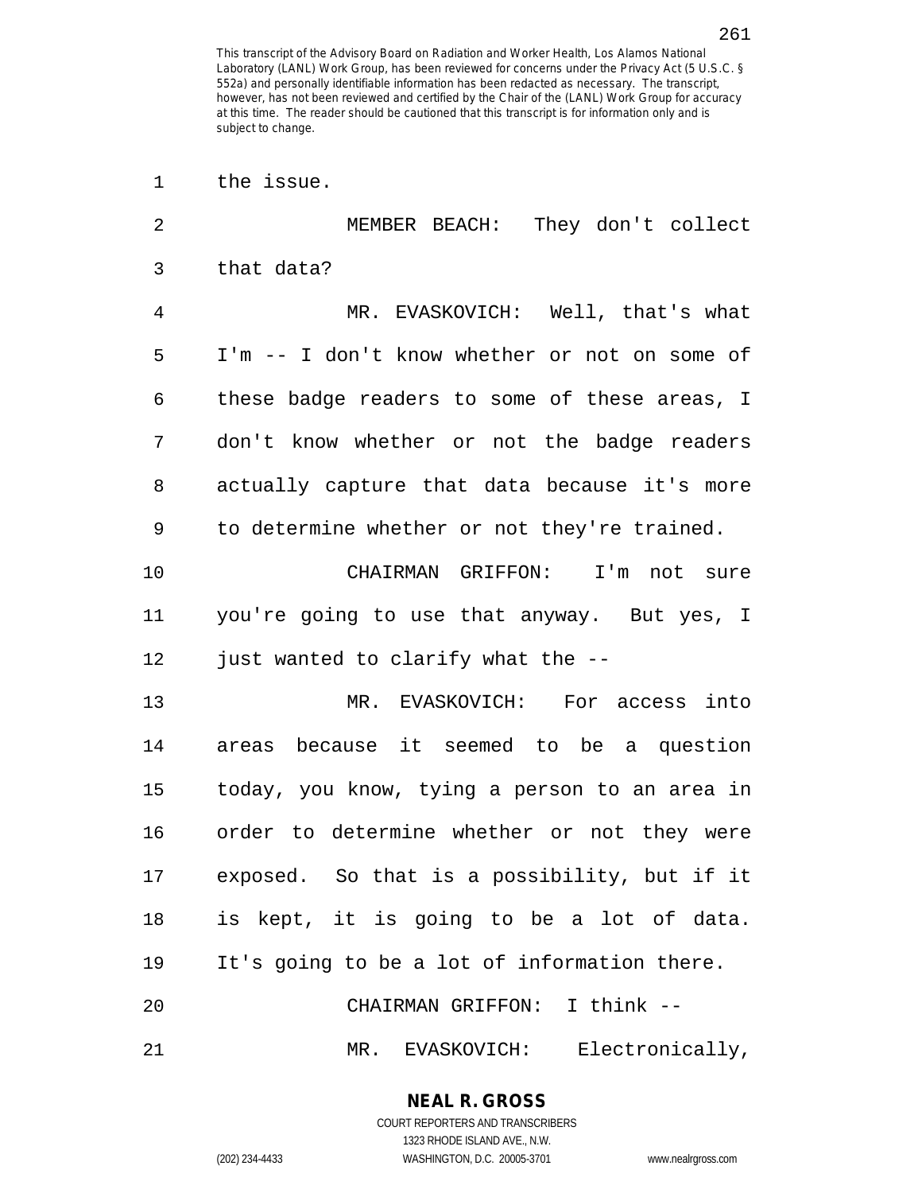the issue.

MEMBER BEACH: They don't collect that data?

MR. EVASKOVICH: Well, that's what I'm -- I don't know whether or not on some of these badge readers to some of these areas, I don't know whether or not the badge readers actually capture that data because it's more to determine whether or not they're trained.

CHAIRMAN GRIFFON: I'm not sure you're going to use that anyway. But yes, I just wanted to clarify what the --

MR. EVASKOVICH: For access into areas because it seemed to be a question today, you know, tying a person to an area in order to determine whether or not they were exposed. So that is a possibility, but if it is kept, it is going to be a lot of data. It's going to be a lot of information there.

CHAIRMAN GRIFFON: I think --

MR. EVASKOVICH: Electronically,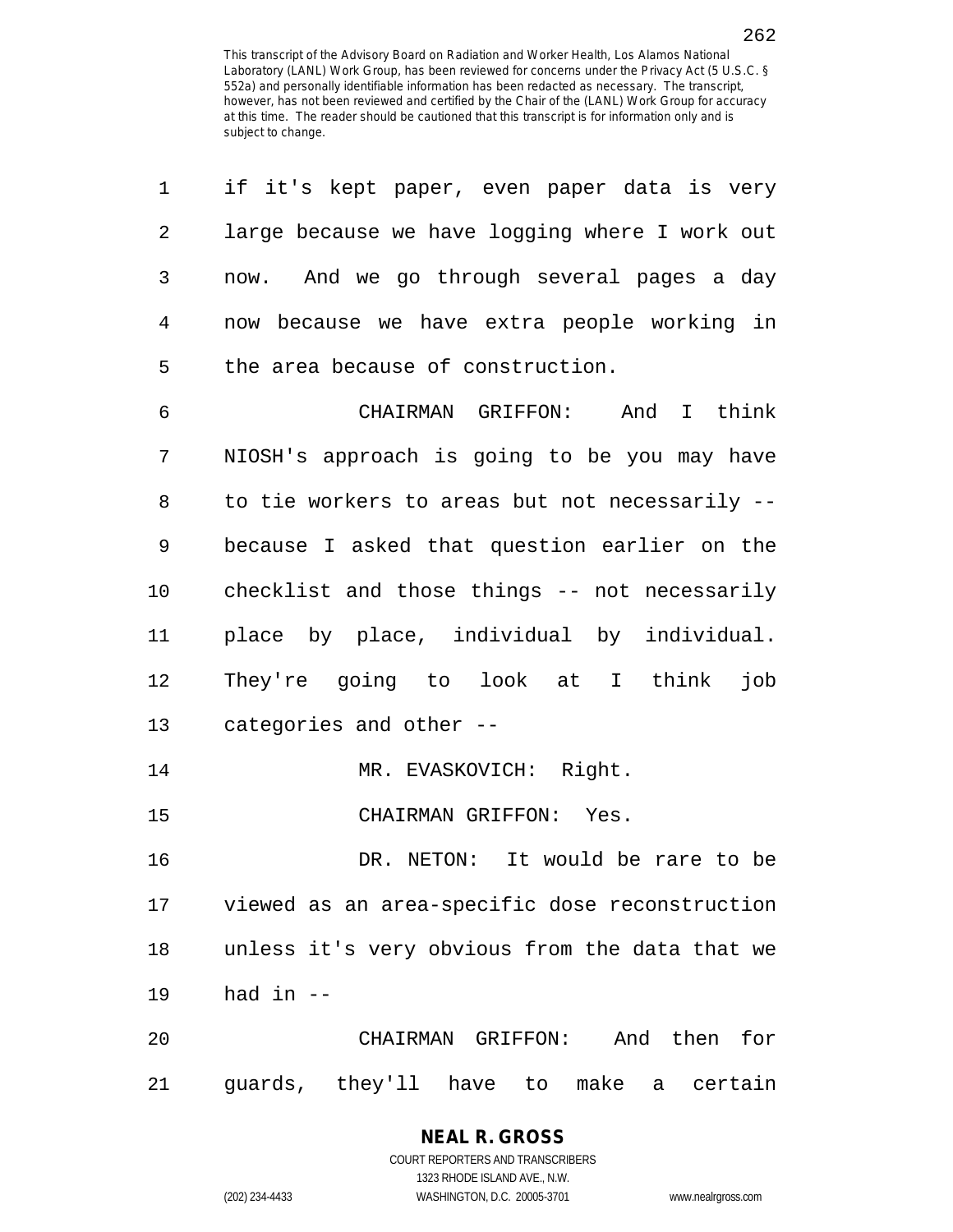if it's kept paper, even paper data is very large because we have logging where I work out now. And we go through several pages a day now because we have extra people working in the area because of construction.

CHAIRMAN GRIFFON: And I think NIOSH's approach is going to be you may have to tie workers to areas but not necessarily -- because I asked that question earlier on the checklist and those things -- not necessarily place by place, individual by individual. They're going to look at I think job categories and other --

MR. EVASKOVICH: Right.

CHAIRMAN GRIFFON: Yes.

DR. NETON: It would be rare to be viewed as an area-specific dose reconstruction unless it's very obvious from the data that we had in --

CHAIRMAN GRIFFON: And then for guards, they'll have to make a certain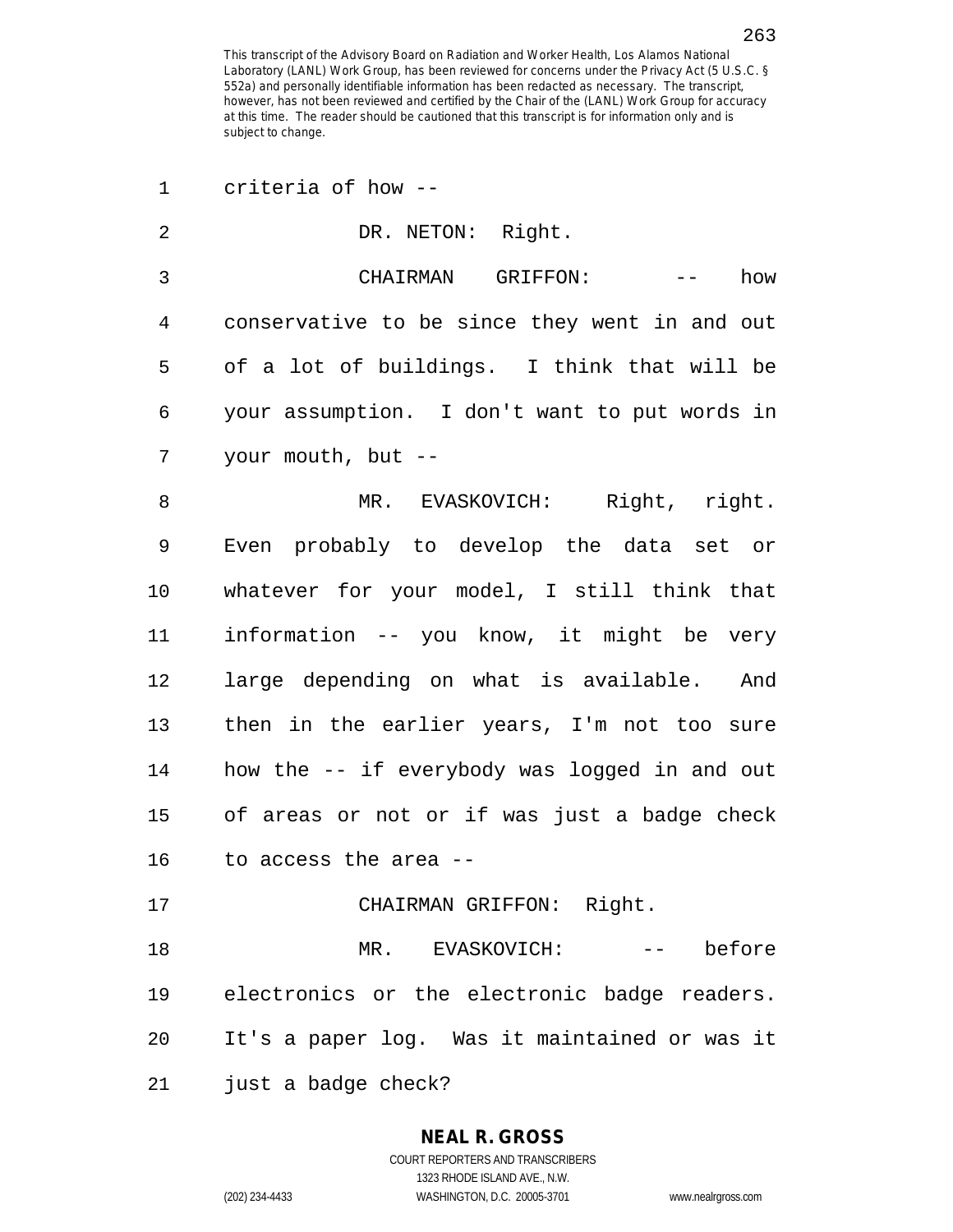criteria of how --

DR. NETON: Right.

CHAIRMAN GRIFFON: -- how conservative to be since they went in and out of a lot of buildings. I think that will be your assumption. I don't want to put words in your mouth, but --

MR. EVASKOVICH: Right, right. Even probably to develop the data set or whatever for your model, I still think that information -- you know, it might be very large depending on what is available. And then in the earlier years, I'm not too sure how the -- if everybody was logged in and out of areas or not or if was just a badge check to access the area --

CHAIRMAN GRIFFON: Right.

MR. EVASKOVICH: -- before electronics or the electronic badge readers. It's a paper log. Was it maintained or was it just a badge check?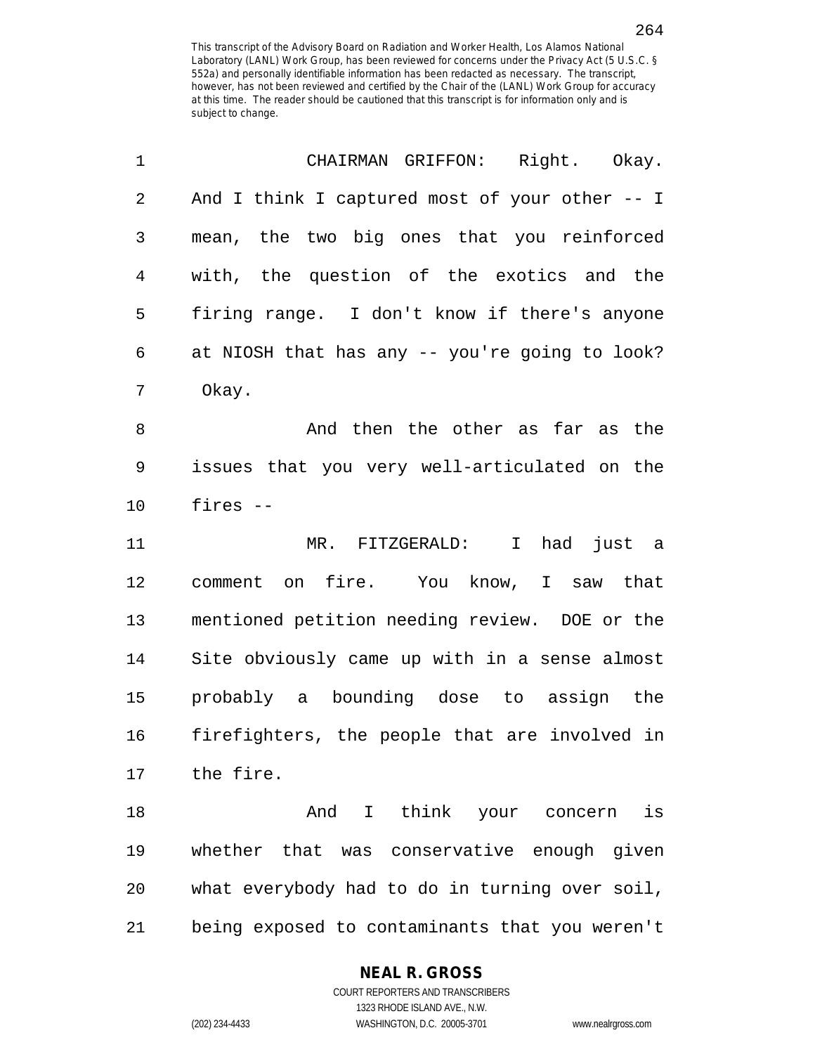This transcript of the Advisory Board on Radiation and Worker Health, Los Alamos National Laboratory (LANL) Work Group, has been reviewed for concerns under the Privacy Act (5 U.S.C. § 552a) and personally identifiable information has been redacted as necessary. The transcript, however, has not been reviewed and certified by the Chair of the (LANL) Work Group for accuracy at this time. The reader should be cautioned that this transcript is for information only and is subject to change.

1 CHAIRMAN GRIFFON: Right. Okay.
2 And I think I captured most of your other -- I
3 mean, the two big ones that you reinforced
4 with, the question of the exotics and the
5 firing range. I don't know if there's anyone
6 at NIOSH that has any -- you're going to look?
7 Okay.

8 And then the other as far as the
9 issues that you very well-articulated on the
10 fires --

11 MR. FITZGERALD: I had just a
12 comment on fire. You know, I saw that
13 mentioned petition needing review. DOE or the
14 Site obviously came up with in a sense almost
15 probably a bounding dose to assign the
16 firefighters, the people that are involved in
17 the fire.

18 And I think your concern is
19 whether that was conservative enough given
20 what everybody had to do in turning over soil,
21 being exposed to contaminants that you weren't

NEAL R. GROSS
COURT REPORTERS AND TRANSCRIBERS
1323 RHODE ISLAND AVE., N.W.
(202) 234-4433 WASHINGTON, D.C. 20005-3701 www.nealrgross.com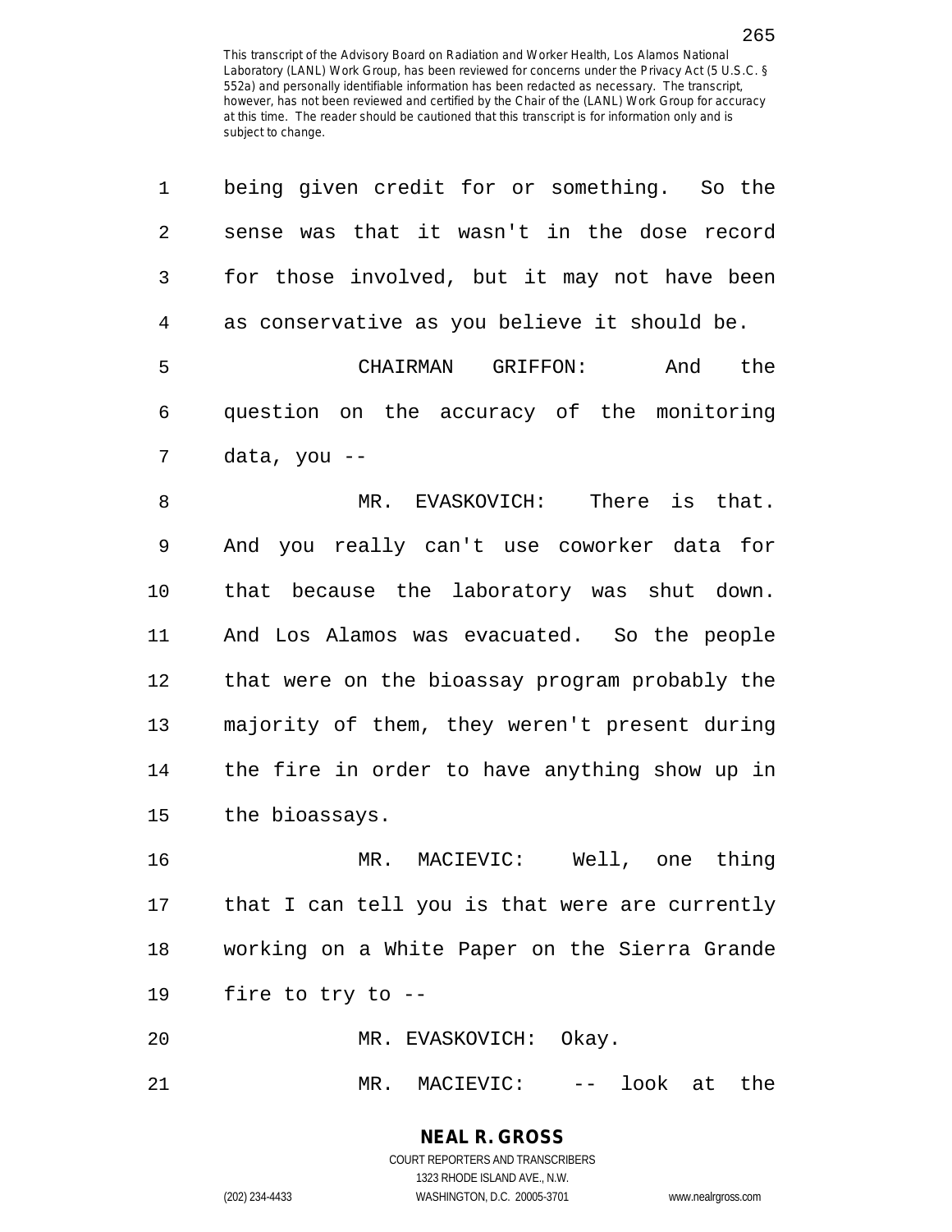This transcript of the Advisory Board on Radiation and Worker Health, Los Alamos National Laboratory (LANL) Work Group, has been reviewed for concerns under the Privacy Act (5 U.S.C. § 552a) and personally identifiable information has been redacted as necessary. The transcript, however, has not been reviewed and certified by the Chair of the (LANL) Work Group for accuracy at this time. The reader should be cautioned that this transcript is for information only and is subject to change.

being given credit for or something. So the sense was that it wasn't in the dose record for those involved, but it may not have been as conservative as you believe it should be.

CHAIRMAN GRIFFON: And the question on the accuracy of the monitoring data, you --

MR. EVASKOVICH: There is that. And you really can't use coworker data for that because the laboratory was shut down. And Los Alamos was evacuated. So the people that were on the bioassay program probably the majority of them, they weren't present during the fire in order to have anything show up in the bioassays.

MR. MACIEVIC: Well, one thing that I can tell you is that were are currently working on a White Paper on the Sierra Grande fire to try to --

MR. EVASKOVICH: Okay.

MR. MACIEVIC: -- look at the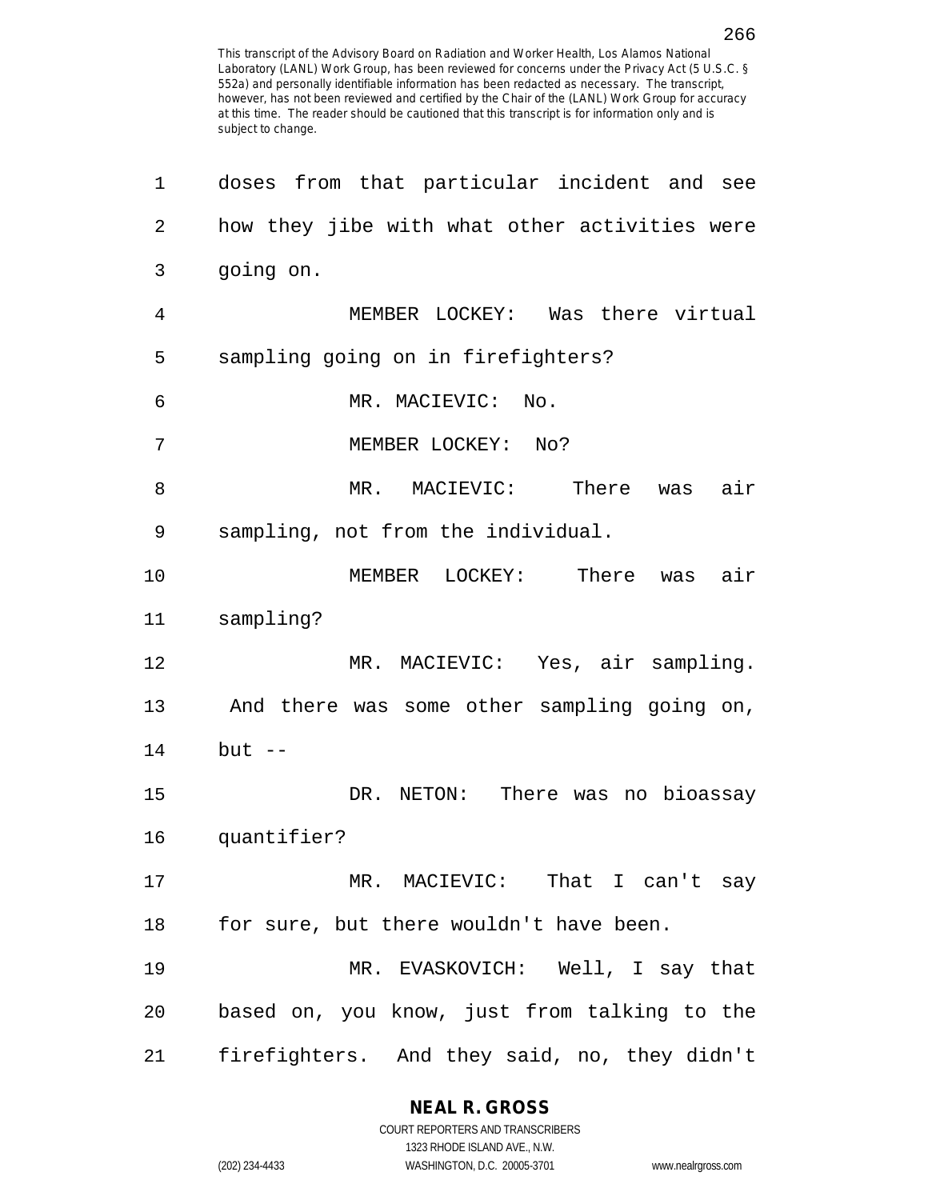doses from that particular incident and see how they jibe with what other activities were going on.

MEMBER LOCKEY: Was there virtual sampling going on in firefighters?

MR. MACIEVIC: No.

MEMBER LOCKEY: No?

MR. MACIEVIC: There was air sampling, not from the individual.

MEMBER LOCKEY: There was air sampling?

MR. MACIEVIC: Yes, air sampling. And there was some other sampling going on, but --

DR. NETON: There was no bioassay quantifier?

MR. MACIEVIC: That I can't say for sure, but there wouldn't have been.

MR. EVASKOVICH: Well, I say that based on, you know, just from talking to the firefighters. And they said, no, they didn't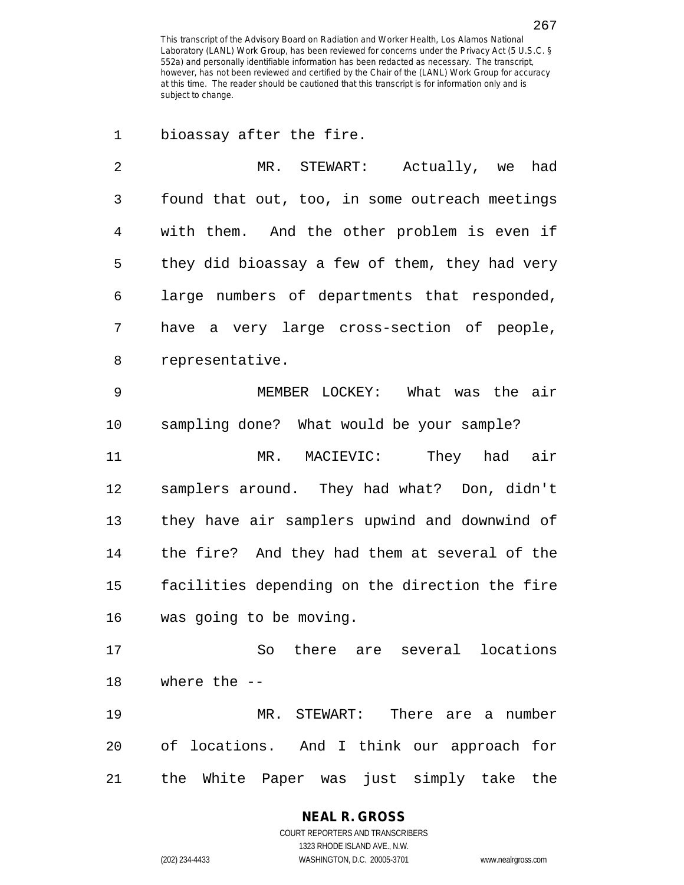bioassay after the fire.

MR. STEWART: Actually, we had found that out, too, in some outreach meetings with them. And the other problem is even if they did bioassay a few of them, they had very large numbers of departments that responded, have a very large cross-section of people, representative.

MEMBER LOCKEY: What was the air sampling done? What would be your sample?

MR. MACIEVIC: They had air samplers around. They had what? Don, didn't they have air samplers upwind and downwind of the fire? And they had them at several of the facilities depending on the direction the fire was going to be moving.

So there are several locations where the --

MR. STEWART: There are a number of locations. And I think our approach for the White Paper was just simply take the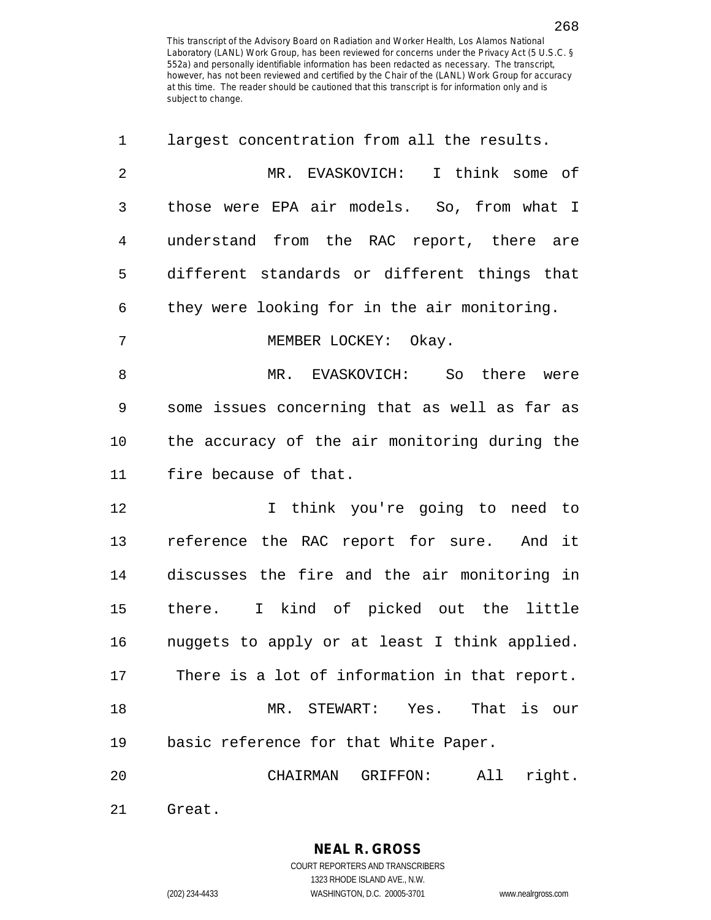largest concentration from all the results.

MR. EVASKOVICH: I think some of those were EPA air models. So, from what I understand from the RAC report, there are different standards or different things that they were looking for in the air monitoring.

MEMBER LOCKEY: Okay.

MR. EVASKOVICH: So there were some issues concerning that as well as far as the accuracy of the air monitoring during the fire because of that.

I think you're going to need to reference the RAC report for sure. And it discusses the fire and the air monitoring in there. I kind of picked out the little nuggets to apply or at least I think applied. There is a lot of information in that report.

MR. STEWART: Yes. That is our basic reference for that White Paper.

CHAIRMAN GRIFFON: All right. Great.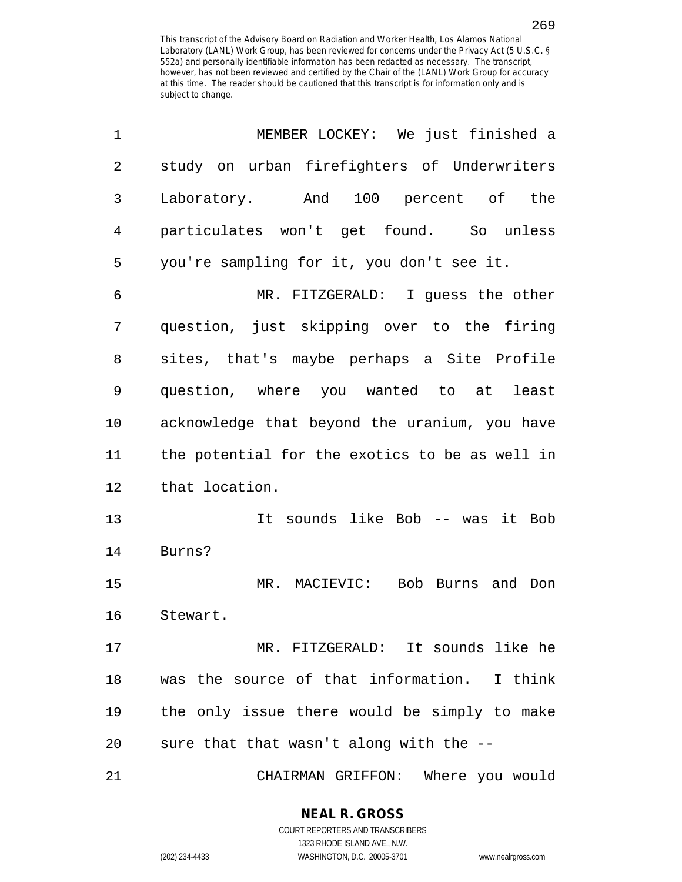MEMBER LOCKEY: We just finished a study on urban firefighters of Underwriters Laboratory. And 100 percent of the particulates won't get found. So unless you're sampling for it, you don't see it.

MR. FITZGERALD: I guess the other question, just skipping over to the firing sites, that's maybe perhaps a Site Profile question, where you wanted to at least acknowledge that beyond the uranium, you have the potential for the exotics to be as well in that location.

It sounds like Bob -- was it Bob Burns?

MR. MACIEVIC: Bob Burns and Don Stewart.

MR. FITZGERALD: It sounds like he was the source of that information. I think the only issue there would be simply to make sure that that wasn't along with the --

CHAIRMAN GRIFFON: Where you would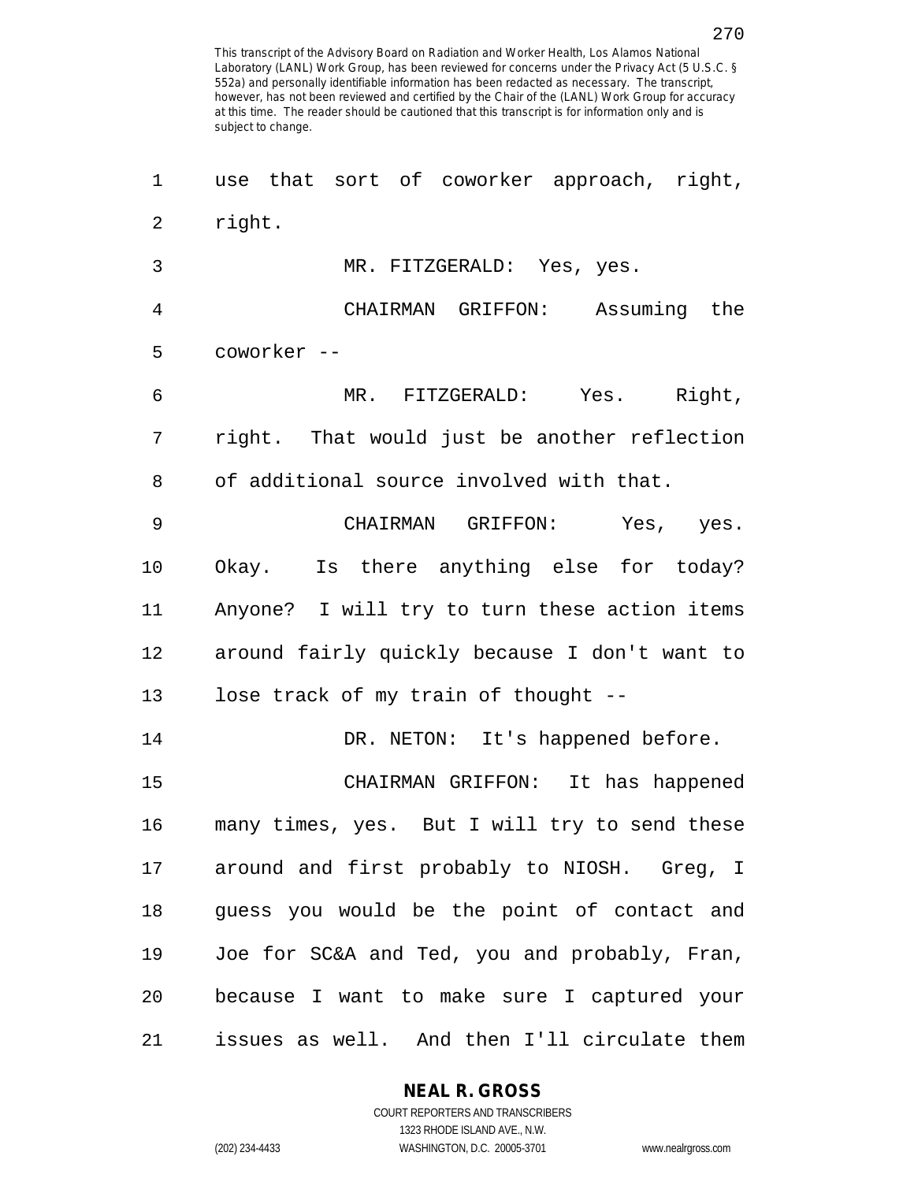use that sort of coworker approach, right, right.

MR. FITZGERALD: Yes, yes.

CHAIRMAN GRIFFON: Assuming the coworker --

MR. FITZGERALD: Yes. Right, right. That would just be another reflection of additional source involved with that.

CHAIRMAN GRIFFON: Yes, yes. Okay. Is there anything else for today? Anyone? I will try to turn these action items around fairly quickly because I don't want to lose track of my train of thought --

DR. NETON: It's happened before.

CHAIRMAN GRIFFON: It has happened many times, yes. But I will try to send these around and first probably to NIOSH. Greg, I guess you would be the point of contact and Joe for SC&A and Ted, you and probably, Fran, because I want to make sure I captured your issues as well. And then I'll circulate them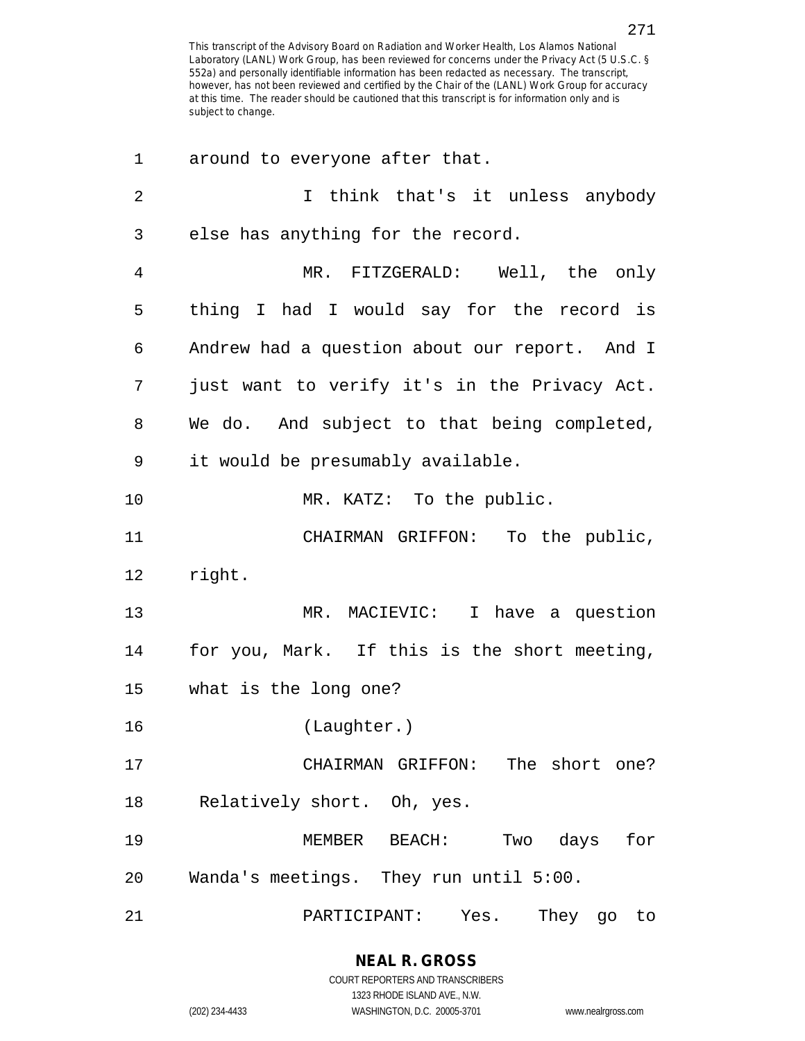around to everyone after that.

I think that's it unless anybody else has anything for the record.

MR. FITZGERALD: Well, the only thing I had I would say for the record is Andrew had a question about our report. And I just want to verify it's in the Privacy Act. We do. And subject to that being completed, it would be presumably available.

MR. KATZ: To the public.

CHAIRMAN GRIFFON: To the public, right.

MR. MACIEVIC: I have a question for you, Mark. If this is the short meeting, what is the long one?

(Laughter.)

CHAIRMAN GRIFFON: The short one? Relatively short. Oh, yes.

MEMBER BEACH: Two days for Wanda's meetings. They run until 5:00.

PARTICIPANT: Yes. They go to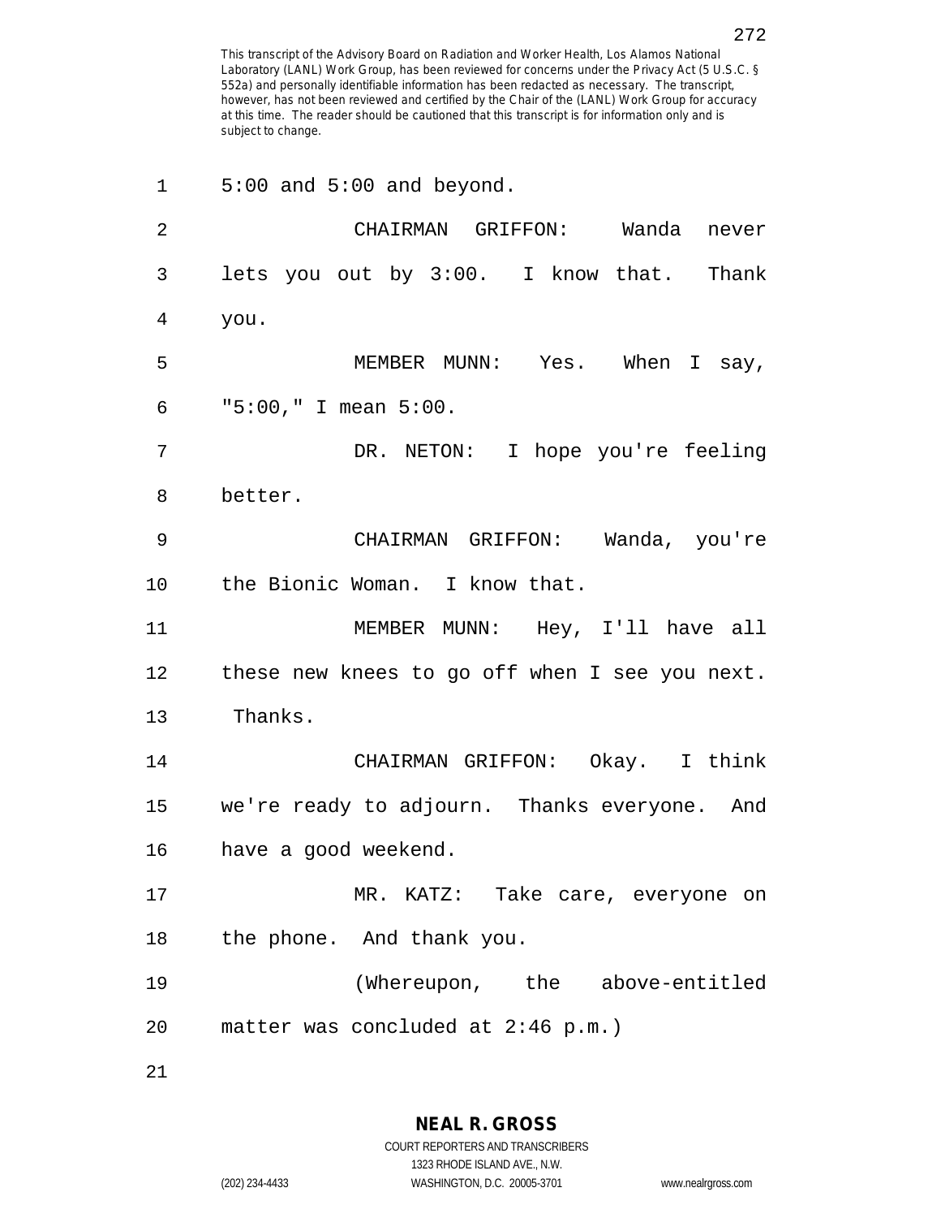5:00 and 5:00 and beyond.

CHAIRMAN GRIFFON: Wanda never lets you out by 3:00. I know that. Thank you.

MEMBER MUNN: Yes. When I say, "5:00," I mean 5:00.

DR. NETON: I hope you're feeling better.

CHAIRMAN GRIFFON: Wanda, you're the Bionic Woman. I know that.

MEMBER MUNN: Hey, I'll have all these new knees to go off when I see you next. Thanks.

CHAIRMAN GRIFFON: Okay. I think we're ready to adjourn. Thanks everyone. And have a good weekend.

MR. KATZ: Take care, everyone on the phone. And thank you.

(Whereupon, the above-entitled matter was concluded at 2:46 p.m.)